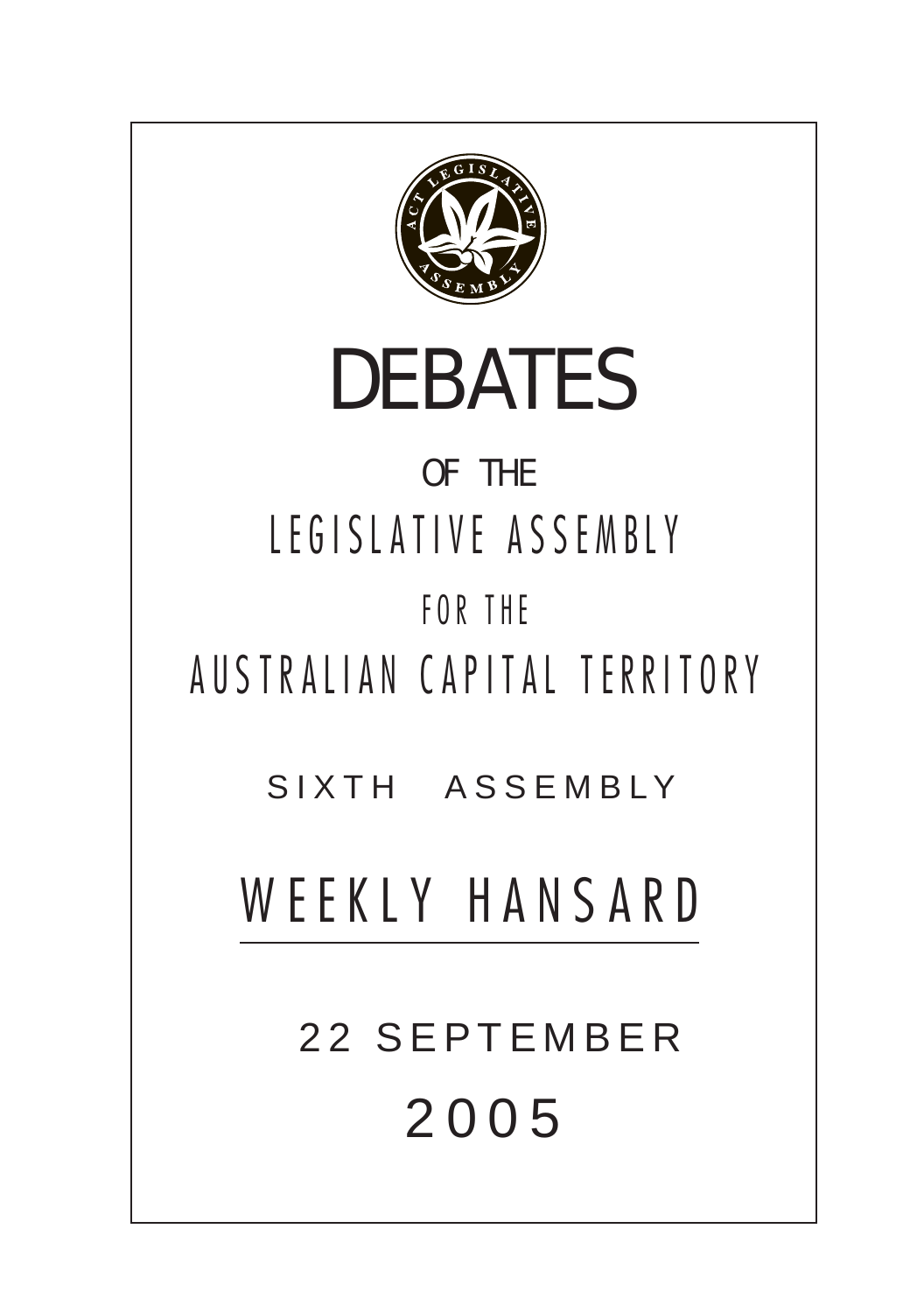# DEBATES

OF THE

LEGISLATIVE ASSEMBLY

FOR THE

AUSTRALIAN CAPITAL TERRITORY

SIXTH ASSEMBLY

## WEEKLY HANSARD

22 SEPTEMBER

2005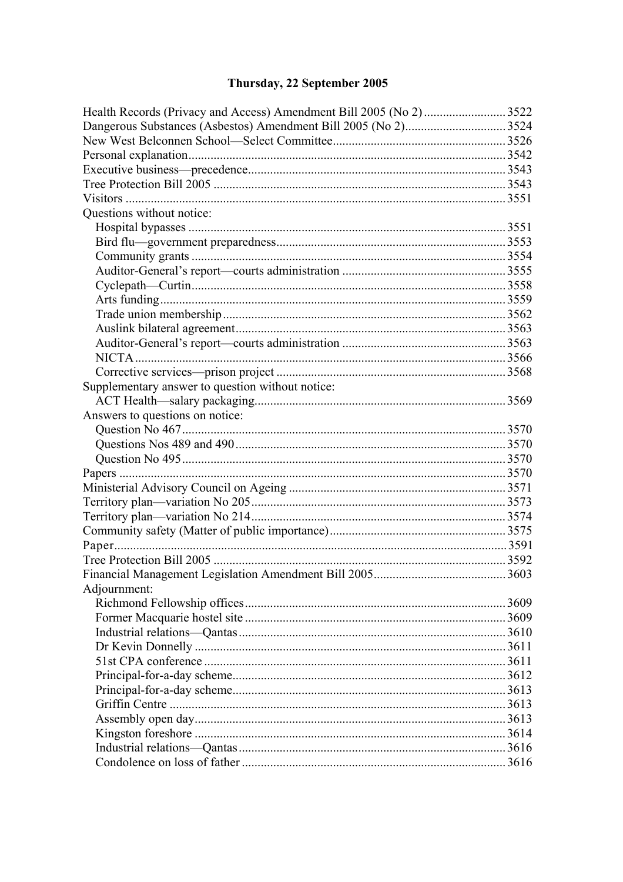**Thursday, 22 September 2005**

Health Records (Privacy and Access) Amendment Bill 2005 (No 2) .......................... 3522
Dangerous Substances (Asbestos) Amendment Bill 2005 (No 2)................................ 3524
New West Belconnen School—Select Committee...................................................... 3526
Personal explanation.................................................................................................... 3542
Executive business—precedence................................................................................. 3543
Tree Protection Bill 2005 ............................................................................................ 3543
Visitors ........................................................................................................................ 3551
Questions without notice:
  Hospital bypasses .................................................................................................... 3551
  Bird flu—government preparedness........................................................................ 3553
  Community grants ................................................................................................... 3554
  Auditor-General's report—courts administration ................................................... 3555
  Cyclepath—Curtin................................................................................................... 3558
  Arts funding............................................................................................................. 3559
  Trade union membership......................................................................................... 3562
  Auslink bilateral agreement..................................................................................... 3563
  Auditor-General's report—courts administration ................................................... 3563
  NICTA..................................................................................................................... 3566
  Corrective services—prison project ........................................................................ 3568
Supplementary answer to question without notice:
  ACT Health—salary packaging............................................................................... 3569
Answers to questions on notice:
  Question No 467...................................................................................................... 3570
  Questions Nos 489 and 490..................................................................................... 3570
  Question No 495...................................................................................................... 3570
Papers .......................................................................................................................... 3570
Ministerial Advisory Council on Ageing .................................................................... 3571
Territory plan—variation No 205................................................................................ 3573
Territory plan—variation No 214................................................................................ 3574
Community safety (Matter of public importance)....................................................... 3575
Paper............................................................................................................................ 3591
Tree Protection Bill 2005 ............................................................................................ 3592
Financial Management Legislation Amendment Bill 2005......................................... 3603
Adjournment:
  Richmond Fellowship offices.................................................................................. 3609
  Former Macquarie hostel site .................................................................................. 3609
  Industrial relations—Qantas.................................................................................... 3610
  Dr Kevin Donnelly .................................................................................................. 3611
  51st CPA conference ............................................................................................... 3611
  Principal-for-a-day scheme...................................................................................... 3612
  Principal-for-a-day scheme...................................................................................... 3613
  Griffin Centre .......................................................................................................... 3613
  Assembly open day.................................................................................................. 3613
  Kingston foreshore .................................................................................................. 3614
  Industrial relations—Qantas.................................................................................... 3616
  Condolence on loss of father................................................................................... 3616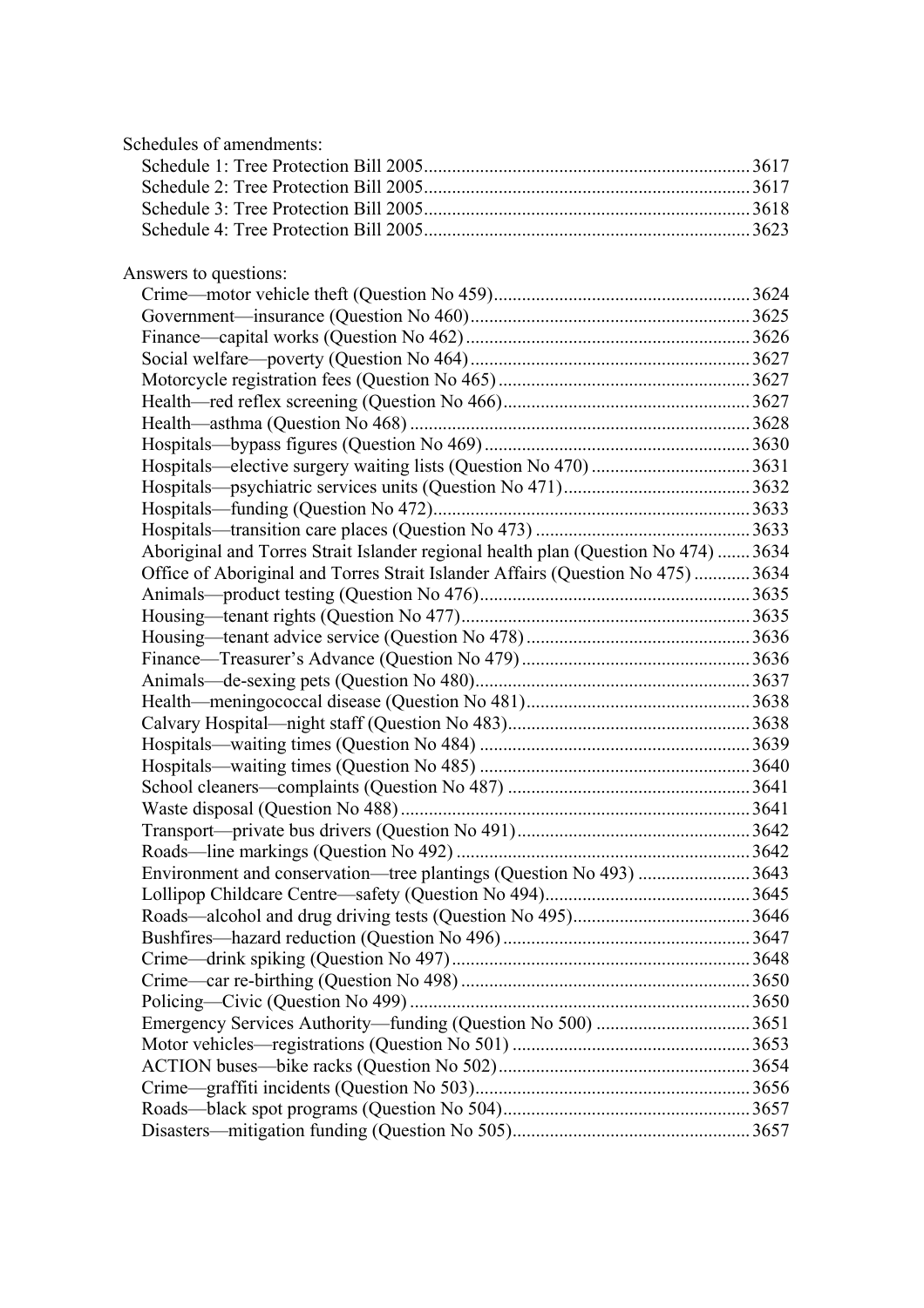Schedules of amendments:

- Schedule 1: Tree Protection Bill 2005 ..... 3617
- Schedule 2: Tree Protection Bill 2005 ..... 3617
- Schedule 3: Tree Protection Bill 2005 ..... 3618
- Schedule 4: Tree Protection Bill 2005 ..... 3623

Answers to questions:

- Crime—motor vehicle theft (Question No 459) ..... 3624
- Government—insurance (Question No 460) ..... 3625
- Finance—capital works (Question No 462) ..... 3626
- Social welfare—poverty (Question No 464) ..... 3627
- Motorcycle registration fees (Question No 465) ..... 3627
- Health—red reflex screening (Question No 466) ..... 3627
- Health—asthma (Question No 468) ..... 3628
- Hospitals—bypass figures (Question No 469) ..... 3630
- Hospitals—elective surgery waiting lists (Question No 470) ..... 3631
- Hospitals—psychiatric services units (Question No 471) ..... 3632
- Hospitals—funding (Question No 472) ..... 3633
- Hospitals—transition care places (Question No 473) ..... 3633
- Aboriginal and Torres Strait Islander regional health plan (Question No 474) ..... 3634
- Office of Aboriginal and Torres Strait Islander Affairs (Question No 475) ..... 3634
- Animals—product testing (Question No 476) ..... 3635
- Housing—tenant rights (Question No 477) ..... 3635
- Housing—tenant advice service (Question No 478) ..... 3636
- Finance—Treasurer's Advance (Question No 479) ..... 3636
- Animals—de-sexing pets (Question No 480) ..... 3637
- Health—meningococcal disease (Question No 481) ..... 3638
- Calvary Hospital—night staff (Question No 483) ..... 3638
- Hospitals—waiting times (Question No 484) ..... 3639
- Hospitals—waiting times (Question No 485) ..... 3640
- School cleaners—complaints (Question No 487) ..... 3641
- Waste disposal (Question No 488) ..... 3641
- Transport—private bus drivers (Question No 491) ..... 3642
- Roads—line markings (Question No 492) ..... 3642
- Environment and conservation—tree plantings (Question No 493) ..... 3643
- Lollipop Childcare Centre—safety (Question No 494) ..... 3645
- Roads—alcohol and drug driving tests (Question No 495) ..... 3646
- Bushfires—hazard reduction (Question No 496) ..... 3647
- Crime—drink spiking (Question No 497) ..... 3648
- Crime—car re-birthing (Question No 498) ..... 3650
- Policing—Civic (Question No 499) ..... 3650
- Emergency Services Authority—funding (Question No 500) ..... 3651
- Motor vehicles—registrations (Question No 501) ..... 3653
- ACTION buses—bike racks (Question No 502) ..... 3654
- Crime—graffiti incidents (Question No 503) ..... 3656
- Roads—black spot programs (Question No 504) ..... 3657
- Disasters—mitigation funding (Question No 505) ..... 3657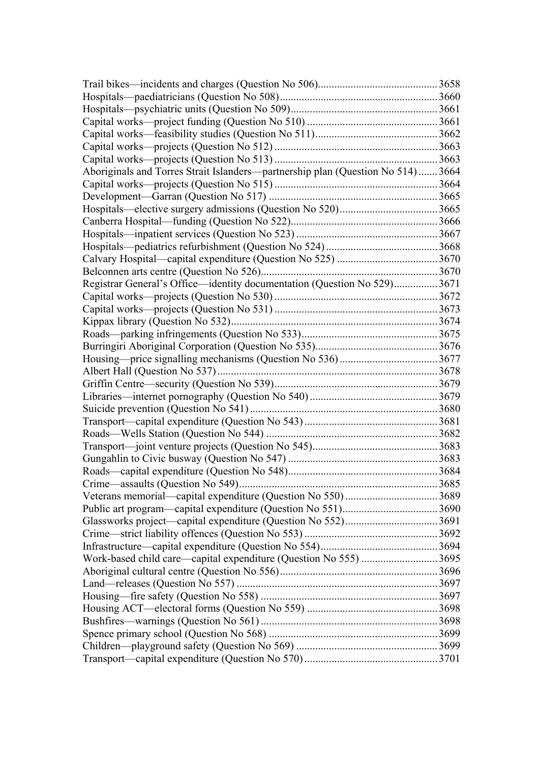Trail bikes—incidents and charges (Question No 506)........................................... 3658
Hospitals—paediatricians (Question No 508)......................................................... 3660
Hospitals—psychiatric units (Question No 509)..................................................... 3661
Capital works—project funding (Question No 510) ............................................... 3661
Capital works—feasibility studies (Question No 511)............................................ 3662
Capital works—projects (Question No 512) ........................................................... 3663
Capital works—projects (Question No 513) ........................................................... 3663
Aboriginals and Torres Strait Islanders—partnership plan (Question No 514) ....... 3664
Capital works—projects (Question No 515) ........................................................... 3664
Development—Garran (Question No 517) ............................................................. 3665
Hospitals—elective surgery admissions (Question No 520).................................... 3665
Canberra Hospital—funding (Question No 522)..................................................... 3666
Hospitals—inpatient services (Question No 523) ................................................... 3667
Hospitals—pediatrics refurbishment (Question No 524) ......................................... 3668
Calvary Hospital—capital expenditure (Question No 525) ..................................... 3670
Belconnen arts centre (Question No 526)................................................................ 3670
Registrar General's Office—identity documentation (Question No 529)................ 3671
Capital works—projects (Question No 530) ........................................................... 3672
Capital works—projects (Question No 531) ........................................................... 3673
Kippax library (Question No 532)........................................................................... 3674
Roads—parking infringements (Question No 533).................................................. 3675
Burringiri Aboriginal Corporation (Question No 535)............................................. 3676
Housing—price signalling mechanisms (Question No 536) .................................... 3677
Albert Hall (Question No 537)................................................................................. 3678
Griffin Centre—security (Question No 539)............................................................ 3679
Libraries—internet pornography (Question No 540) .............................................. 3679
Suicide prevention (Question No 541)..................................................................... 3680
Transport—capital expenditure (Question No 543) ................................................. 3681
Roads—Wells Station (Question No 544) ............................................................... 3682
Transport—joint venture projects (Question No 545).............................................. 3683
Gungahlin to Civic busway (Question No 547) ....................................................... 3683
Roads—capital expenditure (Question No 548)....................................................... 3684
Crime—assaults (Question No 549)......................................................................... 3685
Veterans memorial—capital expenditure (Question No 550) .................................. 3689
Public art program—capital expenditure (Question No 551)................................... 3690
Glassworks project—capital expenditure (Question No 552).................................. 3691
Crime—strict liability offences (Question No 553) ................................................. 3692
Infrastructure—capital expenditure (Question No 554)........................................... 3694
Work-based child care—capital expenditure (Question No 555) ............................ 3695
Aboriginal cultural centre (Question No 556).......................................................... 3696
Land—releases (Question No 557) .......................................................................... 3697
Housing—fire safety (Question No 558) ................................................................. 3697
Housing ACT—electoral forms (Question No 559) ................................................ 3698
Bushfires—warnings (Question No 561) ................................................................. 3698
Spence primary school (Question No 568) .............................................................. 3699
Children—playground safety (Question No 569) .................................................... 3699
Transport—capital expenditure (Question No 570) ................................................. 3701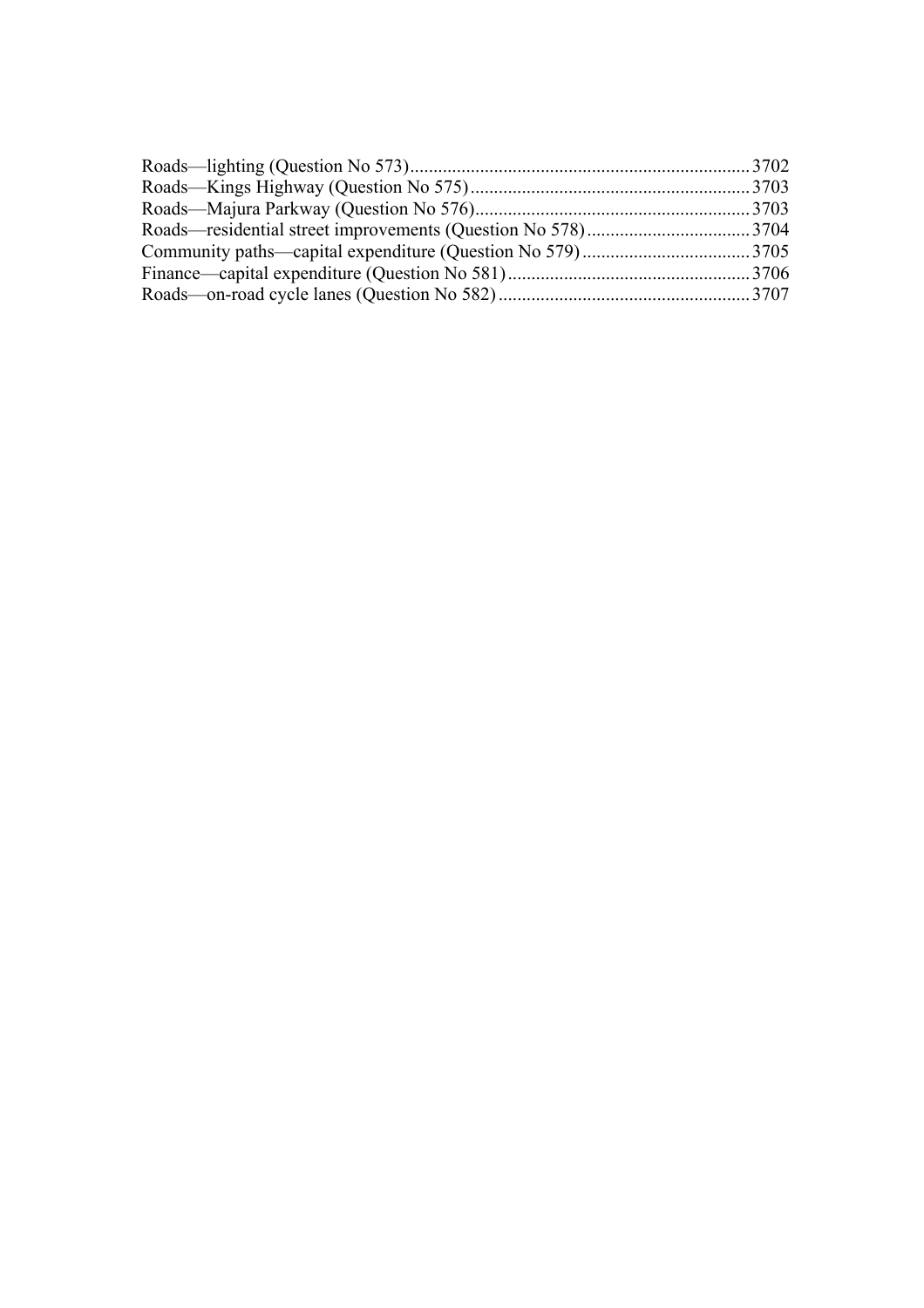Roads—lighting (Question No 573)........................................................................3702
Roads—Kings Highway (Question No 575)............................................................3703
Roads—Majura Parkway (Question No 576)...........................................................3703
Roads—residential street improvements (Question No 578)...................................3704
Community paths—capital expenditure (Question No 579)....................................3705
Finance—capital expenditure (Question No 581)....................................................3706
Roads—on-road cycle lanes (Question No 582)......................................................3707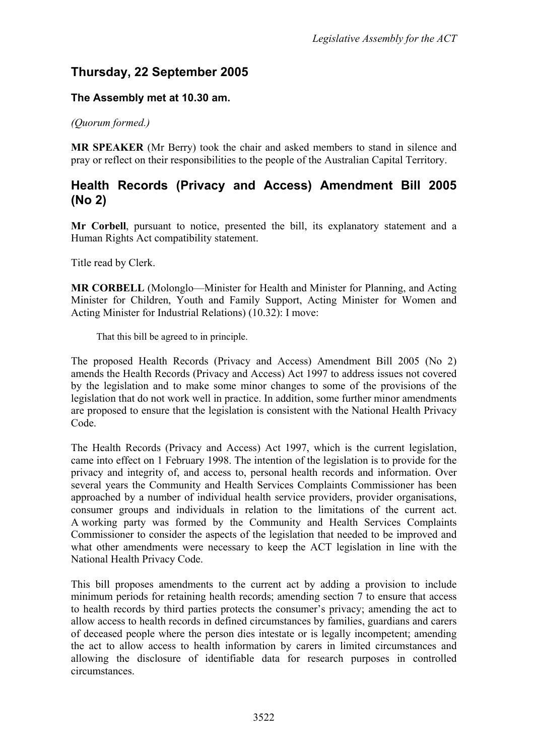## Thursday, 22 September 2005

### The Assembly met at 10.30 am.

*(Quorum formed.)*

**MR SPEAKER** (Mr Berry) took the chair and asked members to stand in silence and pray or reflect on their responsibilities to the people of the Australian Capital Territory.

## Health Records (Privacy and Access) Amendment Bill 2005 (No 2)

**Mr Corbell**, pursuant to notice, presented the bill, its explanatory statement and a Human Rights Act compatibility statement.

Title read by Clerk.

**MR CORBELL** (Molonglo—Minister for Health and Minister for Planning, and Acting Minister for Children, Youth and Family Support, Acting Minister for Women and Acting Minister for Industrial Relations) (10.32): I move:

> That this bill be agreed to in principle.

The proposed Health Records (Privacy and Access) Amendment Bill 2005 (No 2) amends the Health Records (Privacy and Access) Act 1997 to address issues not covered by the legislation and to make some minor changes to some of the provisions of the legislation that do not work well in practice. In addition, some further minor amendments are proposed to ensure that the legislation is consistent with the National Health Privacy Code.

The Health Records (Privacy and Access) Act 1997, which is the current legislation, came into effect on 1 February 1998. The intention of the legislation is to provide for the privacy and integrity of, and access to, personal health records and information. Over several years the Community and Health Services Complaints Commissioner has been approached by a number of individual health service providers, provider organisations, consumer groups and individuals in relation to the limitations of the current act. A working party was formed by the Community and Health Services Complaints Commissioner to consider the aspects of the legislation that needed to be improved and what other amendments were necessary to keep the ACT legislation in line with the National Health Privacy Code.

This bill proposes amendments to the current act by adding a provision to include minimum periods for retaining health records; amending section 7 to ensure that access to health records by third parties protects the consumer's privacy; amending the act to allow access to health records in defined circumstances by families, guardians and carers of deceased people where the person dies intestate or is legally incompetent; amending the act to allow access to health information by carers in limited circumstances and allowing the disclosure of identifiable data for research purposes in controlled circumstances.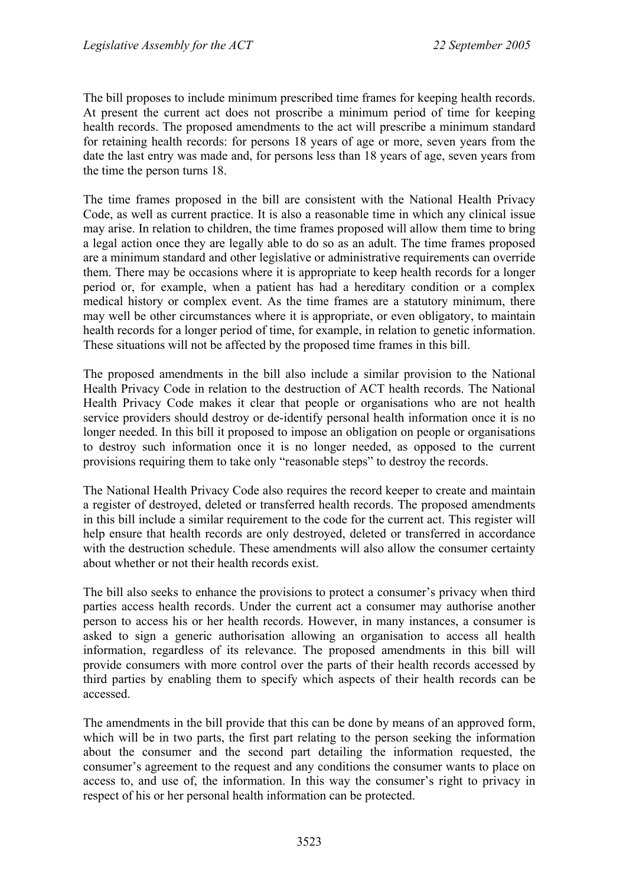The bill proposes to include minimum prescribed time frames for keeping health records. At present the current act does not proscribe a minimum period of time for keeping health records. The proposed amendments to the act will prescribe a minimum standard for retaining health records: for persons 18 years of age or more, seven years from the date the last entry was made and, for persons less than 18 years of age, seven years from the time the person turns 18.

The time frames proposed in the bill are consistent with the National Health Privacy Code, as well as current practice. It is also a reasonable time in which any clinical issue may arise. In relation to children, the time frames proposed will allow them time to bring a legal action once they are legally able to do so as an adult. The time frames proposed are a minimum standard and other legislative or administrative requirements can override them. There may be occasions where it is appropriate to keep health records for a longer period or, for example, when a patient has had a hereditary condition or a complex medical history or complex event. As the time frames are a statutory minimum, there may well be other circumstances where it is appropriate, or even obligatory, to maintain health records for a longer period of time, for example, in relation to genetic information. These situations will not be affected by the proposed time frames in this bill.

The proposed amendments in the bill also include a similar provision to the National Health Privacy Code in relation to the destruction of ACT health records. The National Health Privacy Code makes it clear that people or organisations who are not health service providers should destroy or de-identify personal health information once it is no longer needed. In this bill it proposed to impose an obligation on people or organisations to destroy such information once it is no longer needed, as opposed to the current provisions requiring them to take only "reasonable steps" to destroy the records.

The National Health Privacy Code also requires the record keeper to create and maintain a register of destroyed, deleted or transferred health records. The proposed amendments in this bill include a similar requirement to the code for the current act. This register will help ensure that health records are only destroyed, deleted or transferred in accordance with the destruction schedule. These amendments will also allow the consumer certainty about whether or not their health records exist.

The bill also seeks to enhance the provisions to protect a consumer's privacy when third parties access health records. Under the current act a consumer may authorise another person to access his or her health records. However, in many instances, a consumer is asked to sign a generic authorisation allowing an organisation to access all health information, regardless of its relevance. The proposed amendments in this bill will provide consumers with more control over the parts of their health records accessed by third parties by enabling them to specify which aspects of their health records can be accessed.

The amendments in the bill provide that this can be done by means of an approved form, which will be in two parts, the first part relating to the person seeking the information about the consumer and the second part detailing the information requested, the consumer's agreement to the request and any conditions the consumer wants to place on access to, and use of, the information. In this way the consumer's right to privacy in respect of his or her personal health information can be protected.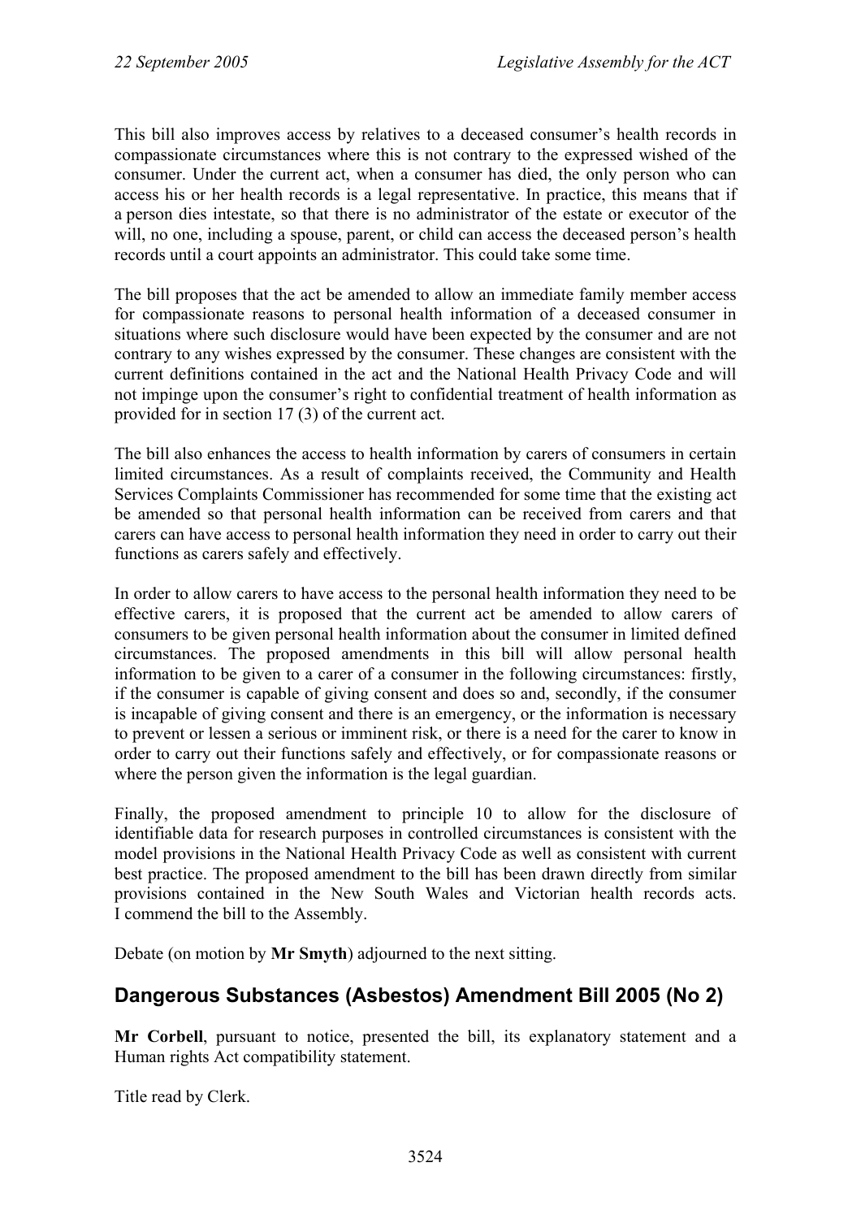This bill also improves access by relatives to a deceased consumer's health records in compassionate circumstances where this is not contrary to the expressed wished of the consumer. Under the current act, when a consumer has died, the only person who can access his or her health records is a legal representative. In practice, this means that if a person dies intestate, so that there is no administrator of the estate or executor of the will, no one, including a spouse, parent, or child can access the deceased person's health records until a court appoints an administrator. This could take some time.

The bill proposes that the act be amended to allow an immediate family member access for compassionate reasons to personal health information of a deceased consumer in situations where such disclosure would have been expected by the consumer and are not contrary to any wishes expressed by the consumer. These changes are consistent with the current definitions contained in the act and the National Health Privacy Code and will not impinge upon the consumer's right to confidential treatment of health information as provided for in section 17 (3) of the current act.

The bill also enhances the access to health information by carers of consumers in certain limited circumstances. As a result of complaints received, the Community and Health Services Complaints Commissioner has recommended for some time that the existing act be amended so that personal health information can be received from carers and that carers can have access to personal health information they need in order to carry out their functions as carers safely and effectively.

In order to allow carers to have access to the personal health information they need to be effective carers, it is proposed that the current act be amended to allow carers of consumers to be given personal health information about the consumer in limited defined circumstances. The proposed amendments in this bill will allow personal health information to be given to a carer of a consumer in the following circumstances: firstly, if the consumer is capable of giving consent and does so and, secondly, if the consumer is incapable of giving consent and there is an emergency, or the information is necessary to prevent or lessen a serious or imminent risk, or there is a need for the carer to know in order to carry out their functions safely and effectively, or for compassionate reasons or where the person given the information is the legal guardian.

Finally, the proposed amendment to principle 10 to allow for the disclosure of identifiable data for research purposes in controlled circumstances is consistent with the model provisions in the National Health Privacy Code as well as consistent with current best practice. The proposed amendment to the bill has been drawn directly from similar provisions contained in the New South Wales and Victorian health records acts. I commend the bill to the Assembly.

Debate (on motion by **Mr Smyth**) adjourned to the next sitting.

## Dangerous Substances (Asbestos) Amendment Bill 2005 (No 2)

**Mr Corbell**, pursuant to notice, presented the bill, its explanatory statement and a Human rights Act compatibility statement.

Title read by Clerk.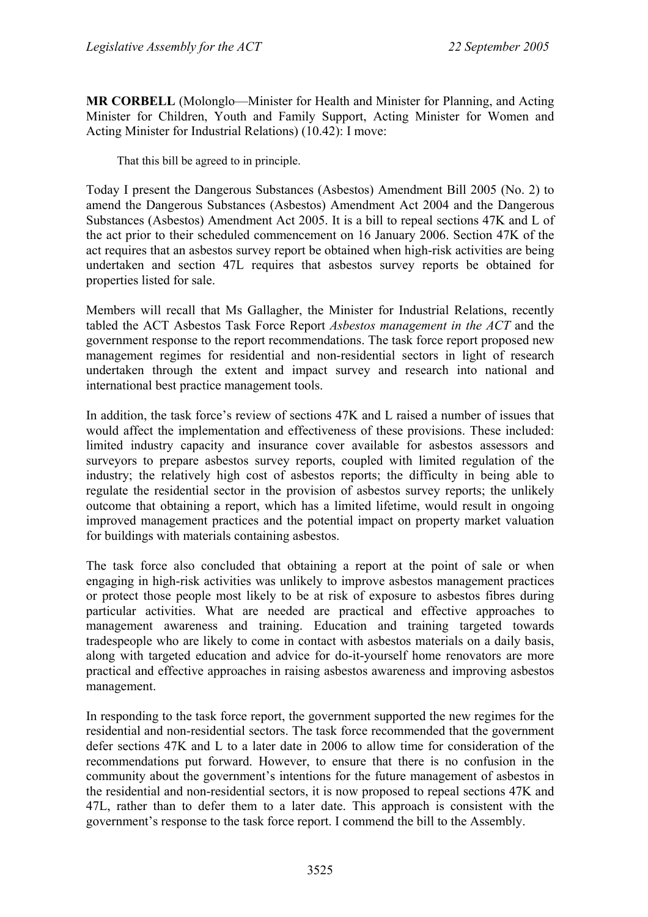**MR CORBELL** (Molonglo—Minister for Health and Minister for Planning, and Acting Minister for Children, Youth and Family Support, Acting Minister for Women and Acting Minister for Industrial Relations) (10.42): I move:

> That this bill be agreed to in principle.

Today I present the Dangerous Substances (Asbestos) Amendment Bill 2005 (No. 2) to amend the Dangerous Substances (Asbestos) Amendment Act 2004 and the Dangerous Substances (Asbestos) Amendment Act 2005. It is a bill to repeal sections 47K and L of the act prior to their scheduled commencement on 16 January 2006. Section 47K of the act requires that an asbestos survey report be obtained when high-risk activities are being undertaken and section 47L requires that asbestos survey reports be obtained for properties listed for sale.

Members will recall that Ms Gallagher, the Minister for Industrial Relations, recently tabled the ACT Asbestos Task Force Report *Asbestos management in the ACT* and the government response to the report recommendations. The task force report proposed new management regimes for residential and non-residential sectors in light of research undertaken through the extent and impact survey and research into national and international best practice management tools.

In addition, the task force's review of sections 47K and L raised a number of issues that would affect the implementation and effectiveness of these provisions. These included: limited industry capacity and insurance cover available for asbestos assessors and surveyors to prepare asbestos survey reports, coupled with limited regulation of the industry; the relatively high cost of asbestos reports; the difficulty in being able to regulate the residential sector in the provision of asbestos survey reports; the unlikely outcome that obtaining a report, which has a limited lifetime, would result in ongoing improved management practices and the potential impact on property market valuation for buildings with materials containing asbestos.

The task force also concluded that obtaining a report at the point of sale or when engaging in high-risk activities was unlikely to improve asbestos management practices or protect those people most likely to be at risk of exposure to asbestos fibres during particular activities. What are needed are practical and effective approaches to management awareness and training. Education and training targeted towards tradespeople who are likely to come in contact with asbestos materials on a daily basis, along with targeted education and advice for do-it-yourself home renovators are more practical and effective approaches in raising asbestos awareness and improving asbestos management.

In responding to the task force report, the government supported the new regimes for the residential and non-residential sectors. The task force recommended that the government defer sections 47K and L to a later date in 2006 to allow time for consideration of the recommendations put forward. However, to ensure that there is no confusion in the community about the government's intentions for the future management of asbestos in the residential and non-residential sectors, it is now proposed to repeal sections 47K and 47L, rather than to defer them to a later date. This approach is consistent with the government's response to the task force report. I commend the bill to the Assembly.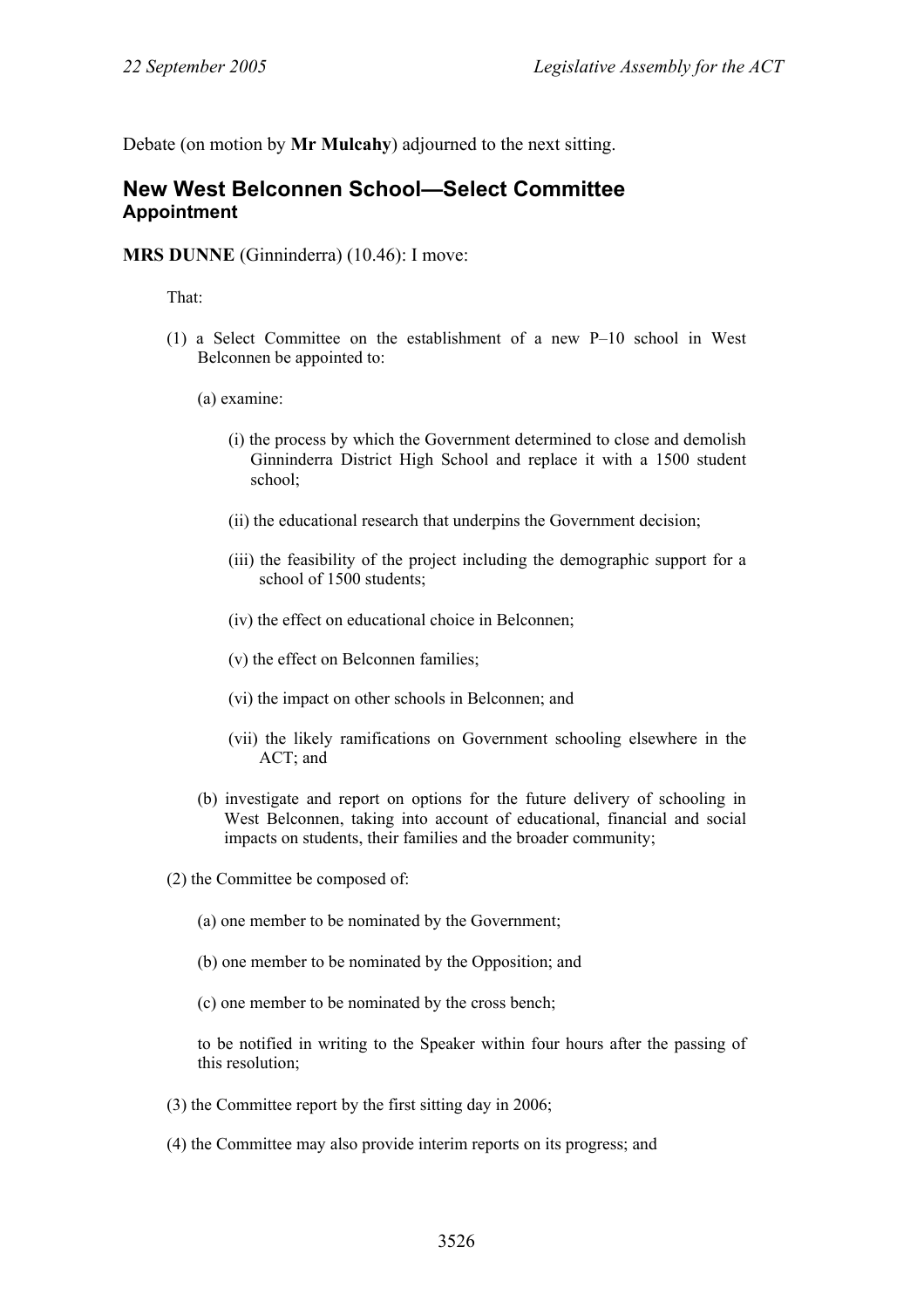Debate (on motion by **Mr Mulcahy**) adjourned to the next sitting.

## New West Belconnen School—Select Committee

### Appointment

**MRS DUNNE** (Ginninderra) (10.46): I move:

That:

(1) a Select Committee on the establishment of a new P–10 school in West Belconnen be appointed to:

(a) examine:

(i) the process by which the Government determined to close and demolish Ginninderra District High School and replace it with a 1500 student school;

(ii) the educational research that underpins the Government decision;

(iii) the feasibility of the project including the demographic support for a school of 1500 students;

(iv) the effect on educational choice in Belconnen;

(v) the effect on Belconnen families;

(vi) the impact on other schools in Belconnen; and

(vii) the likely ramifications on Government schooling elsewhere in the ACT; and

(b) investigate and report on options for the future delivery of schooling in West Belconnen, taking into account of educational, financial and social impacts on students, their families and the broader community;

(2) the Committee be composed of:

(a) one member to be nominated by the Government;

(b) one member to be nominated by the Opposition; and

(c) one member to be nominated by the cross bench;

to be notified in writing to the Speaker within four hours after the passing of this resolution;

(3) the Committee report by the first sitting day in 2006;

(4) the Committee may also provide interim reports on its progress; and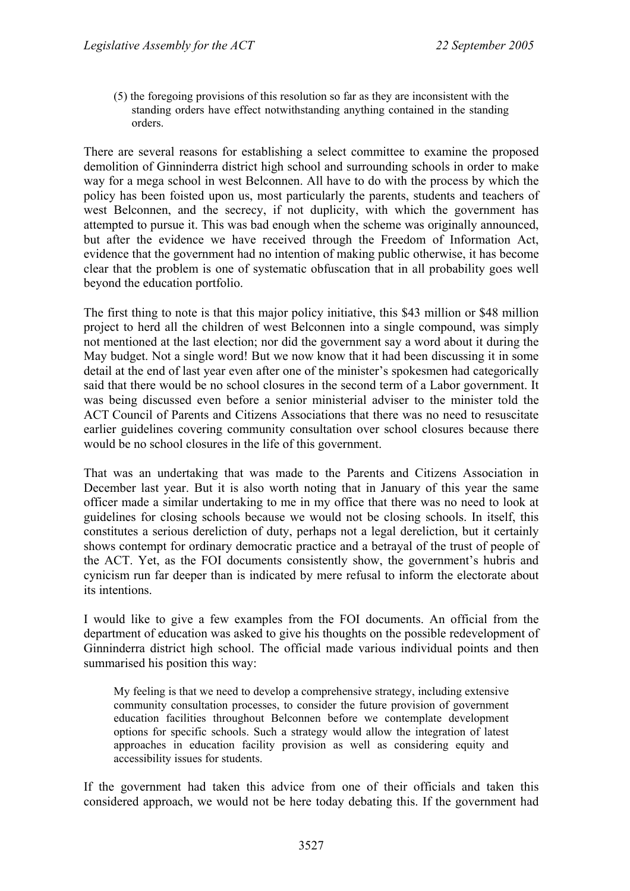(5) the foregoing provisions of this resolution so far as they are inconsistent with the standing orders have effect notwithstanding anything contained in the standing orders.

There are several reasons for establishing a select committee to examine the proposed demolition of Ginninderra district high school and surrounding schools in order to make way for a mega school in west Belconnen. All have to do with the process by which the policy has been foisted upon us, most particularly the parents, students and teachers of west Belconnen, and the secrecy, if not duplicity, with which the government has attempted to pursue it. This was bad enough when the scheme was originally announced, but after the evidence we have received through the Freedom of Information Act, evidence that the government had no intention of making public otherwise, it has become clear that the problem is one of systematic obfuscation that in all probability goes well beyond the education portfolio.

The first thing to note is that this major policy initiative, this $43 million or $48 million project to herd all the children of west Belconnen into a single compound, was simply not mentioned at the last election; nor did the government say a word about it during the May budget. Not a single word! But we now know that it had been discussing it in some detail at the end of last year even after one of the minister's spokesmen had categorically said that there would be no school closures in the second term of a Labor government. It was being discussed even before a senior ministerial adviser to the minister told the ACT Council of Parents and Citizens Associations that there was no need to resuscitate earlier guidelines covering community consultation over school closures because there would be no school closures in the life of this government.

That was an undertaking that was made to the Parents and Citizens Association in December last year. But it is also worth noting that in January of this year the same officer made a similar undertaking to me in my office that there was no need to look at guidelines for closing schools because we would not be closing schools. In itself, this constitutes a serious dereliction of duty, perhaps not a legal dereliction, but it certainly shows contempt for ordinary democratic practice and a betrayal of the trust of people of the ACT. Yet, as the FOI documents consistently show, the government's hubris and cynicism run far deeper than is indicated by mere refusal to inform the electorate about its intentions.

I would like to give a few examples from the FOI documents. An official from the department of education was asked to give his thoughts on the possible redevelopment of Ginninderra district high school. The official made various individual points and then summarised his position this way:

> My feeling is that we need to develop a comprehensive strategy, including extensive community consultation processes, to consider the future provision of government education facilities throughout Belconnen before we contemplate development options for specific schools. Such a strategy would allow the integration of latest approaches in education facility provision as well as considering equity and accessibility issues for students.

If the government had taken this advice from one of their officials and taken this considered approach, we would not be here today debating this. If the government had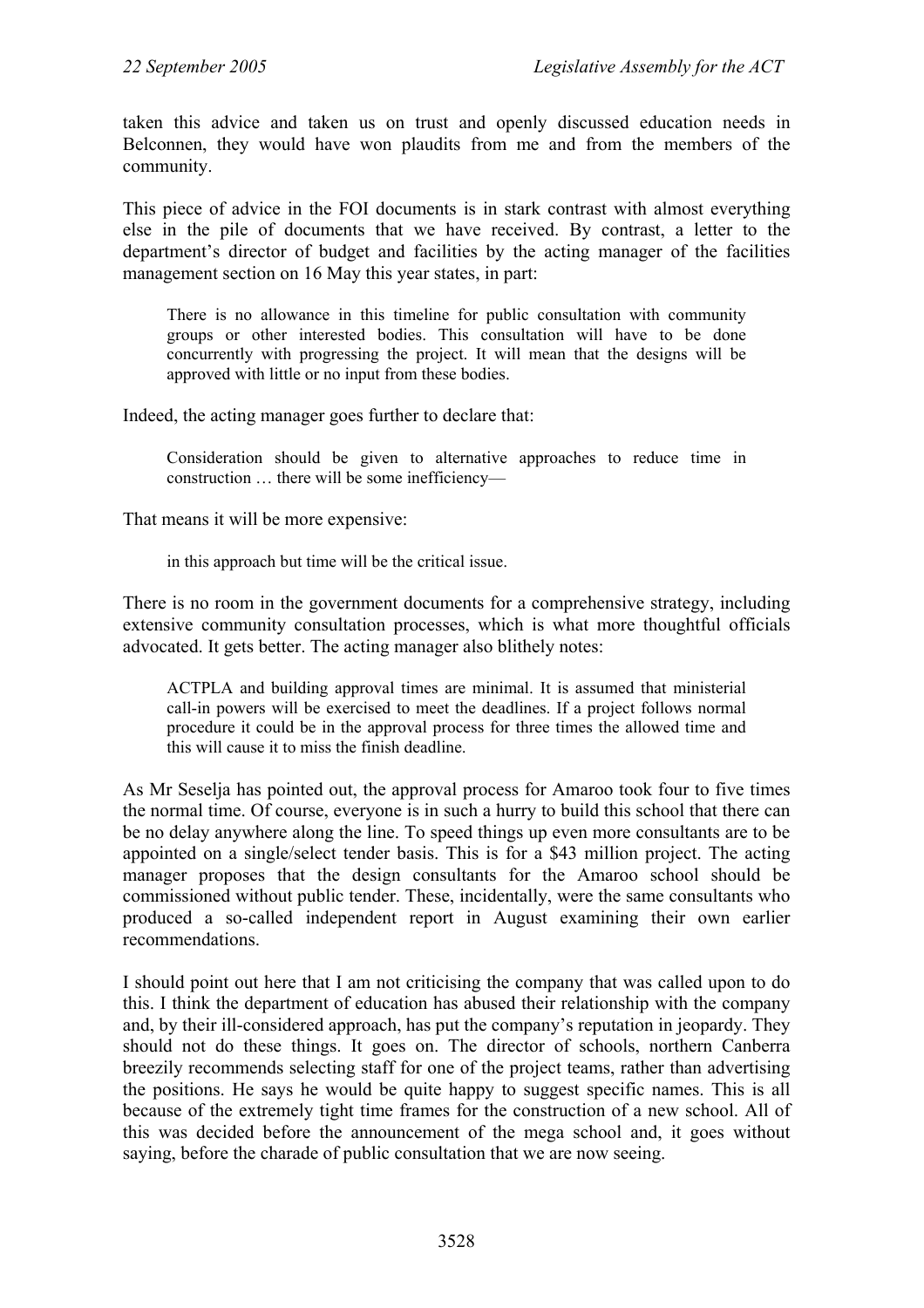taken this advice and taken us on trust and openly discussed education needs in Belconnen, they would have won plaudits from me and from the members of the community.

This piece of advice in the FOI documents is in stark contrast with almost everything else in the pile of documents that we have received. By contrast, a letter to the department's director of budget and facilities by the acting manager of the facilities management section on 16 May this year states, in part:

> There is no allowance in this timeline for public consultation with community groups or other interested bodies. This consultation will have to be done concurrently with progressing the project. It will mean that the designs will be approved with little or no input from these bodies.

Indeed, the acting manager goes further to declare that:

> Consideration should be given to alternative approaches to reduce time in construction … there will be some inefficiency—

That means it will be more expensive:

> in this approach but time will be the critical issue.

There is no room in the government documents for a comprehensive strategy, including extensive community consultation processes, which is what more thoughtful officials advocated. It gets better. The acting manager also blithely notes:

> ACTPLA and building approval times are minimal. It is assumed that ministerial call-in powers will be exercised to meet the deadlines. If a project follows normal procedure it could be in the approval process for three times the allowed time and this will cause it to miss the finish deadline.

As Mr Seselja has pointed out, the approval process for Amaroo took four to five times the normal time. Of course, everyone is in such a hurry to build this school that there can be no delay anywhere along the line. To speed things up even more consultants are to be appointed on a single/select tender basis. This is for a $43 million project. The acting manager proposes that the design consultants for the Amaroo school should be commissioned without public tender. These, incidentally, were the same consultants who produced a so-called independent report in August examining their own earlier recommendations.

I should point out here that I am not criticising the company that was called upon to do this. I think the department of education has abused their relationship with the company and, by their ill-considered approach, has put the company's reputation in jeopardy. They should not do these things. It goes on. The director of schools, northern Canberra breezily recommends selecting staff for one of the project teams, rather than advertising the positions. He says he would be quite happy to suggest specific names. This is all because of the extremely tight time frames for the construction of a new school. All of this was decided before the announcement of the mega school and, it goes without saying, before the charade of public consultation that we are now seeing.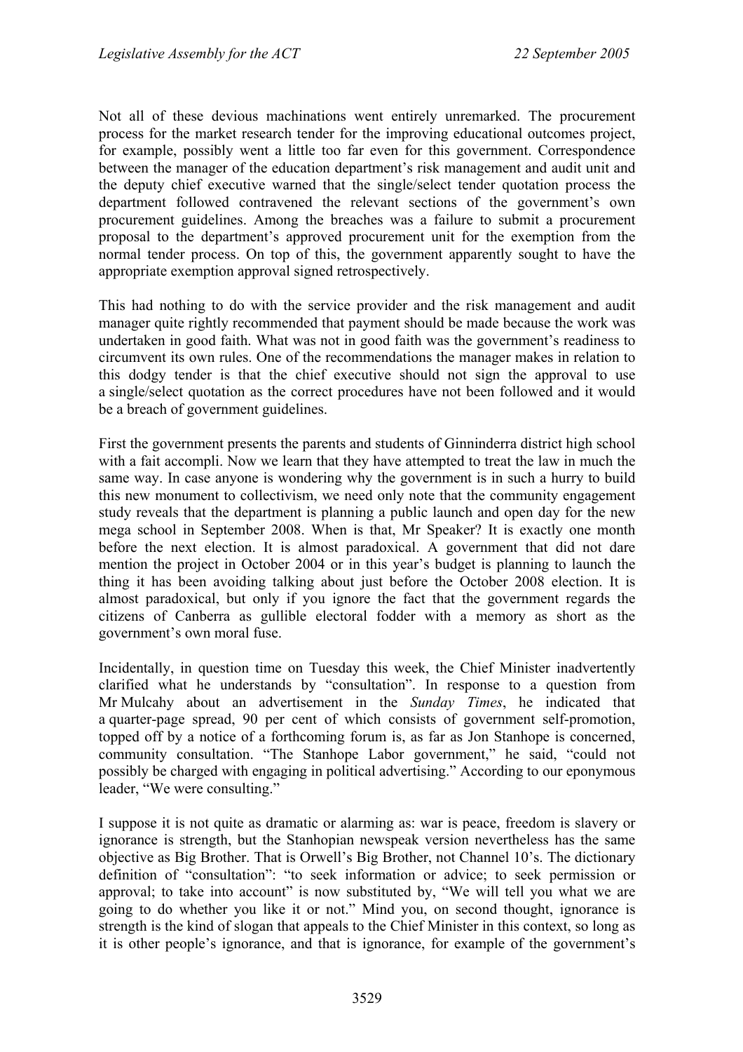Not all of these devious machinations went entirely unremarked. The procurement process for the market research tender for the improving educational outcomes project, for example, possibly went a little too far even for this government. Correspondence between the manager of the education department's risk management and audit unit and the deputy chief executive warned that the single/select tender quotation process the department followed contravened the relevant sections of the government's own procurement guidelines. Among the breaches was a failure to submit a procurement proposal to the department's approved procurement unit for the exemption from the normal tender process. On top of this, the government apparently sought to have the appropriate exemption approval signed retrospectively.

This had nothing to do with the service provider and the risk management and audit manager quite rightly recommended that payment should be made because the work was undertaken in good faith. What was not in good faith was the government's readiness to circumvent its own rules. One of the recommendations the manager makes in relation to this dodgy tender is that the chief executive should not sign the approval to use a single/select quotation as the correct procedures have not been followed and it would be a breach of government guidelines.

First the government presents the parents and students of Ginninderra district high school with a fait accompli. Now we learn that they have attempted to treat the law in much the same way. In case anyone is wondering why the government is in such a hurry to build this new monument to collectivism, we need only note that the community engagement study reveals that the department is planning a public launch and open day for the new mega school in September 2008. When is that, Mr Speaker? It is exactly one month before the next election. It is almost paradoxical. A government that did not dare mention the project in October 2004 or in this year's budget is planning to launch the thing it has been avoiding talking about just before the October 2008 election. It is almost paradoxical, but only if you ignore the fact that the government regards the citizens of Canberra as gullible electoral fodder with a memory as short as the government's own moral fuse.

Incidentally, in question time on Tuesday this week, the Chief Minister inadvertently clarified what he understands by "consultation". In response to a question from Mr Mulcahy about an advertisement in the *Sunday Times*, he indicated that a quarter-page spread, 90 per cent of which consists of government self-promotion, topped off by a notice of a forthcoming forum is, as far as Jon Stanhope is concerned, community consultation. "The Stanhope Labor government," he said, "could not possibly be charged with engaging in political advertising." According to our eponymous leader, "We were consulting."

I suppose it is not quite as dramatic or alarming as: war is peace, freedom is slavery or ignorance is strength, but the Stanhopian newspeak version nevertheless has the same objective as Big Brother. That is Orwell's Big Brother, not Channel 10's. The dictionary definition of "consultation": "to seek information or advice; to seek permission or approval; to take into account" is now substituted by, "We will tell you what we are going to do whether you like it or not." Mind you, on second thought, ignorance is strength is the kind of slogan that appeals to the Chief Minister in this context, so long as it is other people's ignorance, and that is ignorance, for example of the government's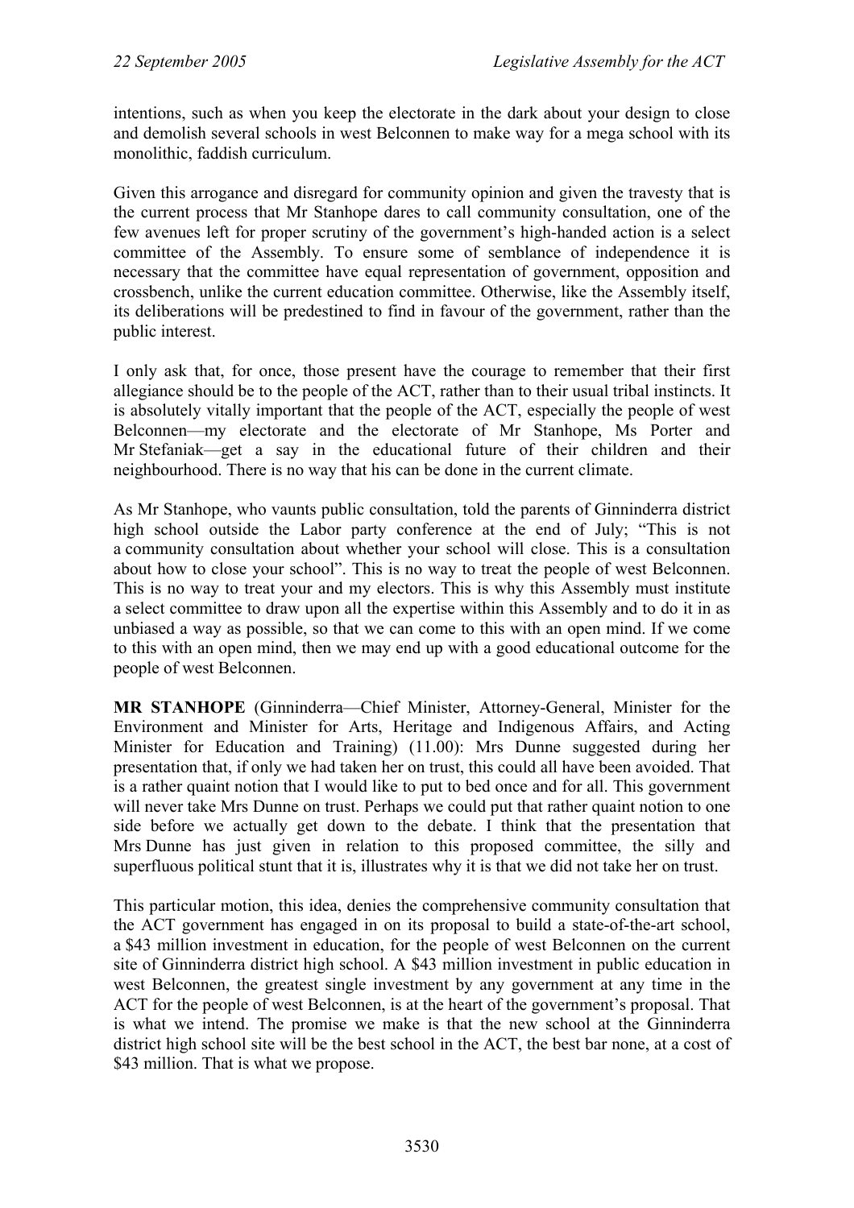intentions, such as when you keep the electorate in the dark about your design to close and demolish several schools in west Belconnen to make way for a mega school with its monolithic, faddish curriculum.

Given this arrogance and disregard for community opinion and given the travesty that is the current process that Mr Stanhope dares to call community consultation, one of the few avenues left for proper scrutiny of the government's high-handed action is a select committee of the Assembly. To ensure some of semblance of independence it is necessary that the committee have equal representation of government, opposition and crossbench, unlike the current education committee. Otherwise, like the Assembly itself, its deliberations will be predestined to find in favour of the government, rather than the public interest.

I only ask that, for once, those present have the courage to remember that their first allegiance should be to the people of the ACT, rather than to their usual tribal instincts. It is absolutely vitally important that the people of the ACT, especially the people of west Belconnen—my electorate and the electorate of Mr Stanhope, Ms Porter and Mr Stefaniak—get a say in the educational future of their children and their neighbourhood. There is no way that his can be done in the current climate.

As Mr Stanhope, who vaunts public consultation, told the parents of Ginninderra district high school outside the Labor party conference at the end of July; "This is not a community consultation about whether your school will close. This is a consultation about how to close your school". This is no way to treat the people of west Belconnen. This is no way to treat your and my electors. This is why this Assembly must institute a select committee to draw upon all the expertise within this Assembly and to do it in as unbiased a way as possible, so that we can come to this with an open mind. If we come to this with an open mind, then we may end up with a good educational outcome for the people of west Belconnen.

**MR STANHOPE** (Ginninderra—Chief Minister, Attorney-General, Minister for the Environment and Minister for Arts, Heritage and Indigenous Affairs, and Acting Minister for Education and Training) (11.00): Mrs Dunne suggested during her presentation that, if only we had taken her on trust, this could all have been avoided. That is a rather quaint notion that I would like to put to bed once and for all. This government will never take Mrs Dunne on trust. Perhaps we could put that rather quaint notion to one side before we actually get down to the debate. I think that the presentation that Mrs Dunne has just given in relation to this proposed committee, the silly and superfluous political stunt that it is, illustrates why it is that we did not take her on trust.

This particular motion, this idea, denies the comprehensive community consultation that the ACT government has engaged in on its proposal to build a state-of-the-art school, a $43 million investment in education, for the people of west Belconnen on the current site of Ginninderra district high school. A $43 million investment in public education in west Belconnen, the greatest single investment by any government at any time in the ACT for the people of west Belconnen, is at the heart of the government's proposal. That is what we intend. The promise we make is that the new school at the Ginninderra district high school site will be the best school in the ACT, the best bar none, at a cost of $43 million. That is what we propose.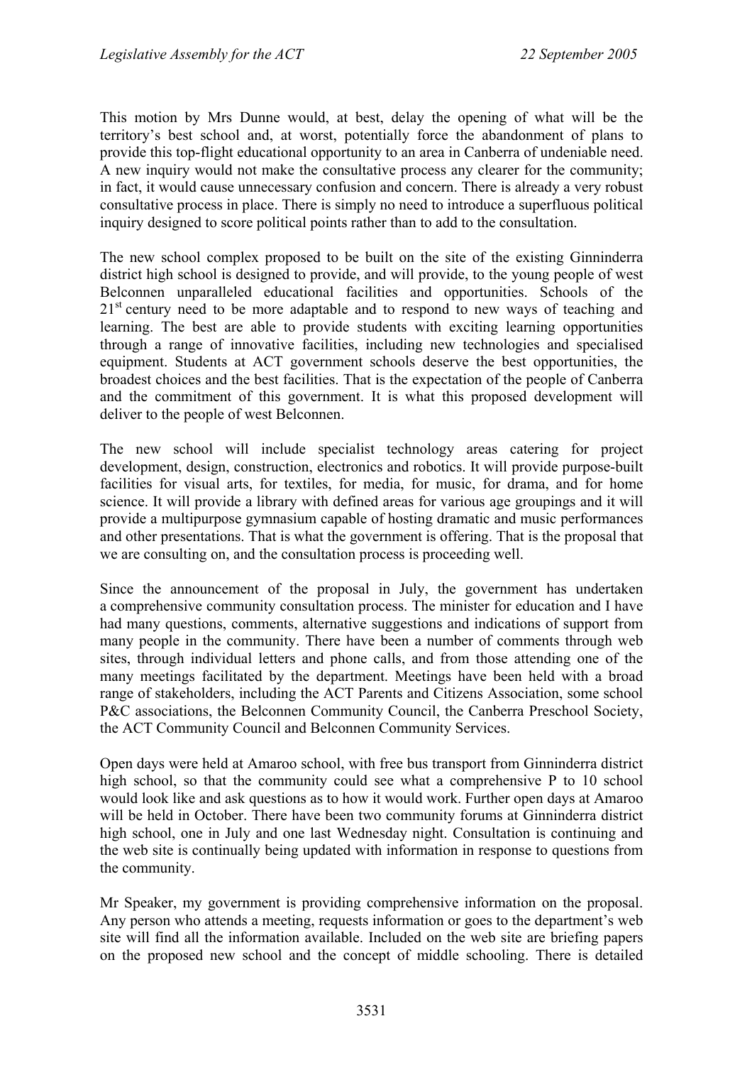This motion by Mrs Dunne would, at best, delay the opening of what will be the territory's best school and, at worst, potentially force the abandonment of plans to provide this top-flight educational opportunity to an area in Canberra of undeniable need. A new inquiry would not make the consultative process any clearer for the community; in fact, it would cause unnecessary confusion and concern. There is already a very robust consultative process in place. There is simply no need to introduce a superfluous political inquiry designed to score political points rather than to add to the consultation.

The new school complex proposed to be built on the site of the existing Ginninderra district high school is designed to provide, and will provide, to the young people of west Belconnen unparalleled educational facilities and opportunities. Schools of the 21st century need to be more adaptable and to respond to new ways of teaching and learning. The best are able to provide students with exciting learning opportunities through a range of innovative facilities, including new technologies and specialised equipment. Students at ACT government schools deserve the best opportunities, the broadest choices and the best facilities. That is the expectation of the people of Canberra and the commitment of this government. It is what this proposed development will deliver to the people of west Belconnen.

The new school will include specialist technology areas catering for project development, design, construction, electronics and robotics. It will provide purpose-built facilities for visual arts, for textiles, for media, for music, for drama, and for home science. It will provide a library with defined areas for various age groupings and it will provide a multipurpose gymnasium capable of hosting dramatic and music performances and other presentations. That is what the government is offering. That is the proposal that we are consulting on, and the consultation process is proceeding well.

Since the announcement of the proposal in July, the government has undertaken a comprehensive community consultation process. The minister for education and I have had many questions, comments, alternative suggestions and indications of support from many people in the community. There have been a number of comments through web sites, through individual letters and phone calls, and from those attending one of the many meetings facilitated by the department. Meetings have been held with a broad range of stakeholders, including the ACT Parents and Citizens Association, some school P&C associations, the Belconnen Community Council, the Canberra Preschool Society, the ACT Community Council and Belconnen Community Services.

Open days were held at Amaroo school, with free bus transport from Ginninderra district high school, so that the community could see what a comprehensive P to 10 school would look like and ask questions as to how it would work. Further open days at Amaroo will be held in October. There have been two community forums at Ginninderra district high school, one in July and one last Wednesday night. Consultation is continuing and the web site is continually being updated with information in response to questions from the community.

Mr Speaker, my government is providing comprehensive information on the proposal. Any person who attends a meeting, requests information or goes to the department's web site will find all the information available. Included on the web site are briefing papers on the proposed new school and the concept of middle schooling. There is detailed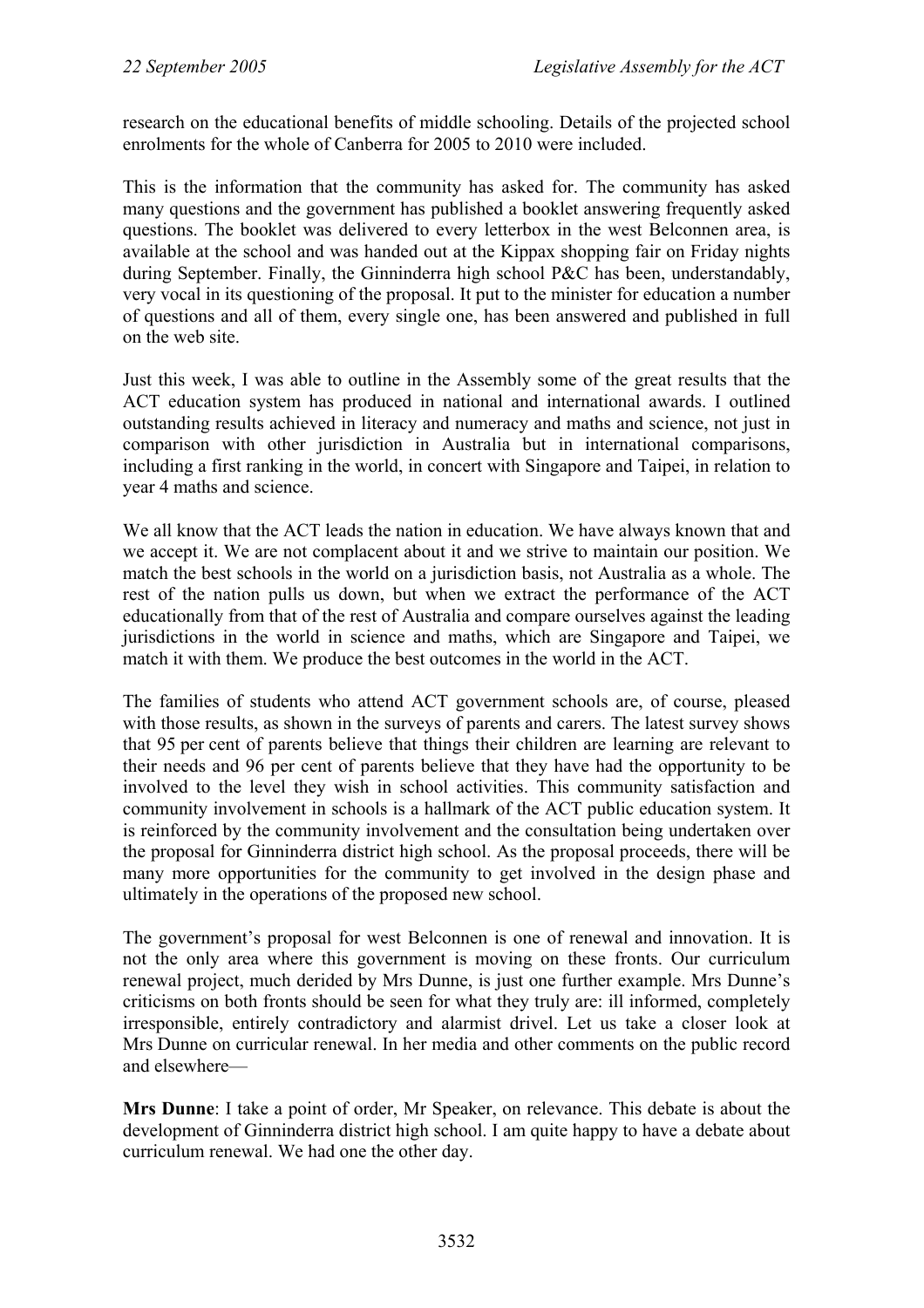research on the educational benefits of middle schooling. Details of the projected school enrolments for the whole of Canberra for 2005 to 2010 were included.

This is the information that the community has asked for. The community has asked many questions and the government has published a booklet answering frequently asked questions. The booklet was delivered to every letterbox in the west Belconnen area, is available at the school and was handed out at the Kippax shopping fair on Friday nights during September. Finally, the Ginninderra high school P&C has been, understandably, very vocal in its questioning of the proposal. It put to the minister for education a number of questions and all of them, every single one, has been answered and published in full on the web site.

Just this week, I was able to outline in the Assembly some of the great results that the ACT education system has produced in national and international awards. I outlined outstanding results achieved in literacy and numeracy and maths and science, not just in comparison with other jurisdiction in Australia but in international comparisons, including a first ranking in the world, in concert with Singapore and Taipei, in relation to year 4 maths and science.

We all know that the ACT leads the nation in education. We have always known that and we accept it. We are not complacent about it and we strive to maintain our position. We match the best schools in the world on a jurisdiction basis, not Australia as a whole. The rest of the nation pulls us down, but when we extract the performance of the ACT educationally from that of the rest of Australia and compare ourselves against the leading jurisdictions in the world in science and maths, which are Singapore and Taipei, we match it with them. We produce the best outcomes in the world in the ACT.

The families of students who attend ACT government schools are, of course, pleased with those results, as shown in the surveys of parents and carers. The latest survey shows that 95 per cent of parents believe that things their children are learning are relevant to their needs and 96 per cent of parents believe that they have had the opportunity to be involved to the level they wish in school activities. This community satisfaction and community involvement in schools is a hallmark of the ACT public education system. It is reinforced by the community involvement and the consultation being undertaken over the proposal for Ginninderra district high school. As the proposal proceeds, there will be many more opportunities for the community to get involved in the design phase and ultimately in the operations of the proposed new school.

The government's proposal for west Belconnen is one of renewal and innovation. It is not the only area where this government is moving on these fronts. Our curriculum renewal project, much derided by Mrs Dunne, is just one further example. Mrs Dunne's criticisms on both fronts should be seen for what they truly are: ill informed, completely irresponsible, entirely contradictory and alarmist drivel. Let us take a closer look at Mrs Dunne on curricular renewal. In her media and other comments on the public record and elsewhere—

**Mrs Dunne**: I take a point of order, Mr Speaker, on relevance. This debate is about the development of Ginninderra district high school. I am quite happy to have a debate about curriculum renewal. We had one the other day.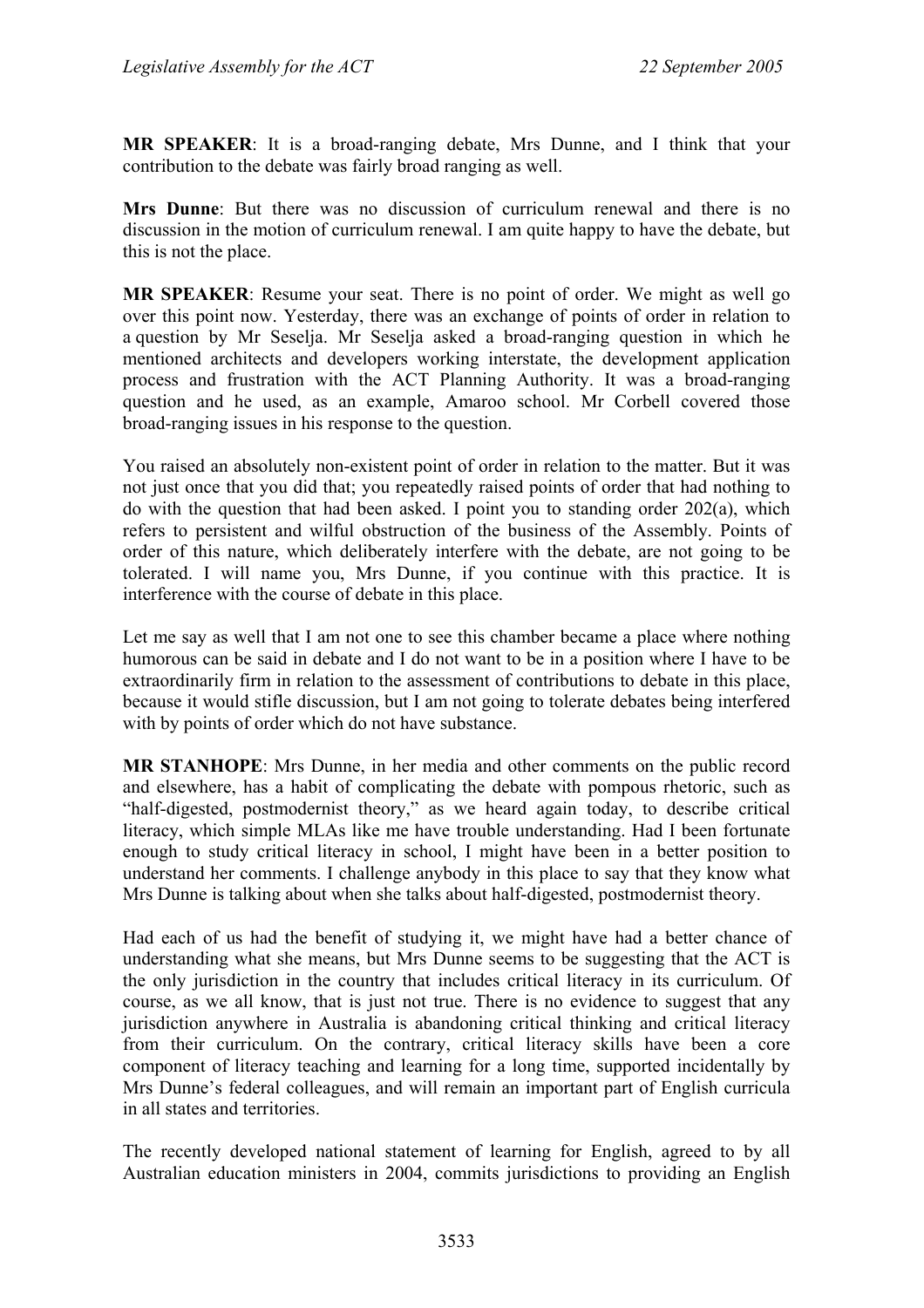**MR SPEAKER**: It is a broad-ranging debate, Mrs Dunne, and I think that your contribution to the debate was fairly broad ranging as well.

**Mrs Dunne**: But there was no discussion of curriculum renewal and there is no discussion in the motion of curriculum renewal. I am quite happy to have the debate, but this is not the place.

**MR SPEAKER**: Resume your seat. There is no point of order. We might as well go over this point now. Yesterday, there was an exchange of points of order in relation to a question by Mr Seselja. Mr Seselja asked a broad-ranging question in which he mentioned architects and developers working interstate, the development application process and frustration with the ACT Planning Authority. It was a broad-ranging question and he used, as an example, Amaroo school. Mr Corbell covered those broad-ranging issues in his response to the question.

You raised an absolutely non-existent point of order in relation to the matter. But it was not just once that you did that; you repeatedly raised points of order that had nothing to do with the question that had been asked. I point you to standing order 202(a), which refers to persistent and wilful obstruction of the business of the Assembly. Points of order of this nature, which deliberately interfere with the debate, are not going to be tolerated. I will name you, Mrs Dunne, if you continue with this practice. It is interference with the course of debate in this place.

Let me say as well that I am not one to see this chamber became a place where nothing humorous can be said in debate and I do not want to be in a position where I have to be extraordinarily firm in relation to the assessment of contributions to debate in this place, because it would stifle discussion, but I am not going to tolerate debates being interfered with by points of order which do not have substance.

**MR STANHOPE**: Mrs Dunne, in her media and other comments on the public record and elsewhere, has a habit of complicating the debate with pompous rhetoric, such as "half-digested, postmodernist theory," as we heard again today, to describe critical literacy, which simple MLAs like me have trouble understanding. Had I been fortunate enough to study critical literacy in school, I might have been in a better position to understand her comments. I challenge anybody in this place to say that they know what Mrs Dunne is talking about when she talks about half-digested, postmodernist theory.

Had each of us had the benefit of studying it, we might have had a better chance of understanding what she means, but Mrs Dunne seems to be suggesting that the ACT is the only jurisdiction in the country that includes critical literacy in its curriculum. Of course, as we all know, that is just not true. There is no evidence to suggest that any jurisdiction anywhere in Australia is abandoning critical thinking and critical literacy from their curriculum. On the contrary, critical literacy skills have been a core component of literacy teaching and learning for a long time, supported incidentally by Mrs Dunne's federal colleagues, and will remain an important part of English curricula in all states and territories.

The recently developed national statement of learning for English, agreed to by all Australian education ministers in 2004, commits jurisdictions to providing an English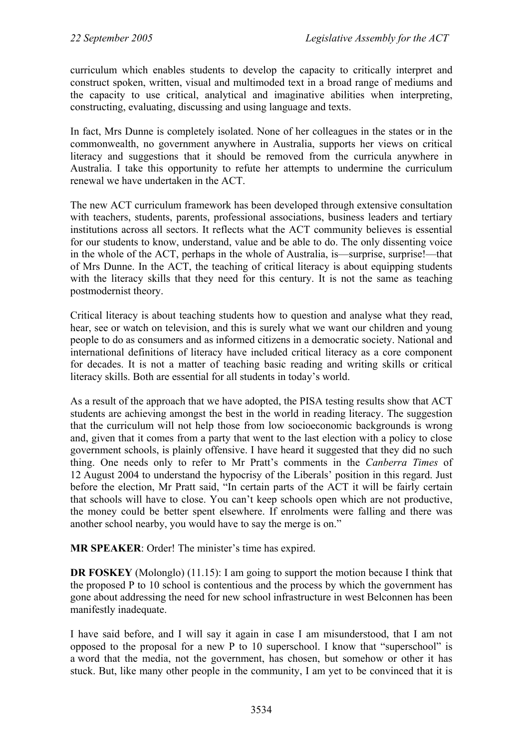curriculum which enables students to develop the capacity to critically interpret and construct spoken, written, visual and multimoded text in a broad range of mediums and the capacity to use critical, analytical and imaginative abilities when interpreting, constructing, evaluating, discussing and using language and texts.

In fact, Mrs Dunne is completely isolated. None of her colleagues in the states or in the commonwealth, no government anywhere in Australia, supports her views on critical literacy and suggestions that it should be removed from the curricula anywhere in Australia. I take this opportunity to refute her attempts to undermine the curriculum renewal we have undertaken in the ACT.

The new ACT curriculum framework has been developed through extensive consultation with teachers, students, parents, professional associations, business leaders and tertiary institutions across all sectors. It reflects what the ACT community believes is essential for our students to know, understand, value and be able to do. The only dissenting voice in the whole of the ACT, perhaps in the whole of Australia, is—surprise, surprise!—that of Mrs Dunne. In the ACT, the teaching of critical literacy is about equipping students with the literacy skills that they need for this century. It is not the same as teaching postmodernist theory.

Critical literacy is about teaching students how to question and analyse what they read, hear, see or watch on television, and this is surely what we want our children and young people to do as consumers and as informed citizens in a democratic society. National and international definitions of literacy have included critical literacy as a core component for decades. It is not a matter of teaching basic reading and writing skills or critical literacy skills. Both are essential for all students in today's world.

As a result of the approach that we have adopted, the PISA testing results show that ACT students are achieving amongst the best in the world in reading literacy. The suggestion that the curriculum will not help those from low socioeconomic backgrounds is wrong and, given that it comes from a party that went to the last election with a policy to close government schools, is plainly offensive. I have heard it suggested that they did no such thing. One needs only to refer to Mr Pratt's comments in the *Canberra Times* of 12 August 2004 to understand the hypocrisy of the Liberals' position in this regard. Just before the election, Mr Pratt said, "In certain parts of the ACT it will be fairly certain that schools will have to close. You can't keep schools open which are not productive, the money could be better spent elsewhere. If enrolments were falling and there was another school nearby, you would have to say the merge is on."

**MR SPEAKER**: Order! The minister's time has expired.

**DR FOSKEY** (Molonglo) (11.15): I am going to support the motion because I think that the proposed P to 10 school is contentious and the process by which the government has gone about addressing the need for new school infrastructure in west Belconnen has been manifestly inadequate.

I have said before, and I will say it again in case I am misunderstood, that I am not opposed to the proposal for a new P to 10 superschool. I know that "superschool" is a word that the media, not the government, has chosen, but somehow or other it has stuck. But, like many other people in the community, I am yet to be convinced that it is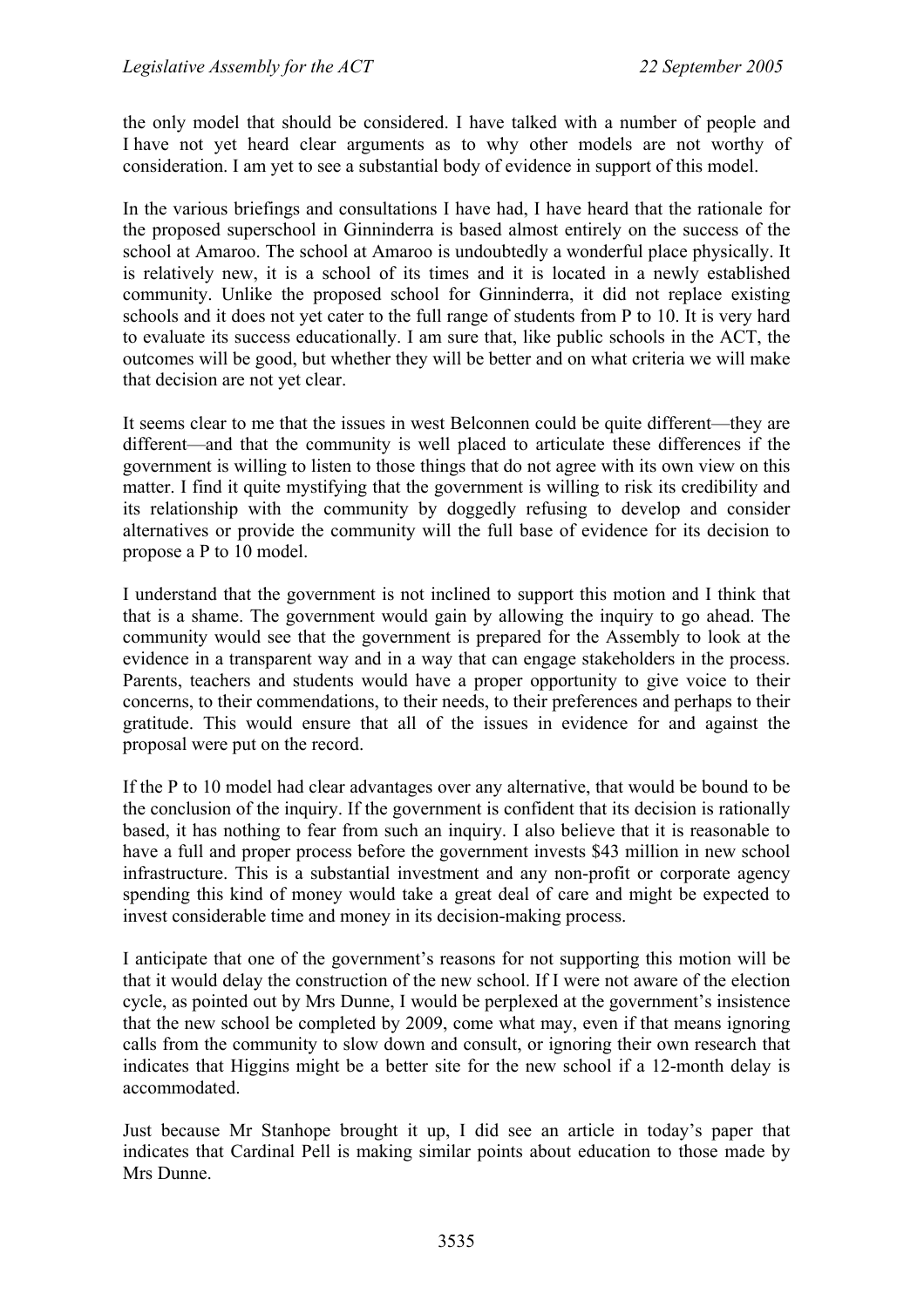the only model that should be considered. I have talked with a number of people and I have not yet heard clear arguments as to why other models are not worthy of consideration. I am yet to see a substantial body of evidence in support of this model.

In the various briefings and consultations I have had, I have heard that the rationale for the proposed superschool in Ginninderra is based almost entirely on the success of the school at Amaroo. The school at Amaroo is undoubtedly a wonderful place physically. It is relatively new, it is a school of its times and it is located in a newly established community. Unlike the proposed school for Ginninderra, it did not replace existing schools and it does not yet cater to the full range of students from P to 10. It is very hard to evaluate its success educationally. I am sure that, like public schools in the ACT, the outcomes will be good, but whether they will be better and on what criteria we will make that decision are not yet clear.

It seems clear to me that the issues in west Belconnen could be quite different—they are different—and that the community is well placed to articulate these differences if the government is willing to listen to those things that do not agree with its own view on this matter. I find it quite mystifying that the government is willing to risk its credibility and its relationship with the community by doggedly refusing to develop and consider alternatives or provide the community will the full base of evidence for its decision to propose a P to 10 model.

I understand that the government is not inclined to support this motion and I think that that is a shame. The government would gain by allowing the inquiry to go ahead. The community would see that the government is prepared for the Assembly to look at the evidence in a transparent way and in a way that can engage stakeholders in the process. Parents, teachers and students would have a proper opportunity to give voice to their concerns, to their commendations, to their needs, to their preferences and perhaps to their gratitude. This would ensure that all of the issues in evidence for and against the proposal were put on the record.

If the P to 10 model had clear advantages over any alternative, that would be bound to be the conclusion of the inquiry. If the government is confident that its decision is rationally based, it has nothing to fear from such an inquiry. I also believe that it is reasonable to have a full and proper process before the government invests $43 million in new school infrastructure. This is a substantial investment and any non-profit or corporate agency spending this kind of money would take a great deal of care and might be expected to invest considerable time and money in its decision-making process.

I anticipate that one of the government's reasons for not supporting this motion will be that it would delay the construction of the new school. If I were not aware of the election cycle, as pointed out by Mrs Dunne, I would be perplexed at the government's insistence that the new school be completed by 2009, come what may, even if that means ignoring calls from the community to slow down and consult, or ignoring their own research that indicates that Higgins might be a better site for the new school if a 12-month delay is accommodated.

Just because Mr Stanhope brought it up, I did see an article in today's paper that indicates that Cardinal Pell is making similar points about education to those made by Mrs Dunne.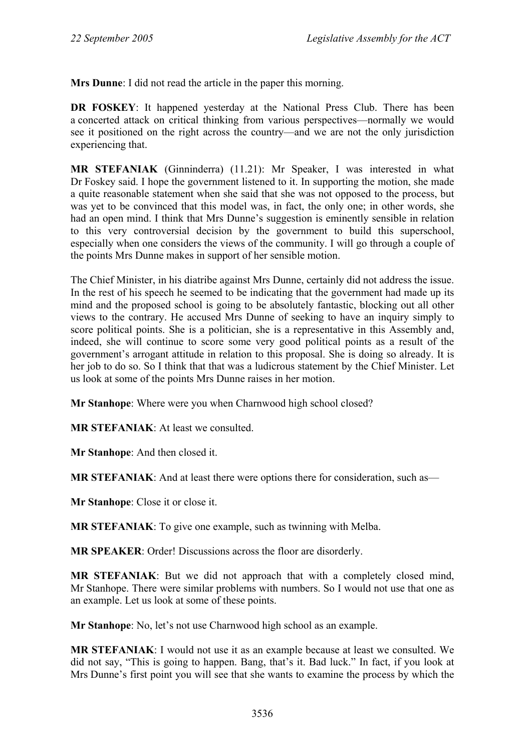**Mrs Dunne**: I did not read the article in the paper this morning.

**DR FOSKEY**: It happened yesterday at the National Press Club. There has been a concerted attack on critical thinking from various perspectives—normally we would see it positioned on the right across the country—and we are not the only jurisdiction experiencing that.

**MR STEFANIAK** (Ginninderra) (11.21): Mr Speaker, I was interested in what Dr Foskey said. I hope the government listened to it. In supporting the motion, she made a quite reasonable statement when she said that she was not opposed to the process, but was yet to be convinced that this model was, in fact, the only one; in other words, she had an open mind. I think that Mrs Dunne's suggestion is eminently sensible in relation to this very controversial decision by the government to build this superschool, especially when one considers the views of the community. I will go through a couple of the points Mrs Dunne makes in support of her sensible motion.

The Chief Minister, in his diatribe against Mrs Dunne, certainly did not address the issue. In the rest of his speech he seemed to be indicating that the government had made up its mind and the proposed school is going to be absolutely fantastic, blocking out all other views to the contrary. He accused Mrs Dunne of seeking to have an inquiry simply to score political points. She is a politician, she is a representative in this Assembly and, indeed, she will continue to score some very good political points as a result of the government's arrogant attitude in relation to this proposal. She is doing so already. It is her job to do so. So I think that that was a ludicrous statement by the Chief Minister. Let us look at some of the points Mrs Dunne raises in her motion.

**Mr Stanhope**: Where were you when Charnwood high school closed?

**MR STEFANIAK**: At least we consulted.

**Mr Stanhope**: And then closed it.

**MR STEFANIAK**: And at least there were options there for consideration, such as—

**Mr Stanhope**: Close it or close it.

**MR STEFANIAK**: To give one example, such as twinning with Melba.

**MR SPEAKER**: Order! Discussions across the floor are disorderly.

**MR STEFANIAK**: But we did not approach that with a completely closed mind, Mr Stanhope. There were similar problems with numbers. So I would not use that one as an example. Let us look at some of these points.

**Mr Stanhope**: No, let's not use Charnwood high school as an example.

**MR STEFANIAK**: I would not use it as an example because at least we consulted. We did not say, "This is going to happen. Bang, that's it. Bad luck." In fact, if you look at Mrs Dunne's first point you will see that she wants to examine the process by which the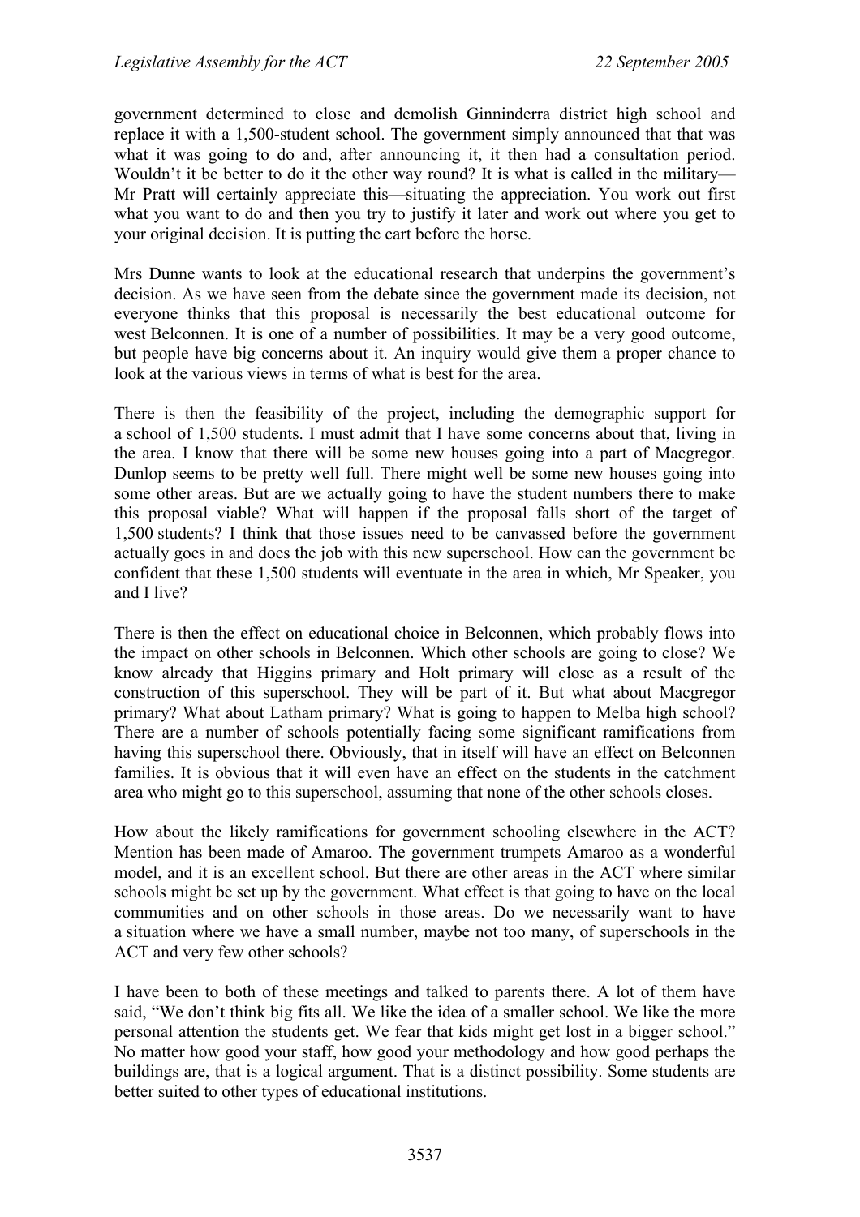government determined to close and demolish Ginninderra district high school and replace it with a 1,500-student school. The government simply announced that that was what it was going to do and, after announcing it, it then had a consultation period. Wouldn't it be better to do it the other way round? It is what is called in the military—Mr Pratt will certainly appreciate this—situating the appreciation. You work out first what you want to do and then you try to justify it later and work out where you get to your original decision. It is putting the cart before the horse.

Mrs Dunne wants to look at the educational research that underpins the government's decision. As we have seen from the debate since the government made its decision, not everyone thinks that this proposal is necessarily the best educational outcome for west Belconnen. It is one of a number of possibilities. It may be a very good outcome, but people have big concerns about it. An inquiry would give them a proper chance to look at the various views in terms of what is best for the area.

There is then the feasibility of the project, including the demographic support for a school of 1,500 students. I must admit that I have some concerns about that, living in the area. I know that there will be some new houses going into a part of Macgregor. Dunlop seems to be pretty well full. There might well be some new houses going into some other areas. But are we actually going to have the student numbers there to make this proposal viable? What will happen if the proposal falls short of the target of 1,500 students? I think that those issues need to be canvassed before the government actually goes in and does the job with this new superschool. How can the government be confident that these 1,500 students will eventuate in the area in which, Mr Speaker, you and I live?

There is then the effect on educational choice in Belconnen, which probably flows into the impact on other schools in Belconnen. Which other schools are going to close? We know already that Higgins primary and Holt primary will close as a result of the construction of this superschool. They will be part of it. But what about Macgregor primary? What about Latham primary? What is going to happen to Melba high school? There are a number of schools potentially facing some significant ramifications from having this superschool there. Obviously, that in itself will have an effect on Belconnen families. It is obvious that it will even have an effect on the students in the catchment area who might go to this superschool, assuming that none of the other schools closes.

How about the likely ramifications for government schooling elsewhere in the ACT? Mention has been made of Amaroo. The government trumpets Amaroo as a wonderful model, and it is an excellent school. But there are other areas in the ACT where similar schools might be set up by the government. What effect is that going to have on the local communities and on other schools in those areas. Do we necessarily want to have a situation where we have a small number, maybe not too many, of superschools in the ACT and very few other schools?

I have been to both of these meetings and talked to parents there. A lot of them have said, "We don't think big fits all. We like the idea of a smaller school. We like the more personal attention the students get. We fear that kids might get lost in a bigger school." No matter how good your staff, how good your methodology and how good perhaps the buildings are, that is a logical argument. That is a distinct possibility. Some students are better suited to other types of educational institutions.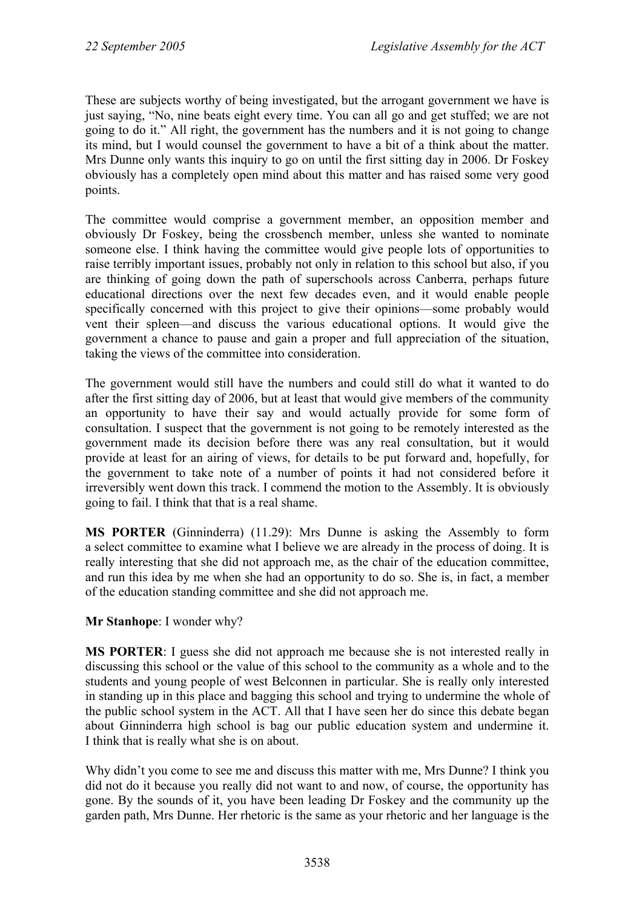These are subjects worthy of being investigated, but the arrogant government we have is just saying, "No, nine beats eight every time. You can all go and get stuffed; we are not going to do it." All right, the government has the numbers and it is not going to change its mind, but I would counsel the government to have a bit of a think about the matter. Mrs Dunne only wants this inquiry to go on until the first sitting day in 2006. Dr Foskey obviously has a completely open mind about this matter and has raised some very good points.

The committee would comprise a government member, an opposition member and obviously Dr Foskey, being the crossbench member, unless she wanted to nominate someone else. I think having the committee would give people lots of opportunities to raise terribly important issues, probably not only in relation to this school but also, if you are thinking of going down the path of superschools across Canberra, perhaps future educational directions over the next few decades even, and it would enable people specifically concerned with this project to give their opinions—some probably would vent their spleen—and discuss the various educational options. It would give the government a chance to pause and gain a proper and full appreciation of the situation, taking the views of the committee into consideration.

The government would still have the numbers and could still do what it wanted to do after the first sitting day of 2006, but at least that would give members of the community an opportunity to have their say and would actually provide for some form of consultation. I suspect that the government is not going to be remotely interested as the government made its decision before there was any real consultation, but it would provide at least for an airing of views, for details to be put forward and, hopefully, for the government to take note of a number of points it had not considered before it irreversibly went down this track. I commend the motion to the Assembly. It is obviously going to fail. I think that that is a real shame.

**MS PORTER** (Ginninderra) (11.29): Mrs Dunne is asking the Assembly to form a select committee to examine what I believe we are already in the process of doing. It is really interesting that she did not approach me, as the chair of the education committee, and run this idea by me when she had an opportunity to do so. She is, in fact, a member of the education standing committee and she did not approach me.

**Mr Stanhope**: I wonder why?

**MS PORTER**: I guess she did not approach me because she is not interested really in discussing this school or the value of this school to the community as a whole and to the students and young people of west Belconnen in particular. She is really only interested in standing up in this place and bagging this school and trying to undermine the whole of the public school system in the ACT. All that I have seen her do since this debate began about Ginninderra high school is bag our public education system and undermine it. I think that is really what she is on about.

Why didn't you come to see me and discuss this matter with me, Mrs Dunne? I think you did not do it because you really did not want to and now, of course, the opportunity has gone. By the sounds of it, you have been leading Dr Foskey and the community up the garden path, Mrs Dunne. Her rhetoric is the same as your rhetoric and her language is the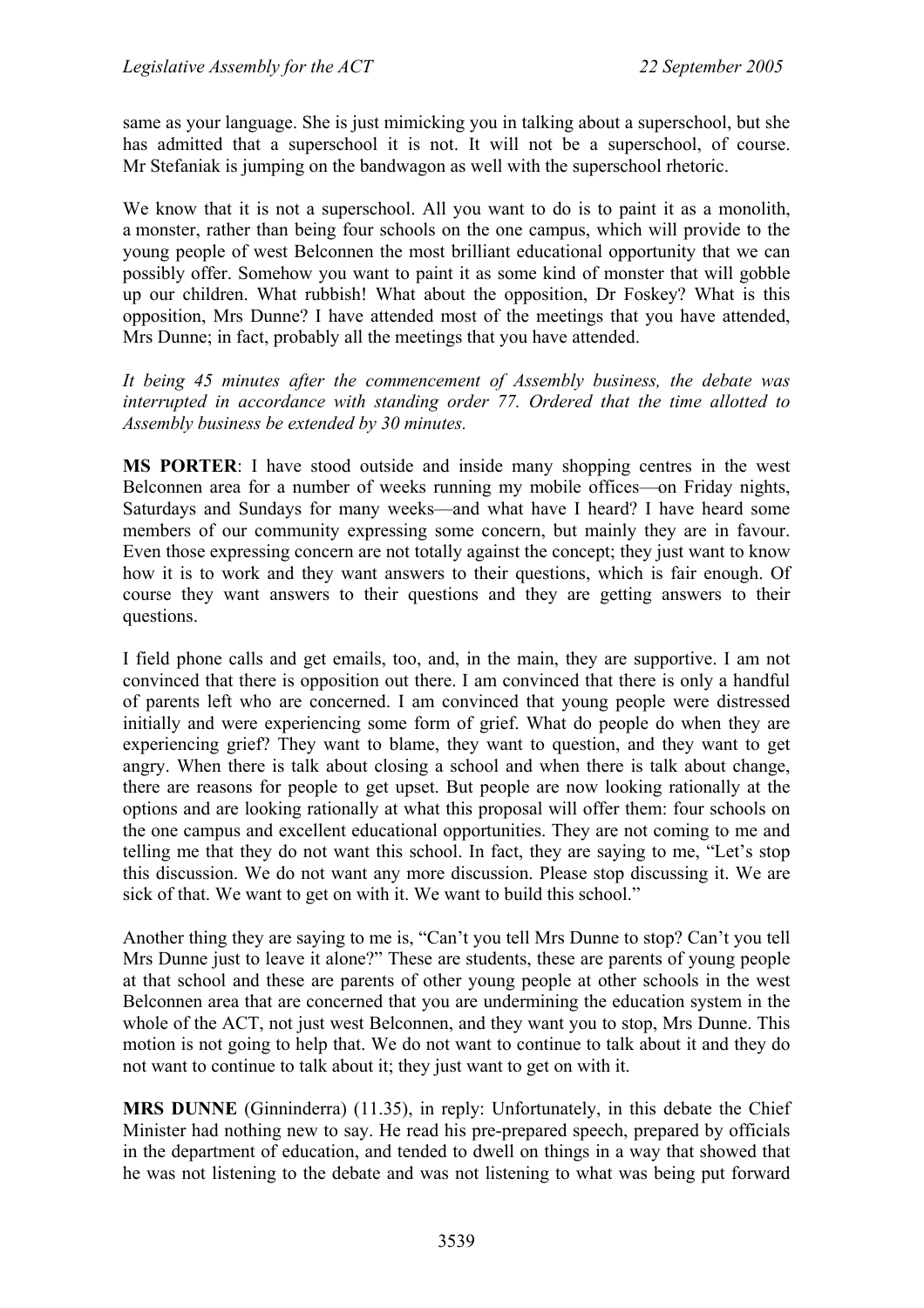same as your language. She is just mimicking you in talking about a superschool, but she has admitted that a superschool it is not. It will not be a superschool, of course. Mr Stefaniak is jumping on the bandwagon as well with the superschool rhetoric.

We know that it is not a superschool. All you want to do is to paint it as a monolith, a monster, rather than being four schools on the one campus, which will provide to the young people of west Belconnen the most brilliant educational opportunity that we can possibly offer. Somehow you want to paint it as some kind of monster that will gobble up our children. What rubbish! What about the opposition, Dr Foskey? What is this opposition, Mrs Dunne? I have attended most of the meetings that you have attended, Mrs Dunne; in fact, probably all the meetings that you have attended.

*It being 45 minutes after the commencement of Assembly business, the debate was interrupted in accordance with standing order 77. Ordered that the time allotted to Assembly business be extended by 30 minutes.*

**MS PORTER**: I have stood outside and inside many shopping centres in the west Belconnen area for a number of weeks running my mobile offices—on Friday nights, Saturdays and Sundays for many weeks—and what have I heard? I have heard some members of our community expressing some concern, but mainly they are in favour. Even those expressing concern are not totally against the concept; they just want to know how it is to work and they want answers to their questions, which is fair enough. Of course they want answers to their questions and they are getting answers to their questions.

I field phone calls and get emails, too, and, in the main, they are supportive. I am not convinced that there is opposition out there. I am convinced that there is only a handful of parents left who are concerned. I am convinced that young people were distressed initially and were experiencing some form of grief. What do people do when they are experiencing grief? They want to blame, they want to question, and they want to get angry. When there is talk about closing a school and when there is talk about change, there are reasons for people to get upset. But people are now looking rationally at the options and are looking rationally at what this proposal will offer them: four schools on the one campus and excellent educational opportunities. They are not coming to me and telling me that they do not want this school. In fact, they are saying to me, "Let's stop this discussion. We do not want any more discussion. Please stop discussing it. We are sick of that. We want to get on with it. We want to build this school."

Another thing they are saying to me is, "Can't you tell Mrs Dunne to stop? Can't you tell Mrs Dunne just to leave it alone?" These are students, these are parents of young people at that school and these are parents of other young people at other schools in the west Belconnen area that are concerned that you are undermining the education system in the whole of the ACT, not just west Belconnen, and they want you to stop, Mrs Dunne. This motion is not going to help that. We do not want to continue to talk about it and they do not want to continue to talk about it; they just want to get on with it.

**MRS DUNNE** (Ginninderra) (11.35), in reply: Unfortunately, in this debate the Chief Minister had nothing new to say. He read his pre-prepared speech, prepared by officials in the department of education, and tended to dwell on things in a way that showed that he was not listening to the debate and was not listening to what was being put forward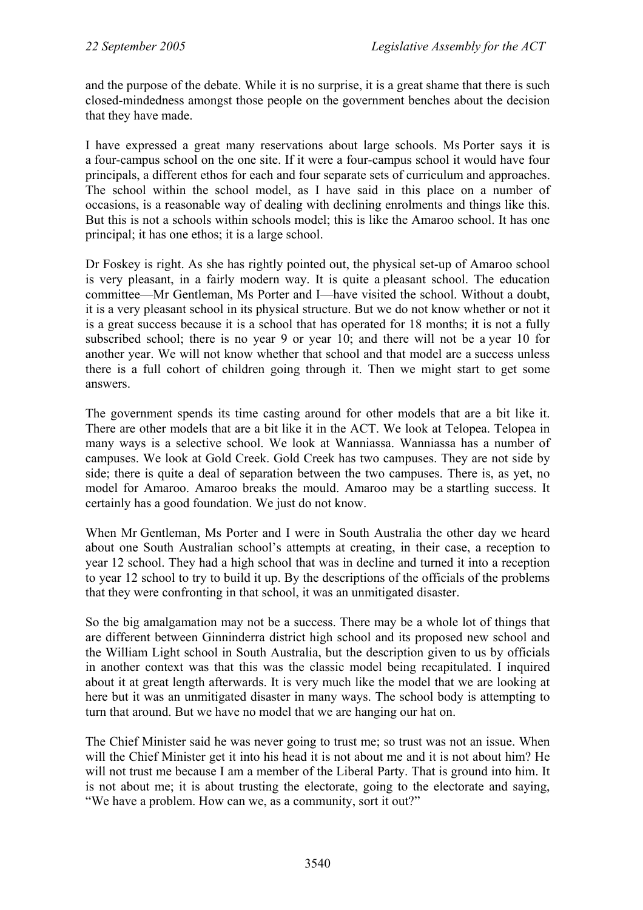and the purpose of the debate. While it is no surprise, it is a great shame that there is such closed-mindedness amongst those people on the government benches about the decision that they have made.

I have expressed a great many reservations about large schools. Ms Porter says it is a four-campus school on the one site. If it were a four-campus school it would have four principals, a different ethos for each and four separate sets of curriculum and approaches. The school within the school model, as I have said in this place on a number of occasions, is a reasonable way of dealing with declining enrolments and things like this. But this is not a schools within schools model; this is like the Amaroo school. It has one principal; it has one ethos; it is a large school.

Dr Foskey is right. As she has rightly pointed out, the physical set-up of Amaroo school is very pleasant, in a fairly modern way. It is quite a pleasant school. The education committee—Mr Gentleman, Ms Porter and I—have visited the school. Without a doubt, it is a very pleasant school in its physical structure. But we do not know whether or not it is a great success because it is a school that has operated for 18 months; it is not a fully subscribed school; there is no year 9 or year 10; and there will not be a year 10 for another year. We will not know whether that school and that model are a success unless there is a full cohort of children going through it. Then we might start to get some answers.

The government spends its time casting around for other models that are a bit like it. There are other models that are a bit like it in the ACT. We look at Telopea. Telopea in many ways is a selective school. We look at Wanniassa. Wanniassa has a number of campuses. We look at Gold Creek. Gold Creek has two campuses. They are not side by side; there is quite a deal of separation between the two campuses. There is, as yet, no model for Amaroo. Amaroo breaks the mould. Amaroo may be a startling success. It certainly has a good foundation. We just do not know.

When Mr Gentleman, Ms Porter and I were in South Australia the other day we heard about one South Australian school's attempts at creating, in their case, a reception to year 12 school. They had a high school that was in decline and turned it into a reception to year 12 school to try to build it up. By the descriptions of the officials of the problems that they were confronting in that school, it was an unmitigated disaster.

So the big amalgamation may not be a success. There may be a whole lot of things that are different between Ginninderra district high school and its proposed new school and the William Light school in South Australia, but the description given to us by officials in another context was that this was the classic model being recapitulated. I inquired about it at great length afterwards. It is very much like the model that we are looking at here but it was an unmitigated disaster in many ways. The school body is attempting to turn that around. But we have no model that we are hanging our hat on.

The Chief Minister said he was never going to trust me; so trust was not an issue. When will the Chief Minister get it into his head it is not about me and it is not about him? He will not trust me because I am a member of the Liberal Party. That is ground into him. It is not about me; it is about trusting the electorate, going to the electorate and saying, "We have a problem. How can we, as a community, sort it out?"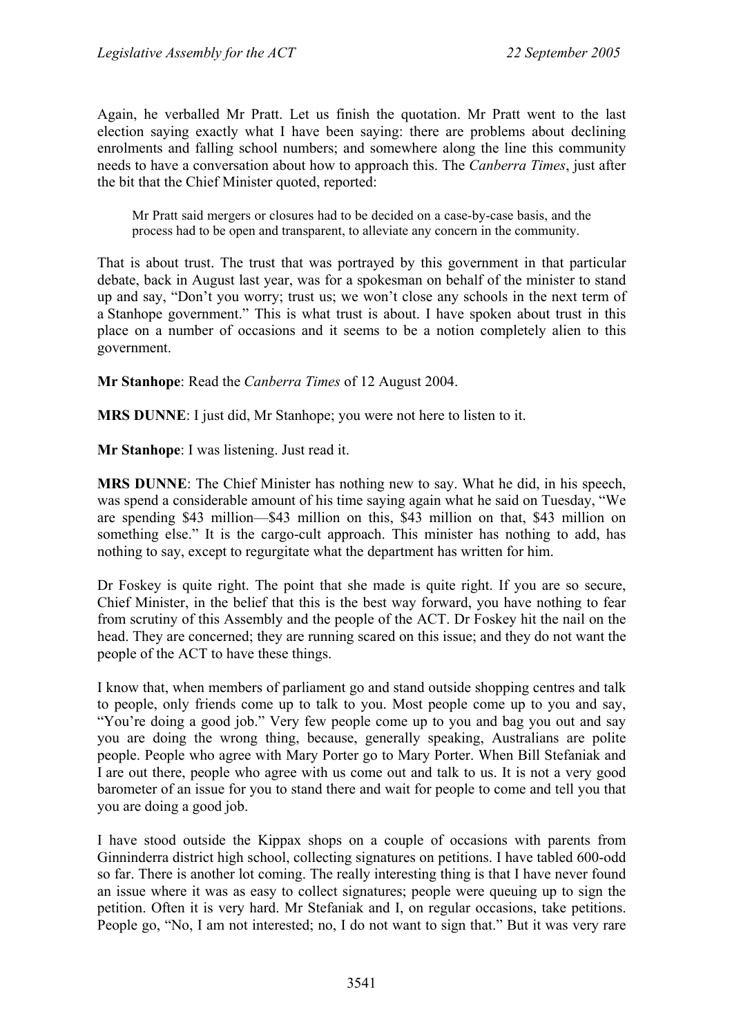Again, he verballed Mr Pratt. Let us finish the quotation. Mr Pratt went to the last election saying exactly what I have been saying: there are problems about declining enrolments and falling school numbers; and somewhere along the line this community needs to have a conversation about how to approach this. The *Canberra Times*, just after the bit that the Chief Minister quoted, reported:

> Mr Pratt said mergers or closures had to be decided on a case-by-case basis, and the process had to be open and transparent, to alleviate any concern in the community.

That is about trust. The trust that was portrayed by this government in that particular debate, back in August last year, was for a spokesman on behalf of the minister to stand up and say, "Don't you worry; trust us; we won't close any schools in the next term of a Stanhope government." This is what trust is about. I have spoken about trust in this place on a number of occasions and it seems to be a notion completely alien to this government.

**Mr Stanhope**: Read the *Canberra Times* of 12 August 2004.

**MRS DUNNE**: I just did, Mr Stanhope; you were not here to listen to it.

**Mr Stanhope**: I was listening. Just read it.

**MRS DUNNE**: The Chief Minister has nothing new to say. What he did, in his speech, was spend a considerable amount of his time saying again what he said on Tuesday, "We are spending $43 million—$43 million on this, $43 million on that, $43 million on something else." It is the cargo-cult approach. This minister has nothing to add, has nothing to say, except to regurgitate what the department has written for him.

Dr Foskey is quite right. The point that she made is quite right. If you are so secure, Chief Minister, in the belief that this is the best way forward, you have nothing to fear from scrutiny of this Assembly and the people of the ACT. Dr Foskey hit the nail on the head. They are concerned; they are running scared on this issue; and they do not want the people of the ACT to have these things.

I know that, when members of parliament go and stand outside shopping centres and talk to people, only friends come up to talk to you. Most people come up to you and say, "You're doing a good job." Very few people come up to you and bag you out and say you are doing the wrong thing, because, generally speaking, Australians are polite people. People who agree with Mary Porter go to Mary Porter. When Bill Stefaniak and I are out there, people who agree with us come out and talk to us. It is not a very good barometer of an issue for you to stand there and wait for people to come and tell you that you are doing a good job.

I have stood outside the Kippax shops on a couple of occasions with parents from Ginninderra district high school, collecting signatures on petitions. I have tabled 600-odd so far. There is another lot coming. The really interesting thing is that I have never found an issue where it was as easy to collect signatures; people were queuing up to sign the petition. Often it is very hard. Mr Stefaniak and I, on regular occasions, take petitions. People go, "No, I am not interested; no, I do not want to sign that." But it was very rare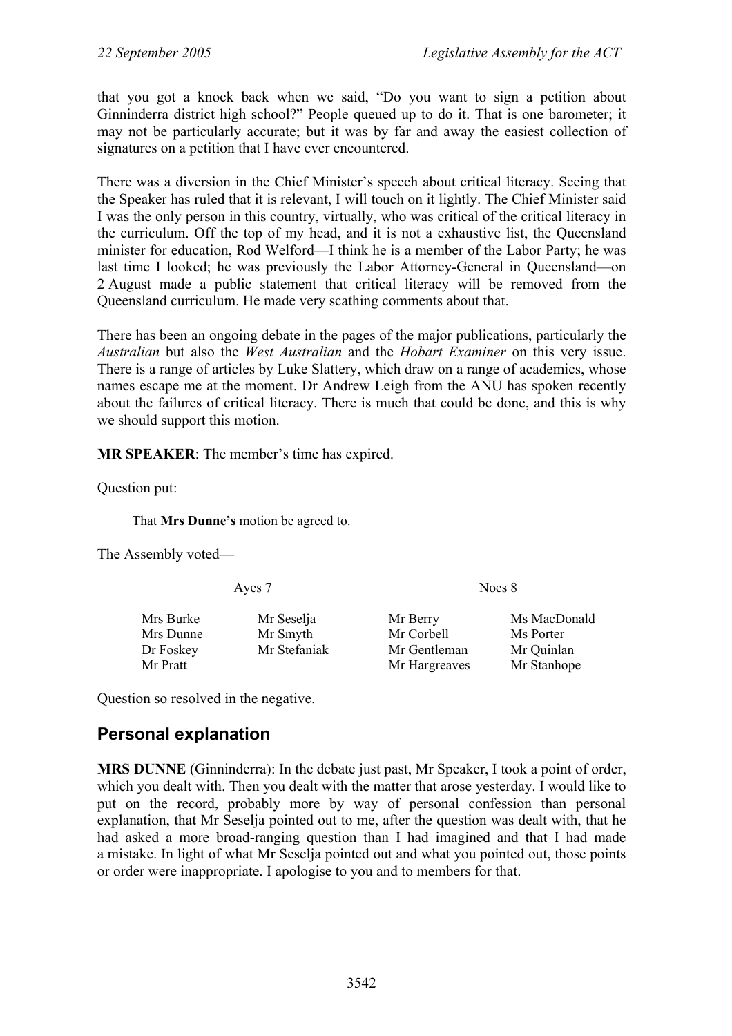that you got a knock back when we said, "Do you want to sign a petition about Ginninderra district high school?" People queued up to do it. That is one barometer; it may not be particularly accurate; but it was by far and away the easiest collection of signatures on a petition that I have ever encountered.

There was a diversion in the Chief Minister's speech about critical literacy. Seeing that the Speaker has ruled that it is relevant, I will touch on it lightly. The Chief Minister said I was the only person in this country, virtually, who was critical of the critical literacy in the curriculum. Off the top of my head, and it is not a exhaustive list, the Queensland minister for education, Rod Welford—I think he is a member of the Labor Party; he was last time I looked; he was previously the Labor Attorney-General in Queensland—on 2 August made a public statement that critical literacy will be removed from the Queensland curriculum. He made very scathing comments about that.

There has been an ongoing debate in the pages of the major publications, particularly the *Australian* but also the *West Australian* and the *Hobart Examiner* on this very issue. There is a range of articles by Luke Slattery, which draw on a range of academics, whose names escape me at the moment. Dr Andrew Leigh from the ANU has spoken recently about the failures of critical literacy. There is much that could be done, and this is why we should support this motion.

**MR SPEAKER**: The member's time has expired.

Question put:

That **Mrs Dunne's** motion be agreed to.

The Assembly voted—

| Ayes 7 | | Noes 8 | |
|---|---|---|---|
| Mrs Burke | Mr Seselja | Mr Berry | Ms MacDonald |
| Mrs Dunne | Mr Smyth | Mr Corbell | Ms Porter |
| Dr Foskey | Mr Stefaniak | Mr Gentleman | Mr Quinlan |
| Mr Pratt | | Mr Hargreaves | Mr Stanhope |

Question so resolved in the negative.

## Personal explanation

**MRS DUNNE** (Ginninderra): In the debate just past, Mr Speaker, I took a point of order, which you dealt with. Then you dealt with the matter that arose yesterday. I would like to put on the record, probably more by way of personal confession than personal explanation, that Mr Seselja pointed out to me, after the question was dealt with, that he had asked a more broad-ranging question than I had imagined and that I had made a mistake. In light of what Mr Seselja pointed out and what you pointed out, those points or order were inappropriate. I apologise to you and to members for that.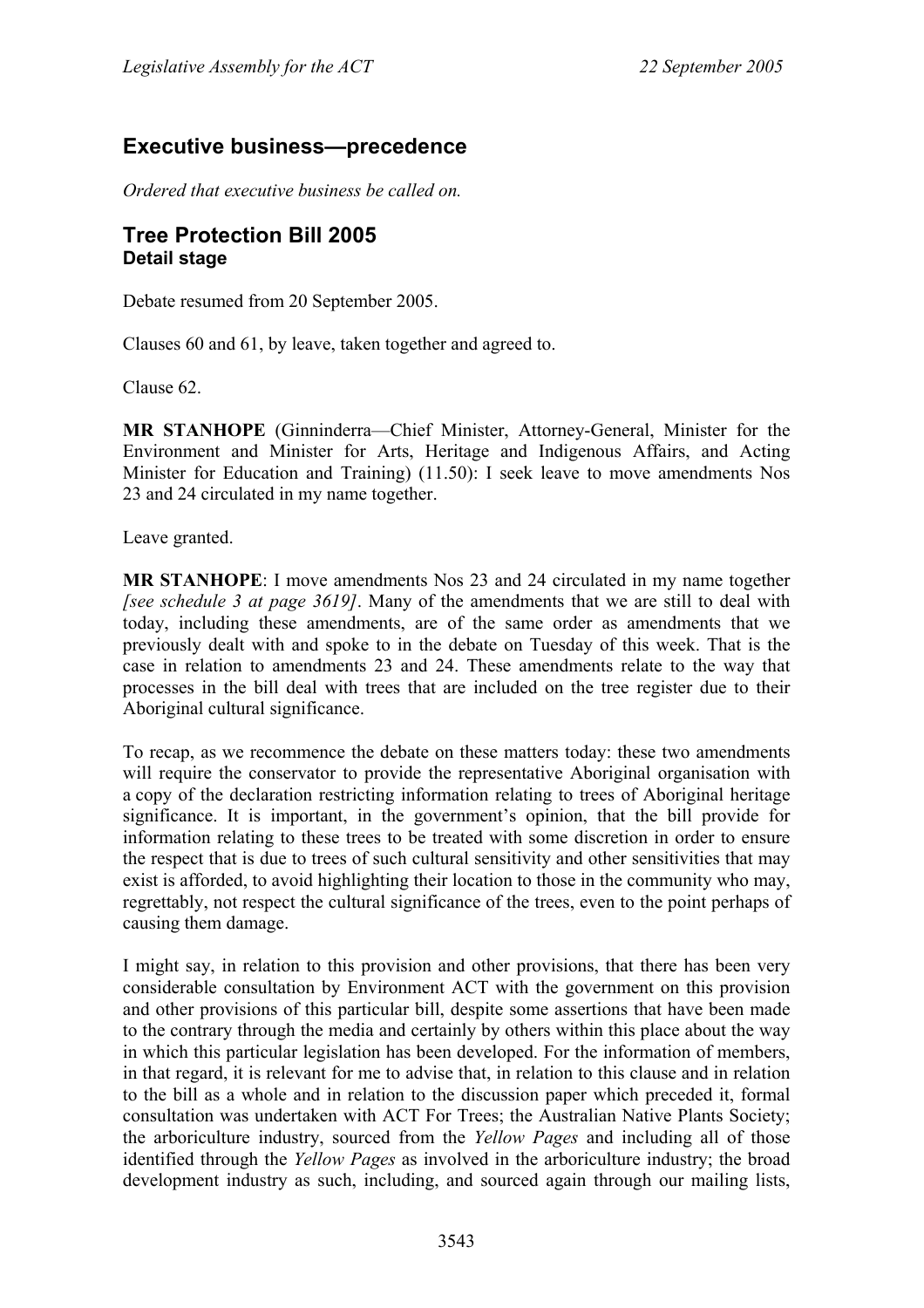## Executive business—precedence

*Ordered that executive business be called on.*

## Tree Protection Bill 2005
### Detail stage

Debate resumed from 20 September 2005.

Clauses 60 and 61, by leave, taken together and agreed to.

Clause 62.

**MR STANHOPE** (Ginninderra—Chief Minister, Attorney-General, Minister for the Environment and Minister for Arts, Heritage and Indigenous Affairs, and Acting Minister for Education and Training) (11.50): I seek leave to move amendments Nos 23 and 24 circulated in my name together.

Leave granted.

**MR STANHOPE**: I move amendments Nos 23 and 24 circulated in my name together *[see schedule 3 at page 3619]*. Many of the amendments that we are still to deal with today, including these amendments, are of the same order as amendments that we previously dealt with and spoke to in the debate on Tuesday of this week. That is the case in relation to amendments 23 and 24. These amendments relate to the way that processes in the bill deal with trees that are included on the tree register due to their Aboriginal cultural significance.

To recap, as we recommence the debate on these matters today: these two amendments will require the conservator to provide the representative Aboriginal organisation with a copy of the declaration restricting information relating to trees of Aboriginal heritage significance. It is important, in the government's opinion, that the bill provide for information relating to these trees to be treated with some discretion in order to ensure the respect that is due to trees of such cultural sensitivity and other sensitivities that may exist is afforded, to avoid highlighting their location to those in the community who may, regrettably, not respect the cultural significance of the trees, even to the point perhaps of causing them damage.

I might say, in relation to this provision and other provisions, that there has been very considerable consultation by Environment ACT with the government on this provision and other provisions of this particular bill, despite some assertions that have been made to the contrary through the media and certainly by others within this place about the way in which this particular legislation has been developed. For the information of members, in that regard, it is relevant for me to advise that, in relation to this clause and in relation to the bill as a whole and in relation to the discussion paper which preceded it, formal consultation was undertaken with ACT For Trees; the Australian Native Plants Society; the arboriculture industry, sourced from the *Yellow Pages* and including all of those identified through the *Yellow Pages* as involved in the arboriculture industry; the broad development industry as such, including, and sourced again through our mailing lists,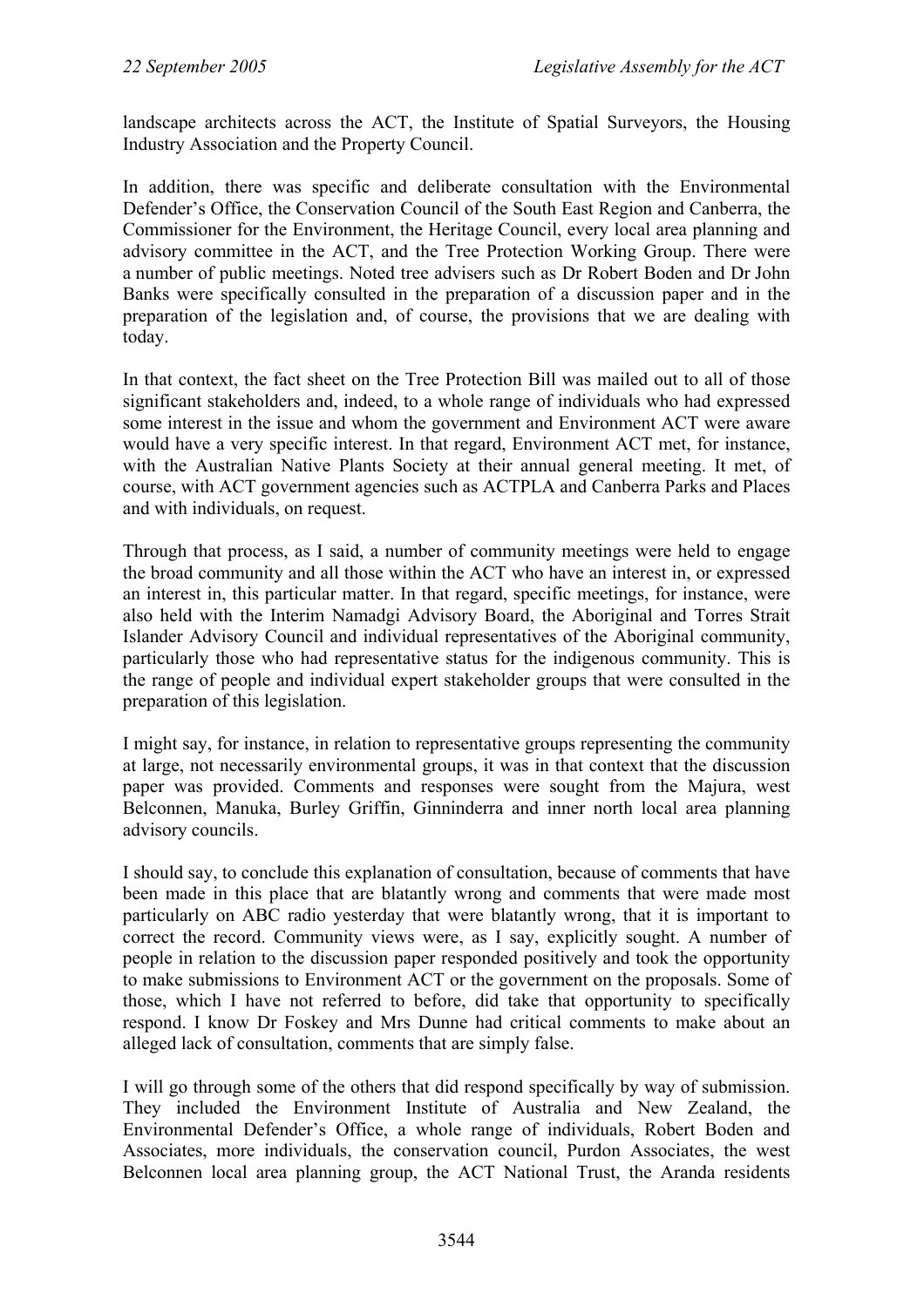landscape architects across the ACT, the Institute of Spatial Surveyors, the Housing Industry Association and the Property Council.

In addition, there was specific and deliberate consultation with the Environmental Defender's Office, the Conservation Council of the South East Region and Canberra, the Commissioner for the Environment, the Heritage Council, every local area planning and advisory committee in the ACT, and the Tree Protection Working Group. There were a number of public meetings. Noted tree advisers such as Dr Robert Boden and Dr John Banks were specifically consulted in the preparation of a discussion paper and in the preparation of the legislation and, of course, the provisions that we are dealing with today.

In that context, the fact sheet on the Tree Protection Bill was mailed out to all of those significant stakeholders and, indeed, to a whole range of individuals who had expressed some interest in the issue and whom the government and Environment ACT were aware would have a very specific interest. In that regard, Environment ACT met, for instance, with the Australian Native Plants Society at their annual general meeting. It met, of course, with ACT government agencies such as ACTPLA and Canberra Parks and Places and with individuals, on request.

Through that process, as I said, a number of community meetings were held to engage the broad community and all those within the ACT who have an interest in, or expressed an interest in, this particular matter. In that regard, specific meetings, for instance, were also held with the Interim Namadgi Advisory Board, the Aboriginal and Torres Strait Islander Advisory Council and individual representatives of the Aboriginal community, particularly those who had representative status for the indigenous community. This is the range of people and individual expert stakeholder groups that were consulted in the preparation of this legislation.

I might say, for instance, in relation to representative groups representing the community at large, not necessarily environmental groups, it was in that context that the discussion paper was provided. Comments and responses were sought from the Majura, west Belconnen, Manuka, Burley Griffin, Ginninderra and inner north local area planning advisory councils.

I should say, to conclude this explanation of consultation, because of comments that have been made in this place that are blatantly wrong and comments that were made most particularly on ABC radio yesterday that were blatantly wrong, that it is important to correct the record. Community views were, as I say, explicitly sought. A number of people in relation to the discussion paper responded positively and took the opportunity to make submissions to Environment ACT or the government on the proposals. Some of those, which I have not referred to before, did take that opportunity to specifically respond. I know Dr Foskey and Mrs Dunne had critical comments to make about an alleged lack of consultation, comments that are simply false.

I will go through some of the others that did respond specifically by way of submission. They included the Environment Institute of Australia and New Zealand, the Environmental Defender's Office, a whole range of individuals, Robert Boden and Associates, more individuals, the conservation council, Purdon Associates, the west Belconnen local area planning group, the ACT National Trust, the Aranda residents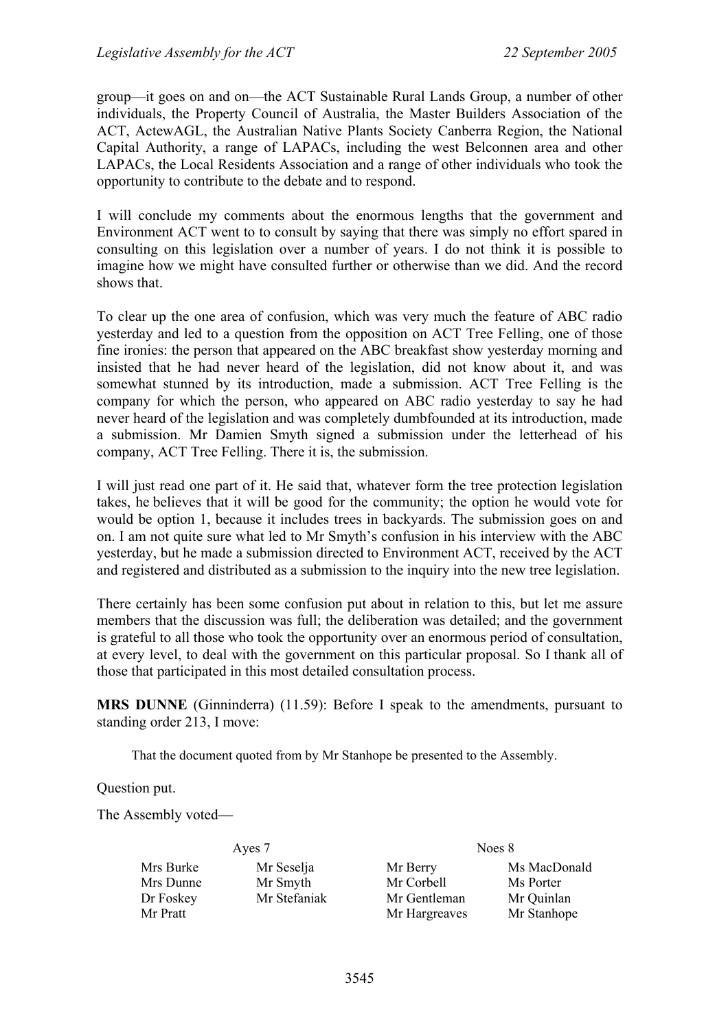group—it goes on and on—the ACT Sustainable Rural Lands Group, a number of other individuals, the Property Council of Australia, the Master Builders Association of the ACT, ActewAGL, the Australian Native Plants Society Canberra Region, the National Capital Authority, a range of LAPACs, including the west Belconnen area and other LAPACs, the Local Residents Association and a range of other individuals who took the opportunity to contribute to the debate and to respond.

I will conclude my comments about the enormous lengths that the government and Environment ACT went to to consult by saying that there was simply no effort spared in consulting on this legislation over a number of years. I do not think it is possible to imagine how we might have consulted further or otherwise than we did. And the record shows that.

To clear up the one area of confusion, which was very much the feature of ABC radio yesterday and led to a question from the opposition on ACT Tree Felling, one of those fine ironies: the person that appeared on the ABC breakfast show yesterday morning and insisted that he had never heard of the legislation, did not know about it, and was somewhat stunned by its introduction, made a submission. ACT Tree Felling is the company for which the person, who appeared on ABC radio yesterday to say he had never heard of the legislation and was completely dumbfounded at its introduction, made a submission. Mr Damien Smyth signed a submission under the letterhead of his company, ACT Tree Felling. There it is, the submission.

I will just read one part of it. He said that, whatever form the tree protection legislation takes, he believes that it will be good for the community; the option he would vote for would be option 1, because it includes trees in backyards. The submission goes on and on. I am not quite sure what led to Mr Smyth's confusion in his interview with the ABC yesterday, but he made a submission directed to Environment ACT, received by the ACT and registered and distributed as a submission to the inquiry into the new tree legislation.

There certainly has been some confusion put about in relation to this, but let me assure members that the discussion was full; the deliberation was detailed; and the government is grateful to all those who took the opportunity over an enormous period of consultation, at every level, to deal with the government on this particular proposal. So I thank all of those that participated in this most detailed consultation process.

**MRS DUNNE** (Ginninderra) (11.59): Before I speak to the amendments, pursuant to standing order 213, I move:

> That the document quoted from by Mr Stanhope be presented to the Assembly.

Question put.

The Assembly voted—

| Ayes 7 | | Noes 8 | |
|---|---|---|---|
| Mrs Burke | Mr Seselja | Mr Berry | Ms MacDonald |
| Mrs Dunne | Mr Smyth | Mr Corbell | Ms Porter |
| Dr Foskey | Mr Stefaniak | Mr Gentleman | Mr Quinlan |
| Mr Pratt | | Mr Hargreaves | Mr Stanhope |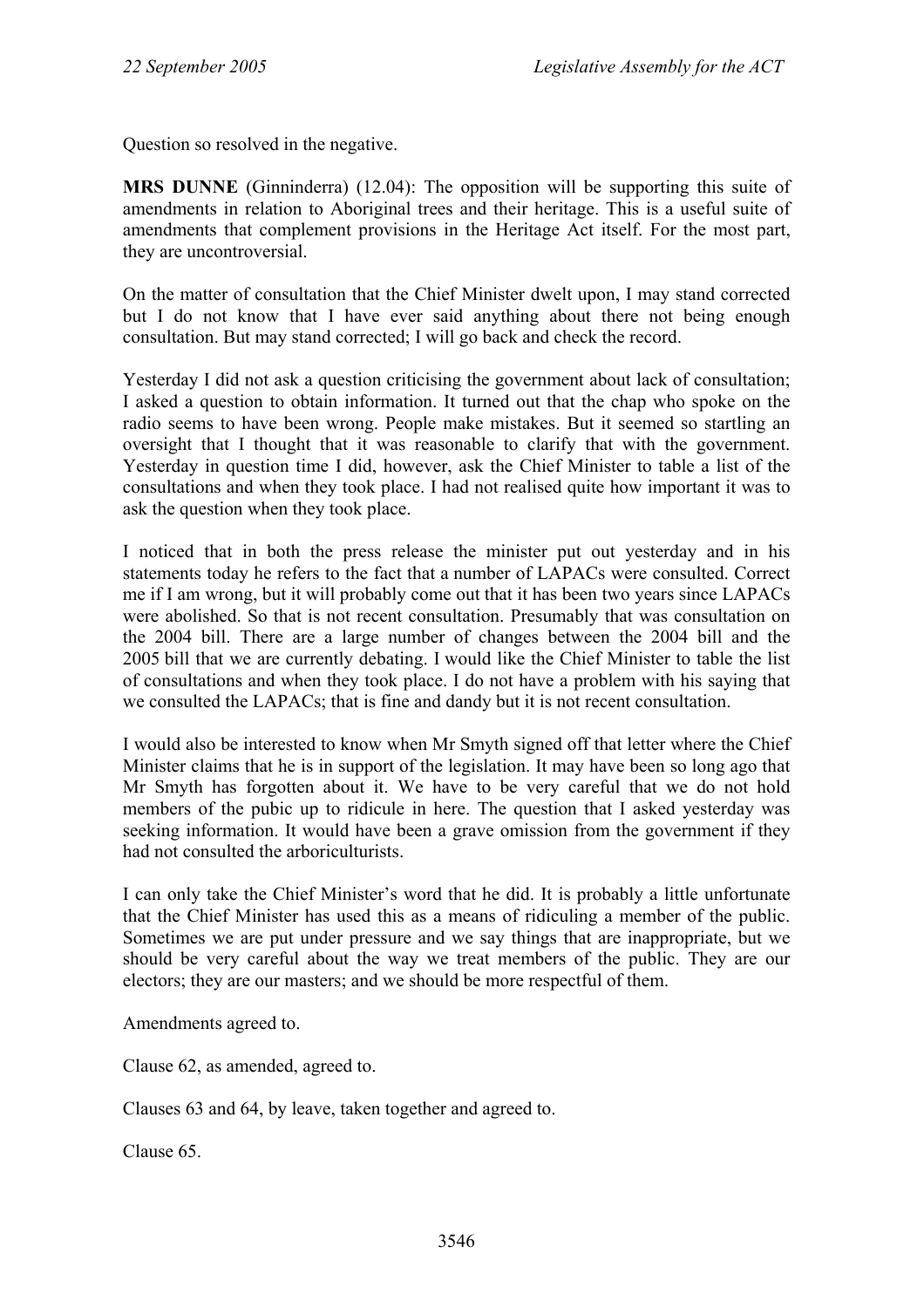Question so resolved in the negative.

**MRS DUNNE** (Ginninderra) (12.04): The opposition will be supporting this suite of amendments in relation to Aboriginal trees and their heritage. This is a useful suite of amendments that complement provisions in the Heritage Act itself. For the most part, they are uncontroversial.

On the matter of consultation that the Chief Minister dwelt upon, I may stand corrected but I do not know that I have ever said anything about there not being enough consultation. But may stand corrected; I will go back and check the record.

Yesterday I did not ask a question criticising the government about lack of consultation; I asked a question to obtain information. It turned out that the chap who spoke on the radio seems to have been wrong. People make mistakes. But it seemed so startling an oversight that I thought that it was reasonable to clarify that with the government. Yesterday in question time I did, however, ask the Chief Minister to table a list of the consultations and when they took place. I had not realised quite how important it was to ask the question when they took place.

I noticed that in both the press release the minister put out yesterday and in his statements today he refers to the fact that a number of LAPACs were consulted. Correct me if I am wrong, but it will probably come out that it has been two years since LAPACs were abolished. So that is not recent consultation. Presumably that was consultation on the 2004 bill. There are a large number of changes between the 2004 bill and the 2005 bill that we are currently debating. I would like the Chief Minister to table the list of consultations and when they took place. I do not have a problem with his saying that we consulted the LAPACs; that is fine and dandy but it is not recent consultation.

I would also be interested to know when Mr Smyth signed off that letter where the Chief Minister claims that he is in support of the legislation. It may have been so long ago that Mr Smyth has forgotten about it. We have to be very careful that we do not hold members of the pubic up to ridicule in here. The question that I asked yesterday was seeking information. It would have been a grave omission from the government if they had not consulted the arboriculturists.

I can only take the Chief Minister's word that he did. It is probably a little unfortunate that the Chief Minister has used this as a means of ridiculing a member of the public. Sometimes we are put under pressure and we say things that are inappropriate, but we should be very careful about the way we treat members of the public. They are our electors; they are our masters; and we should be more respectful of them.

Amendments agreed to.

Clause 62, as amended, agreed to.

Clauses 63 and 64, by leave, taken together and agreed to.

Clause 65.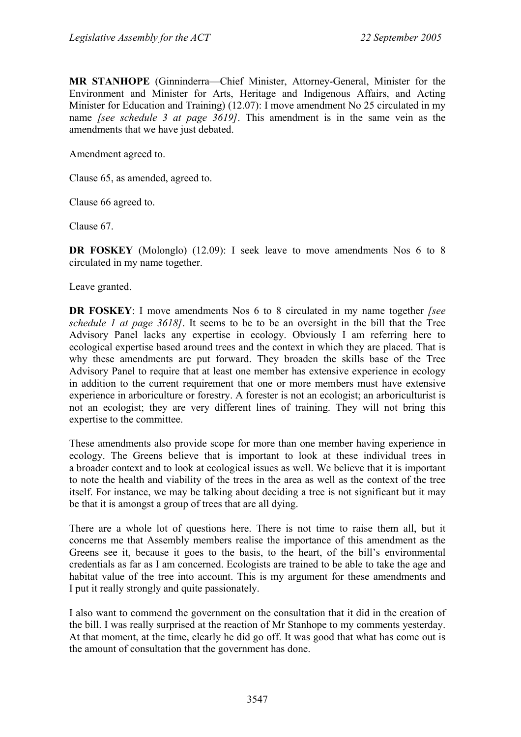**MR STANHOPE** (Ginninderra—Chief Minister, Attorney-General, Minister for the Environment and Minister for Arts, Heritage and Indigenous Affairs, and Acting Minister for Education and Training) (12.07): I move amendment No 25 circulated in my name *[see schedule 3 at page 3619]*. This amendment is in the same vein as the amendments that we have just debated.

Amendment agreed to.

Clause 65, as amended, agreed to.

Clause 66 agreed to.

Clause 67.

**DR FOSKEY** (Molonglo) (12.09): I seek leave to move amendments Nos 6 to 8 circulated in my name together.

Leave granted.

**DR FOSKEY**: I move amendments Nos 6 to 8 circulated in my name together *[see schedule 1 at page 3618]*. It seems to be to be an oversight in the bill that the Tree Advisory Panel lacks any expertise in ecology. Obviously I am referring here to ecological expertise based around trees and the context in which they are placed. That is why these amendments are put forward. They broaden the skills base of the Tree Advisory Panel to require that at least one member has extensive experience in ecology in addition to the current requirement that one or more members must have extensive experience in arboriculture or forestry. A forester is not an ecologist; an arboriculturist is not an ecologist; they are very different lines of training. They will not bring this expertise to the committee.

These amendments also provide scope for more than one member having experience in ecology. The Greens believe that is important to look at these individual trees in a broader context and to look at ecological issues as well. We believe that it is important to note the health and viability of the trees in the area as well as the context of the tree itself. For instance, we may be talking about deciding a tree is not significant but it may be that it is amongst a group of trees that are all dying.

There are a whole lot of questions here. There is not time to raise them all, but it concerns me that Assembly members realise the importance of this amendment as the Greens see it, because it goes to the basis, to the heart, of the bill's environmental credentials as far as I am concerned. Ecologists are trained to be able to take the age and habitat value of the tree into account. This is my argument for these amendments and I put it really strongly and quite passionately.

I also want to commend the government on the consultation that it did in the creation of the bill. I was really surprised at the reaction of Mr Stanhope to my comments yesterday. At that moment, at the time, clearly he did go off. It was good that what has come out is the amount of consultation that the government has done.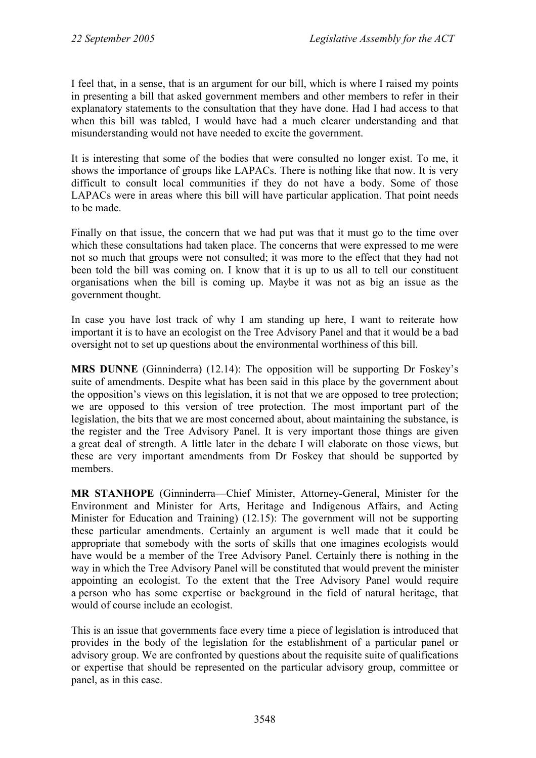I feel that, in a sense, that is an argument for our bill, which is where I raised my points in presenting a bill that asked government members and other members to refer in their explanatory statements to the consultation that they have done. Had I had access to that when this bill was tabled, I would have had a much clearer understanding and that misunderstanding would not have needed to excite the government.

It is interesting that some of the bodies that were consulted no longer exist. To me, it shows the importance of groups like LAPACs. There is nothing like that now. It is very difficult to consult local communities if they do not have a body. Some of those LAPACs were in areas where this bill will have particular application. That point needs to be made.

Finally on that issue, the concern that we had put was that it must go to the time over which these consultations had taken place. The concerns that were expressed to me were not so much that groups were not consulted; it was more to the effect that they had not been told the bill was coming on. I know that it is up to us all to tell our constituent organisations when the bill is coming up. Maybe it was not as big an issue as the government thought.

In case you have lost track of why I am standing up here, I want to reiterate how important it is to have an ecologist on the Tree Advisory Panel and that it would be a bad oversight not to set up questions about the environmental worthiness of this bill.

**MRS DUNNE** (Ginninderra) (12.14): The opposition will be supporting Dr Foskey's suite of amendments. Despite what has been said in this place by the government about the opposition's views on this legislation, it is not that we are opposed to tree protection; we are opposed to this version of tree protection. The most important part of the legislation, the bits that we are most concerned about, about maintaining the substance, is the register and the Tree Advisory Panel. It is very important those things are given a great deal of strength. A little later in the debate I will elaborate on those views, but these are very important amendments from Dr Foskey that should be supported by members.

**MR STANHOPE** (Ginninderra—Chief Minister, Attorney-General, Minister for the Environment and Minister for Arts, Heritage and Indigenous Affairs, and Acting Minister for Education and Training) (12.15): The government will not be supporting these particular amendments. Certainly an argument is well made that it could be appropriate that somebody with the sorts of skills that one imagines ecologists would have would be a member of the Tree Advisory Panel. Certainly there is nothing in the way in which the Tree Advisory Panel will be constituted that would prevent the minister appointing an ecologist. To the extent that the Tree Advisory Panel would require a person who has some expertise or background in the field of natural heritage, that would of course include an ecologist.

This is an issue that governments face every time a piece of legislation is introduced that provides in the body of the legislation for the establishment of a particular panel or advisory group. We are confronted by questions about the requisite suite of qualifications or expertise that should be represented on the particular advisory group, committee or panel, as in this case.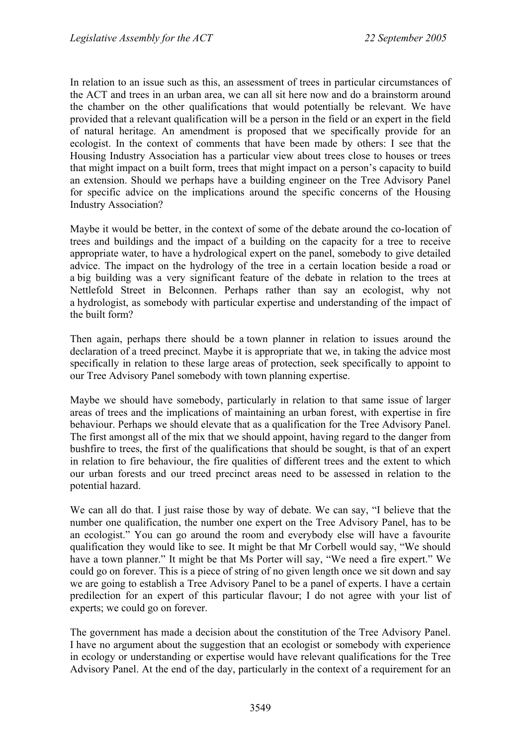In relation to an issue such as this, an assessment of trees in particular circumstances of the ACT and trees in an urban area, we can all sit here now and do a brainstorm around the chamber on the other qualifications that would potentially be relevant. We have provided that a relevant qualification will be a person in the field or an expert in the field of natural heritage. An amendment is proposed that we specifically provide for an ecologist. In the context of comments that have been made by others: I see that the Housing Industry Association has a particular view about trees close to houses or trees that might impact on a built form, trees that might impact on a person's capacity to build an extension. Should we perhaps have a building engineer on the Tree Advisory Panel for specific advice on the implications around the specific concerns of the Housing Industry Association?

Maybe it would be better, in the context of some of the debate around the co-location of trees and buildings and the impact of a building on the capacity for a tree to receive appropriate water, to have a hydrological expert on the panel, somebody to give detailed advice. The impact on the hydrology of the tree in a certain location beside a road or a big building was a very significant feature of the debate in relation to the trees at Nettlefold Street in Belconnen. Perhaps rather than say an ecologist, why not a hydrologist, as somebody with particular expertise and understanding of the impact of the built form?

Then again, perhaps there should be a town planner in relation to issues around the declaration of a treed precinct. Maybe it is appropriate that we, in taking the advice most specifically in relation to these large areas of protection, seek specifically to appoint to our Tree Advisory Panel somebody with town planning expertise.

Maybe we should have somebody, particularly in relation to that same issue of larger areas of trees and the implications of maintaining an urban forest, with expertise in fire behaviour. Perhaps we should elevate that as a qualification for the Tree Advisory Panel. The first amongst all of the mix that we should appoint, having regard to the danger from bushfire to trees, the first of the qualifications that should be sought, is that of an expert in relation to fire behaviour, the fire qualities of different trees and the extent to which our urban forests and our treed precinct areas need to be assessed in relation to the potential hazard.

We can all do that. I just raise those by way of debate. We can say, "I believe that the number one qualification, the number one expert on the Tree Advisory Panel, has to be an ecologist." You can go around the room and everybody else will have a favourite qualification they would like to see. It might be that Mr Corbell would say, "We should have a town planner." It might be that Ms Porter will say, "We need a fire expert." We could go on forever. This is a piece of string of no given length once we sit down and say we are going to establish a Tree Advisory Panel to be a panel of experts. I have a certain predilection for an expert of this particular flavour; I do not agree with your list of experts; we could go on forever.

The government has made a decision about the constitution of the Tree Advisory Panel. I have no argument about the suggestion that an ecologist or somebody with experience in ecology or understanding or expertise would have relevant qualifications for the Tree Advisory Panel. At the end of the day, particularly in the context of a requirement for an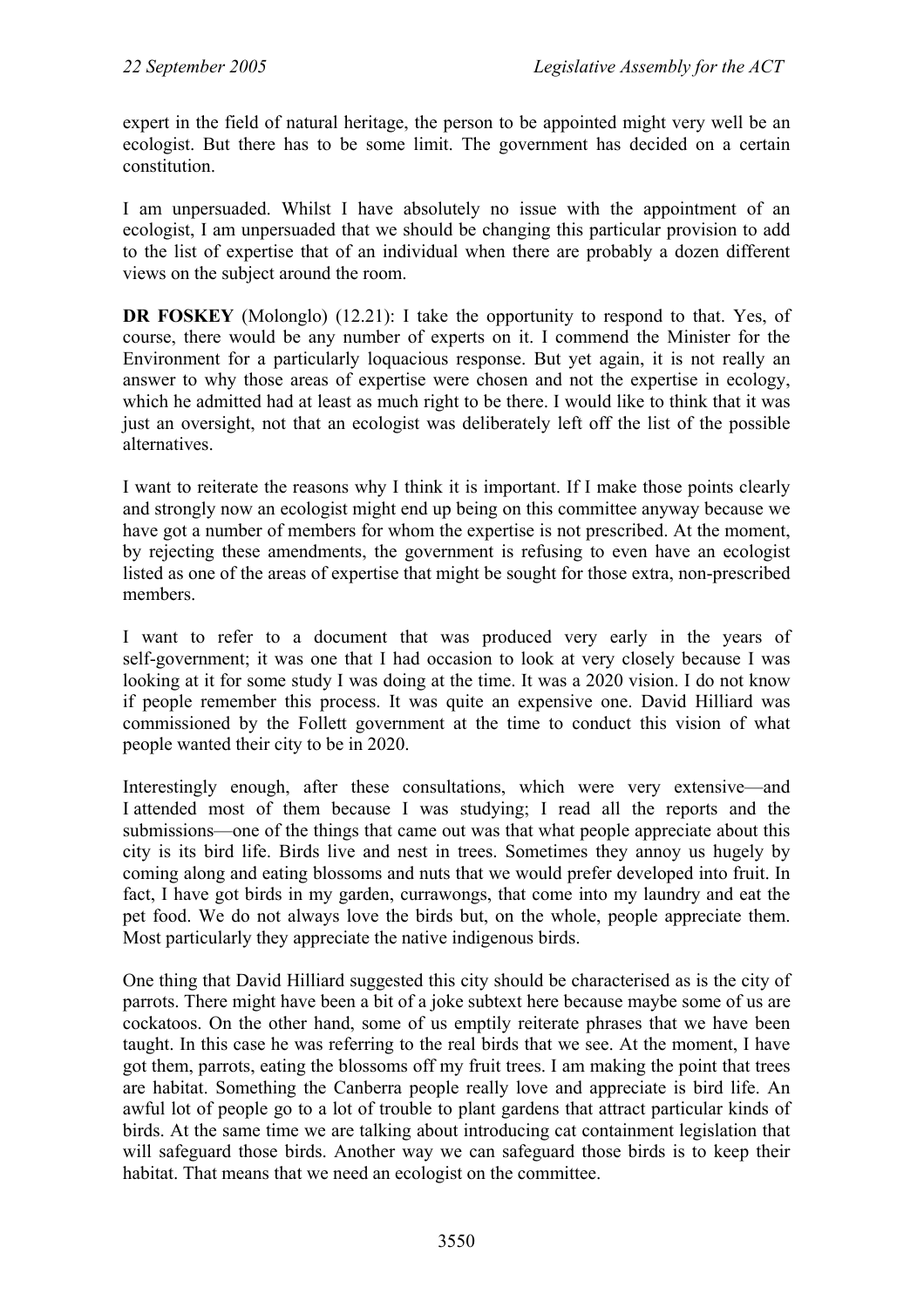expert in the field of natural heritage, the person to be appointed might very well be an ecologist. But there has to be some limit. The government has decided on a certain constitution.

I am unpersuaded. Whilst I have absolutely no issue with the appointment of an ecologist, I am unpersuaded that we should be changing this particular provision to add to the list of expertise that of an individual when there are probably a dozen different views on the subject around the room.

**DR FOSKEY** (Molonglo) (12.21): I take the opportunity to respond to that. Yes, of course, there would be any number of experts on it. I commend the Minister for the Environment for a particularly loquacious response. But yet again, it is not really an answer to why those areas of expertise were chosen and not the expertise in ecology, which he admitted had at least as much right to be there. I would like to think that it was just an oversight, not that an ecologist was deliberately left off the list of the possible alternatives.

I want to reiterate the reasons why I think it is important. If I make those points clearly and strongly now an ecologist might end up being on this committee anyway because we have got a number of members for whom the expertise is not prescribed. At the moment, by rejecting these amendments, the government is refusing to even have an ecologist listed as one of the areas of expertise that might be sought for those extra, non-prescribed members.

I want to refer to a document that was produced very early in the years of self-government; it was one that I had occasion to look at very closely because I was looking at it for some study I was doing at the time. It was a 2020 vision. I do not know if people remember this process. It was quite an expensive one. David Hilliard was commissioned by the Follett government at the time to conduct this vision of what people wanted their city to be in 2020.

Interestingly enough, after these consultations, which were very extensive—and I attended most of them because I was studying; I read all the reports and the submissions—one of the things that came out was that what people appreciate about this city is its bird life. Birds live and nest in trees. Sometimes they annoy us hugely by coming along and eating blossoms and nuts that we would prefer developed into fruit. In fact, I have got birds in my garden, currawongs, that come into my laundry and eat the pet food. We do not always love the birds but, on the whole, people appreciate them. Most particularly they appreciate the native indigenous birds.

One thing that David Hilliard suggested this city should be characterised as is the city of parrots. There might have been a bit of a joke subtext here because maybe some of us are cockatoos. On the other hand, some of us emptily reiterate phrases that we have been taught. In this case he was referring to the real birds that we see. At the moment, I have got them, parrots, eating the blossoms off my fruit trees. I am making the point that trees are habitat. Something the Canberra people really love and appreciate is bird life. An awful lot of people go to a lot of trouble to plant gardens that attract particular kinds of birds. At the same time we are talking about introducing cat containment legislation that will safeguard those birds. Another way we can safeguard those birds is to keep their habitat. That means that we need an ecologist on the committee.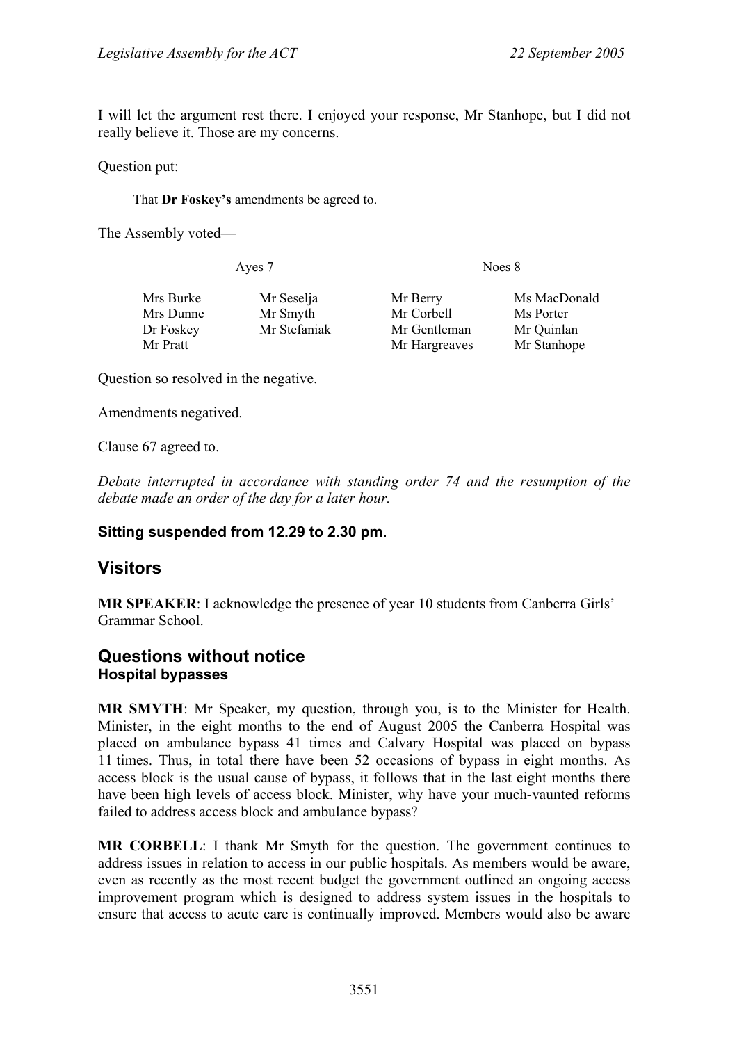I will let the argument rest there. I enjoyed your response, Mr Stanhope, but I did not really believe it. Those are my concerns.

Question put:

> That **Dr Foskey's** amendments be agreed to.

The Assembly voted—

| Ayes 7 | | Noes 8 | |
|---|---|---|---|
| Mrs Burke | Mr Seselja | Mr Berry | Ms MacDonald |
| Mrs Dunne | Mr Smyth | Mr Corbell | Ms Porter |
| Dr Foskey | Mr Stefaniak | Mr Gentleman | Mr Quinlan |
| Mr Pratt | | Mr Hargreaves | Mr Stanhope |

Question so resolved in the negative.

Amendments negatived.

Clause 67 agreed to.

*Debate interrupted in accordance with standing order 74 and the resumption of the debate made an order of the day for a later hour.*

**Sitting suspended from 12.29 to 2.30 pm.**

## Visitors

**MR SPEAKER**: I acknowledge the presence of year 10 students from Canberra Girls' Grammar School.

## Questions without notice

### Hospital bypasses

**MR SMYTH**: Mr Speaker, my question, through you, is to the Minister for Health. Minister, in the eight months to the end of August 2005 the Canberra Hospital was placed on ambulance bypass 41 times and Calvary Hospital was placed on bypass 11 times. Thus, in total there have been 52 occasions of bypass in eight months. As access block is the usual cause of bypass, it follows that in the last eight months there have been high levels of access block. Minister, why have your much-vaunted reforms failed to address access block and ambulance bypass?

**MR CORBELL**: I thank Mr Smyth for the question. The government continues to address issues in relation to access in our public hospitals. As members would be aware, even as recently as the most recent budget the government outlined an ongoing access improvement program which is designed to address system issues in the hospitals to ensure that access to acute care is continually improved. Members would also be aware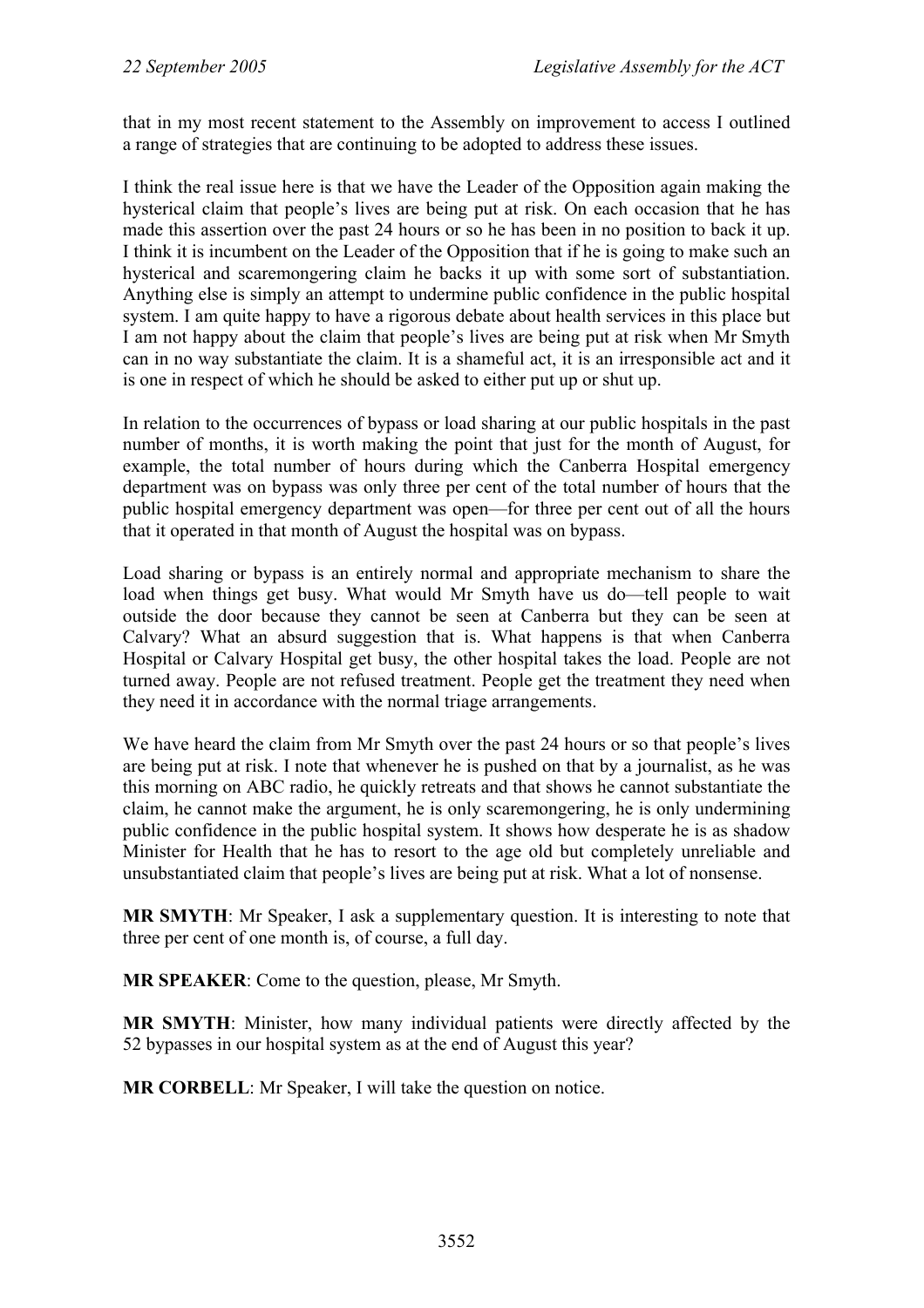that in my most recent statement to the Assembly on improvement to access I outlined a range of strategies that are continuing to be adopted to address these issues.

I think the real issue here is that we have the Leader of the Opposition again making the hysterical claim that people's lives are being put at risk. On each occasion that he has made this assertion over the past 24 hours or so he has been in no position to back it up. I think it is incumbent on the Leader of the Opposition that if he is going to make such an hysterical and scaremongering claim he backs it up with some sort of substantiation. Anything else is simply an attempt to undermine public confidence in the public hospital system. I am quite happy to have a rigorous debate about health services in this place but I am not happy about the claim that people's lives are being put at risk when Mr Smyth can in no way substantiate the claim. It is a shameful act, it is an irresponsible act and it is one in respect of which he should be asked to either put up or shut up.

In relation to the occurrences of bypass or load sharing at our public hospitals in the past number of months, it is worth making the point that just for the month of August, for example, the total number of hours during which the Canberra Hospital emergency department was on bypass was only three per cent of the total number of hours that the public hospital emergency department was open—for three per cent out of all the hours that it operated in that month of August the hospital was on bypass.

Load sharing or bypass is an entirely normal and appropriate mechanism to share the load when things get busy. What would Mr Smyth have us do—tell people to wait outside the door because they cannot be seen at Canberra but they can be seen at Calvary? What an absurd suggestion that is. What happens is that when Canberra Hospital or Calvary Hospital get busy, the other hospital takes the load. People are not turned away. People are not refused treatment. People get the treatment they need when they need it in accordance with the normal triage arrangements.

We have heard the claim from Mr Smyth over the past 24 hours or so that people's lives are being put at risk. I note that whenever he is pushed on that by a journalist, as he was this morning on ABC radio, he quickly retreats and that shows he cannot substantiate the claim, he cannot make the argument, he is only scaremongering, he is only undermining public confidence in the public hospital system. It shows how desperate he is as shadow Minister for Health that he has to resort to the age old but completely unreliable and unsubstantiated claim that people's lives are being put at risk. What a lot of nonsense.

**MR SMYTH**: Mr Speaker, I ask a supplementary question. It is interesting to note that three per cent of one month is, of course, a full day.

**MR SPEAKER**: Come to the question, please, Mr Smyth.

**MR SMYTH**: Minister, how many individual patients were directly affected by the 52 bypasses in our hospital system as at the end of August this year?

**MR CORBELL**: Mr Speaker, I will take the question on notice.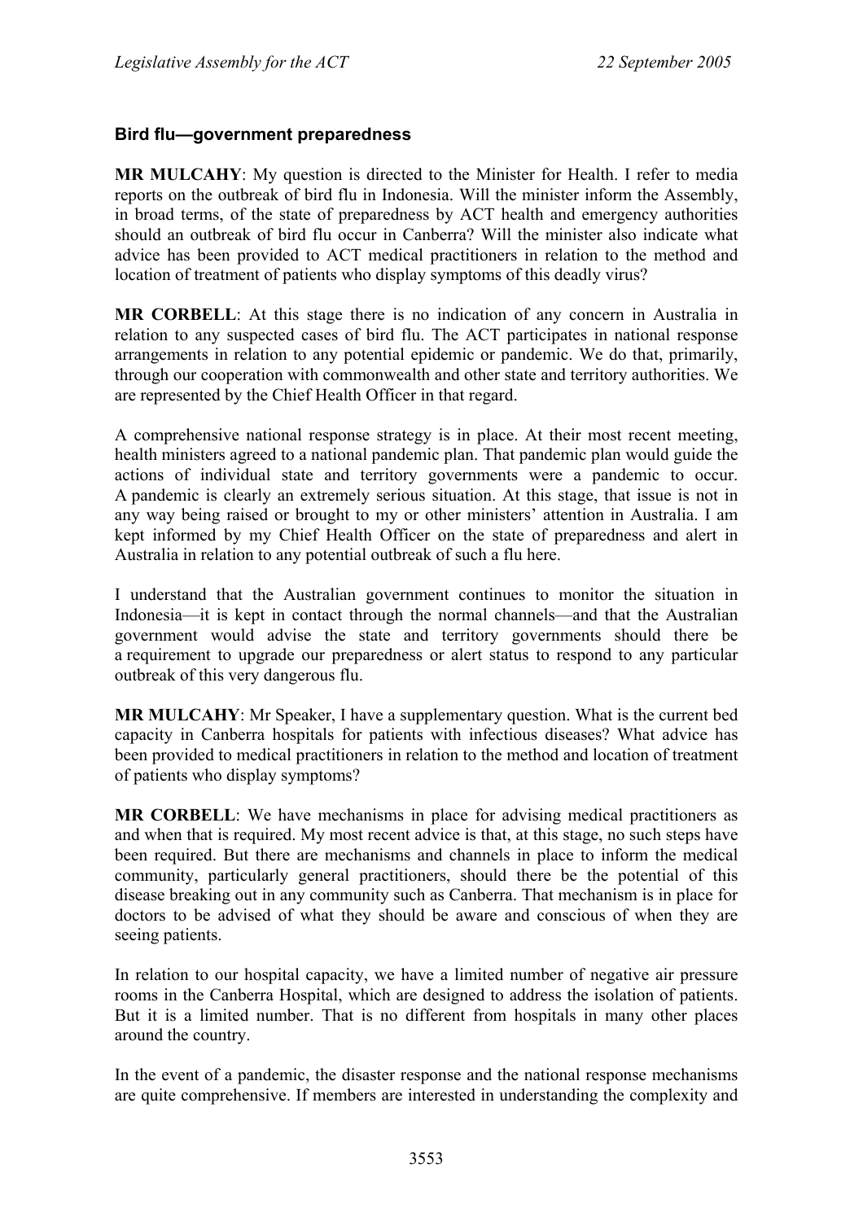### Bird flu—government preparedness

**MR MULCAHY**: My question is directed to the Minister for Health. I refer to media reports on the outbreak of bird flu in Indonesia. Will the minister inform the Assembly, in broad terms, of the state of preparedness by ACT health and emergency authorities should an outbreak of bird flu occur in Canberra? Will the minister also indicate what advice has been provided to ACT medical practitioners in relation to the method and location of treatment of patients who display symptoms of this deadly virus?

**MR CORBELL**: At this stage there is no indication of any concern in Australia in relation to any suspected cases of bird flu. The ACT participates in national response arrangements in relation to any potential epidemic or pandemic. We do that, primarily, through our cooperation with commonwealth and other state and territory authorities. We are represented by the Chief Health Officer in that regard.

A comprehensive national response strategy is in place. At their most recent meeting, health ministers agreed to a national pandemic plan. That pandemic plan would guide the actions of individual state and territory governments were a pandemic to occur. A pandemic is clearly an extremely serious situation. At this stage, that issue is not in any way being raised or brought to my or other ministers' attention in Australia. I am kept informed by my Chief Health Officer on the state of preparedness and alert in Australia in relation to any potential outbreak of such a flu here.

I understand that the Australian government continues to monitor the situation in Indonesia—it is kept in contact through the normal channels—and that the Australian government would advise the state and territory governments should there be a requirement to upgrade our preparedness or alert status to respond to any particular outbreak of this very dangerous flu.

**MR MULCAHY**: Mr Speaker, I have a supplementary question. What is the current bed capacity in Canberra hospitals for patients with infectious diseases? What advice has been provided to medical practitioners in relation to the method and location of treatment of patients who display symptoms?

**MR CORBELL**: We have mechanisms in place for advising medical practitioners as and when that is required. My most recent advice is that, at this stage, no such steps have been required. But there are mechanisms and channels in place to inform the medical community, particularly general practitioners, should there be the potential of this disease breaking out in any community such as Canberra. That mechanism is in place for doctors to be advised of what they should be aware and conscious of when they are seeing patients.

In relation to our hospital capacity, we have a limited number of negative air pressure rooms in the Canberra Hospital, which are designed to address the isolation of patients. But it is a limited number. That is no different from hospitals in many other places around the country.

In the event of a pandemic, the disaster response and the national response mechanisms are quite comprehensive. If members are interested in understanding the complexity and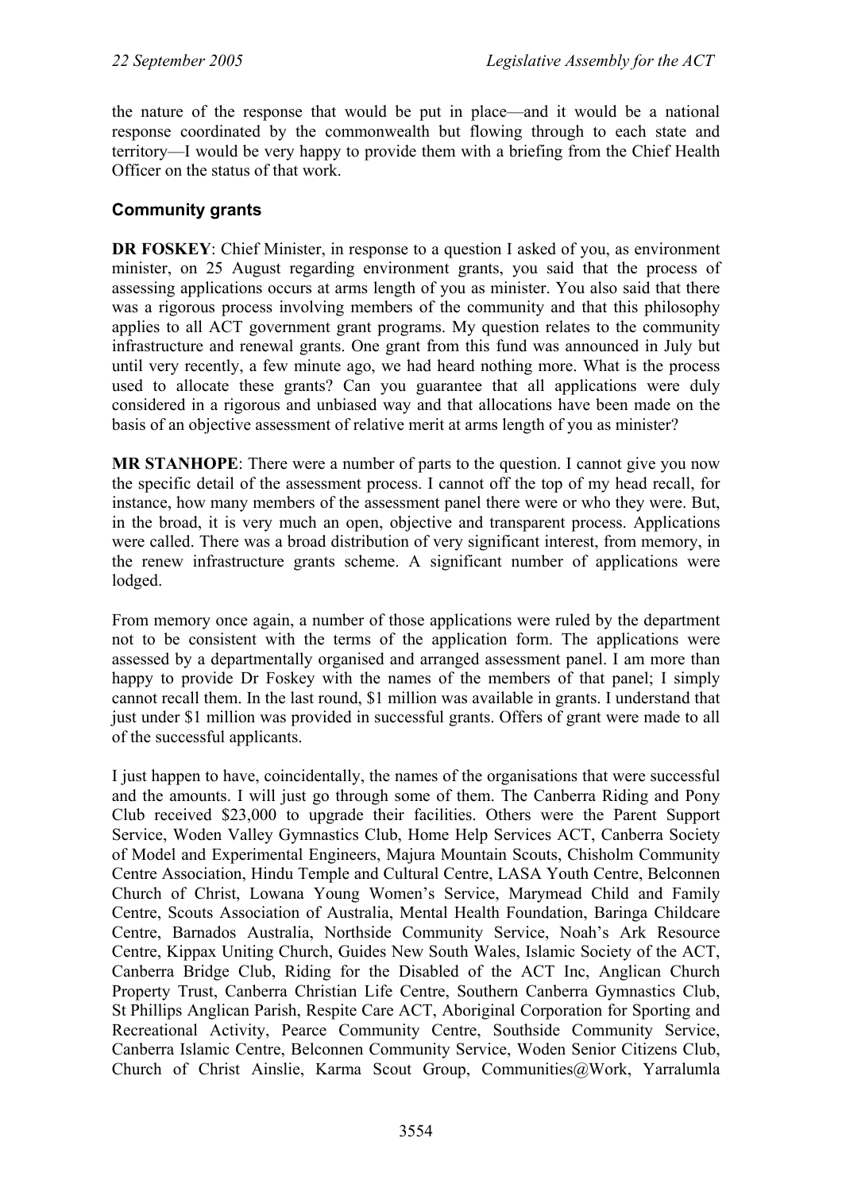the nature of the response that would be put in place—and it would be a national response coordinated by the commonwealth but flowing through to each state and territory—I would be very happy to provide them with a briefing from the Chief Health Officer on the status of that work.

### Community grants

**DR FOSKEY**: Chief Minister, in response to a question I asked of you, as environment minister, on 25 August regarding environment grants, you said that the process of assessing applications occurs at arms length of you as minister. You also said that there was a rigorous process involving members of the community and that this philosophy applies to all ACT government grant programs. My question relates to the community infrastructure and renewal grants. One grant from this fund was announced in July but until very recently, a few minute ago, we had heard nothing more. What is the process used to allocate these grants? Can you guarantee that all applications were duly considered in a rigorous and unbiased way and that allocations have been made on the basis of an objective assessment of relative merit at arms length of you as minister?

**MR STANHOPE**: There were a number of parts to the question. I cannot give you now the specific detail of the assessment process. I cannot off the top of my head recall, for instance, how many members of the assessment panel there were or who they were. But, in the broad, it is very much an open, objective and transparent process. Applications were called. There was a broad distribution of very significant interest, from memory, in the renew infrastructure grants scheme. A significant number of applications were lodged.

From memory once again, a number of those applications were ruled by the department not to be consistent with the terms of the application form. The applications were assessed by a departmentally organised and arranged assessment panel. I am more than happy to provide Dr Foskey with the names of the members of that panel; I simply cannot recall them. In the last round, $1 million was available in grants. I understand that just under $1 million was provided in successful grants. Offers of grant were made to all of the successful applicants.

I just happen to have, coincidentally, the names of the organisations that were successful and the amounts. I will just go through some of them. The Canberra Riding and Pony Club received $23,000 to upgrade their facilities. Others were the Parent Support Service, Woden Valley Gymnastics Club, Home Help Services ACT, Canberra Society of Model and Experimental Engineers, Majura Mountain Scouts, Chisholm Community Centre Association, Hindu Temple and Cultural Centre, LASA Youth Centre, Belconnen Church of Christ, Lowana Young Women's Service, Marymead Child and Family Centre, Scouts Association of Australia, Mental Health Foundation, Baringa Childcare Centre, Barnados Australia, Northside Community Service, Noah's Ark Resource Centre, Kippax Uniting Church, Guides New South Wales, Islamic Society of the ACT, Canberra Bridge Club, Riding for the Disabled of the ACT Inc, Anglican Church Property Trust, Canberra Christian Life Centre, Southern Canberra Gymnastics Club, St Phillips Anglican Parish, Respite Care ACT, Aboriginal Corporation for Sporting and Recreational Activity, Pearce Community Centre, Southside Community Service, Canberra Islamic Centre, Belconnen Community Service, Woden Senior Citizens Club, Church of Christ Ainslie, Karma Scout Group, Communities@Work, Yarralumla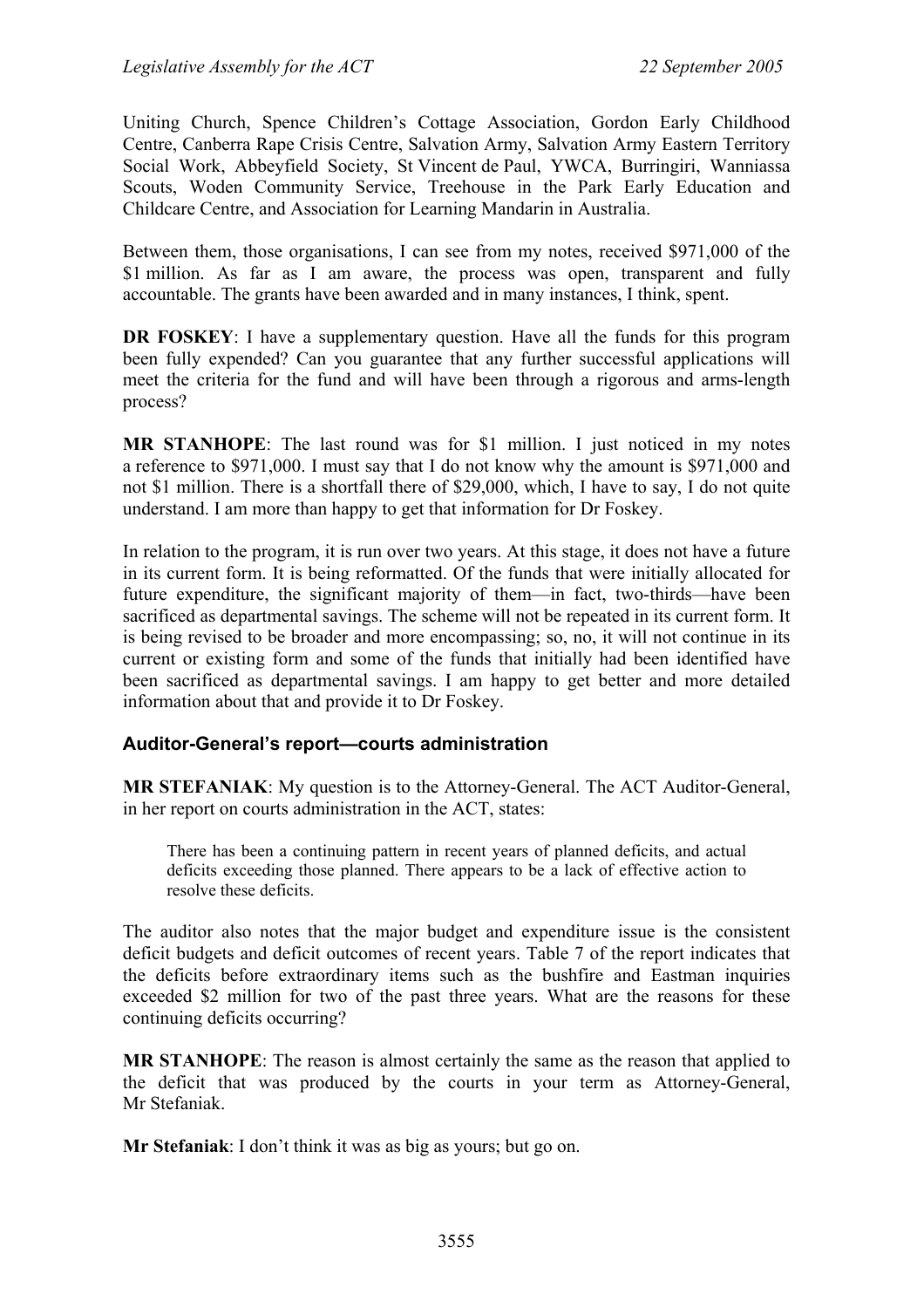Uniting Church, Spence Children's Cottage Association, Gordon Early Childhood Centre, Canberra Rape Crisis Centre, Salvation Army, Salvation Army Eastern Territory Social Work, Abbeyfield Society, St Vincent de Paul, YWCA, Burringiri, Wanniassa Scouts, Woden Community Service, Treehouse in the Park Early Education and Childcare Centre, and Association for Learning Mandarin in Australia.

Between them, those organisations, I can see from my notes, received $971,000 of the $1 million. As far as I am aware, the process was open, transparent and fully accountable. The grants have been awarded and in many instances, I think, spent.

**DR FOSKEY**: I have a supplementary question. Have all the funds for this program been fully expended? Can you guarantee that any further successful applications will meet the criteria for the fund and will have been through a rigorous and arms-length process?

**MR STANHOPE**: The last round was for $1 million. I just noticed in my notes a reference to $971,000. I must say that I do not know why the amount is $971,000 and not $1 million. There is a shortfall there of $29,000, which, I have to say, I do not quite understand. I am more than happy to get that information for Dr Foskey.

In relation to the program, it is run over two years. At this stage, it does not have a future in its current form. It is being reformatted. Of the funds that were initially allocated for future expenditure, the significant majority of them—in fact, two-thirds—have been sacrificed as departmental savings. The scheme will not be repeated in its current form. It is being revised to be broader and more encompassing; so, no, it will not continue in its current or existing form and some of the funds that initially had been identified have been sacrificed as departmental savings. I am happy to get better and more detailed information about that and provide it to Dr Foskey.

### Auditor-General's report—courts administration

**MR STEFANIAK**: My question is to the Attorney-General. The ACT Auditor-General, in her report on courts administration in the ACT, states:

> There has been a continuing pattern in recent years of planned deficits, and actual deficits exceeding those planned. There appears to be a lack of effective action to resolve these deficits.

The auditor also notes that the major budget and expenditure issue is the consistent deficit budgets and deficit outcomes of recent years. Table 7 of the report indicates that the deficits before extraordinary items such as the bushfire and Eastman inquiries exceeded $2 million for two of the past three years. What are the reasons for these continuing deficits occurring?

**MR STANHOPE**: The reason is almost certainly the same as the reason that applied to the deficit that was produced by the courts in your term as Attorney-General, Mr Stefaniak.

**Mr Stefaniak**: I don't think it was as big as yours; but go on.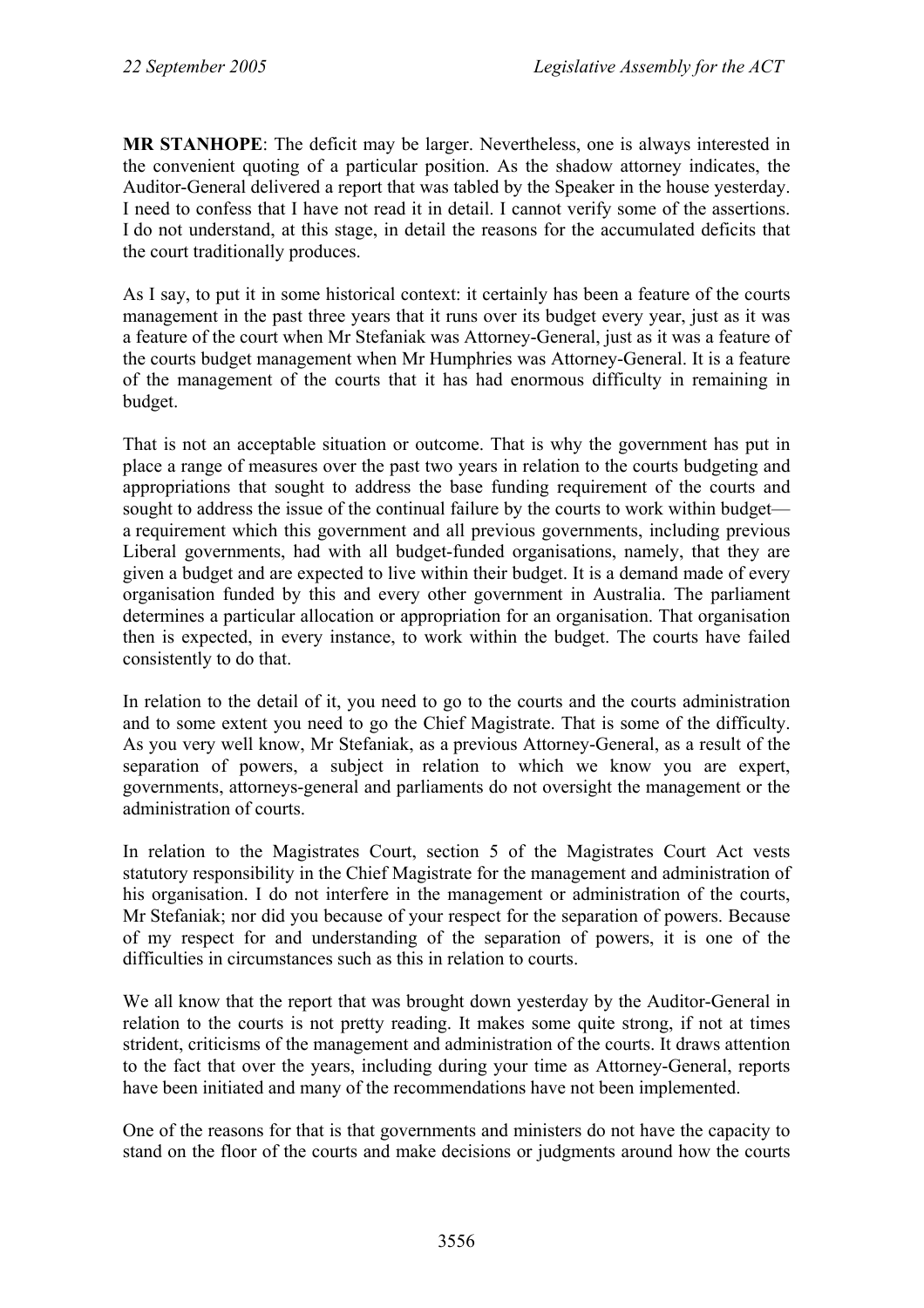**MR STANHOPE**: The deficit may be larger. Nevertheless, one is always interested in the convenient quoting of a particular position. As the shadow attorney indicates, the Auditor-General delivered a report that was tabled by the Speaker in the house yesterday. I need to confess that I have not read it in detail. I cannot verify some of the assertions. I do not understand, at this stage, in detail the reasons for the accumulated deficits that the court traditionally produces.

As I say, to put it in some historical context: it certainly has been a feature of the courts management in the past three years that it runs over its budget every year, just as it was a feature of the court when Mr Stefaniak was Attorney-General, just as it was a feature of the courts budget management when Mr Humphries was Attorney-General. It is a feature of the management of the courts that it has had enormous difficulty in remaining in budget.

That is not an acceptable situation or outcome. That is why the government has put in place a range of measures over the past two years in relation to the courts budgeting and appropriations that sought to address the base funding requirement of the courts and sought to address the issue of the continual failure by the courts to work within budget—a requirement which this government and all previous governments, including previous Liberal governments, had with all budget-funded organisations, namely, that they are given a budget and are expected to live within their budget. It is a demand made of every organisation funded by this and every other government in Australia. The parliament determines a particular allocation or appropriation for an organisation. That organisation then is expected, in every instance, to work within the budget. The courts have failed consistently to do that.

In relation to the detail of it, you need to go to the courts and the courts administration and to some extent you need to go the Chief Magistrate. That is some of the difficulty. As you very well know, Mr Stefaniak, as a previous Attorney-General, as a result of the separation of powers, a subject in relation to which we know you are expert, governments, attorneys-general and parliaments do not oversight the management or the administration of courts.

In relation to the Magistrates Court, section 5 of the Magistrates Court Act vests statutory responsibility in the Chief Magistrate for the management and administration of his organisation. I do not interfere in the management or administration of the courts, Mr Stefaniak; nor did you because of your respect for the separation of powers. Because of my respect for and understanding of the separation of powers, it is one of the difficulties in circumstances such as this in relation to courts.

We all know that the report that was brought down yesterday by the Auditor-General in relation to the courts is not pretty reading. It makes some quite strong, if not at times strident, criticisms of the management and administration of the courts. It draws attention to the fact that over the years, including during your time as Attorney-General, reports have been initiated and many of the recommendations have not been implemented.

One of the reasons for that is that governments and ministers do not have the capacity to stand on the floor of the courts and make decisions or judgments around how the courts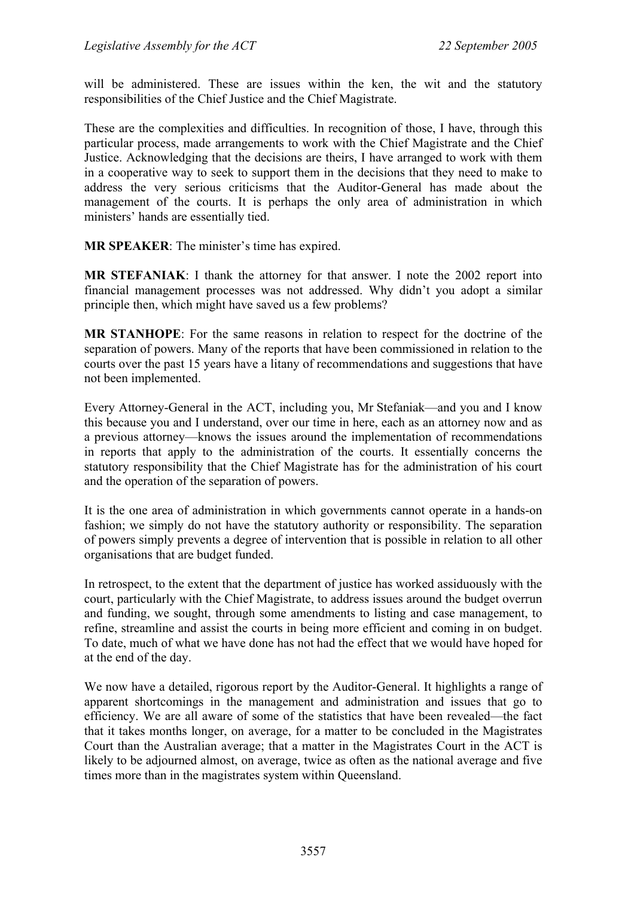will be administered. These are issues within the ken, the wit and the statutory responsibilities of the Chief Justice and the Chief Magistrate.

These are the complexities and difficulties. In recognition of those, I have, through this particular process, made arrangements to work with the Chief Magistrate and the Chief Justice. Acknowledging that the decisions are theirs, I have arranged to work with them in a cooperative way to seek to support them in the decisions that they need to make to address the very serious criticisms that the Auditor-General has made about the management of the courts. It is perhaps the only area of administration in which ministers' hands are essentially tied.

**MR SPEAKER**: The minister's time has expired.

**MR STEFANIAK**: I thank the attorney for that answer. I note the 2002 report into financial management processes was not addressed. Why didn't you adopt a similar principle then, which might have saved us a few problems?

**MR STANHOPE**: For the same reasons in relation to respect for the doctrine of the separation of powers. Many of the reports that have been commissioned in relation to the courts over the past 15 years have a litany of recommendations and suggestions that have not been implemented.

Every Attorney-General in the ACT, including you, Mr Stefaniak—and you and I know this because you and I understand, over our time in here, each as an attorney now and as a previous attorney—knows the issues around the implementation of recommendations in reports that apply to the administration of the courts. It essentially concerns the statutory responsibility that the Chief Magistrate has for the administration of his court and the operation of the separation of powers.

It is the one area of administration in which governments cannot operate in a hands-on fashion; we simply do not have the statutory authority or responsibility. The separation of powers simply prevents a degree of intervention that is possible in relation to all other organisations that are budget funded.

In retrospect, to the extent that the department of justice has worked assiduously with the court, particularly with the Chief Magistrate, to address issues around the budget overrun and funding, we sought, through some amendments to listing and case management, to refine, streamline and assist the courts in being more efficient and coming in on budget. To date, much of what we have done has not had the effect that we would have hoped for at the end of the day.

We now have a detailed, rigorous report by the Auditor-General. It highlights a range of apparent shortcomings in the management and administration and issues that go to efficiency. We are all aware of some of the statistics that have been revealed—the fact that it takes months longer, on average, for a matter to be concluded in the Magistrates Court than the Australian average; that a matter in the Magistrates Court in the ACT is likely to be adjourned almost, on average, twice as often as the national average and five times more than in the magistrates system within Queensland.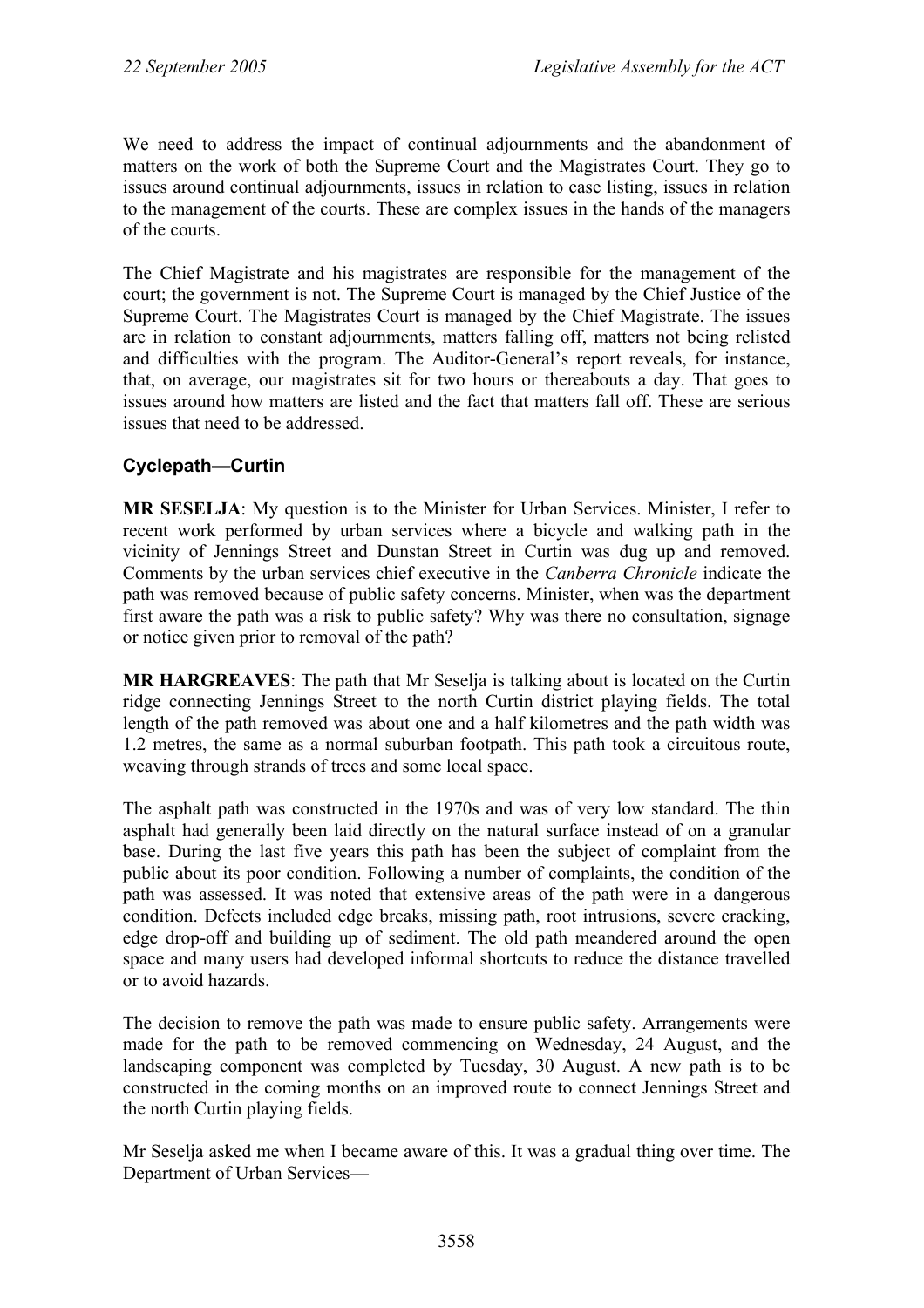We need to address the impact of continual adjournments and the abandonment of matters on the work of both the Supreme Court and the Magistrates Court. They go to issues around continual adjournments, issues in relation to case listing, issues in relation to the management of the courts. These are complex issues in the hands of the managers of the courts.

The Chief Magistrate and his magistrates are responsible for the management of the court; the government is not. The Supreme Court is managed by the Chief Justice of the Supreme Court. The Magistrates Court is managed by the Chief Magistrate. The issues are in relation to constant adjournments, matters falling off, matters not being relisted and difficulties with the program. The Auditor-General's report reveals, for instance, that, on average, our magistrates sit for two hours or thereabouts a day. That goes to issues around how matters are listed and the fact that matters fall off. These are serious issues that need to be addressed.

### Cyclepath—Curtin

**MR SESELJA**: My question is to the Minister for Urban Services. Minister, I refer to recent work performed by urban services where a bicycle and walking path in the vicinity of Jennings Street and Dunstan Street in Curtin was dug up and removed. Comments by the urban services chief executive in the *Canberra Chronicle* indicate the path was removed because of public safety concerns. Minister, when was the department first aware the path was a risk to public safety? Why was there no consultation, signage or notice given prior to removal of the path?

**MR HARGREAVES**: The path that Mr Seselja is talking about is located on the Curtin ridge connecting Jennings Street to the north Curtin district playing fields. The total length of the path removed was about one and a half kilometres and the path width was 1.2 metres, the same as a normal suburban footpath. This path took a circuitous route, weaving through strands of trees and some local space.

The asphalt path was constructed in the 1970s and was of very low standard. The thin asphalt had generally been laid directly on the natural surface instead of on a granular base. During the last five years this path has been the subject of complaint from the public about its poor condition. Following a number of complaints, the condition of the path was assessed. It was noted that extensive areas of the path were in a dangerous condition. Defects included edge breaks, missing path, root intrusions, severe cracking, edge drop-off and building up of sediment. The old path meandered around the open space and many users had developed informal shortcuts to reduce the distance travelled or to avoid hazards.

The decision to remove the path was made to ensure public safety. Arrangements were made for the path to be removed commencing on Wednesday, 24 August, and the landscaping component was completed by Tuesday, 30 August. A new path is to be constructed in the coming months on an improved route to connect Jennings Street and the north Curtin playing fields.

Mr Seselja asked me when I became aware of this. It was a gradual thing over time. The Department of Urban Services—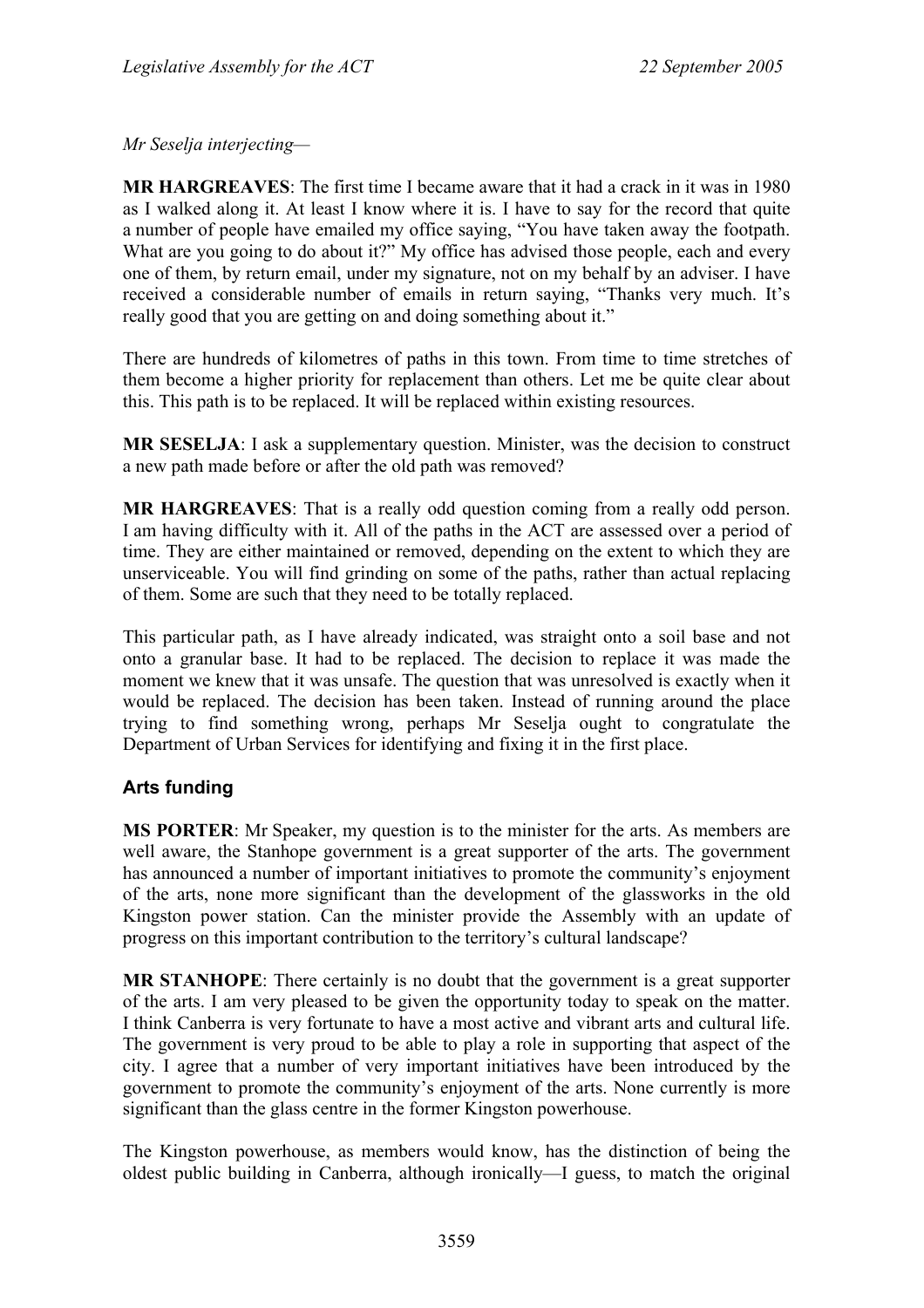*Mr Seselja interjecting*—

**MR HARGREAVES**: The first time I became aware that it had a crack in it was in 1980 as I walked along it. At least I know where it is. I have to say for the record that quite a number of people have emailed my office saying, "You have taken away the footpath. What are you going to do about it?" My office has advised those people, each and every one of them, by return email, under my signature, not on my behalf by an adviser. I have received a considerable number of emails in return saying, "Thanks very much. It's really good that you are getting on and doing something about it."

There are hundreds of kilometres of paths in this town. From time to time stretches of them become a higher priority for replacement than others. Let me be quite clear about this. This path is to be replaced. It will be replaced within existing resources.

**MR SESELJA**: I ask a supplementary question. Minister, was the decision to construct a new path made before or after the old path was removed?

**MR HARGREAVES**: That is a really odd question coming from a really odd person. I am having difficulty with it. All of the paths in the ACT are assessed over a period of time. They are either maintained or removed, depending on the extent to which they are unserviceable. You will find grinding on some of the paths, rather than actual replacing of them. Some are such that they need to be totally replaced.

This particular path, as I have already indicated, was straight onto a soil base and not onto a granular base. It had to be replaced. The decision to replace it was made the moment we knew that it was unsafe. The question that was unresolved is exactly when it would be replaced. The decision has been taken. Instead of running around the place trying to find something wrong, perhaps Mr Seselja ought to congratulate the Department of Urban Services for identifying and fixing it in the first place.

## Arts funding

**MS PORTER**: Mr Speaker, my question is to the minister for the arts. As members are well aware, the Stanhope government is a great supporter of the arts. The government has announced a number of important initiatives to promote the community's enjoyment of the arts, none more significant than the development of the glassworks in the old Kingston power station. Can the minister provide the Assembly with an update of progress on this important contribution to the territory's cultural landscape?

**MR STANHOPE**: There certainly is no doubt that the government is a great supporter of the arts. I am very pleased to be given the opportunity today to speak on the matter. I think Canberra is very fortunate to have a most active and vibrant arts and cultural life. The government is very proud to be able to play a role in supporting that aspect of the city. I agree that a number of very important initiatives have been introduced by the government to promote the community's enjoyment of the arts. None currently is more significant than the glass centre in the former Kingston powerhouse.

The Kingston powerhouse, as members would know, has the distinction of being the oldest public building in Canberra, although ironically—I guess, to match the original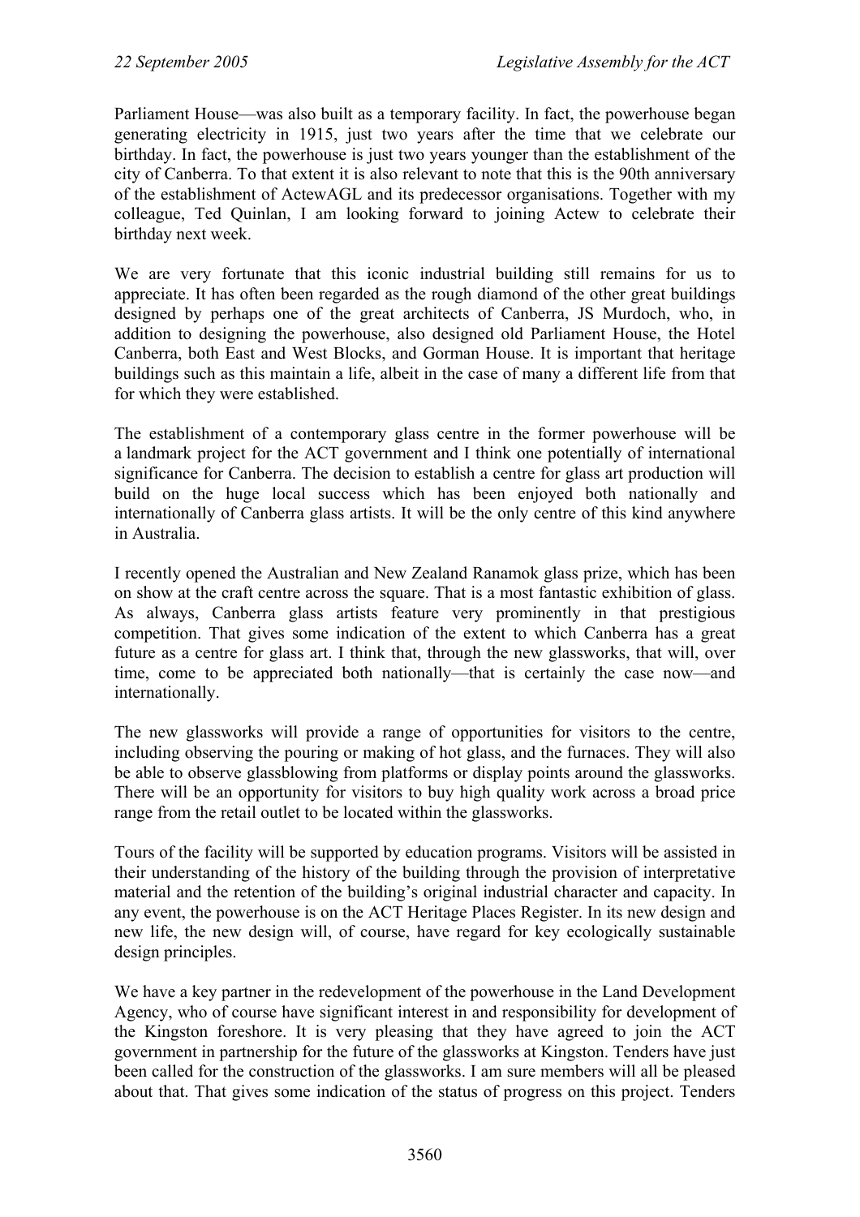Parliament House—was also built as a temporary facility. In fact, the powerhouse began generating electricity in 1915, just two years after the time that we celebrate our birthday. In fact, the powerhouse is just two years younger than the establishment of the city of Canberra. To that extent it is also relevant to note that this is the 90th anniversary of the establishment of ActewAGL and its predecessor organisations. Together with my colleague, Ted Quinlan, I am looking forward to joining Actew to celebrate their birthday next week.

We are very fortunate that this iconic industrial building still remains for us to appreciate. It has often been regarded as the rough diamond of the other great buildings designed by perhaps one of the great architects of Canberra, JS Murdoch, who, in addition to designing the powerhouse, also designed old Parliament House, the Hotel Canberra, both East and West Blocks, and Gorman House. It is important that heritage buildings such as this maintain a life, albeit in the case of many a different life from that for which they were established.

The establishment of a contemporary glass centre in the former powerhouse will be a landmark project for the ACT government and I think one potentially of international significance for Canberra. The decision to establish a centre for glass art production will build on the huge local success which has been enjoyed both nationally and internationally of Canberra glass artists. It will be the only centre of this kind anywhere in Australia.

I recently opened the Australian and New Zealand Ranamok glass prize, which has been on show at the craft centre across the square. That is a most fantastic exhibition of glass. As always, Canberra glass artists feature very prominently in that prestigious competition. That gives some indication of the extent to which Canberra has a great future as a centre for glass art. I think that, through the new glassworks, that will, over time, come to be appreciated both nationally—that is certainly the case now—and internationally.

The new glassworks will provide a range of opportunities for visitors to the centre, including observing the pouring or making of hot glass, and the furnaces. They will also be able to observe glassblowing from platforms or display points around the glassworks. There will be an opportunity for visitors to buy high quality work across a broad price range from the retail outlet to be located within the glassworks.

Tours of the facility will be supported by education programs. Visitors will be assisted in their understanding of the history of the building through the provision of interpretative material and the retention of the building's original industrial character and capacity. In any event, the powerhouse is on the ACT Heritage Places Register. In its new design and new life, the new design will, of course, have regard for key ecologically sustainable design principles.

We have a key partner in the redevelopment of the powerhouse in the Land Development Agency, who of course have significant interest in and responsibility for development of the Kingston foreshore. It is very pleasing that they have agreed to join the ACT government in partnership for the future of the glassworks at Kingston. Tenders have just been called for the construction of the glassworks. I am sure members will all be pleased about that. That gives some indication of the status of progress on this project. Tenders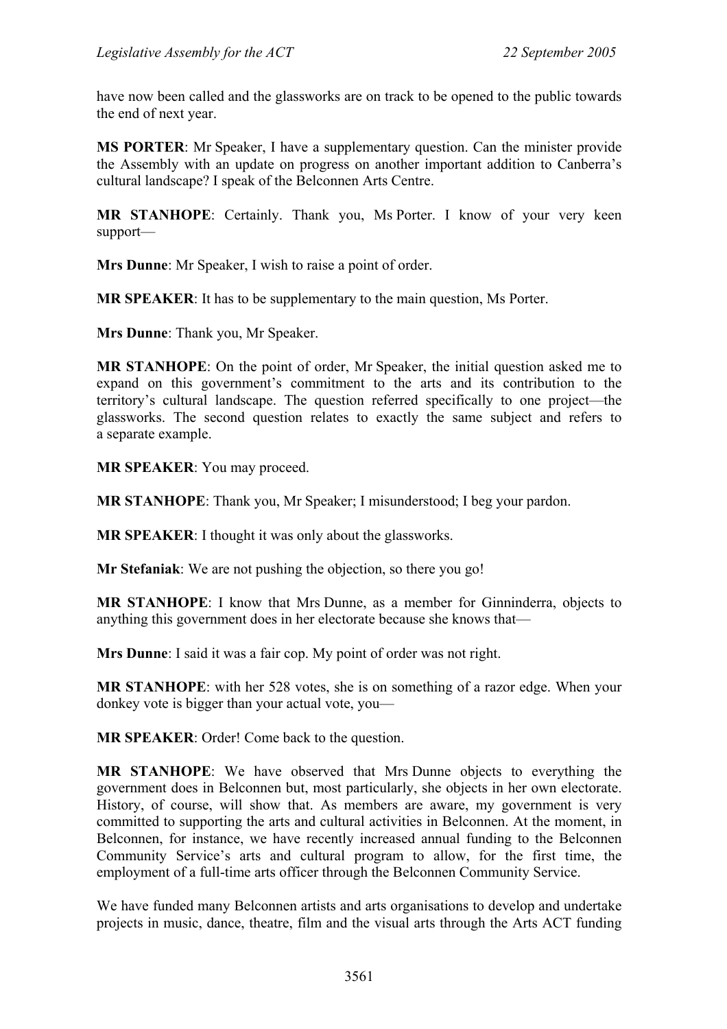have now been called and the glassworks are on track to be opened to the public towards the end of next year.

**MS PORTER**: Mr Speaker, I have a supplementary question. Can the minister provide the Assembly with an update on progress on another important addition to Canberra's cultural landscape? I speak of the Belconnen Arts Centre.

**MR STANHOPE**: Certainly. Thank you, Ms Porter. I know of your very keen support—

**Mrs Dunne**: Mr Speaker, I wish to raise a point of order.

**MR SPEAKER**: It has to be supplementary to the main question, Ms Porter.

**Mrs Dunne**: Thank you, Mr Speaker.

**MR STANHOPE**: On the point of order, Mr Speaker, the initial question asked me to expand on this government's commitment to the arts and its contribution to the territory's cultural landscape. The question referred specifically to one project—the glassworks. The second question relates to exactly the same subject and refers to a separate example.

**MR SPEAKER**: You may proceed.

**MR STANHOPE**: Thank you, Mr Speaker; I misunderstood; I beg your pardon.

**MR SPEAKER**: I thought it was only about the glassworks.

**Mr Stefaniak**: We are not pushing the objection, so there you go!

**MR STANHOPE**: I know that Mrs Dunne, as a member for Ginninderra, objects to anything this government does in her electorate because she knows that—

**Mrs Dunne**: I said it was a fair cop. My point of order was not right.

**MR STANHOPE**: with her 528 votes, she is on something of a razor edge. When your donkey vote is bigger than your actual vote, you—

**MR SPEAKER**: Order! Come back to the question.

**MR STANHOPE**: We have observed that Mrs Dunne objects to everything the government does in Belconnen but, most particularly, she objects in her own electorate. History, of course, will show that. As members are aware, my government is very committed to supporting the arts and cultural activities in Belconnen. At the moment, in Belconnen, for instance, we have recently increased annual funding to the Belconnen Community Service's arts and cultural program to allow, for the first time, the employment of a full-time arts officer through the Belconnen Community Service.

We have funded many Belconnen artists and arts organisations to develop and undertake projects in music, dance, theatre, film and the visual arts through the Arts ACT funding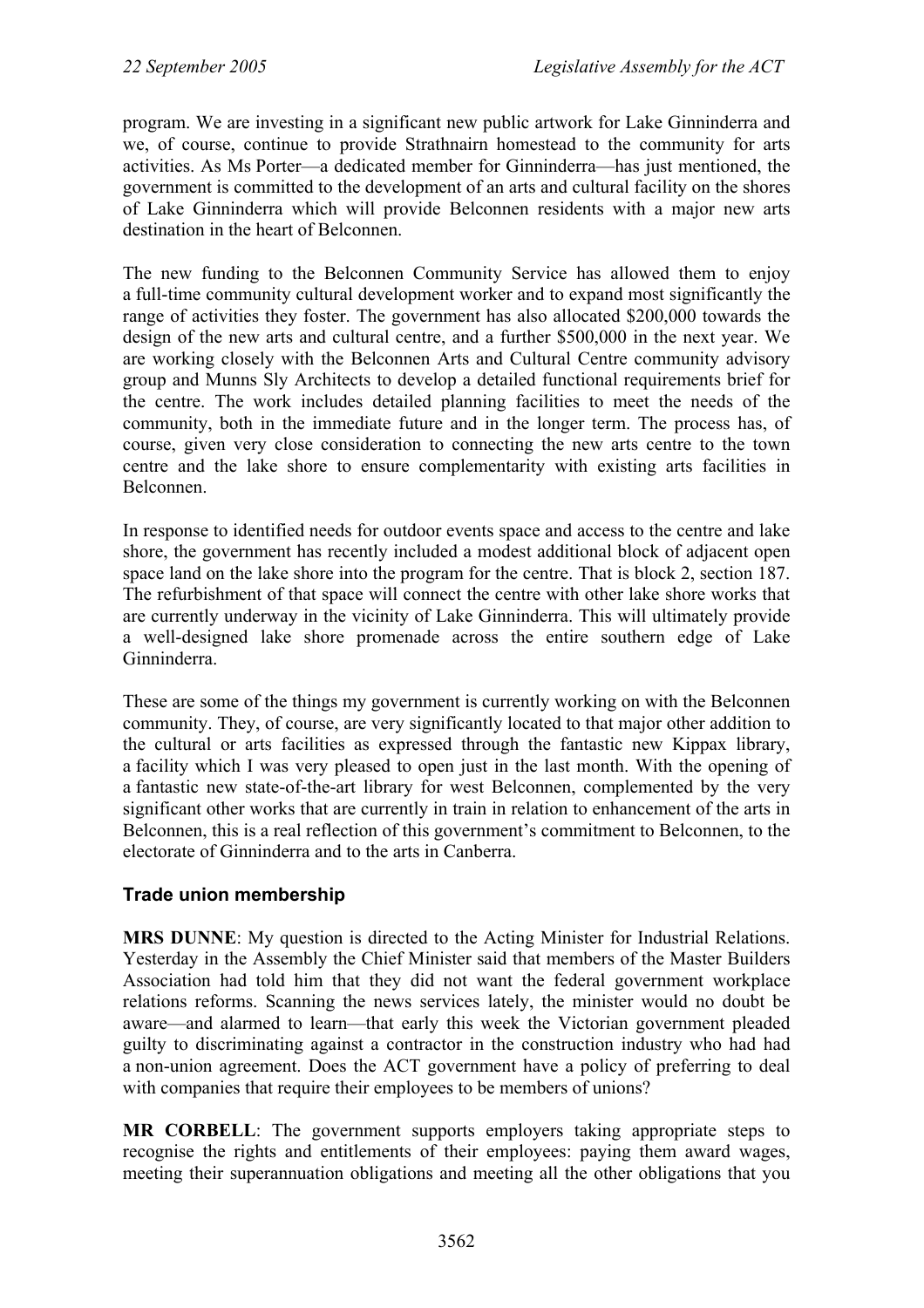program. We are investing in a significant new public artwork for Lake Ginninderra and we, of course, continue to provide Strathnairn homestead to the community for arts activities. As Ms Porter—a dedicated member for Ginninderra—has just mentioned, the government is committed to the development of an arts and cultural facility on the shores of Lake Ginninderra which will provide Belconnen residents with a major new arts destination in the heart of Belconnen.

The new funding to the Belconnen Community Service has allowed them to enjoy a full-time community cultural development worker and to expand most significantly the range of activities they foster. The government has also allocated $200,000 towards the design of the new arts and cultural centre, and a further $500,000 in the next year. We are working closely with the Belconnen Arts and Cultural Centre community advisory group and Munns Sly Architects to develop a detailed functional requirements brief for the centre. The work includes detailed planning facilities to meet the needs of the community, both in the immediate future and in the longer term. The process has, of course, given very close consideration to connecting the new arts centre to the town centre and the lake shore to ensure complementarity with existing arts facilities in Belconnen.

In response to identified needs for outdoor events space and access to the centre and lake shore, the government has recently included a modest additional block of adjacent open space land on the lake shore into the program for the centre. That is block 2, section 187. The refurbishment of that space will connect the centre with other lake shore works that are currently underway in the vicinity of Lake Ginninderra. This will ultimately provide a well-designed lake shore promenade across the entire southern edge of Lake Ginninderra.

These are some of the things my government is currently working on with the Belconnen community. They, of course, are very significantly located to that major other addition to the cultural or arts facilities as expressed through the fantastic new Kippax library, a facility which I was very pleased to open just in the last month. With the opening of a fantastic new state-of-the-art library for west Belconnen, complemented by the very significant other works that are currently in train in relation to enhancement of the arts in Belconnen, this is a real reflection of this government's commitment to Belconnen, to the electorate of Ginninderra and to the arts in Canberra.

## Trade union membership

**MRS DUNNE**: My question is directed to the Acting Minister for Industrial Relations. Yesterday in the Assembly the Chief Minister said that members of the Master Builders Association had told him that they did not want the federal government workplace relations reforms. Scanning the news services lately, the minister would no doubt be aware—and alarmed to learn—that early this week the Victorian government pleaded guilty to discriminating against a contractor in the construction industry who had had a non-union agreement. Does the ACT government have a policy of preferring to deal with companies that require their employees to be members of unions?

**MR CORBELL**: The government supports employers taking appropriate steps to recognise the rights and entitlements of their employees: paying them award wages, meeting their superannuation obligations and meeting all the other obligations that you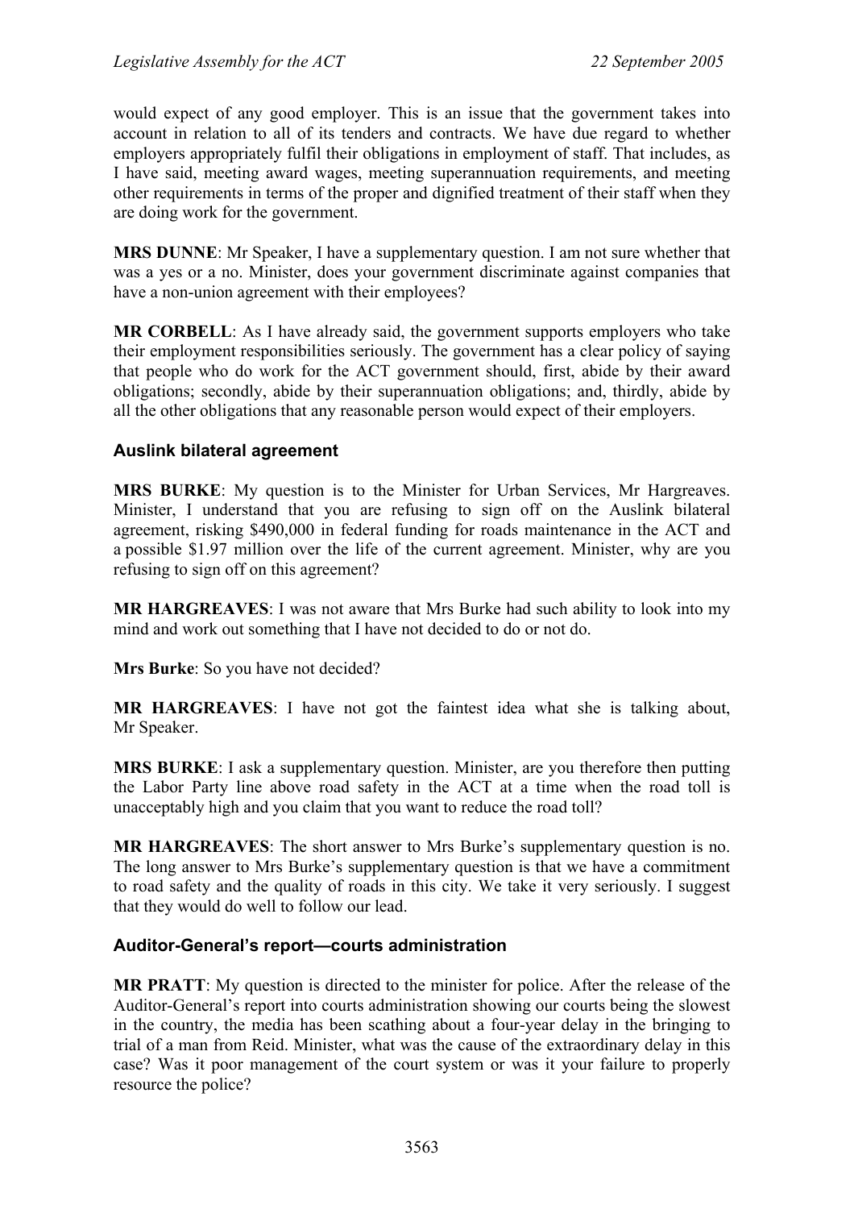would expect of any good employer. This is an issue that the government takes into account in relation to all of its tenders and contracts. We have due regard to whether employers appropriately fulfil their obligations in employment of staff. That includes, as I have said, meeting award wages, meeting superannuation requirements, and meeting other requirements in terms of the proper and dignified treatment of their staff when they are doing work for the government.

**MRS DUNNE**: Mr Speaker, I have a supplementary question. I am not sure whether that was a yes or a no. Minister, does your government discriminate against companies that have a non-union agreement with their employees?

**MR CORBELL**: As I have already said, the government supports employers who take their employment responsibilities seriously. The government has a clear policy of saying that people who do work for the ACT government should, first, abide by their award obligations; secondly, abide by their superannuation obligations; and, thirdly, abide by all the other obligations that any reasonable person would expect of their employers.

### Auslink bilateral agreement

**MRS BURKE**: My question is to the Minister for Urban Services, Mr Hargreaves. Minister, I understand that you are refusing to sign off on the Auslink bilateral agreement, risking $490,000 in federal funding for roads maintenance in the ACT and a possible $1.97 million over the life of the current agreement. Minister, why are you refusing to sign off on this agreement?

**MR HARGREAVES**: I was not aware that Mrs Burke had such ability to look into my mind and work out something that I have not decided to do or not do.

**Mrs Burke**: So you have not decided?

**MR HARGREAVES**: I have not got the faintest idea what she is talking about, Mr Speaker.

**MRS BURKE**: I ask a supplementary question. Minister, are you therefore then putting the Labor Party line above road safety in the ACT at a time when the road toll is unacceptably high and you claim that you want to reduce the road toll?

**MR HARGREAVES**: The short answer to Mrs Burke's supplementary question is no. The long answer to Mrs Burke's supplementary question is that we have a commitment to road safety and the quality of roads in this city. We take it very seriously. I suggest that they would do well to follow our lead.

### Auditor-General's report—courts administration

**MR PRATT**: My question is directed to the minister for police. After the release of the Auditor-General's report into courts administration showing our courts being the slowest in the country, the media has been scathing about a four-year delay in the bringing to trial of a man from Reid. Minister, what was the cause of the extraordinary delay in this case? Was it poor management of the court system or was it your failure to properly resource the police?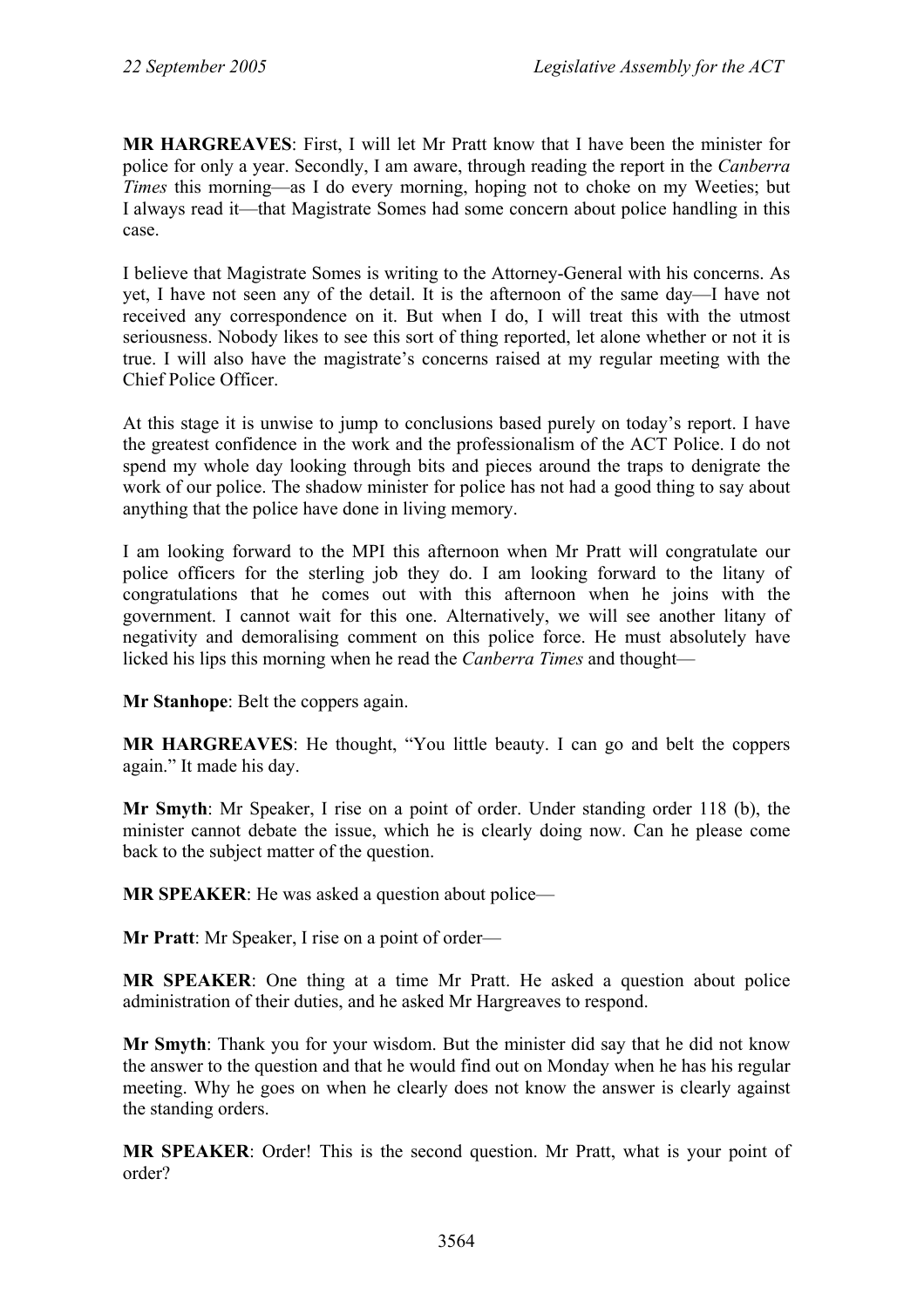**MR HARGREAVES**: First, I will let Mr Pratt know that I have been the minister for police for only a year. Secondly, I am aware, through reading the report in the *Canberra Times* this morning—as I do every morning, hoping not to choke on my Weeties; but I always read it—that Magistrate Somes had some concern about police handling in this case.

I believe that Magistrate Somes is writing to the Attorney-General with his concerns. As yet, I have not seen any of the detail. It is the afternoon of the same day—I have not received any correspondence on it. But when I do, I will treat this with the utmost seriousness. Nobody likes to see this sort of thing reported, let alone whether or not it is true. I will also have the magistrate's concerns raised at my regular meeting with the Chief Police Officer.

At this stage it is unwise to jump to conclusions based purely on today's report. I have the greatest confidence in the work and the professionalism of the ACT Police. I do not spend my whole day looking through bits and pieces around the traps to denigrate the work of our police. The shadow minister for police has not had a good thing to say about anything that the police have done in living memory.

I am looking forward to the MPI this afternoon when Mr Pratt will congratulate our police officers for the sterling job they do. I am looking forward to the litany of congratulations that he comes out with this afternoon when he joins with the government. I cannot wait for this one. Alternatively, we will see another litany of negativity and demoralising comment on this police force. He must absolutely have licked his lips this morning when he read the *Canberra Times* and thought—

**Mr Stanhope**: Belt the coppers again.

**MR HARGREAVES**: He thought, "You little beauty. I can go and belt the coppers again." It made his day.

**Mr Smyth**: Mr Speaker, I rise on a point of order. Under standing order 118 (b), the minister cannot debate the issue, which he is clearly doing now. Can he please come back to the subject matter of the question.

**MR SPEAKER**: He was asked a question about police—

**Mr Pratt**: Mr Speaker, I rise on a point of order—

**MR SPEAKER**: One thing at a time Mr Pratt. He asked a question about police administration of their duties, and he asked Mr Hargreaves to respond.

**Mr Smyth**: Thank you for your wisdom. But the minister did say that he did not know the answer to the question and that he would find out on Monday when he has his regular meeting. Why he goes on when he clearly does not know the answer is clearly against the standing orders.

**MR SPEAKER**: Order! This is the second question. Mr Pratt, what is your point of order?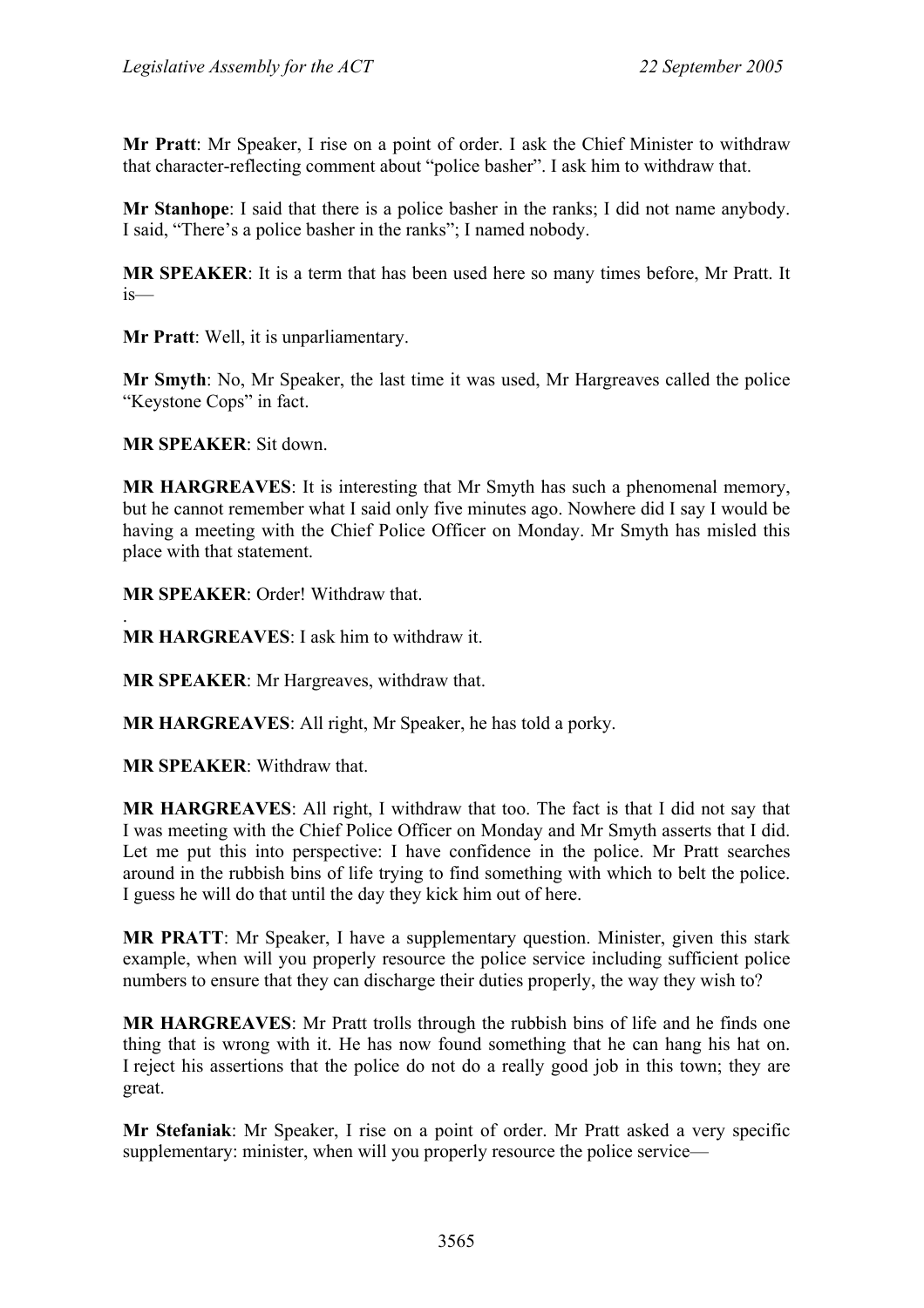**Mr Pratt**: Mr Speaker, I rise on a point of order. I ask the Chief Minister to withdraw that character-reflecting comment about "police basher". I ask him to withdraw that.

**Mr Stanhope**: I said that there is a police basher in the ranks; I did not name anybody. I said, "There's a police basher in the ranks"; I named nobody.

**MR SPEAKER**: It is a term that has been used here so many times before, Mr Pratt. It is—

**Mr Pratt**: Well, it is unparliamentary.

**Mr Smyth**: No, Mr Speaker, the last time it was used, Mr Hargreaves called the police "Keystone Cops" in fact.

**MR SPEAKER**: Sit down.

**MR HARGREAVES**: It is interesting that Mr Smyth has such a phenomenal memory, but he cannot remember what I said only five minutes ago. Nowhere did I say I would be having a meeting with the Chief Police Officer on Monday. Mr Smyth has misled this place with that statement.

**MR SPEAKER**: Order! Withdraw that.

**MR HARGREAVES**: I ask him to withdraw it.

**MR SPEAKER**: Mr Hargreaves, withdraw that.

**MR HARGREAVES**: All right, Mr Speaker, he has told a porky.

**MR SPEAKER**: Withdraw that.

**MR HARGREAVES**: All right, I withdraw that too. The fact is that I did not say that I was meeting with the Chief Police Officer on Monday and Mr Smyth asserts that I did. Let me put this into perspective: I have confidence in the police. Mr Pratt searches around in the rubbish bins of life trying to find something with which to belt the police. I guess he will do that until the day they kick him out of here.

**MR PRATT**: Mr Speaker, I have a supplementary question. Minister, given this stark example, when will you properly resource the police service including sufficient police numbers to ensure that they can discharge their duties properly, the way they wish to?

**MR HARGREAVES**: Mr Pratt trolls through the rubbish bins of life and he finds one thing that is wrong with it. He has now found something that he can hang his hat on. I reject his assertions that the police do not do a really good job in this town; they are great.

**Mr Stefaniak**: Mr Speaker, I rise on a point of order. Mr Pratt asked a very specific supplementary: minister, when will you properly resource the police service—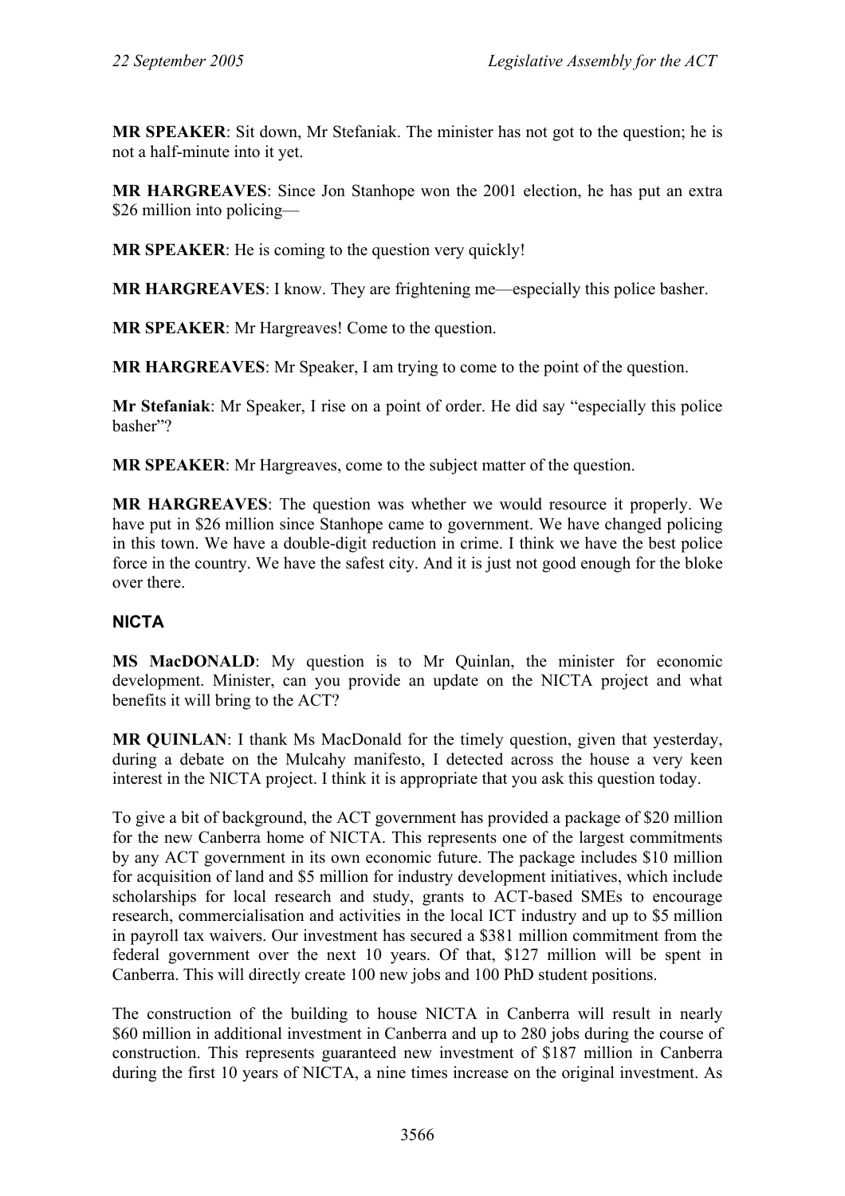**MR SPEAKER**: Sit down, Mr Stefaniak. The minister has not got to the question; he is not a half-minute into it yet.

**MR HARGREAVES**: Since Jon Stanhope won the 2001 election, he has put an extra $26 million into policing—

**MR SPEAKER**: He is coming to the question very quickly!

**MR HARGREAVES**: I know. They are frightening me—especially this police basher.

**MR SPEAKER**: Mr Hargreaves! Come to the question.

**MR HARGREAVES**: Mr Speaker, I am trying to come to the point of the question.

**Mr Stefaniak**: Mr Speaker, I rise on a point of order. He did say "especially this police basher"?

**MR SPEAKER**: Mr Hargreaves, come to the subject matter of the question.

**MR HARGREAVES**: The question was whether we would resource it properly. We have put in $26 million since Stanhope came to government. We have changed policing in this town. We have a double-digit reduction in crime. I think we have the best police force in the country. We have the safest city. And it is just not good enough for the bloke over there.

## NICTA

**MS MacDONALD**: My question is to Mr Quinlan, the minister for economic development. Minister, can you provide an update on the NICTA project and what benefits it will bring to the ACT?

**MR QUINLAN**: I thank Ms MacDonald for the timely question, given that yesterday, during a debate on the Mulcahy manifesto, I detected across the house a very keen interest in the NICTA project. I think it is appropriate that you ask this question today.

To give a bit of background, the ACT government has provided a package of $20 million for the new Canberra home of NICTA. This represents one of the largest commitments by any ACT government in its own economic future. The package includes $10 million for acquisition of land and $5 million for industry development initiatives, which include scholarships for local research and study, grants to ACT-based SMEs to encourage research, commercialisation and activities in the local ICT industry and up to $5 million in payroll tax waivers. Our investment has secured a $381 million commitment from the federal government over the next 10 years. Of that, $127 million will be spent in Canberra. This will directly create 100 new jobs and 100 PhD student positions.

The construction of the building to house NICTA in Canberra will result in nearly $60 million in additional investment in Canberra and up to 280 jobs during the course of construction. This represents guaranteed new investment of $187 million in Canberra during the first 10 years of NICTA, a nine times increase on the original investment. As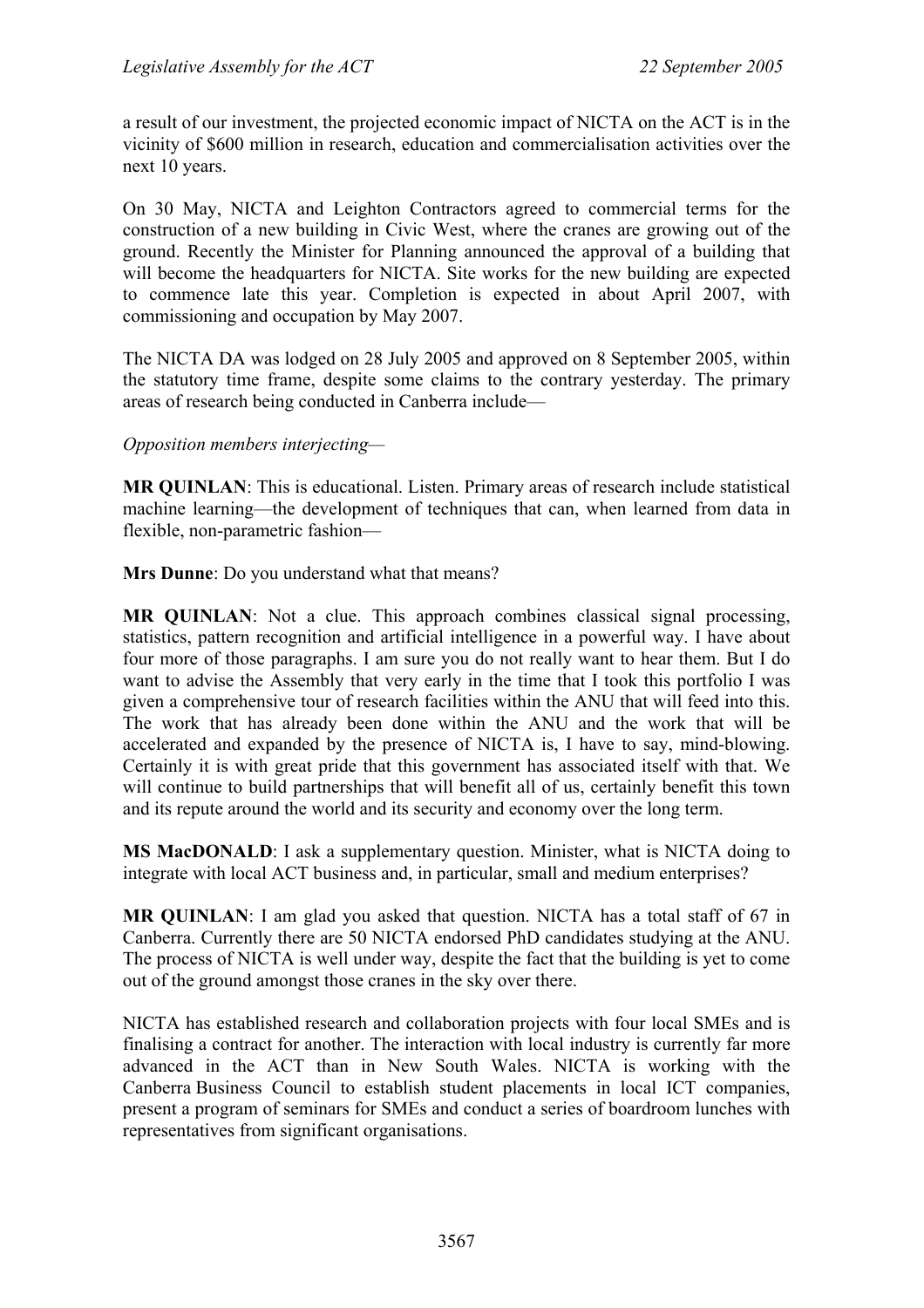a result of our investment, the projected economic impact of NICTA on the ACT is in the vicinity of $600 million in research, education and commercialisation activities over the next 10 years.

On 30 May, NICTA and Leighton Contractors agreed to commercial terms for the construction of a new building in Civic West, where the cranes are growing out of the ground. Recently the Minister for Planning announced the approval of a building that will become the headquarters for NICTA. Site works for the new building are expected to commence late this year. Completion is expected in about April 2007, with commissioning and occupation by May 2007.

The NICTA DA was lodged on 28 July 2005 and approved on 8 September 2005, within the statutory time frame, despite some claims to the contrary yesterday. The primary areas of research being conducted in Canberra include—

*Opposition members interjecting*—

**MR QUINLAN**: This is educational. Listen. Primary areas of research include statistical machine learning—the development of techniques that can, when learned from data in flexible, non-parametric fashion—

**Mrs Dunne**: Do you understand what that means?

**MR QUINLAN**: Not a clue. This approach combines classical signal processing, statistics, pattern recognition and artificial intelligence in a powerful way. I have about four more of those paragraphs. I am sure you do not really want to hear them. But I do want to advise the Assembly that very early in the time that I took this portfolio I was given a comprehensive tour of research facilities within the ANU that will feed into this. The work that has already been done within the ANU and the work that will be accelerated and expanded by the presence of NICTA is, I have to say, mind-blowing. Certainly it is with great pride that this government has associated itself with that. We will continue to build partnerships that will benefit all of us, certainly benefit this town and its repute around the world and its security and economy over the long term.

**MS MacDONALD**: I ask a supplementary question. Minister, what is NICTA doing to integrate with local ACT business and, in particular, small and medium enterprises?

**MR QUINLAN**: I am glad you asked that question. NICTA has a total staff of 67 in Canberra. Currently there are 50 NICTA endorsed PhD candidates studying at the ANU. The process of NICTA is well under way, despite the fact that the building is yet to come out of the ground amongst those cranes in the sky over there.

NICTA has established research and collaboration projects with four local SMEs and is finalising a contract for another. The interaction with local industry is currently far more advanced in the ACT than in New South Wales. NICTA is working with the Canberra Business Council to establish student placements in local ICT companies, present a program of seminars for SMEs and conduct a series of boardroom lunches with representatives from significant organisations.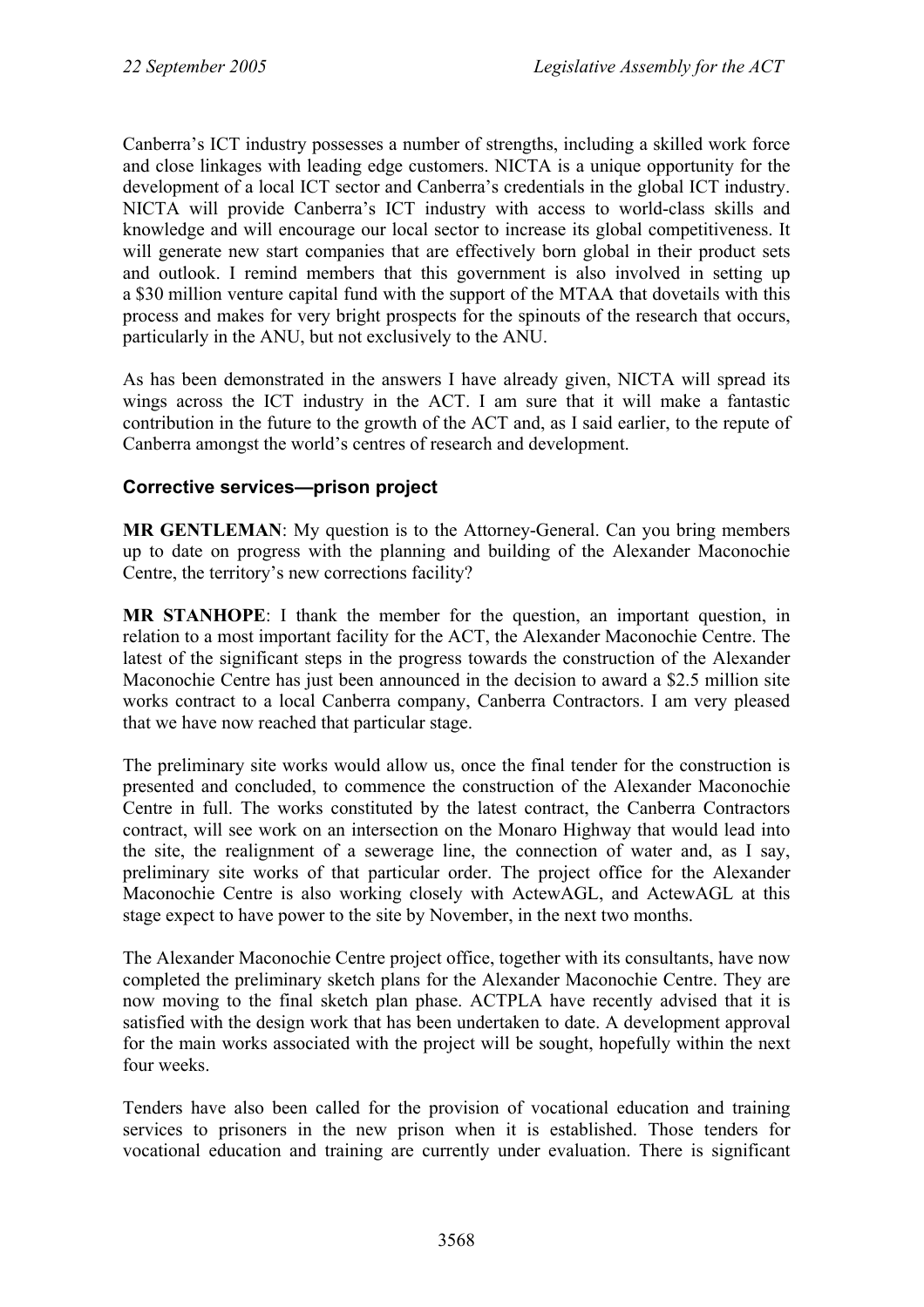Canberra's ICT industry possesses a number of strengths, including a skilled work force and close linkages with leading edge customers. NICTA is a unique opportunity for the development of a local ICT sector and Canberra's credentials in the global ICT industry. NICTA will provide Canberra's ICT industry with access to world-class skills and knowledge and will encourage our local sector to increase its global competitiveness. It will generate new start companies that are effectively born global in their product sets and outlook. I remind members that this government is also involved in setting up a $30 million venture capital fund with the support of the MTAA that dovetails with this process and makes for very bright prospects for the spinouts of the research that occurs, particularly in the ANU, but not exclusively to the ANU.

As has been demonstrated in the answers I have already given, NICTA will spread its wings across the ICT industry in the ACT. I am sure that it will make a fantastic contribution in the future to the growth of the ACT and, as I said earlier, to the repute of Canberra amongst the world's centres of research and development.

### Corrective services—prison project

**MR GENTLEMAN**: My question is to the Attorney-General. Can you bring members up to date on progress with the planning and building of the Alexander Maconochie Centre, the territory's new corrections facility?

**MR STANHOPE**: I thank the member for the question, an important question, in relation to a most important facility for the ACT, the Alexander Maconochie Centre. The latest of the significant steps in the progress towards the construction of the Alexander Maconochie Centre has just been announced in the decision to award a $2.5 million site works contract to a local Canberra company, Canberra Contractors. I am very pleased that we have now reached that particular stage.

The preliminary site works would allow us, once the final tender for the construction is presented and concluded, to commence the construction of the Alexander Maconochie Centre in full. The works constituted by the latest contract, the Canberra Contractors contract, will see work on an intersection on the Monaro Highway that would lead into the site, the realignment of a sewerage line, the connection of water and, as I say, preliminary site works of that particular order. The project office for the Alexander Maconochie Centre is also working closely with ActewAGL, and ActewAGL at this stage expect to have power to the site by November, in the next two months.

The Alexander Maconochie Centre project office, together with its consultants, have now completed the preliminary sketch plans for the Alexander Maconochie Centre. They are now moving to the final sketch plan phase. ACTPLA have recently advised that it is satisfied with the design work that has been undertaken to date. A development approval for the main works associated with the project will be sought, hopefully within the next four weeks.

Tenders have also been called for the provision of vocational education and training services to prisoners in the new prison when it is established. Those tenders for vocational education and training are currently under evaluation. There is significant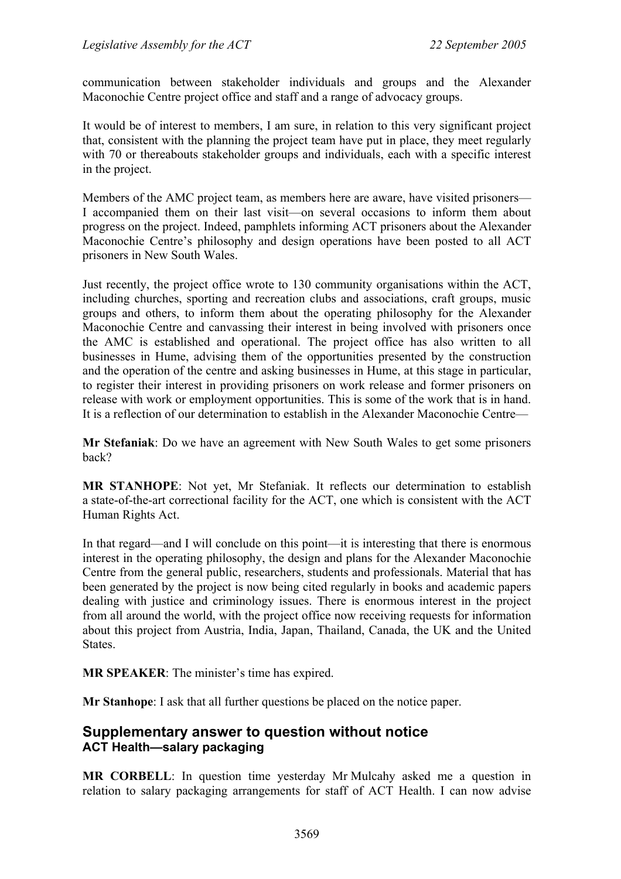communication between stakeholder individuals and groups and the Alexander Maconochie Centre project office and staff and a range of advocacy groups.

It would be of interest to members, I am sure, in relation to this very significant project that, consistent with the planning the project team have put in place, they meet regularly with 70 or thereabouts stakeholder groups and individuals, each with a specific interest in the project.

Members of the AMC project team, as members here are aware, have visited prisoners—I accompanied them on their last visit—on several occasions to inform them about progress on the project. Indeed, pamphlets informing ACT prisoners about the Alexander Maconochie Centre's philosophy and design operations have been posted to all ACT prisoners in New South Wales.

Just recently, the project office wrote to 130 community organisations within the ACT, including churches, sporting and recreation clubs and associations, craft groups, music groups and others, to inform them about the operating philosophy for the Alexander Maconochie Centre and canvassing their interest in being involved with prisoners once the AMC is established and operational. The project office has also written to all businesses in Hume, advising them of the opportunities presented by the construction and the operation of the centre and asking businesses in Hume, at this stage in particular, to register their interest in providing prisoners on work release and former prisoners on release with work or employment opportunities. This is some of the work that is in hand. It is a reflection of our determination to establish in the Alexander Maconochie Centre—

**Mr Stefaniak**: Do we have an agreement with New South Wales to get some prisoners back?

**MR STANHOPE**: Not yet, Mr Stefaniak. It reflects our determination to establish a state-of-the-art correctional facility for the ACT, one which is consistent with the ACT Human Rights Act.

In that regard—and I will conclude on this point—it is interesting that there is enormous interest in the operating philosophy, the design and plans for the Alexander Maconochie Centre from the general public, researchers, students and professionals. Material that has been generated by the project is now being cited regularly in books and academic papers dealing with justice and criminology issues. There is enormous interest in the project from all around the world, with the project office now receiving requests for information about this project from Austria, India, Japan, Thailand, Canada, the UK and the United States.

**MR SPEAKER**: The minister's time has expired.

**Mr Stanhope**: I ask that all further questions be placed on the notice paper.

## Supplementary answer to question without notice
### ACT Health—salary packaging

**MR CORBELL**: In question time yesterday Mr Mulcahy asked me a question in relation to salary packaging arrangements for staff of ACT Health. I can now advise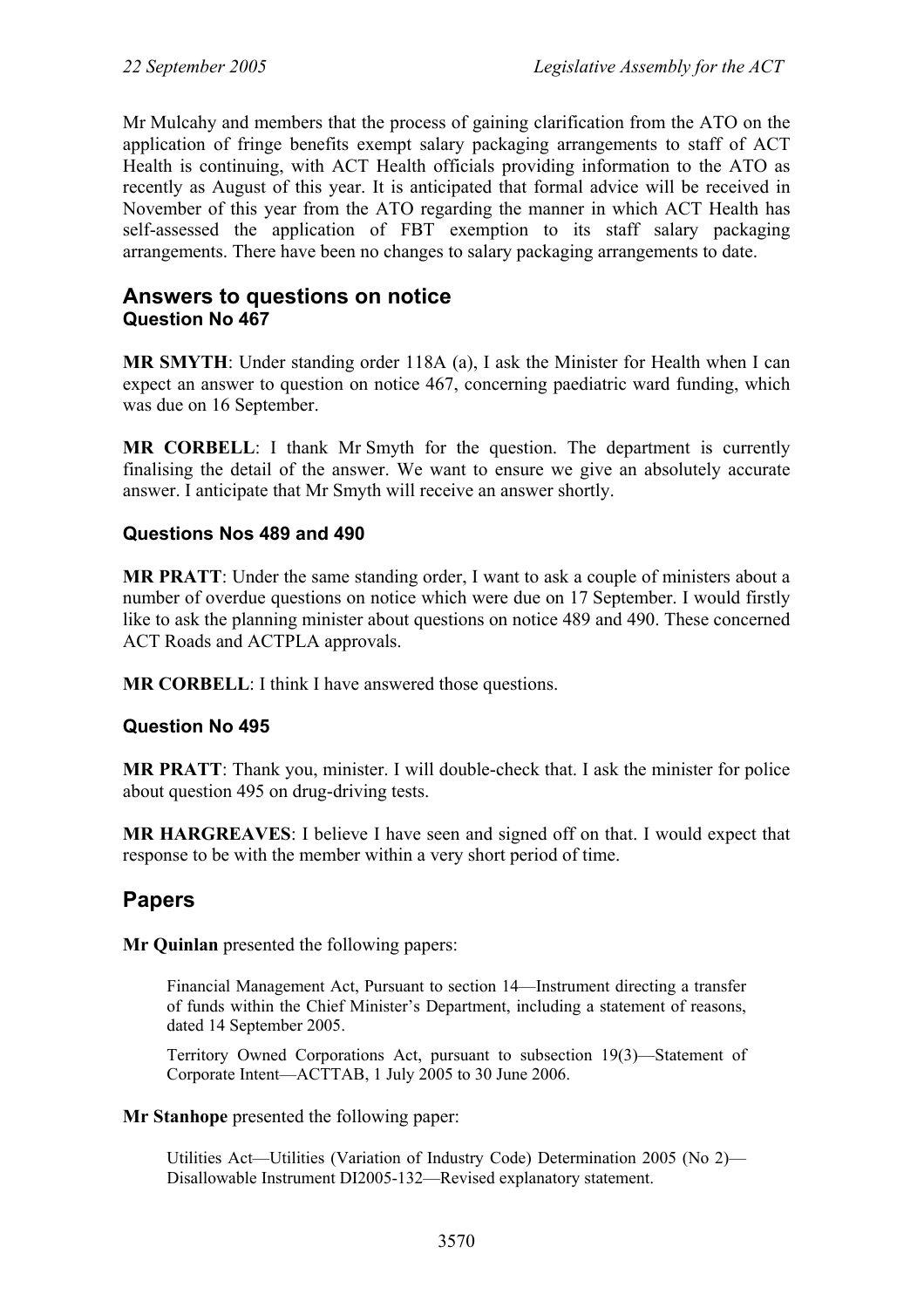Mr Mulcahy and members that the process of gaining clarification from the ATO on the application of fringe benefits exempt salary packaging arrangements to staff of ACT Health is continuing, with ACT Health officials providing information to the ATO as recently as August of this year. It is anticipated that formal advice will be received in November of this year from the ATO regarding the manner in which ACT Health has self-assessed the application of FBT exemption to its staff salary packaging arrangements. There have been no changes to salary packaging arrangements to date.

## Answers to questions on notice

### Question No 467

**MR SMYTH**: Under standing order 118A (a), I ask the Minister for Health when I can expect an answer to question on notice 467, concerning paediatric ward funding, which was due on 16 September.

**MR CORBELL**: I thank Mr Smyth for the question. The department is currently finalising the detail of the answer. We want to ensure we give an absolutely accurate answer. I anticipate that Mr Smyth will receive an answer shortly.

### Questions Nos 489 and 490

**MR PRATT**: Under the same standing order, I want to ask a couple of ministers about a number of overdue questions on notice which were due on 17 September. I would firstly like to ask the planning minister about questions on notice 489 and 490. These concerned ACT Roads and ACTPLA approvals.

**MR CORBELL**: I think I have answered those questions.

### Question No 495

**MR PRATT**: Thank you, minister. I will double-check that. I ask the minister for police about question 495 on drug-driving tests.

**MR HARGREAVES**: I believe I have seen and signed off on that. I would expect that response to be with the member within a very short period of time.

## Papers

**Mr Quinlan** presented the following papers:

> Financial Management Act, Pursuant to section 14—Instrument directing a transfer of funds within the Chief Minister's Department, including a statement of reasons, dated 14 September 2005.
>
> Territory Owned Corporations Act, pursuant to subsection 19(3)—Statement of Corporate Intent—ACTTAB, 1 July 2005 to 30 June 2006.

**Mr Stanhope** presented the following paper:

> Utilities Act—Utilities (Variation of Industry Code) Determination 2005 (No 2)—Disallowable Instrument DI2005-132—Revised explanatory statement.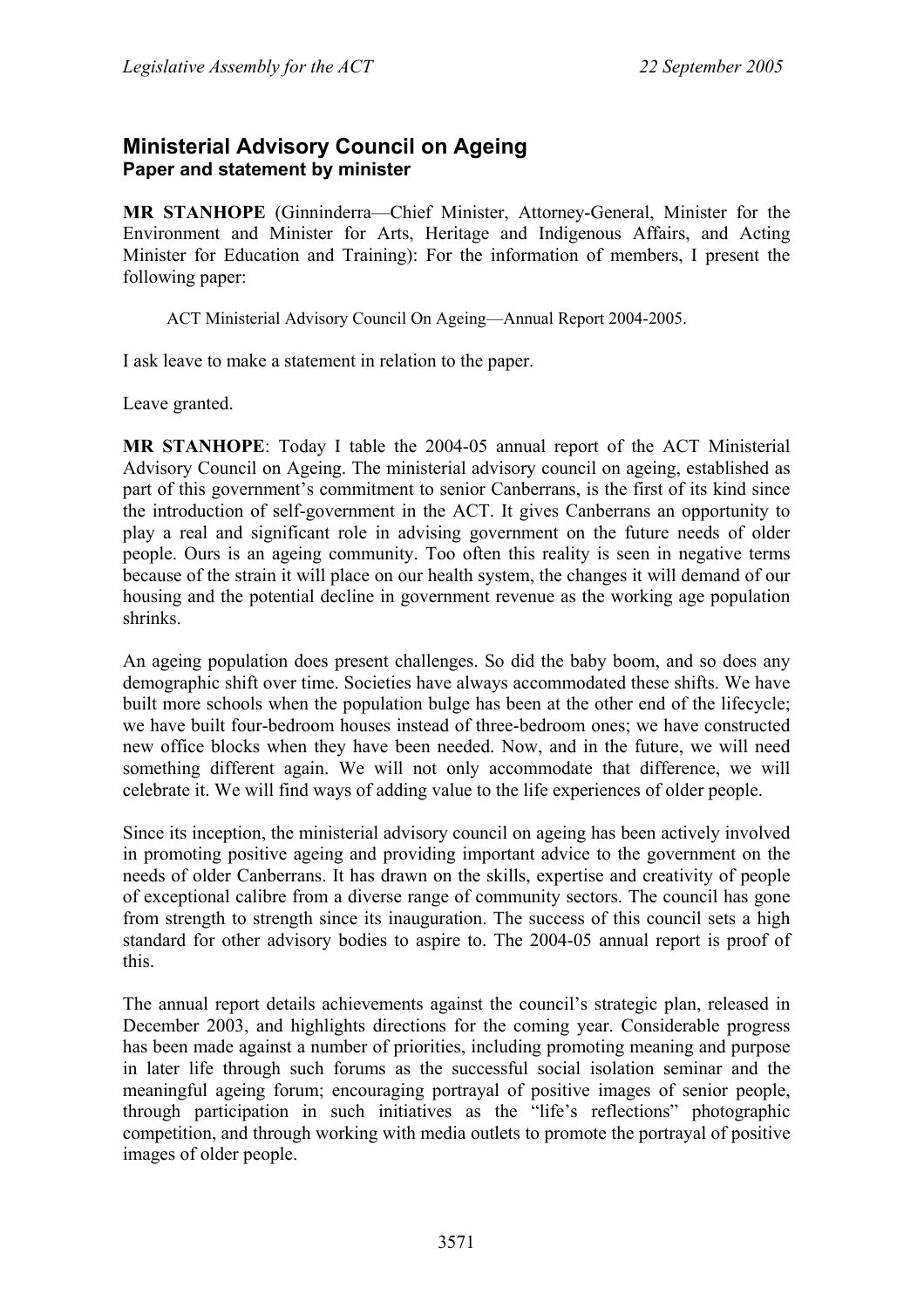## Ministerial Advisory Council on Ageing
### Paper and statement by minister

**MR STANHOPE** (Ginninderra—Chief Minister, Attorney-General, Minister for the Environment and Minister for Arts, Heritage and Indigenous Affairs, and Acting Minister for Education and Training): For the information of members, I present the following paper:

> ACT Ministerial Advisory Council On Ageing—Annual Report 2004-2005.

I ask leave to make a statement in relation to the paper.

Leave granted.

**MR STANHOPE**: Today I table the 2004-05 annual report of the ACT Ministerial Advisory Council on Ageing. The ministerial advisory council on ageing, established as part of this government's commitment to senior Canberrans, is the first of its kind since the introduction of self-government in the ACT. It gives Canberrans an opportunity to play a real and significant role in advising government on the future needs of older people. Ours is an ageing community. Too often this reality is seen in negative terms because of the strain it will place on our health system, the changes it will demand of our housing and the potential decline in government revenue as the working age population shrinks.

An ageing population does present challenges. So did the baby boom, and so does any demographic shift over time. Societies have always accommodated these shifts. We have built more schools when the population bulge has been at the other end of the lifecycle; we have built four-bedroom houses instead of three-bedroom ones; we have constructed new office blocks when they have been needed. Now, and in the future, we will need something different again. We will not only accommodate that difference, we will celebrate it. We will find ways of adding value to the life experiences of older people.

Since its inception, the ministerial advisory council on ageing has been actively involved in promoting positive ageing and providing important advice to the government on the needs of older Canberrans. It has drawn on the skills, expertise and creativity of people of exceptional calibre from a diverse range of community sectors. The council has gone from strength to strength since its inauguration. The success of this council sets a high standard for other advisory bodies to aspire to. The 2004-05 annual report is proof of this.

The annual report details achievements against the council's strategic plan, released in December 2003, and highlights directions for the coming year. Considerable progress has been made against a number of priorities, including promoting meaning and purpose in later life through such forums as the successful social isolation seminar and the meaningful ageing forum; encouraging portrayal of positive images of senior people, through participation in such initiatives as the "life's reflections" photographic competition, and through working with media outlets to promote the portrayal of positive images of older people.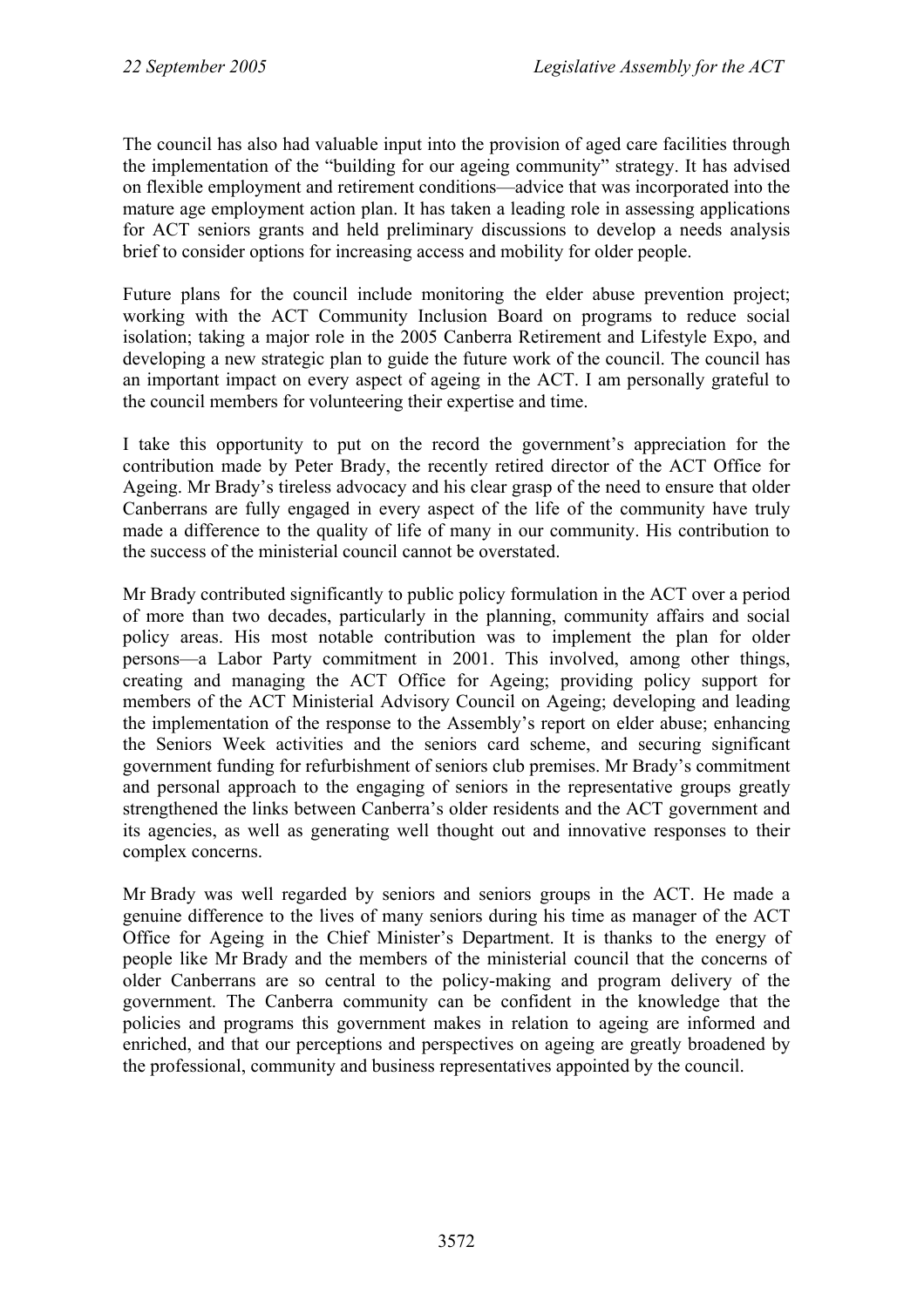The council has also had valuable input into the provision of aged care facilities through the implementation of the "building for our ageing community" strategy. It has advised on flexible employment and retirement conditions—advice that was incorporated into the mature age employment action plan. It has taken a leading role in assessing applications for ACT seniors grants and held preliminary discussions to develop a needs analysis brief to consider options for increasing access and mobility for older people.

Future plans for the council include monitoring the elder abuse prevention project; working with the ACT Community Inclusion Board on programs to reduce social isolation; taking a major role in the 2005 Canberra Retirement and Lifestyle Expo, and developing a new strategic plan to guide the future work of the council. The council has an important impact on every aspect of ageing in the ACT. I am personally grateful to the council members for volunteering their expertise and time.

I take this opportunity to put on the record the government's appreciation for the contribution made by Peter Brady, the recently retired director of the ACT Office for Ageing. Mr Brady's tireless advocacy and his clear grasp of the need to ensure that older Canberrans are fully engaged in every aspect of the life of the community have truly made a difference to the quality of life of many in our community. His contribution to the success of the ministerial council cannot be overstated.

Mr Brady contributed significantly to public policy formulation in the ACT over a period of more than two decades, particularly in the planning, community affairs and social policy areas. His most notable contribution was to implement the plan for older persons—a Labor Party commitment in 2001. This involved, among other things, creating and managing the ACT Office for Ageing; providing policy support for members of the ACT Ministerial Advisory Council on Ageing; developing and leading the implementation of the response to the Assembly's report on elder abuse; enhancing the Seniors Week activities and the seniors card scheme, and securing significant government funding for refurbishment of seniors club premises. Mr Brady's commitment and personal approach to the engaging of seniors in the representative groups greatly strengthened the links between Canberra's older residents and the ACT government and its agencies, as well as generating well thought out and innovative responses to their complex concerns.

Mr Brady was well regarded by seniors and seniors groups in the ACT. He made a genuine difference to the lives of many seniors during his time as manager of the ACT Office for Ageing in the Chief Minister's Department. It is thanks to the energy of people like Mr Brady and the members of the ministerial council that the concerns of older Canberrans are so central to the policy-making and program delivery of the government. The Canberra community can be confident in the knowledge that the policies and programs this government makes in relation to ageing are informed and enriched, and that our perceptions and perspectives on ageing are greatly broadened by the professional, community and business representatives appointed by the council.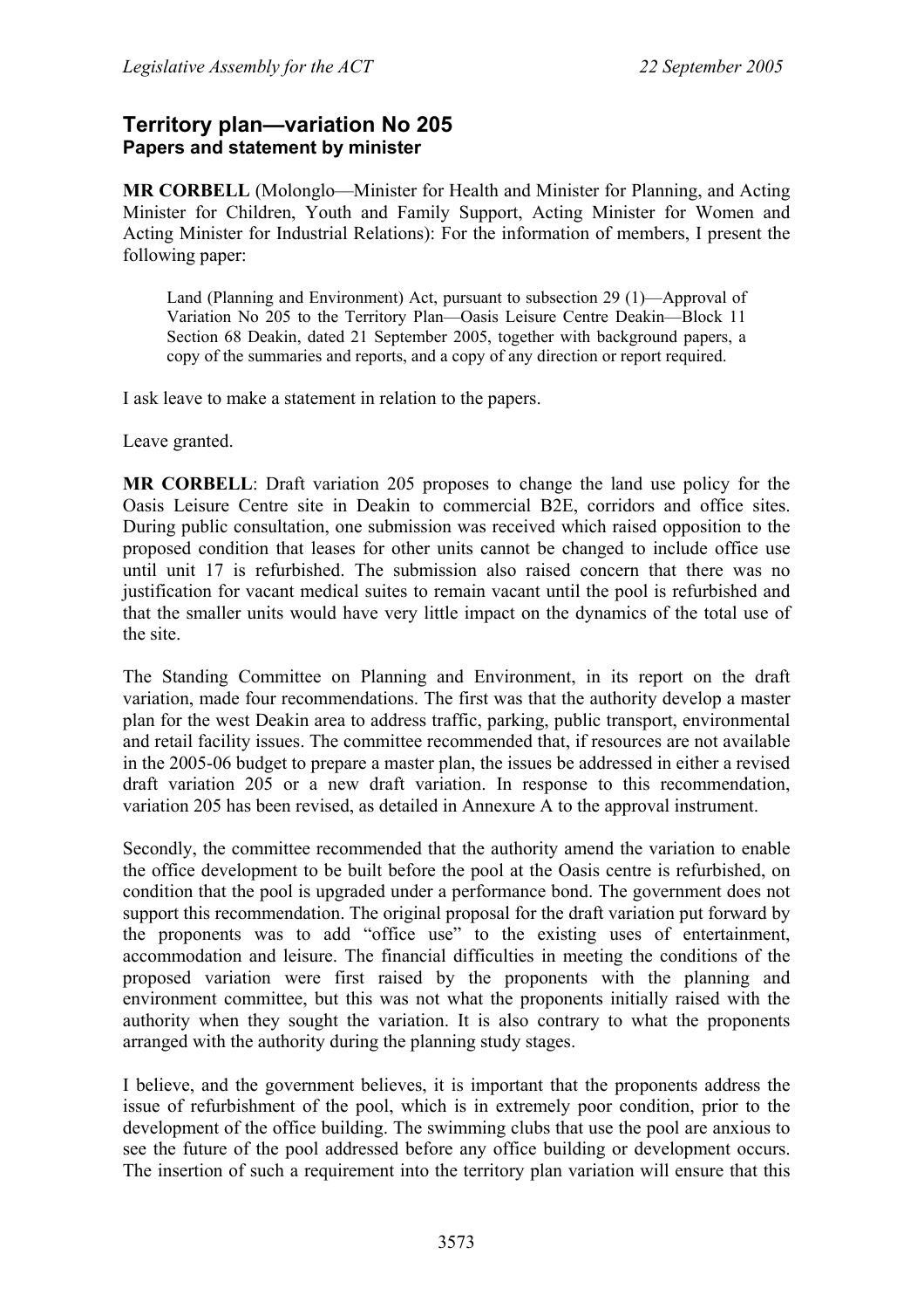## Territory plan—variation No 205
### Papers and statement by minister

**MR CORBELL** (Molonglo—Minister for Health and Minister for Planning, and Acting Minister for Children, Youth and Family Support, Acting Minister for Women and Acting Minister for Industrial Relations): For the information of members, I present the following paper:

> Land (Planning and Environment) Act, pursuant to subsection 29 (1)—Approval of Variation No 205 to the Territory Plan—Oasis Leisure Centre Deakin—Block 11 Section 68 Deakin, dated 21 September 2005, together with background papers, a copy of the summaries and reports, and a copy of any direction or report required.

I ask leave to make a statement in relation to the papers.

Leave granted.

**MR CORBELL**: Draft variation 205 proposes to change the land use policy for the Oasis Leisure Centre site in Deakin to commercial B2E, corridors and office sites. During public consultation, one submission was received which raised opposition to the proposed condition that leases for other units cannot be changed to include office use until unit 17 is refurbished. The submission also raised concern that there was no justification for vacant medical suites to remain vacant until the pool is refurbished and that the smaller units would have very little impact on the dynamics of the total use of the site.

The Standing Committee on Planning and Environment, in its report on the draft variation, made four recommendations. The first was that the authority develop a master plan for the west Deakin area to address traffic, parking, public transport, environmental and retail facility issues. The committee recommended that, if resources are not available in the 2005-06 budget to prepare a master plan, the issues be addressed in either a revised draft variation 205 or a new draft variation. In response to this recommendation, variation 205 has been revised, as detailed in Annexure A to the approval instrument.

Secondly, the committee recommended that the authority amend the variation to enable the office development to be built before the pool at the Oasis centre is refurbished, on condition that the pool is upgraded under a performance bond. The government does not support this recommendation. The original proposal for the draft variation put forward by the proponents was to add "office use" to the existing uses of entertainment, accommodation and leisure. The financial difficulties in meeting the conditions of the proposed variation were first raised by the proponents with the planning and environment committee, but this was not what the proponents initially raised with the authority when they sought the variation. It is also contrary to what the proponents arranged with the authority during the planning study stages.

I believe, and the government believes, it is important that the proponents address the issue of refurbishment of the pool, which is in extremely poor condition, prior to the development of the office building. The swimming clubs that use the pool are anxious to see the future of the pool addressed before any office building or development occurs. The insertion of such a requirement into the territory plan variation will ensure that this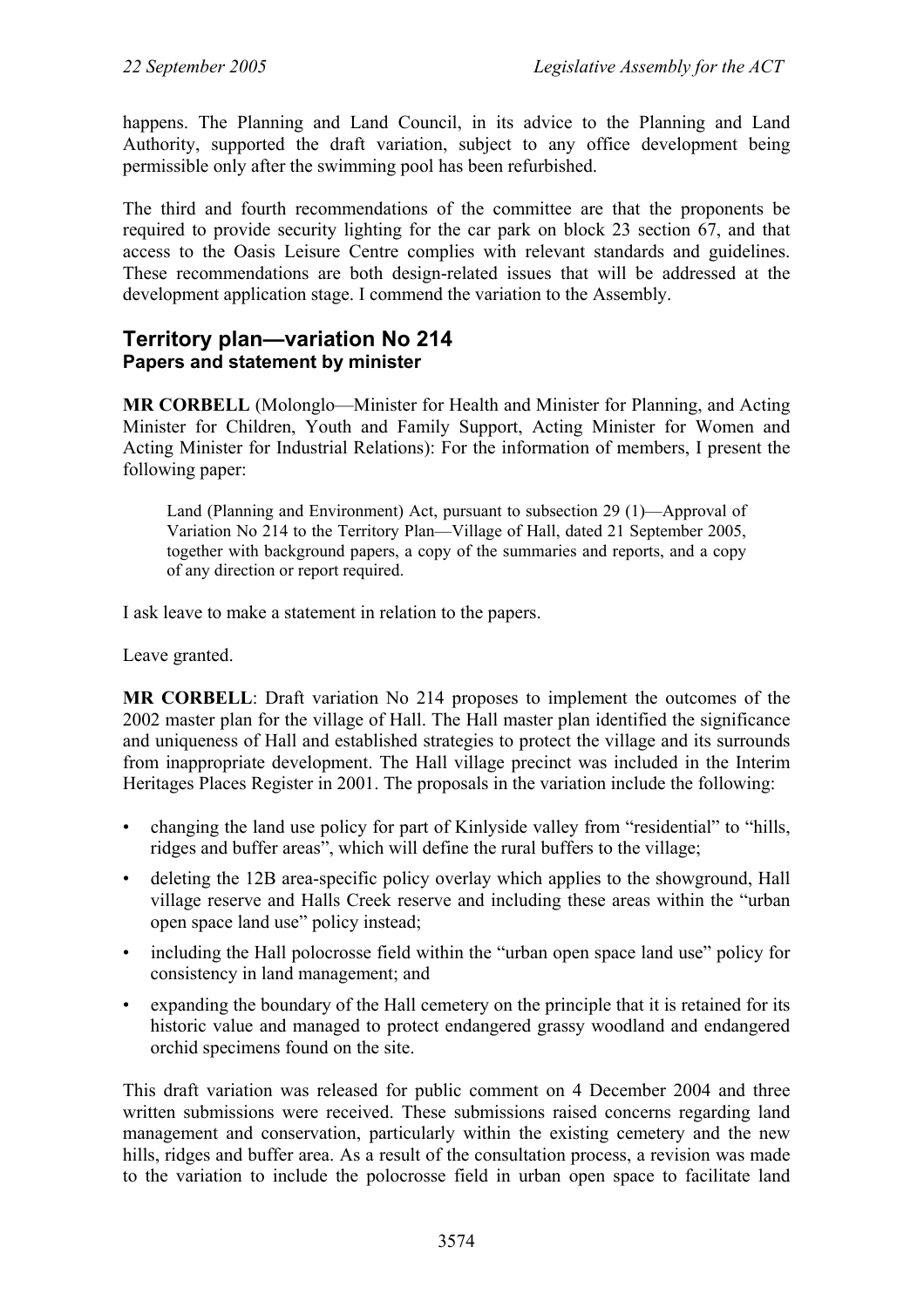happens. The Planning and Land Council, in its advice to the Planning and Land Authority, supported the draft variation, subject to any office development being permissible only after the swimming pool has been refurbished.

The third and fourth recommendations of the committee are that the proponents be required to provide security lighting for the car park on block 23 section 67, and that access to the Oasis Leisure Centre complies with relevant standards and guidelines. These recommendations are both design-related issues that will be addressed at the development application stage. I commend the variation to the Assembly.

## Territory plan—variation No 214
### Papers and statement by minister

**MR CORBELL** (Molonglo—Minister for Health and Minister for Planning, and Acting Minister for Children, Youth and Family Support, Acting Minister for Women and Acting Minister for Industrial Relations): For the information of members, I present the following paper:

> Land (Planning and Environment) Act, pursuant to subsection 29 (1)—Approval of Variation No 214 to the Territory Plan—Village of Hall, dated 21 September 2005, together with background papers, a copy of the summaries and reports, and a copy of any direction or report required.

I ask leave to make a statement in relation to the papers.

Leave granted.

**MR CORBELL**: Draft variation No 214 proposes to implement the outcomes of the 2002 master plan for the village of Hall. The Hall master plan identified the significance and uniqueness of Hall and established strategies to protect the village and its surrounds from inappropriate development. The Hall village precinct was included in the Interim Heritages Places Register in 2001. The proposals in the variation include the following:

- changing the land use policy for part of Kinlyside valley from "residential" to "hills, ridges and buffer areas", which will define the rural buffers to the village;
- deleting the 12B area-specific policy overlay which applies to the showground, Hall village reserve and Halls Creek reserve and including these areas within the "urban open space land use" policy instead;
- including the Hall polocrosse field within the "urban open space land use" policy for consistency in land management; and
- expanding the boundary of the Hall cemetery on the principle that it is retained for its historic value and managed to protect endangered grassy woodland and endangered orchid specimens found on the site.

This draft variation was released for public comment on 4 December 2004 and three written submissions were received. These submissions raised concerns regarding land management and conservation, particularly within the existing cemetery and the new hills, ridges and buffer area. As a result of the consultation process, a revision was made to the variation to include the polocrosse field in urban open space to facilitate land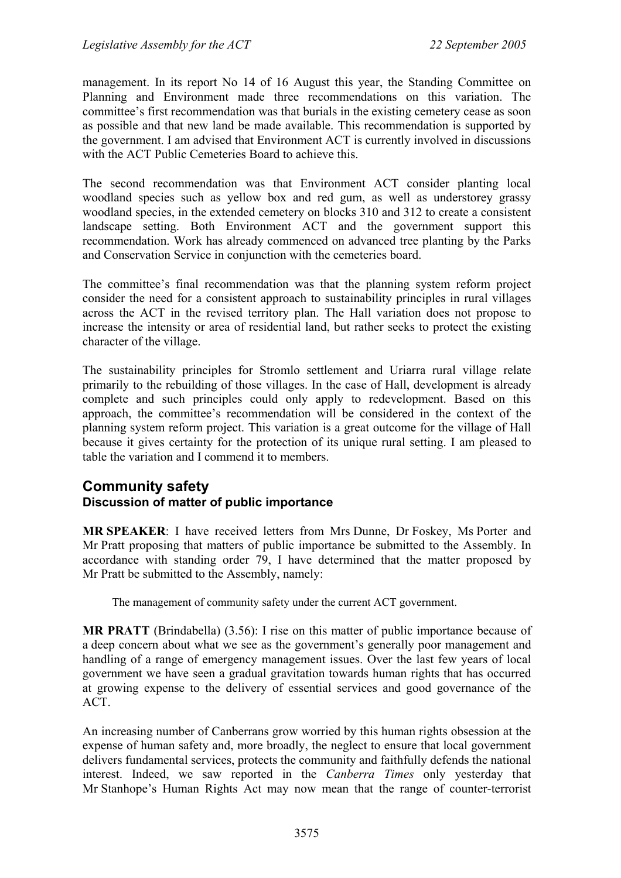management. In its report No 14 of 16 August this year, the Standing Committee on Planning and Environment made three recommendations on this variation. The committee's first recommendation was that burials in the existing cemetery cease as soon as possible and that new land be made available. This recommendation is supported by the government. I am advised that Environment ACT is currently involved in discussions with the ACT Public Cemeteries Board to achieve this.

The second recommendation was that Environment ACT consider planting local woodland species such as yellow box and red gum, as well as understorey grassy woodland species, in the extended cemetery on blocks 310 and 312 to create a consistent landscape setting. Both Environment ACT and the government support this recommendation. Work has already commenced on advanced tree planting by the Parks and Conservation Service in conjunction with the cemeteries board.

The committee's final recommendation was that the planning system reform project consider the need for a consistent approach to sustainability principles in rural villages across the ACT in the revised territory plan. The Hall variation does not propose to increase the intensity or area of residential land, but rather seeks to protect the existing character of the village.

The sustainability principles for Stromlo settlement and Uriarra rural village relate primarily to the rebuilding of those villages. In the case of Hall, development is already complete and such principles could only apply to redevelopment. Based on this approach, the committee's recommendation will be considered in the context of the planning system reform project. This variation is a great outcome for the village of Hall because it gives certainty for the protection of its unique rural setting. I am pleased to table the variation and I commend it to members.

## Community safety

### Discussion of matter of public importance

**MR SPEAKER**: I have received letters from Mrs Dunne, Dr Foskey, Ms Porter and Mr Pratt proposing that matters of public importance be submitted to the Assembly. In accordance with standing order 79, I have determined that the matter proposed by Mr Pratt be submitted to the Assembly, namely:

> The management of community safety under the current ACT government.

**MR PRATT** (Brindabella) (3.56): I rise on this matter of public importance because of a deep concern about what we see as the government's generally poor management and handling of a range of emergency management issues. Over the last few years of local government we have seen a gradual gravitation towards human rights that has occurred at growing expense to the delivery of essential services and good governance of the ACT.

An increasing number of Canberrans grow worried by this human rights obsession at the expense of human safety and, more broadly, the neglect to ensure that local government delivers fundamental services, protects the community and faithfully defends the national interest. Indeed, we saw reported in the *Canberra Times* only yesterday that Mr Stanhope's Human Rights Act may now mean that the range of counter-terrorist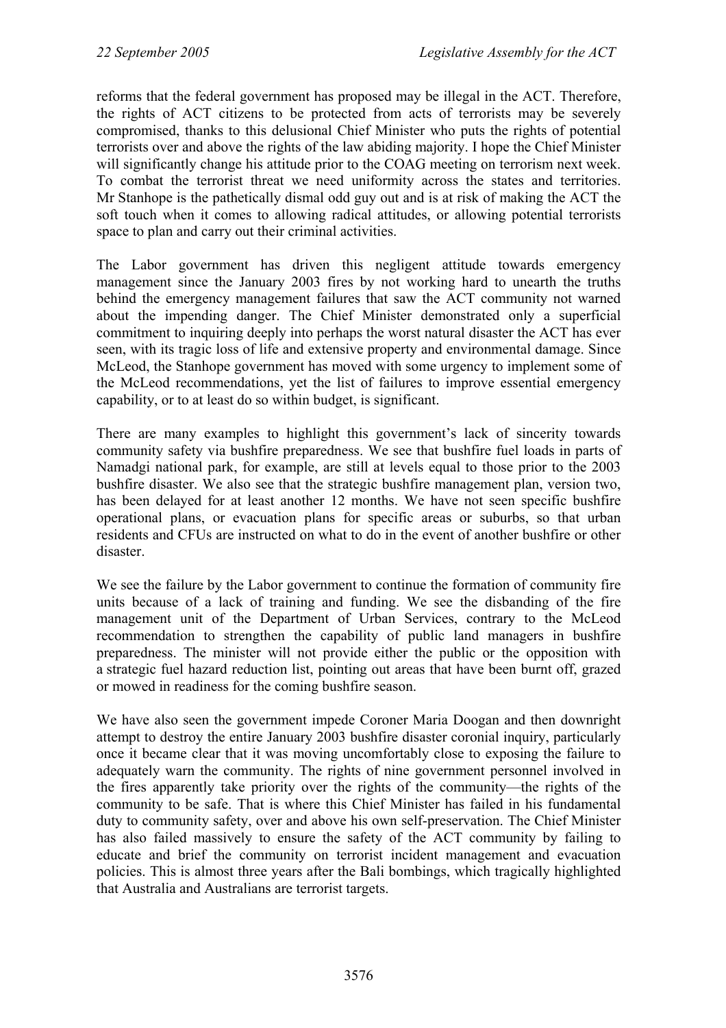reforms that the federal government has proposed may be illegal in the ACT. Therefore, the rights of ACT citizens to be protected from acts of terrorists may be severely compromised, thanks to this delusional Chief Minister who puts the rights of potential terrorists over and above the rights of the law abiding majority. I hope the Chief Minister will significantly change his attitude prior to the COAG meeting on terrorism next week. To combat the terrorist threat we need uniformity across the states and territories. Mr Stanhope is the pathetically dismal odd guy out and is at risk of making the ACT the soft touch when it comes to allowing radical attitudes, or allowing potential terrorists space to plan and carry out their criminal activities.

The Labor government has driven this negligent attitude towards emergency management since the January 2003 fires by not working hard to unearth the truths behind the emergency management failures that saw the ACT community not warned about the impending danger. The Chief Minister demonstrated only a superficial commitment to inquiring deeply into perhaps the worst natural disaster the ACT has ever seen, with its tragic loss of life and extensive property and environmental damage. Since McLeod, the Stanhope government has moved with some urgency to implement some of the McLeod recommendations, yet the list of failures to improve essential emergency capability, or to at least do so within budget, is significant.

There are many examples to highlight this government's lack of sincerity towards community safety via bushfire preparedness. We see that bushfire fuel loads in parts of Namadgi national park, for example, are still at levels equal to those prior to the 2003 bushfire disaster. We also see that the strategic bushfire management plan, version two, has been delayed for at least another 12 months. We have not seen specific bushfire operational plans, or evacuation plans for specific areas or suburbs, so that urban residents and CFUs are instructed on what to do in the event of another bushfire or other disaster.

We see the failure by the Labor government to continue the formation of community fire units because of a lack of training and funding. We see the disbanding of the fire management unit of the Department of Urban Services, contrary to the McLeod recommendation to strengthen the capability of public land managers in bushfire preparedness. The minister will not provide either the public or the opposition with a strategic fuel hazard reduction list, pointing out areas that have been burnt off, grazed or mowed in readiness for the coming bushfire season.

We have also seen the government impede Coroner Maria Doogan and then downright attempt to destroy the entire January 2003 bushfire disaster coronial inquiry, particularly once it became clear that it was moving uncomfortably close to exposing the failure to adequately warn the community. The rights of nine government personnel involved in the fires apparently take priority over the rights of the community—the rights of the community to be safe. That is where this Chief Minister has failed in his fundamental duty to community safety, over and above his own self-preservation. The Chief Minister has also failed massively to ensure the safety of the ACT community by failing to educate and brief the community on terrorist incident management and evacuation policies. This is almost three years after the Bali bombings, which tragically highlighted that Australia and Australians are terrorist targets.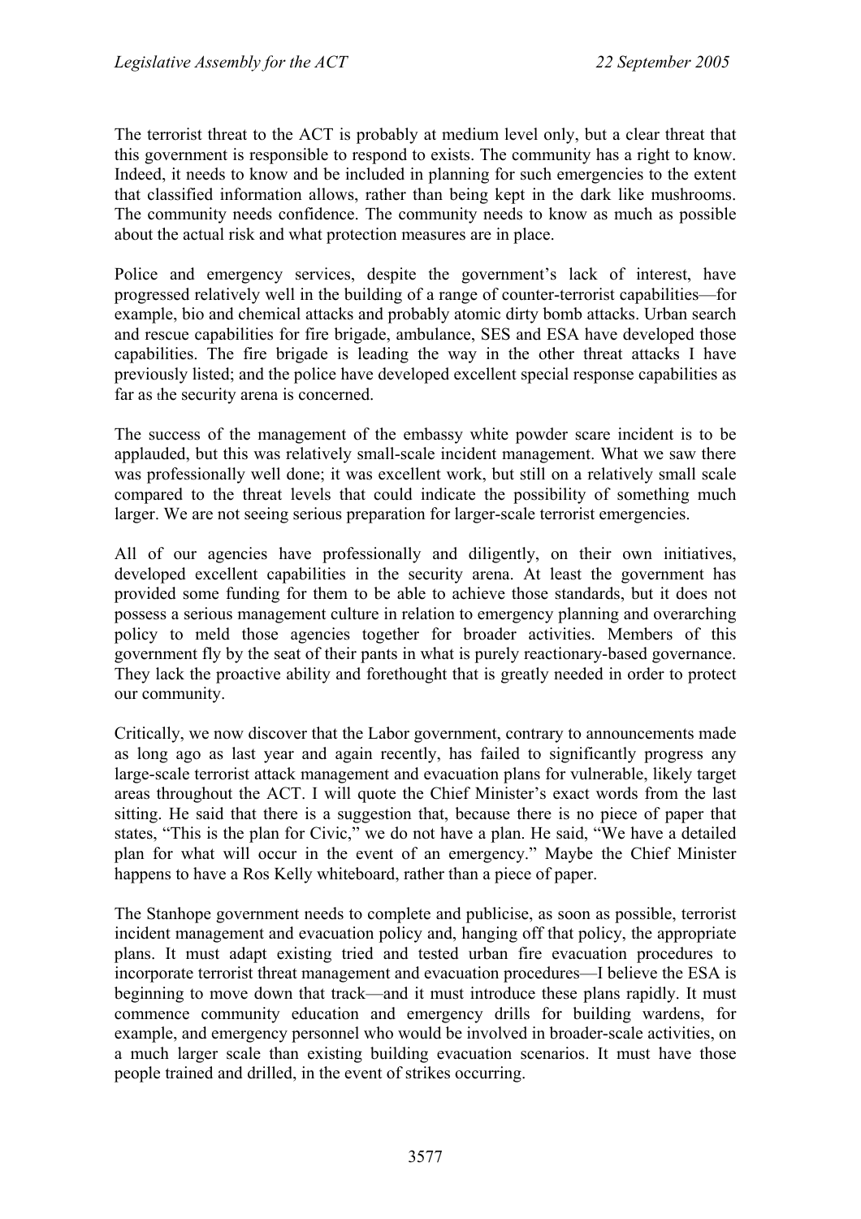The terrorist threat to the ACT is probably at medium level only, but a clear threat that this government is responsible to respond to exists. The community has a right to know. Indeed, it needs to know and be included in planning for such emergencies to the extent that classified information allows, rather than being kept in the dark like mushrooms. The community needs confidence. The community needs to know as much as possible about the actual risk and what protection measures are in place.

Police and emergency services, despite the government's lack of interest, have progressed relatively well in the building of a range of counter-terrorist capabilities—for example, bio and chemical attacks and probably atomic dirty bomb attacks. Urban search and rescue capabilities for fire brigade, ambulance, SES and ESA have developed those capabilities. The fire brigade is leading the way in the other threat attacks I have previously listed; and the police have developed excellent special response capabilities as far as the security arena is concerned.

The success of the management of the embassy white powder scare incident is to be applauded, but this was relatively small-scale incident management. What we saw there was professionally well done; it was excellent work, but still on a relatively small scale compared to the threat levels that could indicate the possibility of something much larger. We are not seeing serious preparation for larger-scale terrorist emergencies.

All of our agencies have professionally and diligently, on their own initiatives, developed excellent capabilities in the security arena. At least the government has provided some funding for them to be able to achieve those standards, but it does not possess a serious management culture in relation to emergency planning and overarching policy to meld those agencies together for broader activities. Members of this government fly by the seat of their pants in what is purely reactionary-based governance. They lack the proactive ability and forethought that is greatly needed in order to protect our community.

Critically, we now discover that the Labor government, contrary to announcements made as long ago as last year and again recently, has failed to significantly progress any large-scale terrorist attack management and evacuation plans for vulnerable, likely target areas throughout the ACT. I will quote the Chief Minister's exact words from the last sitting. He said that there is a suggestion that, because there is no piece of paper that states, "This is the plan for Civic," we do not have a plan. He said, "We have a detailed plan for what will occur in the event of an emergency." Maybe the Chief Minister happens to have a Ros Kelly whiteboard, rather than a piece of paper.

The Stanhope government needs to complete and publicise, as soon as possible, terrorist incident management and evacuation policy and, hanging off that policy, the appropriate plans. It must adapt existing tried and tested urban fire evacuation procedures to incorporate terrorist threat management and evacuation procedures—I believe the ESA is beginning to move down that track—and it must introduce these plans rapidly. It must commence community education and emergency drills for building wardens, for example, and emergency personnel who would be involved in broader-scale activities, on a much larger scale than existing building evacuation scenarios. It must have those people trained and drilled, in the event of strikes occurring.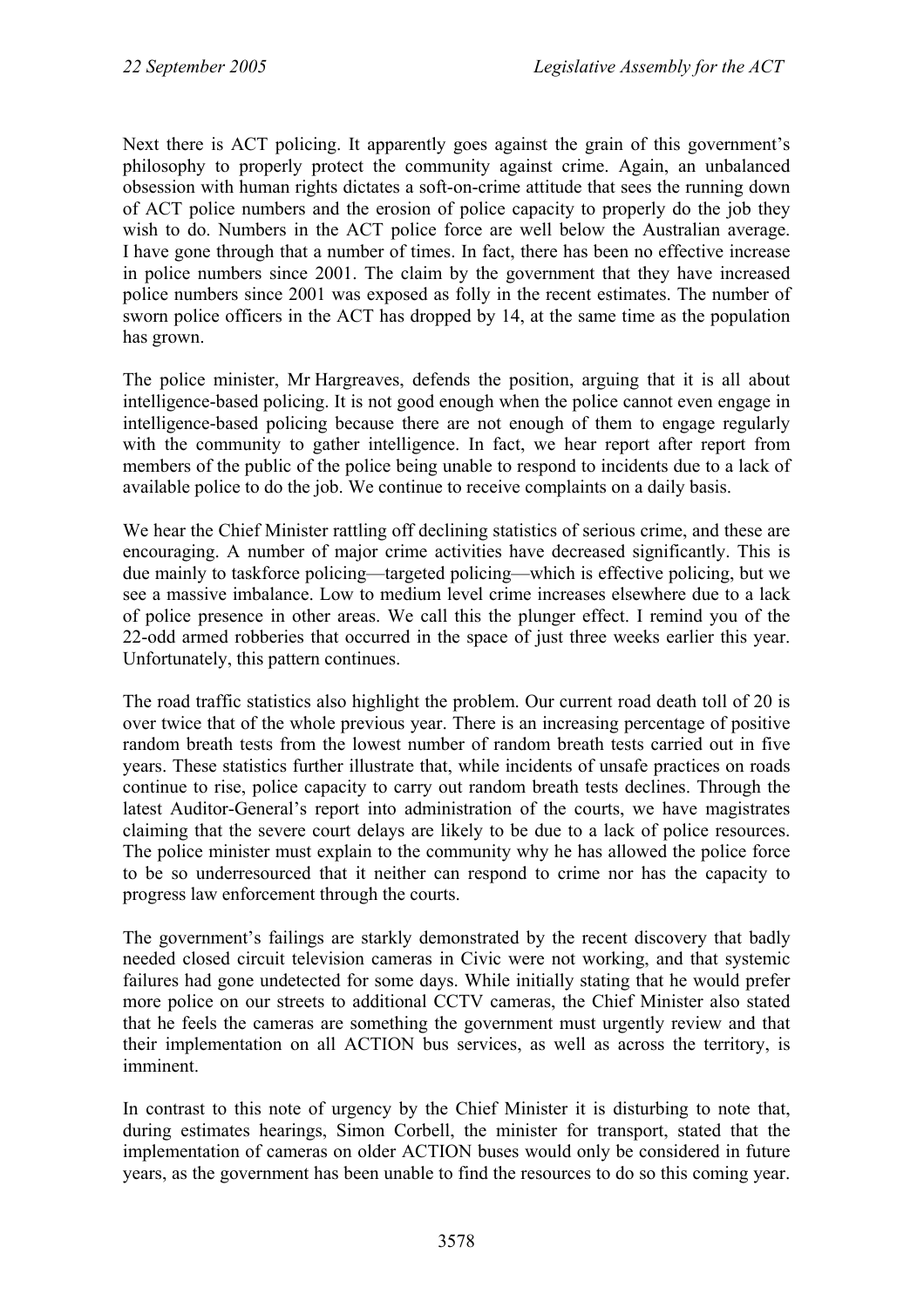Next there is ACT policing. It apparently goes against the grain of this government's philosophy to properly protect the community against crime. Again, an unbalanced obsession with human rights dictates a soft-on-crime attitude that sees the running down of ACT police numbers and the erosion of police capacity to properly do the job they wish to do. Numbers in the ACT police force are well below the Australian average. I have gone through that a number of times. In fact, there has been no effective increase in police numbers since 2001. The claim by the government that they have increased police numbers since 2001 was exposed as folly in the recent estimates. The number of sworn police officers in the ACT has dropped by 14, at the same time as the population has grown.

The police minister, Mr Hargreaves, defends the position, arguing that it is all about intelligence-based policing. It is not good enough when the police cannot even engage in intelligence-based policing because there are not enough of them to engage regularly with the community to gather intelligence. In fact, we hear report after report from members of the public of the police being unable to respond to incidents due to a lack of available police to do the job. We continue to receive complaints on a daily basis.

We hear the Chief Minister rattling off declining statistics of serious crime, and these are encouraging. A number of major crime activities have decreased significantly. This is due mainly to taskforce policing—targeted policing—which is effective policing, but we see a massive imbalance. Low to medium level crime increases elsewhere due to a lack of police presence in other areas. We call this the plunger effect. I remind you of the 22-odd armed robberies that occurred in the space of just three weeks earlier this year. Unfortunately, this pattern continues.

The road traffic statistics also highlight the problem. Our current road death toll of 20 is over twice that of the whole previous year. There is an increasing percentage of positive random breath tests from the lowest number of random breath tests carried out in five years. These statistics further illustrate that, while incidents of unsafe practices on roads continue to rise, police capacity to carry out random breath tests declines. Through the latest Auditor-General's report into administration of the courts, we have magistrates claiming that the severe court delays are likely to be due to a lack of police resources. The police minister must explain to the community why he has allowed the police force to be so underresourced that it neither can respond to crime nor has the capacity to progress law enforcement through the courts.

The government's failings are starkly demonstrated by the recent discovery that badly needed closed circuit television cameras in Civic were not working, and that systemic failures had gone undetected for some days. While initially stating that he would prefer more police on our streets to additional CCTV cameras, the Chief Minister also stated that he feels the cameras are something the government must urgently review and that their implementation on all ACTION bus services, as well as across the territory, is imminent.

In contrast to this note of urgency by the Chief Minister it is disturbing to note that, during estimates hearings, Simon Corbell, the minister for transport, stated that the implementation of cameras on older ACTION buses would only be considered in future years, as the government has been unable to find the resources to do so this coming year.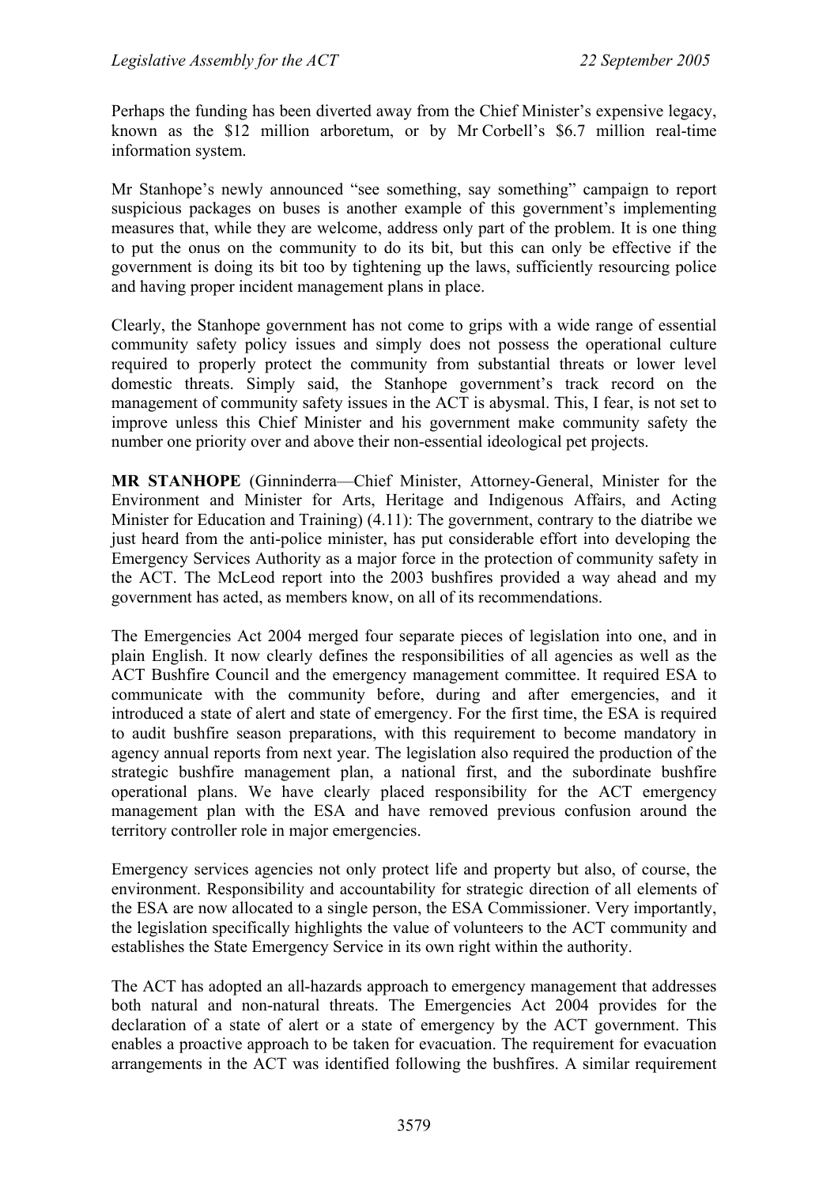Perhaps the funding has been diverted away from the Chief Minister's expensive legacy, known as the $12 million arboretum, or by Mr Corbell's $6.7 million real-time information system.

Mr Stanhope's newly announced "see something, say something" campaign to report suspicious packages on buses is another example of this government's implementing measures that, while they are welcome, address only part of the problem. It is one thing to put the onus on the community to do its bit, but this can only be effective if the government is doing its bit too by tightening up the laws, sufficiently resourcing police and having proper incident management plans in place.

Clearly, the Stanhope government has not come to grips with a wide range of essential community safety policy issues and simply does not possess the operational culture required to properly protect the community from substantial threats or lower level domestic threats. Simply said, the Stanhope government's track record on the management of community safety issues in the ACT is abysmal. This, I fear, is not set to improve unless this Chief Minister and his government make community safety the number one priority over and above their non-essential ideological pet projects.

**MR STANHOPE** (Ginninderra—Chief Minister, Attorney-General, Minister for the Environment and Minister for Arts, Heritage and Indigenous Affairs, and Acting Minister for Education and Training) (4.11): The government, contrary to the diatribe we just heard from the anti-police minister, has put considerable effort into developing the Emergency Services Authority as a major force in the protection of community safety in the ACT. The McLeod report into the 2003 bushfires provided a way ahead and my government has acted, as members know, on all of its recommendations.

The Emergencies Act 2004 merged four separate pieces of legislation into one, and in plain English. It now clearly defines the responsibilities of all agencies as well as the ACT Bushfire Council and the emergency management committee. It required ESA to communicate with the community before, during and after emergencies, and it introduced a state of alert and state of emergency. For the first time, the ESA is required to audit bushfire season preparations, with this requirement to become mandatory in agency annual reports from next year. The legislation also required the production of the strategic bushfire management plan, a national first, and the subordinate bushfire operational plans. We have clearly placed responsibility for the ACT emergency management plan with the ESA and have removed previous confusion around the territory controller role in major emergencies.

Emergency services agencies not only protect life and property but also, of course, the environment. Responsibility and accountability for strategic direction of all elements of the ESA are now allocated to a single person, the ESA Commissioner. Very importantly, the legislation specifically highlights the value of volunteers to the ACT community and establishes the State Emergency Service in its own right within the authority.

The ACT has adopted an all-hazards approach to emergency management that addresses both natural and non-natural threats. The Emergencies Act 2004 provides for the declaration of a state of alert or a state of emergency by the ACT government. This enables a proactive approach to be taken for evacuation. The requirement for evacuation arrangements in the ACT was identified following the bushfires. A similar requirement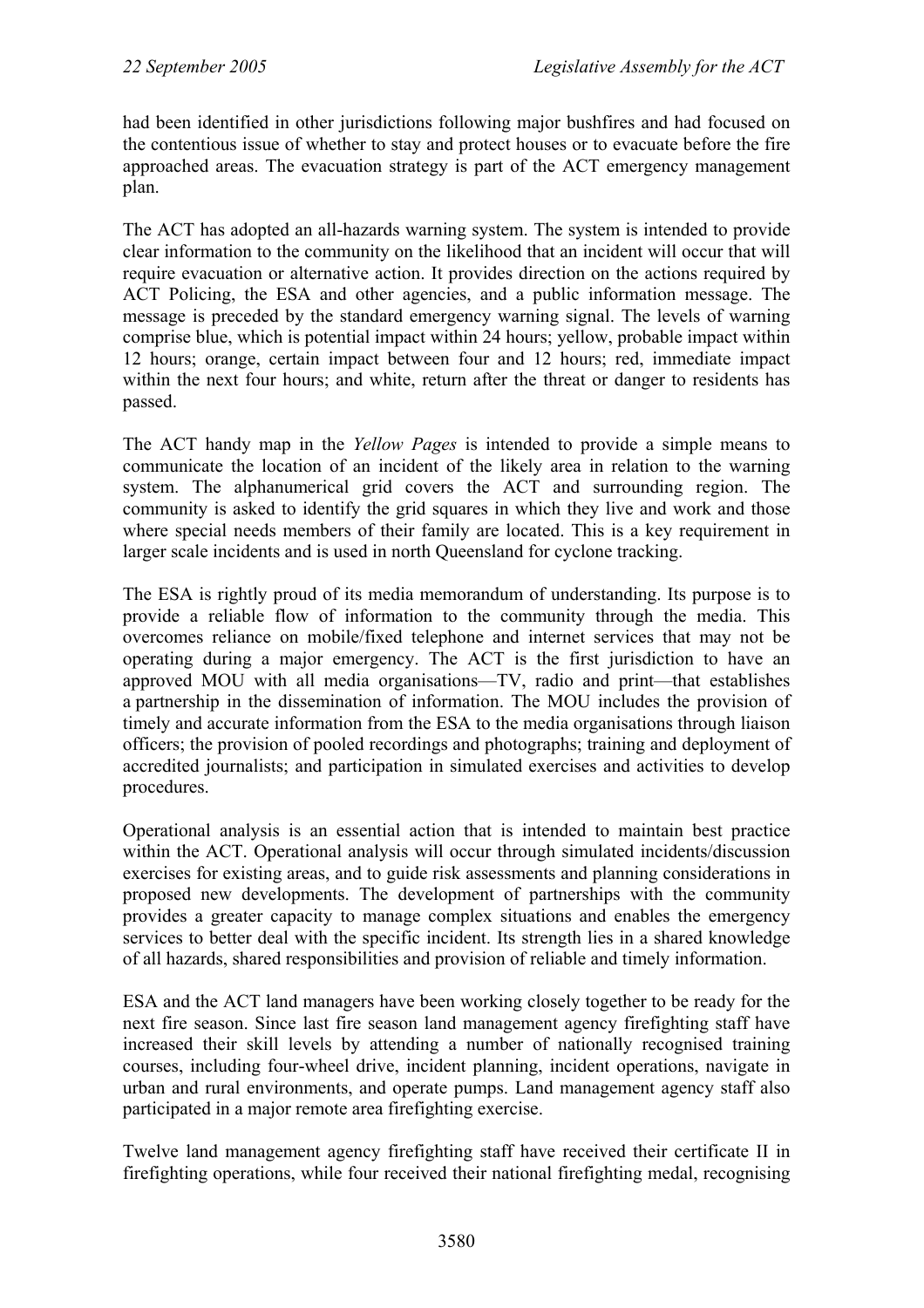had been identified in other jurisdictions following major bushfires and had focused on the contentious issue of whether to stay and protect houses or to evacuate before the fire approached areas. The evacuation strategy is part of the ACT emergency management plan.

The ACT has adopted an all-hazards warning system. The system is intended to provide clear information to the community on the likelihood that an incident will occur that will require evacuation or alternative action. It provides direction on the actions required by ACT Policing, the ESA and other agencies, and a public information message. The message is preceded by the standard emergency warning signal. The levels of warning comprise blue, which is potential impact within 24 hours; yellow, probable impact within 12 hours; orange, certain impact between four and 12 hours; red, immediate impact within the next four hours; and white, return after the threat or danger to residents has passed.

The ACT handy map in the *Yellow Pages* is intended to provide a simple means to communicate the location of an incident of the likely area in relation to the warning system. The alphanumerical grid covers the ACT and surrounding region. The community is asked to identify the grid squares in which they live and work and those where special needs members of their family are located. This is a key requirement in larger scale incidents and is used in north Queensland for cyclone tracking.

The ESA is rightly proud of its media memorandum of understanding. Its purpose is to provide a reliable flow of information to the community through the media. This overcomes reliance on mobile/fixed telephone and internet services that may not be operating during a major emergency. The ACT is the first jurisdiction to have an approved MOU with all media organisations—TV, radio and print—that establishes a partnership in the dissemination of information. The MOU includes the provision of timely and accurate information from the ESA to the media organisations through liaison officers; the provision of pooled recordings and photographs; training and deployment of accredited journalists; and participation in simulated exercises and activities to develop procedures.

Operational analysis is an essential action that is intended to maintain best practice within the ACT. Operational analysis will occur through simulated incidents/discussion exercises for existing areas, and to guide risk assessments and planning considerations in proposed new developments. The development of partnerships with the community provides a greater capacity to manage complex situations and enables the emergency services to better deal with the specific incident. Its strength lies in a shared knowledge of all hazards, shared responsibilities and provision of reliable and timely information.

ESA and the ACT land managers have been working closely together to be ready for the next fire season. Since last fire season land management agency firefighting staff have increased their skill levels by attending a number of nationally recognised training courses, including four-wheel drive, incident planning, incident operations, navigate in urban and rural environments, and operate pumps. Land management agency staff also participated in a major remote area firefighting exercise.

Twelve land management agency firefighting staff have received their certificate II in firefighting operations, while four received their national firefighting medal, recognising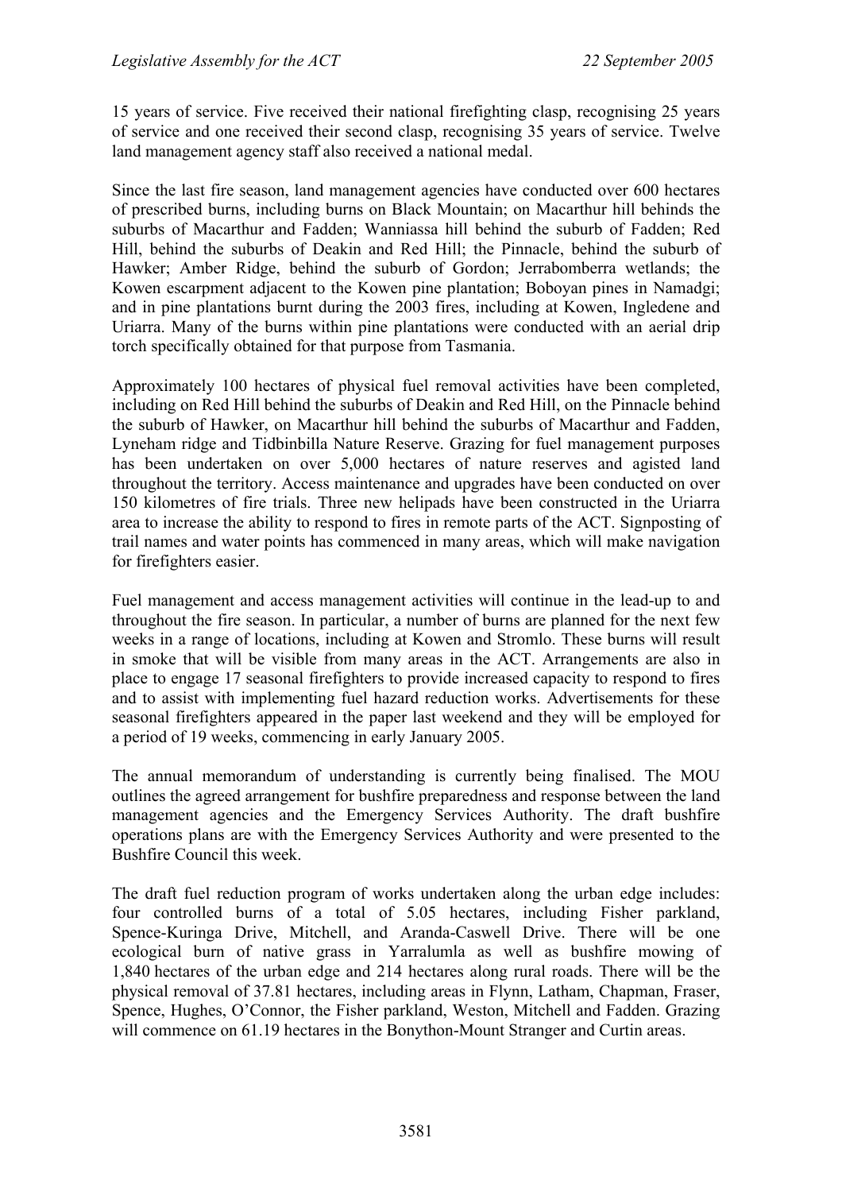15 years of service. Five received their national firefighting clasp, recognising 25 years of service and one received their second clasp, recognising 35 years of service. Twelve land management agency staff also received a national medal.

Since the last fire season, land management agencies have conducted over 600 hectares of prescribed burns, including burns on Black Mountain; on Macarthur hill behinds the suburbs of Macarthur and Fadden; Wanniassa hill behind the suburb of Fadden; Red Hill, behind the suburbs of Deakin and Red Hill; the Pinnacle, behind the suburb of Hawker; Amber Ridge, behind the suburb of Gordon; Jerrabomberra wetlands; the Kowen escarpment adjacent to the Kowen pine plantation; Boboyan pines in Namadgi; and in pine plantations burnt during the 2003 fires, including at Kowen, Ingledene and Uriarra. Many of the burns within pine plantations were conducted with an aerial drip torch specifically obtained for that purpose from Tasmania.

Approximately 100 hectares of physical fuel removal activities have been completed, including on Red Hill behind the suburbs of Deakin and Red Hill, on the Pinnacle behind the suburb of Hawker, on Macarthur hill behind the suburbs of Macarthur and Fadden, Lyneham ridge and Tidbinbilla Nature Reserve. Grazing for fuel management purposes has been undertaken on over 5,000 hectares of nature reserves and agisted land throughout the territory. Access maintenance and upgrades have been conducted on over 150 kilometres of fire trials. Three new helipads have been constructed in the Uriarra area to increase the ability to respond to fires in remote parts of the ACT. Signposting of trail names and water points has commenced in many areas, which will make navigation for firefighters easier.

Fuel management and access management activities will continue in the lead-up to and throughout the fire season. In particular, a number of burns are planned for the next few weeks in a range of locations, including at Kowen and Stromlo. These burns will result in smoke that will be visible from many areas in the ACT. Arrangements are also in place to engage 17 seasonal firefighters to provide increased capacity to respond to fires and to assist with implementing fuel hazard reduction works. Advertisements for these seasonal firefighters appeared in the paper last weekend and they will be employed for a period of 19 weeks, commencing in early January 2005.

The annual memorandum of understanding is currently being finalised. The MOU outlines the agreed arrangement for bushfire preparedness and response between the land management agencies and the Emergency Services Authority. The draft bushfire operations plans are with the Emergency Services Authority and were presented to the Bushfire Council this week.

The draft fuel reduction program of works undertaken along the urban edge includes: four controlled burns of a total of 5.05 hectares, including Fisher parkland, Spence-Kuringa Drive, Mitchell, and Aranda-Caswell Drive. There will be one ecological burn of native grass in Yarralumla as well as bushfire mowing of 1,840 hectares of the urban edge and 214 hectares along rural roads. There will be the physical removal of 37.81 hectares, including areas in Flynn, Latham, Chapman, Fraser, Spence, Hughes, O'Connor, the Fisher parkland, Weston, Mitchell and Fadden. Grazing will commence on 61.19 hectares in the Bonython-Mount Stranger and Curtin areas.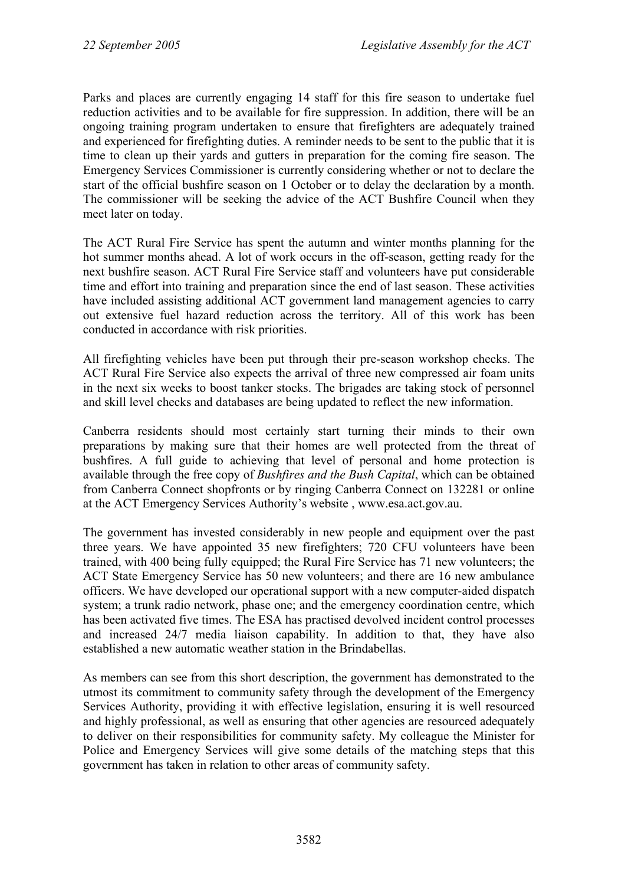Parks and places are currently engaging 14 staff for this fire season to undertake fuel reduction activities and to be available for fire suppression. In addition, there will be an ongoing training program undertaken to ensure that firefighters are adequately trained and experienced for firefighting duties. A reminder needs to be sent to the public that it is time to clean up their yards and gutters in preparation for the coming fire season. The Emergency Services Commissioner is currently considering whether or not to declare the start of the official bushfire season on 1 October or to delay the declaration by a month. The commissioner will be seeking the advice of the ACT Bushfire Council when they meet later on today.

The ACT Rural Fire Service has spent the autumn and winter months planning for the hot summer months ahead. A lot of work occurs in the off-season, getting ready for the next bushfire season. ACT Rural Fire Service staff and volunteers have put considerable time and effort into training and preparation since the end of last season. These activities have included assisting additional ACT government land management agencies to carry out extensive fuel hazard reduction across the territory. All of this work has been conducted in accordance with risk priorities.

All firefighting vehicles have been put through their pre-season workshop checks. The ACT Rural Fire Service also expects the arrival of three new compressed air foam units in the next six weeks to boost tanker stocks. The brigades are taking stock of personnel and skill level checks and databases are being updated to reflect the new information.

Canberra residents should most certainly start turning their minds to their own preparations by making sure that their homes are well protected from the threat of bushfires. A full guide to achieving that level of personal and home protection is available through the free copy of *Bushfires and the Bush Capital*, which can be obtained from Canberra Connect shopfronts or by ringing Canberra Connect on 132281 or online at the ACT Emergency Services Authority's website , www.esa.act.gov.au.

The government has invested considerably in new people and equipment over the past three years. We have appointed 35 new firefighters; 720 CFU volunteers have been trained, with 400 being fully equipped; the Rural Fire Service has 71 new volunteers; the ACT State Emergency Service has 50 new volunteers; and there are 16 new ambulance officers. We have developed our operational support with a new computer-aided dispatch system; a trunk radio network, phase one; and the emergency coordination centre, which has been activated five times. The ESA has practised devolved incident control processes and increased 24/7 media liaison capability. In addition to that, they have also established a new automatic weather station in the Brindabellas.

As members can see from this short description, the government has demonstrated to the utmost its commitment to community safety through the development of the Emergency Services Authority, providing it with effective legislation, ensuring it is well resourced and highly professional, as well as ensuring that other agencies are resourced adequately to deliver on their responsibilities for community safety. My colleague the Minister for Police and Emergency Services will give some details of the matching steps that this government has taken in relation to other areas of community safety.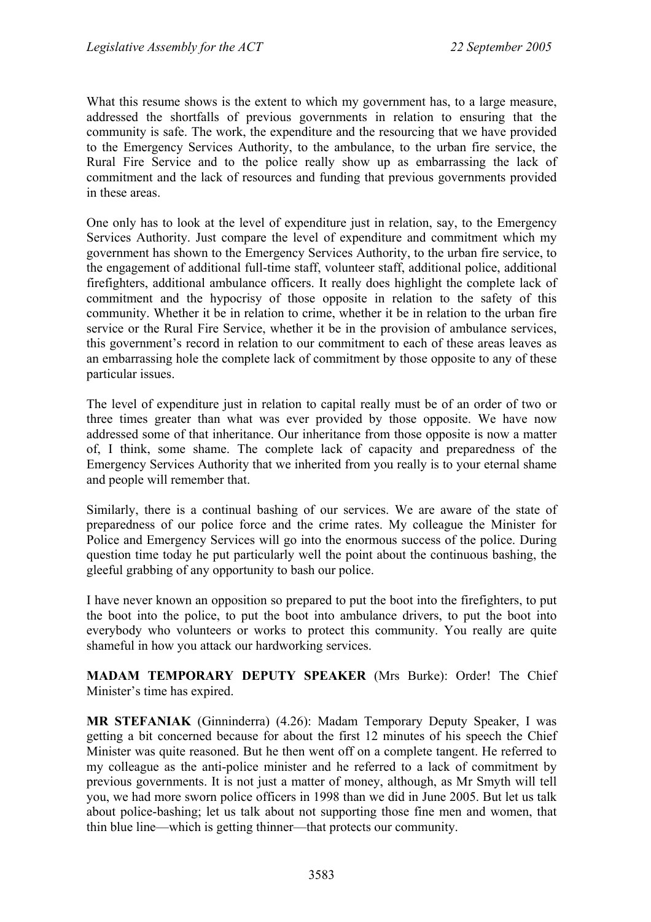What this resume shows is the extent to which my government has, to a large measure, addressed the shortfalls of previous governments in relation to ensuring that the community is safe. The work, the expenditure and the resourcing that we have provided to the Emergency Services Authority, to the ambulance, to the urban fire service, the Rural Fire Service and to the police really show up as embarrassing the lack of commitment and the lack of resources and funding that previous governments provided in these areas.

One only has to look at the level of expenditure just in relation, say, to the Emergency Services Authority. Just compare the level of expenditure and commitment which my government has shown to the Emergency Services Authority, to the urban fire service, to the engagement of additional full-time staff, volunteer staff, additional police, additional firefighters, additional ambulance officers. It really does highlight the complete lack of commitment and the hypocrisy of those opposite in relation to the safety of this community. Whether it be in relation to crime, whether it be in relation to the urban fire service or the Rural Fire Service, whether it be in the provision of ambulance services, this government's record in relation to our commitment to each of these areas leaves as an embarrassing hole the complete lack of commitment by those opposite to any of these particular issues.

The level of expenditure just in relation to capital really must be of an order of two or three times greater than what was ever provided by those opposite. We have now addressed some of that inheritance. Our inheritance from those opposite is now a matter of, I think, some shame. The complete lack of capacity and preparedness of the Emergency Services Authority that we inherited from you really is to your eternal shame and people will remember that.

Similarly, there is a continual bashing of our services. We are aware of the state of preparedness of our police force and the crime rates. My colleague the Minister for Police and Emergency Services will go into the enormous success of the police. During question time today he put particularly well the point about the continuous bashing, the gleeful grabbing of any opportunity to bash our police.

I have never known an opposition so prepared to put the boot into the firefighters, to put the boot into the police, to put the boot into ambulance drivers, to put the boot into everybody who volunteers or works to protect this community. You really are quite shameful in how you attack our hardworking services.

**MADAM TEMPORARY DEPUTY SPEAKER** (Mrs Burke): Order! The Chief Minister's time has expired.

**MR STEFANIAK** (Ginninderra) (4.26): Madam Temporary Deputy Speaker, I was getting a bit concerned because for about the first 12 minutes of his speech the Chief Minister was quite reasoned. But he then went off on a complete tangent. He referred to my colleague as the anti-police minister and he referred to a lack of commitment by previous governments. It is not just a matter of money, although, as Mr Smyth will tell you, we had more sworn police officers in 1998 than we did in June 2005. But let us talk about police-bashing; let us talk about not supporting those fine men and women, that thin blue line—which is getting thinner—that protects our community.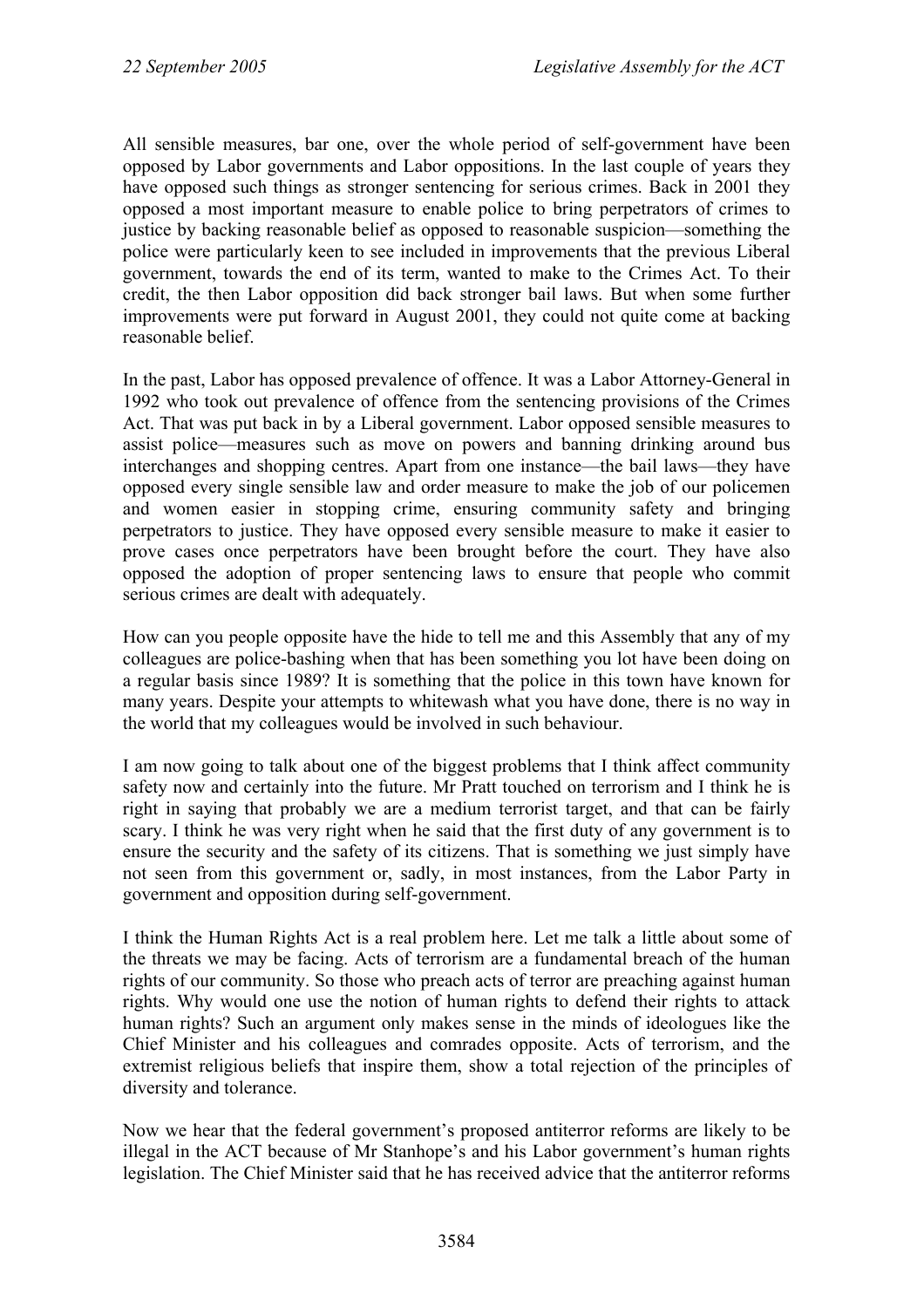All sensible measures, bar one, over the whole period of self-government have been opposed by Labor governments and Labor oppositions. In the last couple of years they have opposed such things as stronger sentencing for serious crimes. Back in 2001 they opposed a most important measure to enable police to bring perpetrators of crimes to justice by backing reasonable belief as opposed to reasonable suspicion—something the police were particularly keen to see included in improvements that the previous Liberal government, towards the end of its term, wanted to make to the Crimes Act. To their credit, the then Labor opposition did back stronger bail laws. But when some further improvements were put forward in August 2001, they could not quite come at backing reasonable belief.

In the past, Labor has opposed prevalence of offence. It was a Labor Attorney-General in 1992 who took out prevalence of offence from the sentencing provisions of the Crimes Act. That was put back in by a Liberal government. Labor opposed sensible measures to assist police—measures such as move on powers and banning drinking around bus interchanges and shopping centres. Apart from one instance—the bail laws—they have opposed every single sensible law and order measure to make the job of our policemen and women easier in stopping crime, ensuring community safety and bringing perpetrators to justice. They have opposed every sensible measure to make it easier to prove cases once perpetrators have been brought before the court. They have also opposed the adoption of proper sentencing laws to ensure that people who commit serious crimes are dealt with adequately.

How can you people opposite have the hide to tell me and this Assembly that any of my colleagues are police-bashing when that has been something you lot have been doing on a regular basis since 1989? It is something that the police in this town have known for many years. Despite your attempts to whitewash what you have done, there is no way in the world that my colleagues would be involved in such behaviour.

I am now going to talk about one of the biggest problems that I think affect community safety now and certainly into the future. Mr Pratt touched on terrorism and I think he is right in saying that probably we are a medium terrorist target, and that can be fairly scary. I think he was very right when he said that the first duty of any government is to ensure the security and the safety of its citizens. That is something we just simply have not seen from this government or, sadly, in most instances, from the Labor Party in government and opposition during self-government.

I think the Human Rights Act is a real problem here. Let me talk a little about some of the threats we may be facing. Acts of terrorism are a fundamental breach of the human rights of our community. So those who preach acts of terror are preaching against human rights. Why would one use the notion of human rights to defend their rights to attack human rights? Such an argument only makes sense in the minds of ideologues like the Chief Minister and his colleagues and comrades opposite. Acts of terrorism, and the extremist religious beliefs that inspire them, show a total rejection of the principles of diversity and tolerance.

Now we hear that the federal government's proposed antiterror reforms are likely to be illegal in the ACT because of Mr Stanhope's and his Labor government's human rights legislation. The Chief Minister said that he has received advice that the antiterror reforms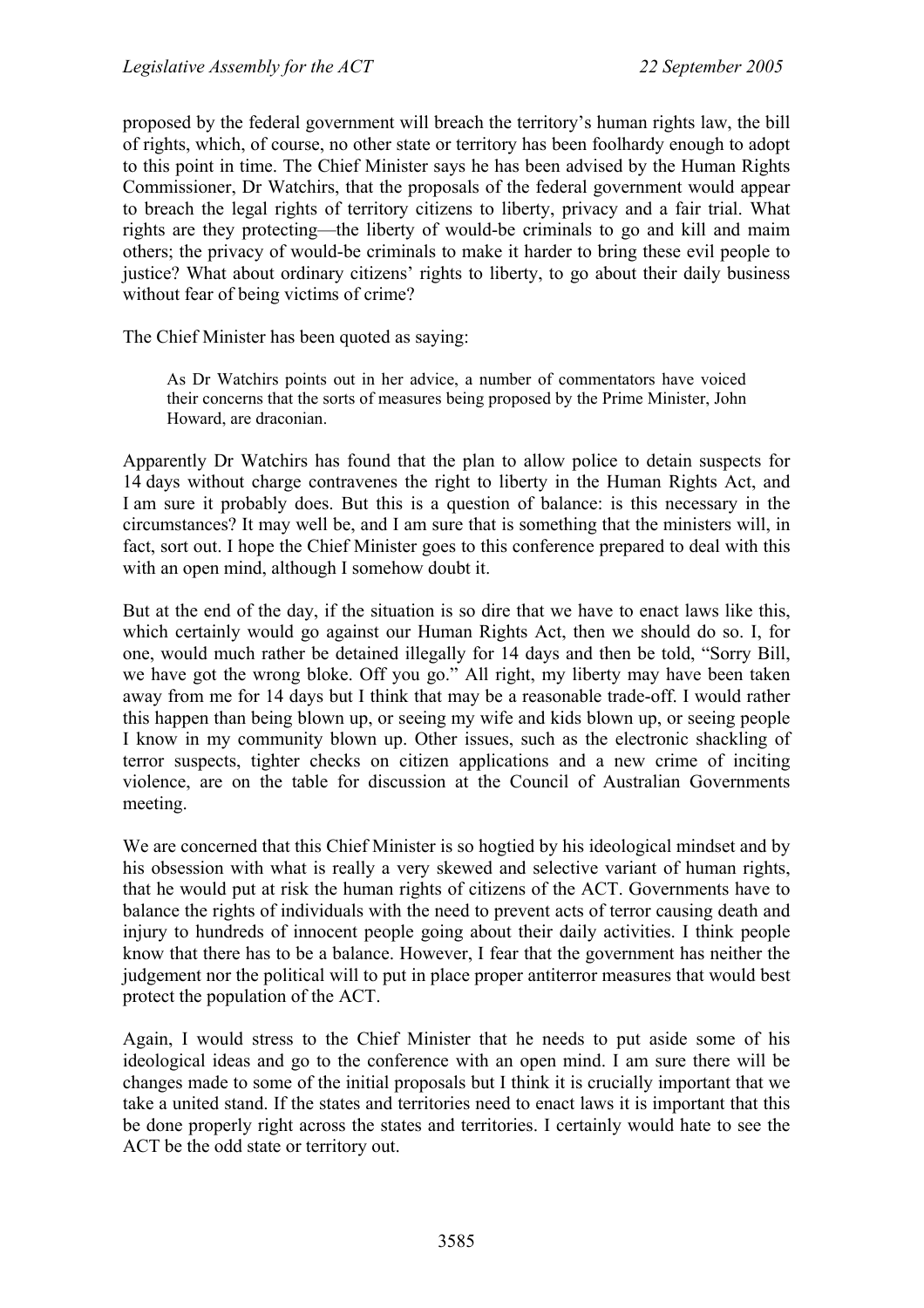proposed by the federal government will breach the territory's human rights law, the bill of rights, which, of course, no other state or territory has been foolhardy enough to adopt to this point in time. The Chief Minister says he has been advised by the Human Rights Commissioner, Dr Watchirs, that the proposals of the federal government would appear to breach the legal rights of territory citizens to liberty, privacy and a fair trial. What rights are they protecting—the liberty of would-be criminals to go and kill and maim others; the privacy of would-be criminals to make it harder to bring these evil people to justice? What about ordinary citizens' rights to liberty, to go about their daily business without fear of being victims of crime?

The Chief Minister has been quoted as saying:

> As Dr Watchirs points out in her advice, a number of commentators have voiced their concerns that the sorts of measures being proposed by the Prime Minister, John Howard, are draconian.

Apparently Dr Watchirs has found that the plan to allow police to detain suspects for 14 days without charge contravenes the right to liberty in the Human Rights Act, and I am sure it probably does. But this is a question of balance: is this necessary in the circumstances? It may well be, and I am sure that is something that the ministers will, in fact, sort out. I hope the Chief Minister goes to this conference prepared to deal with this with an open mind, although I somehow doubt it.

But at the end of the day, if the situation is so dire that we have to enact laws like this, which certainly would go against our Human Rights Act, then we should do so. I, for one, would much rather be detained illegally for 14 days and then be told, "Sorry Bill, we have got the wrong bloke. Off you go." All right, my liberty may have been taken away from me for 14 days but I think that may be a reasonable trade-off. I would rather this happen than being blown up, or seeing my wife and kids blown up, or seeing people I know in my community blown up. Other issues, such as the electronic shackling of terror suspects, tighter checks on citizen applications and a new crime of inciting violence, are on the table for discussion at the Council of Australian Governments meeting.

We are concerned that this Chief Minister is so hogtied by his ideological mindset and by his obsession with what is really a very skewed and selective variant of human rights, that he would put at risk the human rights of citizens of the ACT. Governments have to balance the rights of individuals with the need to prevent acts of terror causing death and injury to hundreds of innocent people going about their daily activities. I think people know that there has to be a balance. However, I fear that the government has neither the judgement nor the political will to put in place proper antiterror measures that would best protect the population of the ACT.

Again, I would stress to the Chief Minister that he needs to put aside some of his ideological ideas and go to the conference with an open mind. I am sure there will be changes made to some of the initial proposals but I think it is crucially important that we take a united stand. If the states and territories need to enact laws it is important that this be done properly right across the states and territories. I certainly would hate to see the ACT be the odd state or territory out.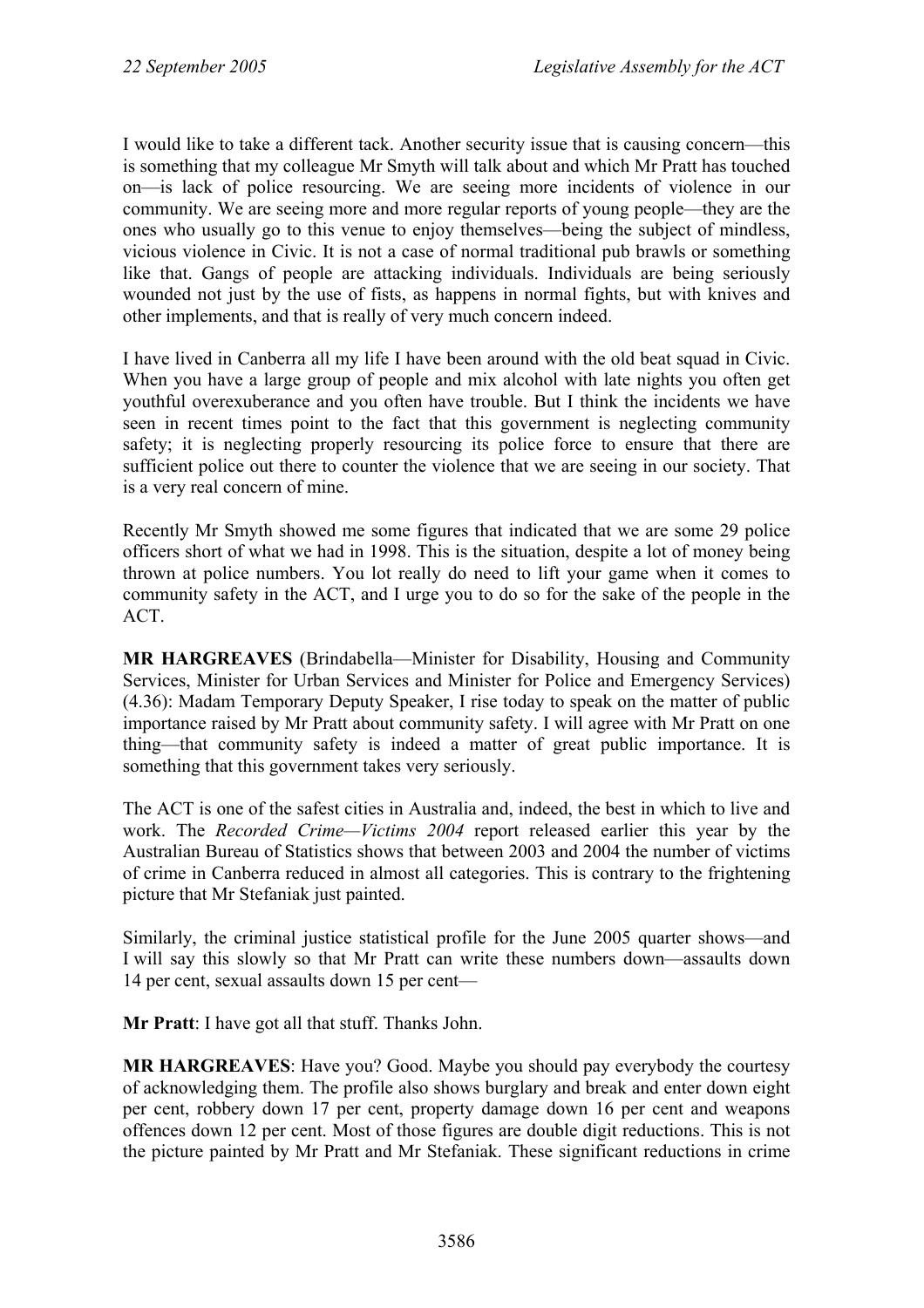I would like to take a different tack. Another security issue that is causing concern—this is something that my colleague Mr Smyth will talk about and which Mr Pratt has touched on—is lack of police resourcing. We are seeing more incidents of violence in our community. We are seeing more and more regular reports of young people—they are the ones who usually go to this venue to enjoy themselves—being the subject of mindless, vicious violence in Civic. It is not a case of normal traditional pub brawls or something like that. Gangs of people are attacking individuals. Individuals are being seriously wounded not just by the use of fists, as happens in normal fights, but with knives and other implements, and that is really of very much concern indeed.

I have lived in Canberra all my life I have been around with the old beat squad in Civic. When you have a large group of people and mix alcohol with late nights you often get youthful overexuberance and you often have trouble. But I think the incidents we have seen in recent times point to the fact that this government is neglecting community safety; it is neglecting properly resourcing its police force to ensure that there are sufficient police out there to counter the violence that we are seeing in our society. That is a very real concern of mine.

Recently Mr Smyth showed me some figures that indicated that we are some 29 police officers short of what we had in 1998. This is the situation, despite a lot of money being thrown at police numbers. You lot really do need to lift your game when it comes to community safety in the ACT, and I urge you to do so for the sake of the people in the ACT.

**MR HARGREAVES** (Brindabella—Minister for Disability, Housing and Community Services, Minister for Urban Services and Minister for Police and Emergency Services) (4.36): Madam Temporary Deputy Speaker, I rise today to speak on the matter of public importance raised by Mr Pratt about community safety. I will agree with Mr Pratt on one thing—that community safety is indeed a matter of great public importance. It is something that this government takes very seriously.

The ACT is one of the safest cities in Australia and, indeed, the best in which to live and work. The *Recorded Crime—Victims 2004* report released earlier this year by the Australian Bureau of Statistics shows that between 2003 and 2004 the number of victims of crime in Canberra reduced in almost all categories. This is contrary to the frightening picture that Mr Stefaniak just painted.

Similarly, the criminal justice statistical profile for the June 2005 quarter shows—and I will say this slowly so that Mr Pratt can write these numbers down—assaults down 14 per cent, sexual assaults down 15 per cent—

**Mr Pratt**: I have got all that stuff. Thanks John.

**MR HARGREAVES**: Have you? Good. Maybe you should pay everybody the courtesy of acknowledging them. The profile also shows burglary and break and enter down eight per cent, robbery down 17 per cent, property damage down 16 per cent and weapons offences down 12 per cent. Most of those figures are double digit reductions. This is not the picture painted by Mr Pratt and Mr Stefaniak. These significant reductions in crime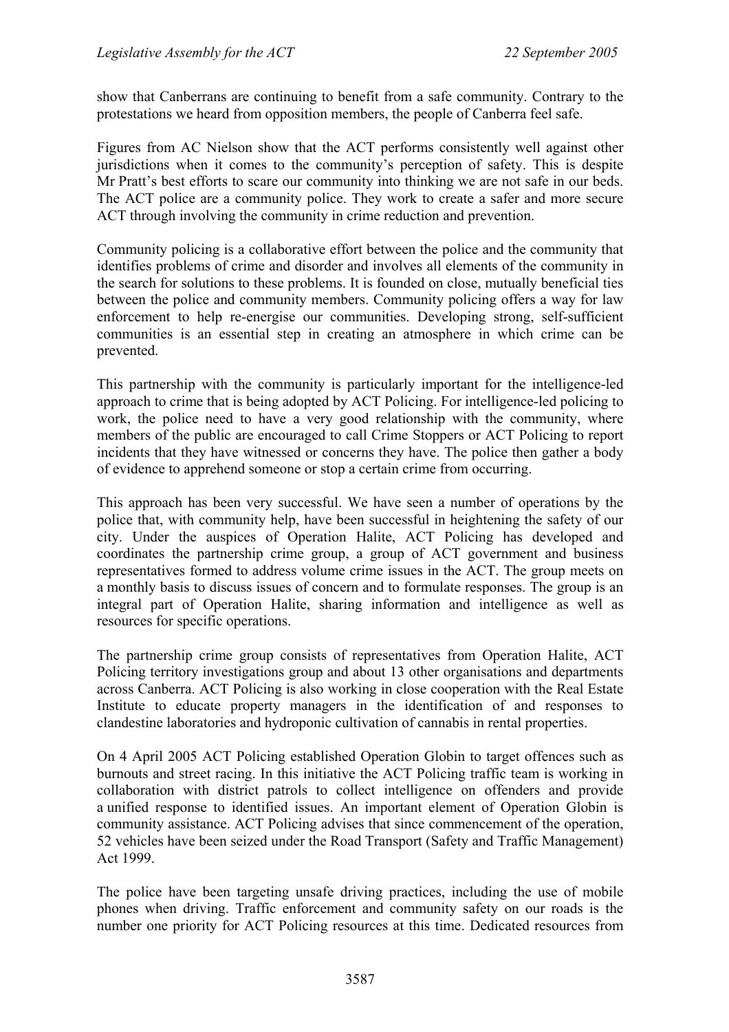show that Canberrans are continuing to benefit from a safe community. Contrary to the protestations we heard from opposition members, the people of Canberra feel safe.

Figures from AC Nielson show that the ACT performs consistently well against other jurisdictions when it comes to the community's perception of safety. This is despite Mr Pratt's best efforts to scare our community into thinking we are not safe in our beds. The ACT police are a community police. They work to create a safer and more secure ACT through involving the community in crime reduction and prevention.

Community policing is a collaborative effort between the police and the community that identifies problems of crime and disorder and involves all elements of the community in the search for solutions to these problems. It is founded on close, mutually beneficial ties between the police and community members. Community policing offers a way for law enforcement to help re-energise our communities. Developing strong, self-sufficient communities is an essential step in creating an atmosphere in which crime can be prevented.

This partnership with the community is particularly important for the intelligence-led approach to crime that is being adopted by ACT Policing. For intelligence-led policing to work, the police need to have a very good relationship with the community, where members of the public are encouraged to call Crime Stoppers or ACT Policing to report incidents that they have witnessed or concerns they have. The police then gather a body of evidence to apprehend someone or stop a certain crime from occurring.

This approach has been very successful. We have seen a number of operations by the police that, with community help, have been successful in heightening the safety of our city. Under the auspices of Operation Halite, ACT Policing has developed and coordinates the partnership crime group, a group of ACT government and business representatives formed to address volume crime issues in the ACT. The group meets on a monthly basis to discuss issues of concern and to formulate responses. The group is an integral part of Operation Halite, sharing information and intelligence as well as resources for specific operations.

The partnership crime group consists of representatives from Operation Halite, ACT Policing territory investigations group and about 13 other organisations and departments across Canberra. ACT Policing is also working in close cooperation with the Real Estate Institute to educate property managers in the identification of and responses to clandestine laboratories and hydroponic cultivation of cannabis in rental properties.

On 4 April 2005 ACT Policing established Operation Globin to target offences such as burnouts and street racing. In this initiative the ACT Policing traffic team is working in collaboration with district patrols to collect intelligence on offenders and provide a unified response to identified issues. An important element of Operation Globin is community assistance. ACT Policing advises that since commencement of the operation, 52 vehicles have been seized under the Road Transport (Safety and Traffic Management) Act 1999.

The police have been targeting unsafe driving practices, including the use of mobile phones when driving. Traffic enforcement and community safety on our roads is the number one priority for ACT Policing resources at this time. Dedicated resources from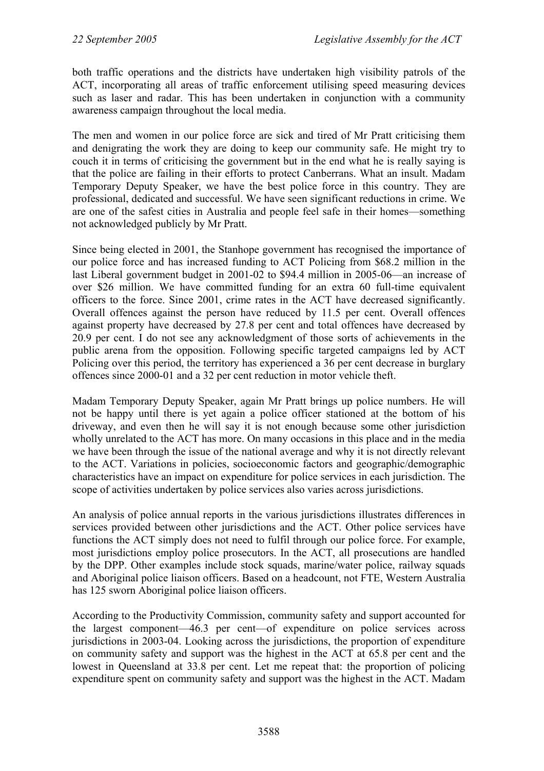both traffic operations and the districts have undertaken high visibility patrols of the ACT, incorporating all areas of traffic enforcement utilising speed measuring devices such as laser and radar. This has been undertaken in conjunction with a community awareness campaign throughout the local media.

The men and women in our police force are sick and tired of Mr Pratt criticising them and denigrating the work they are doing to keep our community safe. He might try to couch it in terms of criticising the government but in the end what he is really saying is that the police are failing in their efforts to protect Canberrans. What an insult. Madam Temporary Deputy Speaker, we have the best police force in this country. They are professional, dedicated and successful. We have seen significant reductions in crime. We are one of the safest cities in Australia and people feel safe in their homes—something not acknowledged publicly by Mr Pratt.

Since being elected in 2001, the Stanhope government has recognised the importance of our police force and has increased funding to ACT Policing from $68.2 million in the last Liberal government budget in 2001-02 to $94.4 million in 2005-06—an increase of over $26 million. We have committed funding for an extra 60 full-time equivalent officers to the force. Since 2001, crime rates in the ACT have decreased significantly. Overall offences against the person have reduced by 11.5 per cent. Overall offences against property have decreased by 27.8 per cent and total offences have decreased by 20.9 per cent. I do not see any acknowledgment of those sorts of achievements in the public arena from the opposition. Following specific targeted campaigns led by ACT Policing over this period, the territory has experienced a 36 per cent decrease in burglary offences since 2000-01 and a 32 per cent reduction in motor vehicle theft.

Madam Temporary Deputy Speaker, again Mr Pratt brings up police numbers. He will not be happy until there is yet again a police officer stationed at the bottom of his driveway, and even then he will say it is not enough because some other jurisdiction wholly unrelated to the ACT has more. On many occasions in this place and in the media we have been through the issue of the national average and why it is not directly relevant to the ACT. Variations in policies, socioeconomic factors and geographic/demographic characteristics have an impact on expenditure for police services in each jurisdiction. The scope of activities undertaken by police services also varies across jurisdictions.

An analysis of police annual reports in the various jurisdictions illustrates differences in services provided between other jurisdictions and the ACT. Other police services have functions the ACT simply does not need to fulfil through our police force. For example, most jurisdictions employ police prosecutors. In the ACT, all prosecutions are handled by the DPP. Other examples include stock squads, marine/water police, railway squads and Aboriginal police liaison officers. Based on a headcount, not FTE, Western Australia has 125 sworn Aboriginal police liaison officers.

According to the Productivity Commission, community safety and support accounted for the largest component—46.3 per cent—of expenditure on police services across jurisdictions in 2003-04. Looking across the jurisdictions, the proportion of expenditure on community safety and support was the highest in the ACT at 65.8 per cent and the lowest in Queensland at 33.8 per cent. Let me repeat that: the proportion of policing expenditure spent on community safety and support was the highest in the ACT. Madam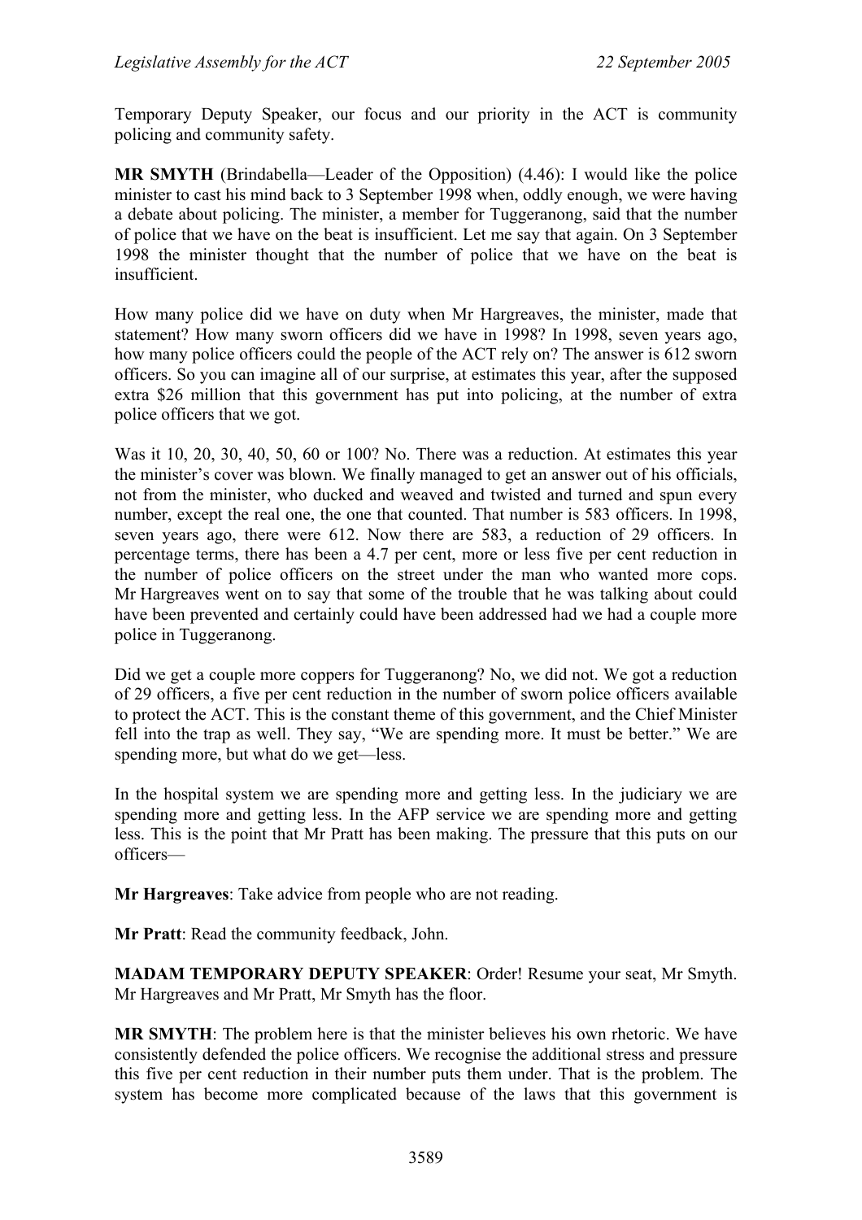Temporary Deputy Speaker, our focus and our priority in the ACT is community policing and community safety.

**MR SMYTH** (Brindabella—Leader of the Opposition) (4.46): I would like the police minister to cast his mind back to 3 September 1998 when, oddly enough, we were having a debate about policing. The minister, a member for Tuggeranong, said that the number of police that we have on the beat is insufficient. Let me say that again. On 3 September 1998 the minister thought that the number of police that we have on the beat is insufficient.

How many police did we have on duty when Mr Hargreaves, the minister, made that statement? How many sworn officers did we have in 1998? In 1998, seven years ago, how many police officers could the people of the ACT rely on? The answer is 612 sworn officers. So you can imagine all of our surprise, at estimates this year, after the supposed extra $26 million that this government has put into policing, at the number of extra police officers that we got.

Was it 10, 20, 30, 40, 50, 60 or 100? No. There was a reduction. At estimates this year the minister's cover was blown. We finally managed to get an answer out of his officials, not from the minister, who ducked and weaved and twisted and turned and spun every number, except the real one, the one that counted. That number is 583 officers. In 1998, seven years ago, there were 612. Now there are 583, a reduction of 29 officers. In percentage terms, there has been a 4.7 per cent, more or less five per cent reduction in the number of police officers on the street under the man who wanted more cops. Mr Hargreaves went on to say that some of the trouble that he was talking about could have been prevented and certainly could have been addressed had we had a couple more police in Tuggeranong.

Did we get a couple more coppers for Tuggeranong? No, we did not. We got a reduction of 29 officers, a five per cent reduction in the number of sworn police officers available to protect the ACT. This is the constant theme of this government, and the Chief Minister fell into the trap as well. They say, "We are spending more. It must be better." We are spending more, but what do we get—less.

In the hospital system we are spending more and getting less. In the judiciary we are spending more and getting less. In the AFP service we are spending more and getting less. This is the point that Mr Pratt has been making. The pressure that this puts on our officers—

**Mr Hargreaves**: Take advice from people who are not reading.

**Mr Pratt**: Read the community feedback, John.

**MADAM TEMPORARY DEPUTY SPEAKER**: Order! Resume your seat, Mr Smyth. Mr Hargreaves and Mr Pratt, Mr Smyth has the floor.

**MR SMYTH**: The problem here is that the minister believes his own rhetoric. We have consistently defended the police officers. We recognise the additional stress and pressure this five per cent reduction in their number puts them under. That is the problem. The system has become more complicated because of the laws that this government is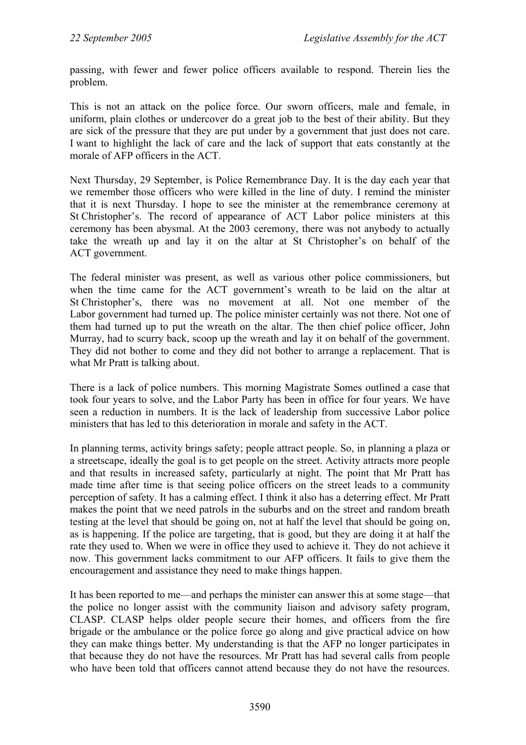passing, with fewer and fewer police officers available to respond. Therein lies the problem.

This is not an attack on the police force. Our sworn officers, male and female, in uniform, plain clothes or undercover do a great job to the best of their ability. But they are sick of the pressure that they are put under by a government that just does not care. I want to highlight the lack of care and the lack of support that eats constantly at the morale of AFP officers in the ACT.

Next Thursday, 29 September, is Police Remembrance Day. It is the day each year that we remember those officers who were killed in the line of duty. I remind the minister that it is next Thursday. I hope to see the minister at the remembrance ceremony at St Christopher's. The record of appearance of ACT Labor police ministers at this ceremony has been abysmal. At the 2003 ceremony, there was not anybody to actually take the wreath up and lay it on the altar at St Christopher's on behalf of the ACT government.

The federal minister was present, as well as various other police commissioners, but when the time came for the ACT government's wreath to be laid on the altar at St Christopher's, there was no movement at all. Not one member of the Labor government had turned up. The police minister certainly was not there. Not one of them had turned up to put the wreath on the altar. The then chief police officer, John Murray, had to scurry back, scoop up the wreath and lay it on behalf of the government. They did not bother to come and they did not bother to arrange a replacement. That is what Mr Pratt is talking about.

There is a lack of police numbers. This morning Magistrate Somes outlined a case that took four years to solve, and the Labor Party has been in office for four years. We have seen a reduction in numbers. It is the lack of leadership from successive Labor police ministers that has led to this deterioration in morale and safety in the ACT.

In planning terms, activity brings safety; people attract people. So, in planning a plaza or a streetscape, ideally the goal is to get people on the street. Activity attracts more people and that results in increased safety, particularly at night. The point that Mr Pratt has made time after time is that seeing police officers on the street leads to a community perception of safety. It has a calming effect. I think it also has a deterring effect. Mr Pratt makes the point that we need patrols in the suburbs and on the street and random breath testing at the level that should be going on, not at half the level that should be going on, as is happening. If the police are targeting, that is good, but they are doing it at half the rate they used to. When we were in office they used to achieve it. They do not achieve it now. This government lacks commitment to our AFP officers. It fails to give them the encouragement and assistance they need to make things happen.

It has been reported to me—and perhaps the minister can answer this at some stage—that the police no longer assist with the community liaison and advisory safety program, CLASP. CLASP helps older people secure their homes, and officers from the fire brigade or the ambulance or the police force go along and give practical advice on how they can make things better. My understanding is that the AFP no longer participates in that because they do not have the resources. Mr Pratt has had several calls from people who have been told that officers cannot attend because they do not have the resources.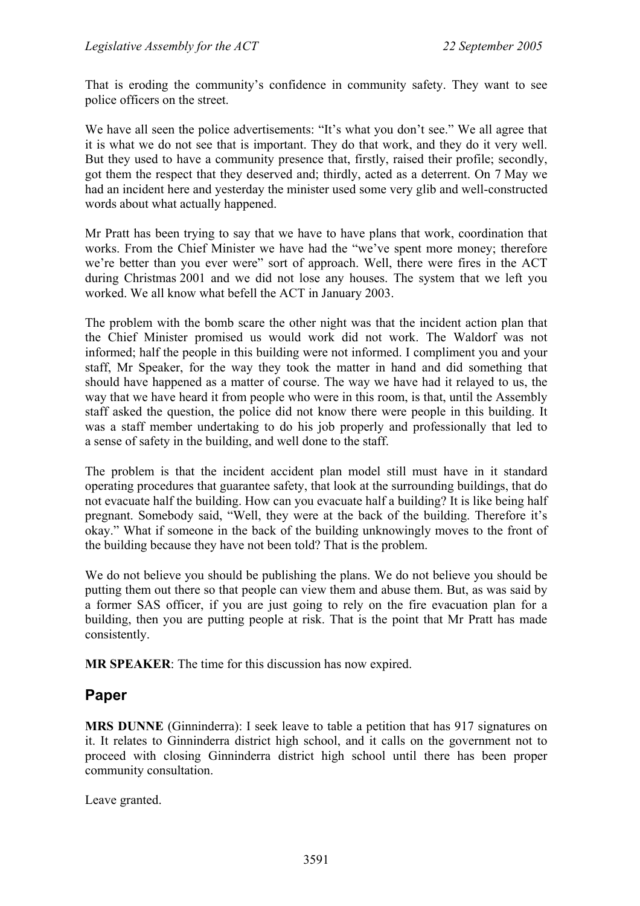That is eroding the community's confidence in community safety. They want to see police officers on the street.

We have all seen the police advertisements: "It's what you don't see." We all agree that it is what we do not see that is important. They do that work, and they do it very well. But they used to have a community presence that, firstly, raised their profile; secondly, got them the respect that they deserved and; thirdly, acted as a deterrent. On 7 May we had an incident here and yesterday the minister used some very glib and well-constructed words about what actually happened.

Mr Pratt has been trying to say that we have to have plans that work, coordination that works. From the Chief Minister we have had the "we've spent more money; therefore we're better than you ever were" sort of approach. Well, there were fires in the ACT during Christmas 2001 and we did not lose any houses. The system that we left you worked. We all know what befell the ACT in January 2003.

The problem with the bomb scare the other night was that the incident action plan that the Chief Minister promised us would work did not work. The Waldorf was not informed; half the people in this building were not informed. I compliment you and your staff, Mr Speaker, for the way they took the matter in hand and did something that should have happened as a matter of course. The way we have had it relayed to us, the way that we have heard it from people who were in this room, is that, until the Assembly staff asked the question, the police did not know there were people in this building. It was a staff member undertaking to do his job properly and professionally that led to a sense of safety in the building, and well done to the staff.

The problem is that the incident accident plan model still must have in it standard operating procedures that guarantee safety, that look at the surrounding buildings, that do not evacuate half the building. How can you evacuate half a building? It is like being half pregnant. Somebody said, "Well, they were at the back of the building. Therefore it's okay." What if someone in the back of the building unknowingly moves to the front of the building because they have not been told? That is the problem.

We do not believe you should be publishing the plans. We do not believe you should be putting them out there so that people can view them and abuse them. But, as was said by a former SAS officer, if you are just going to rely on the fire evacuation plan for a building, then you are putting people at risk. That is the point that Mr Pratt has made consistently.

**MR SPEAKER**: The time for this discussion has now expired.

## Paper

**MRS DUNNE** (Ginninderra): I seek leave to table a petition that has 917 signatures on it. It relates to Ginninderra district high school, and it calls on the government not to proceed with closing Ginninderra district high school until there has been proper community consultation.

Leave granted.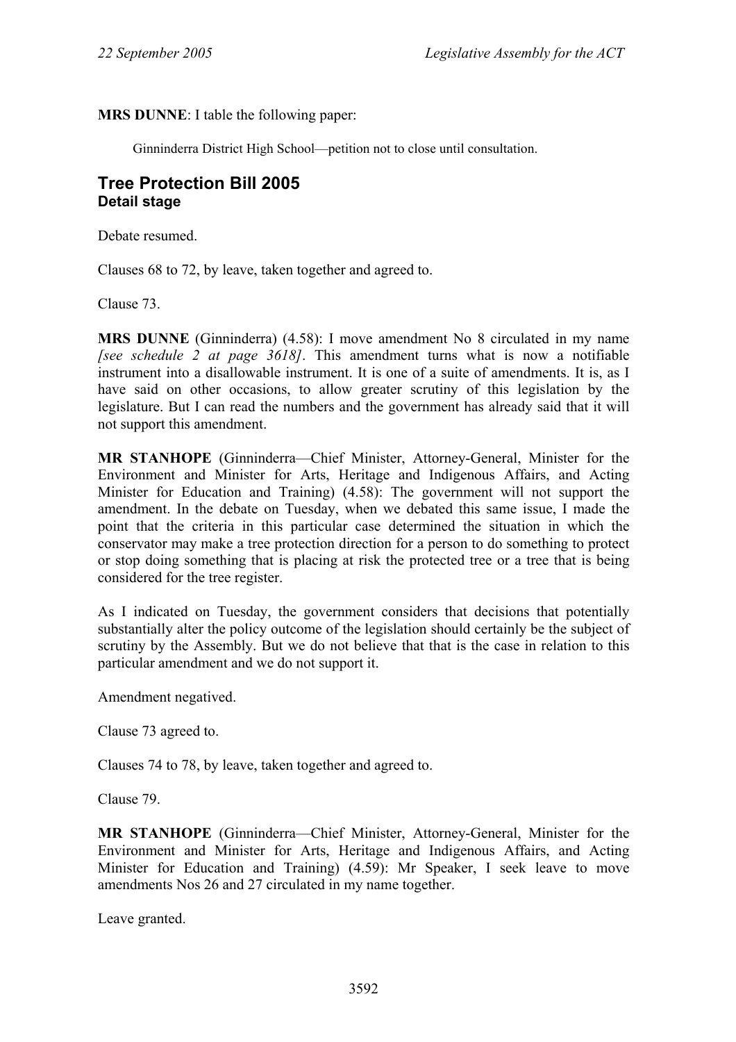**MRS DUNNE**: I table the following paper:

> Ginninderra District High School—petition not to close until consultation.

## Tree Protection Bill 2005

### Detail stage

Debate resumed.

Clauses 68 to 72, by leave, taken together and agreed to.

Clause 73.

**MRS DUNNE** (Ginninderra) (4.58): I move amendment No 8 circulated in my name *[see schedule 2 at page 3618]*. This amendment turns what is now a notifiable instrument into a disallowable instrument. It is one of a suite of amendments. It is, as I have said on other occasions, to allow greater scrutiny of this legislation by the legislature. But I can read the numbers and the government has already said that it will not support this amendment.

**MR STANHOPE** (Ginninderra—Chief Minister, Attorney-General, Minister for the Environment and Minister for Arts, Heritage and Indigenous Affairs, and Acting Minister for Education and Training) (4.58): The government will not support the amendment. In the debate on Tuesday, when we debated this same issue, I made the point that the criteria in this particular case determined the situation in which the conservator may make a tree protection direction for a person to do something to protect or stop doing something that is placing at risk the protected tree or a tree that is being considered for the tree register.

As I indicated on Tuesday, the government considers that decisions that potentially substantially alter the policy outcome of the legislation should certainly be the subject of scrutiny by the Assembly. But we do not believe that that is the case in relation to this particular amendment and we do not support it.

Amendment negatived.

Clause 73 agreed to.

Clauses 74 to 78, by leave, taken together and agreed to.

Clause 79.

**MR STANHOPE** (Ginninderra—Chief Minister, Attorney-General, Minister for the Environment and Minister for Arts, Heritage and Indigenous Affairs, and Acting Minister for Education and Training) (4.59): Mr Speaker, I seek leave to move amendments Nos 26 and 27 circulated in my name together.

Leave granted.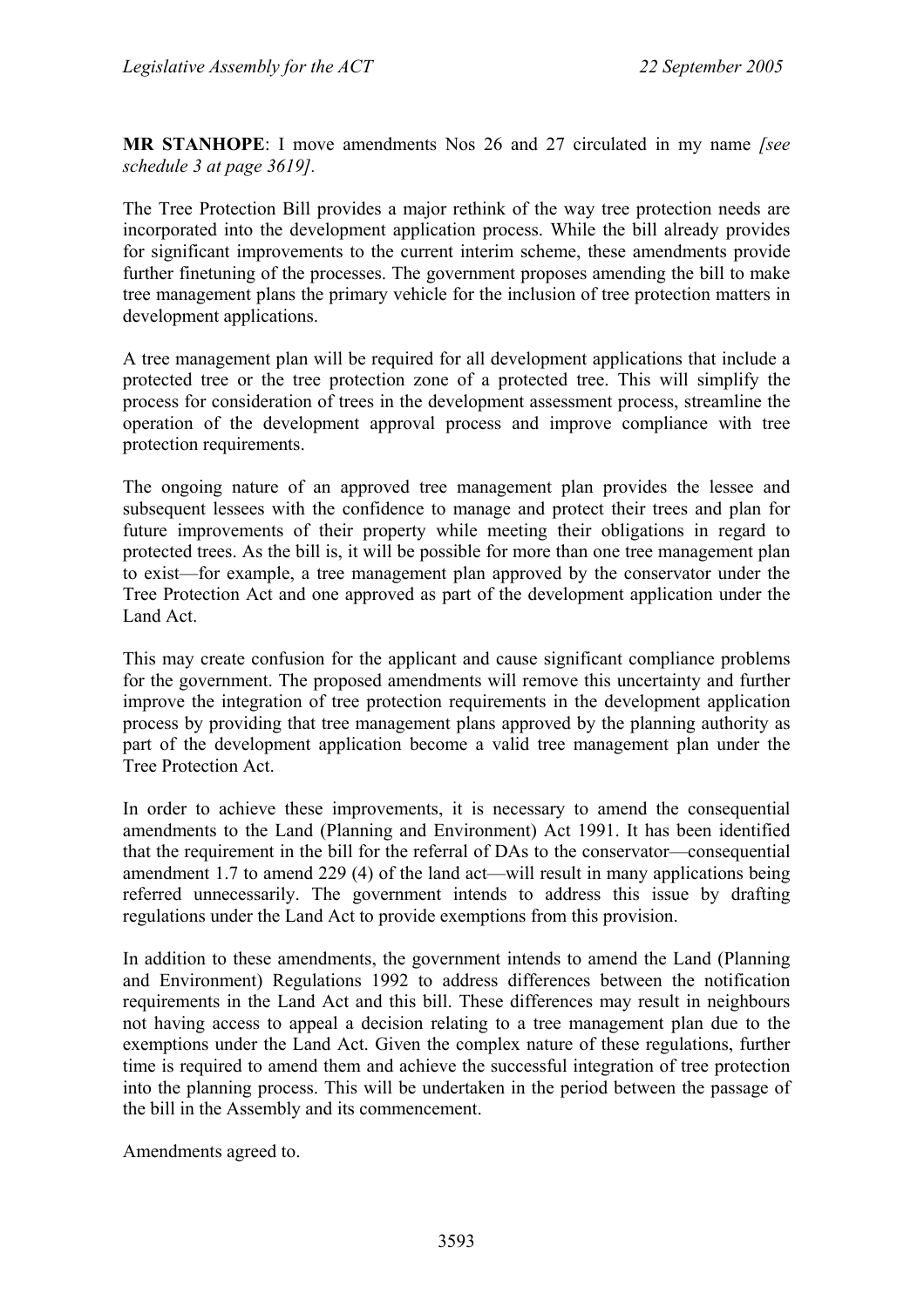**MR STANHOPE**: I move amendments Nos 26 and 27 circulated in my name *[see schedule 3 at page 3619]*.

The Tree Protection Bill provides a major rethink of the way tree protection needs are incorporated into the development application process. While the bill already provides for significant improvements to the current interim scheme, these amendments provide further finetuning of the processes. The government proposes amending the bill to make tree management plans the primary vehicle for the inclusion of tree protection matters in development applications.

A tree management plan will be required for all development applications that include a protected tree or the tree protection zone of a protected tree. This will simplify the process for consideration of trees in the development assessment process, streamline the operation of the development approval process and improve compliance with tree protection requirements.

The ongoing nature of an approved tree management plan provides the lessee and subsequent lessees with the confidence to manage and protect their trees and plan for future improvements of their property while meeting their obligations in regard to protected trees. As the bill is, it will be possible for more than one tree management plan to exist—for example, a tree management plan approved by the conservator under the Tree Protection Act and one approved as part of the development application under the Land Act.

This may create confusion for the applicant and cause significant compliance problems for the government. The proposed amendments will remove this uncertainty and further improve the integration of tree protection requirements in the development application process by providing that tree management plans approved by the planning authority as part of the development application become a valid tree management plan under the Tree Protection Act.

In order to achieve these improvements, it is necessary to amend the consequential amendments to the Land (Planning and Environment) Act 1991. It has been identified that the requirement in the bill for the referral of DAs to the conservator—consequential amendment 1.7 to amend 229 (4) of the land act—will result in many applications being referred unnecessarily. The government intends to address this issue by drafting regulations under the Land Act to provide exemptions from this provision.

In addition to these amendments, the government intends to amend the Land (Planning and Environment) Regulations 1992 to address differences between the notification requirements in the Land Act and this bill. These differences may result in neighbours not having access to appeal a decision relating to a tree management plan due to the exemptions under the Land Act. Given the complex nature of these regulations, further time is required to amend them and achieve the successful integration of tree protection into the planning process. This will be undertaken in the period between the passage of the bill in the Assembly and its commencement.

Amendments agreed to.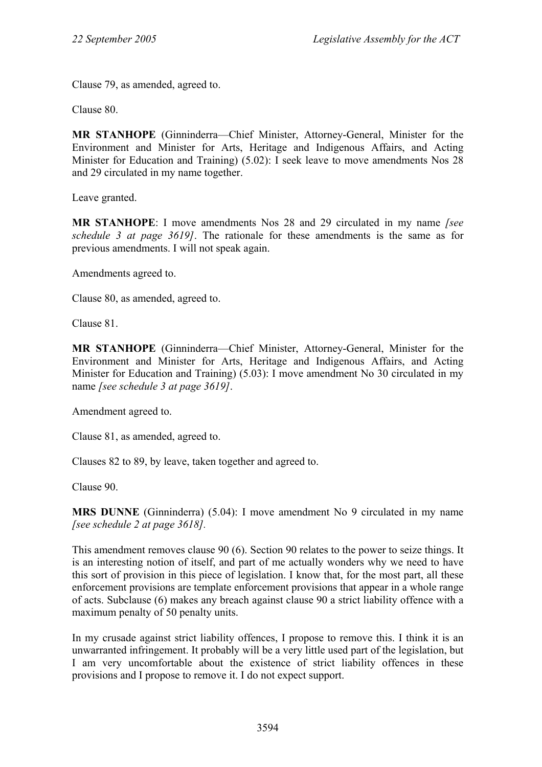Clause 79, as amended, agreed to.

Clause 80.

**MR STANHOPE** (Ginninderra—Chief Minister, Attorney-General, Minister for the Environment and Minister for Arts, Heritage and Indigenous Affairs, and Acting Minister for Education and Training) (5.02): I seek leave to move amendments Nos 28 and 29 circulated in my name together.

Leave granted.

**MR STANHOPE**: I move amendments Nos 28 and 29 circulated in my name *[see schedule 3 at page 3619]*. The rationale for these amendments is the same as for previous amendments. I will not speak again.

Amendments agreed to.

Clause 80, as amended, agreed to.

Clause 81.

**MR STANHOPE** (Ginninderra—Chief Minister, Attorney-General, Minister for the Environment and Minister for Arts, Heritage and Indigenous Affairs, and Acting Minister for Education and Training) (5.03): I move amendment No 30 circulated in my name *[see schedule 3 at page 3619]*.

Amendment agreed to.

Clause 81, as amended, agreed to.

Clauses 82 to 89, by leave, taken together and agreed to.

Clause 90.

**MRS DUNNE** (Ginninderra) (5.04): I move amendment No 9 circulated in my name *[see schedule 2 at page 3618].*

This amendment removes clause 90 (6). Section 90 relates to the power to seize things. It is an interesting notion of itself, and part of me actually wonders why we need to have this sort of provision in this piece of legislation. I know that, for the most part, all these enforcement provisions are template enforcement provisions that appear in a whole range of acts. Subclause (6) makes any breach against clause 90 a strict liability offence with a maximum penalty of 50 penalty units.

In my crusade against strict liability offences, I propose to remove this. I think it is an unwarranted infringement. It probably will be a very little used part of the legislation, but I am very uncomfortable about the existence of strict liability offences in these provisions and I propose to remove it. I do not expect support.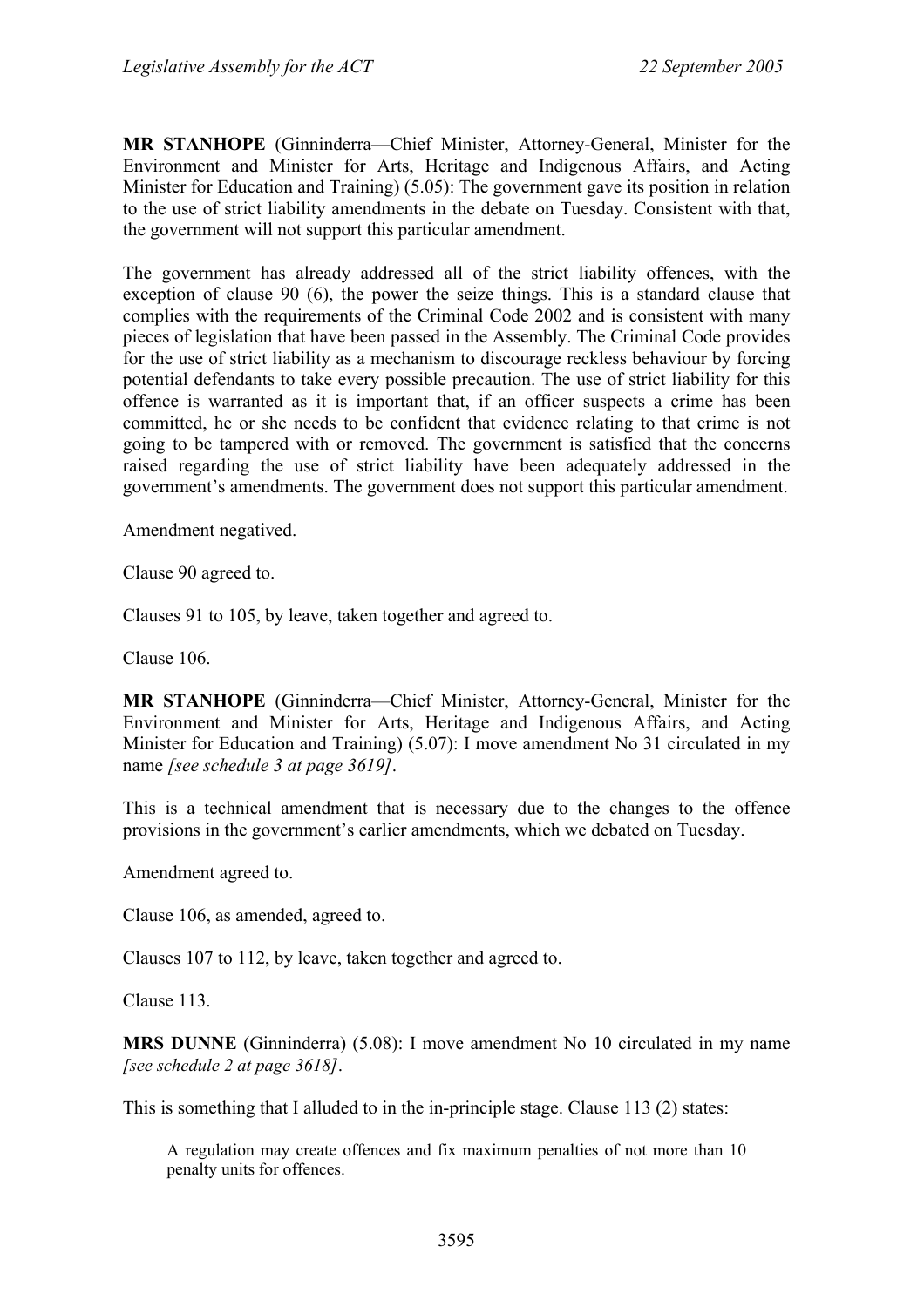**MR STANHOPE** (Ginninderra—Chief Minister, Attorney-General, Minister for the Environment and Minister for Arts, Heritage and Indigenous Affairs, and Acting Minister for Education and Training) (5.05): The government gave its position in relation to the use of strict liability amendments in the debate on Tuesday. Consistent with that, the government will not support this particular amendment.

The government has already addressed all of the strict liability offences, with the exception of clause 90 (6), the power the seize things. This is a standard clause that complies with the requirements of the Criminal Code 2002 and is consistent with many pieces of legislation that have been passed in the Assembly. The Criminal Code provides for the use of strict liability as a mechanism to discourage reckless behaviour by forcing potential defendants to take every possible precaution. The use of strict liability for this offence is warranted as it is important that, if an officer suspects a crime has been committed, he or she needs to be confident that evidence relating to that crime is not going to be tampered with or removed. The government is satisfied that the concerns raised regarding the use of strict liability have been adequately addressed in the government's amendments. The government does not support this particular amendment.

Amendment negatived.

Clause 90 agreed to.

Clauses 91 to 105, by leave, taken together and agreed to.

Clause 106.

**MR STANHOPE** (Ginninderra—Chief Minister, Attorney-General, Minister for the Environment and Minister for Arts, Heritage and Indigenous Affairs, and Acting Minister for Education and Training) (5.07): I move amendment No 31 circulated in my name *[see schedule 3 at page 3619]*.

This is a technical amendment that is necessary due to the changes to the offence provisions in the government's earlier amendments, which we debated on Tuesday.

Amendment agreed to.

Clause 106, as amended, agreed to.

Clauses 107 to 112, by leave, taken together and agreed to.

Clause 113.

**MRS DUNNE** (Ginninderra) (5.08): I move amendment No 10 circulated in my name *[see schedule 2 at page 3618]*.

This is something that I alluded to in the in-principle stage. Clause 113 (2) states:

> A regulation may create offences and fix maximum penalties of not more than 10 penalty units for offences.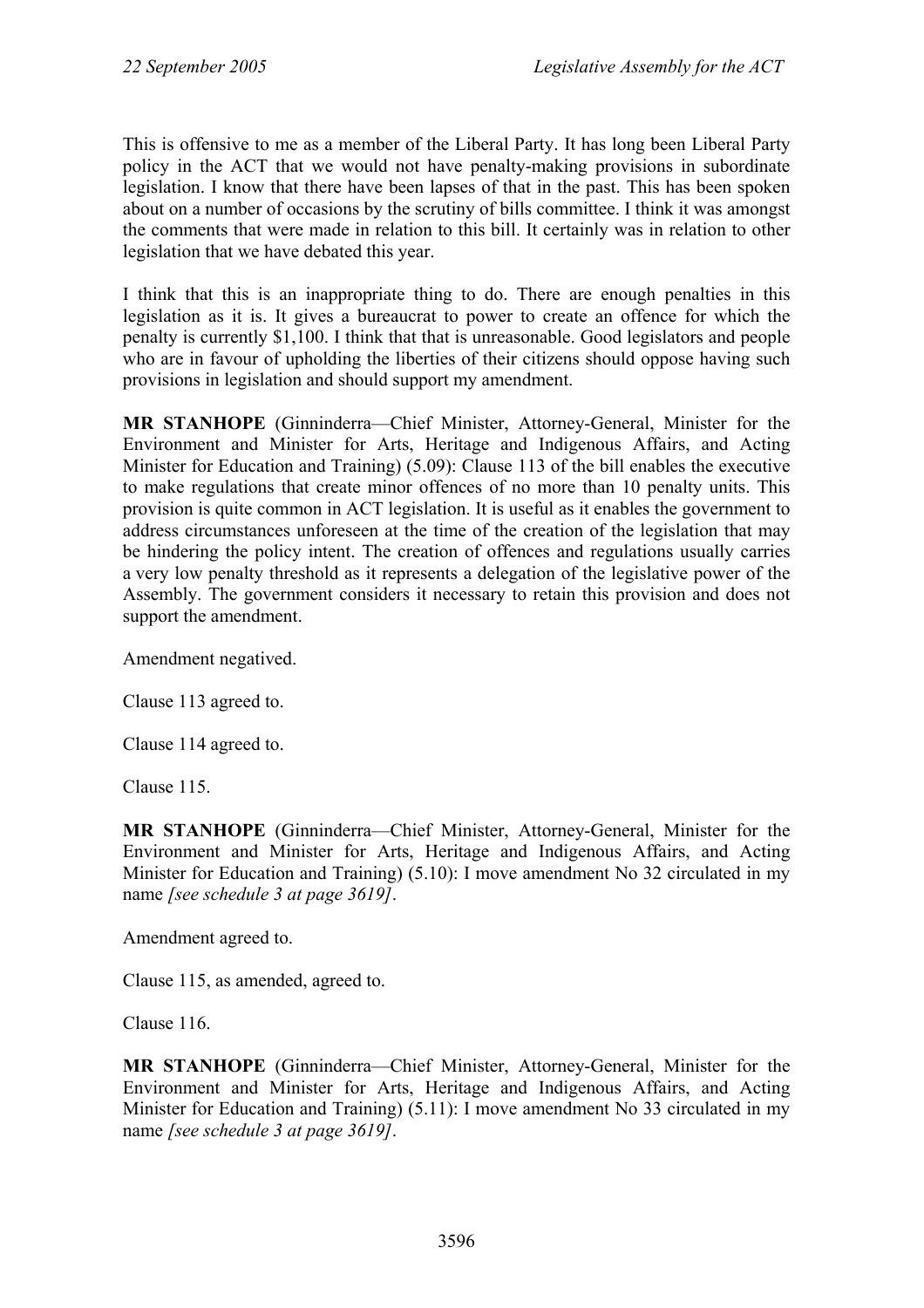This is offensive to me as a member of the Liberal Party. It has long been Liberal Party policy in the ACT that we would not have penalty-making provisions in subordinate legislation. I know that there have been lapses of that in the past. This has been spoken about on a number of occasions by the scrutiny of bills committee. I think it was amongst the comments that were made in relation to this bill. It certainly was in relation to other legislation that we have debated this year.

I think that this is an inappropriate thing to do. There are enough penalties in this legislation as it is. It gives a bureaucrat to power to create an offence for which the penalty is currently $1,100. I think that that is unreasonable. Good legislators and people who are in favour of upholding the liberties of their citizens should oppose having such provisions in legislation and should support my amendment.

**MR STANHOPE** (Ginninderra—Chief Minister, Attorney-General, Minister for the Environment and Minister for Arts, Heritage and Indigenous Affairs, and Acting Minister for Education and Training) (5.09): Clause 113 of the bill enables the executive to make regulations that create minor offences of no more than 10 penalty units. This provision is quite common in ACT legislation. It is useful as it enables the government to address circumstances unforeseen at the time of the creation of the legislation that may be hindering the policy intent. The creation of offences and regulations usually carries a very low penalty threshold as it represents a delegation of the legislative power of the Assembly. The government considers it necessary to retain this provision and does not support the amendment.

Amendment negatived.

Clause 113 agreed to.

Clause 114 agreed to.

Clause 115.

**MR STANHOPE** (Ginninderra—Chief Minister, Attorney-General, Minister for the Environment and Minister for Arts, Heritage and Indigenous Affairs, and Acting Minister for Education and Training) (5.10): I move amendment No 32 circulated in my name *[see schedule 3 at page 3619]*.

Amendment agreed to.

Clause 115, as amended, agreed to.

Clause 116.

**MR STANHOPE** (Ginninderra—Chief Minister, Attorney-General, Minister for the Environment and Minister for Arts, Heritage and Indigenous Affairs, and Acting Minister for Education and Training) (5.11): I move amendment No 33 circulated in my name *[see schedule 3 at page 3619]*.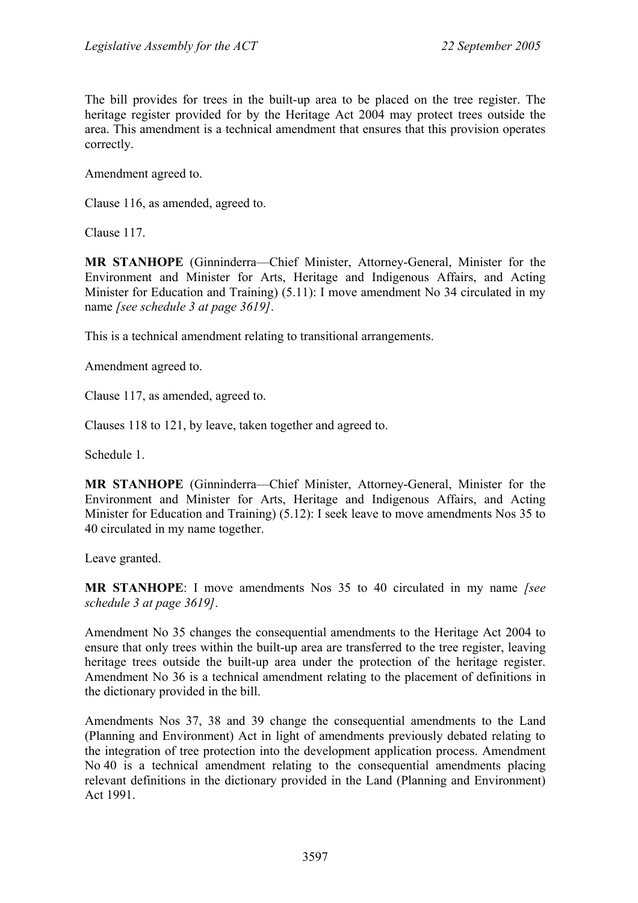The bill provides for trees in the built-up area to be placed on the tree register. The heritage register provided for by the Heritage Act 2004 may protect trees outside the area. This amendment is a technical amendment that ensures that this provision operates correctly.

Amendment agreed to.

Clause 116, as amended, agreed to.

Clause 117.

**MR STANHOPE** (Ginninderra—Chief Minister, Attorney-General, Minister for the Environment and Minister for Arts, Heritage and Indigenous Affairs, and Acting Minister for Education and Training) (5.11): I move amendment No 34 circulated in my name *[see schedule 3 at page 3619]*.

This is a technical amendment relating to transitional arrangements.

Amendment agreed to.

Clause 117, as amended, agreed to.

Clauses 118 to 121, by leave, taken together and agreed to.

Schedule 1.

**MR STANHOPE** (Ginninderra—Chief Minister, Attorney-General, Minister for the Environment and Minister for Arts, Heritage and Indigenous Affairs, and Acting Minister for Education and Training) (5.12): I seek leave to move amendments Nos 35 to 40 circulated in my name together.

Leave granted.

**MR STANHOPE**: I move amendments Nos 35 to 40 circulated in my name *[see schedule 3 at page 3619]*.

Amendment No 35 changes the consequential amendments to the Heritage Act 2004 to ensure that only trees within the built-up area are transferred to the tree register, leaving heritage trees outside the built-up area under the protection of the heritage register. Amendment No 36 is a technical amendment relating to the placement of definitions in the dictionary provided in the bill.

Amendments Nos 37, 38 and 39 change the consequential amendments to the Land (Planning and Environment) Act in light of amendments previously debated relating to the integration of tree protection into the development application process. Amendment No 40 is a technical amendment relating to the consequential amendments placing relevant definitions in the dictionary provided in the Land (Planning and Environment) Act 1991.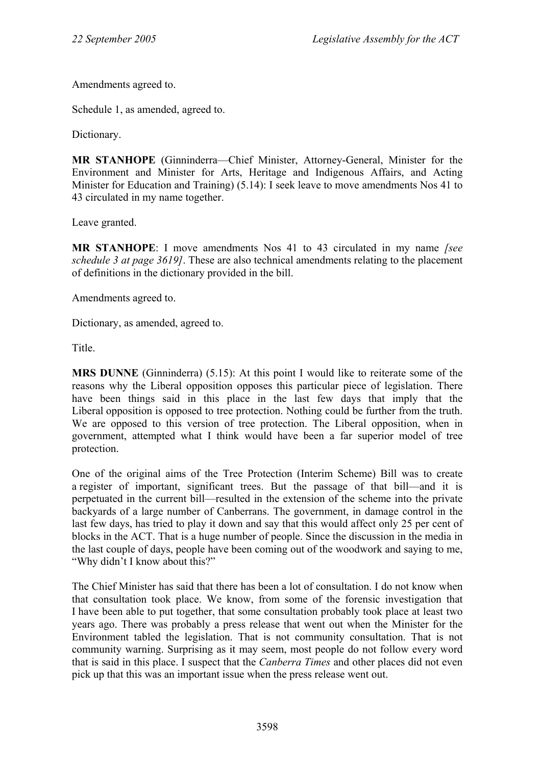Amendments agreed to.

Schedule 1, as amended, agreed to.

Dictionary.

**MR STANHOPE** (Ginninderra—Chief Minister, Attorney-General, Minister for the Environment and Minister for Arts, Heritage and Indigenous Affairs, and Acting Minister for Education and Training) (5.14): I seek leave to move amendments Nos 41 to 43 circulated in my name together.

Leave granted.

**MR STANHOPE**: I move amendments Nos 41 to 43 circulated in my name *[see schedule 3 at page 3619]*. These are also technical amendments relating to the placement of definitions in the dictionary provided in the bill.

Amendments agreed to.

Dictionary, as amended, agreed to.

Title.

**MRS DUNNE** (Ginninderra) (5.15): At this point I would like to reiterate some of the reasons why the Liberal opposition opposes this particular piece of legislation. There have been things said in this place in the last few days that imply that the Liberal opposition is opposed to tree protection. Nothing could be further from the truth. We are opposed to this version of tree protection. The Liberal opposition, when in government, attempted what I think would have been a far superior model of tree protection.

One of the original aims of the Tree Protection (Interim Scheme) Bill was to create a register of important, significant trees. But the passage of that bill—and it is perpetuated in the current bill—resulted in the extension of the scheme into the private backyards of a large number of Canberrans. The government, in damage control in the last few days, has tried to play it down and say that this would affect only 25 per cent of blocks in the ACT. That is a huge number of people. Since the discussion in the media in the last couple of days, people have been coming out of the woodwork and saying to me, "Why didn't I know about this?"

The Chief Minister has said that there has been a lot of consultation. I do not know when that consultation took place. We know, from some of the forensic investigation that I have been able to put together, that some consultation probably took place at least two years ago. There was probably a press release that went out when the Minister for the Environment tabled the legislation. That is not community consultation. That is not community warning. Surprising as it may seem, most people do not follow every word that is said in this place. I suspect that the *Canberra Times* and other places did not even pick up that this was an important issue when the press release went out.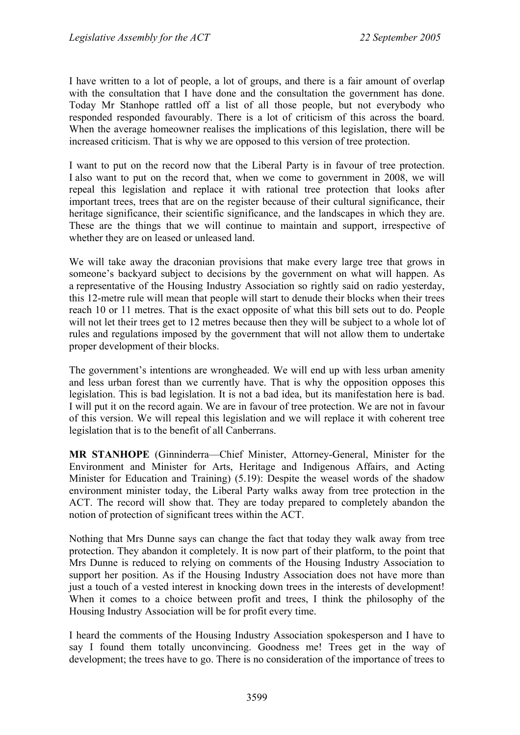I have written to a lot of people, a lot of groups, and there is a fair amount of overlap with the consultation that I have done and the consultation the government has done. Today Mr Stanhope rattled off a list of all those people, but not everybody who responded responded favourably. There is a lot of criticism of this across the board. When the average homeowner realises the implications of this legislation, there will be increased criticism. That is why we are opposed to this version of tree protection.

I want to put on the record now that the Liberal Party is in favour of tree protection. I also want to put on the record that, when we come to government in 2008, we will repeal this legislation and replace it with rational tree protection that looks after important trees, trees that are on the register because of their cultural significance, their heritage significance, their scientific significance, and the landscapes in which they are. These are the things that we will continue to maintain and support, irrespective of whether they are on leased or unleased land.

We will take away the draconian provisions that make every large tree that grows in someone's backyard subject to decisions by the government on what will happen. As a representative of the Housing Industry Association so rightly said on radio yesterday, this 12-metre rule will mean that people will start to denude their blocks when their trees reach 10 or 11 metres. That is the exact opposite of what this bill sets out to do. People will not let their trees get to 12 metres because then they will be subject to a whole lot of rules and regulations imposed by the government that will not allow them to undertake proper development of their blocks.

The government's intentions are wrongheaded. We will end up with less urban amenity and less urban forest than we currently have. That is why the opposition opposes this legislation. This is bad legislation. It is not a bad idea, but its manifestation here is bad. I will put it on the record again. We are in favour of tree protection. We are not in favour of this version. We will repeal this legislation and we will replace it with coherent tree legislation that is to the benefit of all Canberrans.

**MR STANHOPE** (Ginninderra—Chief Minister, Attorney-General, Minister for the Environment and Minister for Arts, Heritage and Indigenous Affairs, and Acting Minister for Education and Training) (5.19): Despite the weasel words of the shadow environment minister today, the Liberal Party walks away from tree protection in the ACT. The record will show that. They are today prepared to completely abandon the notion of protection of significant trees within the ACT.

Nothing that Mrs Dunne says can change the fact that today they walk away from tree protection. They abandon it completely. It is now part of their platform, to the point that Mrs Dunne is reduced to relying on comments of the Housing Industry Association to support her position. As if the Housing Industry Association does not have more than just a touch of a vested interest in knocking down trees in the interests of development! When it comes to a choice between profit and trees, I think the philosophy of the Housing Industry Association will be for profit every time.

I heard the comments of the Housing Industry Association spokesperson and I have to say I found them totally unconvincing. Goodness me! Trees get in the way of development; the trees have to go. There is no consideration of the importance of trees to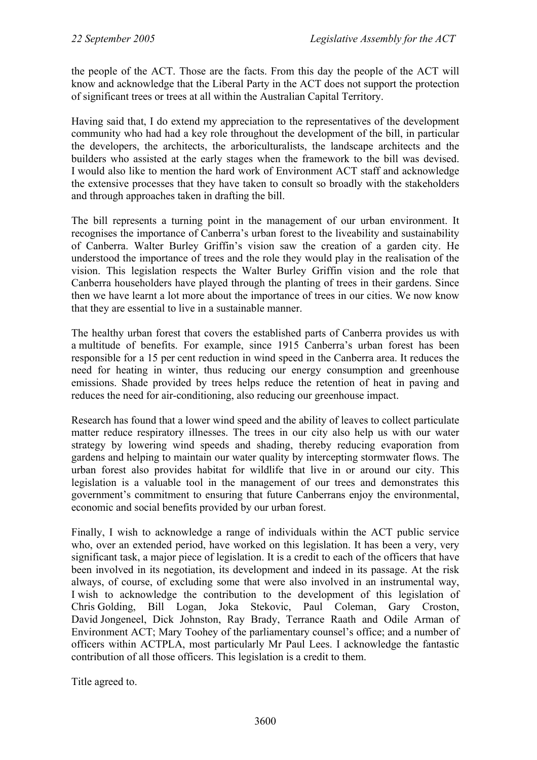the people of the ACT. Those are the facts. From this day the people of the ACT will know and acknowledge that the Liberal Party in the ACT does not support the protection of significant trees or trees at all within the Australian Capital Territory.

Having said that, I do extend my appreciation to the representatives of the development community who had had a key role throughout the development of the bill, in particular the developers, the architects, the arboriculturalists, the landscape architects and the builders who assisted at the early stages when the framework to the bill was devised. I would also like to mention the hard work of Environment ACT staff and acknowledge the extensive processes that they have taken to consult so broadly with the stakeholders and through approaches taken in drafting the bill.

The bill represents a turning point in the management of our urban environment. It recognises the importance of Canberra's urban forest to the liveability and sustainability of Canberra. Walter Burley Griffin's vision saw the creation of a garden city. He understood the importance of trees and the role they would play in the realisation of the vision. This legislation respects the Walter Burley Griffin vision and the role that Canberra householders have played through the planting of trees in their gardens. Since then we have learnt a lot more about the importance of trees in our cities. We now know that they are essential to live in a sustainable manner.

The healthy urban forest that covers the established parts of Canberra provides us with a multitude of benefits. For example, since 1915 Canberra's urban forest has been responsible for a 15 per cent reduction in wind speed in the Canberra area. It reduces the need for heating in winter, thus reducing our energy consumption and greenhouse emissions. Shade provided by trees helps reduce the retention of heat in paving and reduces the need for air-conditioning, also reducing our greenhouse impact.

Research has found that a lower wind speed and the ability of leaves to collect particulate matter reduce respiratory illnesses. The trees in our city also help us with our water strategy by lowering wind speeds and shading, thereby reducing evaporation from gardens and helping to maintain our water quality by intercepting stormwater flows. The urban forest also provides habitat for wildlife that live in or around our city. This legislation is a valuable tool in the management of our trees and demonstrates this government's commitment to ensuring that future Canberrans enjoy the environmental, economic and social benefits provided by our urban forest.

Finally, I wish to acknowledge a range of individuals within the ACT public service who, over an extended period, have worked on this legislation. It has been a very, very significant task, a major piece of legislation. It is a credit to each of the officers that have been involved in its negotiation, its development and indeed in its passage. At the risk always, of course, of excluding some that were also involved in an instrumental way, I wish to acknowledge the contribution to the development of this legislation of Chris Golding, Bill Logan, Joka Stekovic, Paul Coleman, Gary Croston, David Jongeneel, Dick Johnston, Ray Brady, Terrance Raath and Odile Arman of Environment ACT; Mary Toohey of the parliamentary counsel's office; and a number of officers within ACTPLA, most particularly Mr Paul Lees. I acknowledge the fantastic contribution of all those officers. This legislation is a credit to them.

Title agreed to.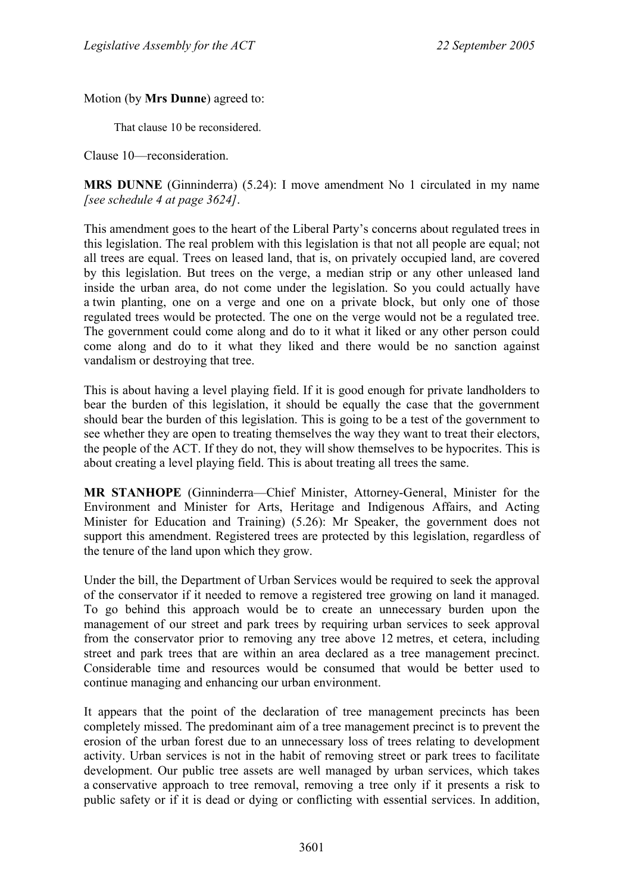Motion (by **Mrs Dunne**) agreed to:

> That clause 10 be reconsidered.

Clause 10—reconsideration.

**MRS DUNNE** (Ginninderra) (5.24): I move amendment No 1 circulated in my name *[see schedule 4 at page 3624]*.

This amendment goes to the heart of the Liberal Party's concerns about regulated trees in this legislation. The real problem with this legislation is that not all people are equal; not all trees are equal. Trees on leased land, that is, on privately occupied land, are covered by this legislation. But trees on the verge, a median strip or any other unleased land inside the urban area, do not come under the legislation. So you could actually have a twin planting, one on a verge and one on a private block, but only one of those regulated trees would be protected. The one on the verge would not be a regulated tree. The government could come along and do to it what it liked or any other person could come along and do to it what they liked and there would be no sanction against vandalism or destroying that tree.

This is about having a level playing field. If it is good enough for private landholders to bear the burden of this legislation, it should be equally the case that the government should bear the burden of this legislation. This is going to be a test of the government to see whether they are open to treating themselves the way they want to treat their electors, the people of the ACT. If they do not, they will show themselves to be hypocrites. This is about creating a level playing field. This is about treating all trees the same.

**MR STANHOPE** (Ginninderra—Chief Minister, Attorney-General, Minister for the Environment and Minister for Arts, Heritage and Indigenous Affairs, and Acting Minister for Education and Training) (5.26): Mr Speaker, the government does not support this amendment. Registered trees are protected by this legislation, regardless of the tenure of the land upon which they grow.

Under the bill, the Department of Urban Services would be required to seek the approval of the conservator if it needed to remove a registered tree growing on land it managed. To go behind this approach would be to create an unnecessary burden upon the management of our street and park trees by requiring urban services to seek approval from the conservator prior to removing any tree above 12 metres, et cetera, including street and park trees that are within an area declared as a tree management precinct. Considerable time and resources would be consumed that would be better used to continue managing and enhancing our urban environment.

It appears that the point of the declaration of tree management precincts has been completely missed. The predominant aim of a tree management precinct is to prevent the erosion of the urban forest due to an unnecessary loss of trees relating to development activity. Urban services is not in the habit of removing street or park trees to facilitate development. Our public tree assets are well managed by urban services, which takes a conservative approach to tree removal, removing a tree only if it presents a risk to public safety or if it is dead or dying or conflicting with essential services. In addition,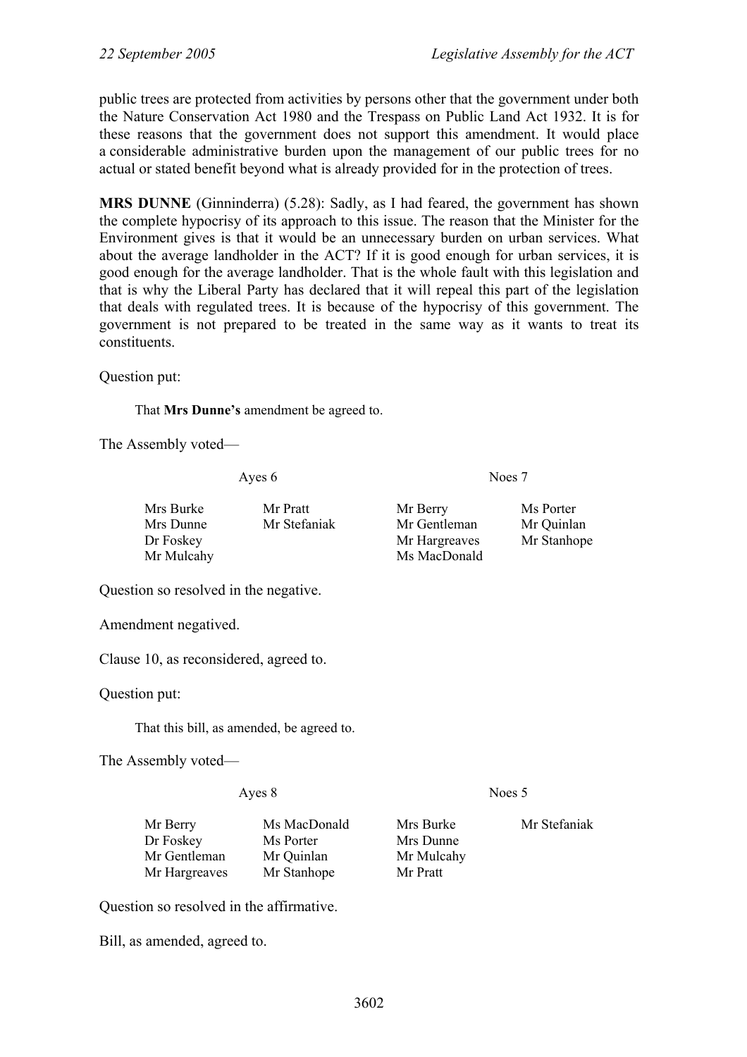public trees are protected from activities by persons other that the government under both the Nature Conservation Act 1980 and the Trespass on Public Land Act 1932. It is for these reasons that the government does not support this amendment. It would place a considerable administrative burden upon the management of our public trees for no actual or stated benefit beyond what is already provided for in the protection of trees.

**MRS DUNNE** (Ginninderra) (5.28): Sadly, as I had feared, the government has shown the complete hypocrisy of its approach to this issue. The reason that the Minister for the Environment gives is that it would be an unnecessary burden on urban services. What about the average landholder in the ACT? If it is good enough for urban services, it is good enough for the average landholder. That is the whole fault with this legislation and that is why the Liberal Party has declared that it will repeal this part of the legislation that deals with regulated trees. It is because of the hypocrisy of this government. The government is not prepared to be treated in the same way as it wants to treat its constituents.

Question put:

> That **Mrs Dunne's** amendment be agreed to.

The Assembly voted—

| Ayes 6 | | Noes 7 | |
|---|---|---|---|
| Mrs Burke | Mr Pratt | Mr Berry | Ms Porter |
| Mrs Dunne | Mr Stefaniak | Mr Gentleman | Mr Quinlan |
| Dr Foskey | | Mr Hargreaves | Mr Stanhope |
| Mr Mulcahy | | Ms MacDonald | |

Question so resolved in the negative.

Amendment negatived.

Clause 10, as reconsidered, agreed to.

Question put:

> That this bill, as amended, be agreed to.

The Assembly voted—

| Ayes 8 | | Noes 5 | |
|---|---|---|---|
| Mr Berry | Ms MacDonald | Mrs Burke | Mr Stefaniak |
| Dr Foskey | Ms Porter | Mrs Dunne | |
| Mr Gentleman | Mr Quinlan | Mr Mulcahy | |
| Mr Hargreaves | Mr Stanhope | Mr Pratt | |

Question so resolved in the affirmative.

Bill, as amended, agreed to.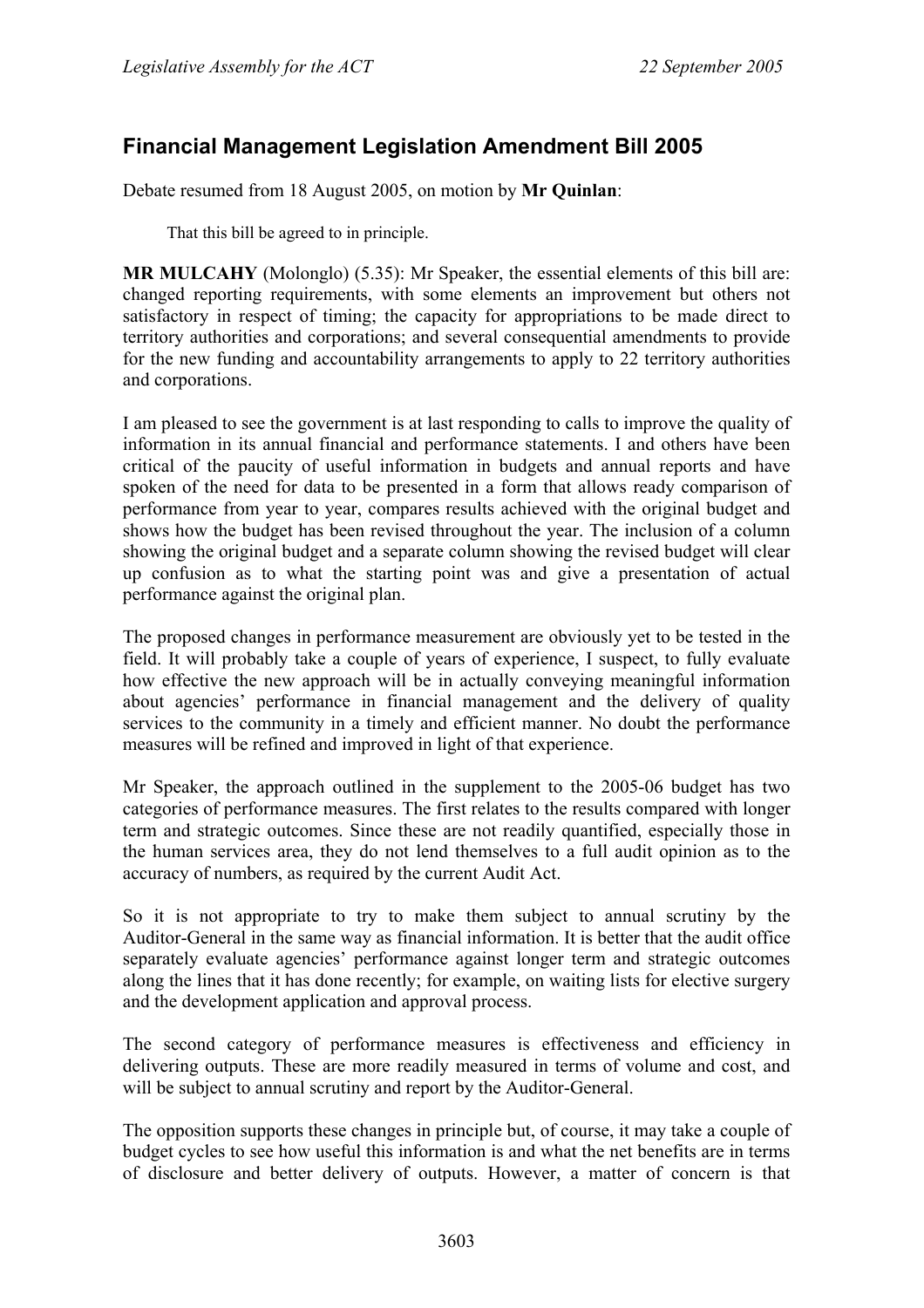## Financial Management Legislation Amendment Bill 2005

Debate resumed from 18 August 2005, on motion by **Mr Quinlan**:

> That this bill be agreed to in principle.

**MR MULCAHY** (Molonglo) (5.35): Mr Speaker, the essential elements of this bill are: changed reporting requirements, with some elements an improvement but others not satisfactory in respect of timing; the capacity for appropriations to be made direct to territory authorities and corporations; and several consequential amendments to provide for the new funding and accountability arrangements to apply to 22 territory authorities and corporations.

I am pleased to see the government is at last responding to calls to improve the quality of information in its annual financial and performance statements. I and others have been critical of the paucity of useful information in budgets and annual reports and have spoken of the need for data to be presented in a form that allows ready comparison of performance from year to year, compares results achieved with the original budget and shows how the budget has been revised throughout the year. The inclusion of a column showing the original budget and a separate column showing the revised budget will clear up confusion as to what the starting point was and give a presentation of actual performance against the original plan.

The proposed changes in performance measurement are obviously yet to be tested in the field. It will probably take a couple of years of experience, I suspect, to fully evaluate how effective the new approach will be in actually conveying meaningful information about agencies' performance in financial management and the delivery of quality services to the community in a timely and efficient manner. No doubt the performance measures will be refined and improved in light of that experience.

Mr Speaker, the approach outlined in the supplement to the 2005-06 budget has two categories of performance measures. The first relates to the results compared with longer term and strategic outcomes. Since these are not readily quantified, especially those in the human services area, they do not lend themselves to a full audit opinion as to the accuracy of numbers, as required by the current Audit Act.

So it is not appropriate to try to make them subject to annual scrutiny by the Auditor-General in the same way as financial information. It is better that the audit office separately evaluate agencies' performance against longer term and strategic outcomes along the lines that it has done recently; for example, on waiting lists for elective surgery and the development application and approval process.

The second category of performance measures is effectiveness and efficiency in delivering outputs. These are more readily measured in terms of volume and cost, and will be subject to annual scrutiny and report by the Auditor-General.

The opposition supports these changes in principle but, of course, it may take a couple of budget cycles to see how useful this information is and what the net benefits are in terms of disclosure and better delivery of outputs. However, a matter of concern is that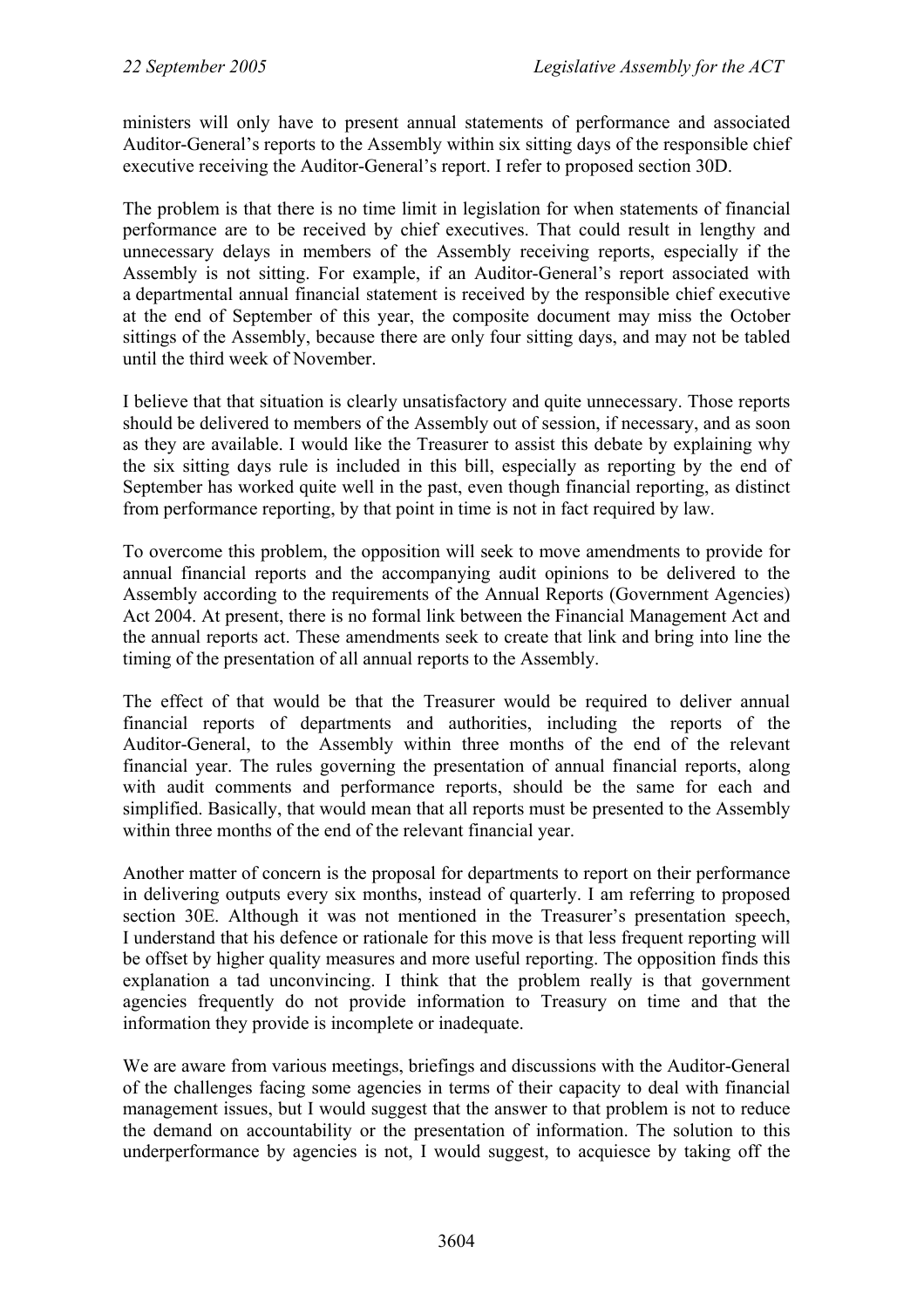ministers will only have to present annual statements of performance and associated Auditor-General's reports to the Assembly within six sitting days of the responsible chief executive receiving the Auditor-General's report. I refer to proposed section 30D.

The problem is that there is no time limit in legislation for when statements of financial performance are to be received by chief executives. That could result in lengthy and unnecessary delays in members of the Assembly receiving reports, especially if the Assembly is not sitting. For example, if an Auditor-General's report associated with a departmental annual financial statement is received by the responsible chief executive at the end of September of this year, the composite document may miss the October sittings of the Assembly, because there are only four sitting days, and may not be tabled until the third week of November.

I believe that that situation is clearly unsatisfactory and quite unnecessary. Those reports should be delivered to members of the Assembly out of session, if necessary, and as soon as they are available. I would like the Treasurer to assist this debate by explaining why the six sitting days rule is included in this bill, especially as reporting by the end of September has worked quite well in the past, even though financial reporting, as distinct from performance reporting, by that point in time is not in fact required by law.

To overcome this problem, the opposition will seek to move amendments to provide for annual financial reports and the accompanying audit opinions to be delivered to the Assembly according to the requirements of the Annual Reports (Government Agencies) Act 2004. At present, there is no formal link between the Financial Management Act and the annual reports act. These amendments seek to create that link and bring into line the timing of the presentation of all annual reports to the Assembly.

The effect of that would be that the Treasurer would be required to deliver annual financial reports of departments and authorities, including the reports of the Auditor-General, to the Assembly within three months of the end of the relevant financial year. The rules governing the presentation of annual financial reports, along with audit comments and performance reports, should be the same for each and simplified. Basically, that would mean that all reports must be presented to the Assembly within three months of the end of the relevant financial year.

Another matter of concern is the proposal for departments to report on their performance in delivering outputs every six months, instead of quarterly. I am referring to proposed section 30E. Although it was not mentioned in the Treasurer's presentation speech, I understand that his defence or rationale for this move is that less frequent reporting will be offset by higher quality measures and more useful reporting. The opposition finds this explanation a tad unconvincing. I think that the problem really is that government agencies frequently do not provide information to Treasury on time and that the information they provide is incomplete or inadequate.

We are aware from various meetings, briefings and discussions with the Auditor-General of the challenges facing some agencies in terms of their capacity to deal with financial management issues, but I would suggest that the answer to that problem is not to reduce the demand on accountability or the presentation of information. The solution to this underperformance by agencies is not, I would suggest, to acquiesce by taking off the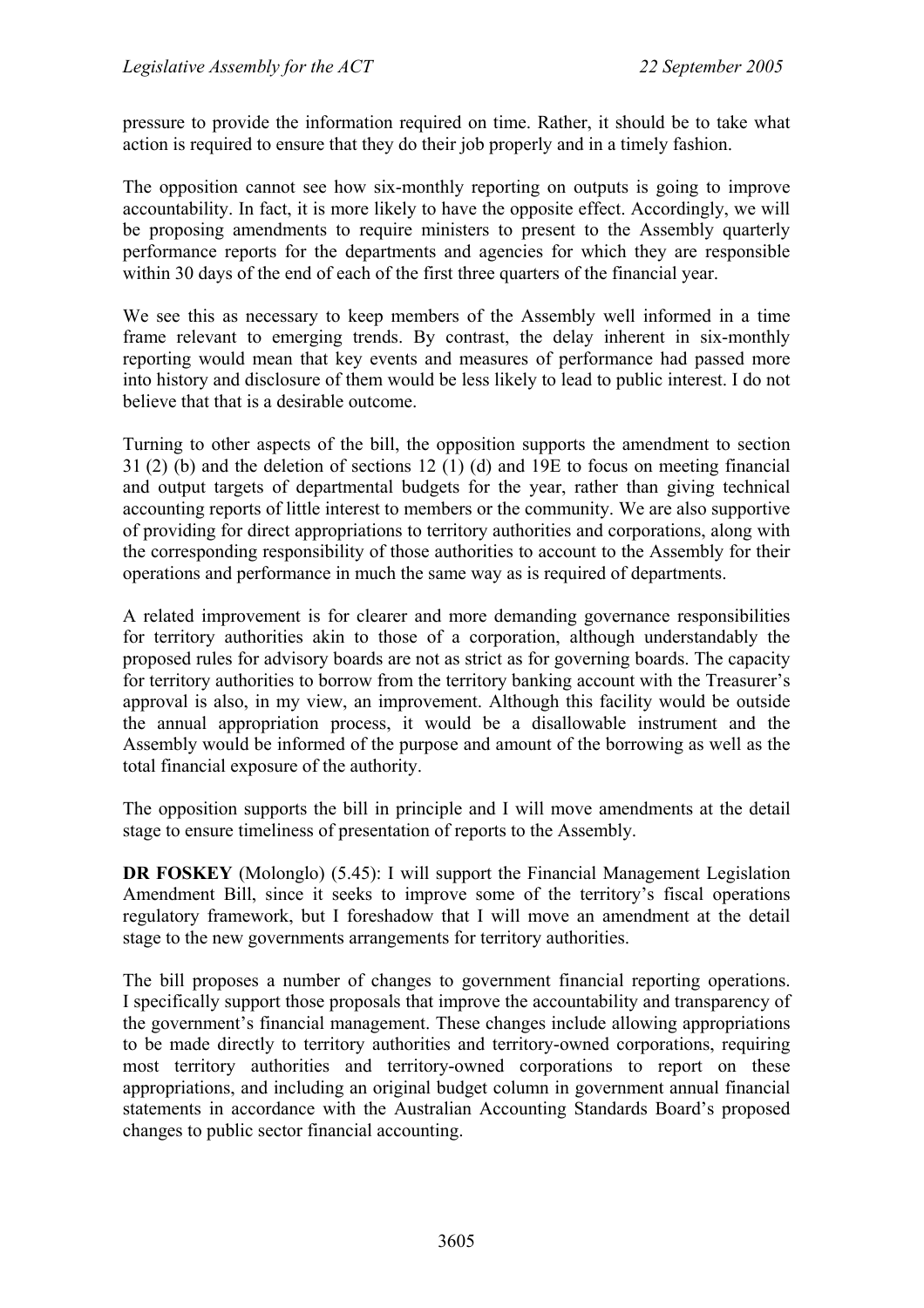pressure to provide the information required on time. Rather, it should be to take what action is required to ensure that they do their job properly and in a timely fashion.

The opposition cannot see how six-monthly reporting on outputs is going to improve accountability. In fact, it is more likely to have the opposite effect. Accordingly, we will be proposing amendments to require ministers to present to the Assembly quarterly performance reports for the departments and agencies for which they are responsible within 30 days of the end of each of the first three quarters of the financial year.

We see this as necessary to keep members of the Assembly well informed in a time frame relevant to emerging trends. By contrast, the delay inherent in six-monthly reporting would mean that key events and measures of performance had passed more into history and disclosure of them would be less likely to lead to public interest. I do not believe that that is a desirable outcome.

Turning to other aspects of the bill, the opposition supports the amendment to section 31 (2) (b) and the deletion of sections 12 (1) (d) and 19E to focus on meeting financial and output targets of departmental budgets for the year, rather than giving technical accounting reports of little interest to members or the community. We are also supportive of providing for direct appropriations to territory authorities and corporations, along with the corresponding responsibility of those authorities to account to the Assembly for their operations and performance in much the same way as is required of departments.

A related improvement is for clearer and more demanding governance responsibilities for territory authorities akin to those of a corporation, although understandably the proposed rules for advisory boards are not as strict as for governing boards. The capacity for territory authorities to borrow from the territory banking account with the Treasurer's approval is also, in my view, an improvement. Although this facility would be outside the annual appropriation process, it would be a disallowable instrument and the Assembly would be informed of the purpose and amount of the borrowing as well as the total financial exposure of the authority.

The opposition supports the bill in principle and I will move amendments at the detail stage to ensure timeliness of presentation of reports to the Assembly.

**DR FOSKEY** (Molonglo) (5.45): I will support the Financial Management Legislation Amendment Bill, since it seeks to improve some of the territory's fiscal operations regulatory framework, but I foreshadow that I will move an amendment at the detail stage to the new governments arrangements for territory authorities.

The bill proposes a number of changes to government financial reporting operations. I specifically support those proposals that improve the accountability and transparency of the government's financial management. These changes include allowing appropriations to be made directly to territory authorities and territory-owned corporations, requiring most territory authorities and territory-owned corporations to report on these appropriations, and including an original budget column in government annual financial statements in accordance with the Australian Accounting Standards Board's proposed changes to public sector financial accounting.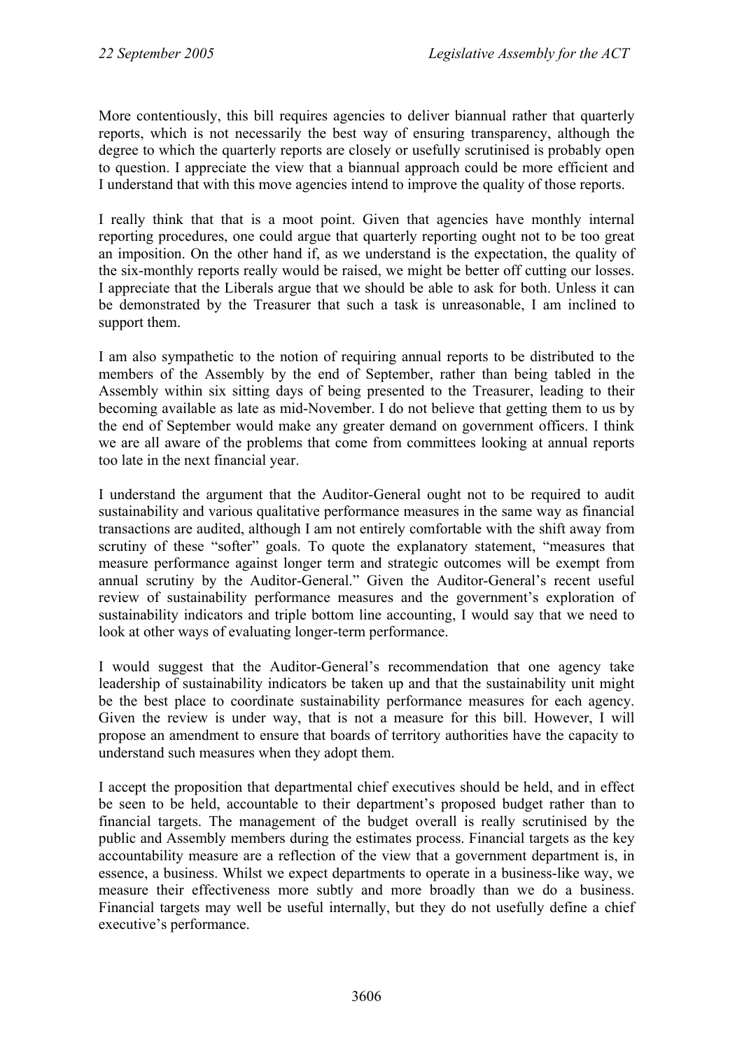More contentiously, this bill requires agencies to deliver biannual rather that quarterly reports, which is not necessarily the best way of ensuring transparency, although the degree to which the quarterly reports are closely or usefully scrutinised is probably open to question. I appreciate the view that a biannual approach could be more efficient and I understand that with this move agencies intend to improve the quality of those reports.

I really think that that is a moot point. Given that agencies have monthly internal reporting procedures, one could argue that quarterly reporting ought not to be too great an imposition. On the other hand if, as we understand is the expectation, the quality of the six-monthly reports really would be raised, we might be better off cutting our losses. I appreciate that the Liberals argue that we should be able to ask for both. Unless it can be demonstrated by the Treasurer that such a task is unreasonable, I am inclined to support them.

I am also sympathetic to the notion of requiring annual reports to be distributed to the members of the Assembly by the end of September, rather than being tabled in the Assembly within six sitting days of being presented to the Treasurer, leading to their becoming available as late as mid-November. I do not believe that getting them to us by the end of September would make any greater demand on government officers. I think we are all aware of the problems that come from committees looking at annual reports too late in the next financial year.

I understand the argument that the Auditor-General ought not to be required to audit sustainability and various qualitative performance measures in the same way as financial transactions are audited, although I am not entirely comfortable with the shift away from scrutiny of these "softer" goals. To quote the explanatory statement, "measures that measure performance against longer term and strategic outcomes will be exempt from annual scrutiny by the Auditor-General." Given the Auditor-General's recent useful review of sustainability performance measures and the government's exploration of sustainability indicators and triple bottom line accounting, I would say that we need to look at other ways of evaluating longer-term performance.

I would suggest that the Auditor-General's recommendation that one agency take leadership of sustainability indicators be taken up and that the sustainability unit might be the best place to coordinate sustainability performance measures for each agency. Given the review is under way, that is not a measure for this bill. However, I will propose an amendment to ensure that boards of territory authorities have the capacity to understand such measures when they adopt them.

I accept the proposition that departmental chief executives should be held, and in effect be seen to be held, accountable to their department's proposed budget rather than to financial targets. The management of the budget overall is really scrutinised by the public and Assembly members during the estimates process. Financial targets as the key accountability measure are a reflection of the view that a government department is, in essence, a business. Whilst we expect departments to operate in a business-like way, we measure their effectiveness more subtly and more broadly than we do a business. Financial targets may well be useful internally, but they do not usefully define a chief executive's performance.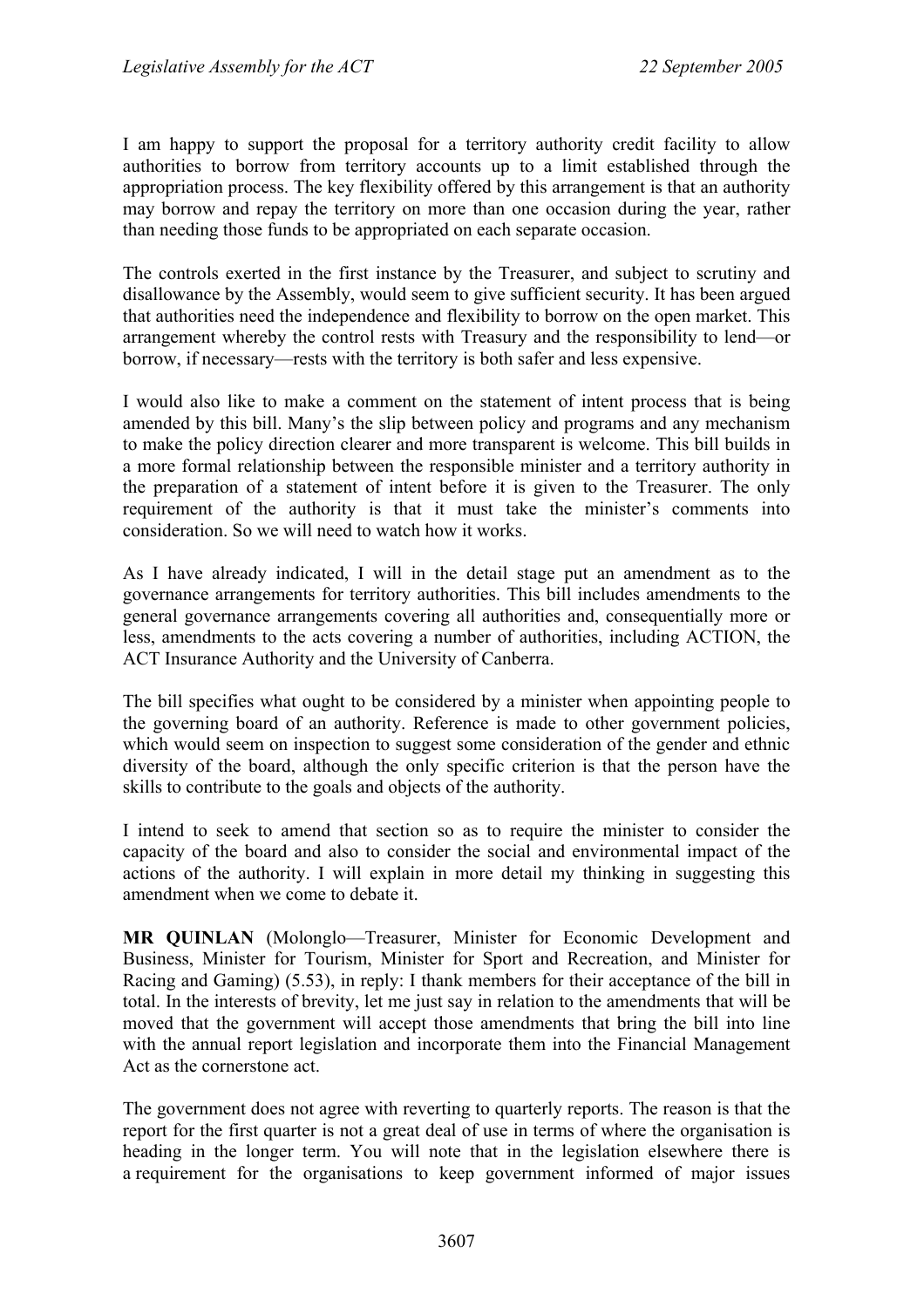I am happy to support the proposal for a territory authority credit facility to allow authorities to borrow from territory accounts up to a limit established through the appropriation process. The key flexibility offered by this arrangement is that an authority may borrow and repay the territory on more than one occasion during the year, rather than needing those funds to be appropriated on each separate occasion.

The controls exerted in the first instance by the Treasurer, and subject to scrutiny and disallowance by the Assembly, would seem to give sufficient security. It has been argued that authorities need the independence and flexibility to borrow on the open market. This arrangement whereby the control rests with Treasury and the responsibility to lend—or borrow, if necessary—rests with the territory is both safer and less expensive.

I would also like to make a comment on the statement of intent process that is being amended by this bill. Many's the slip between policy and programs and any mechanism to make the policy direction clearer and more transparent is welcome. This bill builds in a more formal relationship between the responsible minister and a territory authority in the preparation of a statement of intent before it is given to the Treasurer. The only requirement of the authority is that it must take the minister's comments into consideration. So we will need to watch how it works.

As I have already indicated, I will in the detail stage put an amendment as to the governance arrangements for territory authorities. This bill includes amendments to the general governance arrangements covering all authorities and, consequentially more or less, amendments to the acts covering a number of authorities, including ACTION, the ACT Insurance Authority and the University of Canberra.

The bill specifies what ought to be considered by a minister when appointing people to the governing board of an authority. Reference is made to other government policies, which would seem on inspection to suggest some consideration of the gender and ethnic diversity of the board, although the only specific criterion is that the person have the skills to contribute to the goals and objects of the authority.

I intend to seek to amend that section so as to require the minister to consider the capacity of the board and also to consider the social and environmental impact of the actions of the authority. I will explain in more detail my thinking in suggesting this amendment when we come to debate it.

**MR QUINLAN** (Molonglo—Treasurer, Minister for Economic Development and Business, Minister for Tourism, Minister for Sport and Recreation, and Minister for Racing and Gaming) (5.53), in reply: I thank members for their acceptance of the bill in total. In the interests of brevity, let me just say in relation to the amendments that will be moved that the government will accept those amendments that bring the bill into line with the annual report legislation and incorporate them into the Financial Management Act as the cornerstone act.

The government does not agree with reverting to quarterly reports. The reason is that the report for the first quarter is not a great deal of use in terms of where the organisation is heading in the longer term. You will note that in the legislation elsewhere there is a requirement for the organisations to keep government informed of major issues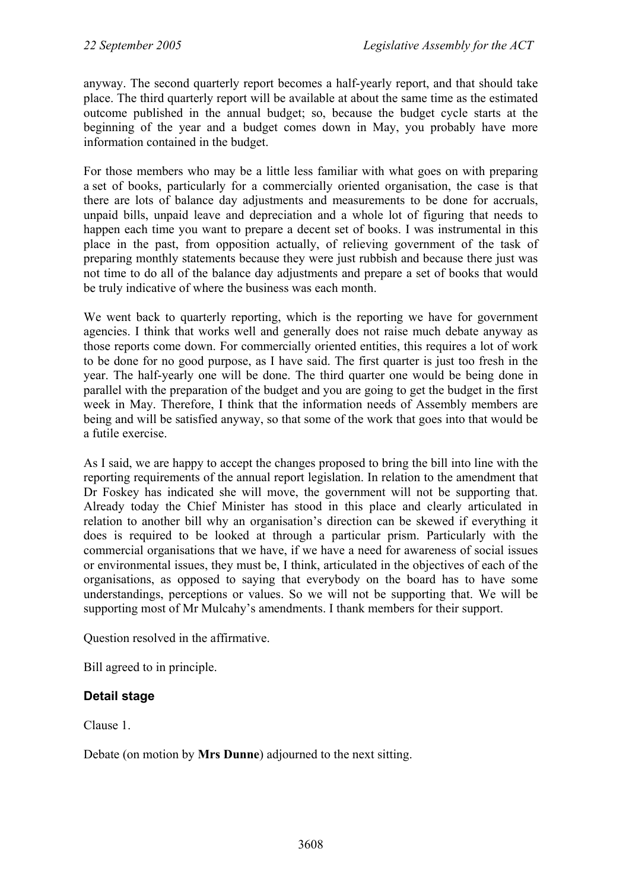anyway. The second quarterly report becomes a half-yearly report, and that should take place. The third quarterly report will be available at about the same time as the estimated outcome published in the annual budget; so, because the budget cycle starts at the beginning of the year and a budget comes down in May, you probably have more information contained in the budget.

For those members who may be a little less familiar with what goes on with preparing a set of books, particularly for a commercially oriented organisation, the case is that there are lots of balance day adjustments and measurements to be done for accruals, unpaid bills, unpaid leave and depreciation and a whole lot of figuring that needs to happen each time you want to prepare a decent set of books. I was instrumental in this place in the past, from opposition actually, of relieving government of the task of preparing monthly statements because they were just rubbish and because there just was not time to do all of the balance day adjustments and prepare a set of books that would be truly indicative of where the business was each month.

We went back to quarterly reporting, which is the reporting we have for government agencies. I think that works well and generally does not raise much debate anyway as those reports come down. For commercially oriented entities, this requires a lot of work to be done for no good purpose, as I have said. The first quarter is just too fresh in the year. The half-yearly one will be done. The third quarter one would be being done in parallel with the preparation of the budget and you are going to get the budget in the first week in May. Therefore, I think that the information needs of Assembly members are being and will be satisfied anyway, so that some of the work that goes into that would be a futile exercise.

As I said, we are happy to accept the changes proposed to bring the bill into line with the reporting requirements of the annual report legislation. In relation to the amendment that Dr Foskey has indicated she will move, the government will not be supporting that. Already today the Chief Minister has stood in this place and clearly articulated in relation to another bill why an organisation's direction can be skewed if everything it does is required to be looked at through a particular prism. Particularly with the commercial organisations that we have, if we have a need for awareness of social issues or environmental issues, they must be, I think, articulated in the objectives of each of the organisations, as opposed to saying that everybody on the board has to have some understandings, perceptions or values. So we will not be supporting that. We will be supporting most of Mr Mulcahy's amendments. I thank members for their support.

Question resolved in the affirmative.

Bill agreed to in principle.

### Detail stage

Clause 1.

Debate (on motion by **Mrs Dunne**) adjourned to the next sitting.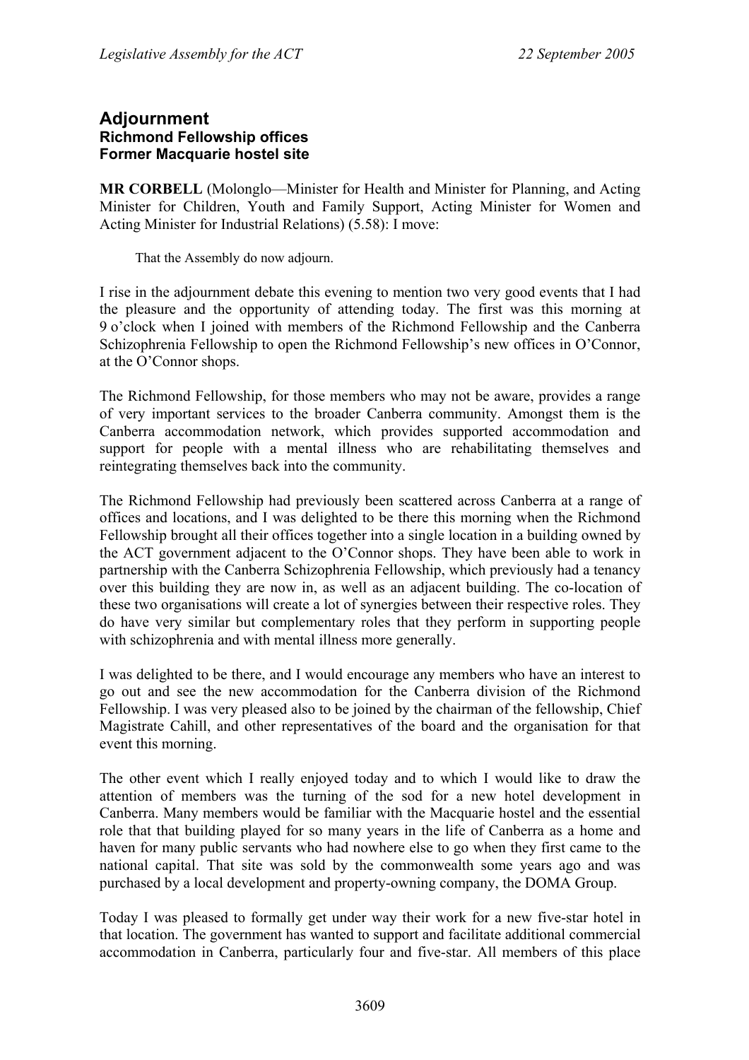## Adjournment

### Richmond Fellowship offices

### Former Macquarie hostel site

**MR CORBELL** (Molonglo—Minister for Health and Minister for Planning, and Acting Minister for Children, Youth and Family Support, Acting Minister for Women and Acting Minister for Industrial Relations) (5.58): I move:

> That the Assembly do now adjourn.

I rise in the adjournment debate this evening to mention two very good events that I had the pleasure and the opportunity of attending today. The first was this morning at 9 o'clock when I joined with members of the Richmond Fellowship and the Canberra Schizophrenia Fellowship to open the Richmond Fellowship's new offices in O'Connor, at the O'Connor shops.

The Richmond Fellowship, for those members who may not be aware, provides a range of very important services to the broader Canberra community. Amongst them is the Canberra accommodation network, which provides supported accommodation and support for people with a mental illness who are rehabilitating themselves and reintegrating themselves back into the community.

The Richmond Fellowship had previously been scattered across Canberra at a range of offices and locations, and I was delighted to be there this morning when the Richmond Fellowship brought all their offices together into a single location in a building owned by the ACT government adjacent to the O'Connor shops. They have been able to work in partnership with the Canberra Schizophrenia Fellowship, which previously had a tenancy over this building they are now in, as well as an adjacent building. The co-location of these two organisations will create a lot of synergies between their respective roles. They do have very similar but complementary roles that they perform in supporting people with schizophrenia and with mental illness more generally.

I was delighted to be there, and I would encourage any members who have an interest to go out and see the new accommodation for the Canberra division of the Richmond Fellowship. I was very pleased also to be joined by the chairman of the fellowship, Chief Magistrate Cahill, and other representatives of the board and the organisation for that event this morning.

The other event which I really enjoyed today and to which I would like to draw the attention of members was the turning of the sod for a new hotel development in Canberra. Many members would be familiar with the Macquarie hostel and the essential role that that building played for so many years in the life of Canberra as a home and haven for many public servants who had nowhere else to go when they first came to the national capital. That site was sold by the commonwealth some years ago and was purchased by a local development and property-owning company, the DOMA Group.

Today I was pleased to formally get under way their work for a new five-star hotel in that location. The government has wanted to support and facilitate additional commercial accommodation in Canberra, particularly four and five-star. All members of this place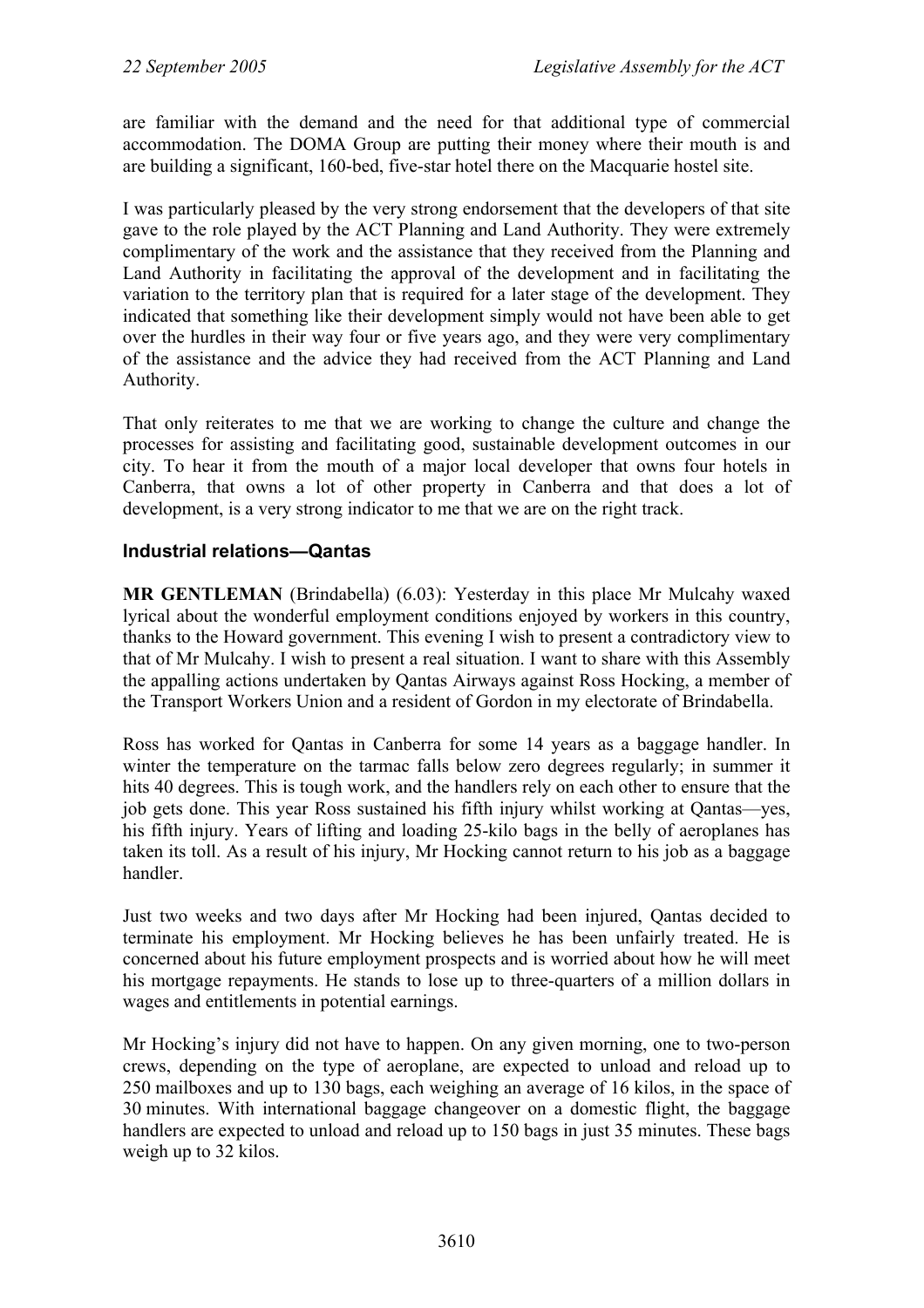are familiar with the demand and the need for that additional type of commercial accommodation. The DOMA Group are putting their money where their mouth is and are building a significant, 160-bed, five-star hotel there on the Macquarie hostel site.

I was particularly pleased by the very strong endorsement that the developers of that site gave to the role played by the ACT Planning and Land Authority. They were extremely complimentary of the work and the assistance that they received from the Planning and Land Authority in facilitating the approval of the development and in facilitating the variation to the territory plan that is required for a later stage of the development. They indicated that something like their development simply would not have been able to get over the hurdles in their way four or five years ago, and they were very complimentary of the assistance and the advice they had received from the ACT Planning and Land Authority.

That only reiterates to me that we are working to change the culture and change the processes for assisting and facilitating good, sustainable development outcomes in our city. To hear it from the mouth of a major local developer that owns four hotels in Canberra, that owns a lot of other property in Canberra and that does a lot of development, is a very strong indicator to me that we are on the right track.

### Industrial relations—Qantas

**MR GENTLEMAN** (Brindabella) (6.03): Yesterday in this place Mr Mulcahy waxed lyrical about the wonderful employment conditions enjoyed by workers in this country, thanks to the Howard government. This evening I wish to present a contradictory view to that of Mr Mulcahy. I wish to present a real situation. I want to share with this Assembly the appalling actions undertaken by Qantas Airways against Ross Hocking, a member of the Transport Workers Union and a resident of Gordon in my electorate of Brindabella.

Ross has worked for Qantas in Canberra for some 14 years as a baggage handler. In winter the temperature on the tarmac falls below zero degrees regularly; in summer it hits 40 degrees. This is tough work, and the handlers rely on each other to ensure that the job gets done. This year Ross sustained his fifth injury whilst working at Qantas—yes, his fifth injury. Years of lifting and loading 25-kilo bags in the belly of aeroplanes has taken its toll. As a result of his injury, Mr Hocking cannot return to his job as a baggage handler.

Just two weeks and two days after Mr Hocking had been injured, Qantas decided to terminate his employment. Mr Hocking believes he has been unfairly treated. He is concerned about his future employment prospects and is worried about how he will meet his mortgage repayments. He stands to lose up to three-quarters of a million dollars in wages and entitlements in potential earnings.

Mr Hocking's injury did not have to happen. On any given morning, one to two-person crews, depending on the type of aeroplane, are expected to unload and reload up to 250 mailboxes and up to 130 bags, each weighing an average of 16 kilos, in the space of 30 minutes. With international baggage changeover on a domestic flight, the baggage handlers are expected to unload and reload up to 150 bags in just 35 minutes. These bags weigh up to 32 kilos.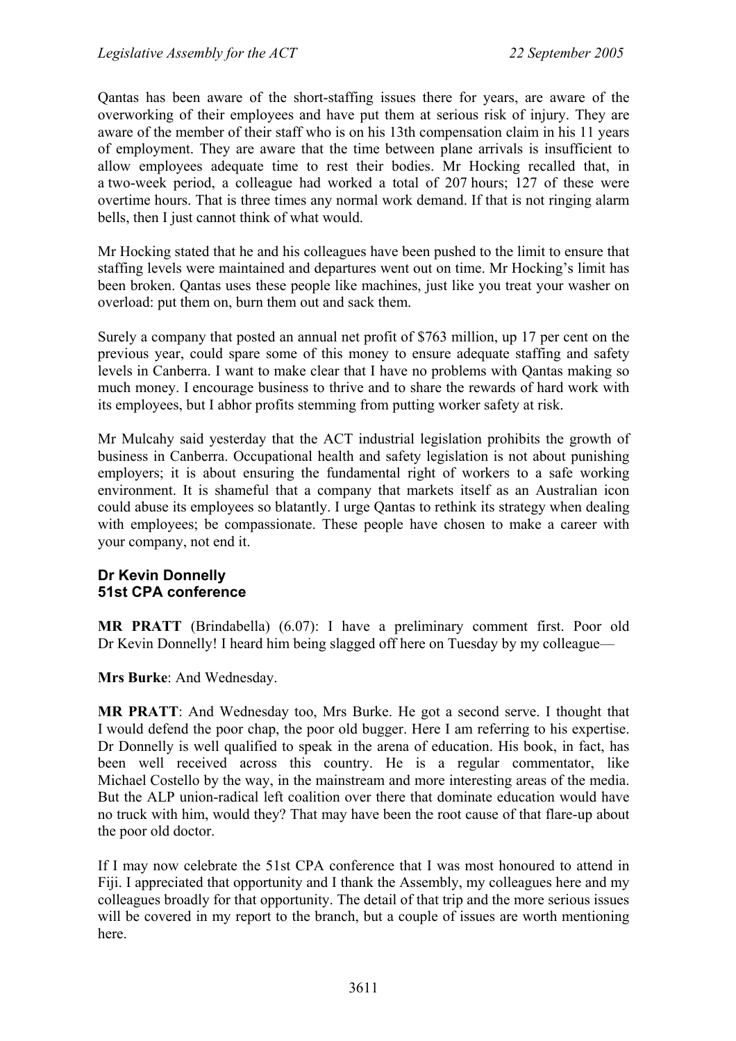Qantas has been aware of the short-staffing issues there for years, are aware of the overworking of their employees and have put them at serious risk of injury. They are aware of the member of their staff who is on his 13th compensation claim in his 11 years of employment. They are aware that the time between plane arrivals is insufficient to allow employees adequate time to rest their bodies. Mr Hocking recalled that, in a two-week period, a colleague had worked a total of 207 hours; 127 of these were overtime hours. That is three times any normal work demand. If that is not ringing alarm bells, then I just cannot think of what would.

Mr Hocking stated that he and his colleagues have been pushed to the limit to ensure that staffing levels were maintained and departures went out on time. Mr Hocking's limit has been broken. Qantas uses these people like machines, just like you treat your washer on overload: put them on, burn them out and sack them.

Surely a company that posted an annual net profit of $763 million, up 17 per cent on the previous year, could spare some of this money to ensure adequate staffing and safety levels in Canberra. I want to make clear that I have no problems with Qantas making so much money. I encourage business to thrive and to share the rewards of hard work with its employees, but I abhor profits stemming from putting worker safety at risk.

Mr Mulcahy said yesterday that the ACT industrial legislation prohibits the growth of business in Canberra. Occupational health and safety legislation is not about punishing employers; it is about ensuring the fundamental right of workers to a safe working environment. It is shameful that a company that markets itself as an Australian icon could abuse its employees so blatantly. I urge Qantas to rethink its strategy when dealing with employees; be compassionate. These people have chosen to make a career with your company, not end it.

### Dr Kevin Donnelly
### 51st CPA conference

**MR PRATT** (Brindabella) (6.07): I have a preliminary comment first. Poor old Dr Kevin Donnelly! I heard him being slagged off here on Tuesday by my colleague—

**Mrs Burke**: And Wednesday.

**MR PRATT**: And Wednesday too, Mrs Burke. He got a second serve. I thought that I would defend the poor chap, the poor old bugger. Here I am referring to his expertise. Dr Donnelly is well qualified to speak in the arena of education. His book, in fact, has been well received across this country. He is a regular commentator, like Michael Costello by the way, in the mainstream and more interesting areas of the media. But the ALP union-radical left coalition over there that dominate education would have no truck with him, would they? That may have been the root cause of that flare-up about the poor old doctor.

If I may now celebrate the 51st CPA conference that I was most honoured to attend in Fiji. I appreciated that opportunity and I thank the Assembly, my colleagues here and my colleagues broadly for that opportunity. The detail of that trip and the more serious issues will be covered in my report to the branch, but a couple of issues are worth mentioning here.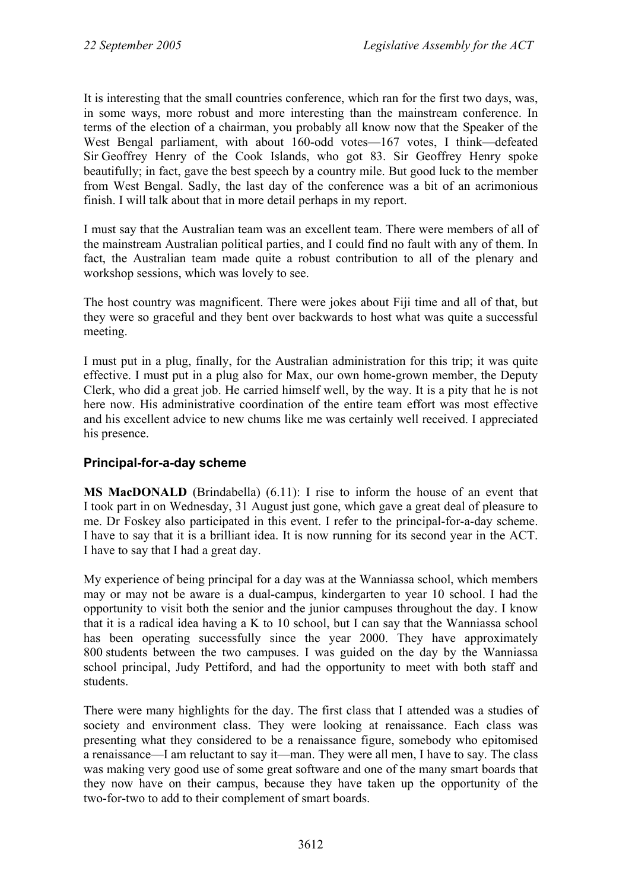It is interesting that the small countries conference, which ran for the first two days, was, in some ways, more robust and more interesting than the mainstream conference. In terms of the election of a chairman, you probably all know now that the Speaker of the West Bengal parliament, with about 160-odd votes—167 votes, I think—defeated Sir Geoffrey Henry of the Cook Islands, who got 83. Sir Geoffrey Henry spoke beautifully; in fact, gave the best speech by a country mile. But good luck to the member from West Bengal. Sadly, the last day of the conference was a bit of an acrimonious finish. I will talk about that in more detail perhaps in my report.

I must say that the Australian team was an excellent team. There were members of all of the mainstream Australian political parties, and I could find no fault with any of them. In fact, the Australian team made quite a robust contribution to all of the plenary and workshop sessions, which was lovely to see.

The host country was magnificent. There were jokes about Fiji time and all of that, but they were so graceful and they bent over backwards to host what was quite a successful meeting.

I must put in a plug, finally, for the Australian administration for this trip; it was quite effective. I must put in a plug also for Max, our own home-grown member, the Deputy Clerk, who did a great job. He carried himself well, by the way. It is a pity that he is not here now. His administrative coordination of the entire team effort was most effective and his excellent advice to new chums like me was certainly well received. I appreciated his presence.

## Principal-for-a-day scheme

**MS MacDONALD** (Brindabella) (6.11): I rise to inform the house of an event that I took part in on Wednesday, 31 August just gone, which gave a great deal of pleasure to me. Dr Foskey also participated in this event. I refer to the principal-for-a-day scheme. I have to say that it is a brilliant idea. It is now running for its second year in the ACT. I have to say that I had a great day.

My experience of being principal for a day was at the Wanniassa school, which members may or may not be aware is a dual-campus, kindergarten to year 10 school. I had the opportunity to visit both the senior and the junior campuses throughout the day. I know that it is a radical idea having a K to 10 school, but I can say that the Wanniassa school has been operating successfully since the year 2000. They have approximately 800 students between the two campuses. I was guided on the day by the Wanniassa school principal, Judy Pettiford, and had the opportunity to meet with both staff and students.

There were many highlights for the day. The first class that I attended was a studies of society and environment class. They were looking at renaissance. Each class was presenting what they considered to be a renaissance figure, somebody who epitomised a renaissance—I am reluctant to say it—man. They were all men, I have to say. The class was making very good use of some great software and one of the many smart boards that they now have on their campus, because they have taken up the opportunity of the two-for-two to add to their complement of smart boards.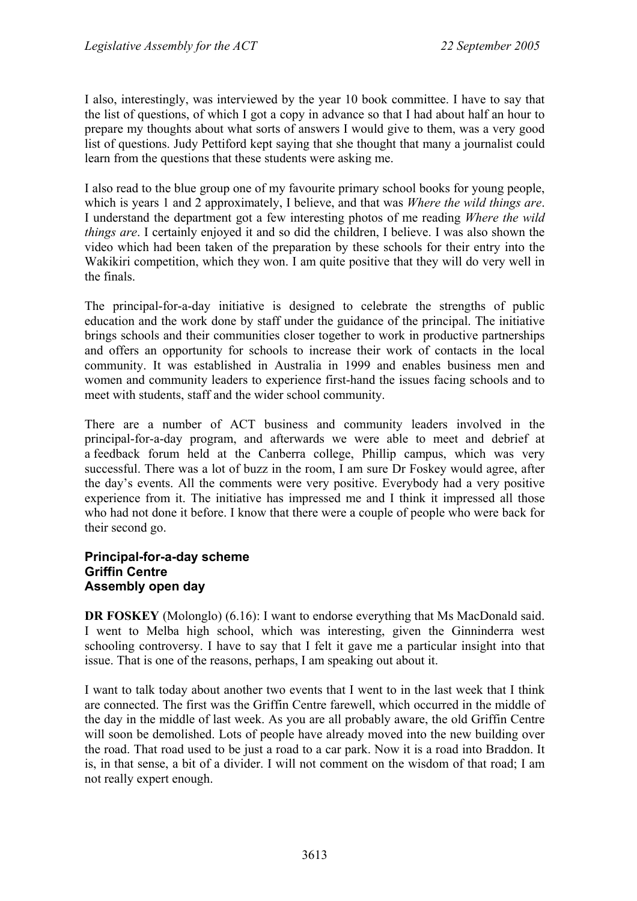I also, interestingly, was interviewed by the year 10 book committee. I have to say that the list of questions, of which I got a copy in advance so that I had about half an hour to prepare my thoughts about what sorts of answers I would give to them, was a very good list of questions. Judy Pettiford kept saying that she thought that many a journalist could learn from the questions that these students were asking me.

I also read to the blue group one of my favourite primary school books for young people, which is years 1 and 2 approximately, I believe, and that was *Where the wild things are*. I understand the department got a few interesting photos of me reading *Where the wild things are*. I certainly enjoyed it and so did the children, I believe. I was also shown the video which had been taken of the preparation by these schools for their entry into the Wakikiri competition, which they won. I am quite positive that they will do very well in the finals.

The principal-for-a-day initiative is designed to celebrate the strengths of public education and the work done by staff under the guidance of the principal. The initiative brings schools and their communities closer together to work in productive partnerships and offers an opportunity for schools to increase their work of contacts in the local community. It was established in Australia in 1999 and enables business men and women and community leaders to experience first-hand the issues facing schools and to meet with students, staff and the wider school community.

There are a number of ACT business and community leaders involved in the principal-for-a-day program, and afterwards we were able to meet and debrief at a feedback forum held at the Canberra college, Phillip campus, which was very successful. There was a lot of buzz in the room, I am sure Dr Foskey would agree, after the day's events. All the comments were very positive. Everybody had a very positive experience from it. The initiative has impressed me and I think it impressed all those who had not done it before. I know that there were a couple of people who were back for their second go.

#### Principal-for-a-day scheme
#### Griffin Centre
#### Assembly open day

**DR FOSKEY** (Molonglo) (6.16): I want to endorse everything that Ms MacDonald said. I went to Melba high school, which was interesting, given the Ginninderra west schooling controversy. I have to say that I felt it gave me a particular insight into that issue. That is one of the reasons, perhaps, I am speaking out about it.

I want to talk today about another two events that I went to in the last week that I think are connected. The first was the Griffin Centre farewell, which occurred in the middle of the day in the middle of last week. As you are all probably aware, the old Griffin Centre will soon be demolished. Lots of people have already moved into the new building over the road. That road used to be just a road to a car park. Now it is a road into Braddon. It is, in that sense, a bit of a divider. I will not comment on the wisdom of that road; I am not really expert enough.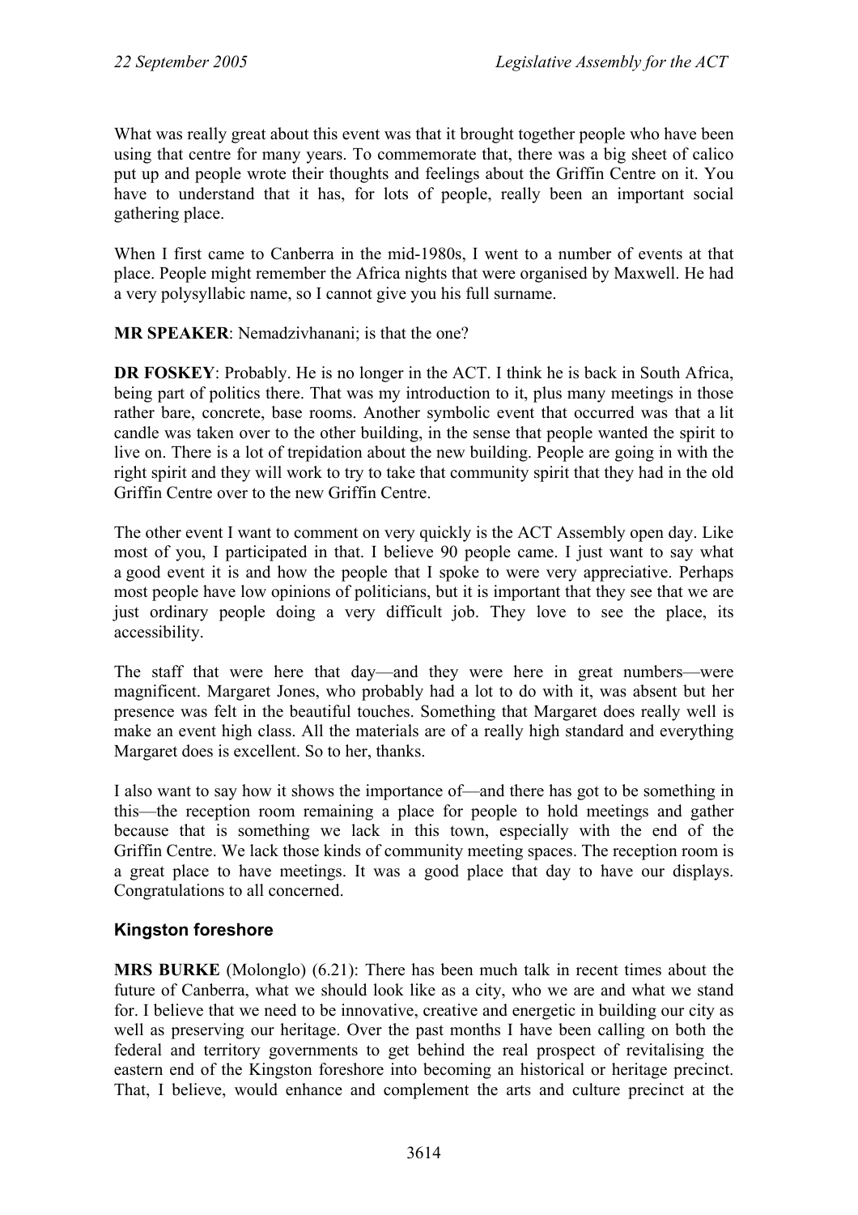What was really great about this event was that it brought together people who have been using that centre for many years. To commemorate that, there was a big sheet of calico put up and people wrote their thoughts and feelings about the Griffin Centre on it. You have to understand that it has, for lots of people, really been an important social gathering place.

When I first came to Canberra in the mid-1980s, I went to a number of events at that place. People might remember the Africa nights that were organised by Maxwell. He had a very polysyllabic name, so I cannot give you his full surname.

**MR SPEAKER**: Nemadzivhanani; is that the one?

**DR FOSKEY**: Probably. He is no longer in the ACT. I think he is back in South Africa, being part of politics there. That was my introduction to it, plus many meetings in those rather bare, concrete, base rooms. Another symbolic event that occurred was that a lit candle was taken over to the other building, in the sense that people wanted the spirit to live on. There is a lot of trepidation about the new building. People are going in with the right spirit and they will work to try to take that community spirit that they had in the old Griffin Centre over to the new Griffin Centre.

The other event I want to comment on very quickly is the ACT Assembly open day. Like most of you, I participated in that. I believe 90 people came. I just want to say what a good event it is and how the people that I spoke to were very appreciative. Perhaps most people have low opinions of politicians, but it is important that they see that we are just ordinary people doing a very difficult job. They love to see the place, its accessibility.

The staff that were here that day—and they were here in great numbers—were magnificent. Margaret Jones, who probably had a lot to do with it, was absent but her presence was felt in the beautiful touches. Something that Margaret does really well is make an event high class. All the materials are of a really high standard and everything Margaret does is excellent. So to her, thanks.

I also want to say how it shows the importance of—and there has got to be something in this—the reception room remaining a place for people to hold meetings and gather because that is something we lack in this town, especially with the end of the Griffin Centre. We lack those kinds of community meeting spaces. The reception room is a great place to have meetings. It was a good place that day to have our displays. Congratulations to all concerned.

### Kingston foreshore

**MRS BURKE** (Molonglo) (6.21): There has been much talk in recent times about the future of Canberra, what we should look like as a city, who we are and what we stand for. I believe that we need to be innovative, creative and energetic in building our city as well as preserving our heritage. Over the past months I have been calling on both the federal and territory governments to get behind the real prospect of revitalising the eastern end of the Kingston foreshore into becoming an historical or heritage precinct. That, I believe, would enhance and complement the arts and culture precinct at the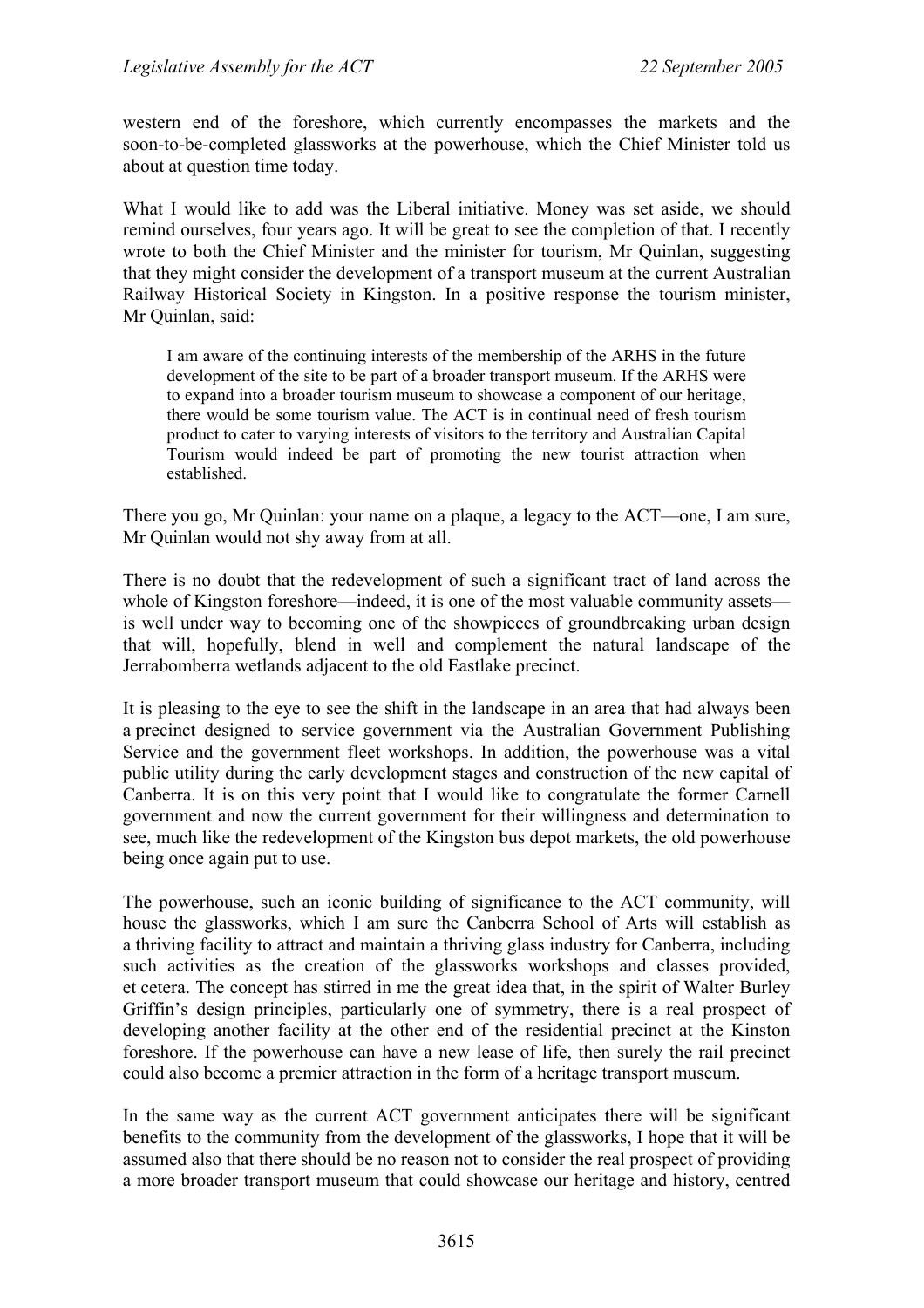western end of the foreshore, which currently encompasses the markets and the soon-to-be-completed glassworks at the powerhouse, which the Chief Minister told us about at question time today.

What I would like to add was the Liberal initiative. Money was set aside, we should remind ourselves, four years ago. It will be great to see the completion of that. I recently wrote to both the Chief Minister and the minister for tourism, Mr Quinlan, suggesting that they might consider the development of a transport museum at the current Australian Railway Historical Society in Kingston. In a positive response the tourism minister, Mr Quinlan, said:

> I am aware of the continuing interests of the membership of the ARHS in the future development of the site to be part of a broader transport museum. If the ARHS were to expand into a broader tourism museum to showcase a component of our heritage, there would be some tourism value. The ACT is in continual need of fresh tourism product to cater to varying interests of visitors to the territory and Australian Capital Tourism would indeed be part of promoting the new tourist attraction when established.

There you go, Mr Quinlan: your name on a plaque, a legacy to the ACT—one, I am sure, Mr Quinlan would not shy away from at all.

There is no doubt that the redevelopment of such a significant tract of land across the whole of Kingston foreshore—indeed, it is one of the most valuable community assets—is well under way to becoming one of the showpieces of groundbreaking urban design that will, hopefully, blend in well and complement the natural landscape of the Jerrabomberra wetlands adjacent to the old Eastlake precinct.

It is pleasing to the eye to see the shift in the landscape in an area that had always been a precinct designed to service government via the Australian Government Publishing Service and the government fleet workshops. In addition, the powerhouse was a vital public utility during the early development stages and construction of the new capital of Canberra. It is on this very point that I would like to congratulate the former Carnell government and now the current government for their willingness and determination to see, much like the redevelopment of the Kingston bus depot markets, the old powerhouse being once again put to use.

The powerhouse, such an iconic building of significance to the ACT community, will house the glassworks, which I am sure the Canberra School of Arts will establish as a thriving facility to attract and maintain a thriving glass industry for Canberra, including such activities as the creation of the glassworks workshops and classes provided, et cetera. The concept has stirred in me the great idea that, in the spirit of Walter Burley Griffin's design principles, particularly one of symmetry, there is a real prospect of developing another facility at the other end of the residential precinct at the Kinston foreshore. If the powerhouse can have a new lease of life, then surely the rail precinct could also become a premier attraction in the form of a heritage transport museum.

In the same way as the current ACT government anticipates there will be significant benefits to the community from the development of the glassworks, I hope that it will be assumed also that there should be no reason not to consider the real prospect of providing a more broader transport museum that could showcase our heritage and history, centred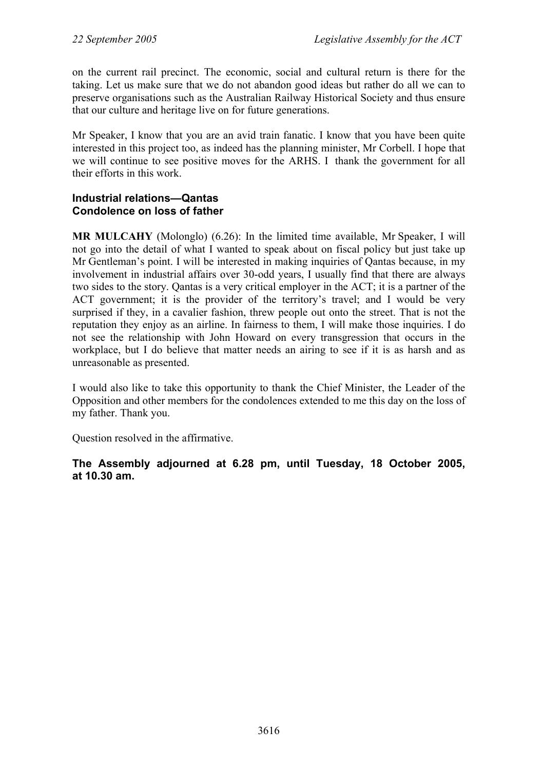on the current rail precinct. The economic, social and cultural return is there for the taking. Let us make sure that we do not abandon good ideas but rather do all we can to preserve organisations such as the Australian Railway Historical Society and thus ensure that our culture and heritage live on for future generations.

Mr Speaker, I know that you are an avid train fanatic. I know that you have been quite interested in this project too, as indeed has the planning minister, Mr Corbell. I hope that we will continue to see positive moves for the ARHS. I thank the government for all their efforts in this work.

### Industrial relations—Qantas
### Condolence on loss of father

**MR MULCAHY** (Molonglo) (6.26): In the limited time available, Mr Speaker, I will not go into the detail of what I wanted to speak about on fiscal policy but just take up Mr Gentleman's point. I will be interested in making inquiries of Qantas because, in my involvement in industrial affairs over 30-odd years, I usually find that there are always two sides to the story. Qantas is a very critical employer in the ACT; it is a partner of the ACT government; it is the provider of the territory's travel; and I would be very surprised if they, in a cavalier fashion, threw people out onto the street. That is not the reputation they enjoy as an airline. In fairness to them, I will make those inquiries. I do not see the relationship with John Howard on every transgression that occurs in the workplace, but I do believe that matter needs an airing to see if it is as harsh and as unreasonable as presented.

I would also like to take this opportunity to thank the Chief Minister, the Leader of the Opposition and other members for the condolences extended to me this day on the loss of my father. Thank you.

Question resolved in the affirmative.

**The Assembly adjourned at 6.28 pm, until Tuesday, 18 October 2005, at 10.30 am.**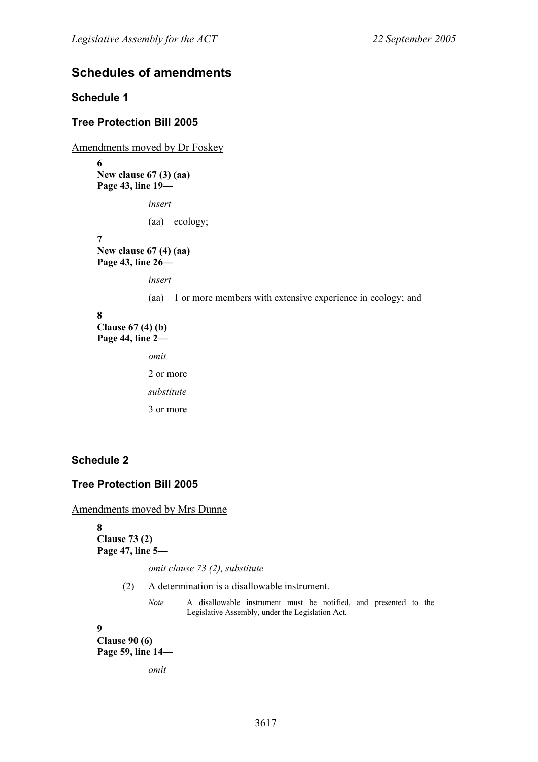## Schedules of amendments

### Schedule 1

### Tree Protection Bill 2005

Amendments moved by Dr Foskey

**6**
**New clause 67 (3) (aa)**
**Page 43, line 19—**

*insert*

(aa) ecology;

**7**
**New clause 67 (4) (aa)**
**Page 43, line 26—**

*insert*

(aa) 1 or more members with extensive experience in ecology; and

**8**
**Clause 67 (4) (b)**
**Page 44, line 2—**

*omit*

2 or more

*substitute*

3 or more

---

### Schedule 2

### Tree Protection Bill 2005

Amendments moved by Mrs Dunne

**8**
**Clause 73 (2)**
**Page 47, line 5—**

*omit clause 73 (2), substitute*

(2) A determination is a disallowable instrument.

*Note* A disallowable instrument must be notified, and presented to the Legislative Assembly, under the Legislation Act.

**9**
**Clause 90 (6)**
**Page 59, line 14—**

*omit*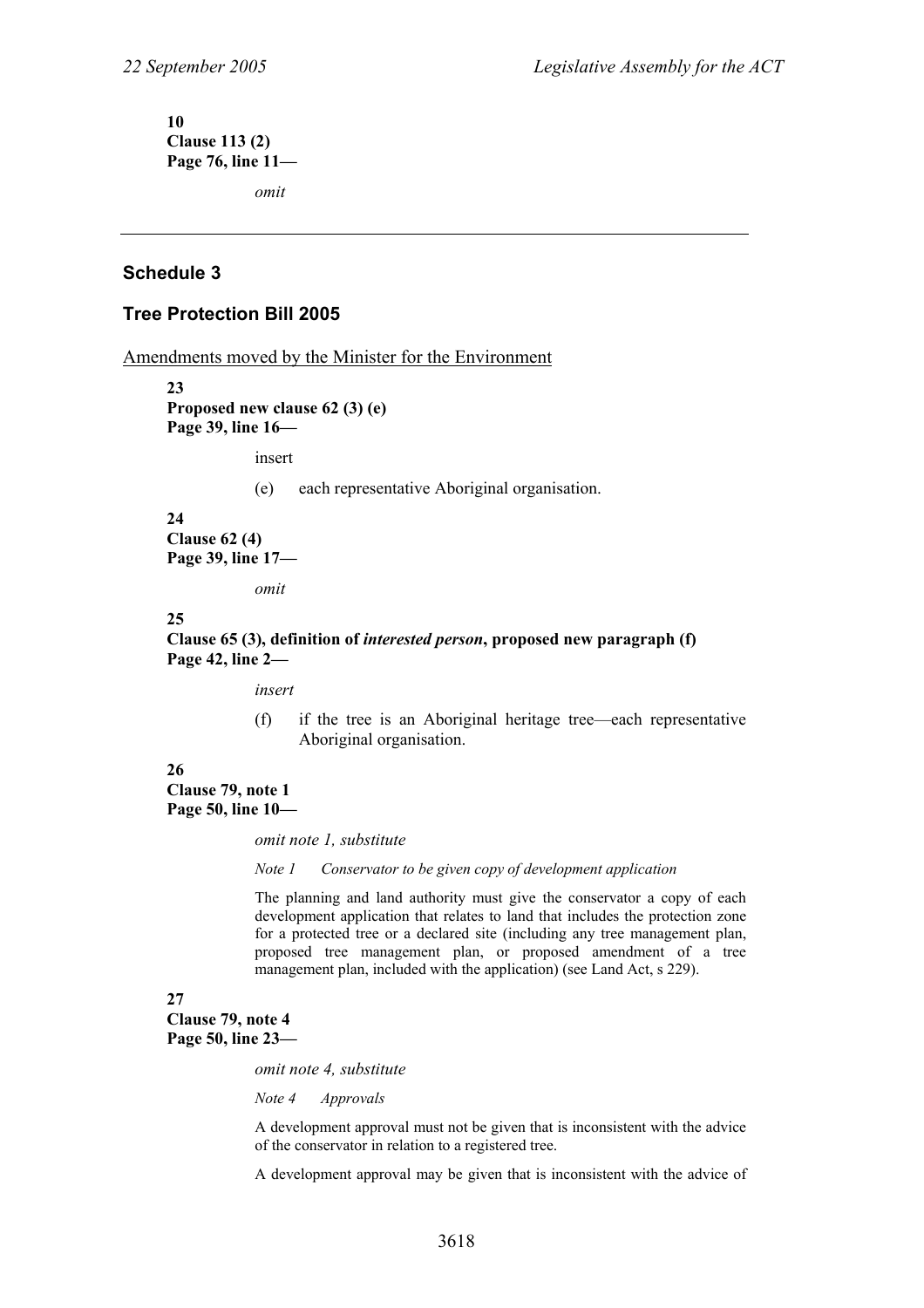**10**
**Clause 113 (2)**
**Page 76, line 11—**

*omit*

---

## Schedule 3

## Tree Protection Bill 2005

Amendments moved by the Minister for the Environment

**23**
**Proposed new clause 62 (3) (e)**
**Page 39, line 16—**

insert

(e) each representative Aboriginal organisation.

**24**
**Clause 62 (4)**
**Page 39, line 17—**

*omit*

**25**
**Clause 65 (3), definition of *interested person*, proposed new paragraph (f)**
**Page 42, line 2—**

*insert*

(f) if the tree is an Aboriginal heritage tree—each representative Aboriginal organisation.

**26**
**Clause 79, note 1**
**Page 50, line 10—**

*omit note 1, substitute*

*Note 1 Conservator to be given copy of development application*

The planning and land authority must give the conservator a copy of each development application that relates to land that includes the protection zone for a protected tree or a declared site (including any tree management plan, proposed tree management plan, or proposed amendment of a tree management plan, included with the application) (see Land Act, s 229).

**27**
**Clause 79, note 4**
**Page 50, line 23—**

*omit note 4, substitute*

*Note 4 Approvals*

A development approval must not be given that is inconsistent with the advice of the conservator in relation to a registered tree.

A development approval may be given that is inconsistent with the advice of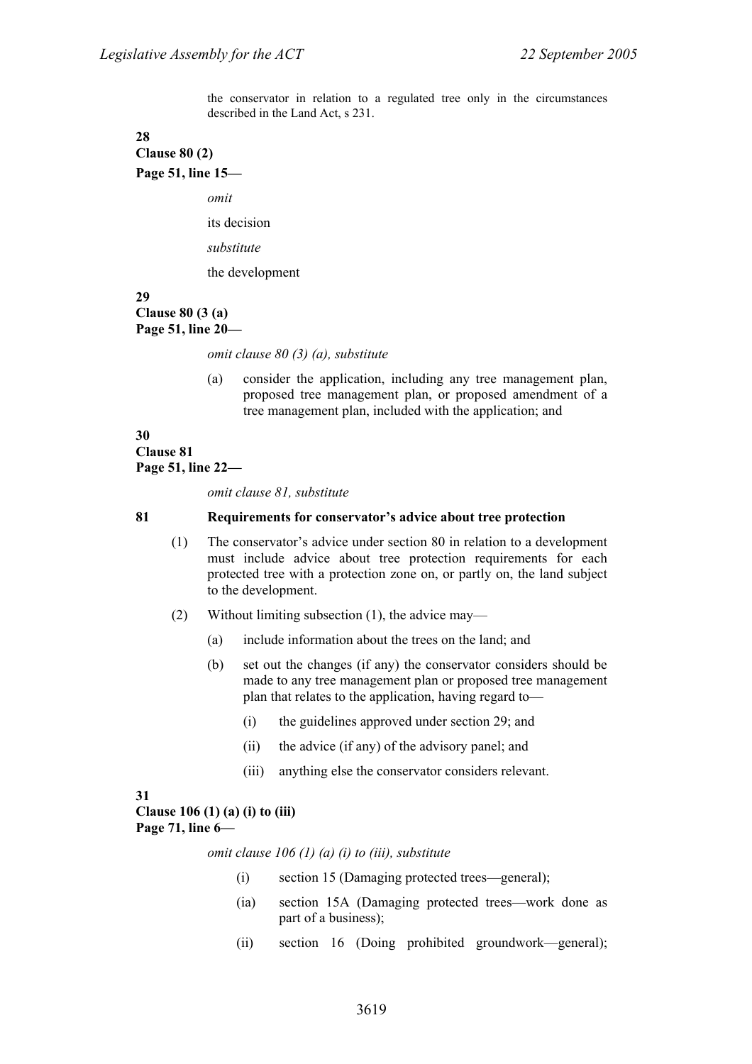the conservator in relation to a regulated tree only in the circumstances described in the Land Act, s 231.

**28**
**Clause 80 (2)**
**Page 51, line 15—**

*omit*

its decision

*substitute*

the development

**29**
**Clause 80 (3 (a)**
**Page 51, line 20—**

*omit clause 80 (3) (a), substitute*

(a) consider the application, including any tree management plan, proposed tree management plan, or proposed amendment of a tree management plan, included with the application; and

**30**
**Clause 81**
**Page 51, line 22—**

*omit clause 81, substitute*

**81 Requirements for conservator's advice about tree protection**

(1) The conservator's advice under section 80 in relation to a development must include advice about tree protection requirements for each protected tree with a protection zone on, or partly on, the land subject to the development.

(2) Without limiting subsection (1), the advice may—

(a) include information about the trees on the land; and

(b) set out the changes (if any) the conservator considers should be made to any tree management plan or proposed tree management plan that relates to the application, having regard to—

(i) the guidelines approved under section 29; and

(ii) the advice (if any) of the advisory panel; and

(iii) anything else the conservator considers relevant.

**31**
**Clause 106 (1) (a) (i) to (iii)**
**Page 71, line 6—**

*omit clause 106 (1) (a) (i) to (iii), substitute*

(i) section 15 (Damaging protected trees—general);

(ia) section 15A (Damaging protected trees—work done as part of a business);

(ii) section 16 (Doing prohibited groundwork—general);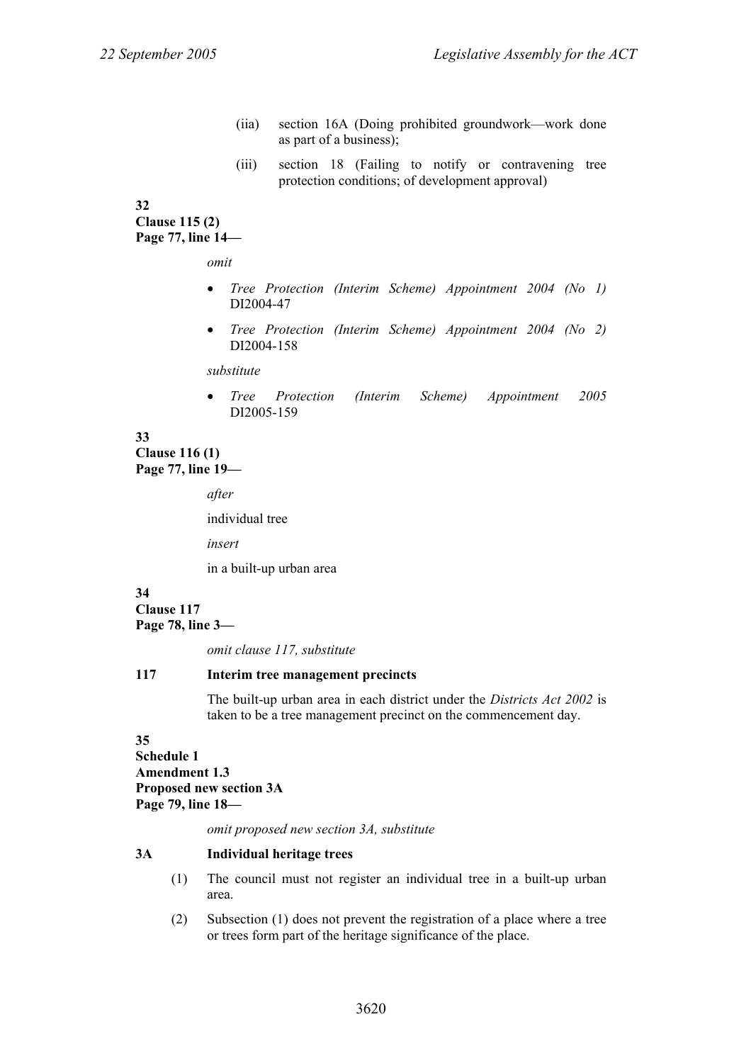(iia) section 16A (Doing prohibited groundwork—work done as part of a business);

(iii) section 18 (Failing to notify or contravening tree protection conditions; of development approval)

**32**
**Clause 115 (2)**
**Page 77, line 14—**

*omit*

- *Tree Protection (Interim Scheme) Appointment 2004 (No 1)* DI2004-47
- *Tree Protection (Interim Scheme) Appointment 2004 (No 2)* DI2004-158

*substitute*

- *Tree Protection (Interim Scheme) Appointment 2005* DI2005-159

**33**
**Clause 116 (1)**
**Page 77, line 19—**

*after*

individual tree

*insert*

in a built-up urban area

**34**
**Clause 117**
**Page 78, line 3—**

*omit clause 117, substitute*

**117 Interim tree management precincts**

The built-up urban area in each district under the *Districts Act 2002* is taken to be a tree management precinct on the commencement day.

**35**
**Schedule 1**
**Amendment 1.3**
**Proposed new section 3A**
**Page 79, line 18—**

*omit proposed new section 3A, substitute*

**3A Individual heritage trees**

(1) The council must not register an individual tree in a built-up urban area.

(2) Subsection (1) does not prevent the registration of a place where a tree or trees form part of the heritage significance of the place.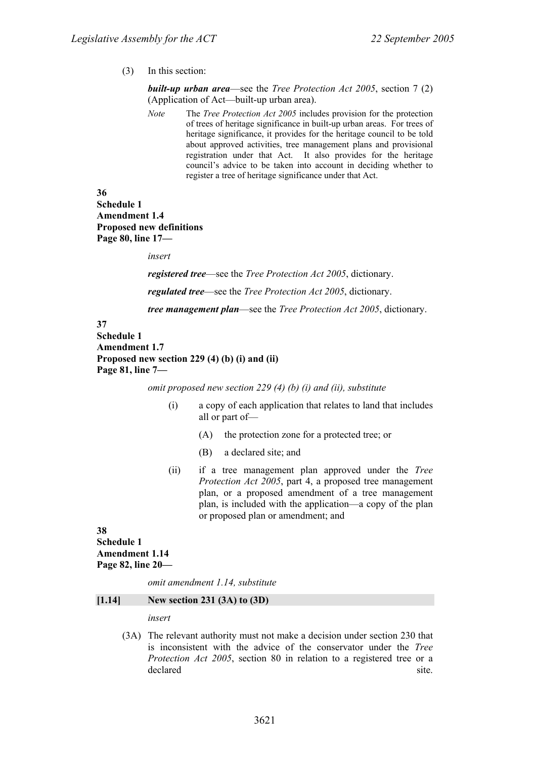(3) In this section:

***built-up urban area***—see the *Tree Protection Act 2005*, section 7 (2) (Application of Act—built-up urban area).

*Note* The *Tree Protection Act 2005* includes provision for the protection of trees of heritage significance in built-up urban areas. For trees of heritage significance, it provides for the heritage council to be told about approved activities, tree management plans and provisional registration under that Act. It also provides for the heritage council's advice to be taken into account in deciding whether to register a tree of heritage significance under that Act.

**36**
**Schedule 1**
**Amendment 1.4**
**Proposed new definitions**
**Page 80, line 17—**

*insert*

***registered tree***—see the *Tree Protection Act 2005*, dictionary.

***regulated tree***—see the *Tree Protection Act 2005*, dictionary.

***tree management plan***—see the *Tree Protection Act 2005*, dictionary.

**37**
**Schedule 1**
**Amendment 1.7**
**Proposed new section 229 (4) (b) (i) and (ii)**
**Page 81, line 7—**

*omit proposed new section 229 (4) (b) (i) and (ii), substitute*

(i) a copy of each application that relates to land that includes all or part of—

(A) the protection zone for a protected tree; or

(B) a declared site; and

(ii) if a tree management plan approved under the *Tree Protection Act 2005*, part 4, a proposed tree management plan, or a proposed amendment of a tree management plan, is included with the application—a copy of the plan or proposed plan or amendment; and

**38**
**Schedule 1**
**Amendment 1.14**
**Page 82, line 20—**

*omit amendment 1.14, substitute*

**[1.14] New section 231 (3A) to (3D)**

*insert*

(3A) The relevant authority must not make a decision under section 230 that is inconsistent with the advice of the conservator under the *Tree Protection Act 2005*, section 80 in relation to a registered tree or a declared site.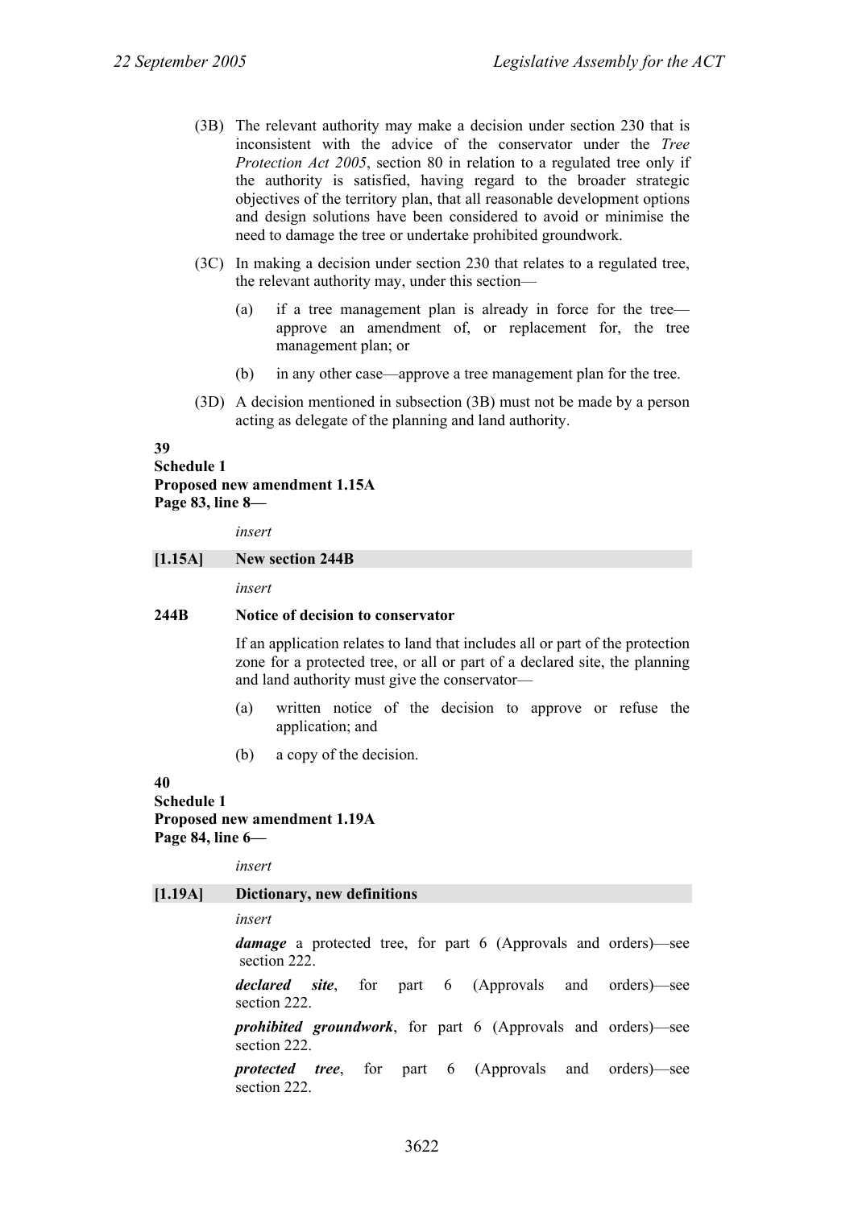(3B) The relevant authority may make a decision under section 230 that is inconsistent with the advice of the conservator under the *Tree Protection Act 2005*, section 80 in relation to a regulated tree only if the authority is satisfied, having regard to the broader strategic objectives of the territory plan, that all reasonable development options and design solutions have been considered to avoid or minimise the need to damage the tree or undertake prohibited groundwork.

(3C) In making a decision under section 230 that relates to a regulated tree, the relevant authority may, under this section—

(a) if a tree management plan is already in force for the tree—approve an amendment of, or replacement for, the tree management plan; or

(b) in any other case—approve a tree management plan for the tree.

(3D) A decision mentioned in subsection (3B) must not be made by a person acting as delegate of the planning and land authority.

**39**
**Schedule 1**
**Proposed new amendment 1.15A**
**Page 83, line 8—**

*insert*

**[1.15A] New section 244B**

*insert*

**244B Notice of decision to conservator**

If an application relates to land that includes all or part of the protection zone for a protected tree, or all or part of a declared site, the planning and land authority must give the conservator—

(a) written notice of the decision to approve or refuse the application; and

(b) a copy of the decision.

**40**
**Schedule 1**
**Proposed new amendment 1.19A**
**Page 84, line 6—**

*insert*

**[1.19A] Dictionary, new definitions**

*insert*

***damage*** a protected tree, for part 6 (Approvals and orders)—see section 222.

***declared site***, for part 6 (Approvals and orders)—see section 222.

***prohibited groundwork***, for part 6 (Approvals and orders)—see section 222.

***protected tree***, for part 6 (Approvals and orders)—see section 222.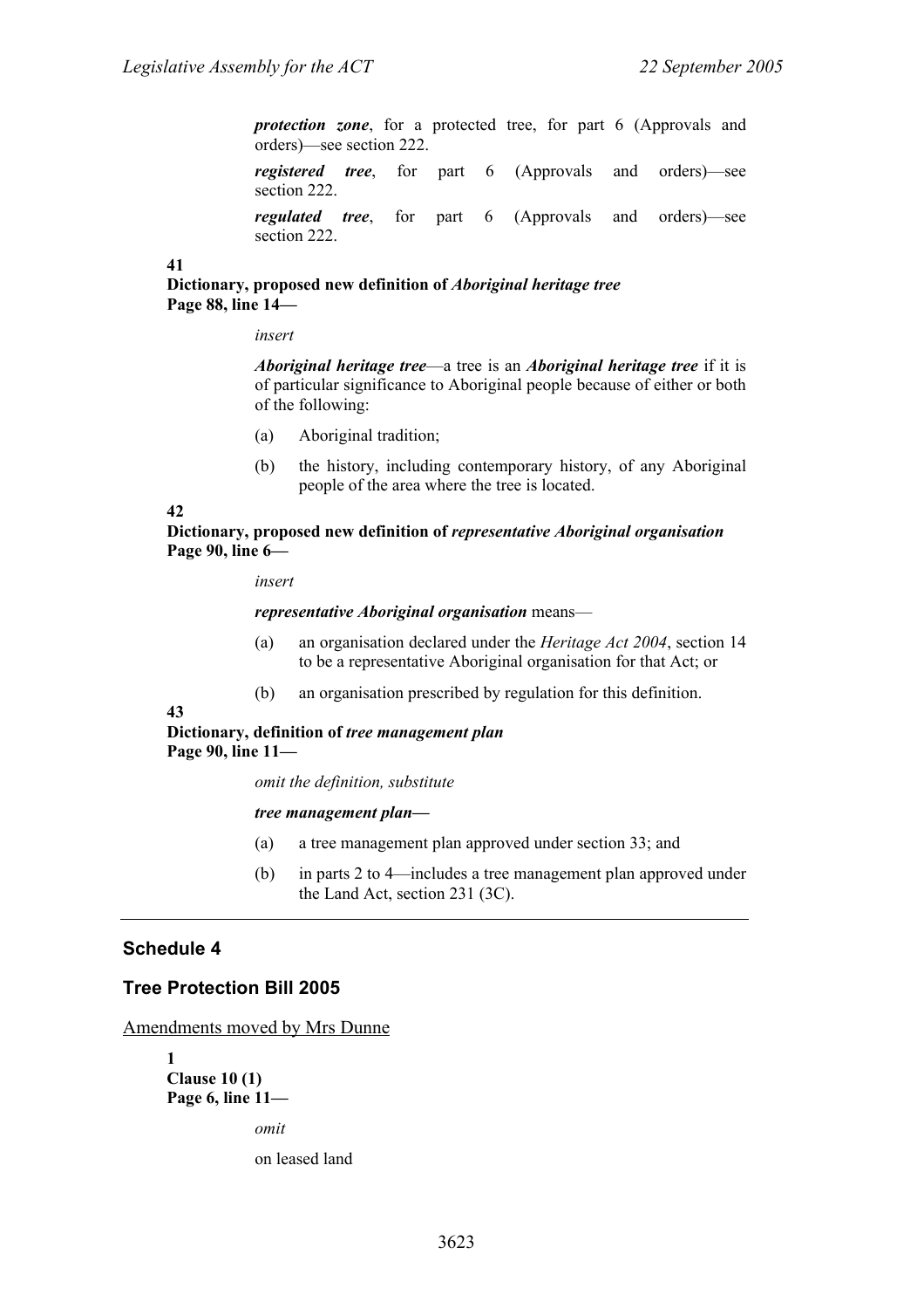***protection zone***, for a protected tree, for part 6 (Approvals and orders)—see section 222.

***registered tree***, for part 6 (Approvals and orders)—see section 222.

***regulated tree***, for part 6 (Approvals and orders)—see section 222.

**41**
**Dictionary, proposed new definition of *Aboriginal heritage tree***
**Page 88, line 14—**

*insert*

***Aboriginal heritage tree***—a tree is an ***Aboriginal heritage tree*** if it is of particular significance to Aboriginal people because of either or both of the following:

(a) Aboriginal tradition;

(b) the history, including contemporary history, of any Aboriginal people of the area where the tree is located.

**42**
**Dictionary, proposed new definition of *representative Aboriginal organisation***
**Page 90, line 6—**

*insert*

***representative Aboriginal organisation*** means—

(a) an organisation declared under the *Heritage Act 2004*, section 14 to be a representative Aboriginal organisation for that Act; or

(b) an organisation prescribed by regulation for this definition.

**43**
**Dictionary, definition of *tree management plan***
**Page 90, line 11—**

*omit the definition, substitute*

***tree management plan*—**

(a) a tree management plan approved under section 33; and

(b) in parts 2 to 4—includes a tree management plan approved under the Land Act, section 231 (3C).

---

## Schedule 4

## Tree Protection Bill 2005

Amendments moved by Mrs Dunne

**1**
**Clause 10 (1)**
**Page 6, line 11—**

*omit*

on leased land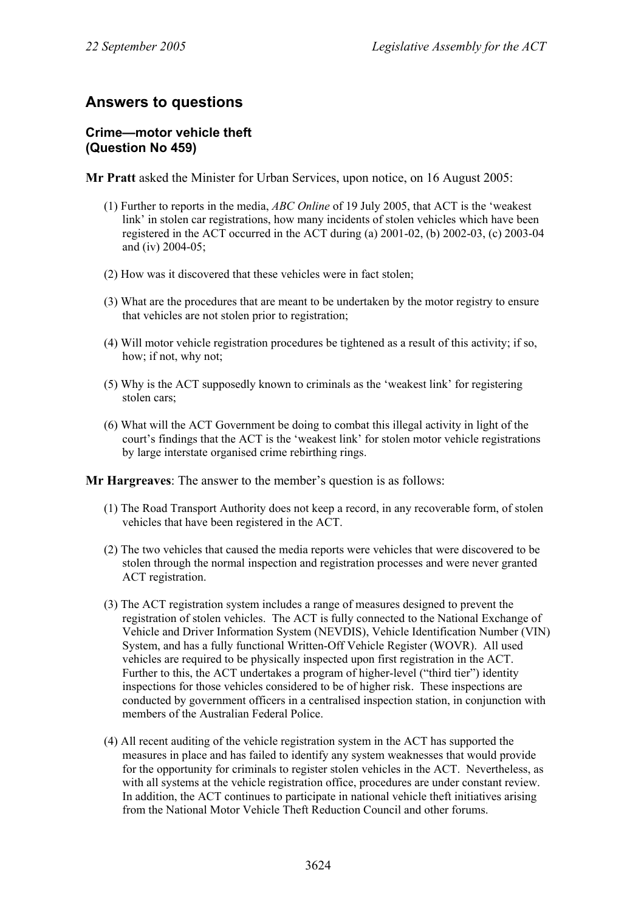# Answers to questions

## Crime—motor vehicle theft (Question No 459)

**Mr Pratt** asked the Minister for Urban Services, upon notice, on 16 August 2005:

(1) Further to reports in the media, *ABC Online* of 19 July 2005, that ACT is the 'weakest link' in stolen car registrations, how many incidents of stolen vehicles which have been registered in the ACT occurred in the ACT during (a) 2001-02, (b) 2002-03, (c) 2003-04 and (iv) 2004-05;

(2) How was it discovered that these vehicles were in fact stolen;

(3) What are the procedures that are meant to be undertaken by the motor registry to ensure that vehicles are not stolen prior to registration;

(4) Will motor vehicle registration procedures be tightened as a result of this activity; if so, how; if not, why not;

(5) Why is the ACT supposedly known to criminals as the 'weakest link' for registering stolen cars;

(6) What will the ACT Government be doing to combat this illegal activity in light of the court's findings that the ACT is the 'weakest link' for stolen motor vehicle registrations by large interstate organised crime rebirthing rings.

**Mr Hargreaves**: The answer to the member's question is as follows:

(1) The Road Transport Authority does not keep a record, in any recoverable form, of stolen vehicles that have been registered in the ACT.

(2) The two vehicles that caused the media reports were vehicles that were discovered to be stolen through the normal inspection and registration processes and were never granted ACT registration.

(3) The ACT registration system includes a range of measures designed to prevent the registration of stolen vehicles. The ACT is fully connected to the National Exchange of Vehicle and Driver Information System (NEVDIS), Vehicle Identification Number (VIN) System, and has a fully functional Written-Off Vehicle Register (WOVR). All used vehicles are required to be physically inspected upon first registration in the ACT. Further to this, the ACT undertakes a program of higher-level ("third tier") identity inspections for those vehicles considered to be of higher risk. These inspections are conducted by government officers in a centralised inspection station, in conjunction with members of the Australian Federal Police.

(4) All recent auditing of the vehicle registration system in the ACT has supported the measures in place and has failed to identify any system weaknesses that would provide for the opportunity for criminals to register stolen vehicles in the ACT. Nevertheless, as with all systems at the vehicle registration office, procedures are under constant review. In addition, the ACT continues to participate in national vehicle theft initiatives arising from the National Motor Vehicle Theft Reduction Council and other forums.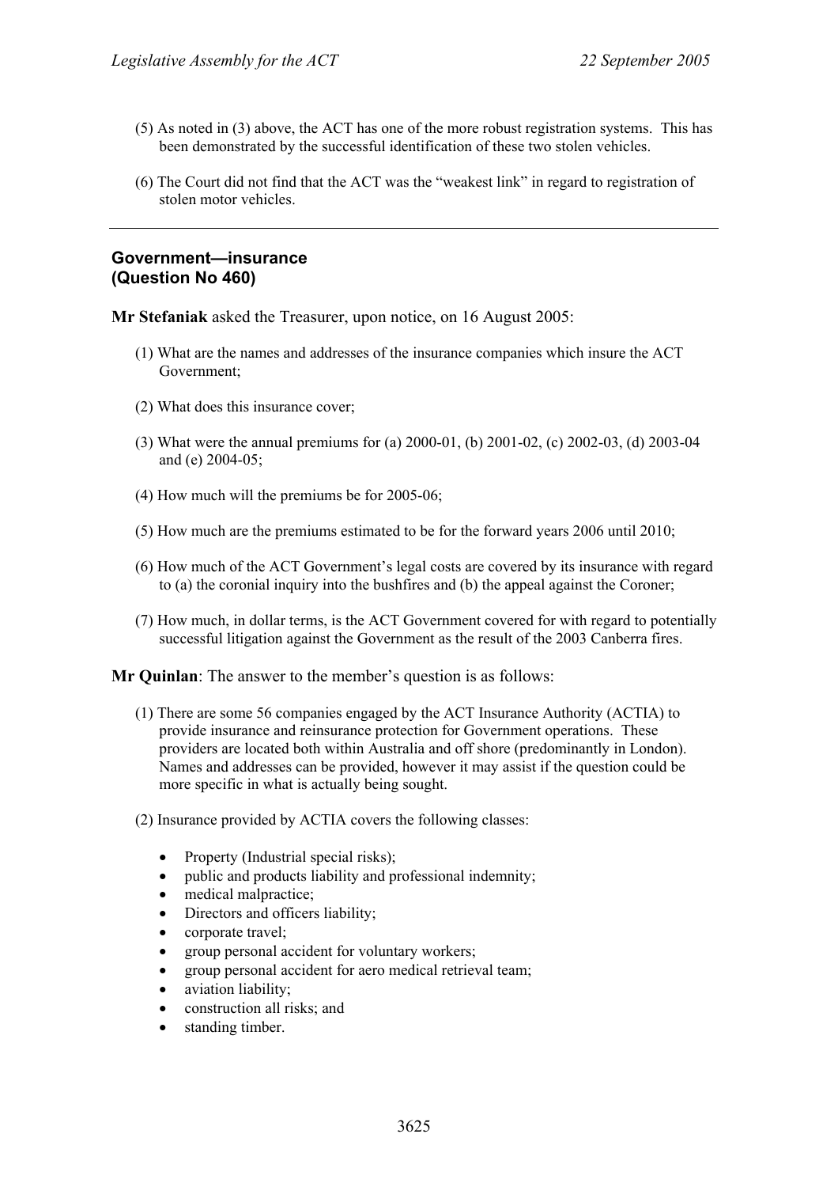(5) As noted in (3) above, the ACT has one of the more robust registration systems. This has been demonstrated by the successful identification of these two stolen vehicles.

(6) The Court did not find that the ACT was the "weakest link" in regard to registration of stolen motor vehicles.

---

### Government—insurance
### (Question No 460)

**Mr Stefaniak** asked the Treasurer, upon notice, on 16 August 2005:

(1) What are the names and addresses of the insurance companies which insure the ACT Government;

(2) What does this insurance cover;

(3) What were the annual premiums for (a) 2000-01, (b) 2001-02, (c) 2002-03, (d) 2003-04 and (e) 2004-05;

(4) How much will the premiums be for 2005-06;

(5) How much are the premiums estimated to be for the forward years 2006 until 2010;

(6) How much of the ACT Government's legal costs are covered by its insurance with regard to (a) the coronial inquiry into the bushfires and (b) the appeal against the Coroner;

(7) How much, in dollar terms, is the ACT Government covered for with regard to potentially successful litigation against the Government as the result of the 2003 Canberra fires.

**Mr Quinlan**: The answer to the member's question is as follows:

(1) There are some 56 companies engaged by the ACT Insurance Authority (ACTIA) to provide insurance and reinsurance protection for Government operations. These providers are located both within Australia and off shore (predominantly in London). Names and addresses can be provided, however it may assist if the question could be more specific in what is actually being sought.

(2) Insurance provided by ACTIA covers the following classes:

- Property (Industrial special risks);
- public and products liability and professional indemnity;
- medical malpractice;
- Directors and officers liability;
- corporate travel;
- group personal accident for voluntary workers;
- group personal accident for aero medical retrieval team;
- aviation liability;
- construction all risks; and
- standing timber.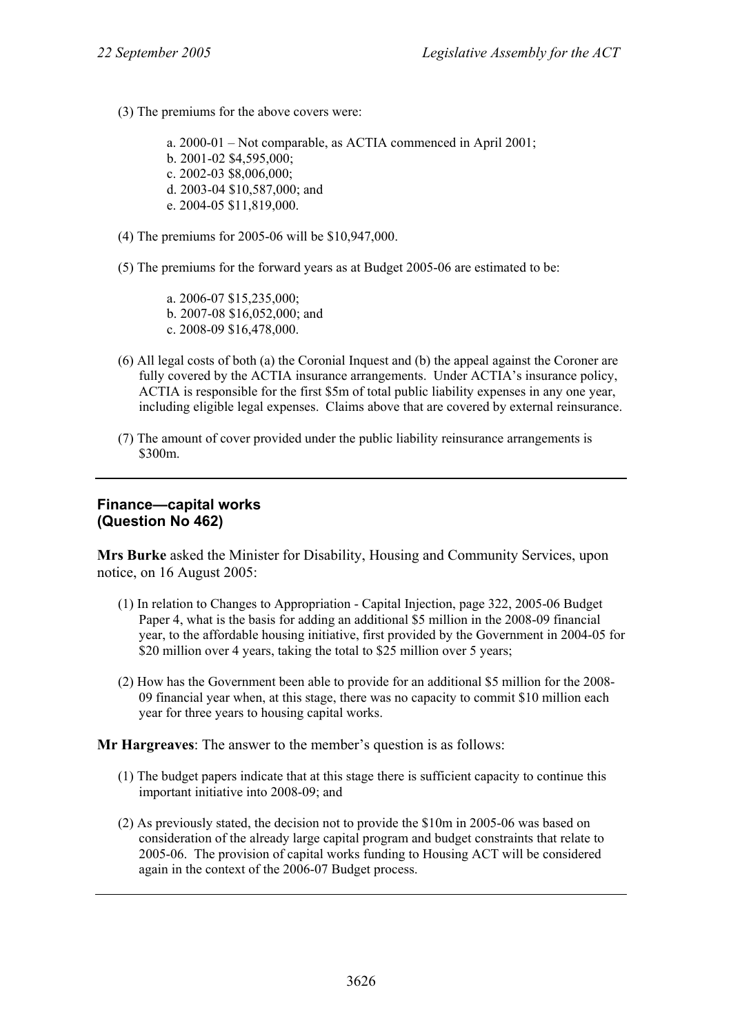(3) The premiums for the above covers were:

a. 2000-01 – Not comparable, as ACTIA commenced in April 2001;  
b. 2001-02 $4,595,000;  
c. 2002-03 $8,006,000;  
d. 2003-04 $10,587,000; and  
e. 2004-05 $11,819,000.

(4) The premiums for 2005-06 will be $10,947,000.

(5) The premiums for the forward years as at Budget 2005-06 are estimated to be:

a. 2006-07 $15,235,000;  
b. 2007-08 $16,052,000; and  
c. 2008-09 $16,478,000.

(6) All legal costs of both (a) the Coronial Inquest and (b) the appeal against the Coroner are fully covered by the ACTIA insurance arrangements. Under ACTIA's insurance policy, ACTIA is responsible for the first $5m of total public liability expenses in any one year, including eligible legal expenses. Claims above that are covered by external reinsurance.

(7) The amount of cover provided under the public liability reinsurance arrangements is $300m.

---

### Finance—capital works (Question No 462)

**Mrs Burke** asked the Minister for Disability, Housing and Community Services, upon notice, on 16 August 2005:

(1) In relation to Changes to Appropriation - Capital Injection, page 322, 2005-06 Budget Paper 4, what is the basis for adding an additional $5 million in the 2008-09 financial year, to the affordable housing initiative, first provided by the Government in 2004-05 for $20 million over 4 years, taking the total to $25 million over 5 years;

(2) How has the Government been able to provide for an additional $5 million for the 2008-09 financial year when, at this stage, there was no capacity to commit $10 million each year for three years to housing capital works.

**Mr Hargreaves**: The answer to the member's question is as follows:

(1) The budget papers indicate that at this stage there is sufficient capacity to continue this important initiative into 2008-09; and

(2) As previously stated, the decision not to provide the $10m in 2005-06 was based on consideration of the already large capital program and budget constraints that relate to 2005-06. The provision of capital works funding to Housing ACT will be considered again in the context of the 2006-07 Budget process.

---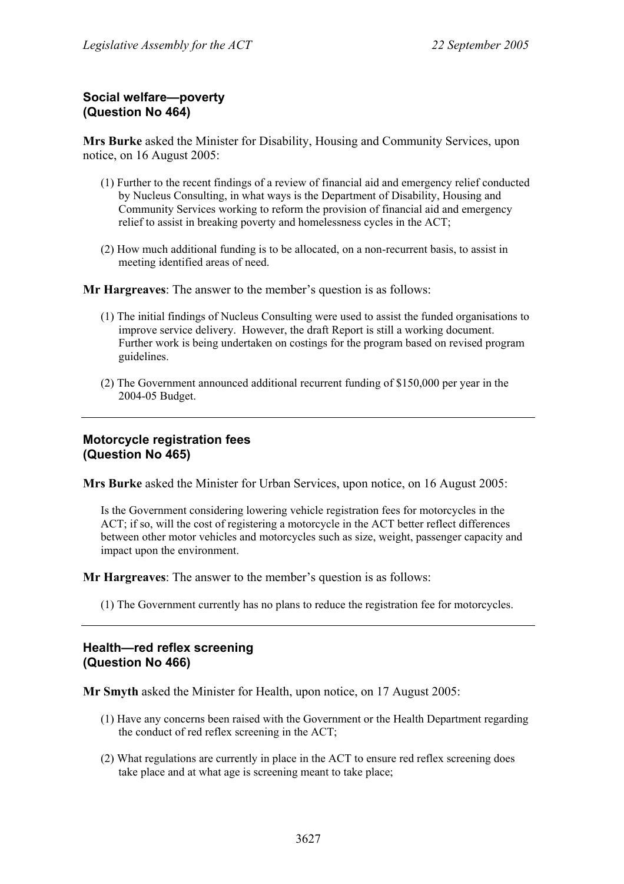## Social welfare—poverty (Question No 464)

**Mrs Burke** asked the Minister for Disability, Housing and Community Services, upon notice, on 16 August 2005:

(1) Further to the recent findings of a review of financial aid and emergency relief conducted by Nucleus Consulting, in what ways is the Department of Disability, Housing and Community Services working to reform the provision of financial aid and emergency relief to assist in breaking poverty and homelessness cycles in the ACT;

(2) How much additional funding is to be allocated, on a non-recurrent basis, to assist in meeting identified areas of need.

**Mr Hargreaves**: The answer to the member's question is as follows:

(1) The initial findings of Nucleus Consulting were used to assist the funded organisations to improve service delivery. However, the draft Report is still a working document. Further work is being undertaken on costings for the program based on revised program guidelines.

(2) The Government announced additional recurrent funding of $150,000 per year in the 2004-05 Budget.

---

## Motorcycle registration fees (Question No 465)

**Mrs Burke** asked the Minister for Urban Services, upon notice, on 16 August 2005:

Is the Government considering lowering vehicle registration fees for motorcycles in the ACT; if so, will the cost of registering a motorcycle in the ACT better reflect differences between other motor vehicles and motorcycles such as size, weight, passenger capacity and impact upon the environment.

**Mr Hargreaves**: The answer to the member's question is as follows:

(1) The Government currently has no plans to reduce the registration fee for motorcycles.

---

## Health—red reflex screening (Question No 466)

**Mr Smyth** asked the Minister for Health, upon notice, on 17 August 2005:

(1) Have any concerns been raised with the Government or the Health Department regarding the conduct of red reflex screening in the ACT;

(2) What regulations are currently in place in the ACT to ensure red reflex screening does take place and at what age is screening meant to take place;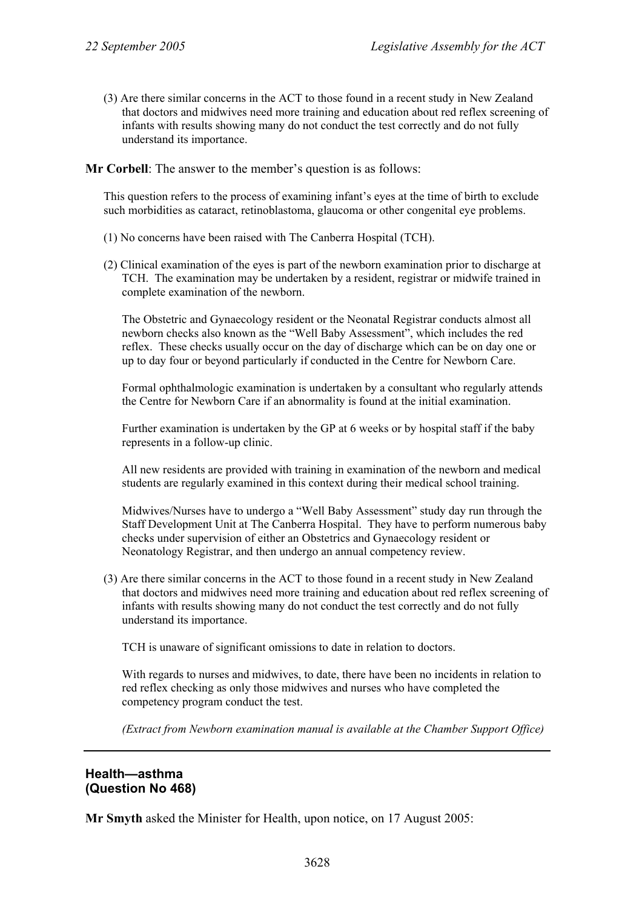(3) Are there similar concerns in the ACT to those found in a recent study in New Zealand that doctors and midwives need more training and education about red reflex screening of infants with results showing many do not conduct the test correctly and do not fully understand its importance.

**Mr Corbell**: The answer to the member's question is as follows:

This question refers to the process of examining infant's eyes at the time of birth to exclude such morbidities as cataract, retinoblastoma, glaucoma or other congenital eye problems.

(1) No concerns have been raised with The Canberra Hospital (TCH).

(2) Clinical examination of the eyes is part of the newborn examination prior to discharge at TCH. The examination may be undertaken by a resident, registrar or midwife trained in complete examination of the newborn.

The Obstetric and Gynaecology resident or the Neonatal Registrar conducts almost all newborn checks also known as the "Well Baby Assessment", which includes the red reflex. These checks usually occur on the day of discharge which can be on day one or up to day four or beyond particularly if conducted in the Centre for Newborn Care.

Formal ophthalmologic examination is undertaken by a consultant who regularly attends the Centre for Newborn Care if an abnormality is found at the initial examination.

Further examination is undertaken by the GP at 6 weeks or by hospital staff if the baby represents in a follow-up clinic.

All new residents are provided with training in examination of the newborn and medical students are regularly examined in this context during their medical school training.

Midwives/Nurses have to undergo a "Well Baby Assessment" study day run through the Staff Development Unit at The Canberra Hospital. They have to perform numerous baby checks under supervision of either an Obstetrics and Gynaecology resident or Neonatology Registrar, and then undergo an annual competency review.

(3) Are there similar concerns in the ACT to those found in a recent study in New Zealand that doctors and midwives need more training and education about red reflex screening of infants with results showing many do not conduct the test correctly and do not fully understand its importance.

TCH is unaware of significant omissions to date in relation to doctors.

With regards to nurses and midwives, to date, there have been no incidents in relation to red reflex checking as only those midwives and nurses who have completed the competency program conduct the test.

*(Extract from Newborn examination manual is available at the Chamber Support Office)*

---

## Health—asthma (Question No 468)

**Mr Smyth** asked the Minister for Health, upon notice, on 17 August 2005: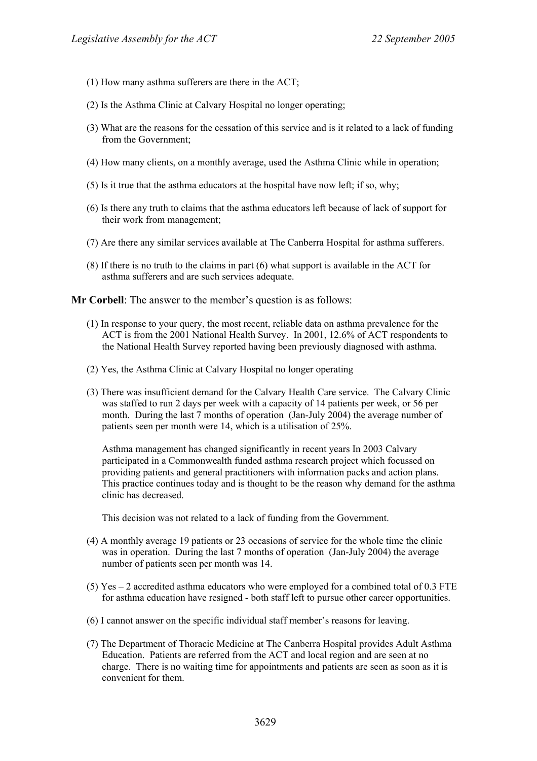(1) How many asthma sufferers are there in the ACT;

(2) Is the Asthma Clinic at Calvary Hospital no longer operating;

(3) What are the reasons for the cessation of this service and is it related to a lack of funding from the Government;

(4) How many clients, on a monthly average, used the Asthma Clinic while in operation;

(5) Is it true that the asthma educators at the hospital have now left; if so, why;

(6) Is there any truth to claims that the asthma educators left because of lack of support for their work from management;

(7) Are there any similar services available at The Canberra Hospital for asthma sufferers.

(8) If there is no truth to the claims in part (6) what support is available in the ACT for asthma sufferers and are such services adequate.

**Mr Corbell**: The answer to the member's question is as follows:

(1) In response to your query, the most recent, reliable data on asthma prevalence for the ACT is from the 2001 National Health Survey. In 2001, 12.6% of ACT respondents to the National Health Survey reported having been previously diagnosed with asthma.

(2) Yes, the Asthma Clinic at Calvary Hospital no longer operating

(3) There was insufficient demand for the Calvary Health Care service. The Calvary Clinic was staffed to run 2 days per week with a capacity of 14 patients per week, or 56 per month. During the last 7 months of operation (Jan-July 2004) the average number of patients seen per month were 14, which is a utilisation of 25%.

Asthma management has changed significantly in recent years In 2003 Calvary participated in a Commonwealth funded asthma research project which focussed on providing patients and general practitioners with information packs and action plans. This practice continues today and is thought to be the reason why demand for the asthma clinic has decreased.

This decision was not related to a lack of funding from the Government.

(4) A monthly average 19 patients or 23 occasions of service for the whole time the clinic was in operation. During the last 7 months of operation (Jan-July 2004) the average number of patients seen per month was 14.

(5) Yes – 2 accredited asthma educators who were employed for a combined total of 0.3 FTE for asthma education have resigned - both staff left to pursue other career opportunities.

(6) I cannot answer on the specific individual staff member's reasons for leaving.

(7) The Department of Thoracic Medicine at The Canberra Hospital provides Adult Asthma Education. Patients are referred from the ACT and local region and are seen at no charge. There is no waiting time for appointments and patients are seen as soon as it is convenient for them.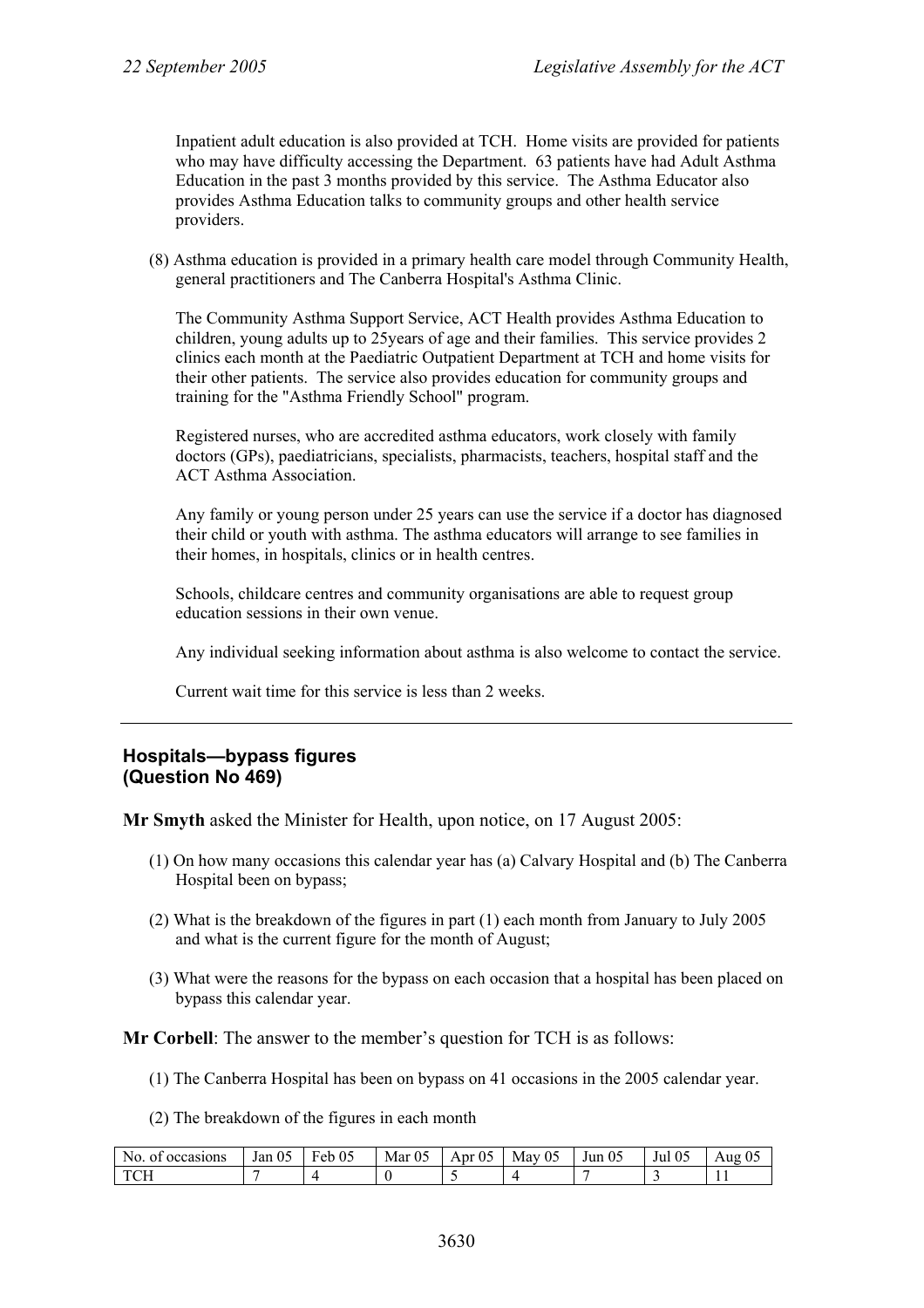Inpatient adult education is also provided at TCH. Home visits are provided for patients who may have difficulty accessing the Department. 63 patients have had Adult Asthma Education in the past 3 months provided by this service. The Asthma Educator also provides Asthma Education talks to community groups and other health service providers.

(8) Asthma education is provided in a primary health care model through Community Health, general practitioners and The Canberra Hospital's Asthma Clinic.

The Community Asthma Support Service, ACT Health provides Asthma Education to children, young adults up to 25years of age and their families. This service provides 2 clinics each month at the Paediatric Outpatient Department at TCH and home visits for their other patients. The service also provides education for community groups and training for the "Asthma Friendly School" program.

Registered nurses, who are accredited asthma educators, work closely with family doctors (GPs), paediatricians, specialists, pharmacists, teachers, hospital staff and the ACT Asthma Association.

Any family or young person under 25 years can use the service if a doctor has diagnosed their child or youth with asthma. The asthma educators will arrange to see families in their homes, in hospitals, clinics or in health centres.

Schools, childcare centres and community organisations are able to request group education sessions in their own venue.

Any individual seeking information about asthma is also welcome to contact the service.

Current wait time for this service is less than 2 weeks.

---

### Hospitals—bypass figures (Question No 469)

**Mr Smyth** asked the Minister for Health, upon notice, on 17 August 2005:

(1) On how many occasions this calendar year has (a) Calvary Hospital and (b) The Canberra Hospital been on bypass;

(2) What is the breakdown of the figures in part (1) each month from January to July 2005 and what is the current figure for the month of August;

(3) What were the reasons for the bypass on each occasion that a hospital has been placed on bypass this calendar year.

**Mr Corbell**: The answer to the member's question for TCH is as follows:

(1) The Canberra Hospital has been on bypass on 41 occasions in the 2005 calendar year.

(2) The breakdown of the figures in each month

| No. of occasions | Jan 05 | Feb 05 | Mar 05 | Apr 05 | May 05 | Jun 05 | Jul 05 | Aug 05 |
|---|---|---|---|---|---|---|---|---|
| TCH | 7 | 4 | 0 | 5 | 4 | 7 | 3 | 11 |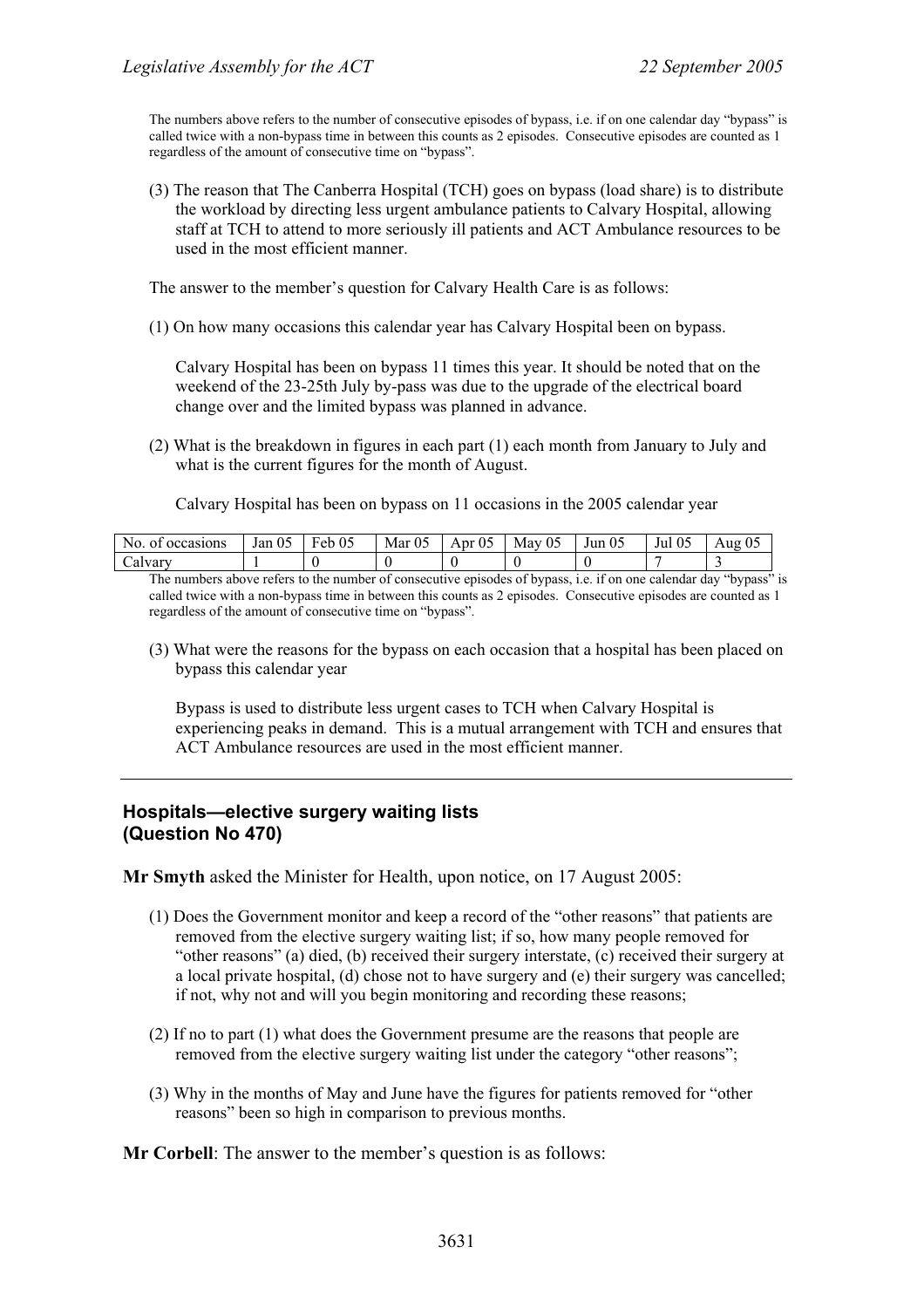The numbers above refers to the number of consecutive episodes of bypass, i.e. if on one calendar day "bypass" is called twice with a non-bypass time in between this counts as 2 episodes. Consecutive episodes are counted as 1 regardless of the amount of consecutive time on "bypass".

(3) The reason that The Canberra Hospital (TCH) goes on bypass (load share) is to distribute the workload by directing less urgent ambulance patients to Calvary Hospital, allowing staff at TCH to attend to more seriously ill patients and ACT Ambulance resources to be used in the most efficient manner.

The answer to the member's question for Calvary Health Care is as follows:

(1) On how many occasions this calendar year has Calvary Hospital been on bypass.

Calvary Hospital has been on bypass 11 times this year. It should be noted that on the weekend of the 23-25th July by-pass was due to the upgrade of the electrical board change over and the limited bypass was planned in advance.

(2) What is the breakdown in figures in each part (1) each month from January to July and what is the current figures for the month of August.

Calvary Hospital has been on bypass on 11 occasions in the 2005 calendar year

| No. of occasions | Jan 05 | Feb 05 | Mar 05 | Apr 05 | May 05 | Jun 05 | Jul 05 | Aug 05 |
|---|---|---|---|---|---|---|---|---|
| Calvary | 1 | 0 | 0 | 0 | 0 | 0 | 7 | 3 |

The numbers above refers to the number of consecutive episodes of bypass, i.e. if on one calendar day "bypass" is called twice with a non-bypass time in between this counts as 2 episodes. Consecutive episodes are counted as 1 regardless of the amount of consecutive time on "bypass".

(3) What were the reasons for the bypass on each occasion that a hospital has been placed on bypass this calendar year

Bypass is used to distribute less urgent cases to TCH when Calvary Hospital is experiencing peaks in demand. This is a mutual arrangement with TCH and ensures that ACT Ambulance resources are used in the most efficient manner.

---

### Hospitals—elective surgery waiting lists (Question No 470)

**Mr Smyth** asked the Minister for Health, upon notice, on 17 August 2005:

(1) Does the Government monitor and keep a record of the "other reasons" that patients are removed from the elective surgery waiting list; if so, how many people removed for "other reasons" (a) died, (b) received their surgery interstate, (c) received their surgery at a local private hospital, (d) chose not to have surgery and (e) their surgery was cancelled; if not, why not and will you begin monitoring and recording these reasons;

(2) If no to part (1) what does the Government presume are the reasons that people are removed from the elective surgery waiting list under the category "other reasons";

(3) Why in the months of May and June have the figures for patients removed for "other reasons" been so high in comparison to previous months.

**Mr Corbell**: The answer to the member's question is as follows: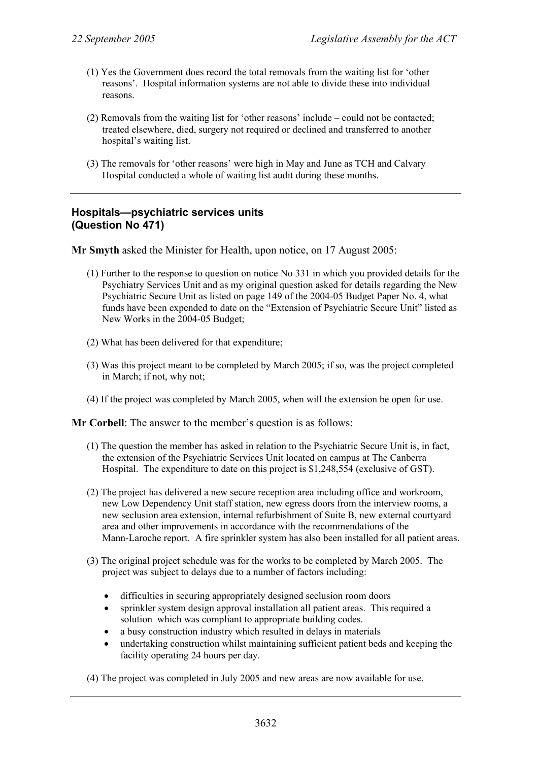(1) Yes the Government does record the total removals from the waiting list for 'other reasons'. Hospital information systems are not able to divide these into individual reasons.

(2) Removals from the waiting list for 'other reasons' include – could not be contacted; treated elsewhere, died, surgery not required or declined and transferred to another hospital's waiting list.

(3) The removals for 'other reasons' were high in May and June as TCH and Calvary Hospital conducted a whole of waiting list audit during these months.

---

### Hospitals—psychiatric services units (Question No 471)

**Mr Smyth** asked the Minister for Health, upon notice, on 17 August 2005:

(1) Further to the response to question on notice No 331 in which you provided details for the Psychiatry Services Unit and as my original question asked for details regarding the New Psychiatric Secure Unit as listed on page 149 of the 2004-05 Budget Paper No. 4, what funds have been expended to date on the "Extension of Psychiatric Secure Unit" listed as New Works in the 2004-05 Budget;

(2) What has been delivered for that expenditure;

(3) Was this project meant to be completed by March 2005; if so, was the project completed in March; if not, why not;

(4) If the project was completed by March 2005, when will the extension be open for use.

**Mr Corbell**: The answer to the member's question is as follows:

(1) The question the member has asked in relation to the Psychiatric Secure Unit is, in fact, the extension of the Psychiatric Services Unit located on campus at The Canberra Hospital. The expenditure to date on this project is $1,248,554 (exclusive of GST).

(2) The project has delivered a new secure reception area including office and workroom, new Low Dependency Unit staff station, new egress doors from the interview rooms, a new seclusion area extension, internal refurbishment of Suite B, new external courtyard area and other improvements in accordance with the recommendations of the Mann-Laroche report. A fire sprinkler system has also been installed for all patient areas.

(3) The original project schedule was for the works to be completed by March 2005. The project was subject to delays due to a number of factors including:

- difficulties in securing appropriately designed seclusion room doors
- sprinkler system design approval installation all patient areas. This required a solution which was compliant to appropriate building codes.
- a busy construction industry which resulted in delays in materials
- undertaking construction whilst maintaining sufficient patient beds and keeping the facility operating 24 hours per day.

(4) The project was completed in July 2005 and new areas are now available for use.

---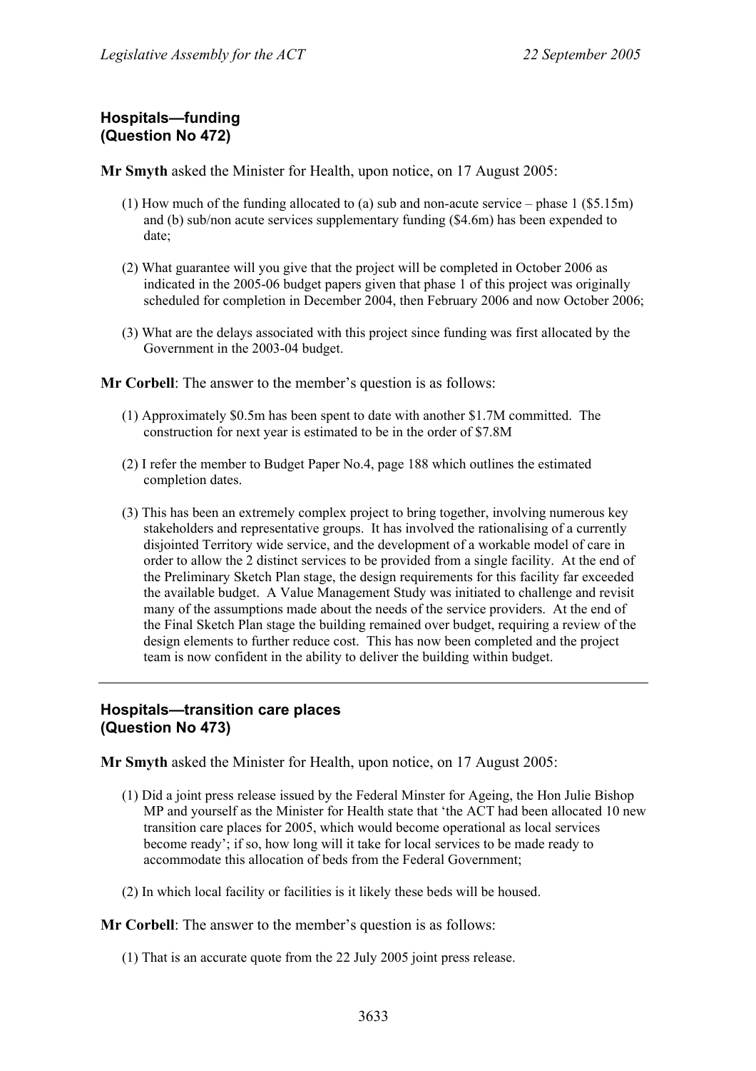## Hospitals—funding
## (Question No 472)

**Mr Smyth** asked the Minister for Health, upon notice, on 17 August 2005:

(1) How much of the funding allocated to (a) sub and non-acute service – phase 1 ($5.15m) and (b) sub/non acute services supplementary funding ($4.6m) has been expended to date;

(2) What guarantee will you give that the project will be completed in October 2006 as indicated in the 2005-06 budget papers given that phase 1 of this project was originally scheduled for completion in December 2004, then February 2006 and now October 2006;

(3) What are the delays associated with this project since funding was first allocated by the Government in the 2003-04 budget.

**Mr Corbell**: The answer to the member's question is as follows:

(1) Approximately $0.5m has been spent to date with another $1.7M committed. The construction for next year is estimated to be in the order of $7.8M

(2) I refer the member to Budget Paper No.4, page 188 which outlines the estimated completion dates.

(3) This has been an extremely complex project to bring together, involving numerous key stakeholders and representative groups. It has involved the rationalising of a currently disjointed Territory wide service, and the development of a workable model of care in order to allow the 2 distinct services to be provided from a single facility. At the end of the Preliminary Sketch Plan stage, the design requirements for this facility far exceeded the available budget. A Value Management Study was initiated to challenge and revisit many of the assumptions made about the needs of the service providers. At the end of the Final Sketch Plan stage the building remained over budget, requiring a review of the design elements to further reduce cost. This has now been completed and the project team is now confident in the ability to deliver the building within budget.

---

## Hospitals—transition care places
## (Question No 473)

**Mr Smyth** asked the Minister for Health, upon notice, on 17 August 2005:

(1) Did a joint press release issued by the Federal Minster for Ageing, the Hon Julie Bishop MP and yourself as the Minister for Health state that 'the ACT had been allocated 10 new transition care places for 2005, which would become operational as local services become ready'; if so, how long will it take for local services to be made ready to accommodate this allocation of beds from the Federal Government;

(2) In which local facility or facilities is it likely these beds will be housed.

**Mr Corbell**: The answer to the member's question is as follows:

(1) That is an accurate quote from the 22 July 2005 joint press release.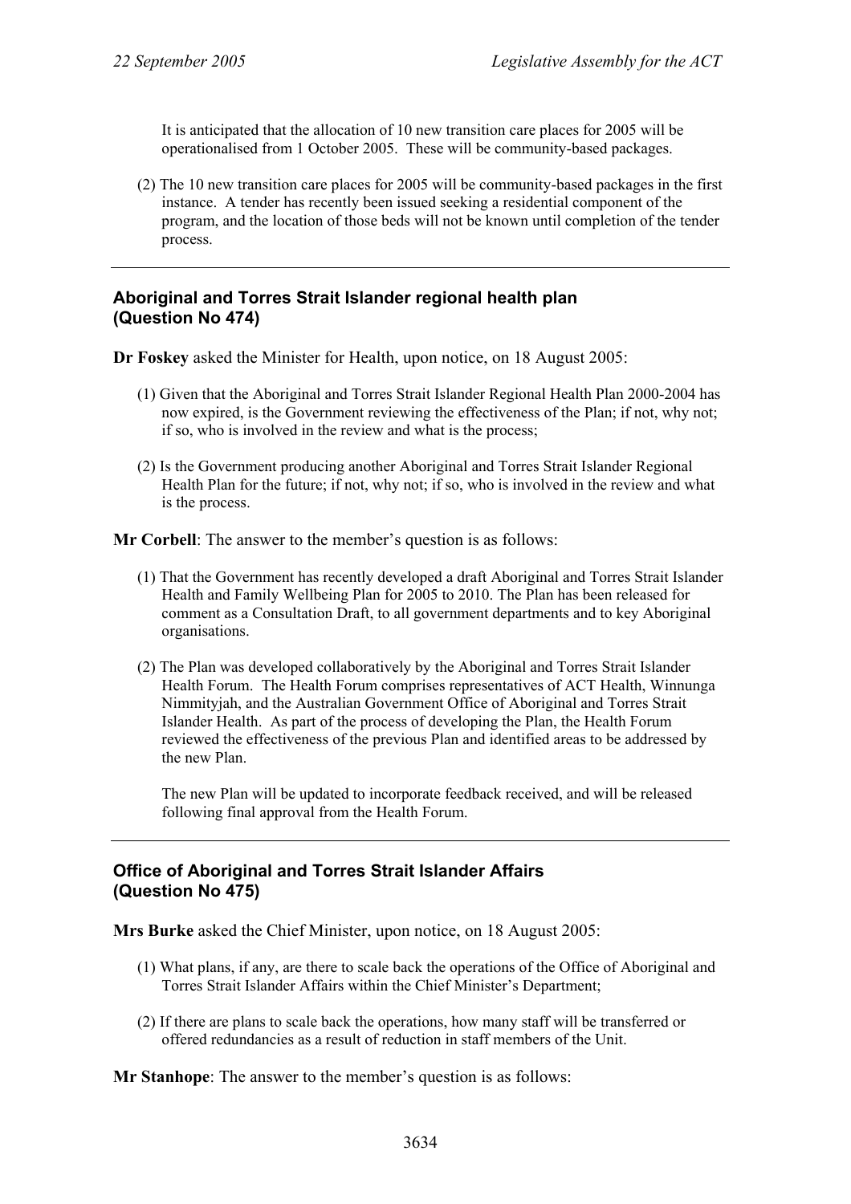It is anticipated that the allocation of 10 new transition care places for 2005 will be operationalised from 1 October 2005. These will be community-based packages.

(2) The 10 new transition care places for 2005 will be community-based packages in the first instance. A tender has recently been issued seeking a residential component of the program, and the location of those beds will not be known until completion of the tender process.

---

### Aboriginal and Torres Strait Islander regional health plan (Question No 474)

**Dr Foskey** asked the Minister for Health, upon notice, on 18 August 2005:

(1) Given that the Aboriginal and Torres Strait Islander Regional Health Plan 2000-2004 has now expired, is the Government reviewing the effectiveness of the Plan; if not, why not; if so, who is involved in the review and what is the process;

(2) Is the Government producing another Aboriginal and Torres Strait Islander Regional Health Plan for the future; if not, why not; if so, who is involved in the review and what is the process.

**Mr Corbell**: The answer to the member's question is as follows:

(1) That the Government has recently developed a draft Aboriginal and Torres Strait Islander Health and Family Wellbeing Plan for 2005 to 2010. The Plan has been released for comment as a Consultation Draft, to all government departments and to key Aboriginal organisations.

(2) The Plan was developed collaboratively by the Aboriginal and Torres Strait Islander Health Forum. The Health Forum comprises representatives of ACT Health, Winnunga Nimmityjah, and the Australian Government Office of Aboriginal and Torres Strait Islander Health. As part of the process of developing the Plan, the Health Forum reviewed the effectiveness of the previous Plan and identified areas to be addressed by the new Plan.

The new Plan will be updated to incorporate feedback received, and will be released following final approval from the Health Forum.

---

### Office of Aboriginal and Torres Strait Islander Affairs (Question No 475)

**Mrs Burke** asked the Chief Minister, upon notice, on 18 August 2005:

(1) What plans, if any, are there to scale back the operations of the Office of Aboriginal and Torres Strait Islander Affairs within the Chief Minister's Department;

(2) If there are plans to scale back the operations, how many staff will be transferred or offered redundancies as a result of reduction in staff members of the Unit.

**Mr Stanhope**: The answer to the member's question is as follows: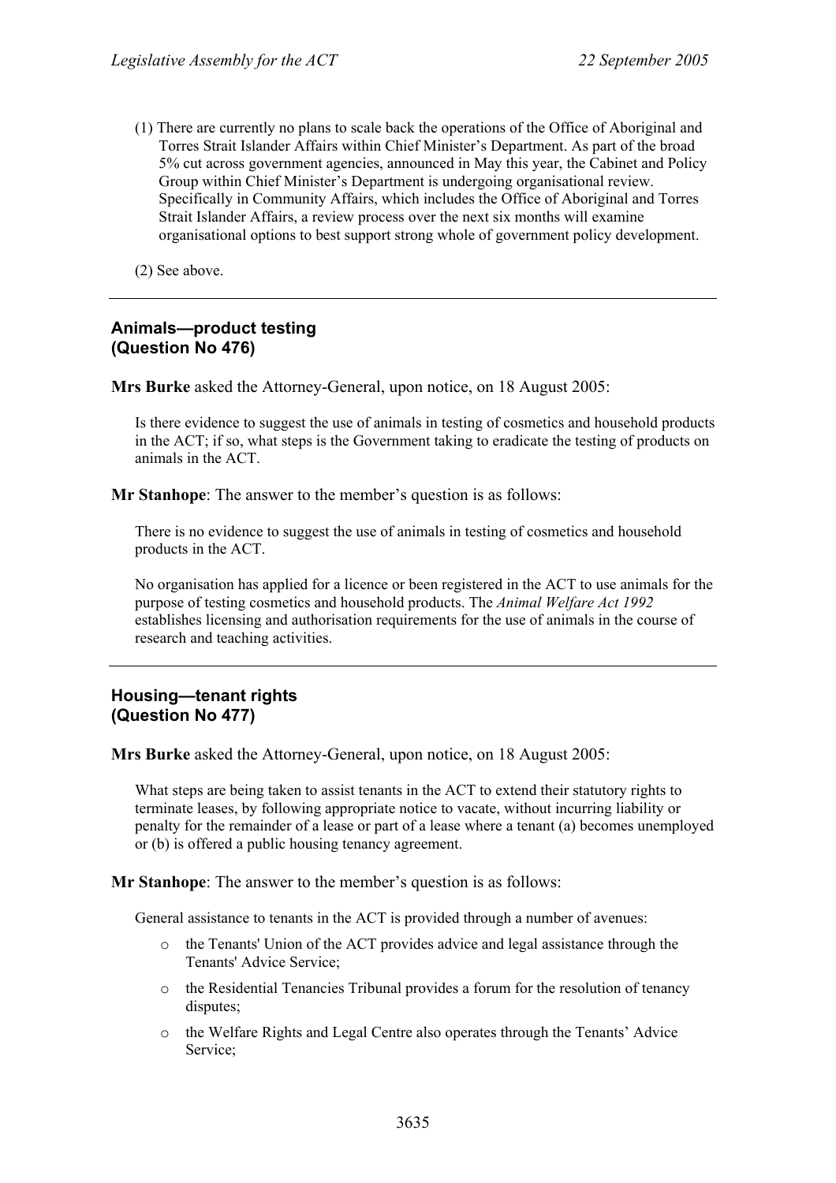(1) There are currently no plans to scale back the operations of the Office of Aboriginal and Torres Strait Islander Affairs within Chief Minister's Department. As part of the broad 5% cut across government agencies, announced in May this year, the Cabinet and Policy Group within Chief Minister's Department is undergoing organisational review. Specifically in Community Affairs, which includes the Office of Aboriginal and Torres Strait Islander Affairs, a review process over the next six months will examine organisational options to best support strong whole of government policy development.

(2) See above.

---

## Animals—product testing (Question No 476)

**Mrs Burke** asked the Attorney-General, upon notice, on 18 August 2005:

Is there evidence to suggest the use of animals in testing of cosmetics and household products in the ACT; if so, what steps is the Government taking to eradicate the testing of products on animals in the ACT.

**Mr Stanhope**: The answer to the member's question is as follows:

There is no evidence to suggest the use of animals in testing of cosmetics and household products in the ACT.

No organisation has applied for a licence or been registered in the ACT to use animals for the purpose of testing cosmetics and household products. The *Animal Welfare Act 1992* establishes licensing and authorisation requirements for the use of animals in the course of research and teaching activities.

---

## Housing—tenant rights (Question No 477)

**Mrs Burke** asked the Attorney-General, upon notice, on 18 August 2005:

What steps are being taken to assist tenants in the ACT to extend their statutory rights to terminate leases, by following appropriate notice to vacate, without incurring liability or penalty for the remainder of a lease or part of a lease where a tenant (a) becomes unemployed or (b) is offered a public housing tenancy agreement.

**Mr Stanhope**: The answer to the member's question is as follows:

General assistance to tenants in the ACT is provided through a number of avenues:

- the Tenants' Union of the ACT provides advice and legal assistance through the Tenants' Advice Service;
- the Residential Tenancies Tribunal provides a forum for the resolution of tenancy disputes;
- the Welfare Rights and Legal Centre also operates through the Tenants' Advice Service;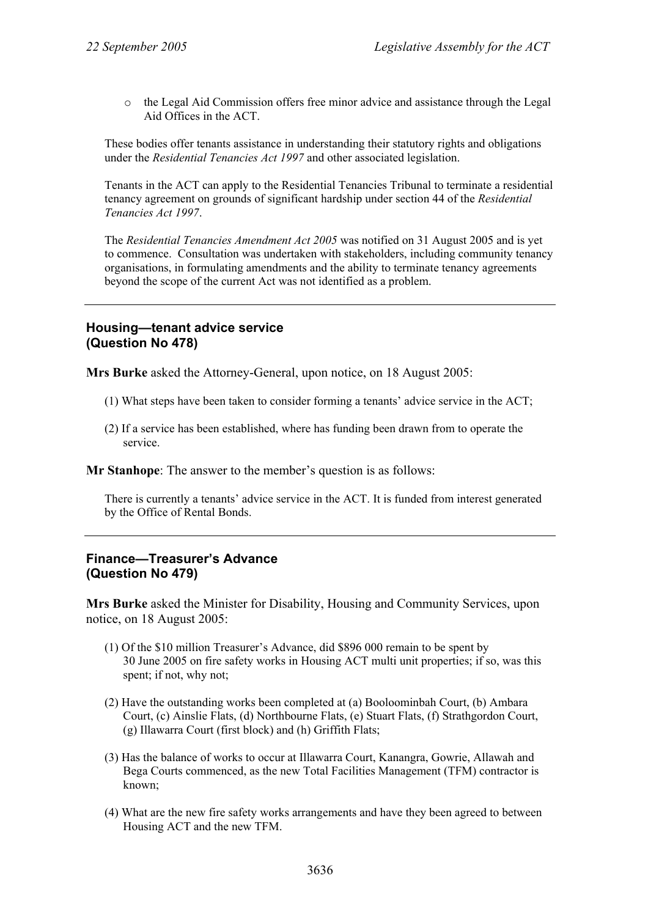- the Legal Aid Commission offers free minor advice and assistance through the Legal Aid Offices in the ACT.

These bodies offer tenants assistance in understanding their statutory rights and obligations under the *Residential Tenancies Act 1997* and other associated legislation.

Tenants in the ACT can apply to the Residential Tenancies Tribunal to terminate a residential tenancy agreement on grounds of significant hardship under section 44 of the *Residential Tenancies Act 1997*.

The *Residential Tenancies Amendment Act 2005* was notified on 31 August 2005 and is yet to commence. Consultation was undertaken with stakeholders, including community tenancy organisations, in formulating amendments and the ability to terminate tenancy agreements beyond the scope of the current Act was not identified as a problem.

---

### Housing—tenant advice service (Question No 478)

**Mrs Burke** asked the Attorney-General, upon notice, on 18 August 2005:

(1) What steps have been taken to consider forming a tenants' advice service in the ACT;

(2) If a service has been established, where has funding been drawn from to operate the service.

**Mr Stanhope**: The answer to the member's question is as follows:

There is currently a tenants' advice service in the ACT. It is funded from interest generated by the Office of Rental Bonds.

---

### Finance—Treasurer's Advance (Question No 479)

**Mrs Burke** asked the Minister for Disability, Housing and Community Services, upon notice, on 18 August 2005:

(1) Of the $10 million Treasurer's Advance, did $896 000 remain to be spent by 30 June 2005 on fire safety works in Housing ACT multi unit properties; if so, was this spent; if not, why not;

(2) Have the outstanding works been completed at (a) Booloominbah Court, (b) Ambara Court, (c) Ainslie Flats, (d) Northbourne Flats, (e) Stuart Flats, (f) Strathgordon Court, (g) Illawarra Court (first block) and (h) Griffith Flats;

(3) Has the balance of works to occur at Illawarra Court, Kanangra, Gowrie, Allawah and Bega Courts commenced, as the new Total Facilities Management (TFM) contractor is known;

(4) What are the new fire safety works arrangements and have they been agreed to between Housing ACT and the new TFM.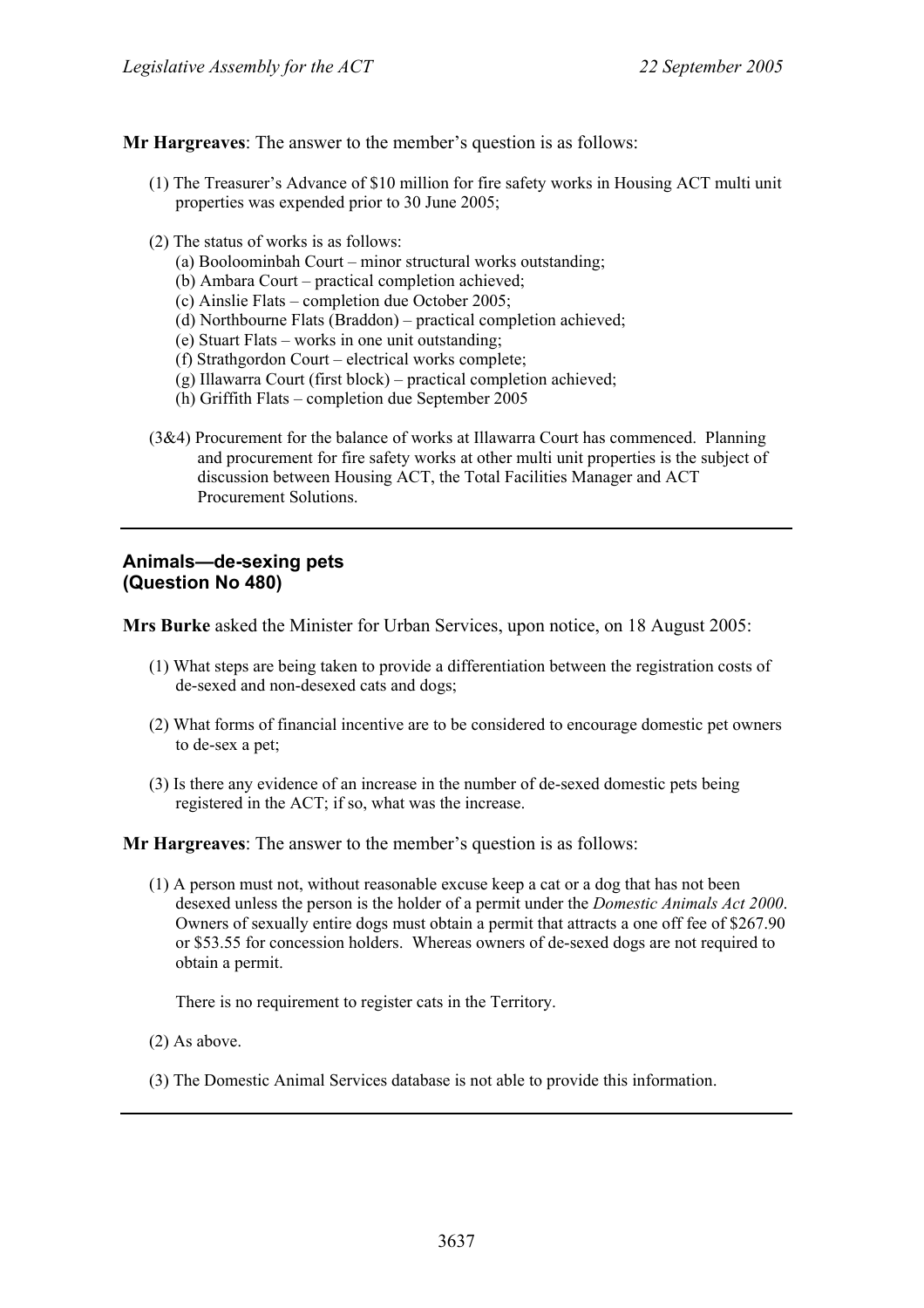**Mr Hargreaves**: The answer to the member's question is as follows:

(1) The Treasurer's Advance of $10 million for fire safety works in Housing ACT multi unit properties was expended prior to 30 June 2005;

(2) The status of works is as follows:
   (a) Booloominbah Court – minor structural works outstanding;
   (b) Ambara Court – practical completion achieved;
   (c) Ainslie Flats – completion due October 2005;
   (d) Northbourne Flats (Braddon) – practical completion achieved;
   (e) Stuart Flats – works in one unit outstanding;
   (f) Strathgordon Court – electrical works complete;
   (g) Illawarra Court (first block) – practical completion achieved;
   (h) Griffith Flats – completion due September 2005

(3&4) Procurement for the balance of works at Illawarra Court has commenced. Planning and procurement for fire safety works at other multi unit properties is the subject of discussion between Housing ACT, the Total Facilities Manager and ACT Procurement Solutions.

---

## Animals—de-sexing pets
## (Question No 480)

**Mrs Burke** asked the Minister for Urban Services, upon notice, on 18 August 2005:

(1) What steps are being taken to provide a differentiation between the registration costs of de-sexed and non-desexed cats and dogs;

(2) What forms of financial incentive are to be considered to encourage domestic pet owners to de-sex a pet;

(3) Is there any evidence of an increase in the number of de-sexed domestic pets being registered in the ACT; if so, what was the increase.

**Mr Hargreaves**: The answer to the member's question is as follows:

(1) A person must not, without reasonable excuse keep a cat or a dog that has not been desexed unless the person is the holder of a permit under the *Domestic Animals Act 2000*. Owners of sexually entire dogs must obtain a permit that attracts a one off fee of $267.90 or $53.55 for concession holders. Whereas owners of de-sexed dogs are not required to obtain a permit.

   There is no requirement to register cats in the Territory.

(2) As above.

(3) The Domestic Animal Services database is not able to provide this information.

---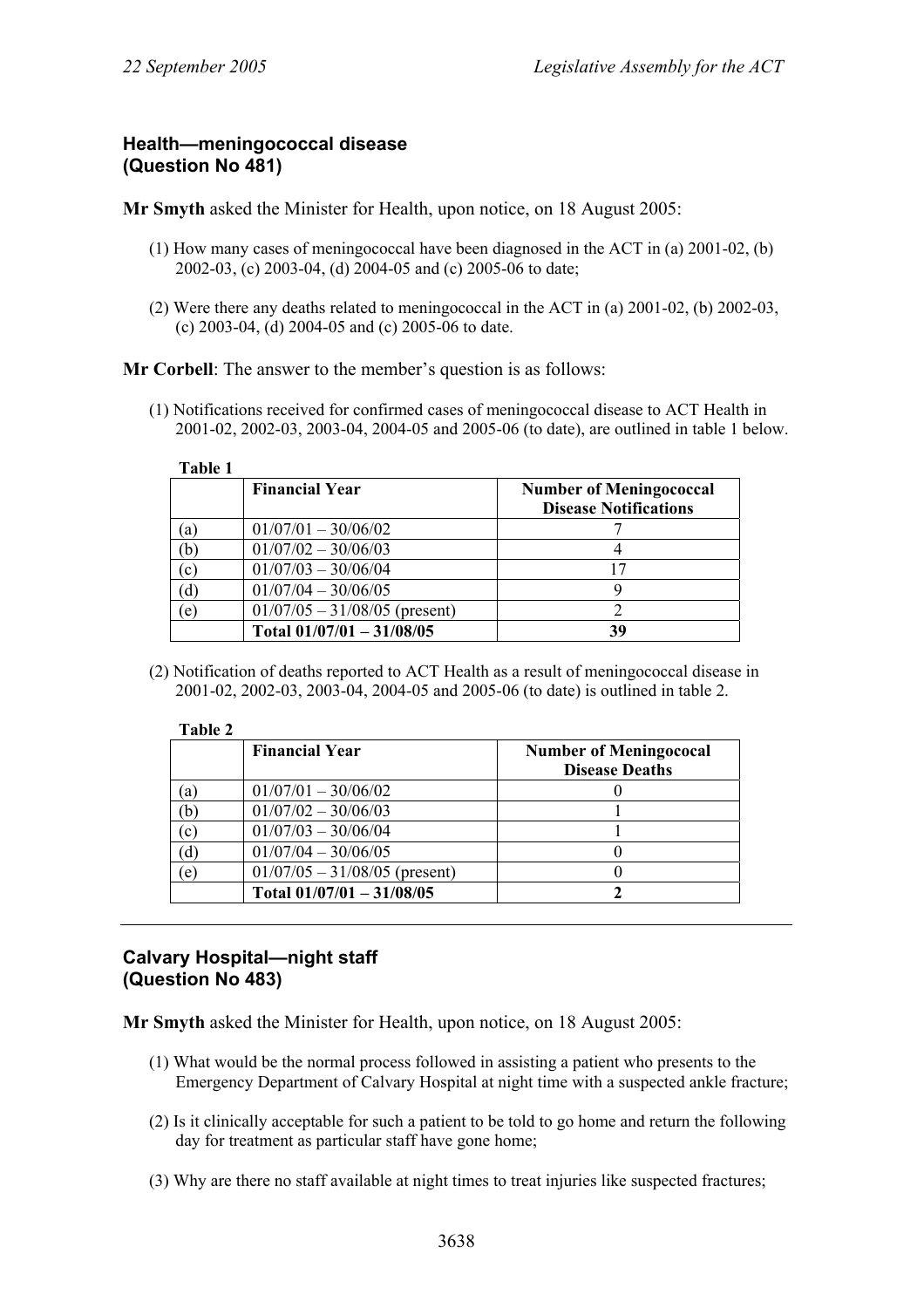### Health—meningococcal disease (Question No 481)

**Mr Smyth** asked the Minister for Health, upon notice, on 18 August 2005:

(1) How many cases of meningococcal have been diagnosed in the ACT in (a) 2001-02, (b) 2002-03, (c) 2003-04, (d) 2004-05 and (c) 2005-06 to date;

(2) Were there any deaths related to meningococcal in the ACT in (a) 2001-02, (b) 2002-03, (c) 2003-04, (d) 2004-05 and (c) 2005-06 to date.

**Mr Corbell**: The answer to the member's question is as follows:

(1) Notifications received for confirmed cases of meningococcal disease to ACT Health in 2001-02, 2002-03, 2003-04, 2004-05 and 2005-06 (to date), are outlined in table 1 below.

**Table 1**

| | Financial Year | Number of Meningococcal Disease Notifications |
|---|---|---|
| (a) | 01/07/01 – 30/06/02 | 7 |
| (b) | 01/07/02 – 30/06/03 | 4 |
| (c) | 01/07/03 – 30/06/04 | 17 |
| (d) | 01/07/04 – 30/06/05 | 9 |
| (e) | 01/07/05 – 31/08/05 (present) | 2 |
| | **Total 01/07/01 – 31/08/05** | **39** |

(2) Notification of deaths reported to ACT Health as a result of meningococcal disease in 2001-02, 2002-03, 2003-04, 2004-05 and 2005-06 (to date) is outlined in table 2.

**Table 2**

| | Financial Year | Number of Meningococal Disease Deaths |
|---|---|---|
| (a) | 01/07/01 – 30/06/02 | 0 |
| (b) | 01/07/02 – 30/06/03 | 1 |
| (c) | 01/07/03 – 30/06/04 | 1 |
| (d) | 01/07/04 – 30/06/05 | 0 |
| (e) | 01/07/05 – 31/08/05 (present) | 0 |
| | **Total 01/07/01 – 31/08/05** | **2** |

---

### Calvary Hospital—night staff (Question No 483)

**Mr Smyth** asked the Minister for Health, upon notice, on 18 August 2005:

(1) What would be the normal process followed in assisting a patient who presents to the Emergency Department of Calvary Hospital at night time with a suspected ankle fracture;

(2) Is it clinically acceptable for such a patient to be told to go home and return the following day for treatment as particular staff have gone home;

(3) Why are there no staff available at night times to treat injuries like suspected fractures;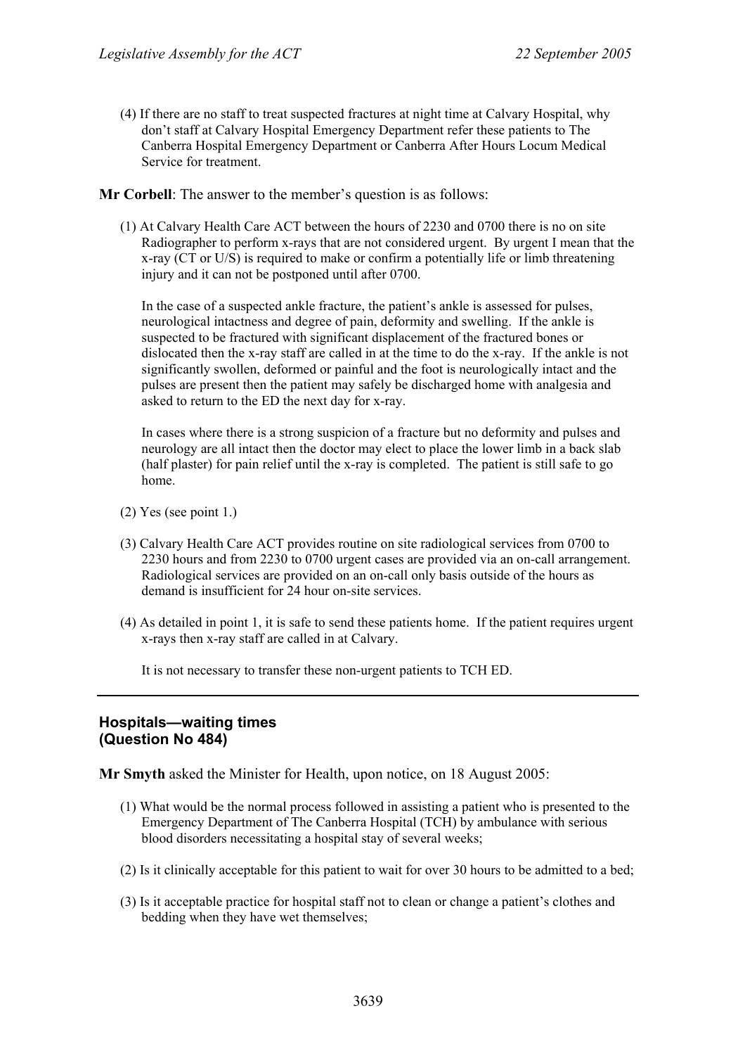(4) If there are no staff to treat suspected fractures at night time at Calvary Hospital, why don't staff at Calvary Hospital Emergency Department refer these patients to The Canberra Hospital Emergency Department or Canberra After Hours Locum Medical Service for treatment.

**Mr Corbell**: The answer to the member's question is as follows:

(1) At Calvary Health Care ACT between the hours of 2230 and 0700 there is no on site Radiographer to perform x-rays that are not considered urgent. By urgent I mean that the x-ray (CT or U/S) is required to make or confirm a potentially life or limb threatening injury and it can not be postponed until after 0700.

In the case of a suspected ankle fracture, the patient's ankle is assessed for pulses, neurological intactness and degree of pain, deformity and swelling. If the ankle is suspected to be fractured with significant displacement of the fractured bones or dislocated then the x-ray staff are called in at the time to do the x-ray. If the ankle is not significantly swollen, deformed or painful and the foot is neurologically intact and the pulses are present then the patient may safely be discharged home with analgesia and asked to return to the ED the next day for x-ray.

In cases where there is a strong suspicion of a fracture but no deformity and pulses and neurology are all intact then the doctor may elect to place the lower limb in a back slab (half plaster) for pain relief until the x-ray is completed. The patient is still safe to go home.

(2) Yes (see point 1.)

(3) Calvary Health Care ACT provides routine on site radiological services from 0700 to 2230 hours and from 2230 to 0700 urgent cases are provided via an on-call arrangement. Radiological services are provided on an on-call only basis outside of the hours as demand is insufficient for 24 hour on-site services.

(4) As detailed in point 1, it is safe to send these patients home. If the patient requires urgent x-rays then x-ray staff are called in at Calvary.

It is not necessary to transfer these non-urgent patients to TCH ED.

---

### Hospitals—waiting times (Question No 484)

**Mr Smyth** asked the Minister for Health, upon notice, on 18 August 2005:

(1) What would be the normal process followed in assisting a patient who is presented to the Emergency Department of The Canberra Hospital (TCH) by ambulance with serious blood disorders necessitating a hospital stay of several weeks;

(2) Is it clinically acceptable for this patient to wait for over 30 hours to be admitted to a bed;

(3) Is it acceptable practice for hospital staff not to clean or change a patient's clothes and bedding when they have wet themselves;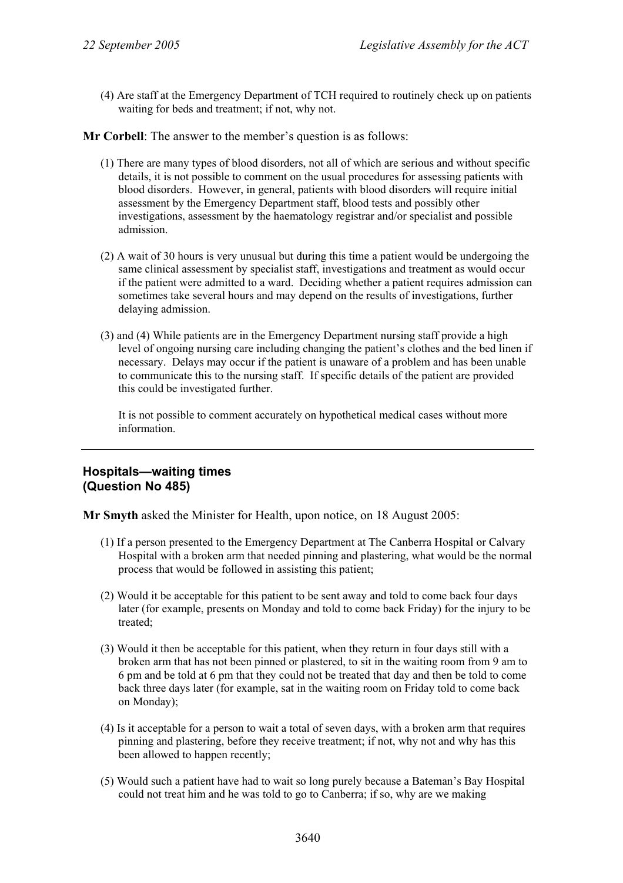(4) Are staff at the Emergency Department of TCH required to routinely check up on patients waiting for beds and treatment; if not, why not.

**Mr Corbell**: The answer to the member's question is as follows:

(1) There are many types of blood disorders, not all of which are serious and without specific details, it is not possible to comment on the usual procedures for assessing patients with blood disorders. However, in general, patients with blood disorders will require initial assessment by the Emergency Department staff, blood tests and possibly other investigations, assessment by the haematology registrar and/or specialist and possible admission.

(2) A wait of 30 hours is very unusual but during this time a patient would be undergoing the same clinical assessment by specialist staff, investigations and treatment as would occur if the patient were admitted to a ward. Deciding whether a patient requires admission can sometimes take several hours and may depend on the results of investigations, further delaying admission.

(3) and (4) While patients are in the Emergency Department nursing staff provide a high level of ongoing nursing care including changing the patient's clothes and the bed linen if necessary. Delays may occur if the patient is unaware of a problem and has been unable to communicate this to the nursing staff. If specific details of the patient are provided this could be investigated further.

It is not possible to comment accurately on hypothetical medical cases without more information.

---

### Hospitals—waiting times (Question No 485)

**Mr Smyth** asked the Minister for Health, upon notice, on 18 August 2005:

(1) If a person presented to the Emergency Department at The Canberra Hospital or Calvary Hospital with a broken arm that needed pinning and plastering, what would be the normal process that would be followed in assisting this patient;

(2) Would it be acceptable for this patient to be sent away and told to come back four days later (for example, presents on Monday and told to come back Friday) for the injury to be treated;

(3) Would it then be acceptable for this patient, when they return in four days still with a broken arm that has not been pinned or plastered, to sit in the waiting room from 9 am to 6 pm and be told at 6 pm that they could not be treated that day and then be told to come back three days later (for example, sat in the waiting room on Friday told to come back on Monday);

(4) Is it acceptable for a person to wait a total of seven days, with a broken arm that requires pinning and plastering, before they receive treatment; if not, why not and why has this been allowed to happen recently;

(5) Would such a patient have had to wait so long purely because a Bateman's Bay Hospital could not treat him and he was told to go to Canberra; if so, why are we making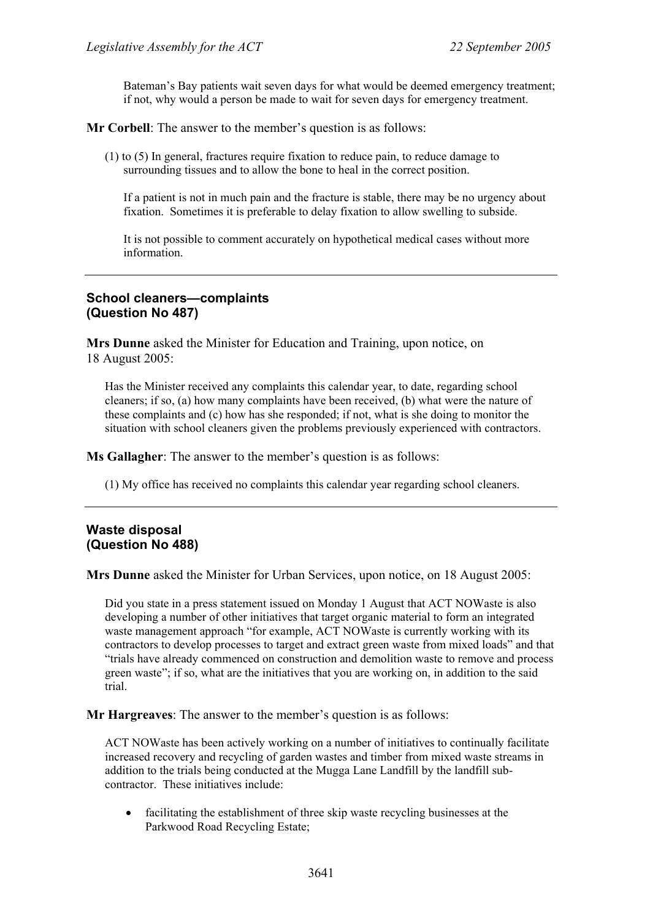Bateman's Bay patients wait seven days for what would be deemed emergency treatment; if not, why would a person be made to wait for seven days for emergency treatment.

**Mr Corbell**: The answer to the member's question is as follows:

(1) to (5) In general, fractures require fixation to reduce pain, to reduce damage to surrounding tissues and to allow the bone to heal in the correct position.

If a patient is not in much pain and the fracture is stable, there may be no urgency about fixation. Sometimes it is preferable to delay fixation to allow swelling to subside.

It is not possible to comment accurately on hypothetical medical cases without more information.

---

### School cleaners—complaints (Question No 487)

**Mrs Dunne** asked the Minister for Education and Training, upon notice, on 18 August 2005:

Has the Minister received any complaints this calendar year, to date, regarding school cleaners; if so, (a) how many complaints have been received, (b) what were the nature of these complaints and (c) how has she responded; if not, what is she doing to monitor the situation with school cleaners given the problems previously experienced with contractors.

**Ms Gallagher**: The answer to the member's question is as follows:

(1) My office has received no complaints this calendar year regarding school cleaners.

---

### Waste disposal (Question No 488)

**Mrs Dunne** asked the Minister for Urban Services, upon notice, on 18 August 2005:

Did you state in a press statement issued on Monday 1 August that ACT NOWaste is also developing a number of other initiatives that target organic material to form an integrated waste management approach "for example, ACT NOWaste is currently working with its contractors to develop processes to target and extract green waste from mixed loads" and that "trials have already commenced on construction and demolition waste to remove and process green waste"; if so, what are the initiatives that you are working on, in addition to the said trial.

**Mr Hargreaves**: The answer to the member's question is as follows:

ACT NOWaste has been actively working on a number of initiatives to continually facilitate increased recovery and recycling of garden wastes and timber from mixed waste streams in addition to the trials being conducted at the Mugga Lane Landfill by the landfill sub-contractor. These initiatives include:

- facilitating the establishment of three skip waste recycling businesses at the Parkwood Road Recycling Estate;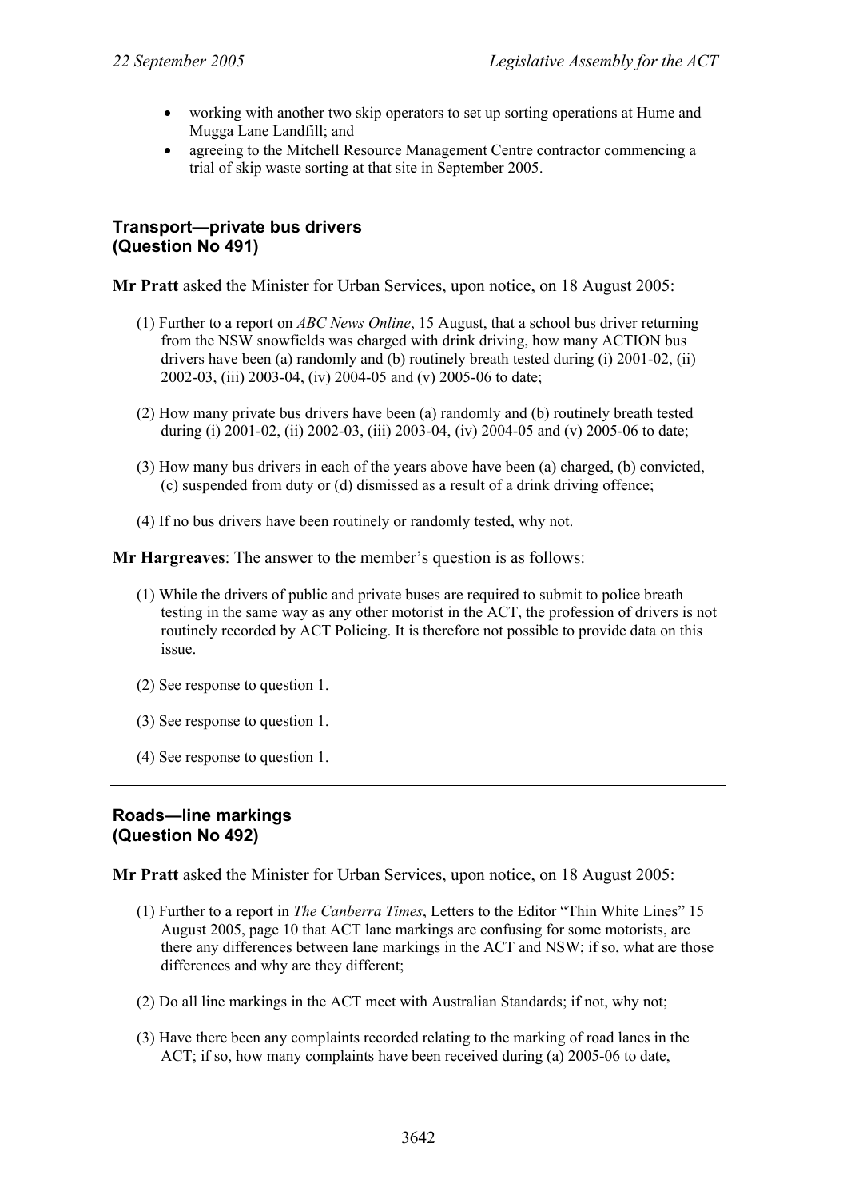- working with another two skip operators to set up sorting operations at Hume and Mugga Lane Landfill; and
- agreeing to the Mitchell Resource Management Centre contractor commencing a trial of skip waste sorting at that site in September 2005.

---

### Transport—private bus drivers (Question No 491)

**Mr Pratt** asked the Minister for Urban Services, upon notice, on 18 August 2005:

(1) Further to a report on *ABC News Online*, 15 August, that a school bus driver returning from the NSW snowfields was charged with drink driving, how many ACTION bus drivers have been (a) randomly and (b) routinely breath tested during (i) 2001-02, (ii) 2002-03, (iii) 2003-04, (iv) 2004-05 and (v) 2005-06 to date;

(2) How many private bus drivers have been (a) randomly and (b) routinely breath tested during (i) 2001-02, (ii) 2002-03, (iii) 2003-04, (iv) 2004-05 and (v) 2005-06 to date;

(3) How many bus drivers in each of the years above have been (a) charged, (b) convicted, (c) suspended from duty or (d) dismissed as a result of a drink driving offence;

(4) If no bus drivers have been routinely or randomly tested, why not.

**Mr Hargreaves**: The answer to the member's question is as follows:

(1) While the drivers of public and private buses are required to submit to police breath testing in the same way as any other motorist in the ACT, the profession of drivers is not routinely recorded by ACT Policing. It is therefore not possible to provide data on this issue.

(2) See response to question 1.

(3) See response to question 1.

(4) See response to question 1.

---

### Roads—line markings (Question No 492)

**Mr Pratt** asked the Minister for Urban Services, upon notice, on 18 August 2005:

(1) Further to a report in *The Canberra Times*, Letters to the Editor "Thin White Lines" 15 August 2005, page 10 that ACT lane markings are confusing for some motorists, are there any differences between lane markings in the ACT and NSW; if so, what are those differences and why are they different;

(2) Do all line markings in the ACT meet with Australian Standards; if not, why not;

(3) Have there been any complaints recorded relating to the marking of road lanes in the ACT; if so, how many complaints have been received during (a) 2005-06 to date,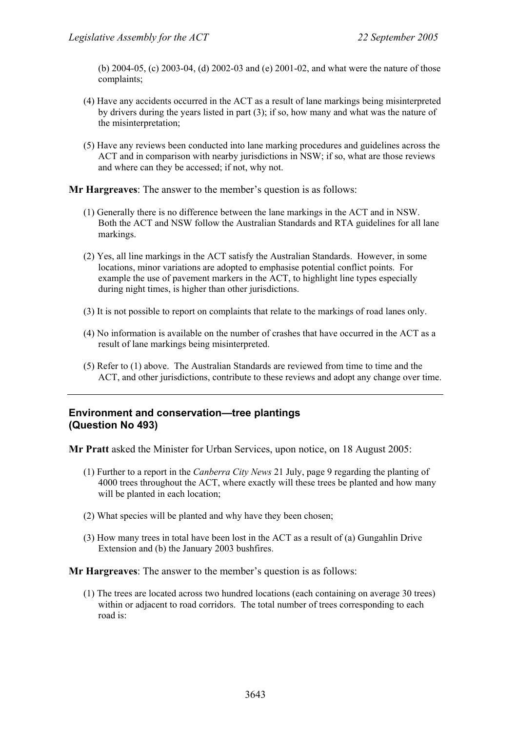(b) 2004-05, (c) 2003-04, (d) 2002-03 and (e) 2001-02, and what were the nature of those complaints;

(4) Have any accidents occurred in the ACT as a result of lane markings being misinterpreted by drivers during the years listed in part (3); if so, how many and what was the nature of the misinterpretation;

(5) Have any reviews been conducted into lane marking procedures and guidelines across the ACT and in comparison with nearby jurisdictions in NSW; if so, what are those reviews and where can they be accessed; if not, why not.

**Mr Hargreaves**: The answer to the member's question is as follows:

(1) Generally there is no difference between the lane markings in the ACT and in NSW. Both the ACT and NSW follow the Australian Standards and RTA guidelines for all lane markings.

(2) Yes, all line markings in the ACT satisfy the Australian Standards. However, in some locations, minor variations are adopted to emphasise potential conflict points. For example the use of pavement markers in the ACT, to highlight line types especially during night times, is higher than other jurisdictions.

(3) It is not possible to report on complaints that relate to the markings of road lanes only.

(4) No information is available on the number of crashes that have occurred in the ACT as a result of lane markings being misinterpreted.

(5) Refer to (1) above. The Australian Standards are reviewed from time to time and the ACT, and other jurisdictions, contribute to these reviews and adopt any change over time.

---

## Environment and conservation—tree plantings (Question No 493)

**Mr Pratt** asked the Minister for Urban Services, upon notice, on 18 August 2005:

(1) Further to a report in the *Canberra City News* 21 July, page 9 regarding the planting of 4000 trees throughout the ACT, where exactly will these trees be planted and how many will be planted in each location;

(2) What species will be planted and why have they been chosen;

(3) How many trees in total have been lost in the ACT as a result of (a) Gungahlin Drive Extension and (b) the January 2003 bushfires.

**Mr Hargreaves**: The answer to the member's question is as follows:

(1) The trees are located across two hundred locations (each containing on average 30 trees) within or adjacent to road corridors. The total number of trees corresponding to each road is: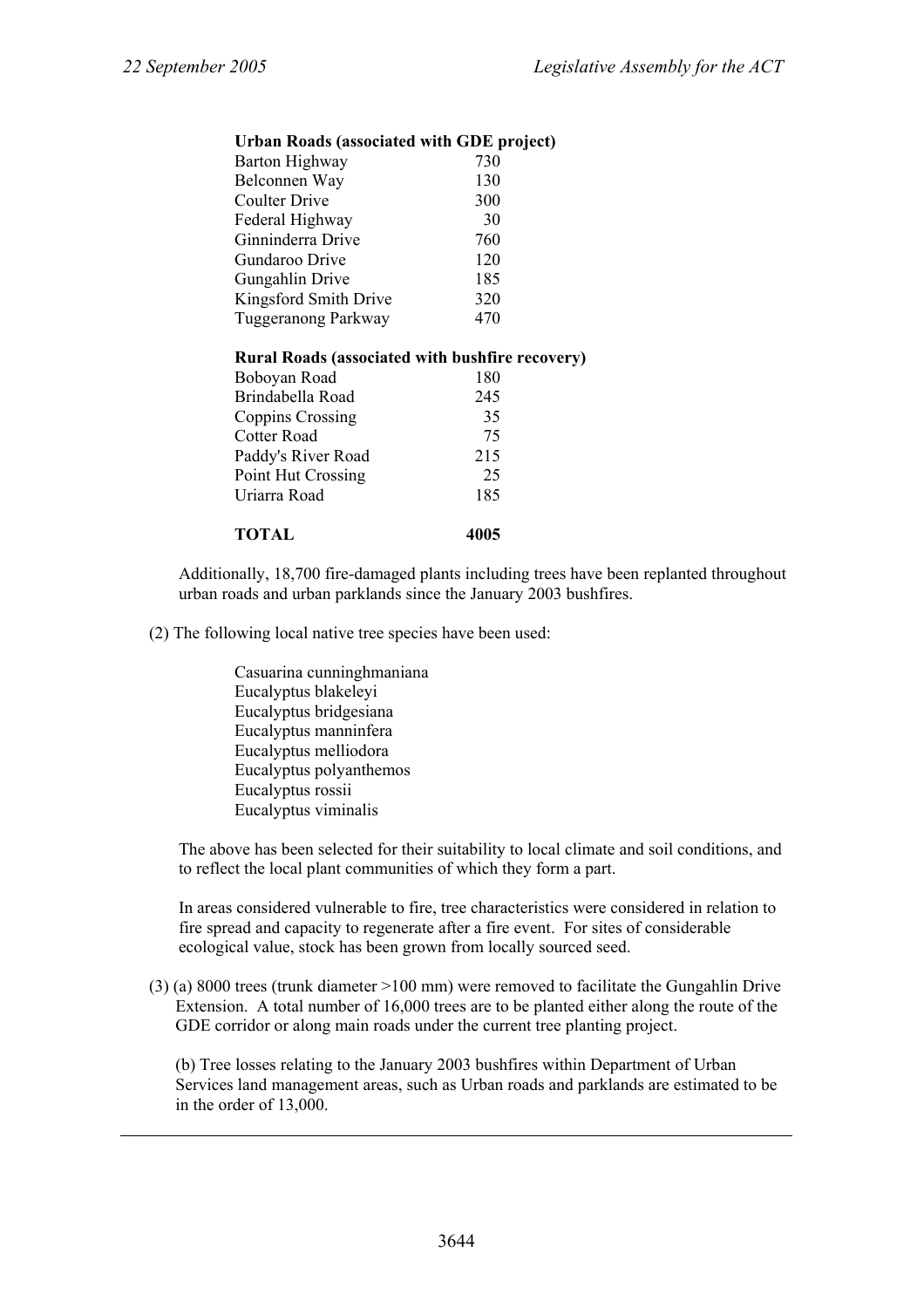| **Urban Roads (associated with GDE project)** | |
|---|---|
| Barton Highway | 730 |
| Belconnen Way | 130 |
| Coulter Drive | 300 |
| Federal Highway | 30 |
| Ginninderra Drive | 760 |
| Gundaroo Drive | 120 |
| Gungahlin Drive | 185 |
| Kingsford Smith Drive | 320 |
| Tuggeranong Parkway | 470 |
| **Rural Roads (associated with bushfire recovery)** | |
| Boboyan Road | 180 |
| Brindabella Road | 245 |
| Coppins Crossing | 35 |
| Cotter Road | 75 |
| Paddy's River Road | 215 |
| Point Hut Crossing | 25 |
| Uriarra Road | 185 |
| **TOTAL** | **4005** |

Additionally, 18,700 fire-damaged plants including trees have been replanted throughout urban roads and urban parklands since the January 2003 bushfires.

(2) The following local native tree species have been used:

Casuarina cunninghmaniana
Eucalyptus blakeleyi
Eucalyptus bridgesiana
Eucalyptus manninfera
Eucalyptus melliodora
Eucalyptus polyanthemos
Eucalyptus rossii
Eucalyptus viminalis

The above has been selected for their suitability to local climate and soil conditions, and to reflect the local plant communities of which they form a part.

In areas considered vulnerable to fire, tree characteristics were considered in relation to fire spread and capacity to regenerate after a fire event. For sites of considerable ecological value, stock has been grown from locally sourced seed.

(3) (a) 8000 trees (trunk diameter >100 mm) were removed to facilitate the Gungahlin Drive Extension. A total number of 16,000 trees are to be planted either along the route of the GDE corridor or along main roads under the current tree planting project.

(b) Tree losses relating to the January 2003 bushfires within Department of Urban Services land management areas, such as Urban roads and parklands are estimated to be in the order of 13,000.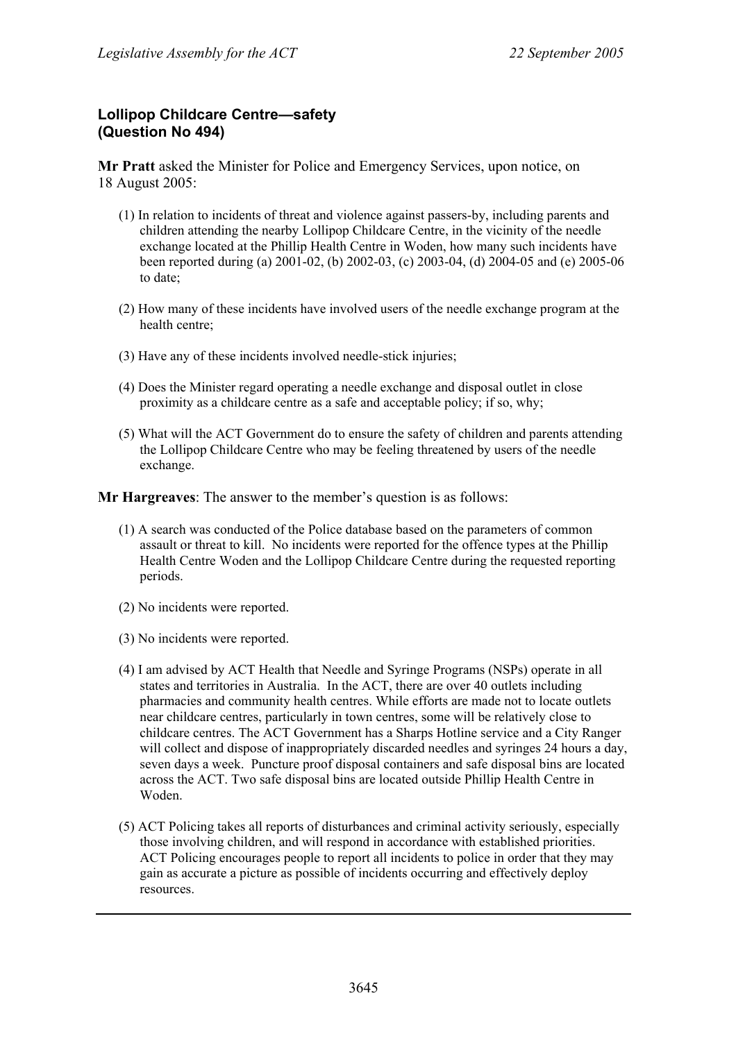### Lollipop Childcare Centre—safety
### (Question No 494)

**Mr Pratt** asked the Minister for Police and Emergency Services, upon notice, on 18 August 2005:

(1) In relation to incidents of threat and violence against passers-by, including parents and children attending the nearby Lollipop Childcare Centre, in the vicinity of the needle exchange located at the Phillip Health Centre in Woden, how many such incidents have been reported during (a) 2001-02, (b) 2002-03, (c) 2003-04, (d) 2004-05 and (e) 2005-06 to date;

(2) How many of these incidents have involved users of the needle exchange program at the health centre;

(3) Have any of these incidents involved needle-stick injuries;

(4) Does the Minister regard operating a needle exchange and disposal outlet in close proximity as a childcare centre as a safe and acceptable policy; if so, why;

(5) What will the ACT Government do to ensure the safety of children and parents attending the Lollipop Childcare Centre who may be feeling threatened by users of the needle exchange.

**Mr Hargreaves**: The answer to the member's question is as follows:

(1) A search was conducted of the Police database based on the parameters of common assault or threat to kill. No incidents were reported for the offence types at the Phillip Health Centre Woden and the Lollipop Childcare Centre during the requested reporting periods.

(2) No incidents were reported.

(3) No incidents were reported.

(4) I am advised by ACT Health that Needle and Syringe Programs (NSPs) operate in all states and territories in Australia. In the ACT, there are over 40 outlets including pharmacies and community health centres. While efforts are made not to locate outlets near childcare centres, particularly in town centres, some will be relatively close to childcare centres. The ACT Government has a Sharps Hotline service and a City Ranger will collect and dispose of inappropriately discarded needles and syringes 24 hours a day, seven days a week. Puncture proof disposal containers and safe disposal bins are located across the ACT. Two safe disposal bins are located outside Phillip Health Centre in Woden.

(5) ACT Policing takes all reports of disturbances and criminal activity seriously, especially those involving children, and will respond in accordance with established priorities. ACT Policing encourages people to report all incidents to police in order that they may gain as accurate a picture as possible of incidents occurring and effectively deploy resources.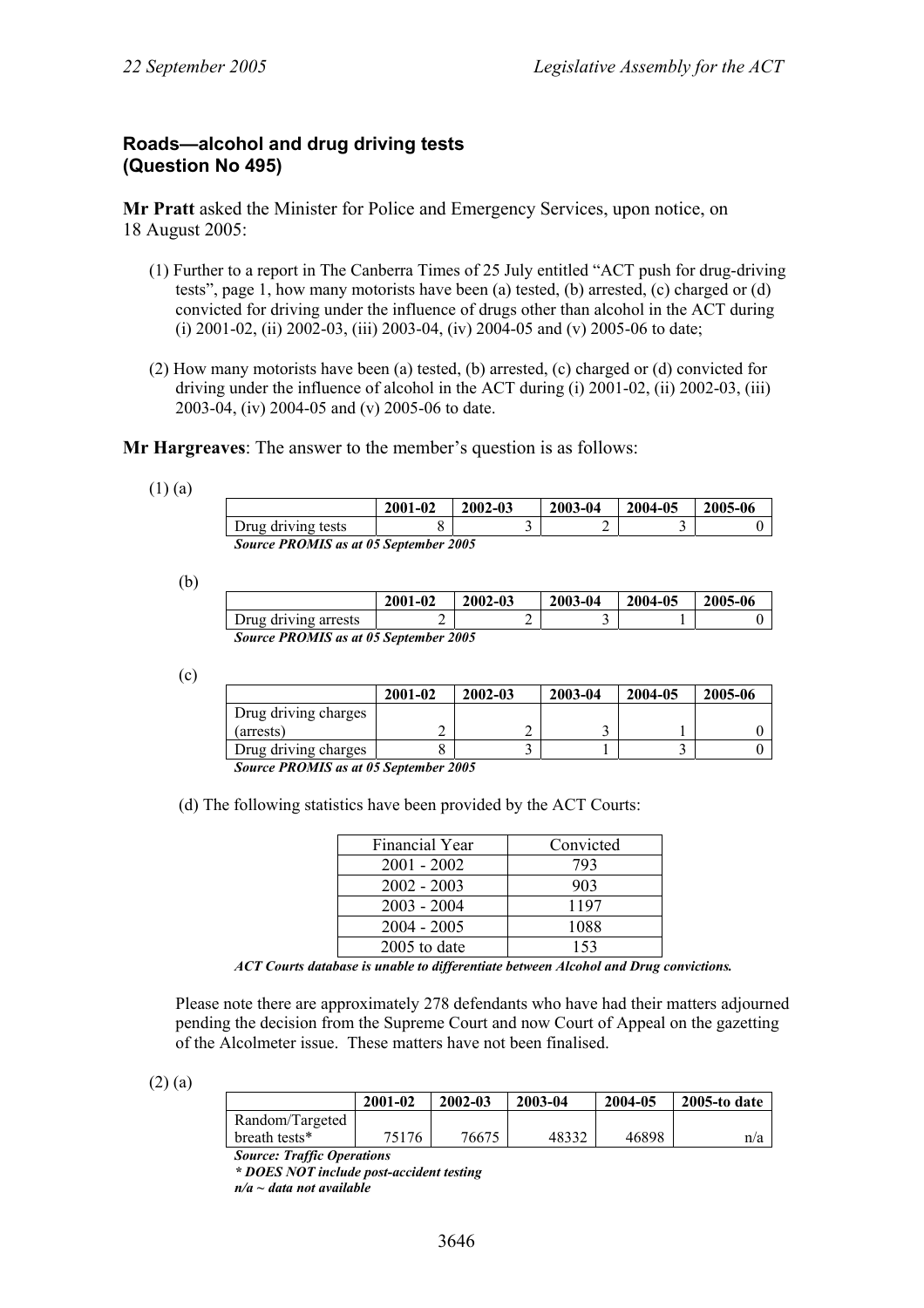### Roads—alcohol and drug driving tests (Question No 495)

**Mr Pratt** asked the Minister for Police and Emergency Services, upon notice, on 18 August 2005:

(1) Further to a report in The Canberra Times of 25 July entitled "ACT push for drug-driving tests", page 1, how many motorists have been (a) tested, (b) arrested, (c) charged or (d) convicted for driving under the influence of drugs other than alcohol in the ACT during (i) 2001-02, (ii) 2002-03, (iii) 2003-04, (iv) 2004-05 and (v) 2005-06 to date;

(2) How many motorists have been (a) tested, (b) arrested, (c) charged or (d) convicted for driving under the influence of alcohol in the ACT during (i) 2001-02, (ii) 2002-03, (iii) 2003-04, (iv) 2004-05 and (v) 2005-06 to date.

**Mr Hargreaves**: The answer to the member's question is as follows:

(1) (a)

| | 2001-02 | 2002-03 | 2003-04 | 2004-05 | 2005-06 |
|---|---|---|---|---|---|
| Drug driving tests | 8 | 3 | 2 | 3 | 0 |

***Source PROMIS as at 05 September 2005***

(b)

| | 2001-02 | 2002-03 | 2003-04 | 2004-05 | 2005-06 |
|---|---|---|---|---|---|
| Drug driving arrests | 2 | 2 | 3 | 1 | 0 |

***Source PROMIS as at 05 September 2005***

(c)

| | 2001-02 | 2002-03 | 2003-04 | 2004-05 | 2005-06 |
|---|---|---|---|---|---|
| Drug driving charges (arrests) | 2 | 2 | 3 | 1 | 0 |
| Drug driving charges | 8 | 3 | 1 | 3 | 0 |

***Source PROMIS as at 05 September 2005***

(d) The following statistics have been provided by the ACT Courts:

| Financial Year | Convicted |
|---|---|
| 2001 - 2002 | 793 |
| 2002 - 2003 | 903 |
| 2003 - 2004 | 1197 |
| 2004 - 2005 | 1088 |
| 2005 to date | 153 |

***ACT Courts database is unable to differentiate between Alcohol and Drug convictions.***

Please note there are approximately 278 defendants who have had their matters adjourned pending the decision from the Supreme Court and now Court of Appeal on the gazetting of the Alcolmeter issue. These matters have not been finalised.

(2) (a)

| | 2001-02 | 2002-03 | 2003-04 | 2004-05 | 2005-to date |
|---|---|---|---|---|---|
| Random/Targeted breath tests* | 75176 | 76675 | 48332 | 46898 | n/a |

***Source: Traffic Operations***
***\* DOES NOT include post-accident testing***
***n/a ~ data not available***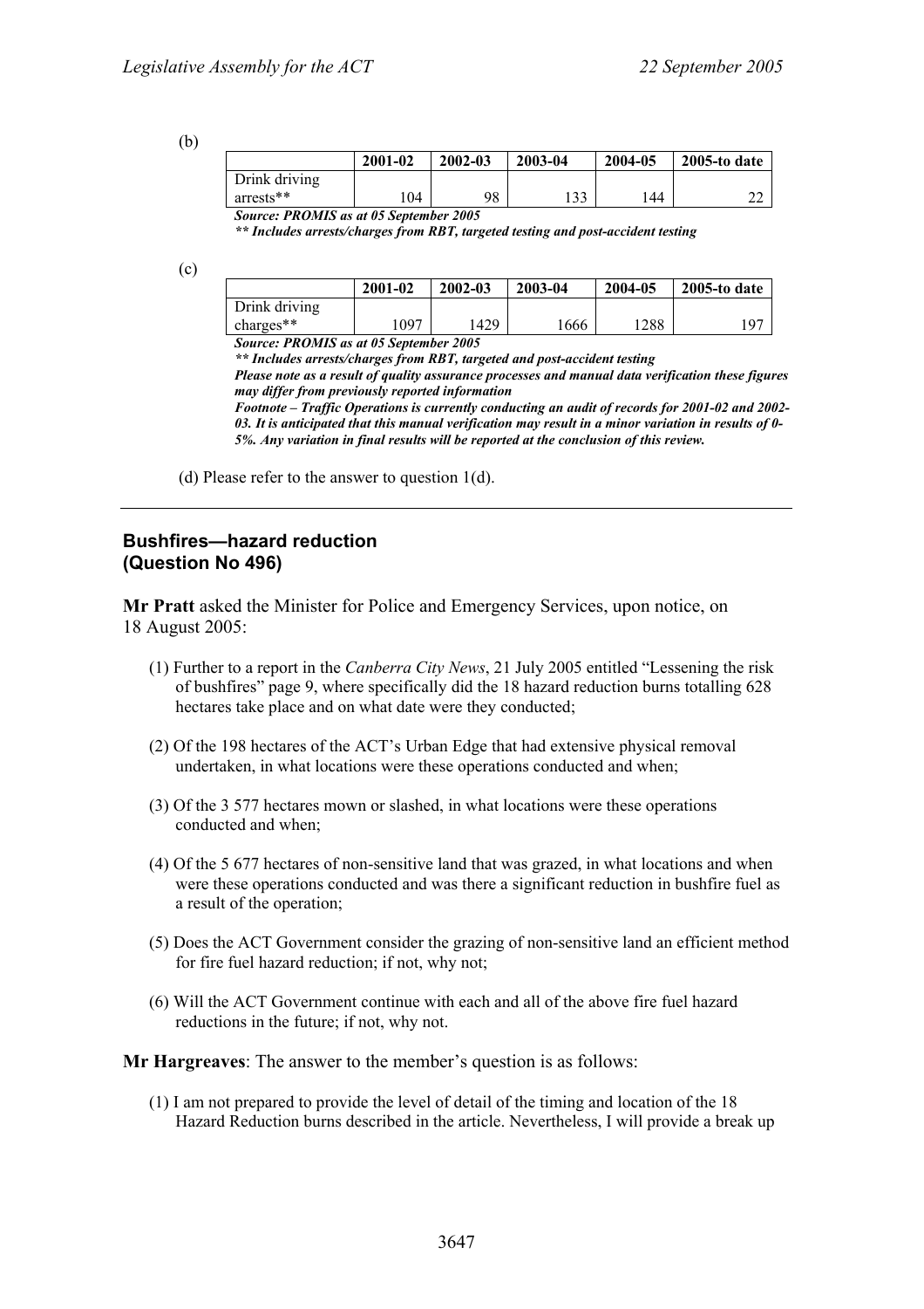(b)

| | 2001-02 | 2002-03 | 2003-04 | 2004-05 | 2005-to date |
|---|---|---|---|---|---|
| Drink driving arrests** | 104 | 98 | 133 | 144 | 22 |

***Source: PROMIS as at 05 September 2005***

***\*\* Includes arrests/charges from RBT, targeted testing and post-accident testing***

(c)

| | 2001-02 | 2002-03 | 2003-04 | 2004-05 | 2005-to date |
|---|---|---|---|---|---|
| Drink driving charges** | 1097 | 1429 | 1666 | 1288 | 197 |

***Source: PROMIS as at 05 September 2005***

***\*\* Includes arrests/charges from RBT, targeted and post-accident testing***

***Please note as a result of quality assurance processes and manual data verification these figures may differ from previously reported information***

***Footnote – Traffic Operations is currently conducting an audit of records for 2001-02 and 2002-03. It is anticipated that this manual verification may result in a minor variation in results of 0-5%. Any variation in final results will be reported at the conclusion of this review.***

(d) Please refer to the answer to question 1(d).

---

## Bushfires—hazard reduction (Question No 496)

**Mr Pratt** asked the Minister for Police and Emergency Services, upon notice, on 18 August 2005:

(1) Further to a report in the *Canberra City News*, 21 July 2005 entitled "Lessening the risk of bushfires" page 9, where specifically did the 18 hazard reduction burns totalling 628 hectares take place and on what date were they conducted;

(2) Of the 198 hectares of the ACT's Urban Edge that had extensive physical removal undertaken, in what locations were these operations conducted and when;

(3) Of the 3 577 hectares mown or slashed, in what locations were these operations conducted and when;

(4) Of the 5 677 hectares of non-sensitive land that was grazed, in what locations and when were these operations conducted and was there a significant reduction in bushfire fuel as a result of the operation;

(5) Does the ACT Government consider the grazing of non-sensitive land an efficient method for fire fuel hazard reduction; if not, why not;

(6) Will the ACT Government continue with each and all of the above fire fuel hazard reductions in the future; if not, why not.

**Mr Hargreaves**: The answer to the member's question is as follows:

(1) I am not prepared to provide the level of detail of the timing and location of the 18 Hazard Reduction burns described in the article. Nevertheless, I will provide a break up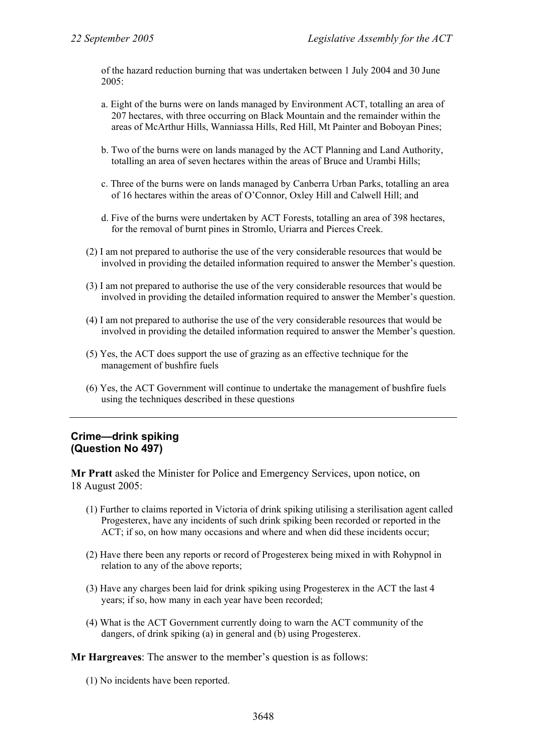of the hazard reduction burning that was undertaken between 1 July 2004 and 30 June 2005:

a. Eight of the burns were on lands managed by Environment ACT, totalling an area of 207 hectares, with three occurring on Black Mountain and the remainder within the areas of McArthur Hills, Wanniassa Hills, Red Hill, Mt Painter and Boboyan Pines;

b. Two of the burns were on lands managed by the ACT Planning and Land Authority, totalling an area of seven hectares within the areas of Bruce and Urambi Hills;

c. Three of the burns were on lands managed by Canberra Urban Parks, totalling an area of 16 hectares within the areas of O'Connor, Oxley Hill and Calwell Hill; and

d. Five of the burns were undertaken by ACT Forests, totalling an area of 398 hectares, for the removal of burnt pines in Stromlo, Uriarra and Pierces Creek.

(2) I am not prepared to authorise the use of the very considerable resources that would be involved in providing the detailed information required to answer the Member's question.

(3) I am not prepared to authorise the use of the very considerable resources that would be involved in providing the detailed information required to answer the Member's question.

(4) I am not prepared to authorise the use of the very considerable resources that would be involved in providing the detailed information required to answer the Member's question.

(5) Yes, the ACT does support the use of grazing as an effective technique for the management of bushfire fuels

(6) Yes, the ACT Government will continue to undertake the management of bushfire fuels using the techniques described in these questions

---

### Crime—drink spiking
### (Question No 497)

**Mr Pratt** asked the Minister for Police and Emergency Services, upon notice, on 18 August 2005:

(1) Further to claims reported in Victoria of drink spiking utilising a sterilisation agent called Progesterex, have any incidents of such drink spiking been recorded or reported in the ACT; if so, on how many occasions and where and when did these incidents occur;

(2) Have there been any reports or record of Progesterex being mixed in with Rohypnol in relation to any of the above reports;

(3) Have any charges been laid for drink spiking using Progesterex in the ACT the last 4 years; if so, how many in each year have been recorded;

(4) What is the ACT Government currently doing to warn the ACT community of the dangers, of drink spiking (a) in general and (b) using Progesterex.

**Mr Hargreaves**: The answer to the member's question is as follows:

(1) No incidents have been reported.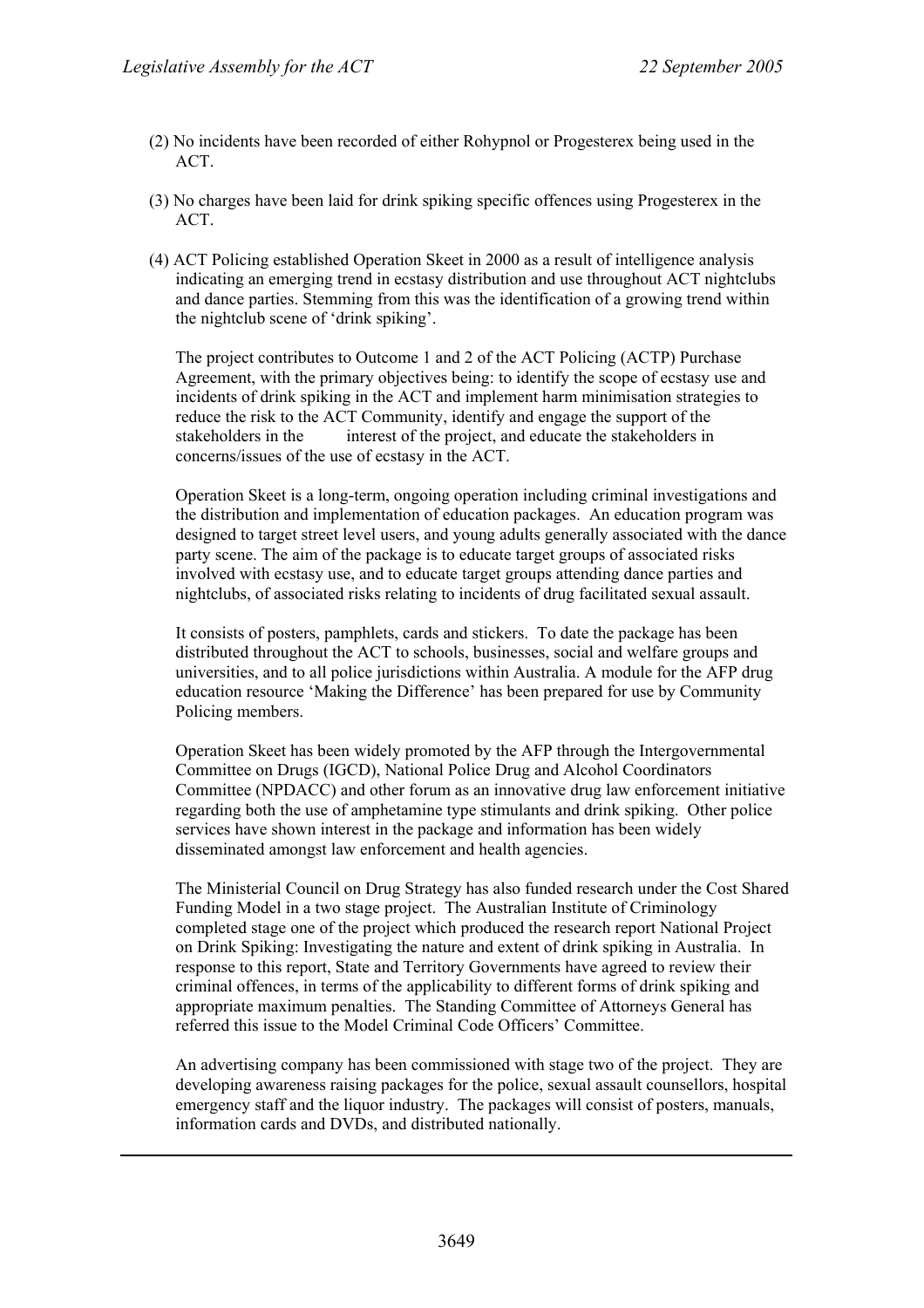(2) No incidents have been recorded of either Rohypnol or Progesterex being used in the ACT.

(3) No charges have been laid for drink spiking specific offences using Progesterex in the ACT.

(4) ACT Policing established Operation Skeet in 2000 as a result of intelligence analysis indicating an emerging trend in ecstasy distribution and use throughout ACT nightclubs and dance parties. Stemming from this was the identification of a growing trend within the nightclub scene of 'drink spiking'.

The project contributes to Outcome 1 and 2 of the ACT Policing (ACTP) Purchase Agreement, with the primary objectives being: to identify the scope of ecstasy use and incidents of drink spiking in the ACT and implement harm minimisation strategies to reduce the risk to the ACT Community, identify and engage the support of the stakeholders in the interest of the project, and educate the stakeholders in concerns/issues of the use of ecstasy in the ACT.

Operation Skeet is a long-term, ongoing operation including criminal investigations and the distribution and implementation of education packages. An education program was designed to target street level users, and young adults generally associated with the dance party scene. The aim of the package is to educate target groups of associated risks involved with ecstasy use, and to educate target groups attending dance parties and nightclubs, of associated risks relating to incidents of drug facilitated sexual assault.

It consists of posters, pamphlets, cards and stickers. To date the package has been distributed throughout the ACT to schools, businesses, social and welfare groups and universities, and to all police jurisdictions within Australia. A module for the AFP drug education resource 'Making the Difference' has been prepared for use by Community Policing members.

Operation Skeet has been widely promoted by the AFP through the Intergovernmental Committee on Drugs (IGCD), National Police Drug and Alcohol Coordinators Committee (NPDACC) and other forum as an innovative drug law enforcement initiative regarding both the use of amphetamine type stimulants and drink spiking. Other police services have shown interest in the package and information has been widely disseminated amongst law enforcement and health agencies.

The Ministerial Council on Drug Strategy has also funded research under the Cost Shared Funding Model in a two stage project. The Australian Institute of Criminology completed stage one of the project which produced the research report National Project on Drink Spiking: Investigating the nature and extent of drink spiking in Australia. In response to this report, State and Territory Governments have agreed to review their criminal offences, in terms of the applicability to different forms of drink spiking and appropriate maximum penalties. The Standing Committee of Attorneys General has referred this issue to the Model Criminal Code Officers' Committee.

An advertising company has been commissioned with stage two of the project. They are developing awareness raising packages for the police, sexual assault counsellors, hospital emergency staff and the liquor industry. The packages will consist of posters, manuals, information cards and DVDs, and distributed nationally.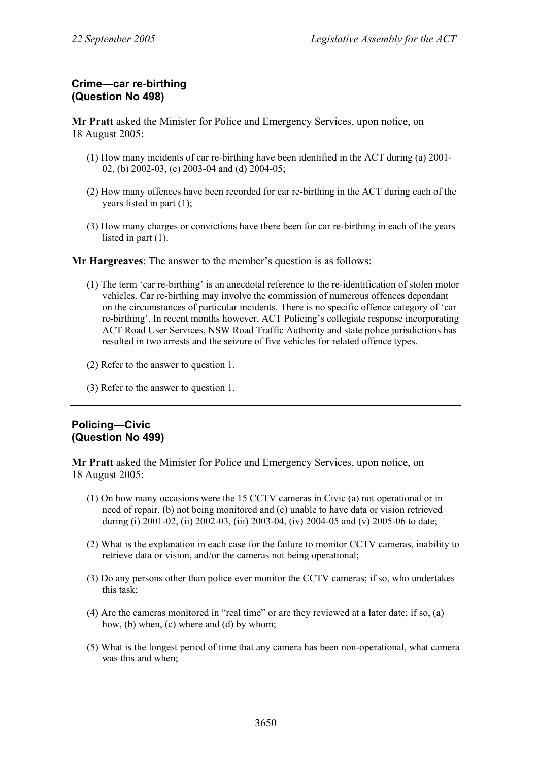**Crime—car re-birthing**
**(Question No 498)**

**Mr Pratt** asked the Minister for Police and Emergency Services, upon notice, on 18 August 2005:

(1) How many incidents of car re-birthing have been identified in the ACT during (a) 2001-02, (b) 2002-03, (c) 2003-04 and (d) 2004-05;

(2) How many offences have been recorded for car re-birthing in the ACT during each of the years listed in part (1);

(3) How many charges or convictions have there been for car re-birthing in each of the years listed in part (1).

**Mr Hargreaves**: The answer to the member's question is as follows:

(1) The term 'car re-birthing' is an anecdotal reference to the re-identification of stolen motor vehicles. Car re-birthing may involve the commission of numerous offences dependant on the circumstances of particular incidents. There is no specific offence category of 'car re-birthing'. In recent months however, ACT Policing's collegiate response incorporating ACT Road User Services, NSW Road Traffic Authority and state police jurisdictions has resulted in two arrests and the seizure of five vehicles for related offence types.

(2) Refer to the answer to question 1.

(3) Refer to the answer to question 1.

---

**Policing—Civic**
**(Question No 499)**

**Mr Pratt** asked the Minister for Police and Emergency Services, upon notice, on 18 August 2005:

(1) On how many occasions were the 15 CCTV cameras in Civic (a) not operational or in need of repair, (b) not being monitored and (c) unable to have data or vision retrieved during (i) 2001-02, (ii) 2002-03, (iii) 2003-04, (iv) 2004-05 and (v) 2005-06 to date;

(2) What is the explanation in each case for the failure to monitor CCTV cameras, inability to retrieve data or vision, and/or the cameras not being operational;

(3) Do any persons other than police ever monitor the CCTV cameras; if so, who undertakes this task;

(4) Are the cameras monitored in "real time" or are they reviewed at a later date; if so, (a) how, (b) when, (c) where and (d) by whom;

(5) What is the longest period of time that any camera has been non-operational, what camera was this and when;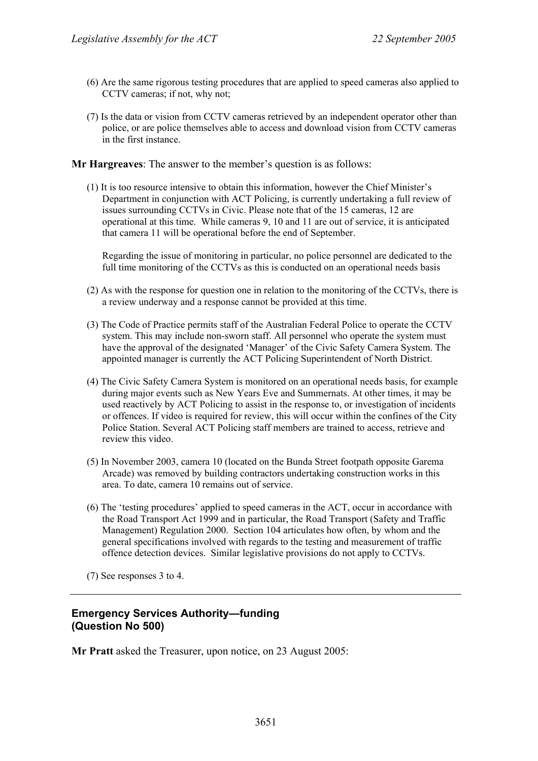(6) Are the same rigorous testing procedures that are applied to speed cameras also applied to CCTV cameras; if not, why not;

(7) Is the data or vision from CCTV cameras retrieved by an independent operator other than police, or are police themselves able to access and download vision from CCTV cameras in the first instance.

**Mr Hargreaves**: The answer to the member's question is as follows:

(1) It is too resource intensive to obtain this information, however the Chief Minister's Department in conjunction with ACT Policing, is currently undertaking a full review of issues surrounding CCTVs in Civic. Please note that of the 15 cameras, 12 are operational at this time. While cameras 9, 10 and 11 are out of service, it is anticipated that camera 11 will be operational before the end of September.

Regarding the issue of monitoring in particular, no police personnel are dedicated to the full time monitoring of the CCTVs as this is conducted on an operational needs basis

(2) As with the response for question one in relation to the monitoring of the CCTVs, there is a review underway and a response cannot be provided at this time.

(3) The Code of Practice permits staff of the Australian Federal Police to operate the CCTV system. This may include non-sworn staff. All personnel who operate the system must have the approval of the designated 'Manager' of the Civic Safety Camera System. The appointed manager is currently the ACT Policing Superintendent of North District.

(4) The Civic Safety Camera System is monitored on an operational needs basis, for example during major events such as New Years Eve and Summernats. At other times, it may be used reactively by ACT Policing to assist in the response to, or investigation of incidents or offences. If video is required for review, this will occur within the confines of the City Police Station. Several ACT Policing staff members are trained to access, retrieve and review this video.

(5) In November 2003, camera 10 (located on the Bunda Street footpath opposite Garema Arcade) was removed by building contractors undertaking construction works in this area. To date, camera 10 remains out of service.

(6) The 'testing procedures' applied to speed cameras in the ACT, occur in accordance with the Road Transport Act 1999 and in particular, the Road Transport (Safety and Traffic Management) Regulation 2000. Section 104 articulates how often, by whom and the general specifications involved with regards to the testing and measurement of traffic offence detection devices. Similar legislative provisions do not apply to CCTVs.

(7) See responses 3 to 4.

---

### Emergency Services Authority—funding (Question No 500)

**Mr Pratt** asked the Treasurer, upon notice, on 23 August 2005: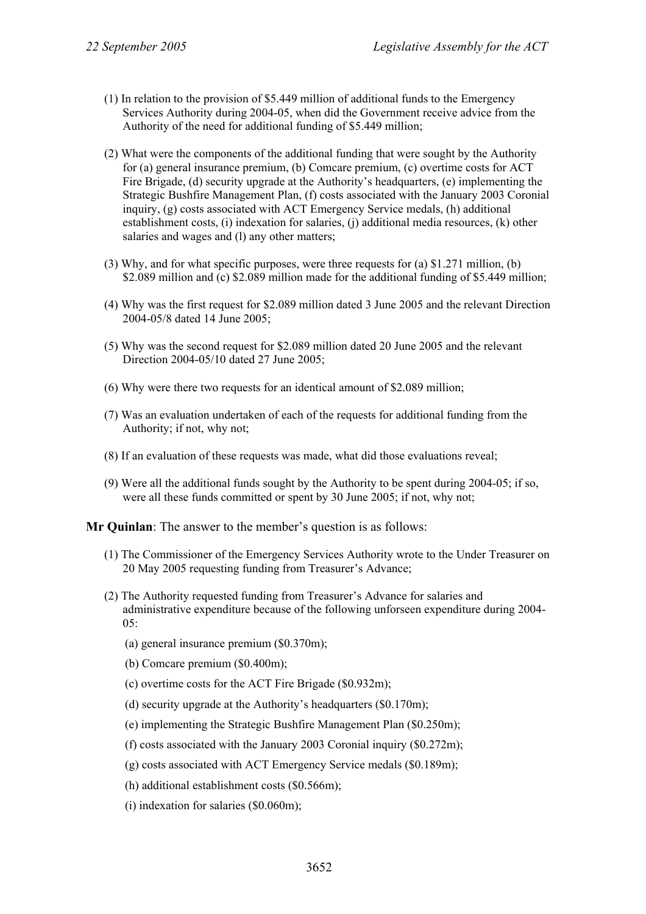(1) In relation to the provision of $5.449 million of additional funds to the Emergency Services Authority during 2004-05, when did the Government receive advice from the Authority of the need for additional funding of $5.449 million;

(2) What were the components of the additional funding that were sought by the Authority for (a) general insurance premium, (b) Comcare premium, (c) overtime costs for ACT Fire Brigade, (d) security upgrade at the Authority's headquarters, (e) implementing the Strategic Bushfire Management Plan, (f) costs associated with the January 2003 Coronial inquiry, (g) costs associated with ACT Emergency Service medals, (h) additional establishment costs, (i) indexation for salaries, (j) additional media resources, (k) other salaries and wages and (l) any other matters;

(3) Why, and for what specific purposes, were three requests for (a) $1.271 million, (b) $2.089 million and (c) $2.089 million made for the additional funding of $5.449 million;

(4) Why was the first request for $2.089 million dated 3 June 2005 and the relevant Direction 2004-05/8 dated 14 June 2005;

(5) Why was the second request for $2.089 million dated 20 June 2005 and the relevant Direction 2004-05/10 dated 27 June 2005;

(6) Why were there two requests for an identical amount of $2.089 million;

(7) Was an evaluation undertaken of each of the requests for additional funding from the Authority; if not, why not;

(8) If an evaluation of these requests was made, what did those evaluations reveal;

(9) Were all the additional funds sought by the Authority to be spent during 2004-05; if so, were all these funds committed or spent by 30 June 2005; if not, why not;

**Mr Quinlan**: The answer to the member's question is as follows:

(1) The Commissioner of the Emergency Services Authority wrote to the Under Treasurer on 20 May 2005 requesting funding from Treasurer's Advance;

(2) The Authority requested funding from Treasurer's Advance for salaries and administrative expenditure because of the following unforseen expenditure during 2004-05:

(a) general insurance premium ($0.370m);

(b) Comcare premium ($0.400m);

(c) overtime costs for the ACT Fire Brigade ($0.932m);

(d) security upgrade at the Authority's headquarters ($0.170m);

(e) implementing the Strategic Bushfire Management Plan ($0.250m);

(f) costs associated with the January 2003 Coronial inquiry ($0.272m);

(g) costs associated with ACT Emergency Service medals ($0.189m);

(h) additional establishment costs ($0.566m);

(i) indexation for salaries ($0.060m);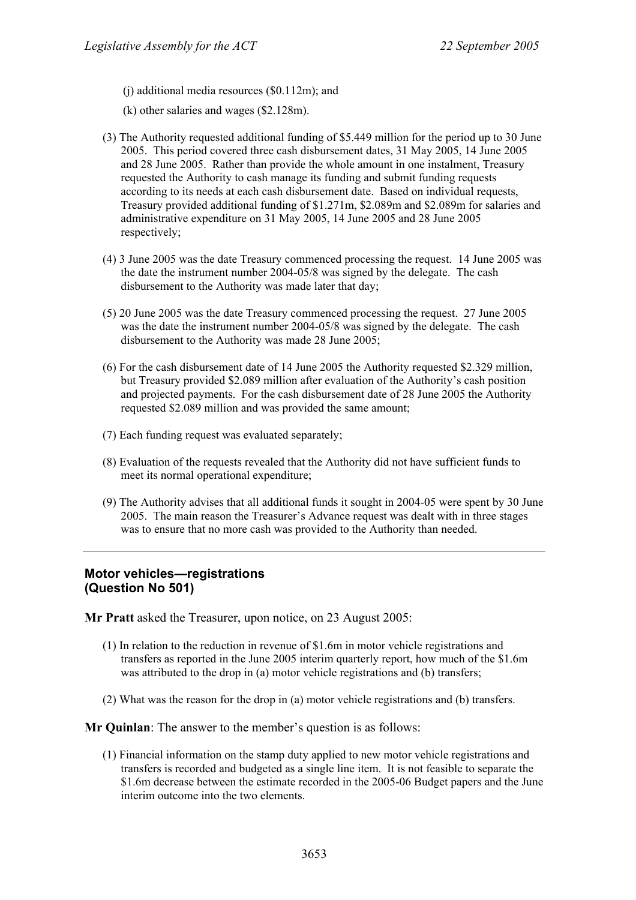(j) additional media resources ($0.112m); and

(k) other salaries and wages ($2.128m).

(3) The Authority requested additional funding of $5.449 million for the period up to 30 June 2005. This period covered three cash disbursement dates, 31 May 2005, 14 June 2005 and 28 June 2005. Rather than provide the whole amount in one instalment, Treasury requested the Authority to cash manage its funding and submit funding requests according to its needs at each cash disbursement date. Based on individual requests, Treasury provided additional funding of $1.271m, $2.089m and $2.089m for salaries and administrative expenditure on 31 May 2005, 14 June 2005 and 28 June 2005 respectively;

(4) 3 June 2005 was the date Treasury commenced processing the request. 14 June 2005 was the date the instrument number 2004-05/8 was signed by the delegate. The cash disbursement to the Authority was made later that day;

(5) 20 June 2005 was the date Treasury commenced processing the request. 27 June 2005 was the date the instrument number 2004-05/8 was signed by the delegate. The cash disbursement to the Authority was made 28 June 2005;

(6) For the cash disbursement date of 14 June 2005 the Authority requested $2.329 million, but Treasury provided $2.089 million after evaluation of the Authority's cash position and projected payments. For the cash disbursement date of 28 June 2005 the Authority requested $2.089 million and was provided the same amount;

(7) Each funding request was evaluated separately;

(8) Evaluation of the requests revealed that the Authority did not have sufficient funds to meet its normal operational expenditure;

(9) The Authority advises that all additional funds it sought in 2004-05 were spent by 30 June 2005. The main reason the Treasurer's Advance request was dealt with in three stages was to ensure that no more cash was provided to the Authority than needed.

---

## Motor vehicles—registrations (Question No 501)

**Mr Pratt** asked the Treasurer, upon notice, on 23 August 2005:

(1) In relation to the reduction in revenue of $1.6m in motor vehicle registrations and transfers as reported in the June 2005 interim quarterly report, how much of the $1.6m was attributed to the drop in (a) motor vehicle registrations and (b) transfers;

(2) What was the reason for the drop in (a) motor vehicle registrations and (b) transfers.

**Mr Quinlan**: The answer to the member's question is as follows:

(1) Financial information on the stamp duty applied to new motor vehicle registrations and transfers is recorded and budgeted as a single line item. It is not feasible to separate the $1.6m decrease between the estimate recorded in the 2005-06 Budget papers and the June interim outcome into the two elements.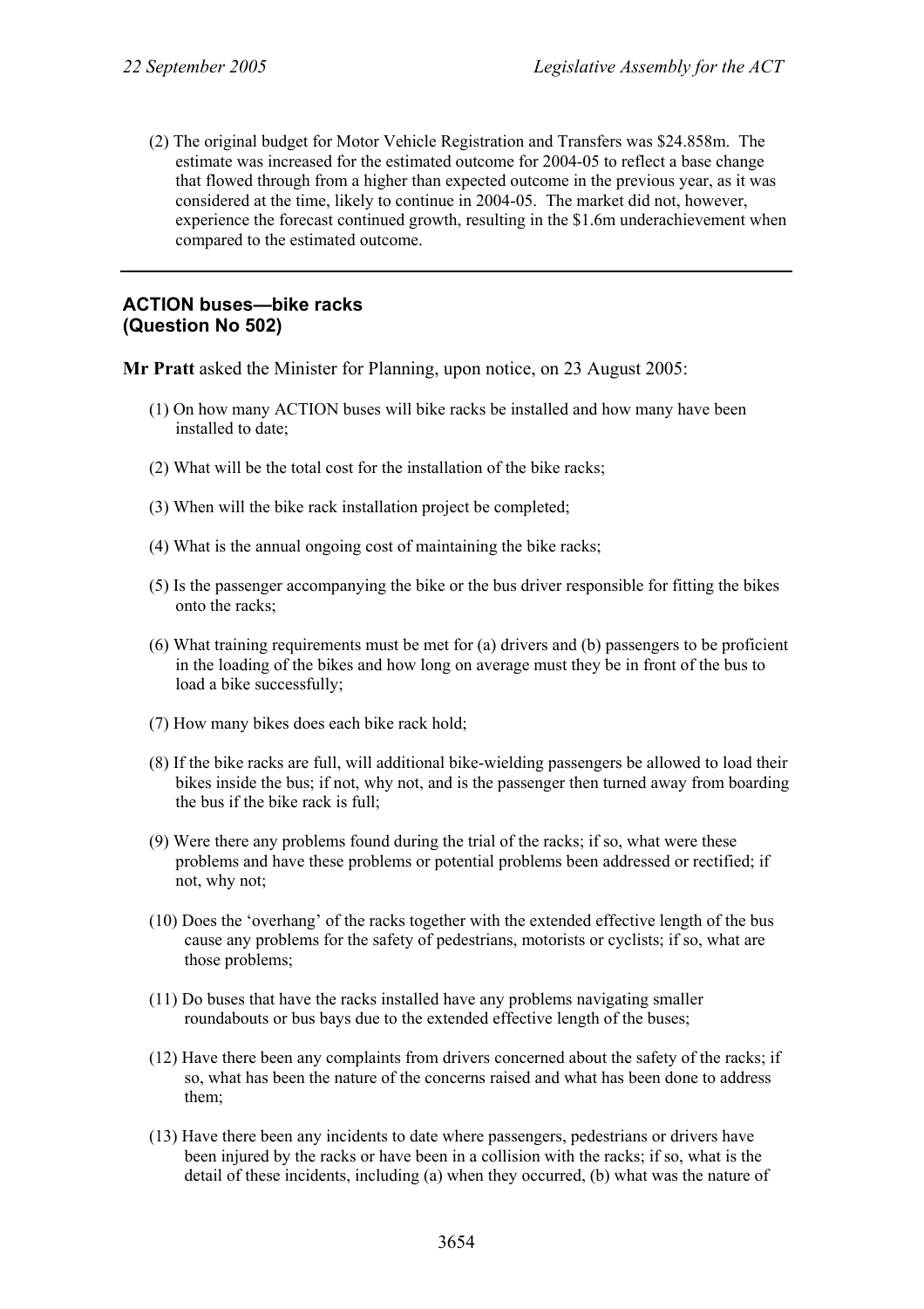(2) The original budget for Motor Vehicle Registration and Transfers was $24.858m. The estimate was increased for the estimated outcome for 2004-05 to reflect a base change that flowed through from a higher than expected outcome in the previous year, as it was considered at the time, likely to continue in 2004-05. The market did not, however, experience the forecast continued growth, resulting in the $1.6m underachievement when compared to the estimated outcome.

---

### ACTION buses—bike racks
### (Question No 502)

**Mr Pratt** asked the Minister for Planning, upon notice, on 23 August 2005:

(1) On how many ACTION buses will bike racks be installed and how many have been installed to date;

(2) What will be the total cost for the installation of the bike racks;

(3) When will the bike rack installation project be completed;

(4) What is the annual ongoing cost of maintaining the bike racks;

(5) Is the passenger accompanying the bike or the bus driver responsible for fitting the bikes onto the racks;

(6) What training requirements must be met for (a) drivers and (b) passengers to be proficient in the loading of the bikes and how long on average must they be in front of the bus to load a bike successfully;

(7) How many bikes does each bike rack hold;

(8) If the bike racks are full, will additional bike-wielding passengers be allowed to load their bikes inside the bus; if not, why not, and is the passenger then turned away from boarding the bus if the bike rack is full;

(9) Were there any problems found during the trial of the racks; if so, what were these problems and have these problems or potential problems been addressed or rectified; if not, why not;

(10) Does the 'overhang' of the racks together with the extended effective length of the bus cause any problems for the safety of pedestrians, motorists or cyclists; if so, what are those problems;

(11) Do buses that have the racks installed have any problems navigating smaller roundabouts or bus bays due to the extended effective length of the buses;

(12) Have there been any complaints from drivers concerned about the safety of the racks; if so, what has been the nature of the concerns raised and what has been done to address them;

(13) Have there been any incidents to date where passengers, pedestrians or drivers have been injured by the racks or have been in a collision with the racks; if so, what is the detail of these incidents, including (a) when they occurred, (b) what was the nature of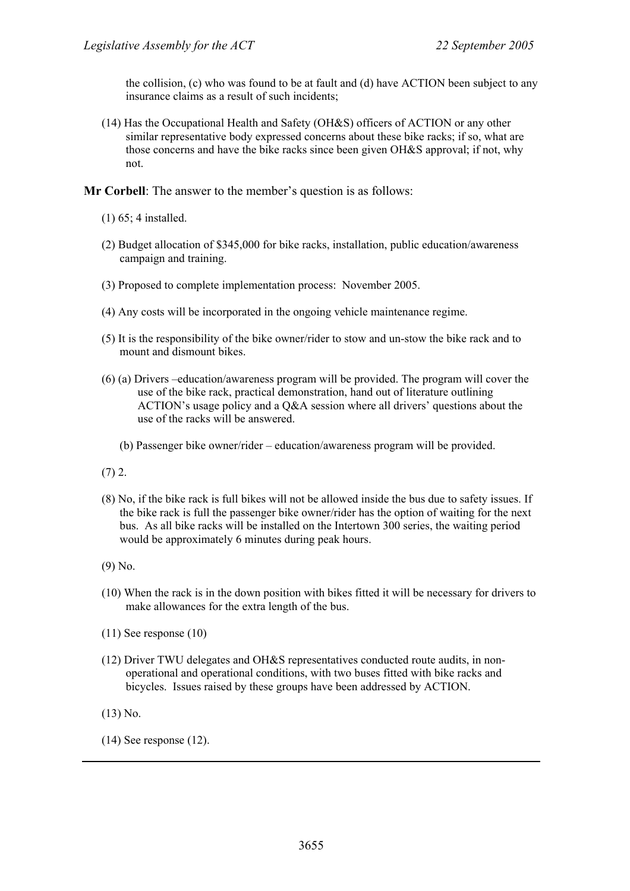the collision, (c) who was found to be at fault and (d) have ACTION been subject to any insurance claims as a result of such incidents;

(14) Has the Occupational Health and Safety (OH&S) officers of ACTION or any other similar representative body expressed concerns about these bike racks; if so, what are those concerns and have the bike racks since been given OH&S approval; if not, why not.

**Mr Corbell**: The answer to the member's question is as follows:

(1) 65; 4 installed.

(2) Budget allocation of $345,000 for bike racks, installation, public education/awareness campaign and training.

(3) Proposed to complete implementation process: November 2005.

(4) Any costs will be incorporated in the ongoing vehicle maintenance regime.

(5) It is the responsibility of the bike owner/rider to stow and un-stow the bike rack and to mount and dismount bikes.

(6) (a) Drivers –education/awareness program will be provided. The program will cover the use of the bike rack, practical demonstration, hand out of literature outlining ACTION's usage policy and a Q&A session where all drivers' questions about the use of the racks will be answered.

(b) Passenger bike owner/rider – education/awareness program will be provided.

(7) 2.

(8) No, if the bike rack is full bikes will not be allowed inside the bus due to safety issues. If the bike rack is full the passenger bike owner/rider has the option of waiting for the next bus. As all bike racks will be installed on the Intertown 300 series, the waiting period would be approximately 6 minutes during peak hours.

(9) No.

(10) When the rack is in the down position with bikes fitted it will be necessary for drivers to make allowances for the extra length of the bus.

(11) See response (10)

(12) Driver TWU delegates and OH&S representatives conducted route audits, in non-operational and operational conditions, with two buses fitted with bike racks and bicycles. Issues raised by these groups have been addressed by ACTION.

(13) No.

(14) See response (12).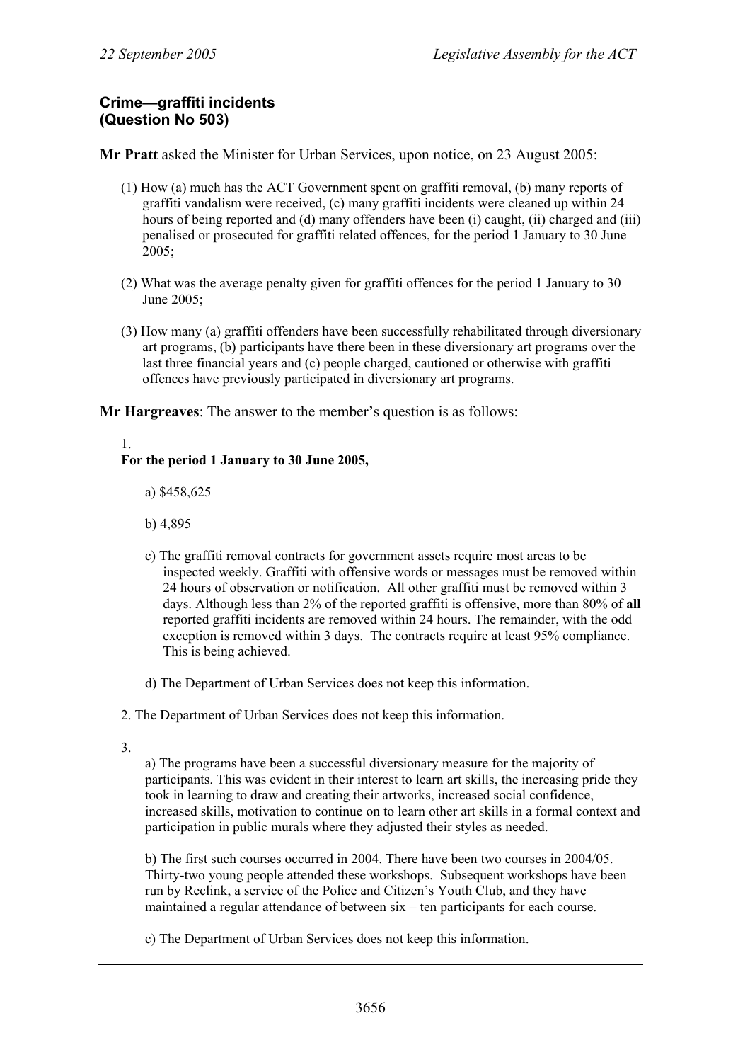## Crime—graffiti incidents (Question No 503)

**Mr Pratt** asked the Minister for Urban Services, upon notice, on 23 August 2005:

(1) How (a) much has the ACT Government spent on graffiti removal, (b) many reports of graffiti vandalism were received, (c) many graffiti incidents were cleaned up within 24 hours of being reported and (d) many offenders have been (i) caught, (ii) charged and (iii) penalised or prosecuted for graffiti related offences, for the period 1 January to 30 June 2005;

(2) What was the average penalty given for graffiti offences for the period 1 January to 30 June 2005;

(3) How many (a) graffiti offenders have been successfully rehabilitated through diversionary art programs, (b) participants have there been in these diversionary art programs over the last three financial years and (c) people charged, cautioned or otherwise with graffiti offences have previously participated in diversionary art programs.

**Mr Hargreaves**: The answer to the member's question is as follows:

1.
**For the period 1 January to 30 June 2005,**

a) $458,625

b) 4,895

c) The graffiti removal contracts for government assets require most areas to be inspected weekly. Graffiti with offensive words or messages must be removed within 24 hours of observation or notification. All other graffiti must be removed within 3 days. Although less than 2% of the reported graffiti is offensive, more than 80% of **all** reported graffiti incidents are removed within 24 hours. The remainder, with the odd exception is removed within 3 days. The contracts require at least 95% compliance. This is being achieved.

d) The Department of Urban Services does not keep this information.

2. The Department of Urban Services does not keep this information.

3.

a) The programs have been a successful diversionary measure for the majority of participants. This was evident in their interest to learn art skills, the increasing pride they took in learning to draw and creating their artworks, increased social confidence, increased skills, motivation to continue on to learn other art skills in a formal context and participation in public murals where they adjusted their styles as needed.

b) The first such courses occurred in 2004. There have been two courses in 2004/05. Thirty-two young people attended these workshops. Subsequent workshops have been run by Reclink, a service of the Police and Citizen's Youth Club, and they have maintained a regular attendance of between six – ten participants for each course.

c) The Department of Urban Services does not keep this information.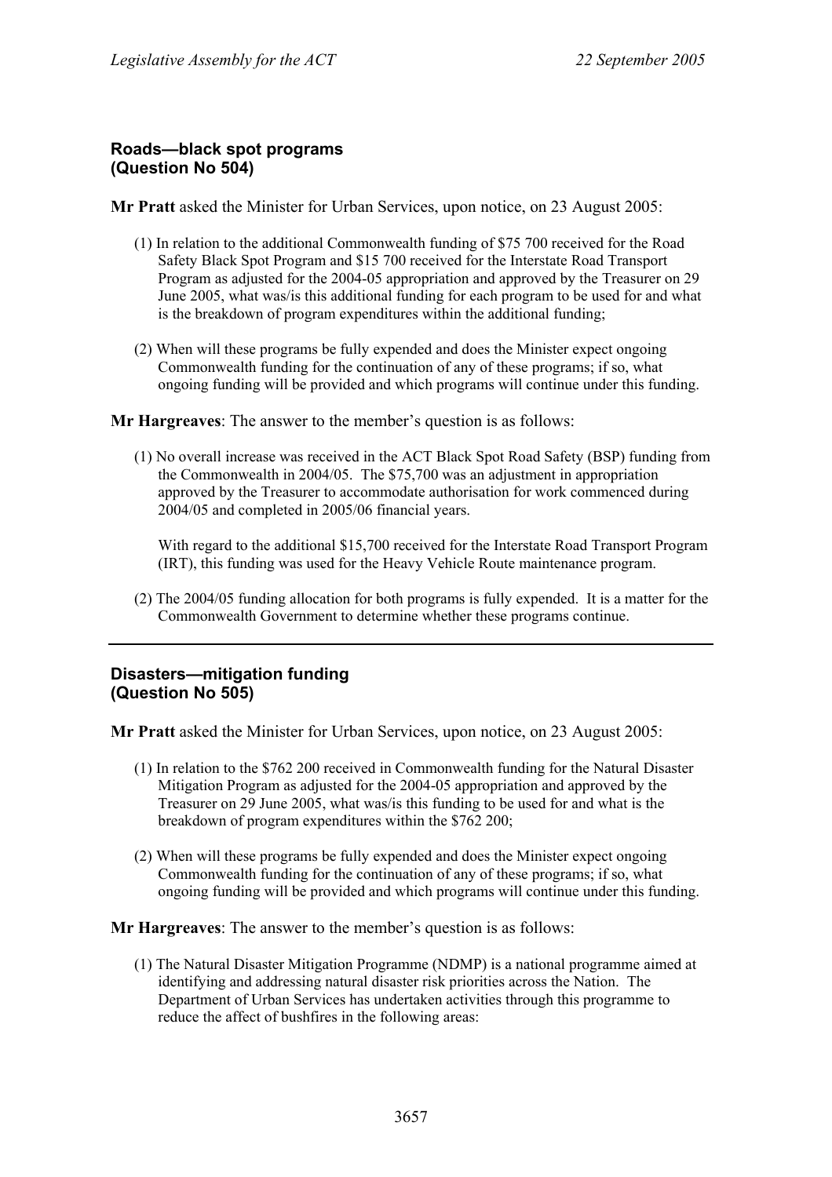## Roads—black spot programs
## (Question No 504)

**Mr Pratt** asked the Minister for Urban Services, upon notice, on 23 August 2005:

(1) In relation to the additional Commonwealth funding of $75 700 received for the Road Safety Black Spot Program and $15 700 received for the Interstate Road Transport Program as adjusted for the 2004-05 appropriation and approved by the Treasurer on 29 June 2005, what was/is this additional funding for each program to be used for and what is the breakdown of program expenditures within the additional funding;

(2) When will these programs be fully expended and does the Minister expect ongoing Commonwealth funding for the continuation of any of these programs; if so, what ongoing funding will be provided and which programs will continue under this funding.

**Mr Hargreaves**: The answer to the member's question is as follows:

(1) No overall increase was received in the ACT Black Spot Road Safety (BSP) funding from the Commonwealth in 2004/05. The $75,700 was an adjustment in appropriation approved by the Treasurer to accommodate authorisation for work commenced during 2004/05 and completed in 2005/06 financial years.

With regard to the additional $15,700 received for the Interstate Road Transport Program (IRT), this funding was used for the Heavy Vehicle Route maintenance program.

(2) The 2004/05 funding allocation for both programs is fully expended. It is a matter for the Commonwealth Government to determine whether these programs continue.

---

## Disasters—mitigation funding
## (Question No 505)

**Mr Pratt** asked the Minister for Urban Services, upon notice, on 23 August 2005:

(1) In relation to the $762 200 received in Commonwealth funding for the Natural Disaster Mitigation Program as adjusted for the 2004-05 appropriation and approved by the Treasurer on 29 June 2005, what was/is this funding to be used for and what is the breakdown of program expenditures within the $762 200;

(2) When will these programs be fully expended and does the Minister expect ongoing Commonwealth funding for the continuation of any of these programs; if so, what ongoing funding will be provided and which programs will continue under this funding.

**Mr Hargreaves**: The answer to the member's question is as follows:

(1) The Natural Disaster Mitigation Programme (NDMP) is a national programme aimed at identifying and addressing natural disaster risk priorities across the Nation. The Department of Urban Services has undertaken activities through this programme to reduce the affect of bushfires in the following areas: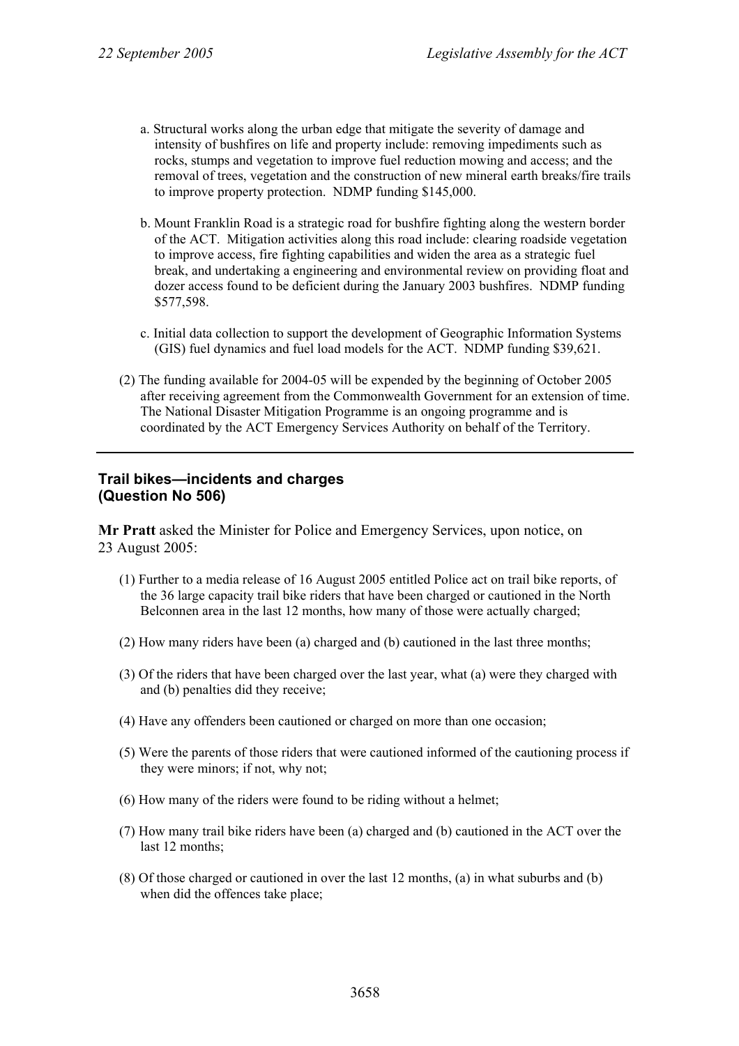a. Structural works along the urban edge that mitigate the severity of damage and intensity of bushfires on life and property include: removing impediments such as rocks, stumps and vegetation to improve fuel reduction mowing and access; and the removal of trees, vegetation and the construction of new mineral earth breaks/fire trails to improve property protection. NDMP funding $145,000.

b. Mount Franklin Road is a strategic road for bushfire fighting along the western border of the ACT. Mitigation activities along this road include: clearing roadside vegetation to improve access, fire fighting capabilities and widen the area as a strategic fuel break, and undertaking a engineering and environmental review on providing float and dozer access found to be deficient during the January 2003 bushfires. NDMP funding $577,598.

c. Initial data collection to support the development of Geographic Information Systems (GIS) fuel dynamics and fuel load models for the ACT. NDMP funding $39,621.

(2) The funding available for 2004-05 will be expended by the beginning of October 2005 after receiving agreement from the Commonwealth Government for an extension of time. The National Disaster Mitigation Programme is an ongoing programme and is coordinated by the ACT Emergency Services Authority on behalf of the Territory.

---

### Trail bikes—incidents and charges (Question No 506)

**Mr Pratt** asked the Minister for Police and Emergency Services, upon notice, on 23 August 2005:

(1) Further to a media release of 16 August 2005 entitled Police act on trail bike reports, of the 36 large capacity trail bike riders that have been charged or cautioned in the North Belconnen area in the last 12 months, how many of those were actually charged;

(2) How many riders have been (a) charged and (b) cautioned in the last three months;

(3) Of the riders that have been charged over the last year, what (a) were they charged with and (b) penalties did they receive;

(4) Have any offenders been cautioned or charged on more than one occasion;

(5) Were the parents of those riders that were cautioned informed of the cautioning process if they were minors; if not, why not;

(6) How many of the riders were found to be riding without a helmet;

(7) How many trail bike riders have been (a) charged and (b) cautioned in the ACT over the last 12 months;

(8) Of those charged or cautioned in over the last 12 months, (a) in what suburbs and (b) when did the offences take place;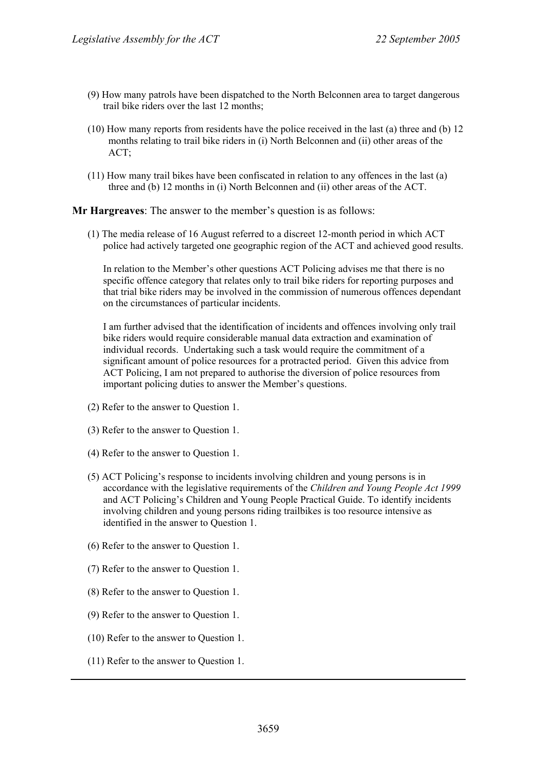(9) How many patrols have been dispatched to the North Belconnen area to target dangerous trail bike riders over the last 12 months;

(10) How many reports from residents have the police received in the last (a) three and (b) 12 months relating to trail bike riders in (i) North Belconnen and (ii) other areas of the ACT;

(11) How many trail bikes have been confiscated in relation to any offences in the last (a) three and (b) 12 months in (i) North Belconnen and (ii) other areas of the ACT.

**Mr Hargreaves**: The answer to the member's question is as follows:

(1) The media release of 16 August referred to a discreet 12-month period in which ACT police had actively targeted one geographic region of the ACT and achieved good results.

In relation to the Member's other questions ACT Policing advises me that there is no specific offence category that relates only to trail bike riders for reporting purposes and that trial bike riders may be involved in the commission of numerous offences dependant on the circumstances of particular incidents.

I am further advised that the identification of incidents and offences involving only trail bike riders would require considerable manual data extraction and examination of individual records. Undertaking such a task would require the commitment of a significant amount of police resources for a protracted period. Given this advice from ACT Policing, I am not prepared to authorise the diversion of police resources from important policing duties to answer the Member's questions.

(2) Refer to the answer to Question 1.

(3) Refer to the answer to Question 1.

(4) Refer to the answer to Question 1.

(5) ACT Policing's response to incidents involving children and young persons is in accordance with the legislative requirements of the *Children and Young People Act 1999* and ACT Policing's Children and Young People Practical Guide. To identify incidents involving children and young persons riding trailbikes is too resource intensive as identified in the answer to Question 1.

(6) Refer to the answer to Question 1.

(7) Refer to the answer to Question 1.

(8) Refer to the answer to Question 1.

(9) Refer to the answer to Question 1.

(10) Refer to the answer to Question 1.

(11) Refer to the answer to Question 1.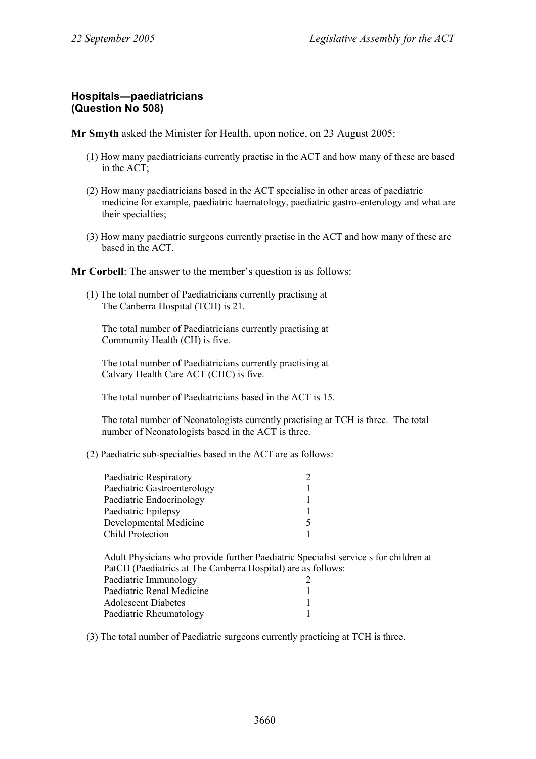### Hospitals—paediatricians (Question No 508)

**Mr Smyth** asked the Minister for Health, upon notice, on 23 August 2005:

(1) How many paediatricians currently practise in the ACT and how many of these are based in the ACT;

(2) How many paediatricians based in the ACT specialise in other areas of paediatric medicine for example, paediatric haematology, paediatric gastro-enterology and what are their specialties;

(3) How many paediatric surgeons currently practise in the ACT and how many of these are based in the ACT.

**Mr Corbell**: The answer to the member's question is as follows:

(1) The total number of Paediatricians currently practising at The Canberra Hospital (TCH) is 21.

The total number of Paediatricians currently practising at Community Health (CH) is five.

The total number of Paediatricians currently practising at Calvary Health Care ACT (CHC) is five.

The total number of Paediatricians based in the ACT is 15.

The total number of Neonatologists currently practising at TCH is three. The total number of Neonatologists based in the ACT is three.

(2) Paediatric sub-specialties based in the ACT are as follows:

| | |
|---|---|
| Paediatric Respiratory | 2 |
| Paediatric Gastroenterology | 1 |
| Paediatric Endocrinology | 1 |
| Paediatric Epilepsy | 1 |
| Developmental Medicine | 5 |
| Child Protection | 1 |

Adult Physicians who provide further Paediatric Specialist service s for children at PatCH (Paediatrics at The Canberra Hospital) are as follows:

| | |
|---|---|
| Paediatric Immunology | 2 |
| Paediatric Renal Medicine | 1 |
| Adolescent Diabetes | 1 |
| Paediatric Rheumatology | 1 |

(3) The total number of Paediatric surgeons currently practicing at TCH is three.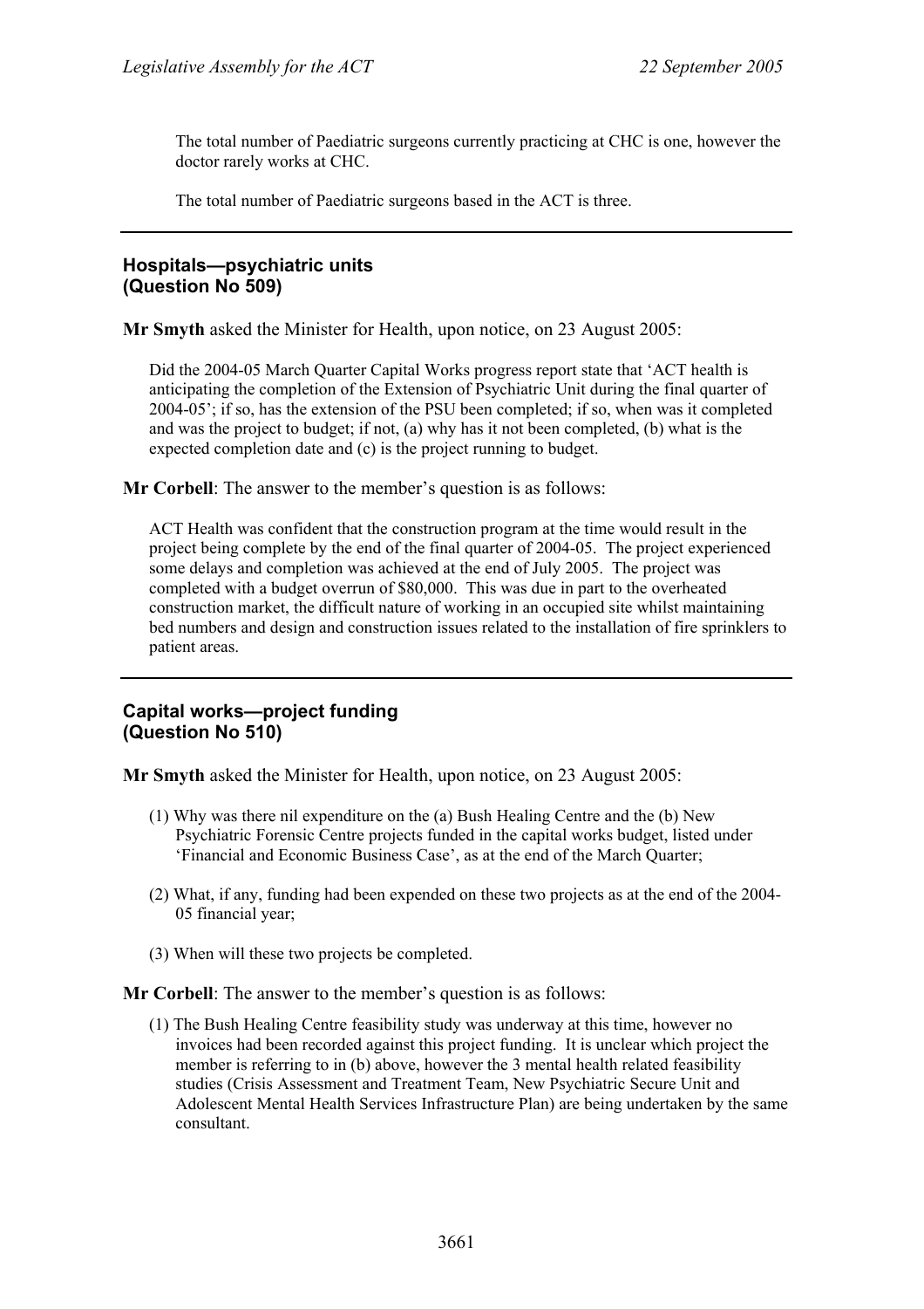The total number of Paediatric surgeons currently practicing at CHC is one, however the doctor rarely works at CHC.

The total number of Paediatric surgeons based in the ACT is three.

---

### Hospitals—psychiatric units (Question No 509)

**Mr Smyth** asked the Minister for Health, upon notice, on 23 August 2005:

Did the 2004-05 March Quarter Capital Works progress report state that 'ACT health is anticipating the completion of the Extension of Psychiatric Unit during the final quarter of 2004-05'; if so, has the extension of the PSU been completed; if so, when was it completed and was the project to budget; if not, (a) why has it not been completed, (b) what is the expected completion date and (c) is the project running to budget.

**Mr Corbell**: The answer to the member's question is as follows:

ACT Health was confident that the construction program at the time would result in the project being complete by the end of the final quarter of 2004-05. The project experienced some delays and completion was achieved at the end of July 2005. The project was completed with a budget overrun of $80,000. This was due in part to the overheated construction market, the difficult nature of working in an occupied site whilst maintaining bed numbers and design and construction issues related to the installation of fire sprinklers to patient areas.

---

### Capital works—project funding (Question No 510)

**Mr Smyth** asked the Minister for Health, upon notice, on 23 August 2005:

(1) Why was there nil expenditure on the (a) Bush Healing Centre and the (b) New Psychiatric Forensic Centre projects funded in the capital works budget, listed under 'Financial and Economic Business Case', as at the end of the March Quarter;

(2) What, if any, funding had been expended on these two projects as at the end of the 2004-05 financial year;

(3) When will these two projects be completed.

**Mr Corbell**: The answer to the member's question is as follows:

(1) The Bush Healing Centre feasibility study was underway at this time, however no invoices had been recorded against this project funding. It is unclear which project the member is referring to in (b) above, however the 3 mental health related feasibility studies (Crisis Assessment and Treatment Team, New Psychiatric Secure Unit and Adolescent Mental Health Services Infrastructure Plan) are being undertaken by the same consultant.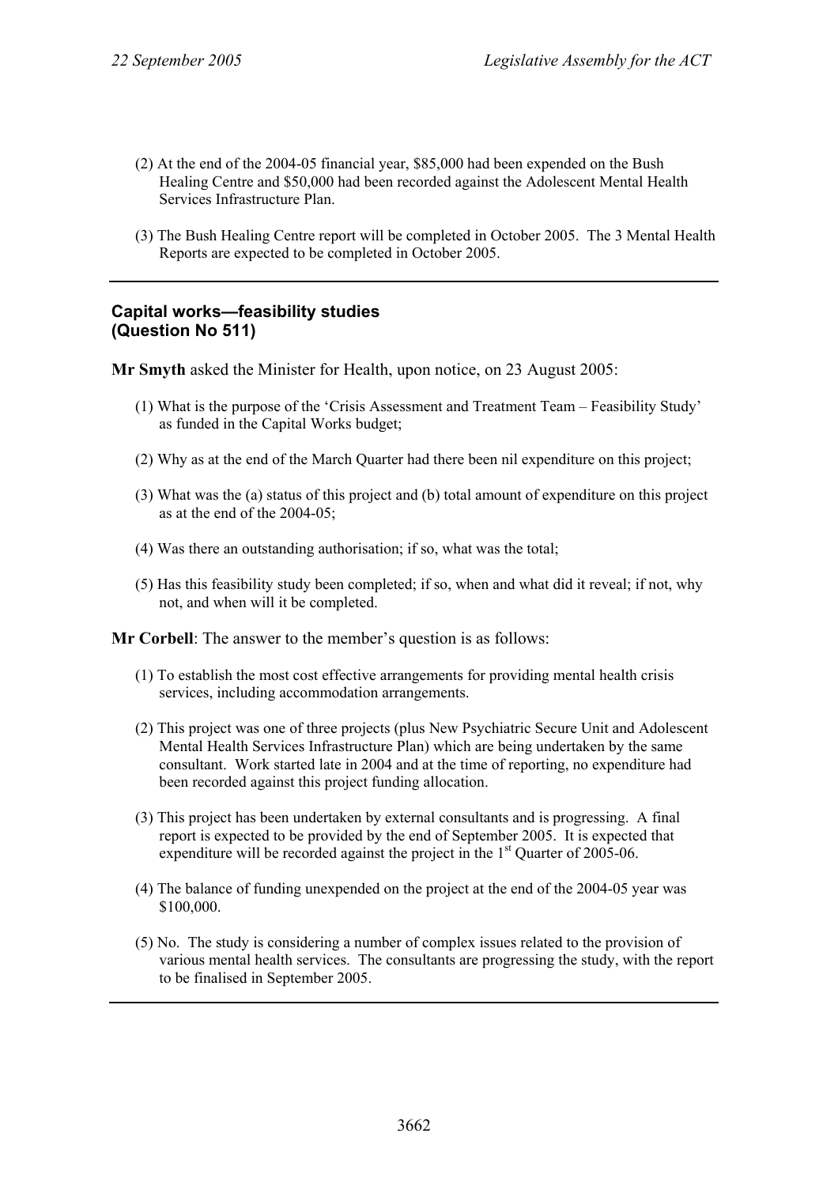(2) At the end of the 2004-05 financial year, \$85,000 had been expended on the Bush Healing Centre and \$50,000 had been recorded against the Adolescent Mental Health Services Infrastructure Plan.

(3) The Bush Healing Centre report will be completed in October 2005. The 3 Mental Health Reports are expected to be completed in October 2005.

---

## Capital works—feasibility studies
## (Question No 511)

**Mr Smyth** asked the Minister for Health, upon notice, on 23 August 2005:

(1) What is the purpose of the 'Crisis Assessment and Treatment Team – Feasibility Study' as funded in the Capital Works budget;

(2) Why as at the end of the March Quarter had there been nil expenditure on this project;

(3) What was the (a) status of this project and (b) total amount of expenditure on this project as at the end of the 2004-05;

(4) Was there an outstanding authorisation; if so, what was the total;

(5) Has this feasibility study been completed; if so, when and what did it reveal; if not, why not, and when will it be completed.

**Mr Corbell**: The answer to the member's question is as follows:

(1) To establish the most cost effective arrangements for providing mental health crisis services, including accommodation arrangements.

(2) This project was one of three projects (plus New Psychiatric Secure Unit and Adolescent Mental Health Services Infrastructure Plan) which are being undertaken by the same consultant. Work started late in 2004 and at the time of reporting, no expenditure had been recorded against this project funding allocation.

(3) This project has been undertaken by external consultants and is progressing. A final report is expected to be provided by the end of September 2005. It is expected that expenditure will be recorded against the project in the 1st Quarter of 2005-06.

(4) The balance of funding unexpended on the project at the end of the 2004-05 year was \$100,000.

(5) No. The study is considering a number of complex issues related to the provision of various mental health services. The consultants are progressing the study, with the report to be finalised in September 2005.

---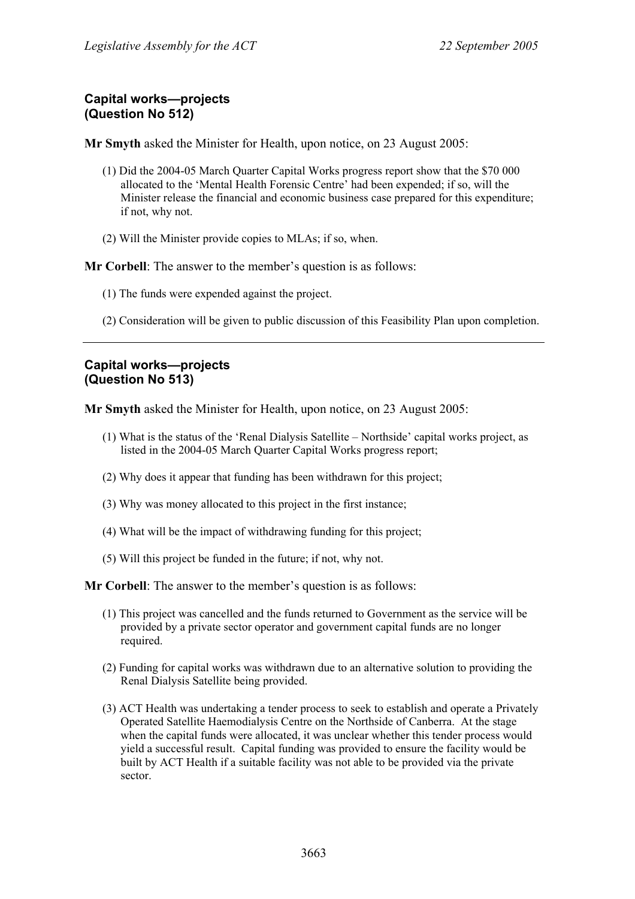## Capital works—projects
## (Question No 512)

**Mr Smyth** asked the Minister for Health, upon notice, on 23 August 2005:

(1) Did the 2004-05 March Quarter Capital Works progress report show that the $70 000 allocated to the 'Mental Health Forensic Centre' had been expended; if so, will the Minister release the financial and economic business case prepared for this expenditure; if not, why not.

(2) Will the Minister provide copies to MLAs; if so, when.

**Mr Corbell**: The answer to the member's question is as follows:

(1) The funds were expended against the project.

(2) Consideration will be given to public discussion of this Feasibility Plan upon completion.

---

## Capital works—projects
## (Question No 513)

**Mr Smyth** asked the Minister for Health, upon notice, on 23 August 2005:

(1) What is the status of the 'Renal Dialysis Satellite – Northside' capital works project, as listed in the 2004-05 March Quarter Capital Works progress report;

(2) Why does it appear that funding has been withdrawn for this project;

(3) Why was money allocated to this project in the first instance;

(4) What will be the impact of withdrawing funding for this project;

(5) Will this project be funded in the future; if not, why not.

**Mr Corbell**: The answer to the member's question is as follows:

(1) This project was cancelled and the funds returned to Government as the service will be provided by a private sector operator and government capital funds are no longer required.

(2) Funding for capital works was withdrawn due to an alternative solution to providing the Renal Dialysis Satellite being provided.

(3) ACT Health was undertaking a tender process to seek to establish and operate a Privately Operated Satellite Haemodialysis Centre on the Northside of Canberra. At the stage when the capital funds were allocated, it was unclear whether this tender process would yield a successful result. Capital funding was provided to ensure the facility would be built by ACT Health if a suitable facility was not able to be provided via the private sector.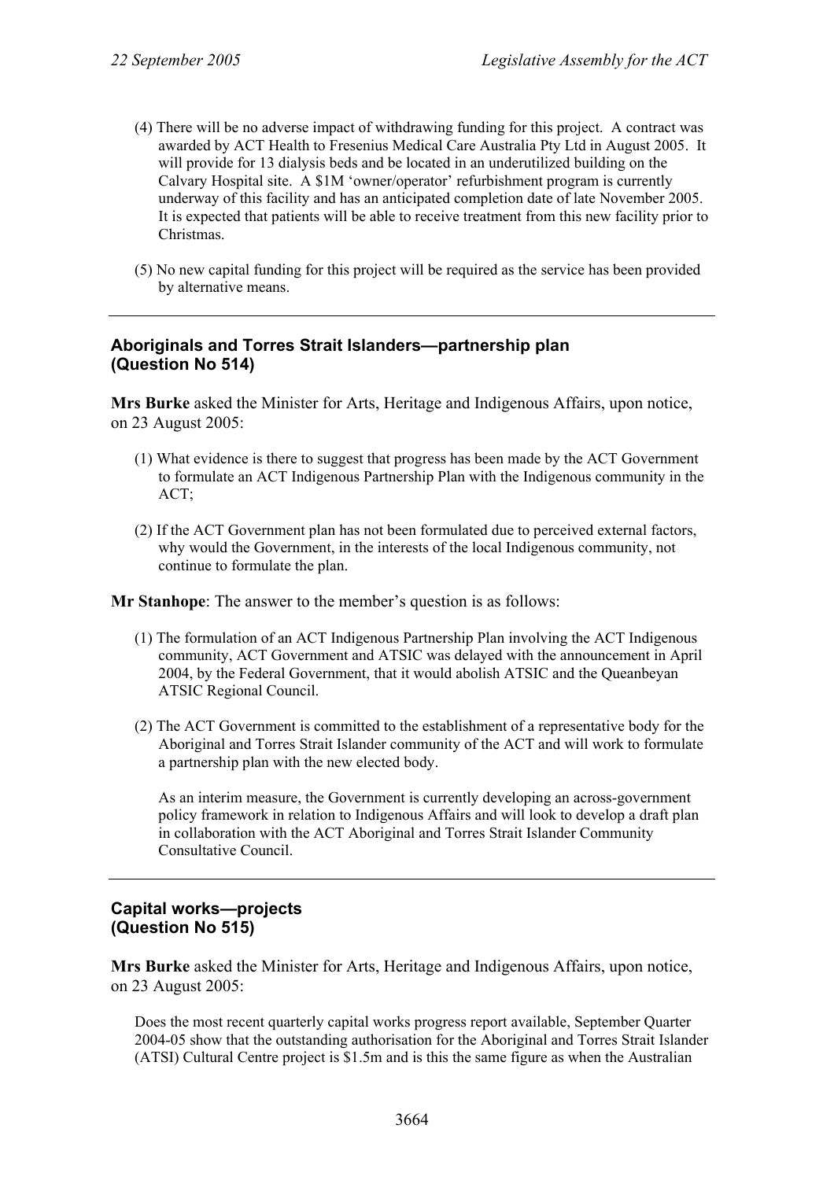(4) There will be no adverse impact of withdrawing funding for this project. A contract was awarded by ACT Health to Fresenius Medical Care Australia Pty Ltd in August 2005. It will provide for 13 dialysis beds and be located in an underutilized building on the Calvary Hospital site. A $1M 'owner/operator' refurbishment program is currently underway of this facility and has an anticipated completion date of late November 2005. It is expected that patients will be able to receive treatment from this new facility prior to Christmas.

(5) No new capital funding for this project will be required as the service has been provided by alternative means.

---

### Aboriginals and Torres Strait Islanders—partnership plan (Question No 514)

**Mrs Burke** asked the Minister for Arts, Heritage and Indigenous Affairs, upon notice, on 23 August 2005:

(1) What evidence is there to suggest that progress has been made by the ACT Government to formulate an ACT Indigenous Partnership Plan with the Indigenous community in the ACT;

(2) If the ACT Government plan has not been formulated due to perceived external factors, why would the Government, in the interests of the local Indigenous community, not continue to formulate the plan.

**Mr Stanhope**: The answer to the member's question is as follows:

(1) The formulation of an ACT Indigenous Partnership Plan involving the ACT Indigenous community, ACT Government and ATSIC was delayed with the announcement in April 2004, by the Federal Government, that it would abolish ATSIC and the Queanbeyan ATSIC Regional Council.

(2) The ACT Government is committed to the establishment of a representative body for the Aboriginal and Torres Strait Islander community of the ACT and will work to formulate a partnership plan with the new elected body.

As an interim measure, the Government is currently developing an across-government policy framework in relation to Indigenous Affairs and will look to develop a draft plan in collaboration with the ACT Aboriginal and Torres Strait Islander Community Consultative Council.

---

### Capital works—projects (Question No 515)

**Mrs Burke** asked the Minister for Arts, Heritage and Indigenous Affairs, upon notice, on 23 August 2005:

Does the most recent quarterly capital works progress report available, September Quarter 2004-05 show that the outstanding authorisation for the Aboriginal and Torres Strait Islander (ATSI) Cultural Centre project is $1.5m and is this the same figure as when the Australian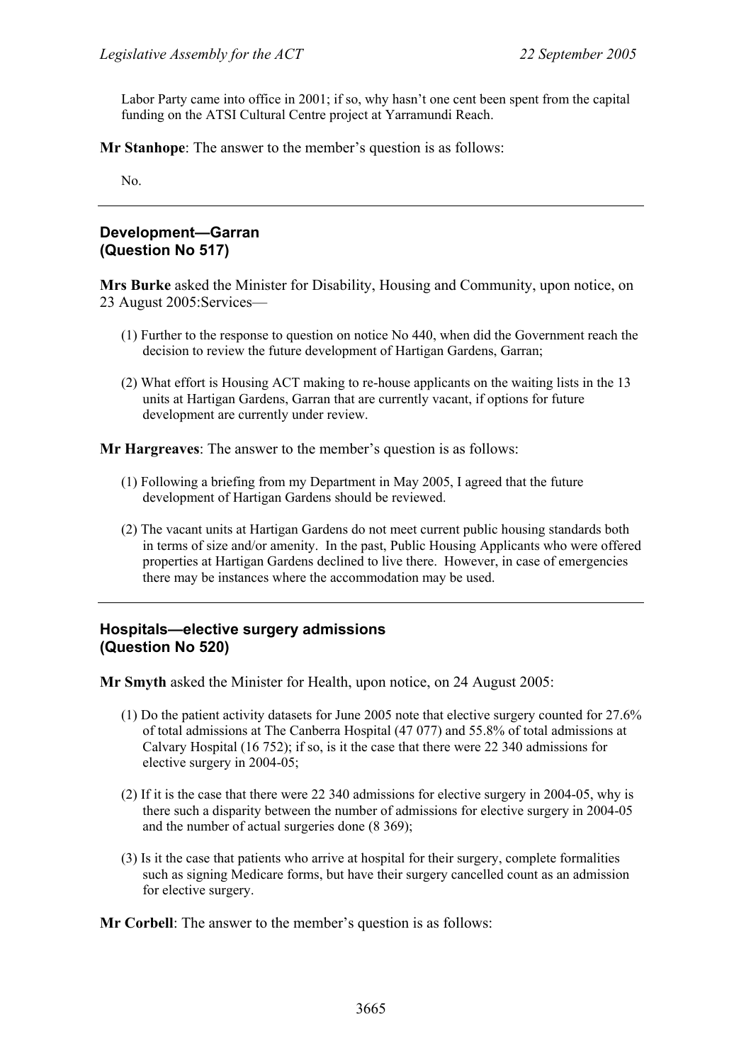Labor Party came into office in 2001; if so, why hasn't one cent been spent from the capital funding on the ATSI Cultural Centre project at Yarramundi Reach.

**Mr Stanhope**: The answer to the member's question is as follows:

No.

---

### Development—Garran (Question No 517)

**Mrs Burke** asked the Minister for Disability, Housing and Community, upon notice, on 23 August 2005:Services—

(1) Further to the response to question on notice No 440, when did the Government reach the decision to review the future development of Hartigan Gardens, Garran;

(2) What effort is Housing ACT making to re-house applicants on the waiting lists in the 13 units at Hartigan Gardens, Garran that are currently vacant, if options for future development are currently under review.

**Mr Hargreaves**: The answer to the member's question is as follows:

(1) Following a briefing from my Department in May 2005, I agreed that the future development of Hartigan Gardens should be reviewed.

(2) The vacant units at Hartigan Gardens do not meet current public housing standards both in terms of size and/or amenity. In the past, Public Housing Applicants who were offered properties at Hartigan Gardens declined to live there. However, in case of emergencies there may be instances where the accommodation may be used.

---

### Hospitals—elective surgery admissions (Question No 520)

**Mr Smyth** asked the Minister for Health, upon notice, on 24 August 2005:

(1) Do the patient activity datasets for June 2005 note that elective surgery counted for 27.6% of total admissions at The Canberra Hospital (47 077) and 55.8% of total admissions at Calvary Hospital (16 752); if so, is it the case that there were 22 340 admissions for elective surgery in 2004-05;

(2) If it is the case that there were 22 340 admissions for elective surgery in 2004-05, why is there such a disparity between the number of admissions for elective surgery in 2004-05 and the number of actual surgeries done (8 369);

(3) Is it the case that patients who arrive at hospital for their surgery, complete formalities such as signing Medicare forms, but have their surgery cancelled count as an admission for elective surgery.

**Mr Corbell**: The answer to the member's question is as follows: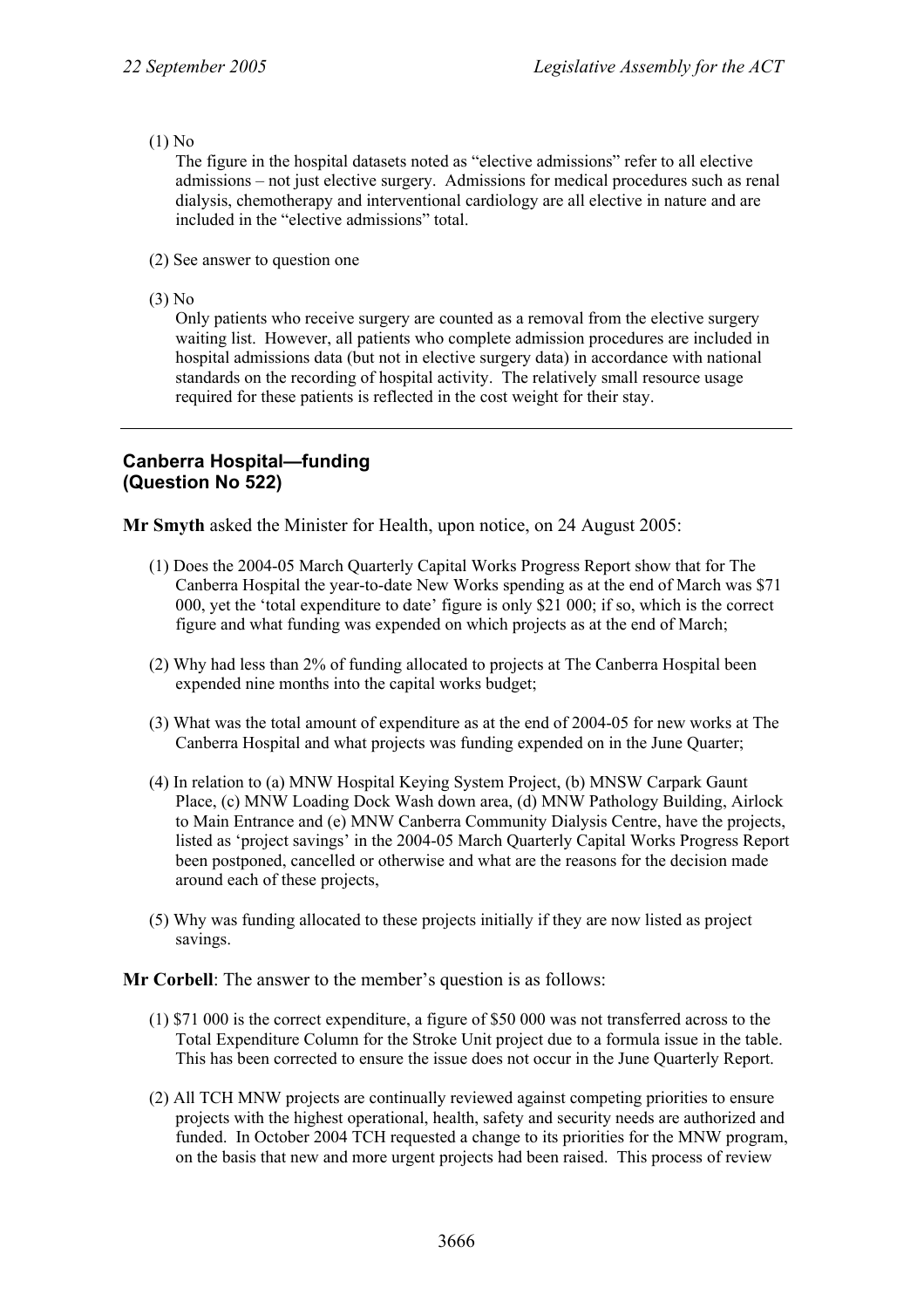(1) No

The figure in the hospital datasets noted as "elective admissions" refer to all elective admissions – not just elective surgery. Admissions for medical procedures such as renal dialysis, chemotherapy and interventional cardiology are all elective in nature and are included in the "elective admissions" total.

(2) See answer to question one

(3) No

Only patients who receive surgery are counted as a removal from the elective surgery waiting list. However, all patients who complete admission procedures are included in hospital admissions data (but not in elective surgery data) in accordance with national standards on the recording of hospital activity. The relatively small resource usage required for these patients is reflected in the cost weight for their stay.

---

### Canberra Hospital—funding
### (Question No 522)

**Mr Smyth** asked the Minister for Health, upon notice, on 24 August 2005:

(1) Does the 2004-05 March Quarterly Capital Works Progress Report show that for The Canberra Hospital the year-to-date New Works spending as at the end of March was $71 000, yet the 'total expenditure to date' figure is only $21 000; if so, which is the correct figure and what funding was expended on which projects as at the end of March;

(2) Why had less than 2% of funding allocated to projects at The Canberra Hospital been expended nine months into the capital works budget;

(3) What was the total amount of expenditure as at the end of 2004-05 for new works at The Canberra Hospital and what projects was funding expended on in the June Quarter;

(4) In relation to (a) MNW Hospital Keying System Project, (b) MNSW Carpark Gaunt Place, (c) MNW Loading Dock Wash down area, (d) MNW Pathology Building, Airlock to Main Entrance and (e) MNW Canberra Community Dialysis Centre, have the projects, listed as 'project savings' in the 2004-05 March Quarterly Capital Works Progress Report been postponed, cancelled or otherwise and what are the reasons for the decision made around each of these projects,

(5) Why was funding allocated to these projects initially if they are now listed as project savings.

**Mr Corbell**: The answer to the member's question is as follows:

(1) $71 000 is the correct expenditure, a figure of $50 000 was not transferred across to the Total Expenditure Column for the Stroke Unit project due to a formula issue in the table. This has been corrected to ensure the issue does not occur in the June Quarterly Report.

(2) All TCH MNW projects are continually reviewed against competing priorities to ensure projects with the highest operational, health, safety and security needs are authorized and funded. In October 2004 TCH requested a change to its priorities for the MNW program, on the basis that new and more urgent projects had been raised. This process of review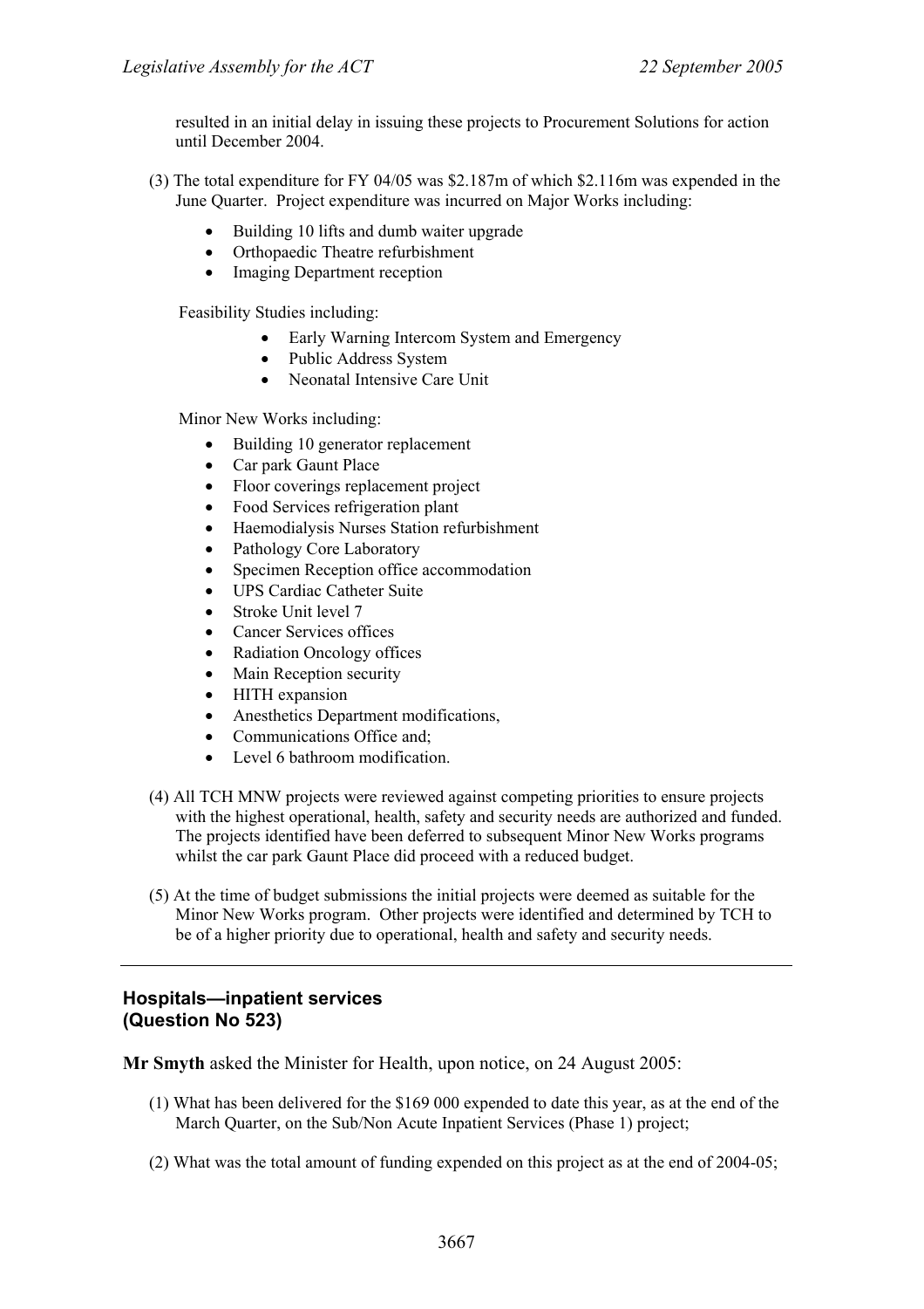resulted in an initial delay in issuing these projects to Procurement Solutions for action until December 2004.

(3) The total expenditure for FY 04/05 was $2.187m of which $2.116m was expended in the June Quarter. Project expenditure was incurred on Major Works including:

- Building 10 lifts and dumb waiter upgrade
- Orthopaedic Theatre refurbishment
- Imaging Department reception

Feasibility Studies including:

- Early Warning Intercom System and Emergency
- Public Address System
- Neonatal Intensive Care Unit

Minor New Works including:

- Building 10 generator replacement
- Car park Gaunt Place
- Floor coverings replacement project
- Food Services refrigeration plant
- Haemodialysis Nurses Station refurbishment
- Pathology Core Laboratory
- Specimen Reception office accommodation
- UPS Cardiac Catheter Suite
- Stroke Unit level 7
- Cancer Services offices
- Radiation Oncology offices
- Main Reception security
- HITH expansion
- Anesthetics Department modifications,
- Communications Office and;
- Level 6 bathroom modification.

(4) All TCH MNW projects were reviewed against competing priorities to ensure projects with the highest operational, health, safety and security needs are authorized and funded. The projects identified have been deferred to subsequent Minor New Works programs whilst the car park Gaunt Place did proceed with a reduced budget.

(5) At the time of budget submissions the initial projects were deemed as suitable for the Minor New Works program. Other projects were identified and determined by TCH to be of a higher priority due to operational, health and safety and security needs.

---

## Hospitals—inpatient services (Question No 523)

**Mr Smyth** asked the Minister for Health, upon notice, on 24 August 2005:

(1) What has been delivered for the $169 000 expended to date this year, as at the end of the March Quarter, on the Sub/Non Acute Inpatient Services (Phase 1) project;

(2) What was the total amount of funding expended on this project as at the end of 2004-05;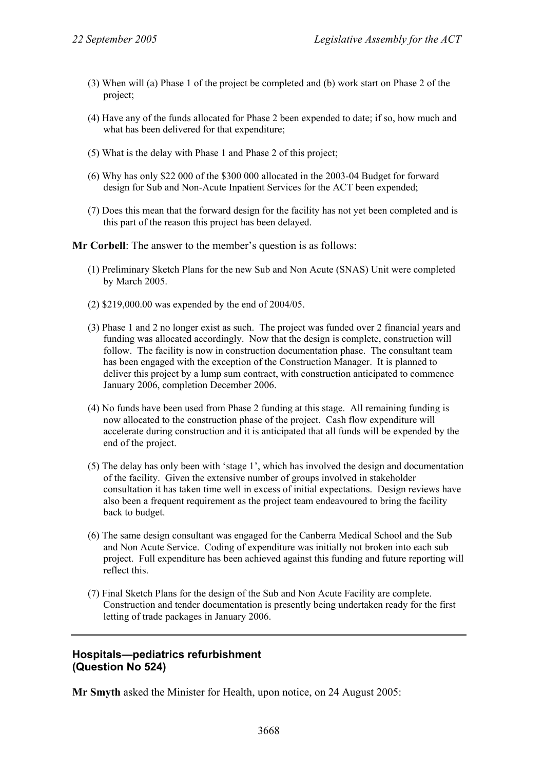(3) When will (a) Phase 1 of the project be completed and (b) work start on Phase 2 of the project;

(4) Have any of the funds allocated for Phase 2 been expended to date; if so, how much and what has been delivered for that expenditure;

(5) What is the delay with Phase 1 and Phase 2 of this project;

(6) Why has only $22 000 of the $300 000 allocated in the 2003-04 Budget for forward design for Sub and Non-Acute Inpatient Services for the ACT been expended;

(7) Does this mean that the forward design for the facility has not yet been completed and is this part of the reason this project has been delayed.

**Mr Corbell**: The answer to the member's question is as follows:

(1) Preliminary Sketch Plans for the new Sub and Non Acute (SNAS) Unit were completed by March 2005.

(2) $219,000.00 was expended by the end of 2004/05.

(3) Phase 1 and 2 no longer exist as such. The project was funded over 2 financial years and funding was allocated accordingly. Now that the design is complete, construction will follow. The facility is now in construction documentation phase. The consultant team has been engaged with the exception of the Construction Manager. It is planned to deliver this project by a lump sum contract, with construction anticipated to commence January 2006, completion December 2006.

(4) No funds have been used from Phase 2 funding at this stage. All remaining funding is now allocated to the construction phase of the project. Cash flow expenditure will accelerate during construction and it is anticipated that all funds will be expended by the end of the project.

(5) The delay has only been with 'stage 1', which has involved the design and documentation of the facility. Given the extensive number of groups involved in stakeholder consultation it has taken time well in excess of initial expectations. Design reviews have also been a frequent requirement as the project team endeavoured to bring the facility back to budget.

(6) The same design consultant was engaged for the Canberra Medical School and the Sub and Non Acute Service. Coding of expenditure was initially not broken into each sub project. Full expenditure has been achieved against this funding and future reporting will reflect this.

(7) Final Sketch Plans for the design of the Sub and Non Acute Facility are complete. Construction and tender documentation is presently being undertaken ready for the first letting of trade packages in January 2006.

---

## Hospitals—pediatrics refurbishment (Question No 524)

**Mr Smyth** asked the Minister for Health, upon notice, on 24 August 2005: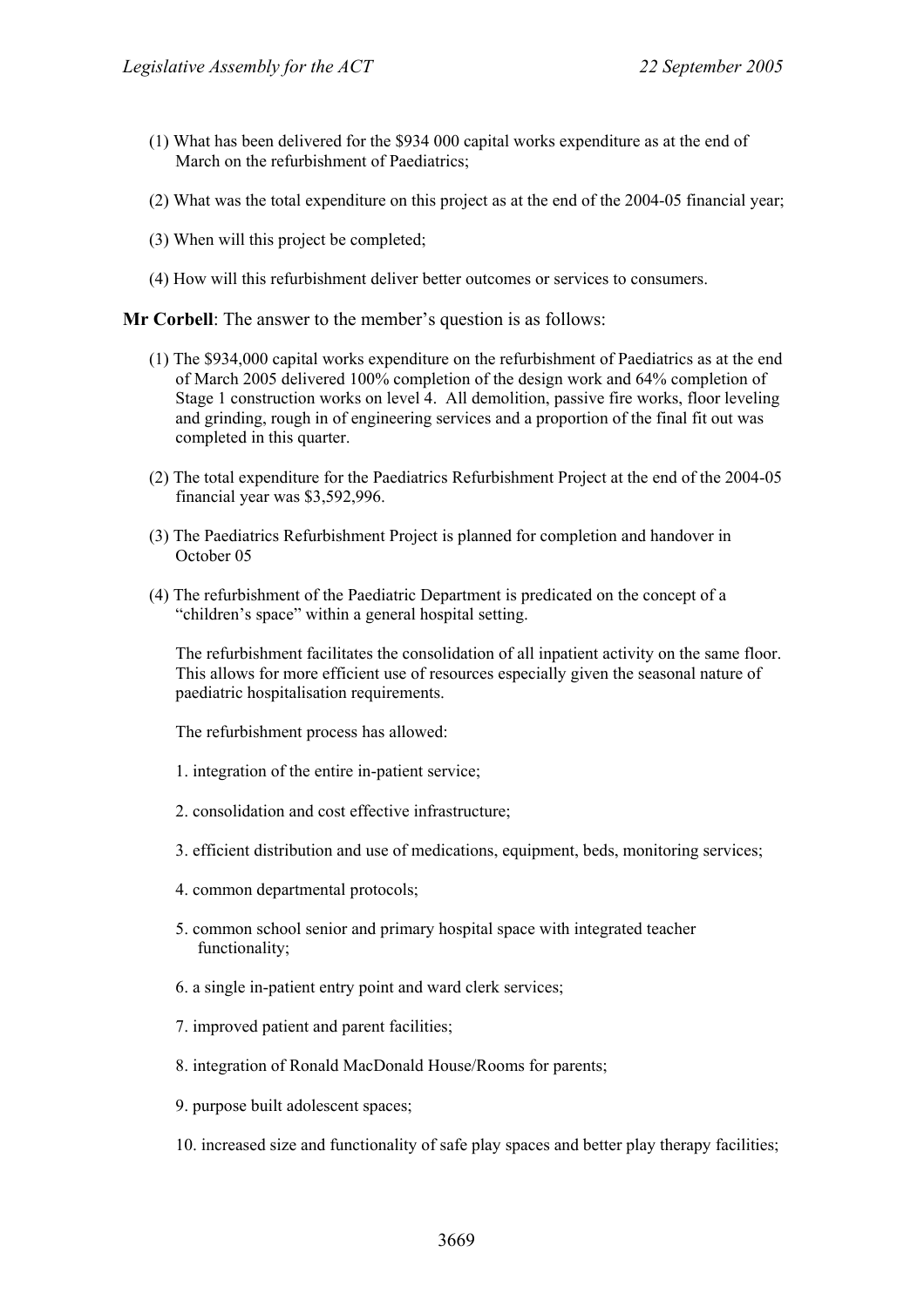(1) What has been delivered for the $934 000 capital works expenditure as at the end of March on the refurbishment of Paediatrics;

(2) What was the total expenditure on this project as at the end of the 2004-05 financial year;

(3) When will this project be completed;

(4) How will this refurbishment deliver better outcomes or services to consumers.

**Mr Corbell**: The answer to the member's question is as follows:

(1) The $934,000 capital works expenditure on the refurbishment of Paediatrics as at the end of March 2005 delivered 100% completion of the design work and 64% completion of Stage 1 construction works on level 4. All demolition, passive fire works, floor leveling and grinding, rough in of engineering services and a proportion of the final fit out was completed in this quarter.

(2) The total expenditure for the Paediatrics Refurbishment Project at the end of the 2004-05 financial year was $3,592,996.

(3) The Paediatrics Refurbishment Project is planned for completion and handover in October 05

(4) The refurbishment of the Paediatric Department is predicated on the concept of a "children's space" within a general hospital setting.

The refurbishment facilitates the consolidation of all inpatient activity on the same floor. This allows for more efficient use of resources especially given the seasonal nature of paediatric hospitalisation requirements.

The refurbishment process has allowed:

1. integration of the entire in-patient service;

2. consolidation and cost effective infrastructure;

3. efficient distribution and use of medications, equipment, beds, monitoring services;

4. common departmental protocols;

5. common school senior and primary hospital space with integrated teacher functionality;

6. a single in-patient entry point and ward clerk services;

7. improved patient and parent facilities;

8. integration of Ronald MacDonald House/Rooms for parents;

9. purpose built adolescent spaces;

10. increased size and functionality of safe play spaces and better play therapy facilities;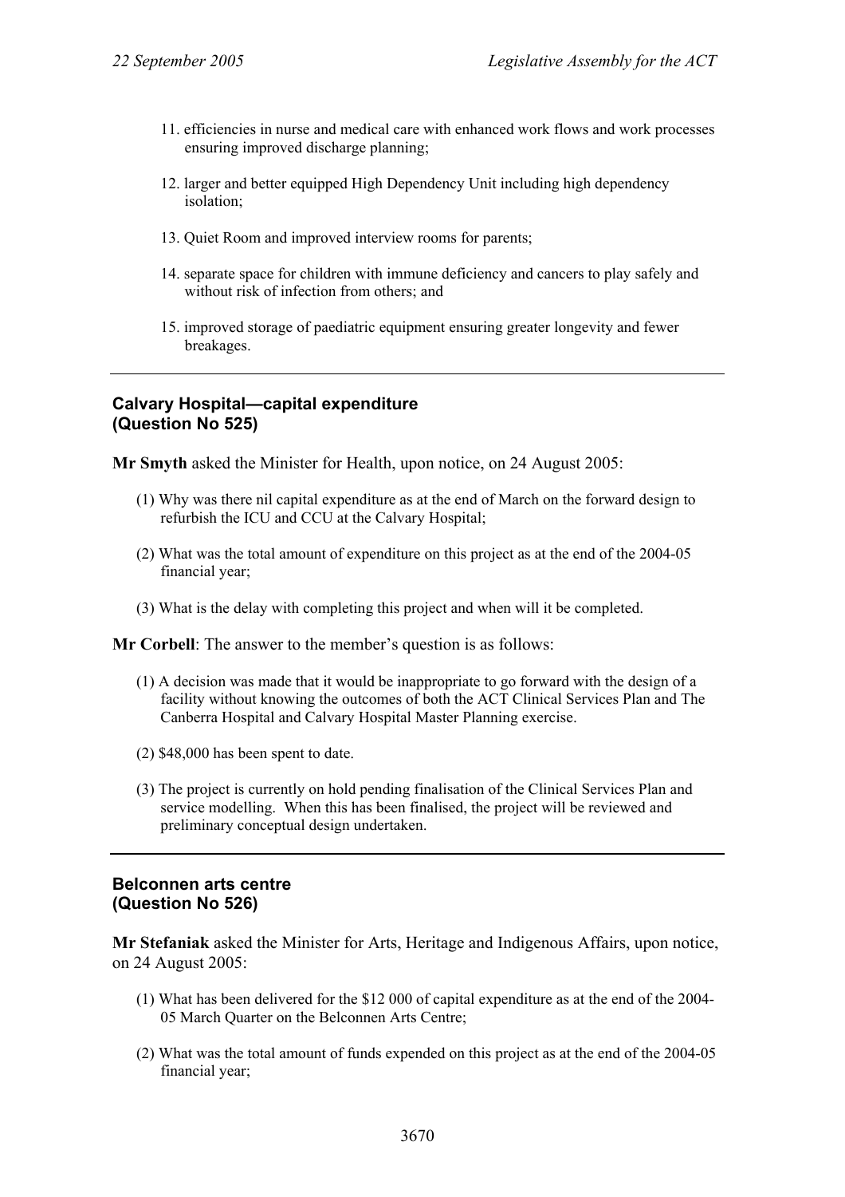11. efficiencies in nurse and medical care with enhanced work flows and work processes ensuring improved discharge planning;

12. larger and better equipped High Dependency Unit including high dependency isolation;

13. Quiet Room and improved interview rooms for parents;

14. separate space for children with immune deficiency and cancers to play safely and without risk of infection from others; and

15. improved storage of paediatric equipment ensuring greater longevity and fewer breakages.

---

### Calvary Hospital—capital expenditure (Question No 525)

**Mr Smyth** asked the Minister for Health, upon notice, on 24 August 2005:

(1) Why was there nil capital expenditure as at the end of March on the forward design to refurbish the ICU and CCU at the Calvary Hospital;

(2) What was the total amount of expenditure on this project as at the end of the 2004-05 financial year;

(3) What is the delay with completing this project and when will it be completed.

**Mr Corbell**: The answer to the member's question is as follows:

(1) A decision was made that it would be inappropriate to go forward with the design of a facility without knowing the outcomes of both the ACT Clinical Services Plan and The Canberra Hospital and Calvary Hospital Master Planning exercise.

(2) $48,000 has been spent to date.

(3) The project is currently on hold pending finalisation of the Clinical Services Plan and service modelling. When this has been finalised, the project will be reviewed and preliminary conceptual design undertaken.

---

### Belconnen arts centre (Question No 526)

**Mr Stefaniak** asked the Minister for Arts, Heritage and Indigenous Affairs, upon notice, on 24 August 2005:

(1) What has been delivered for the $12 000 of capital expenditure as at the end of the 2004-05 March Quarter on the Belconnen Arts Centre;

(2) What was the total amount of funds expended on this project as at the end of the 2004-05 financial year;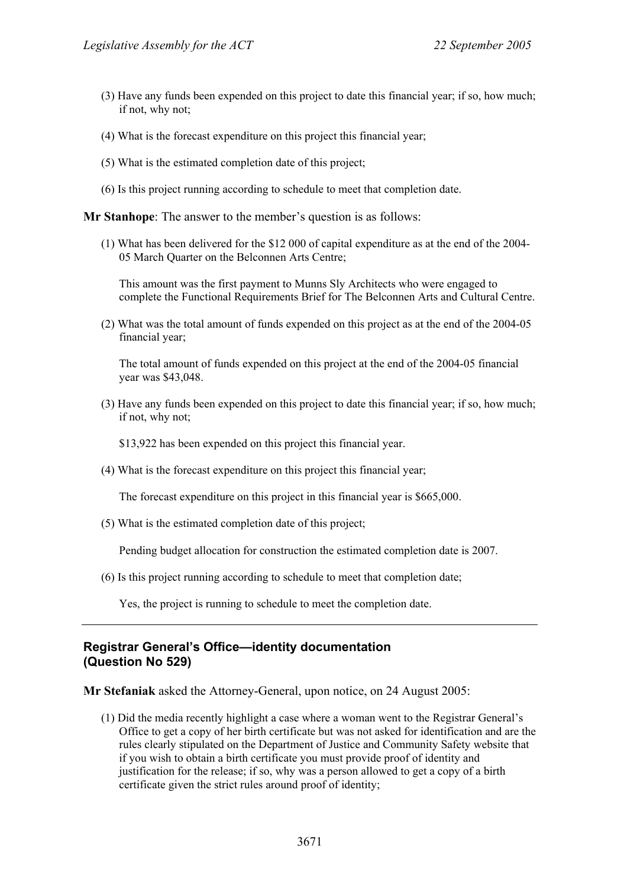(3) Have any funds been expended on this project to date this financial year; if so, how much; if not, why not;

(4) What is the forecast expenditure on this project this financial year;

(5) What is the estimated completion date of this project;

(6) Is this project running according to schedule to meet that completion date.

**Mr Stanhope**: The answer to the member's question is as follows:

(1) What has been delivered for the $12 000 of capital expenditure as at the end of the 2004-05 March Quarter on the Belconnen Arts Centre;

This amount was the first payment to Munns Sly Architects who were engaged to complete the Functional Requirements Brief for The Belconnen Arts and Cultural Centre.

(2) What was the total amount of funds expended on this project as at the end of the 2004-05 financial year;

The total amount of funds expended on this project at the end of the 2004-05 financial year was $43,048.

(3) Have any funds been expended on this project to date this financial year; if so, how much; if not, why not;

$13,922 has been expended on this project this financial year.

(4) What is the forecast expenditure on this project this financial year;

The forecast expenditure on this project in this financial year is $665,000.

(5) What is the estimated completion date of this project;

Pending budget allocation for construction the estimated completion date is 2007.

(6) Is this project running according to schedule to meet that completion date;

Yes, the project is running to schedule to meet the completion date.

---

### Registrar General's Office—identity documentation (Question No 529)

**Mr Stefaniak** asked the Attorney-General, upon notice, on 24 August 2005:

(1) Did the media recently highlight a case where a woman went to the Registrar General's Office to get a copy of her birth certificate but was not asked for identification and are the rules clearly stipulated on the Department of Justice and Community Safety website that if you wish to obtain a birth certificate you must provide proof of identity and justification for the release; if so, why was a person allowed to get a copy of a birth certificate given the strict rules around proof of identity;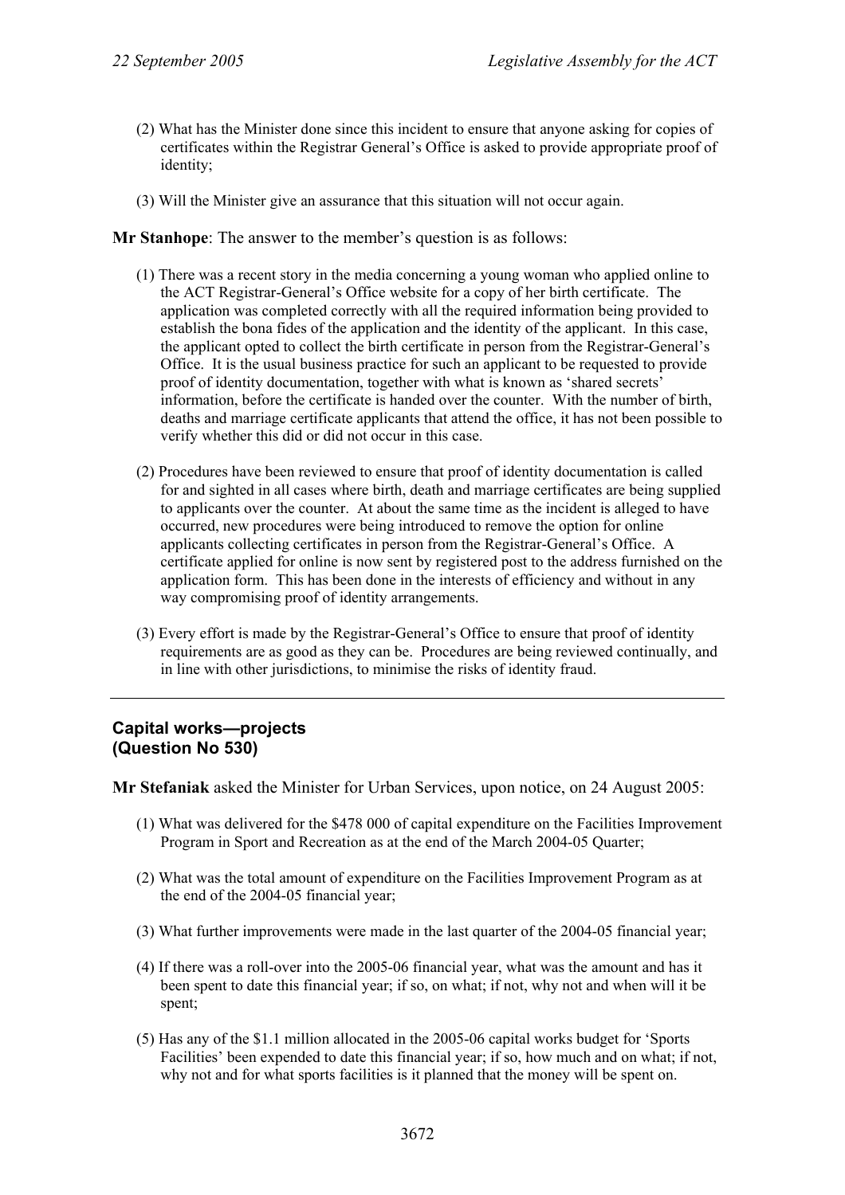(2) What has the Minister done since this incident to ensure that anyone asking for copies of certificates within the Registrar General's Office is asked to provide appropriate proof of identity;

(3) Will the Minister give an assurance that this situation will not occur again.

**Mr Stanhope**: The answer to the member's question is as follows:

(1) There was a recent story in the media concerning a young woman who applied online to the ACT Registrar-General's Office website for a copy of her birth certificate. The application was completed correctly with all the required information being provided to establish the bona fides of the application and the identity of the applicant. In this case, the applicant opted to collect the birth certificate in person from the Registrar-General's Office. It is the usual business practice for such an applicant to be requested to provide proof of identity documentation, together with what is known as 'shared secrets' information, before the certificate is handed over the counter. With the number of birth, deaths and marriage certificate applicants that attend the office, it has not been possible to verify whether this did or did not occur in this case.

(2) Procedures have been reviewed to ensure that proof of identity documentation is called for and sighted in all cases where birth, death and marriage certificates are being supplied to applicants over the counter. At about the same time as the incident is alleged to have occurred, new procedures were being introduced to remove the option for online applicants collecting certificates in person from the Registrar-General's Office. A certificate applied for online is now sent by registered post to the address furnished on the application form. This has been done in the interests of efficiency and without in any way compromising proof of identity arrangements.

(3) Every effort is made by the Registrar-General's Office to ensure that proof of identity requirements are as good as they can be. Procedures are being reviewed continually, and in line with other jurisdictions, to minimise the risks of identity fraud.

---

### Capital works—projects (Question No 530)

**Mr Stefaniak** asked the Minister for Urban Services, upon notice, on 24 August 2005:

(1) What was delivered for the $478 000 of capital expenditure on the Facilities Improvement Program in Sport and Recreation as at the end of the March 2004-05 Quarter;

(2) What was the total amount of expenditure on the Facilities Improvement Program as at the end of the 2004-05 financial year;

(3) What further improvements were made in the last quarter of the 2004-05 financial year;

(4) If there was a roll-over into the 2005-06 financial year, what was the amount and has it been spent to date this financial year; if so, on what; if not, why not and when will it be spent;

(5) Has any of the $1.1 million allocated in the 2005-06 capital works budget for 'Sports Facilities' been expended to date this financial year; if so, how much and on what; if not, why not and for what sports facilities is it planned that the money will be spent on.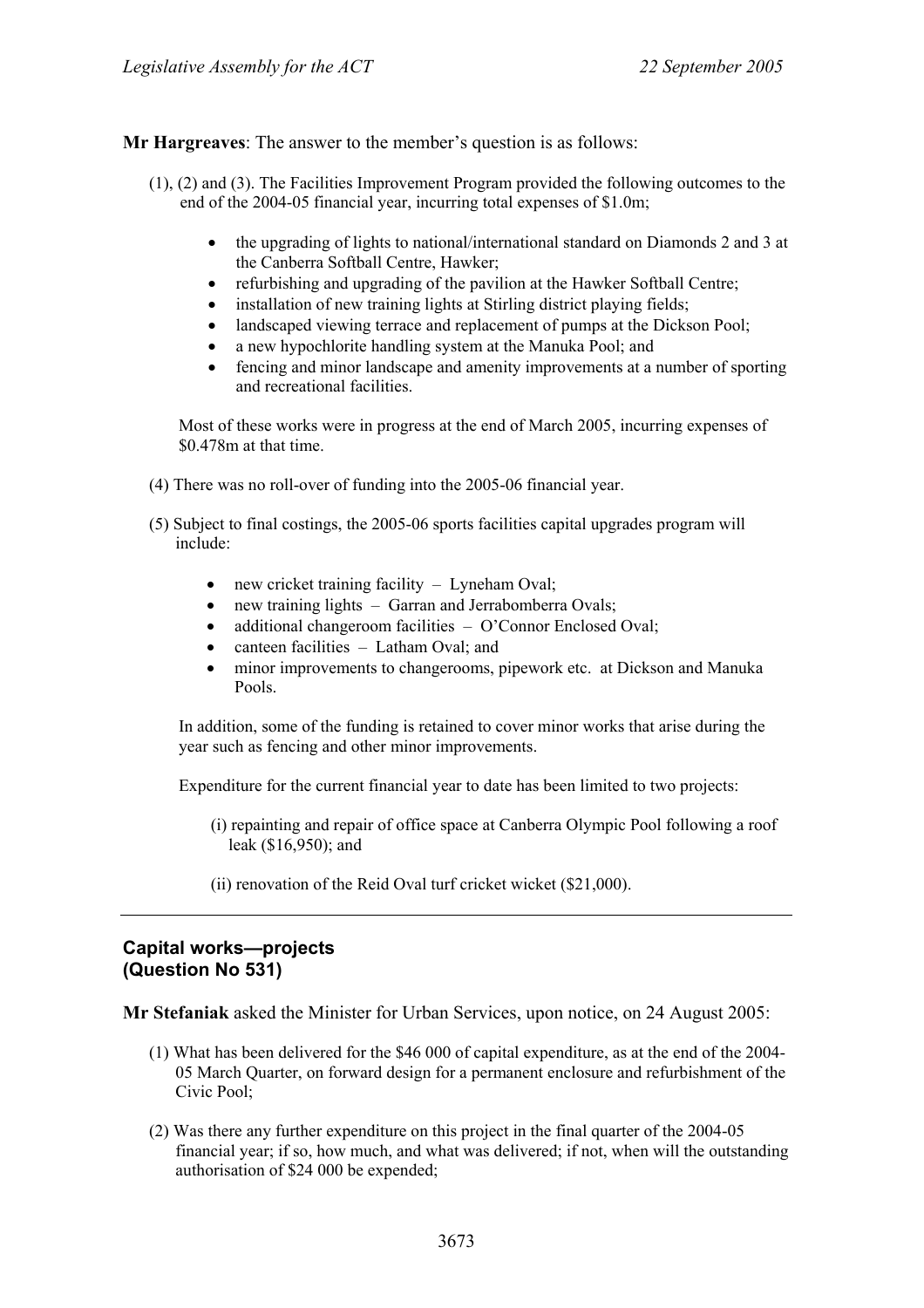**Mr Hargreaves**: The answer to the member's question is as follows:

(1), (2) and (3). The Facilities Improvement Program provided the following outcomes to the end of the 2004-05 financial year, incurring total expenses of $1.0m;

- the upgrading of lights to national/international standard on Diamonds 2 and 3 at the Canberra Softball Centre, Hawker;
- refurbishing and upgrading of the pavilion at the Hawker Softball Centre;
- installation of new training lights at Stirling district playing fields;
- landscaped viewing terrace and replacement of pumps at the Dickson Pool;
- a new hypochlorite handling system at the Manuka Pool; and
- fencing and minor landscape and amenity improvements at a number of sporting and recreational facilities.

Most of these works were in progress at the end of March 2005, incurring expenses of $0.478m at that time.

(4) There was no roll-over of funding into the 2005-06 financial year.

(5) Subject to final costings, the 2005-06 sports facilities capital upgrades program will include:

- new cricket training facility – Lyneham Oval;
- new training lights – Garran and Jerrabomberra Ovals;
- additional changeroom facilities – O'Connor Enclosed Oval;
- canteen facilities – Latham Oval; and
- minor improvements to changerooms, pipework etc. at Dickson and Manuka Pools.

In addition, some of the funding is retained to cover minor works that arise during the year such as fencing and other minor improvements.

Expenditure for the current financial year to date has been limited to two projects:

(i) repainting and repair of office space at Canberra Olympic Pool following a roof leak ($16,950); and

(ii) renovation of the Reid Oval turf cricket wicket ($21,000).

---

## Capital works—projects
## (Question No 531)

**Mr Stefaniak** asked the Minister for Urban Services, upon notice, on 24 August 2005:

(1) What has been delivered for the $46 000 of capital expenditure, as at the end of the 2004-05 March Quarter, on forward design for a permanent enclosure and refurbishment of the Civic Pool;

(2) Was there any further expenditure on this project in the final quarter of the 2004-05 financial year; if so, how much, and what was delivered; if not, when will the outstanding authorisation of $24 000 be expended;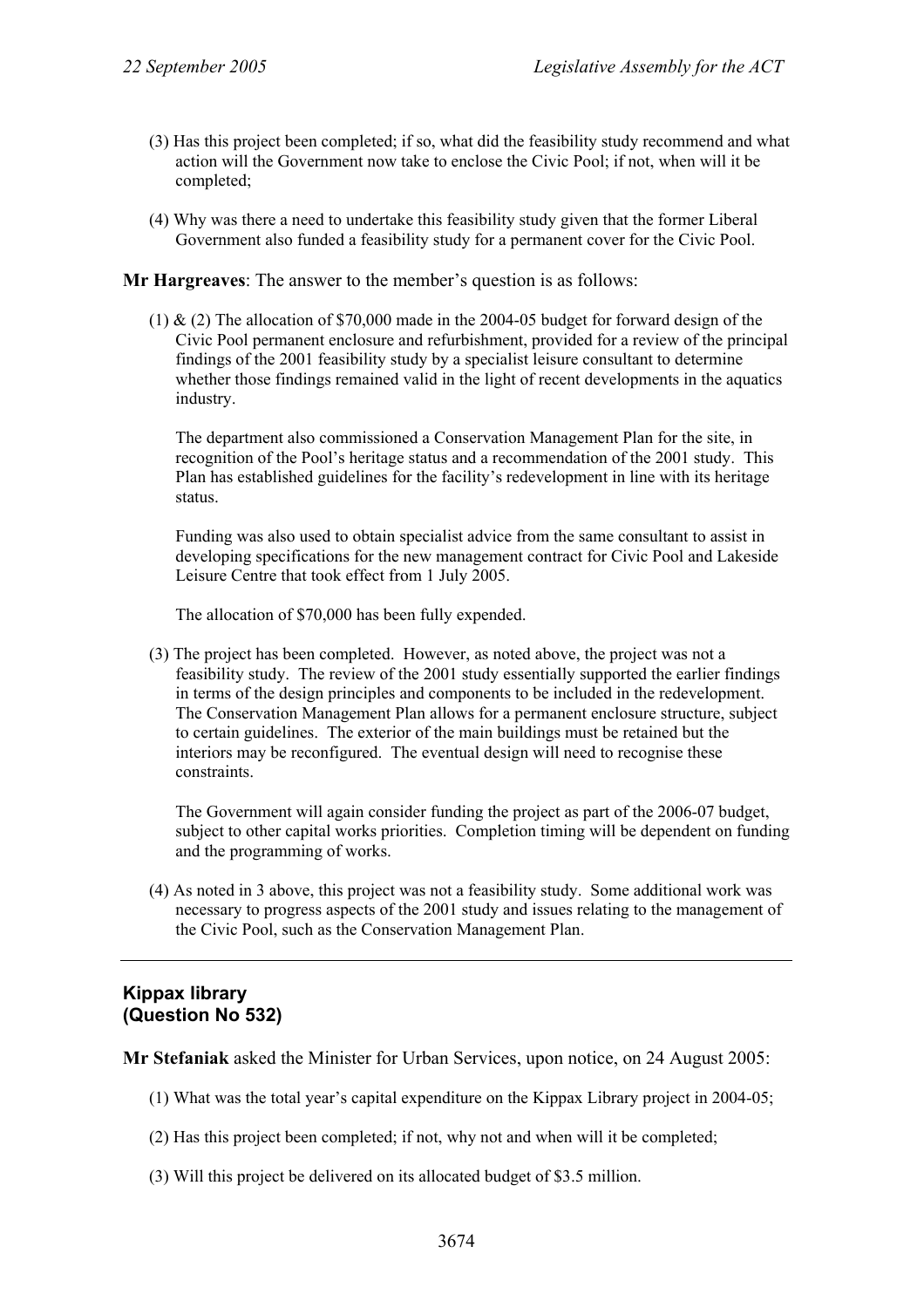(3) Has this project been completed; if so, what did the feasibility study recommend and what action will the Government now take to enclose the Civic Pool; if not, when will it be completed;

(4) Why was there a need to undertake this feasibility study given that the former Liberal Government also funded a feasibility study for a permanent cover for the Civic Pool.

**Mr Hargreaves**: The answer to the member's question is as follows:

(1) & (2) The allocation of $70,000 made in the 2004-05 budget for forward design of the Civic Pool permanent enclosure and refurbishment, provided for a review of the principal findings of the 2001 feasibility study by a specialist leisure consultant to determine whether those findings remained valid in the light of recent developments in the aquatics industry.

The department also commissioned a Conservation Management Plan for the site, in recognition of the Pool's heritage status and a recommendation of the 2001 study. This Plan has established guidelines for the facility's redevelopment in line with its heritage status.

Funding was also used to obtain specialist advice from the same consultant to assist in developing specifications for the new management contract for Civic Pool and Lakeside Leisure Centre that took effect from 1 July 2005.

The allocation of $70,000 has been fully expended.

(3) The project has been completed. However, as noted above, the project was not a feasibility study. The review of the 2001 study essentially supported the earlier findings in terms of the design principles and components to be included in the redevelopment. The Conservation Management Plan allows for a permanent enclosure structure, subject to certain guidelines. The exterior of the main buildings must be retained but the interiors may be reconfigured. The eventual design will need to recognise these constraints.

The Government will again consider funding the project as part of the 2006-07 budget, subject to other capital works priorities. Completion timing will be dependent on funding and the programming of works.

(4) As noted in 3 above, this project was not a feasibility study. Some additional work was necessary to progress aspects of the 2001 study and issues relating to the management of the Civic Pool, such as the Conservation Management Plan.

---

## Kippax library
## (Question No 532)

**Mr Stefaniak** asked the Minister for Urban Services, upon notice, on 24 August 2005:

(1) What was the total year's capital expenditure on the Kippax Library project in 2004-05;

(2) Has this project been completed; if not, why not and when will it be completed;

(3) Will this project be delivered on its allocated budget of $3.5 million.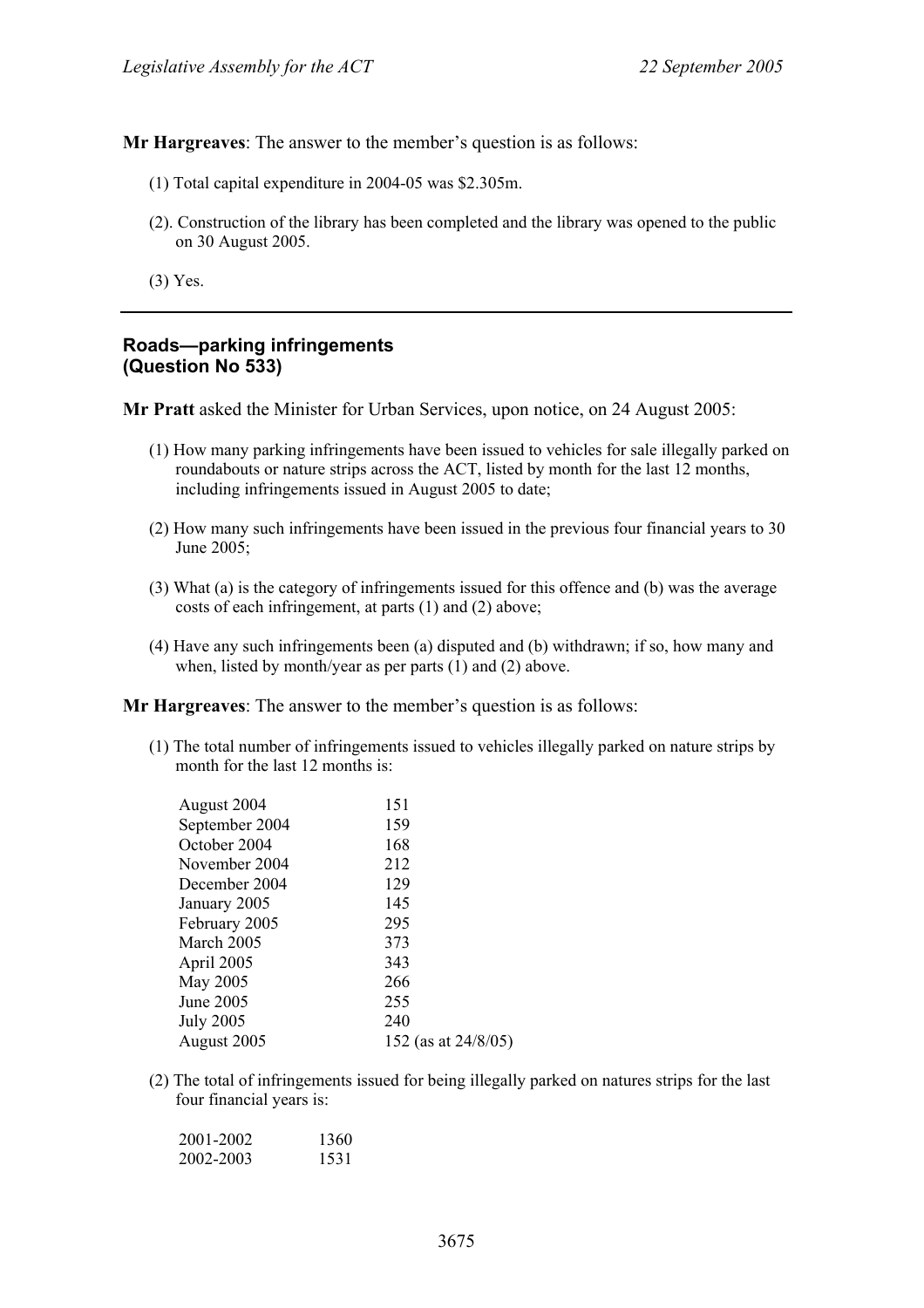**Mr Hargreaves**: The answer to the member's question is as follows:

(1) Total capital expenditure in 2004-05 was $2.305m.

(2). Construction of the library has been completed and the library was opened to the public on 30 August 2005.

(3) Yes.

---

## Roads—parking infringements (Question No 533)

**Mr Pratt** asked the Minister for Urban Services, upon notice, on 24 August 2005:

(1) How many parking infringements have been issued to vehicles for sale illegally parked on roundabouts or nature strips across the ACT, listed by month for the last 12 months, including infringements issued in August 2005 to date;

(2) How many such infringements have been issued in the previous four financial years to 30 June 2005;

(3) What (a) is the category of infringements issued for this offence and (b) was the average costs of each infringement, at parts (1) and (2) above;

(4) Have any such infringements been (a) disputed and (b) withdrawn; if so, how many and when, listed by month/year as per parts (1) and (2) above.

**Mr Hargreaves**: The answer to the member's question is as follows:

(1) The total number of infringements issued to vehicles illegally parked on nature strips by month for the last 12 months is:

| | |
|---|---|
| August 2004 | 151 |
| September 2004 | 159 |
| October 2004 | 168 |
| November 2004 | 212 |
| December 2004 | 129 |
| January 2005 | 145 |
| February 2005 | 295 |
| March 2005 | 373 |
| April 2005 | 343 |
| May 2005 | 266 |
| June 2005 | 255 |
| July 2005 | 240 |
| August 2005 | 152 (as at 24/8/05) |

(2) The total of infringements issued for being illegally parked on natures strips for the last four financial years is:

| | |
|---|---|
| 2001-2002 | 1360 |
| 2002-2003 | 1531 |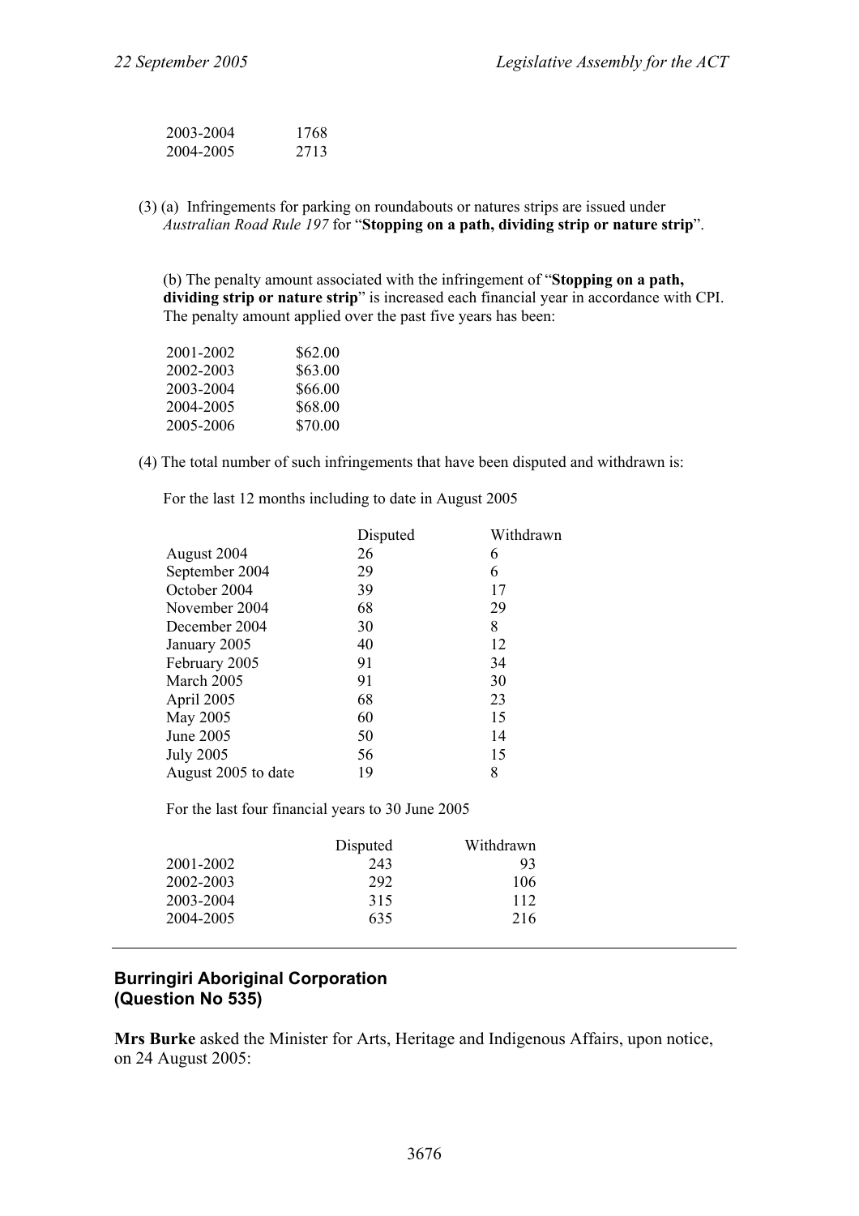| | |
|---|---|
| 2003-2004 | 1768 |
| 2004-2005 | 2713 |

(3) (a) Infringements for parking on roundabouts or natures strips are issued under *Australian Road Rule 197* for "**Stopping on a path, dividing strip or nature strip**".

(b) The penalty amount associated with the infringement of "**Stopping on a path, dividing strip or nature strip**" is increased each financial year in accordance with CPI. The penalty amount applied over the past five years has been:

| | |
|---|---|
| 2001-2002 | $62.00 |
| 2002-2003 | $63.00 |
| 2003-2004 | $66.00 |
| 2004-2005 | $68.00 |
| 2005-2006 | $70.00 |

(4) The total number of such infringements that have been disputed and withdrawn is:

For the last 12 months including to date in August 2005

| | Disputed | Withdrawn |
|---|---|---|
| August 2004 | 26 | 6 |
| September 2004 | 29 | 6 |
| October 2004 | 39 | 17 |
| November 2004 | 68 | 29 |
| December 2004 | 30 | 8 |
| January 2005 | 40 | 12 |
| February 2005 | 91 | 34 |
| March 2005 | 91 | 30 |
| April 2005 | 68 | 23 |
| May 2005 | 60 | 15 |
| June 2005 | 50 | 14 |
| July 2005 | 56 | 15 |
| August 2005 to date | 19 | 8 |

For the last four financial years to 30 June 2005

| | Disputed | Withdrawn |
|---|---|---|
| 2001-2002 | 243 | 93 |
| 2002-2003 | 292 | 106 |
| 2003-2004 | 315 | 112 |
| 2004-2005 | 635 | 216 |

---

## Burringiri Aboriginal Corporation (Question No 535)

**Mrs Burke** asked the Minister for Arts, Heritage and Indigenous Affairs, upon notice, on 24 August 2005: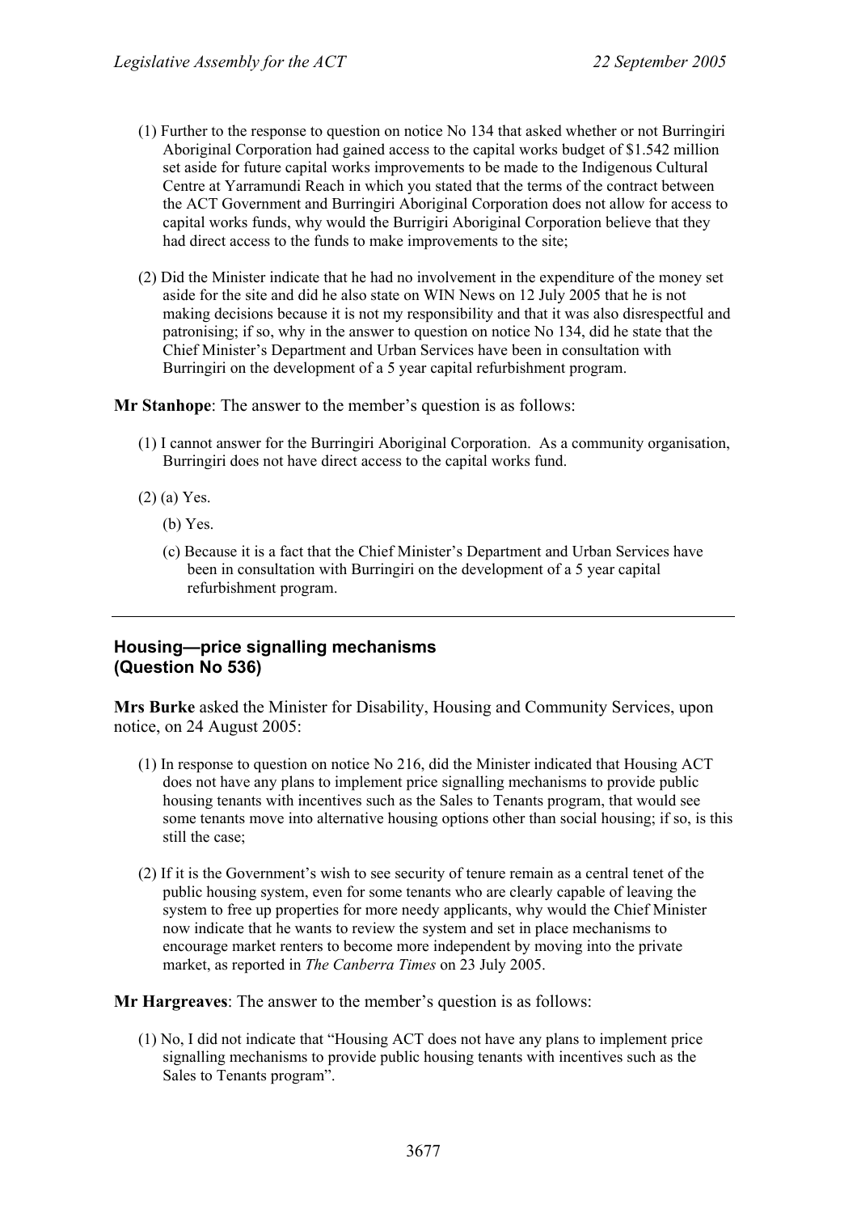(1) Further to the response to question on notice No 134 that asked whether or not Burringiri Aboriginal Corporation had gained access to the capital works budget of $1.542 million set aside for future capital works improvements to be made to the Indigenous Cultural Centre at Yarramundi Reach in which you stated that the terms of the contract between the ACT Government and Burringiri Aboriginal Corporation does not allow for access to capital works funds, why would the Burrigiri Aboriginal Corporation believe that they had direct access to the funds to make improvements to the site;

(2) Did the Minister indicate that he had no involvement in the expenditure of the money set aside for the site and did he also state on WIN News on 12 July 2005 that he is not making decisions because it is not my responsibility and that it was also disrespectful and patronising; if so, why in the answer to question on notice No 134, did he state that the Chief Minister's Department and Urban Services have been in consultation with Burringiri on the development of a 5 year capital refurbishment program.

**Mr Stanhope**: The answer to the member's question is as follows:

(1) I cannot answer for the Burringiri Aboriginal Corporation. As a community organisation, Burringiri does not have direct access to the capital works fund.

(2) (a) Yes.

(b) Yes.

(c) Because it is a fact that the Chief Minister's Department and Urban Services have been in consultation with Burringiri on the development of a 5 year capital refurbishment program.

---

### Housing—price signalling mechanisms (Question No 536)

**Mrs Burke** asked the Minister for Disability, Housing and Community Services, upon notice, on 24 August 2005:

(1) In response to question on notice No 216, did the Minister indicated that Housing ACT does not have any plans to implement price signalling mechanisms to provide public housing tenants with incentives such as the Sales to Tenants program, that would see some tenants move into alternative housing options other than social housing; if so, is this still the case;

(2) If it is the Government's wish to see security of tenure remain as a central tenet of the public housing system, even for some tenants who are clearly capable of leaving the system to free up properties for more needy applicants, why would the Chief Minister now indicate that he wants to review the system and set in place mechanisms to encourage market renters to become more independent by moving into the private market, as reported in *The Canberra Times* on 23 July 2005.

**Mr Hargreaves**: The answer to the member's question is as follows:

(1) No, I did not indicate that "Housing ACT does not have any plans to implement price signalling mechanisms to provide public housing tenants with incentives such as the Sales to Tenants program".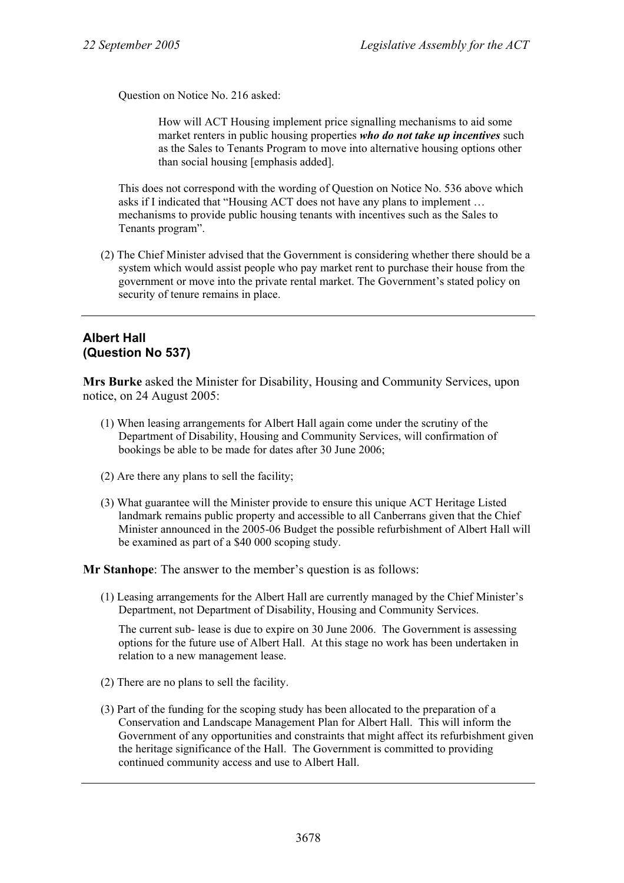Question on Notice No. 216 asked:

> How will ACT Housing implement price signalling mechanisms to aid some market renters in public housing properties ***who do not take up incentives*** such as the Sales to Tenants Program to move into alternative housing options other than social housing [emphasis added].

This does not correspond with the wording of Question on Notice No. 536 above which asks if I indicated that "Housing ACT does not have any plans to implement … mechanisms to provide public housing tenants with incentives such as the Sales to Tenants program".

(2) The Chief Minister advised that the Government is considering whether there should be a system which would assist people who pay market rent to purchase their house from the government or move into the private rental market. The Government's stated policy on security of tenure remains in place.

---

## Albert Hall (Question No 537)

**Mrs Burke** asked the Minister for Disability, Housing and Community Services, upon notice, on 24 August 2005:

(1) When leasing arrangements for Albert Hall again come under the scrutiny of the Department of Disability, Housing and Community Services, will confirmation of bookings be able to be made for dates after 30 June 2006;

(2) Are there any plans to sell the facility;

(3) What guarantee will the Minister provide to ensure this unique ACT Heritage Listed landmark remains public property and accessible to all Canberrans given that the Chief Minister announced in the 2005-06 Budget the possible refurbishment of Albert Hall will be examined as part of a $40 000 scoping study.

**Mr Stanhope**: The answer to the member's question is as follows:

(1) Leasing arrangements for the Albert Hall are currently managed by the Chief Minister's Department, not Department of Disability, Housing and Community Services.

The current sub- lease is due to expire on 30 June 2006. The Government is assessing options for the future use of Albert Hall. At this stage no work has been undertaken in relation to a new management lease.

(2) There are no plans to sell the facility.

(3) Part of the funding for the scoping study has been allocated to the preparation of a Conservation and Landscape Management Plan for Albert Hall. This will inform the Government of any opportunities and constraints that might affect its refurbishment given the heritage significance of the Hall. The Government is committed to providing continued community access and use to Albert Hall.

---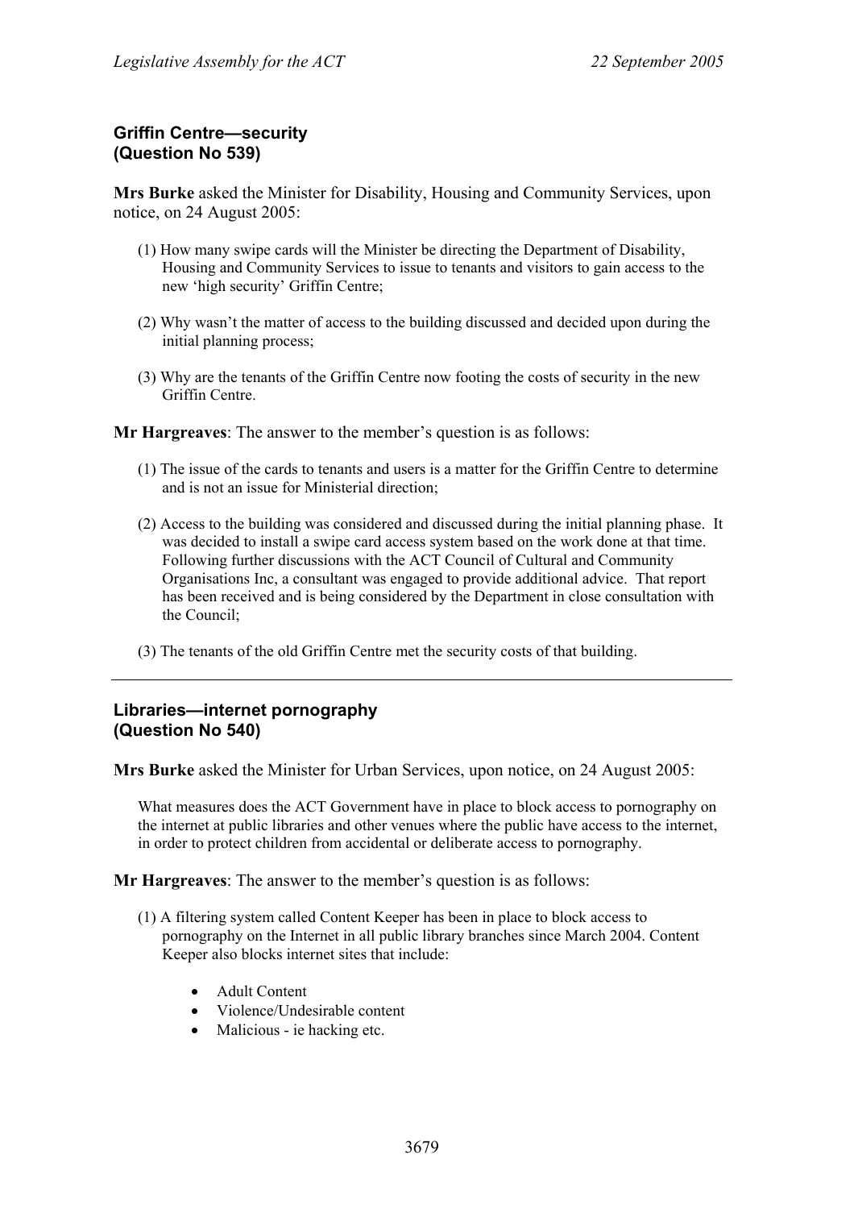## Griffin Centre—security (Question No 539)

**Mrs Burke** asked the Minister for Disability, Housing and Community Services, upon notice, on 24 August 2005:

(1) How many swipe cards will the Minister be directing the Department of Disability, Housing and Community Services to issue to tenants and visitors to gain access to the new 'high security' Griffin Centre;

(2) Why wasn't the matter of access to the building discussed and decided upon during the initial planning process;

(3) Why are the tenants of the Griffin Centre now footing the costs of security in the new Griffin Centre.

**Mr Hargreaves**: The answer to the member's question is as follows:

(1) The issue of the cards to tenants and users is a matter for the Griffin Centre to determine and is not an issue for Ministerial direction;

(2) Access to the building was considered and discussed during the initial planning phase. It was decided to install a swipe card access system based on the work done at that time. Following further discussions with the ACT Council of Cultural and Community Organisations Inc, a consultant was engaged to provide additional advice. That report has been received and is being considered by the Department in close consultation with the Council;

(3) The tenants of the old Griffin Centre met the security costs of that building.

---

## Libraries—internet pornography (Question No 540)

**Mrs Burke** asked the Minister for Urban Services, upon notice, on 24 August 2005:

What measures does the ACT Government have in place to block access to pornography on the internet at public libraries and other venues where the public have access to the internet, in order to protect children from accidental or deliberate access to pornography.

**Mr Hargreaves**: The answer to the member's question is as follows:

(1) A filtering system called Content Keeper has been in place to block access to pornography on the Internet in all public library branches since March 2004. Content Keeper also blocks internet sites that include:

- Adult Content
- Violence/Undesirable content
- Malicious - ie hacking etc.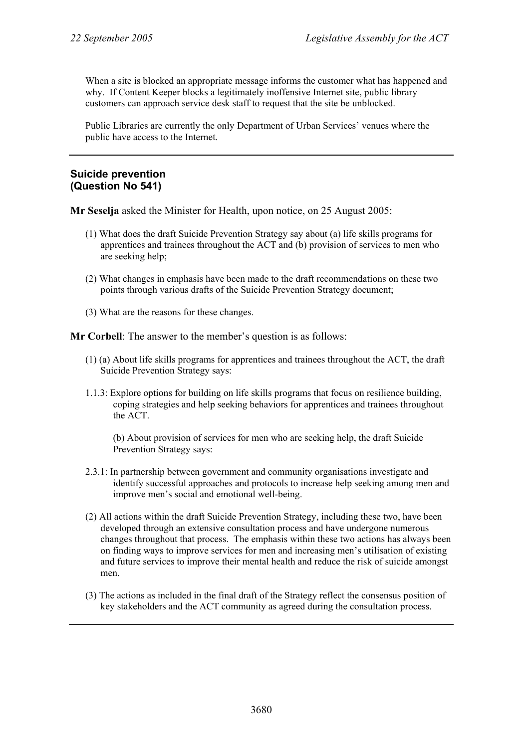When a site is blocked an appropriate message informs the customer what has happened and why. If Content Keeper blocks a legitimately inoffensive Internet site, public library customers can approach service desk staff to request that the site be unblocked.

Public Libraries are currently the only Department of Urban Services' venues where the public have access to the Internet.

---

## Suicide prevention
## (Question No 541)

**Mr Seselja** asked the Minister for Health, upon notice, on 25 August 2005:

(1) What does the draft Suicide Prevention Strategy say about (a) life skills programs for apprentices and trainees throughout the ACT and (b) provision of services to men who are seeking help;

(2) What changes in emphasis have been made to the draft recommendations on these two points through various drafts of the Suicide Prevention Strategy document;

(3) What are the reasons for these changes.

**Mr Corbell**: The answer to the member's question is as follows:

(1) (a) About life skills programs for apprentices and trainees throughout the ACT, the draft Suicide Prevention Strategy says:

1.1.3: Explore options for building on life skills programs that focus on resilience building, coping strategies and help seeking behaviors for apprentices and trainees throughout the ACT.

(b) About provision of services for men who are seeking help, the draft Suicide Prevention Strategy says:

2.3.1: In partnership between government and community organisations investigate and identify successful approaches and protocols to increase help seeking among men and improve men's social and emotional well-being.

(2) All actions within the draft Suicide Prevention Strategy, including these two, have been developed through an extensive consultation process and have undergone numerous changes throughout that process. The emphasis within these two actions has always been on finding ways to improve services for men and increasing men's utilisation of existing and future services to improve their mental health and reduce the risk of suicide amongst men.

(3) The actions as included in the final draft of the Strategy reflect the consensus position of key stakeholders and the ACT community as agreed during the consultation process.

---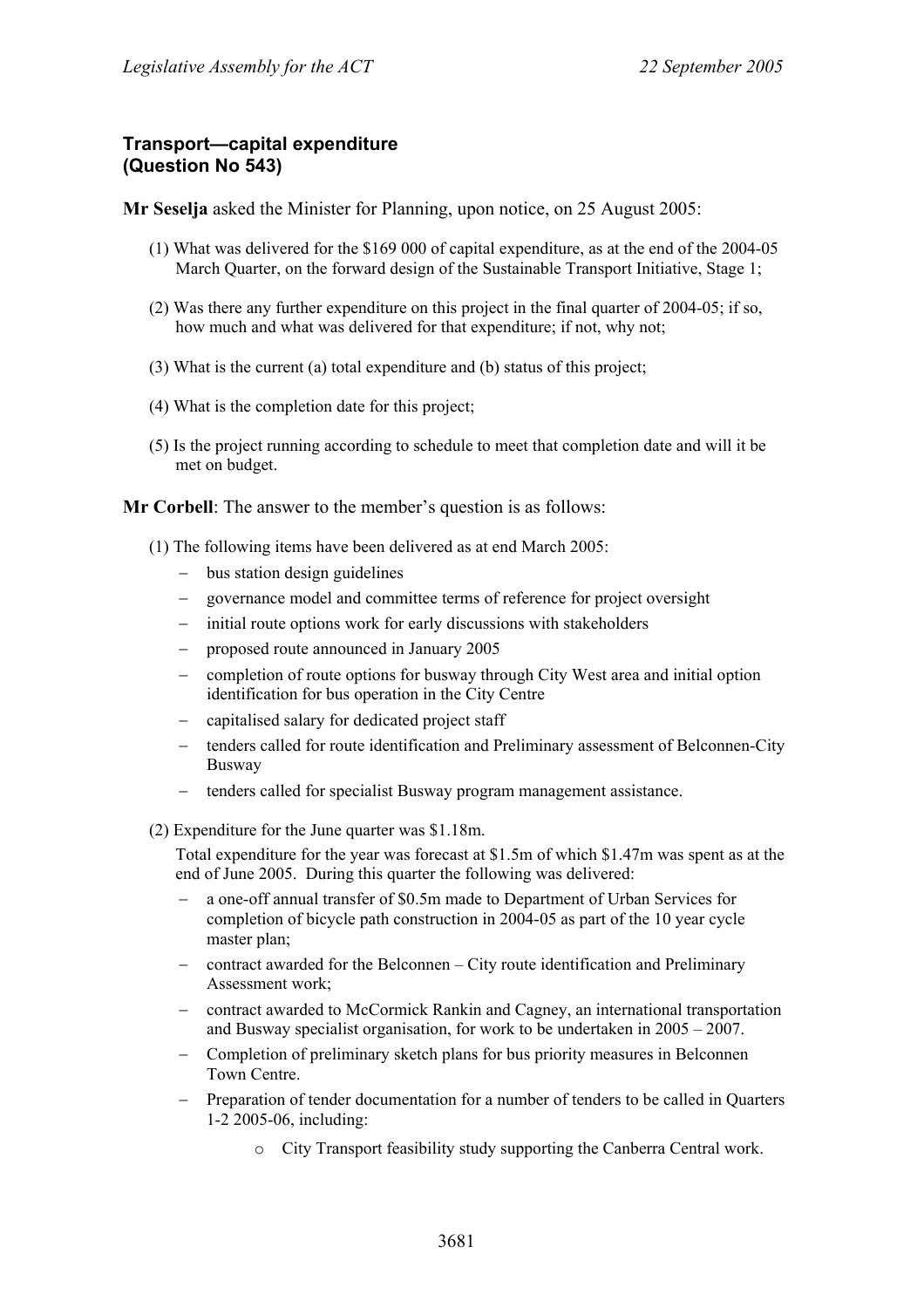### Transport—capital expenditure
### (Question No 543)

**Mr Seselja** asked the Minister for Planning, upon notice, on 25 August 2005:

(1) What was delivered for the $169 000 of capital expenditure, as at the end of the 2004-05 March Quarter, on the forward design of the Sustainable Transport Initiative, Stage 1;

(2) Was there any further expenditure on this project in the final quarter of 2004-05; if so, how much and what was delivered for that expenditure; if not, why not;

(3) What is the current (a) total expenditure and (b) status of this project;

(4) What is the completion date for this project;

(5) Is the project running according to schedule to meet that completion date and will it be met on budget.

**Mr Corbell**: The answer to the member's question is as follows:

(1) The following items have been delivered as at end March 2005:

- bus station design guidelines
- governance model and committee terms of reference for project oversight
- initial route options work for early discussions with stakeholders
- proposed route announced in January 2005
- completion of route options for busway through City West area and initial option identification for bus operation in the City Centre
- capitalised salary for dedicated project staff
- tenders called for route identification and Preliminary assessment of Belconnen-City Busway
- tenders called for specialist Busway program management assistance.

(2) Expenditure for the June quarter was $1.18m.

Total expenditure for the year was forecast at $1.5m of which $1.47m was spent as at the end of June 2005. During this quarter the following was delivered:

- a one-off annual transfer of $0.5m made to Department of Urban Services for completion of bicycle path construction in 2004-05 as part of the 10 year cycle master plan;
- contract awarded for the Belconnen – City route identification and Preliminary Assessment work;
- contract awarded to McCormick Rankin and Cagney, an international transportation and Busway specialist organisation, for work to be undertaken in 2005 – 2007.
- Completion of preliminary sketch plans for bus priority measures in Belconnen Town Centre.
- Preparation of tender documentation for a number of tenders to be called in Quarters 1-2 2005-06, including:
  - City Transport feasibility study supporting the Canberra Central work.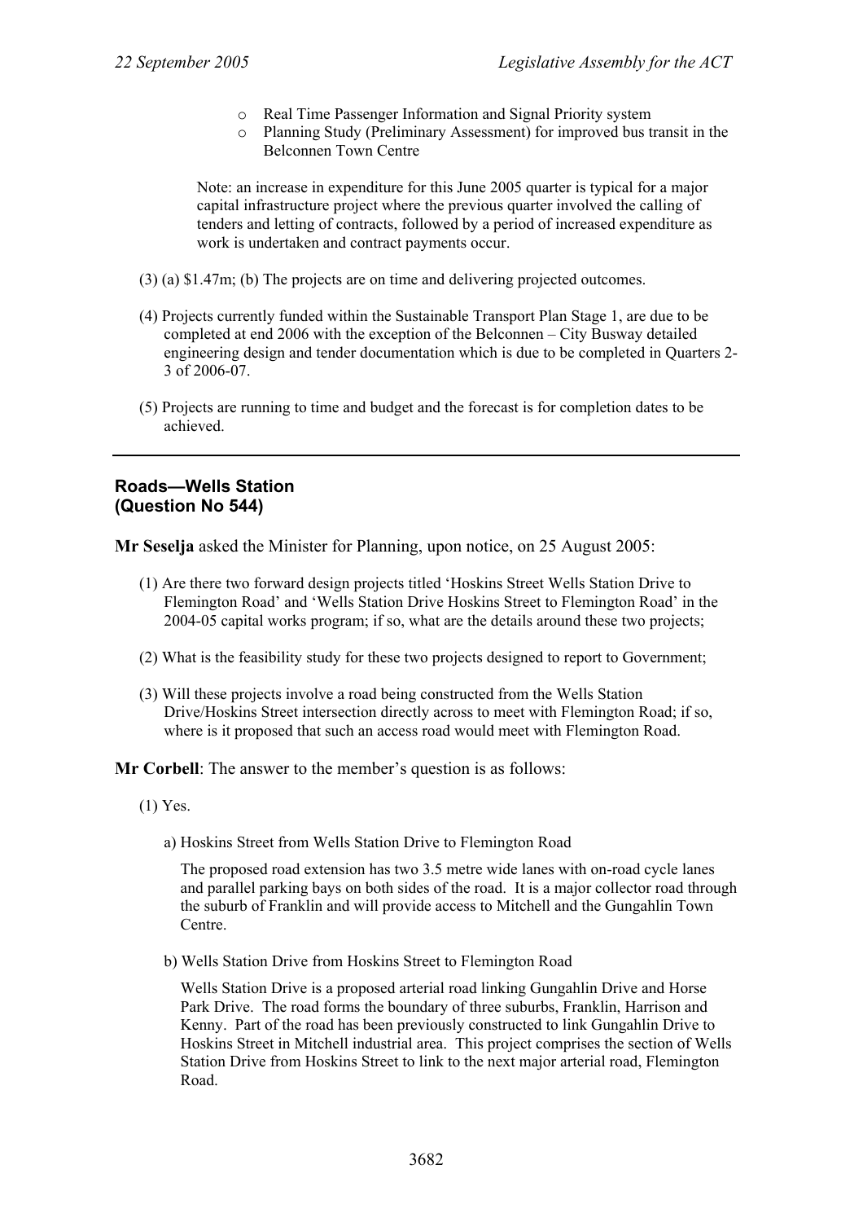- Real Time Passenger Information and Signal Priority system
- Planning Study (Preliminary Assessment) for improved bus transit in the Belconnen Town Centre

Note: an increase in expenditure for this June 2005 quarter is typical for a major capital infrastructure project where the previous quarter involved the calling of tenders and letting of contracts, followed by a period of increased expenditure as work is undertaken and contract payments occur.

(3) (a) $1.47m; (b) The projects are on time and delivering projected outcomes.

(4) Projects currently funded within the Sustainable Transport Plan Stage 1, are due to be completed at end 2006 with the exception of the Belconnen – City Busway detailed engineering design and tender documentation which is due to be completed in Quarters 2-3 of 2006-07.

(5) Projects are running to time and budget and the forecast is for completion dates to be achieved.

---

## Roads—Wells Station (Question No 544)

**Mr Seselja** asked the Minister for Planning, upon notice, on 25 August 2005:

(1) Are there two forward design projects titled 'Hoskins Street Wells Station Drive to Flemington Road' and 'Wells Station Drive Hoskins Street to Flemington Road' in the 2004-05 capital works program; if so, what are the details around these two projects;

(2) What is the feasibility study for these two projects designed to report to Government;

(3) Will these projects involve a road being constructed from the Wells Station Drive/Hoskins Street intersection directly across to meet with Flemington Road; if so, where is it proposed that such an access road would meet with Flemington Road.

**Mr Corbell**: The answer to the member's question is as follows:

(1) Yes.

a) Hoskins Street from Wells Station Drive to Flemington Road

The proposed road extension has two 3.5 metre wide lanes with on-road cycle lanes and parallel parking bays on both sides of the road. It is a major collector road through the suburb of Franklin and will provide access to Mitchell and the Gungahlin Town Centre.

b) Wells Station Drive from Hoskins Street to Flemington Road

Wells Station Drive is a proposed arterial road linking Gungahlin Drive and Horse Park Drive. The road forms the boundary of three suburbs, Franklin, Harrison and Kenny. Part of the road has been previously constructed to link Gungahlin Drive to Hoskins Street in Mitchell industrial area. This project comprises the section of Wells Station Drive from Hoskins Street to link to the next major arterial road, Flemington Road.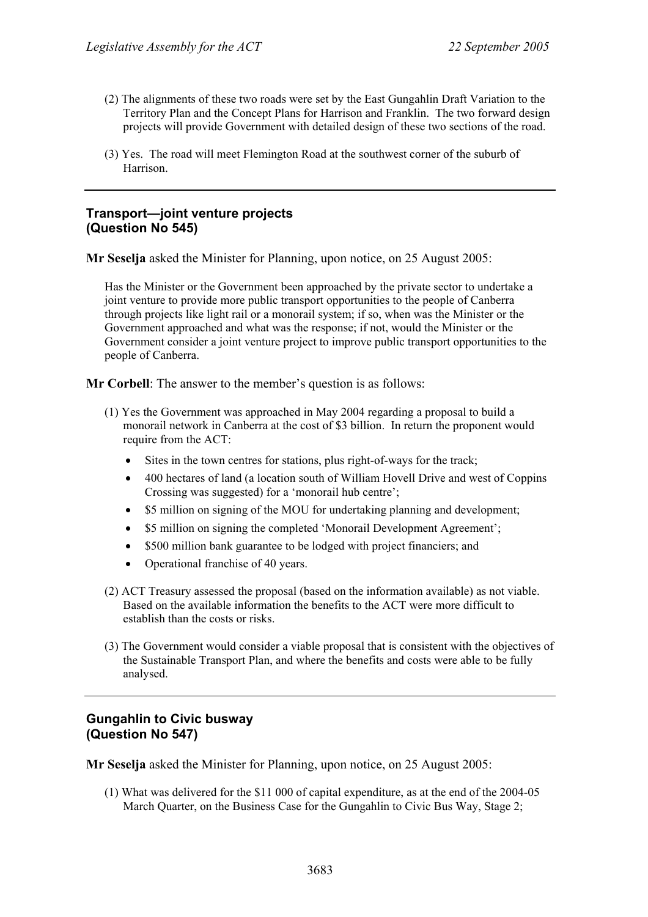(2) The alignments of these two roads were set by the East Gungahlin Draft Variation to the Territory Plan and the Concept Plans for Harrison and Franklin. The two forward design projects will provide Government with detailed design of these two sections of the road.

(3) Yes. The road will meet Flemington Road at the southwest corner of the suburb of Harrison.

---

### Transport—joint venture projects (Question No 545)

**Mr Seselja** asked the Minister for Planning, upon notice, on 25 August 2005:

Has the Minister or the Government been approached by the private sector to undertake a joint venture to provide more public transport opportunities to the people of Canberra through projects like light rail or a monorail system; if so, when was the Minister or the Government approached and what was the response; if not, would the Minister or the Government consider a joint venture project to improve public transport opportunities to the people of Canberra.

**Mr Corbell**: The answer to the member's question is as follows:

(1) Yes the Government was approached in May 2004 regarding a proposal to build a monorail network in Canberra at the cost of $3 billion. In return the proponent would require from the ACT:

- Sites in the town centres for stations, plus right-of-ways for the track;
- 400 hectares of land (a location south of William Hovell Drive and west of Coppins Crossing was suggested) for a 'monorail hub centre';
- $5 million on signing of the MOU for undertaking planning and development;
- $5 million on signing the completed 'Monorail Development Agreement';
- $500 million bank guarantee to be lodged with project financiers; and
- Operational franchise of 40 years.

(2) ACT Treasury assessed the proposal (based on the information available) as not viable. Based on the available information the benefits to the ACT were more difficult to establish than the costs or risks.

(3) The Government would consider a viable proposal that is consistent with the objectives of the Sustainable Transport Plan, and where the benefits and costs were able to be fully analysed.

---

### Gungahlin to Civic busway (Question No 547)

**Mr Seselja** asked the Minister for Planning, upon notice, on 25 August 2005:

(1) What was delivered for the $11 000 of capital expenditure, as at the end of the 2004-05 March Quarter, on the Business Case for the Gungahlin to Civic Bus Way, Stage 2;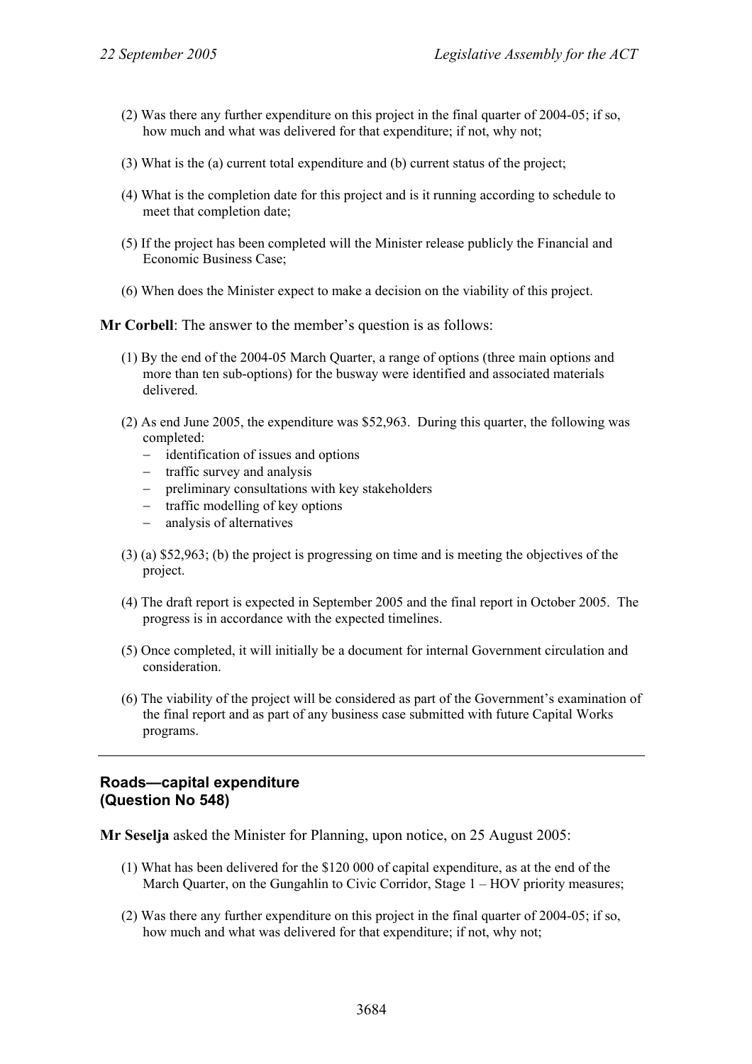(2) Was there any further expenditure on this project in the final quarter of 2004-05; if so, how much and what was delivered for that expenditure; if not, why not;

(3) What is the (a) current total expenditure and (b) current status of the project;

(4) What is the completion date for this project and is it running according to schedule to meet that completion date;

(5) If the project has been completed will the Minister release publicly the Financial and Economic Business Case;

(6) When does the Minister expect to make a decision on the viability of this project.

**Mr Corbell**: The answer to the member's question is as follows:

(1) By the end of the 2004-05 March Quarter, a range of options (three main options and more than ten sub-options) for the busway were identified and associated materials delivered.

(2) As end June 2005, the expenditure was $52,963. During this quarter, the following was completed:

- identification of issues and options
- traffic survey and analysis
- preliminary consultations with key stakeholders
- traffic modelling of key options
- analysis of alternatives

(3) (a) $52,963; (b) the project is progressing on time and is meeting the objectives of the project.

(4) The draft report is expected in September 2005 and the final report in October 2005. The progress is in accordance with the expected timelines.

(5) Once completed, it will initially be a document for internal Government circulation and consideration.

(6) The viability of the project will be considered as part of the Government's examination of the final report and as part of any business case submitted with future Capital Works programs.

---

## Roads—capital expenditure (Question No 548)

**Mr Seselja** asked the Minister for Planning, upon notice, on 25 August 2005:

(1) What has been delivered for the $120 000 of capital expenditure, as at the end of the March Quarter, on the Gungahlin to Civic Corridor, Stage 1 – HOV priority measures;

(2) Was there any further expenditure on this project in the final quarter of 2004-05; if so, how much and what was delivered for that expenditure; if not, why not;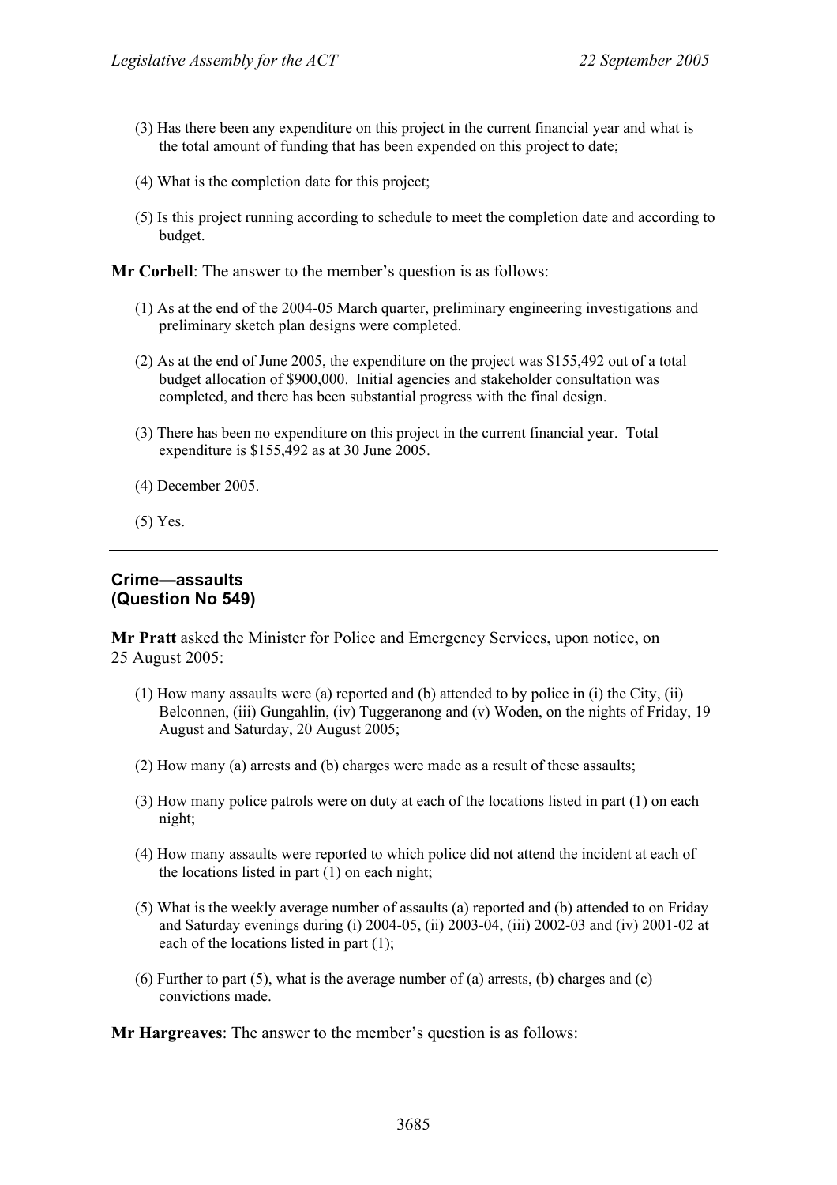(3) Has there been any expenditure on this project in the current financial year and what is the total amount of funding that has been expended on this project to date;

(4) What is the completion date for this project;

(5) Is this project running according to schedule to meet the completion date and according to budget.

**Mr Corbell**: The answer to the member's question is as follows:

(1) As at the end of the 2004-05 March quarter, preliminary engineering investigations and preliminary sketch plan designs were completed.

(2) As at the end of June 2005, the expenditure on the project was $155,492 out of a total budget allocation of $900,000. Initial agencies and stakeholder consultation was completed, and there has been substantial progress with the final design.

(3) There has been no expenditure on this project in the current financial year. Total expenditure is $155,492 as at 30 June 2005.

(4) December 2005.

(5) Yes.

---

### Crime—assaults
### (Question No 549)

**Mr Pratt** asked the Minister for Police and Emergency Services, upon notice, on 25 August 2005:

(1) How many assaults were (a) reported and (b) attended to by police in (i) the City, (ii) Belconnen, (iii) Gungahlin, (iv) Tuggeranong and (v) Woden, on the nights of Friday, 19 August and Saturday, 20 August 2005;

(2) How many (a) arrests and (b) charges were made as a result of these assaults;

(3) How many police patrols were on duty at each of the locations listed in part (1) on each night;

(4) How many assaults were reported to which police did not attend the incident at each of the locations listed in part (1) on each night;

(5) What is the weekly average number of assaults (a) reported and (b) attended to on Friday and Saturday evenings during (i) 2004-05, (ii) 2003-04, (iii) 2002-03 and (iv) 2001-02 at each of the locations listed in part (1);

(6) Further to part (5), what is the average number of (a) arrests, (b) charges and (c) convictions made.

**Mr Hargreaves**: The answer to the member's question is as follows: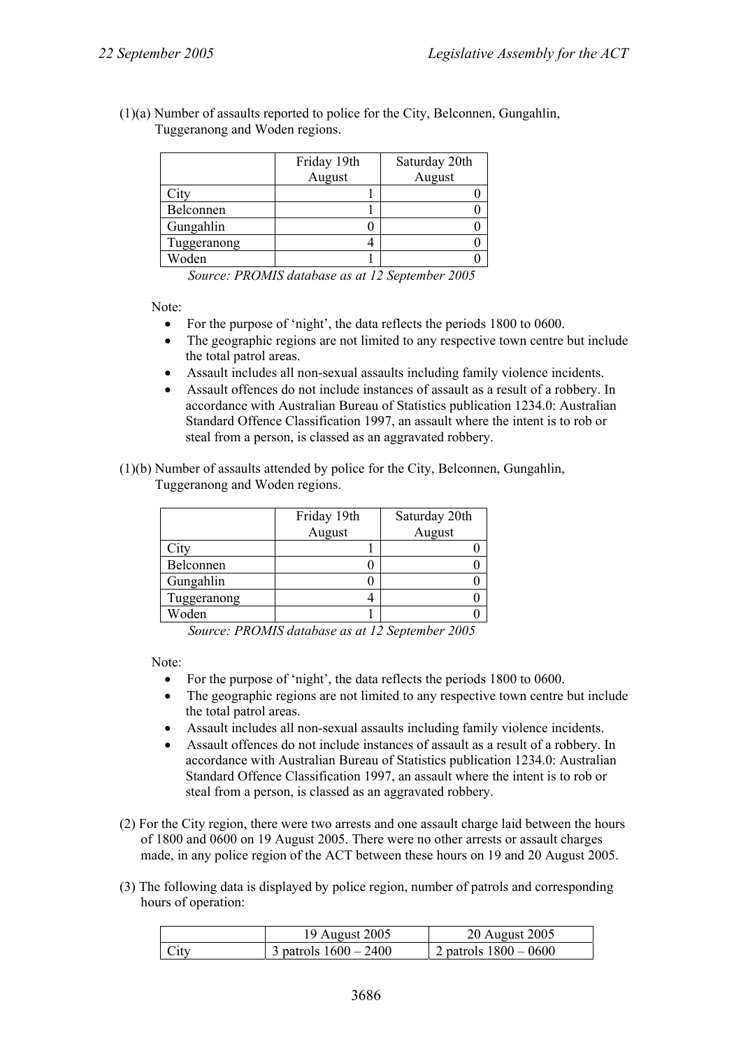(1)(a) Number of assaults reported to police for the City, Belconnen, Gungahlin, Tuggeranong and Woden regions.

| | Friday 19th August | Saturday 20th August |
|---|---|---|
| City | 1 | 0 |
| Belconnen | 1 | 0 |
| Gungahlin | 0 | 0 |
| Tuggeranong | 4 | 0 |
| Woden | 1 | 0 |

*Source: PROMIS database as at 12 September 2005*

Note:

- For the purpose of 'night', the data reflects the periods 1800 to 0600.
- The geographic regions are not limited to any respective town centre but include the total patrol areas.
- Assault includes all non-sexual assaults including family violence incidents.
- Assault offences do not include instances of assault as a result of a robbery. In accordance with Australian Bureau of Statistics publication 1234.0: Australian Standard Offence Classification 1997, an assault where the intent is to rob or steal from a person, is classed as an aggravated robbery.

(1)(b) Number of assaults attended by police for the City, Belconnen, Gungahlin, Tuggeranong and Woden regions.

| | Friday 19th August | Saturday 20th August |
|---|---|---|
| City | 1 | 0 |
| Belconnen | 0 | 0 |
| Gungahlin | 0 | 0 |
| Tuggeranong | 4 | 0 |
| Woden | 1 | 0 |

*Source: PROMIS database as at 12 September 2005*

Note:

- For the purpose of 'night', the data reflects the periods 1800 to 0600.
- The geographic regions are not limited to any respective town centre but include the total patrol areas.
- Assault includes all non-sexual assaults including family violence incidents.
- Assault offences do not include instances of assault as a result of a robbery. In accordance with Australian Bureau of Statistics publication 1234.0: Australian Standard Offence Classification 1997, an assault where the intent is to rob or steal from a person, is classed as an aggravated robbery.

(2) For the City region, there were two arrests and one assault charge laid between the hours of 1800 and 0600 on 19 August 2005. There were no other arrests or assault charges made, in any police region of the ACT between these hours on 19 and 20 August 2005.

(3) The following data is displayed by police region, number of patrols and corresponding hours of operation:

| | 19 August 2005 | 20 August 2005 |
|---|---|---|
| City | 3 patrols 1600 – 2400 | 2 patrols 1800 – 0600 |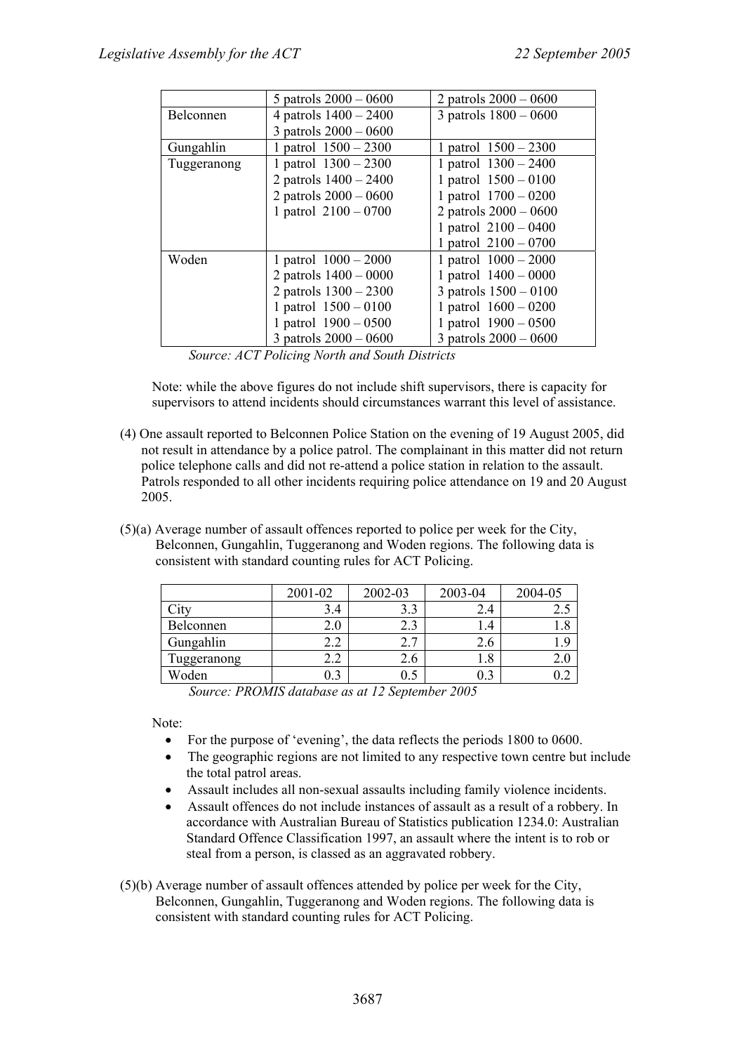| | | |
|---|---|---|
| | 5 patrols 2000 – 0600 | 2 patrols 2000 – 0600 |
| Belconnen | 4 patrols 1400 – 2400<br>3 patrols 2000 – 0600 | 3 patrols 1800 – 0600 |
| Gungahlin | 1 patrol 1500 – 2300 | 1 patrol 1500 – 2300 |
| Tuggeranong | 1 patrol 1300 – 2300<br>2 patrols 1400 – 2400<br>2 patrols 2000 – 0600<br>1 patrol 2100 – 0700 | 1 patrol 1300 – 2400<br>1 patrol 1500 – 0100<br>1 patrol 1700 – 0200<br>2 patrols 2000 – 0600<br>1 patrol 2100 – 0400<br>1 patrol 2100 – 0700 |
| Woden | 1 patrol 1000 – 2000<br>2 patrols 1400 – 0000<br>2 patrols 1300 – 2300<br>1 patrol 1500 – 0100<br>1 patrol 1900 – 0500<br>3 patrols 2000 – 0600 | 1 patrol 1000 – 2000<br>1 patrol 1400 – 0000<br>3 patrols 1500 – 0100<br>1 patrol 1600 – 0200<br>1 patrol 1900 – 0500<br>3 patrols 2000 – 0600 |

*Source: ACT Policing North and South Districts*

Note: while the above figures do not include shift supervisors, there is capacity for supervisors to attend incidents should circumstances warrant this level of assistance.

(4) One assault reported to Belconnen Police Station on the evening of 19 August 2005, did not result in attendance by a police patrol. The complainant in this matter did not return police telephone calls and did not re-attend a police station in relation to the assault. Patrols responded to all other incidents requiring police attendance on 19 and 20 August 2005.

(5)(a) Average number of assault offences reported to police per week for the City, Belconnen, Gungahlin, Tuggeranong and Woden regions. The following data is consistent with standard counting rules for ACT Policing.

| | 2001-02 | 2002-03 | 2003-04 | 2004-05 |
|---|---|---|---|---|
| City | 3.4 | 3.3 | 2.4 | 2.5 |
| Belconnen | 2.0 | 2.3 | 1.4 | 1.8 |
| Gungahlin | 2.2 | 2.7 | 2.6 | 1.9 |
| Tuggeranong | 2.2 | 2.6 | 1.8 | 2.0 |
| Woden | 0.3 | 0.5 | 0.3 | 0.2 |

*Source: PROMIS database as at 12 September 2005*

Note:

- For the purpose of 'evening', the data reflects the periods 1800 to 0600.
- The geographic regions are not limited to any respective town centre but include the total patrol areas.
- Assault includes all non-sexual assaults including family violence incidents.
- Assault offences do not include instances of assault as a result of a robbery. In accordance with Australian Bureau of Statistics publication 1234.0: Australian Standard Offence Classification 1997, an assault where the intent is to rob or steal from a person, is classed as an aggravated robbery.

(5)(b) Average number of assault offences attended by police per week for the City, Belconnen, Gungahlin, Tuggeranong and Woden regions. The following data is consistent with standard counting rules for ACT Policing.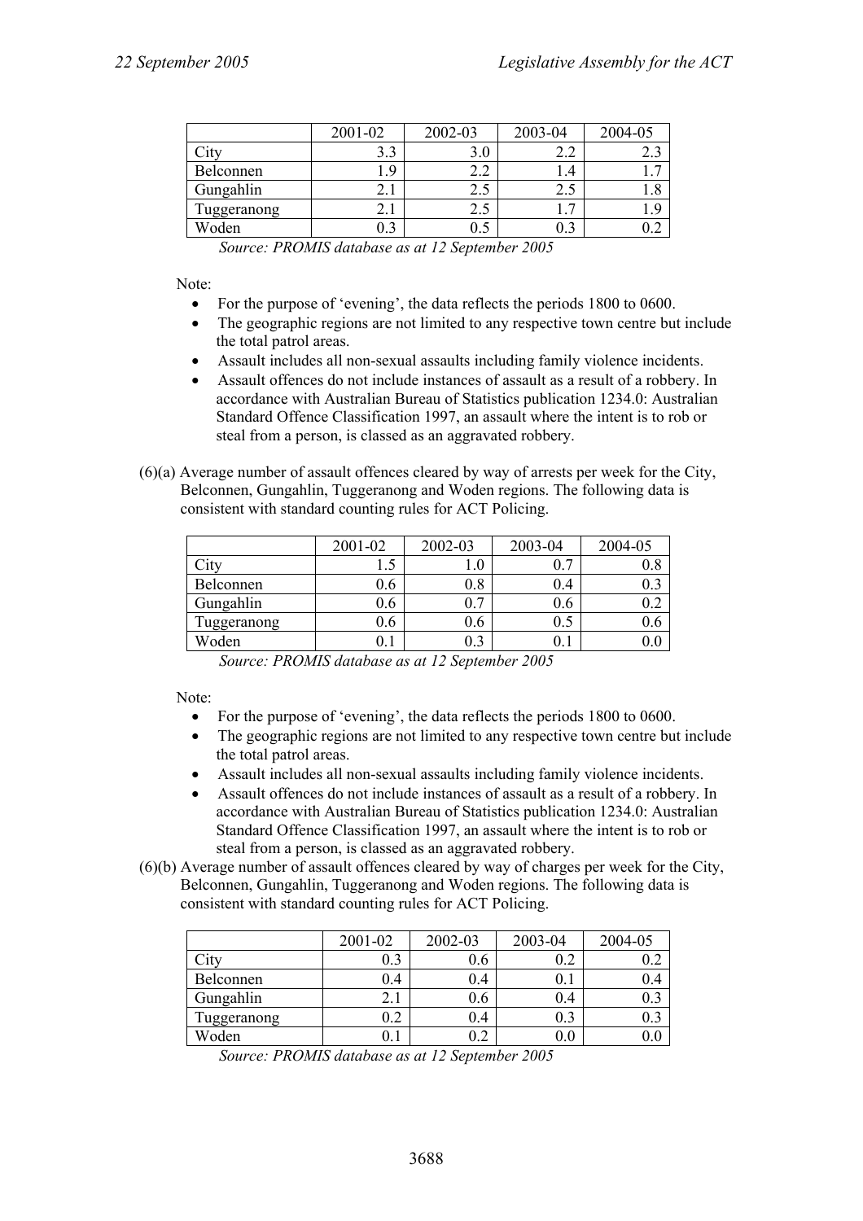| | 2001-02 | 2002-03 | 2003-04 | 2004-05 |
|---|---|---|---|---|
| City | 3.3 | 3.0 | 2.2 | 2.3 |
| Belconnen | 1.9 | 2.2 | 1.4 | 1.7 |
| Gungahlin | 2.1 | 2.5 | 2.5 | 1.8 |
| Tuggeranong | 2.1 | 2.5 | 1.7 | 1.9 |
| Woden | 0.3 | 0.5 | 0.3 | 0.2 |

*Source: PROMIS database as at 12 September 2005*

Note:

- For the purpose of 'evening', the data reflects the periods 1800 to 0600.
- The geographic regions are not limited to any respective town centre but include the total patrol areas.
- Assault includes all non-sexual assaults including family violence incidents.
- Assault offences do not include instances of assault as a result of a robbery. In accordance with Australian Bureau of Statistics publication 1234.0: Australian Standard Offence Classification 1997, an assault where the intent is to rob or steal from a person, is classed as an aggravated robbery.

(6)(a) Average number of assault offences cleared by way of arrests per week for the City, Belconnen, Gungahlin, Tuggeranong and Woden regions. The following data is consistent with standard counting rules for ACT Policing.

| | 2001-02 | 2002-03 | 2003-04 | 2004-05 |
|---|---|---|---|---|
| City | 1.5 | 1.0 | 0.7 | 0.8 |
| Belconnen | 0.6 | 0.8 | 0.4 | 0.3 |
| Gungahlin | 0.6 | 0.7 | 0.6 | 0.2 |
| Tuggeranong | 0.6 | 0.6 | 0.5 | 0.6 |
| Woden | 0.1 | 0.3 | 0.1 | 0.0 |

*Source: PROMIS database as at 12 September 2005*

Note:

- For the purpose of 'evening', the data reflects the periods 1800 to 0600.
- The geographic regions are not limited to any respective town centre but include the total patrol areas.
- Assault includes all non-sexual assaults including family violence incidents.
- Assault offences do not include instances of assault as a result of a robbery. In accordance with Australian Bureau of Statistics publication 1234.0: Australian Standard Offence Classification 1997, an assault where the intent is to rob or steal from a person, is classed as an aggravated robbery.

(6)(b) Average number of assault offences cleared by way of charges per week for the City, Belconnen, Gungahlin, Tuggeranong and Woden regions. The following data is consistent with standard counting rules for ACT Policing.

| | 2001-02 | 2002-03 | 2003-04 | 2004-05 |
|---|---|---|---|---|
| City | 0.3 | 0.6 | 0.2 | 0.2 |
| Belconnen | 0.4 | 0.4 | 0.1 | 0.4 |
| Gungahlin | 2.1 | 0.6 | 0.4 | 0.3 |
| Tuggeranong | 0.2 | 0.4 | 0.3 | 0.3 |
| Woden | 0.1 | 0.2 | 0.0 | 0.0 |

*Source: PROMIS database as at 12 September 2005*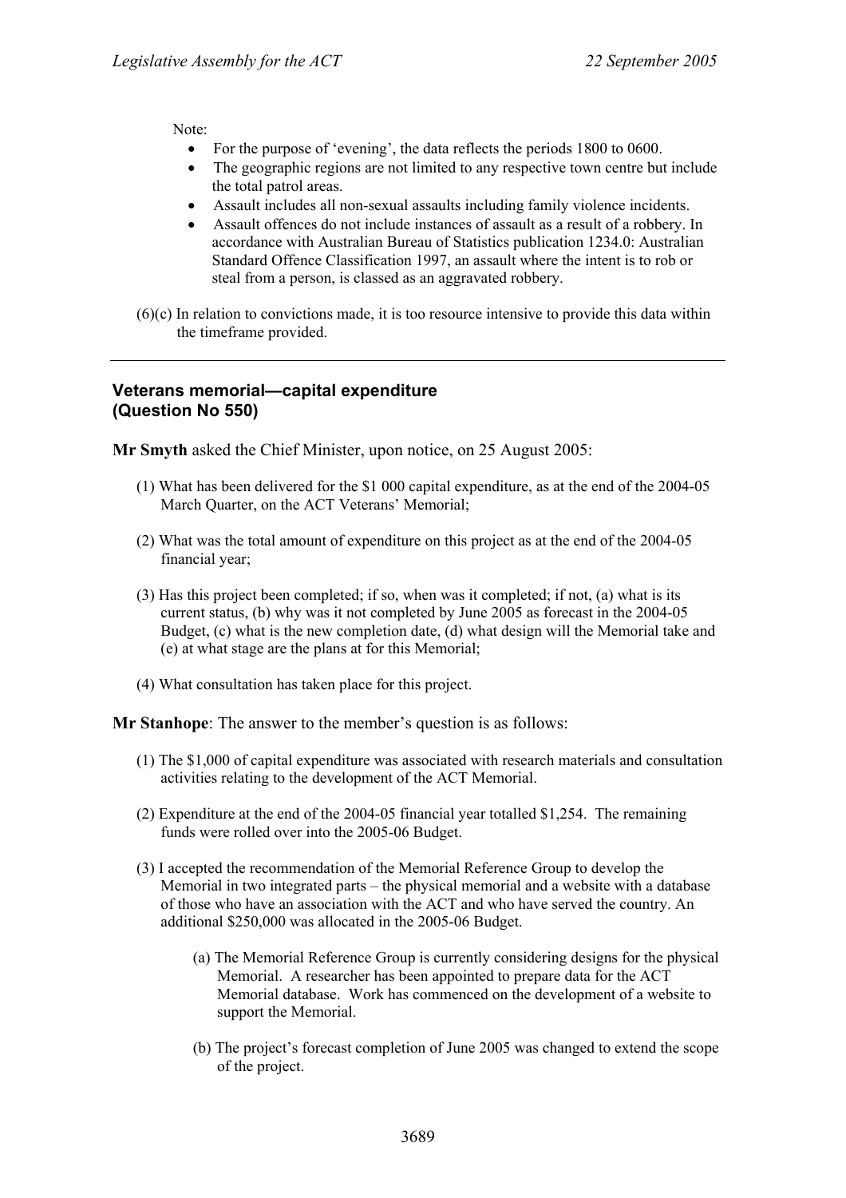Note:

- For the purpose of 'evening', the data reflects the periods 1800 to 0600.
- The geographic regions are not limited to any respective town centre but include the total patrol areas.
- Assault includes all non-sexual assaults including family violence incidents.
- Assault offences do not include instances of assault as a result of a robbery. In accordance with Australian Bureau of Statistics publication 1234.0: Australian Standard Offence Classification 1997, an assault where the intent is to rob or steal from a person, is classed as an aggravated robbery.

(6)(c) In relation to convictions made, it is too resource intensive to provide this data within the timeframe provided.

---

### Veterans memorial—capital expenditure (Question No 550)

**Mr Smyth** asked the Chief Minister, upon notice, on 25 August 2005:

(1) What has been delivered for the $1 000 capital expenditure, as at the end of the 2004-05 March Quarter, on the ACT Veterans' Memorial;

(2) What was the total amount of expenditure on this project as at the end of the 2004-05 financial year;

(3) Has this project been completed; if so, when was it completed; if not, (a) what is its current status, (b) why was it not completed by June 2005 as forecast in the 2004-05 Budget, (c) what is the new completion date, (d) what design will the Memorial take and (e) at what stage are the plans at for this Memorial;

(4) What consultation has taken place for this project.

**Mr Stanhope**: The answer to the member's question is as follows:

(1) The $1,000 of capital expenditure was associated with research materials and consultation activities relating to the development of the ACT Memorial.

(2) Expenditure at the end of the 2004-05 financial year totalled $1,254. The remaining funds were rolled over into the 2005-06 Budget.

(3) I accepted the recommendation of the Memorial Reference Group to develop the Memorial in two integrated parts – the physical memorial and a website with a database of those who have an association with the ACT and who have served the country. An additional $250,000 was allocated in the 2005-06 Budget.

(a) The Memorial Reference Group is currently considering designs for the physical Memorial. A researcher has been appointed to prepare data for the ACT Memorial database. Work has commenced on the development of a website to support the Memorial.

(b) The project's forecast completion of June 2005 was changed to extend the scope of the project.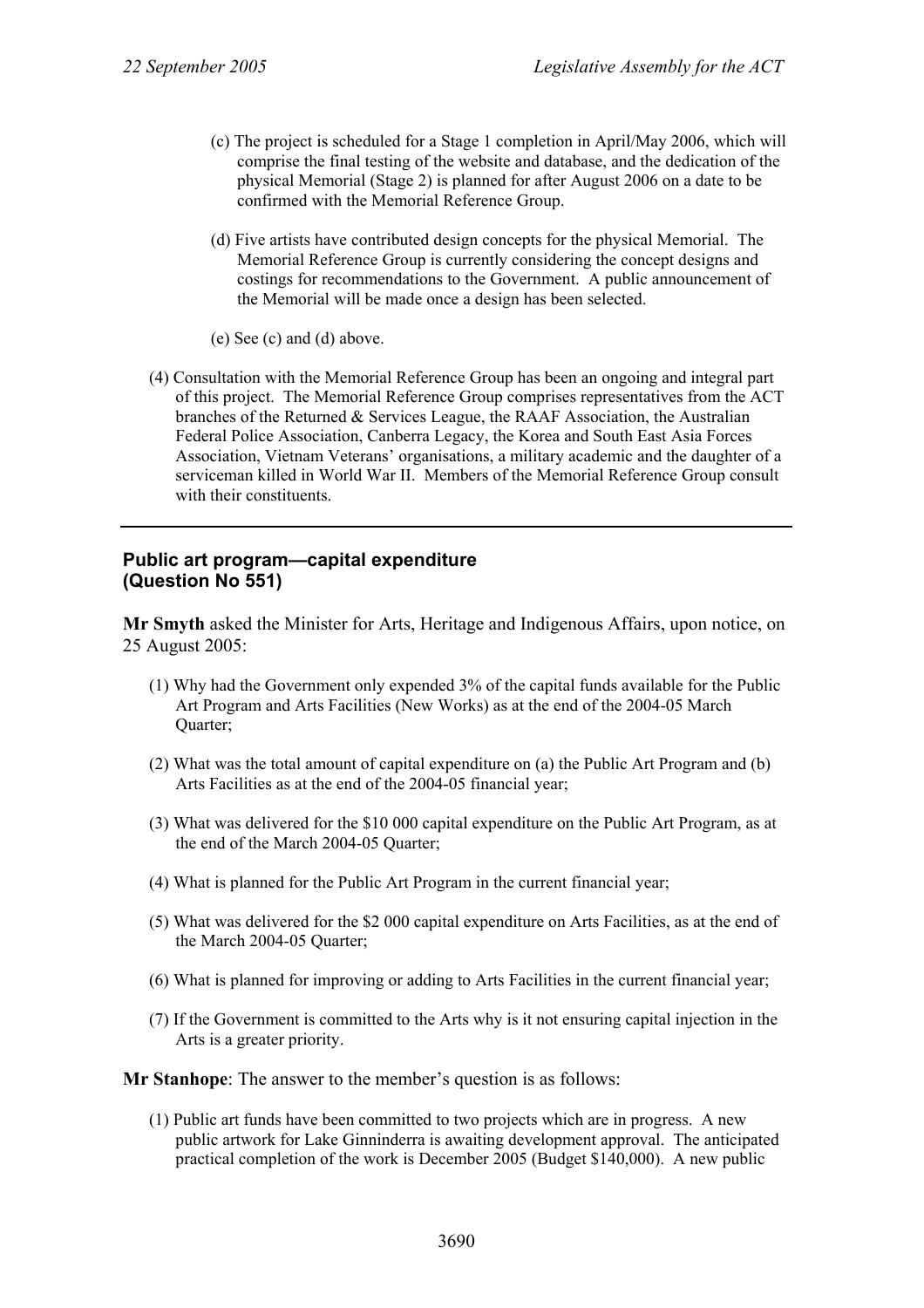(c) The project is scheduled for a Stage 1 completion in April/May 2006, which will comprise the final testing of the website and database, and the dedication of the physical Memorial (Stage 2) is planned for after August 2006 on a date to be confirmed with the Memorial Reference Group.

(d) Five artists have contributed design concepts for the physical Memorial. The Memorial Reference Group is currently considering the concept designs and costings for recommendations to the Government. A public announcement of the Memorial will be made once a design has been selected.

(e) See (c) and (d) above.

(4) Consultation with the Memorial Reference Group has been an ongoing and integral part of this project. The Memorial Reference Group comprises representatives from the ACT branches of the Returned & Services League, the RAAF Association, the Australian Federal Police Association, Canberra Legacy, the Korea and South East Asia Forces Association, Vietnam Veterans' organisations, a military academic and the daughter of a serviceman killed in World War II. Members of the Memorial Reference Group consult with their constituents.

---

## Public art program—capital expenditure (Question No 551)

**Mr Smyth** asked the Minister for Arts, Heritage and Indigenous Affairs, upon notice, on 25 August 2005:

(1) Why had the Government only expended 3% of the capital funds available for the Public Art Program and Arts Facilities (New Works) as at the end of the 2004-05 March Quarter;

(2) What was the total amount of capital expenditure on (a) the Public Art Program and (b) Arts Facilities as at the end of the 2004-05 financial year;

(3) What was delivered for the $10 000 capital expenditure on the Public Art Program, as at the end of the March 2004-05 Quarter;

(4) What is planned for the Public Art Program in the current financial year;

(5) What was delivered for the $2 000 capital expenditure on Arts Facilities, as at the end of the March 2004-05 Quarter;

(6) What is planned for improving or adding to Arts Facilities in the current financial year;

(7) If the Government is committed to the Arts why is it not ensuring capital injection in the Arts is a greater priority.

**Mr Stanhope**: The answer to the member's question is as follows:

(1) Public art funds have been committed to two projects which are in progress. A new public artwork for Lake Ginninderra is awaiting development approval. The anticipated practical completion of the work is December 2005 (Budget $140,000). A new public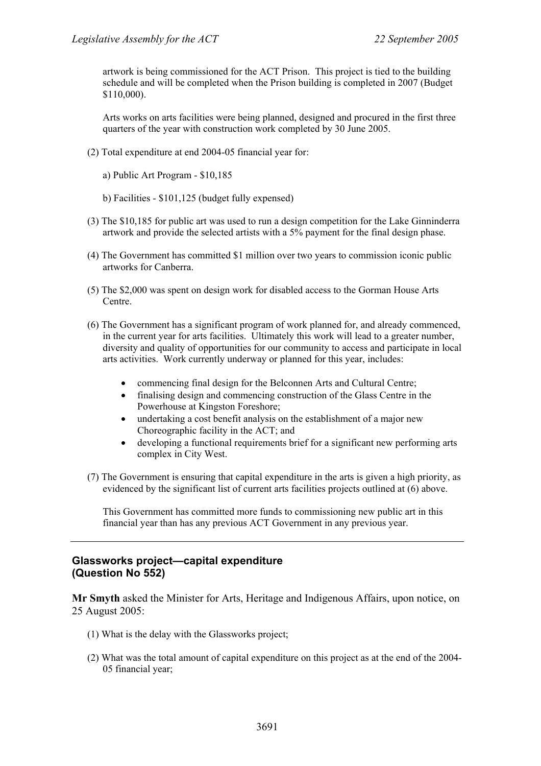artwork is being commissioned for the ACT Prison. This project is tied to the building schedule and will be completed when the Prison building is completed in 2007 (Budget $110,000).

Arts works on arts facilities were being planned, designed and procured in the first three quarters of the year with construction work completed by 30 June 2005.

(2) Total expenditure at end 2004-05 financial year for:

a) Public Art Program - $10,185

b) Facilities - $101,125 (budget fully expensed)

(3) The $10,185 for public art was used to run a design competition for the Lake Ginninderra artwork and provide the selected artists with a 5% payment for the final design phase.

(4) The Government has committed $1 million over two years to commission iconic public artworks for Canberra.

(5) The $2,000 was spent on design work for disabled access to the Gorman House Arts Centre.

(6) The Government has a significant program of work planned for, and already commenced, in the current year for arts facilities. Ultimately this work will lead to a greater number, diversity and quality of opportunities for our community to access and participate in local arts activities. Work currently underway or planned for this year, includes:

- commencing final design for the Belconnen Arts and Cultural Centre;
- finalising design and commencing construction of the Glass Centre in the Powerhouse at Kingston Foreshore;
- undertaking a cost benefit analysis on the establishment of a major new Choreographic facility in the ACT; and
- developing a functional requirements brief for a significant new performing arts complex in City West.

(7) The Government is ensuring that capital expenditure in the arts is given a high priority, as evidenced by the significant list of current arts facilities projects outlined at (6) above.

This Government has committed more funds to commissioning new public art in this financial year than has any previous ACT Government in any previous year.

---

### Glassworks project—capital expenditure (Question No 552)

**Mr Smyth** asked the Minister for Arts, Heritage and Indigenous Affairs, upon notice, on 25 August 2005:

(1) What is the delay with the Glassworks project;

(2) What was the total amount of capital expenditure on this project as at the end of the 2004-05 financial year;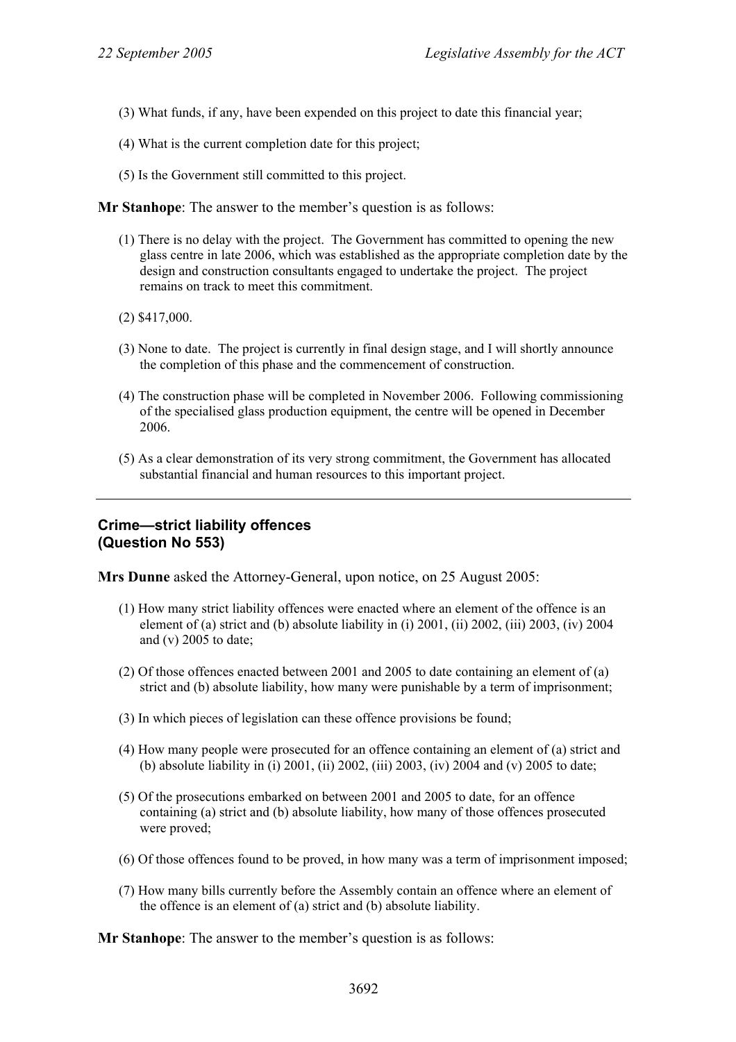(3) What funds, if any, have been expended on this project to date this financial year;

(4) What is the current completion date for this project;

(5) Is the Government still committed to this project.

**Mr Stanhope**: The answer to the member's question is as follows:

(1) There is no delay with the project. The Government has committed to opening the new glass centre in late 2006, which was established as the appropriate completion date by the design and construction consultants engaged to undertake the project. The project remains on track to meet this commitment.

(2) $417,000.

(3) None to date. The project is currently in final design stage, and I will shortly announce the completion of this phase and the commencement of construction.

(4) The construction phase will be completed in November 2006. Following commissioning of the specialised glass production equipment, the centre will be opened in December 2006.

(5) As a clear demonstration of its very strong commitment, the Government has allocated substantial financial and human resources to this important project.

---

### Crime—strict liability offences (Question No 553)

**Mrs Dunne** asked the Attorney-General, upon notice, on 25 August 2005:

(1) How many strict liability offences were enacted where an element of the offence is an element of (a) strict and (b) absolute liability in (i) 2001, (ii) 2002, (iii) 2003, (iv) 2004 and (v) 2005 to date;

(2) Of those offences enacted between 2001 and 2005 to date containing an element of (a) strict and (b) absolute liability, how many were punishable by a term of imprisonment;

(3) In which pieces of legislation can these offence provisions be found;

(4) How many people were prosecuted for an offence containing an element of (a) strict and (b) absolute liability in (i) 2001, (ii) 2002, (iii) 2003, (iv) 2004 and (v) 2005 to date;

(5) Of the prosecutions embarked on between 2001 and 2005 to date, for an offence containing (a) strict and (b) absolute liability, how many of those offences prosecuted were proved;

(6) Of those offences found to be proved, in how many was a term of imprisonment imposed;

(7) How many bills currently before the Assembly contain an offence where an element of the offence is an element of (a) strict and (b) absolute liability.

**Mr Stanhope**: The answer to the member's question is as follows: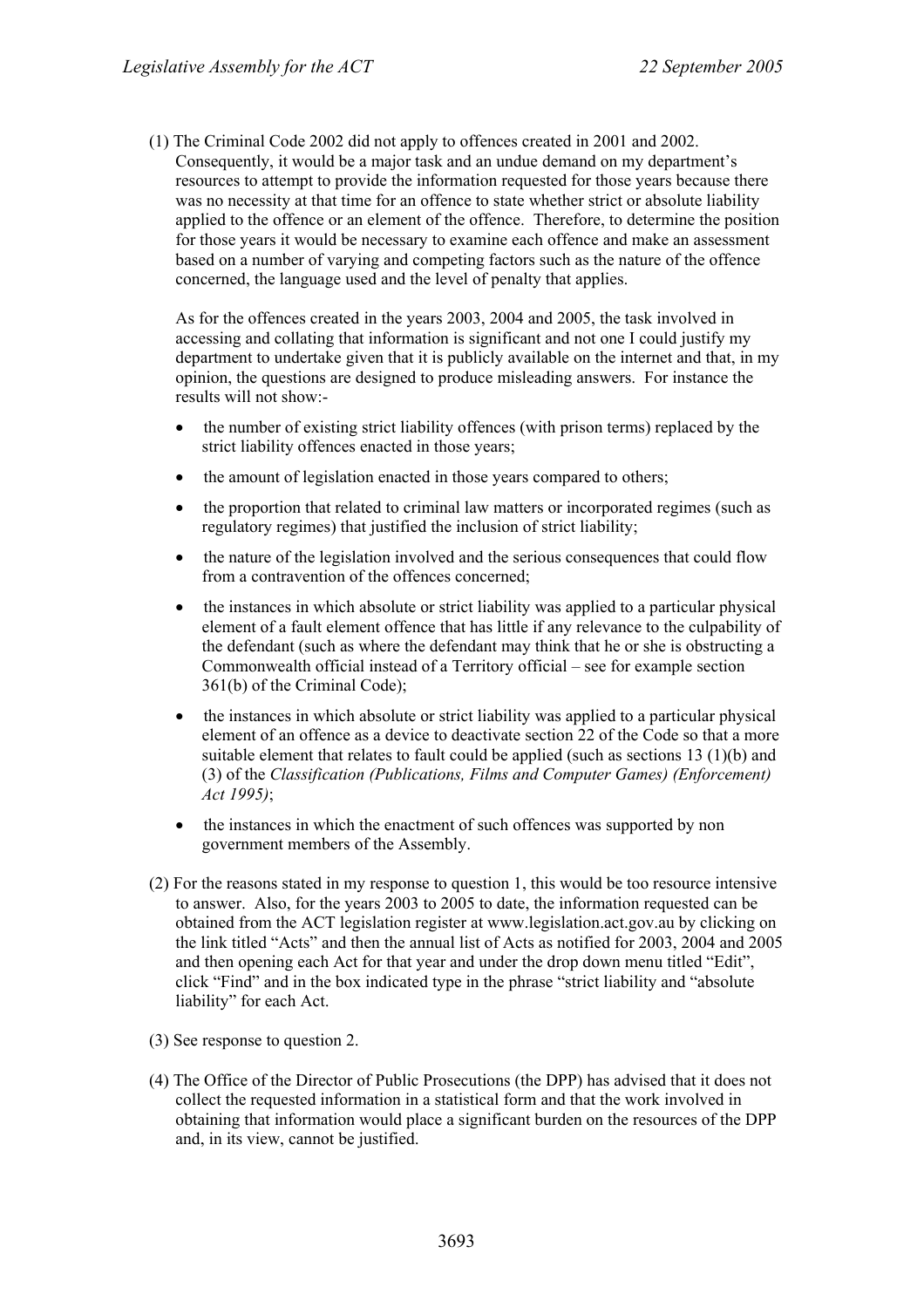(1) The Criminal Code 2002 did not apply to offences created in 2001 and 2002. Consequently, it would be a major task and an undue demand on my department's resources to attempt to provide the information requested for those years because there was no necessity at that time for an offence to state whether strict or absolute liability applied to the offence or an element of the offence. Therefore, to determine the position for those years it would be necessary to examine each offence and make an assessment based on a number of varying and competing factors such as the nature of the offence concerned, the language used and the level of penalty that applies.

As for the offences created in the years 2003, 2004 and 2005, the task involved in accessing and collating that information is significant and not one I could justify my department to undertake given that it is publicly available on the internet and that, in my opinion, the questions are designed to produce misleading answers. For instance the results will not show:-

- the number of existing strict liability offences (with prison terms) replaced by the strict liability offences enacted in those years;
- the amount of legislation enacted in those years compared to others;
- the proportion that related to criminal law matters or incorporated regimes (such as regulatory regimes) that justified the inclusion of strict liability;
- the nature of the legislation involved and the serious consequences that could flow from a contravention of the offences concerned;
- the instances in which absolute or strict liability was applied to a particular physical element of a fault element offence that has little if any relevance to the culpability of the defendant (such as where the defendant may think that he or she is obstructing a Commonwealth official instead of a Territory official – see for example section 361(b) of the Criminal Code);
- the instances in which absolute or strict liability was applied to a particular physical element of an offence as a device to deactivate section 22 of the Code so that a more suitable element that relates to fault could be applied (such as sections 13 (1)(b) and (3) of the *Classification (Publications, Films and Computer Games) (Enforcement) Act 1995)*;
- the instances in which the enactment of such offences was supported by non government members of the Assembly.

(2) For the reasons stated in my response to question 1, this would be too resource intensive to answer. Also, for the years 2003 to 2005 to date, the information requested can be obtained from the ACT legislation register at www.legislation.act.gov.au by clicking on the link titled "Acts" and then the annual list of Acts as notified for 2003, 2004 and 2005 and then opening each Act for that year and under the drop down menu titled "Edit", click "Find" and in the box indicated type in the phrase "strict liability and "absolute liability" for each Act.

(3) See response to question 2.

(4) The Office of the Director of Public Prosecutions (the DPP) has advised that it does not collect the requested information in a statistical form and that the work involved in obtaining that information would place a significant burden on the resources of the DPP and, in its view, cannot be justified.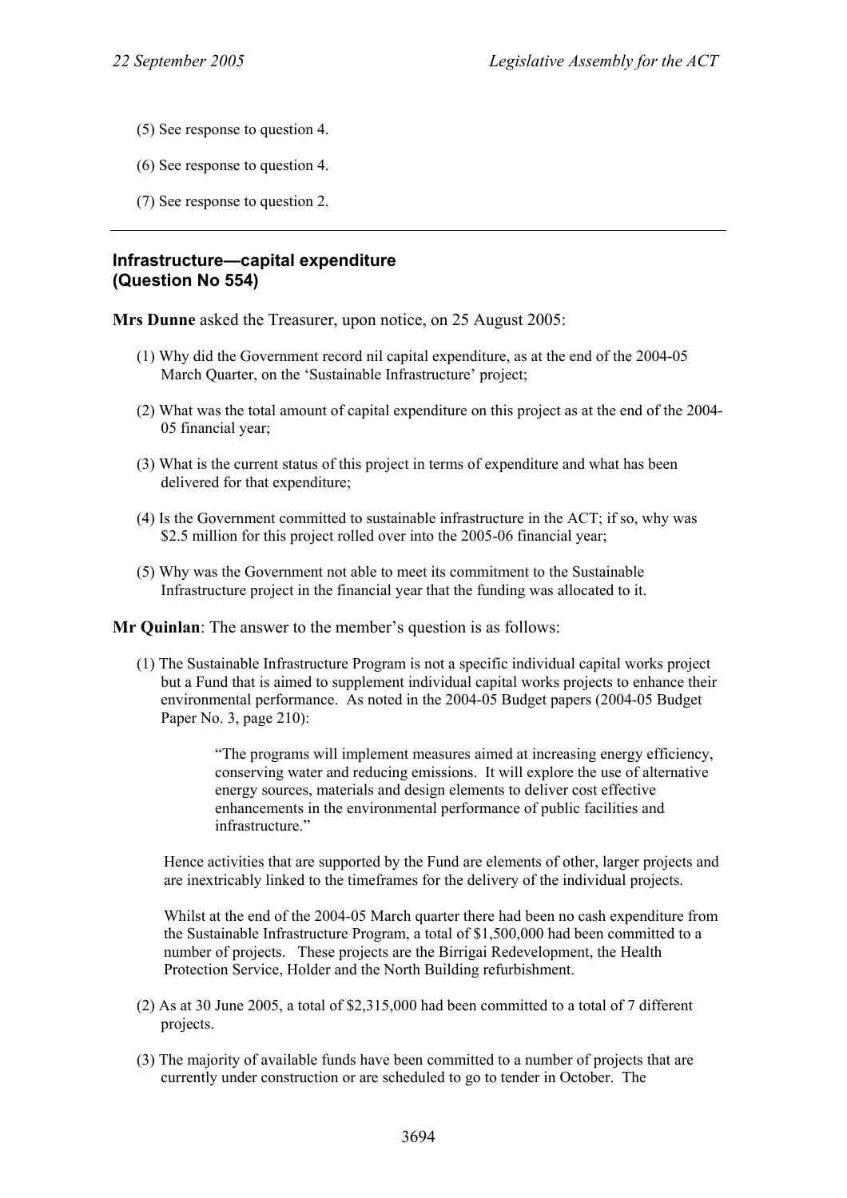(5) See response to question 4.

(6) See response to question 4.

(7) See response to question 2.

---

### Infrastructure—capital expenditure
### (Question No 554)

**Mrs Dunne** asked the Treasurer, upon notice, on 25 August 2005:

(1) Why did the Government record nil capital expenditure, as at the end of the 2004-05 March Quarter, on the 'Sustainable Infrastructure' project;

(2) What was the total amount of capital expenditure on this project as at the end of the 2004-05 financial year;

(3) What is the current status of this project in terms of expenditure and what has been delivered for that expenditure;

(4) Is the Government committed to sustainable infrastructure in the ACT; if so, why was $2.5 million for this project rolled over into the 2005-06 financial year;

(5) Why was the Government not able to meet its commitment to the Sustainable Infrastructure project in the financial year that the funding was allocated to it.

**Mr Quinlan**: The answer to the member's question is as follows:

(1) The Sustainable Infrastructure Program is not a specific individual capital works project but a Fund that is aimed to supplement individual capital works projects to enhance their environmental performance. As noted in the 2004-05 Budget papers (2004-05 Budget Paper No. 3, page 210):

> "The programs will implement measures aimed at increasing energy efficiency, conserving water and reducing emissions. It will explore the use of alternative energy sources, materials and design elements to deliver cost effective enhancements in the environmental performance of public facilities and infrastructure."

Hence activities that are supported by the Fund are elements of other, larger projects and are inextricably linked to the timeframes for the delivery of the individual projects.

Whilst at the end of the 2004-05 March quarter there had been no cash expenditure from the Sustainable Infrastructure Program, a total of $1,500,000 had been committed to a number of projects. These projects are the Birrigai Redevelopment, the Health Protection Service, Holder and the North Building refurbishment.

(2) As at 30 June 2005, a total of $2,315,000 had been committed to a total of 7 different projects.

(3) The majority of available funds have been committed to a number of projects that are currently under construction or are scheduled to go to tender in October. The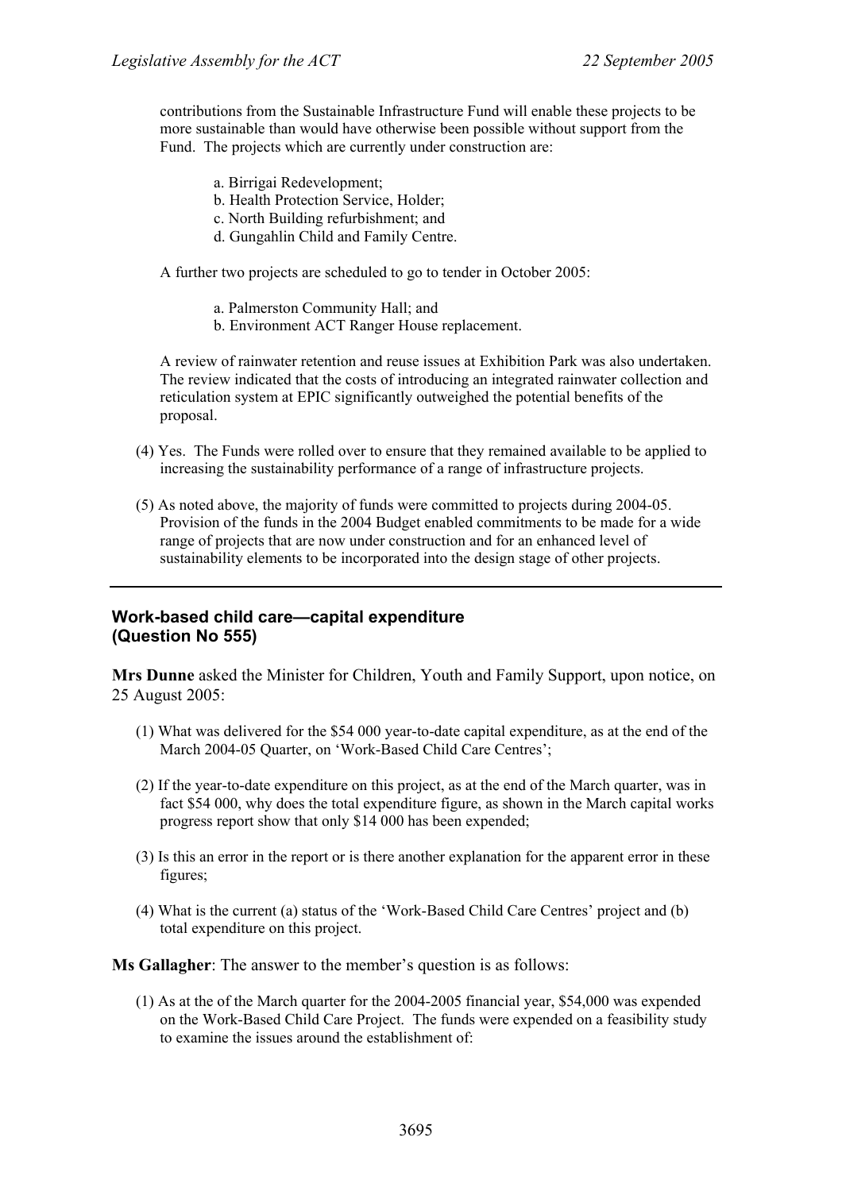contributions from the Sustainable Infrastructure Fund will enable these projects to be more sustainable than would have otherwise been possible without support from the Fund. The projects which are currently under construction are:

a. Birrigai Redevelopment;
b. Health Protection Service, Holder;
c. North Building refurbishment; and
d. Gungahlin Child and Family Centre.

A further two projects are scheduled to go to tender in October 2005:

a. Palmerston Community Hall; and
b. Environment ACT Ranger House replacement.

A review of rainwater retention and reuse issues at Exhibition Park was also undertaken. The review indicated that the costs of introducing an integrated rainwater collection and reticulation system at EPIC significantly outweighed the potential benefits of the proposal.

(4) Yes. The Funds were rolled over to ensure that they remained available to be applied to increasing the sustainability performance of a range of infrastructure projects.

(5) As noted above, the majority of funds were committed to projects during 2004-05. Provision of the funds in the 2004 Budget enabled commitments to be made for a wide range of projects that are now under construction and for an enhanced level of sustainability elements to be incorporated into the design stage of other projects.

---

### Work-based child care—capital expenditure (Question No 555)

**Mrs Dunne** asked the Minister for Children, Youth and Family Support, upon notice, on 25 August 2005:

(1) What was delivered for the $54 000 year-to-date capital expenditure, as at the end of the March 2004-05 Quarter, on 'Work-Based Child Care Centres';

(2) If the year-to-date expenditure on this project, as at the end of the March quarter, was in fact $54 000, why does the total expenditure figure, as shown in the March capital works progress report show that only $14 000 has been expended;

(3) Is this an error in the report or is there another explanation for the apparent error in these figures;

(4) What is the current (a) status of the 'Work-Based Child Care Centres' project and (b) total expenditure on this project.

**Ms Gallagher**: The answer to the member's question is as follows:

(1) As at the of the March quarter for the 2004-2005 financial year, $54,000 was expended on the Work-Based Child Care Project. The funds were expended on a feasibility study to examine the issues around the establishment of: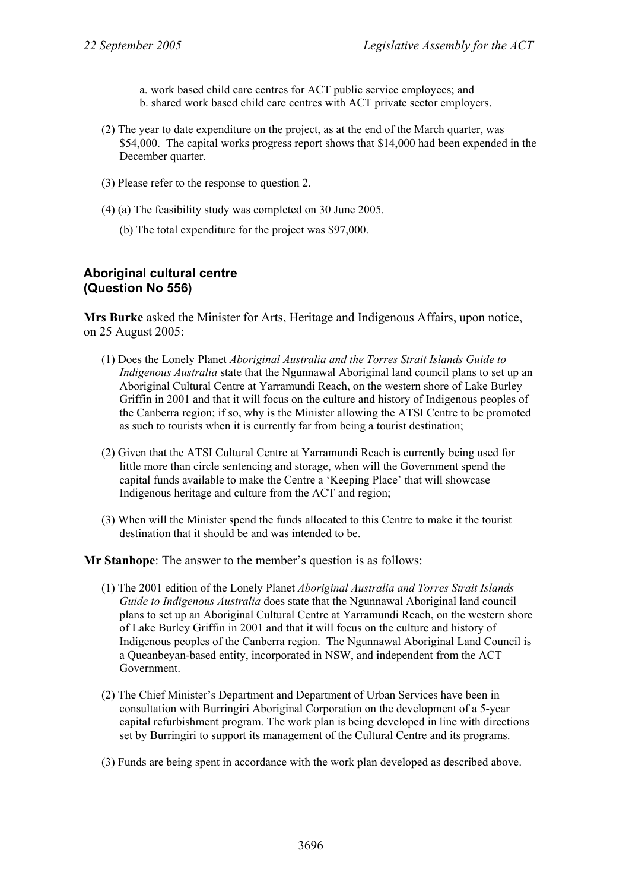a. work based child care centres for ACT public service employees; and
b. shared work based child care centres with ACT private sector employers.

(2) The year to date expenditure on the project, as at the end of the March quarter, was \$54,000. The capital works progress report shows that \$14,000 had been expended in the December quarter.

(3) Please refer to the response to question 2.

(4) (a) The feasibility study was completed on 30 June 2005.

(b) The total expenditure for the project was \$97,000.

---

### Aboriginal cultural centre
### (Question No 556)

**Mrs Burke** asked the Minister for Arts, Heritage and Indigenous Affairs, upon notice, on 25 August 2005:

(1) Does the Lonely Planet *Aboriginal Australia and the Torres Strait Islands Guide to Indigenous Australia* state that the Ngunnawal Aboriginal land council plans to set up an Aboriginal Cultural Centre at Yarramundi Reach, on the western shore of Lake Burley Griffin in 2001 and that it will focus on the culture and history of Indigenous peoples of the Canberra region; if so, why is the Minister allowing the ATSI Centre to be promoted as such to tourists when it is currently far from being a tourist destination;

(2) Given that the ATSI Cultural Centre at Yarramundi Reach is currently being used for little more than circle sentencing and storage, when will the Government spend the capital funds available to make the Centre a 'Keeping Place' that will showcase Indigenous heritage and culture from the ACT and region;

(3) When will the Minister spend the funds allocated to this Centre to make it the tourist destination that it should be and was intended to be.

**Mr Stanhope**: The answer to the member's question is as follows:

(1) The 2001 edition of the Lonely Planet *Aboriginal Australia and Torres Strait Islands Guide to Indigenous Australia* does state that the Ngunnawal Aboriginal land council plans to set up an Aboriginal Cultural Centre at Yarramundi Reach, on the western shore of Lake Burley Griffin in 2001 and that it will focus on the culture and history of Indigenous peoples of the Canberra region. The Ngunnawal Aboriginal Land Council is a Queanbeyan-based entity, incorporated in NSW, and independent from the ACT Government.

(2) The Chief Minister's Department and Department of Urban Services have been in consultation with Burringiri Aboriginal Corporation on the development of a 5-year capital refurbishment program. The work plan is being developed in line with directions set by Burringiri to support its management of the Cultural Centre and its programs.

(3) Funds are being spent in accordance with the work plan developed as described above.

---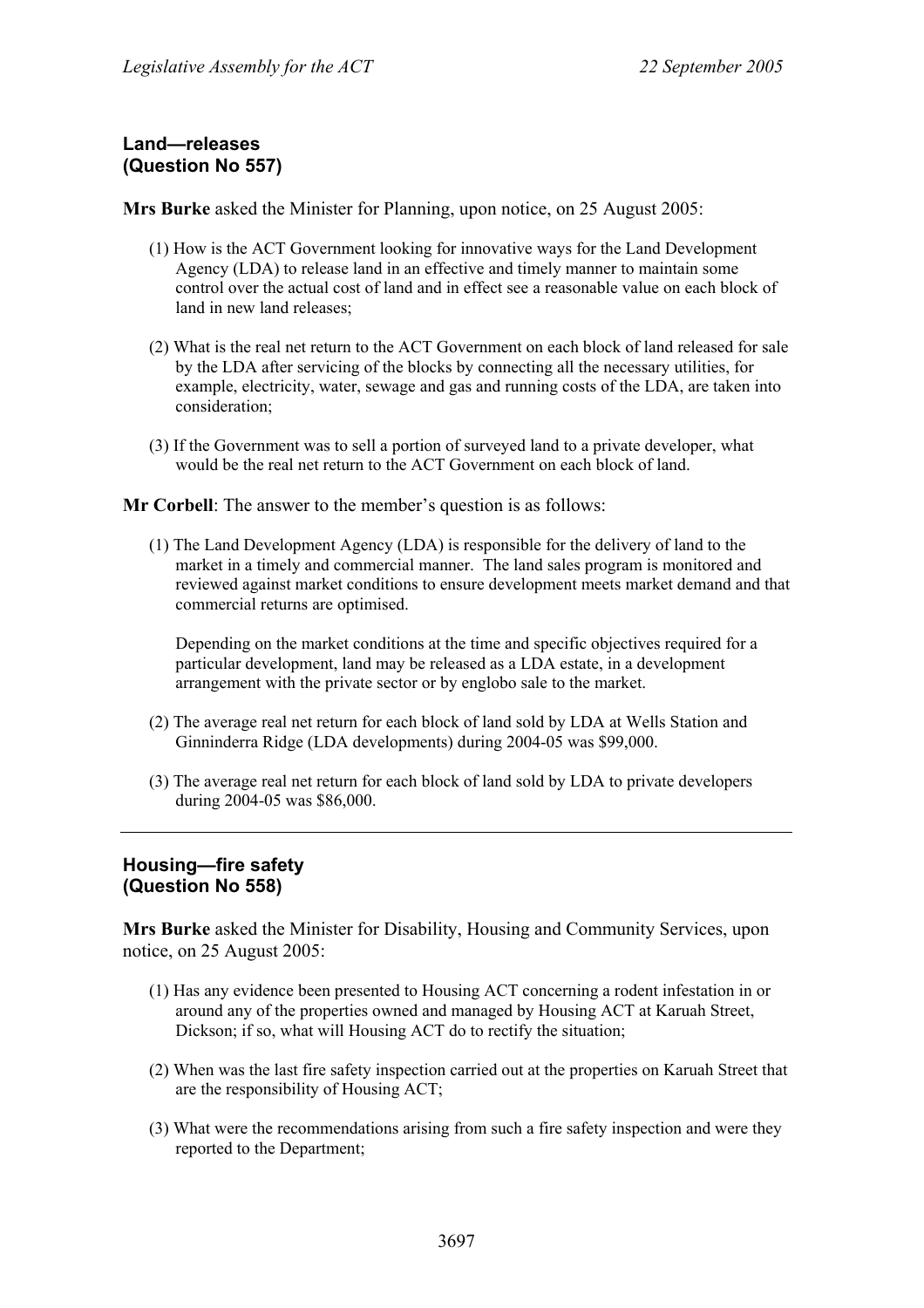## Land—releases
## (Question No 557)

**Mrs Burke** asked the Minister for Planning, upon notice, on 25 August 2005:

(1) How is the ACT Government looking for innovative ways for the Land Development Agency (LDA) to release land in an effective and timely manner to maintain some control over the actual cost of land and in effect see a reasonable value on each block of land in new land releases;

(2) What is the real net return to the ACT Government on each block of land released for sale by the LDA after servicing of the blocks by connecting all the necessary utilities, for example, electricity, water, sewage and gas and running costs of the LDA, are taken into consideration;

(3) If the Government was to sell a portion of surveyed land to a private developer, what would be the real net return to the ACT Government on each block of land.

**Mr Corbell**: The answer to the member's question is as follows:

(1) The Land Development Agency (LDA) is responsible for the delivery of land to the market in a timely and commercial manner. The land sales program is monitored and reviewed against market conditions to ensure development meets market demand and that commercial returns are optimised.

Depending on the market conditions at the time and specific objectives required for a particular development, land may be released as a LDA estate, in a development arrangement with the private sector or by englobo sale to the market.

(2) The average real net return for each block of land sold by LDA at Wells Station and Ginninderra Ridge (LDA developments) during 2004-05 was $99,000.

(3) The average real net return for each block of land sold by LDA to private developers during 2004-05 was $86,000.

---

## Housing—fire safety
## (Question No 558)

**Mrs Burke** asked the Minister for Disability, Housing and Community Services, upon notice, on 25 August 2005:

(1) Has any evidence been presented to Housing ACT concerning a rodent infestation in or around any of the properties owned and managed by Housing ACT at Karuah Street, Dickson; if so, what will Housing ACT do to rectify the situation;

(2) When was the last fire safety inspection carried out at the properties on Karuah Street that are the responsibility of Housing ACT;

(3) What were the recommendations arising from such a fire safety inspection and were they reported to the Department;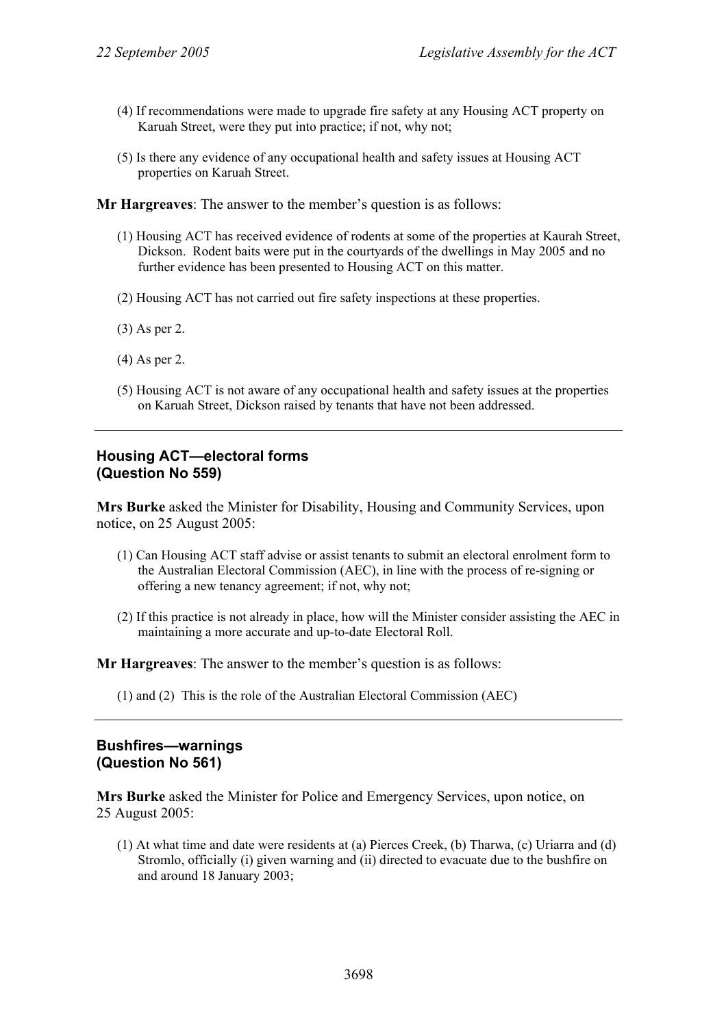(4) If recommendations were made to upgrade fire safety at any Housing ACT property on Karuah Street, were they put into practice; if not, why not;

(5) Is there any evidence of any occupational health and safety issues at Housing ACT properties on Karuah Street.

**Mr Hargreaves**: The answer to the member's question is as follows:

(1) Housing ACT has received evidence of rodents at some of the properties at Kaurah Street, Dickson. Rodent baits were put in the courtyards of the dwellings in May 2005 and no further evidence has been presented to Housing ACT on this matter.

(2) Housing ACT has not carried out fire safety inspections at these properties.

(3) As per 2.

(4) As per 2.

(5) Housing ACT is not aware of any occupational health and safety issues at the properties on Karuah Street, Dickson raised by tenants that have not been addressed.

---

### Housing ACT—electoral forms
### (Question No 559)

**Mrs Burke** asked the Minister for Disability, Housing and Community Services, upon notice, on 25 August 2005:

(1) Can Housing ACT staff advise or assist tenants to submit an electoral enrolment form to the Australian Electoral Commission (AEC), in line with the process of re-signing or offering a new tenancy agreement; if not, why not;

(2) If this practice is not already in place, how will the Minister consider assisting the AEC in maintaining a more accurate and up-to-date Electoral Roll.

**Mr Hargreaves**: The answer to the member's question is as follows:

(1) and (2) This is the role of the Australian Electoral Commission (AEC)

---

### Bushfires—warnings
### (Question No 561)

**Mrs Burke** asked the Minister for Police and Emergency Services, upon notice, on 25 August 2005:

(1) At what time and date were residents at (a) Pierces Creek, (b) Tharwa, (c) Uriarra and (d) Stromlo, officially (i) given warning and (ii) directed to evacuate due to the bushfire on and around 18 January 2003;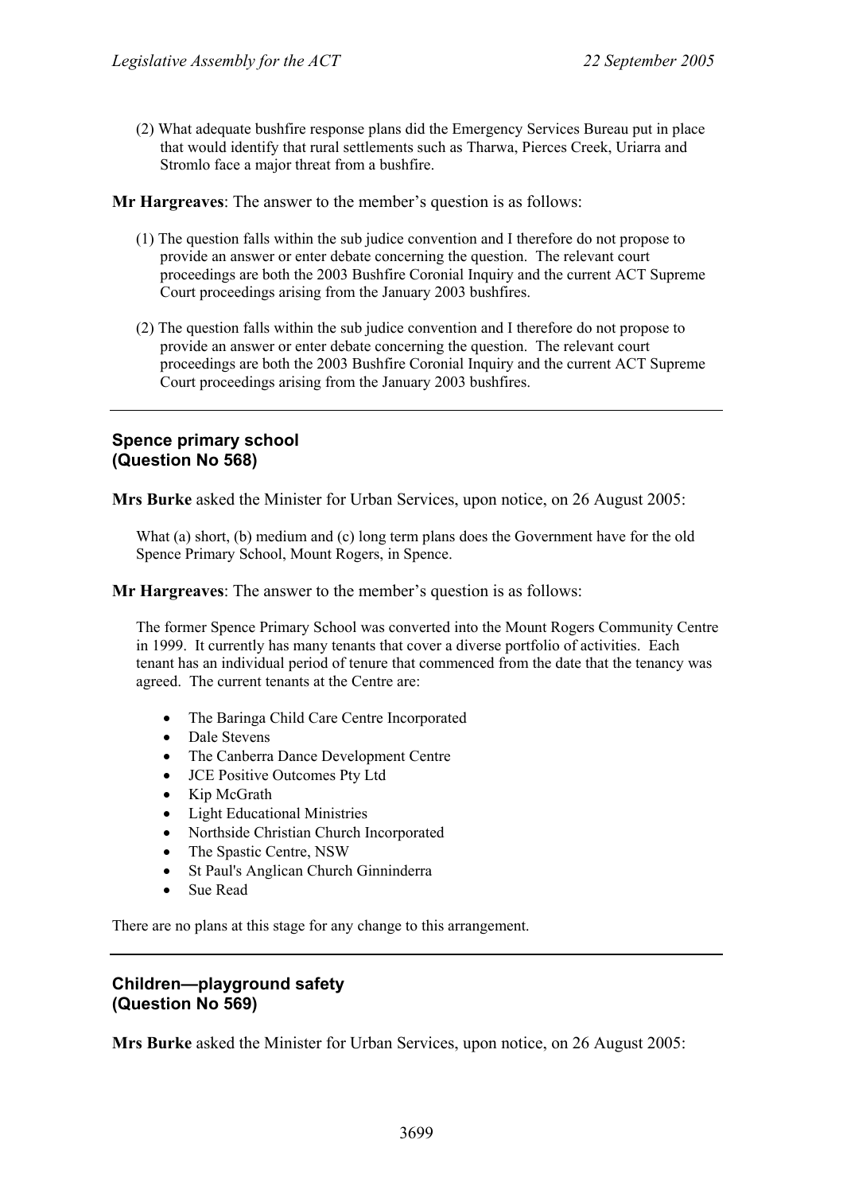(2) What adequate bushfire response plans did the Emergency Services Bureau put in place that would identify that rural settlements such as Tharwa, Pierces Creek, Uriarra and Stromlo face a major threat from a bushfire.

**Mr Hargreaves**: The answer to the member's question is as follows:

(1) The question falls within the sub judice convention and I therefore do not propose to provide an answer or enter debate concerning the question. The relevant court proceedings are both the 2003 Bushfire Coronial Inquiry and the current ACT Supreme Court proceedings arising from the January 2003 bushfires.

(2) The question falls within the sub judice convention and I therefore do not propose to provide an answer or enter debate concerning the question. The relevant court proceedings are both the 2003 Bushfire Coronial Inquiry and the current ACT Supreme Court proceedings arising from the January 2003 bushfires.

---

## Spence primary school (Question No 568)

**Mrs Burke** asked the Minister for Urban Services, upon notice, on 26 August 2005:

What (a) short, (b) medium and (c) long term plans does the Government have for the old Spence Primary School, Mount Rogers, in Spence.

**Mr Hargreaves**: The answer to the member's question is as follows:

The former Spence Primary School was converted into the Mount Rogers Community Centre in 1999. It currently has many tenants that cover a diverse portfolio of activities. Each tenant has an individual period of tenure that commenced from the date that the tenancy was agreed. The current tenants at the Centre are:

- The Baringa Child Care Centre Incorporated
- Dale Stevens
- The Canberra Dance Development Centre
- JCE Positive Outcomes Pty Ltd
- Kip McGrath
- Light Educational Ministries
- Northside Christian Church Incorporated
- The Spastic Centre, NSW
- St Paul's Anglican Church Ginninderra
- Sue Read

There are no plans at this stage for any change to this arrangement.

---

## Children—playground safety (Question No 569)

**Mrs Burke** asked the Minister for Urban Services, upon notice, on 26 August 2005: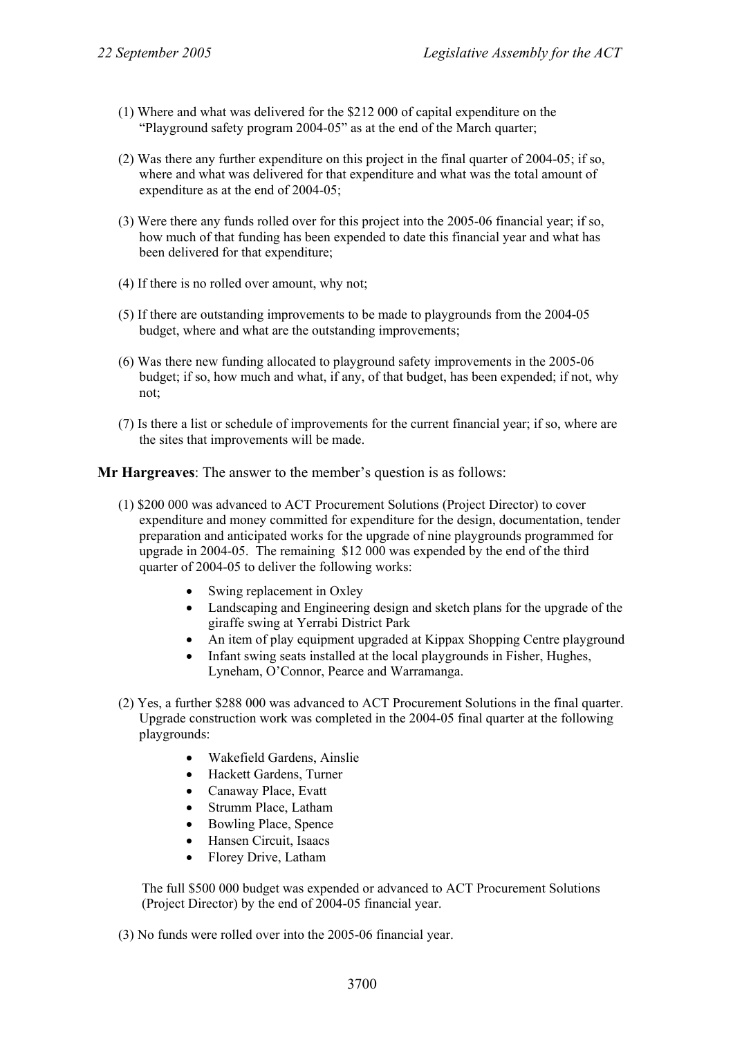(1) Where and what was delivered for the $212 000 of capital expenditure on the "Playground safety program 2004-05" as at the end of the March quarter;

(2) Was there any further expenditure on this project in the final quarter of 2004-05; if so, where and what was delivered for that expenditure and what was the total amount of expenditure as at the end of 2004-05;

(3) Were there any funds rolled over for this project into the 2005-06 financial year; if so, how much of that funding has been expended to date this financial year and what has been delivered for that expenditure;

(4) If there is no rolled over amount, why not;

(5) If there are outstanding improvements to be made to playgrounds from the 2004-05 budget, where and what are the outstanding improvements;

(6) Was there new funding allocated to playground safety improvements in the 2005-06 budget; if so, how much and what, if any, of that budget, has been expended; if not, why not;

(7) Is there a list or schedule of improvements for the current financial year; if so, where are the sites that improvements will be made.

**Mr Hargreaves**: The answer to the member's question is as follows:

(1) $200 000 was advanced to ACT Procurement Solutions (Project Director) to cover expenditure and money committed for expenditure for the design, documentation, tender preparation and anticipated works for the upgrade of nine playgrounds programmed for upgrade in 2004-05. The remaining $12 000 was expended by the end of the third quarter of 2004-05 to deliver the following works:

- Swing replacement in Oxley
- Landscaping and Engineering design and sketch plans for the upgrade of the giraffe swing at Yerrabi District Park
- An item of play equipment upgraded at Kippax Shopping Centre playground
- Infant swing seats installed at the local playgrounds in Fisher, Hughes, Lyneham, O'Connor, Pearce and Warramanga.

(2) Yes, a further $288 000 was advanced to ACT Procurement Solutions in the final quarter. Upgrade construction work was completed in the 2004-05 final quarter at the following playgrounds:

- Wakefield Gardens, Ainslie
- Hackett Gardens, Turner
- Canaway Place, Evatt
- Strumm Place, Latham
- Bowling Place, Spence
- Hansen Circuit, Isaacs
- Florey Drive, Latham

The full $500 000 budget was expended or advanced to ACT Procurement Solutions (Project Director) by the end of 2004-05 financial year.

(3) No funds were rolled over into the 2005-06 financial year.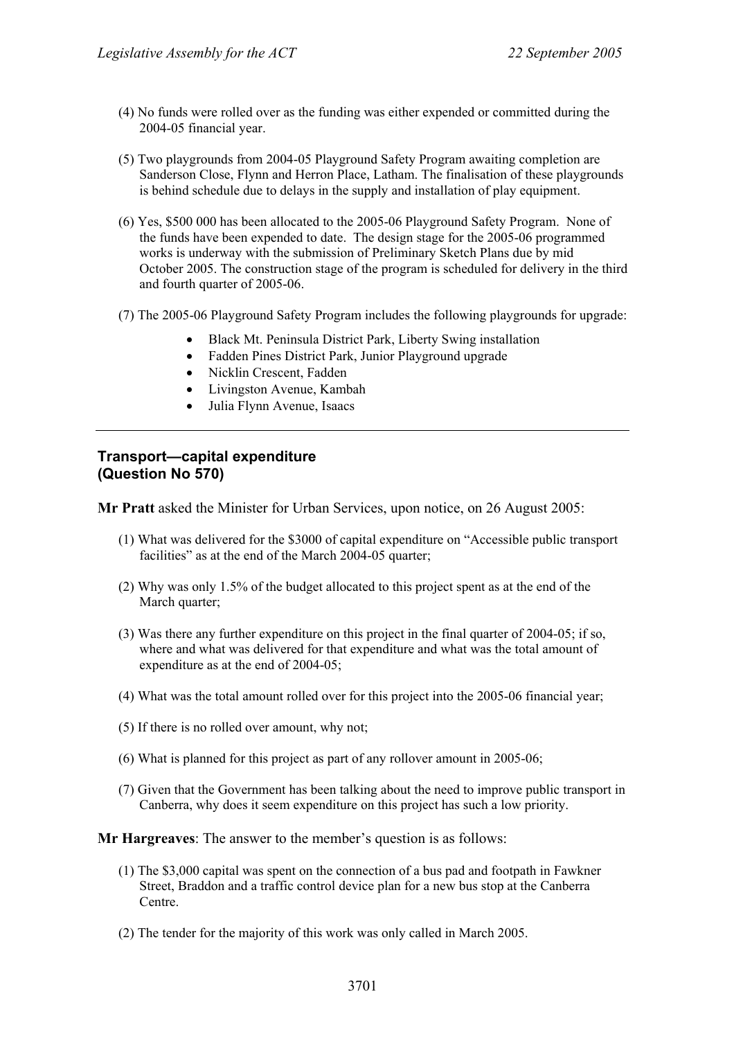(4) No funds were rolled over as the funding was either expended or committed during the 2004-05 financial year.

(5) Two playgrounds from 2004-05 Playground Safety Program awaiting completion are Sanderson Close, Flynn and Herron Place, Latham. The finalisation of these playgrounds is behind schedule due to delays in the supply and installation of play equipment.

(6) Yes, $500 000 has been allocated to the 2005-06 Playground Safety Program. None of the funds have been expended to date. The design stage for the 2005-06 programmed works is underway with the submission of Preliminary Sketch Plans due by mid October 2005. The construction stage of the program is scheduled for delivery in the third and fourth quarter of 2005-06.

(7) The 2005-06 Playground Safety Program includes the following playgrounds for upgrade:

- Black Mt. Peninsula District Park, Liberty Swing installation
- Fadden Pines District Park, Junior Playground upgrade
- Nicklin Crescent, Fadden
- Livingston Avenue, Kambah
- Julia Flynn Avenue, Isaacs

---

### Transport—capital expenditure (Question No 570)

**Mr Pratt** asked the Minister for Urban Services, upon notice, on 26 August 2005:

(1) What was delivered for the $3000 of capital expenditure on "Accessible public transport facilities" as at the end of the March 2004-05 quarter;

(2) Why was only 1.5% of the budget allocated to this project spent as at the end of the March quarter;

(3) Was there any further expenditure on this project in the final quarter of 2004-05; if so, where and what was delivered for that expenditure and what was the total amount of expenditure as at the end of 2004-05;

(4) What was the total amount rolled over for this project into the 2005-06 financial year;

(5) If there is no rolled over amount, why not;

(6) What is planned for this project as part of any rollover amount in 2005-06;

(7) Given that the Government has been talking about the need to improve public transport in Canberra, why does it seem expenditure on this project has such a low priority.

**Mr Hargreaves**: The answer to the member's question is as follows:

(1) The $3,000 capital was spent on the connection of a bus pad and footpath in Fawkner Street, Braddon and a traffic control device plan for a new bus stop at the Canberra Centre.

(2) The tender for the majority of this work was only called in March 2005.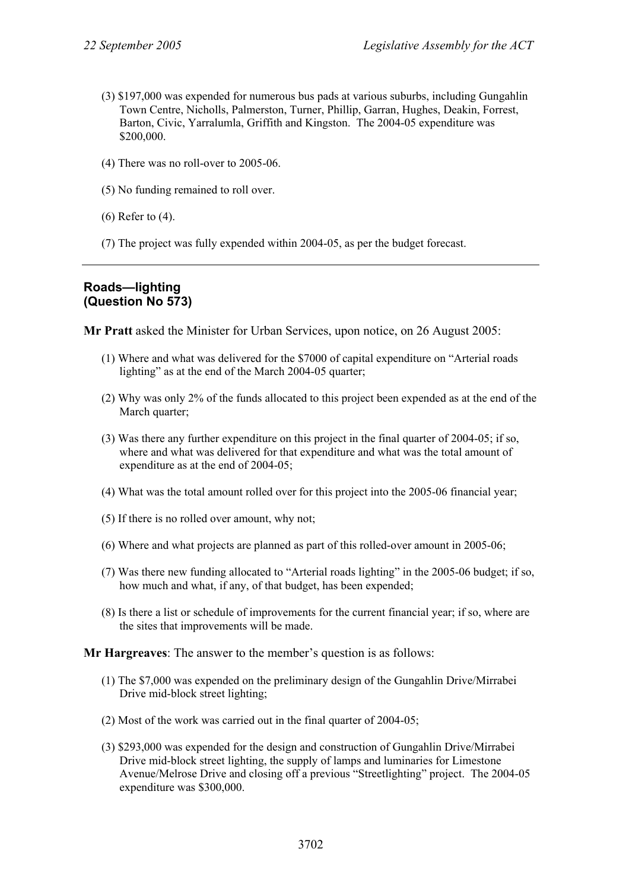(3) $197,000 was expended for numerous bus pads at various suburbs, including Gungahlin Town Centre, Nicholls, Palmerston, Turner, Phillip, Garran, Hughes, Deakin, Forrest, Barton, Civic, Yarralumla, Griffith and Kingston. The 2004-05 expenditure was $200,000.

(4) There was no roll-over to 2005-06.

(5) No funding remained to roll over.

(6) Refer to (4).

(7) The project was fully expended within 2004-05, as per the budget forecast.

---

**Roads—lighting**
**(Question No 573)**

**Mr Pratt** asked the Minister for Urban Services, upon notice, on 26 August 2005:

(1) Where and what was delivered for the $7000 of capital expenditure on "Arterial roads lighting" as at the end of the March 2004-05 quarter;

(2) Why was only 2% of the funds allocated to this project been expended as at the end of the March quarter;

(3) Was there any further expenditure on this project in the final quarter of 2004-05; if so, where and what was delivered for that expenditure and what was the total amount of expenditure as at the end of 2004-05;

(4) What was the total amount rolled over for this project into the 2005-06 financial year;

(5) If there is no rolled over amount, why not;

(6) Where and what projects are planned as part of this rolled-over amount in 2005-06;

(7) Was there new funding allocated to "Arterial roads lighting" in the 2005-06 budget; if so, how much and what, if any, of that budget, has been expended;

(8) Is there a list or schedule of improvements for the current financial year; if so, where are the sites that improvements will be made.

**Mr Hargreaves**: The answer to the member's question is as follows:

(1) The $7,000 was expended on the preliminary design of the Gungahlin Drive/Mirrabei Drive mid-block street lighting;

(2) Most of the work was carried out in the final quarter of 2004-05;

(3) $293,000 was expended for the design and construction of Gungahlin Drive/Mirrabei Drive mid-block street lighting, the supply of lamps and luminaries for Limestone Avenue/Melrose Drive and closing off a previous "Streetlighting" project. The 2004-05 expenditure was $300,000.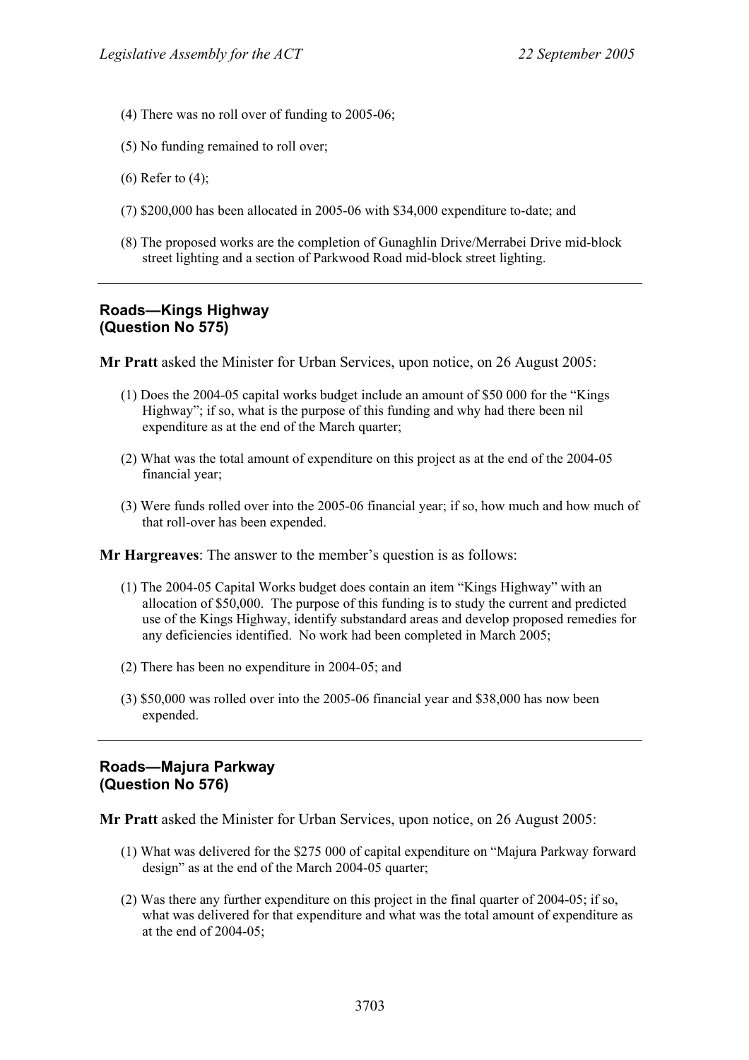(4) There was no roll over of funding to 2005-06;

(5) No funding remained to roll over;

(6) Refer to (4);

(7) $200,000 has been allocated in 2005-06 with $34,000 expenditure to-date; and

(8) The proposed works are the completion of Gunaghlin Drive/Merrabei Drive mid-block street lighting and a section of Parkwood Road mid-block street lighting.

---

## Roads—Kings Highway
## (Question No 575)

**Mr Pratt** asked the Minister for Urban Services, upon notice, on 26 August 2005:

(1) Does the 2004-05 capital works budget include an amount of $50 000 for the "Kings Highway"; if so, what is the purpose of this funding and why had there been nil expenditure as at the end of the March quarter;

(2) What was the total amount of expenditure on this project as at the end of the 2004-05 financial year;

(3) Were funds rolled over into the 2005-06 financial year; if so, how much and how much of that roll-over has been expended.

**Mr Hargreaves**: The answer to the member's question is as follows:

(1) The 2004-05 Capital Works budget does contain an item "Kings Highway" with an allocation of $50,000. The purpose of this funding is to study the current and predicted use of the Kings Highway, identify substandard areas and develop proposed remedies for any deficiencies identified. No work had been completed in March 2005;

(2) There has been no expenditure in 2004-05; and

(3) $50,000 was rolled over into the 2005-06 financial year and $38,000 has now been expended.

---

## Roads—Majura Parkway
## (Question No 576)

**Mr Pratt** asked the Minister for Urban Services, upon notice, on 26 August 2005:

(1) What was delivered for the $275 000 of capital expenditure on "Majura Parkway forward design" as at the end of the March 2004-05 quarter;

(2) Was there any further expenditure on this project in the final quarter of 2004-05; if so, what was delivered for that expenditure and what was the total amount of expenditure as at the end of 2004-05;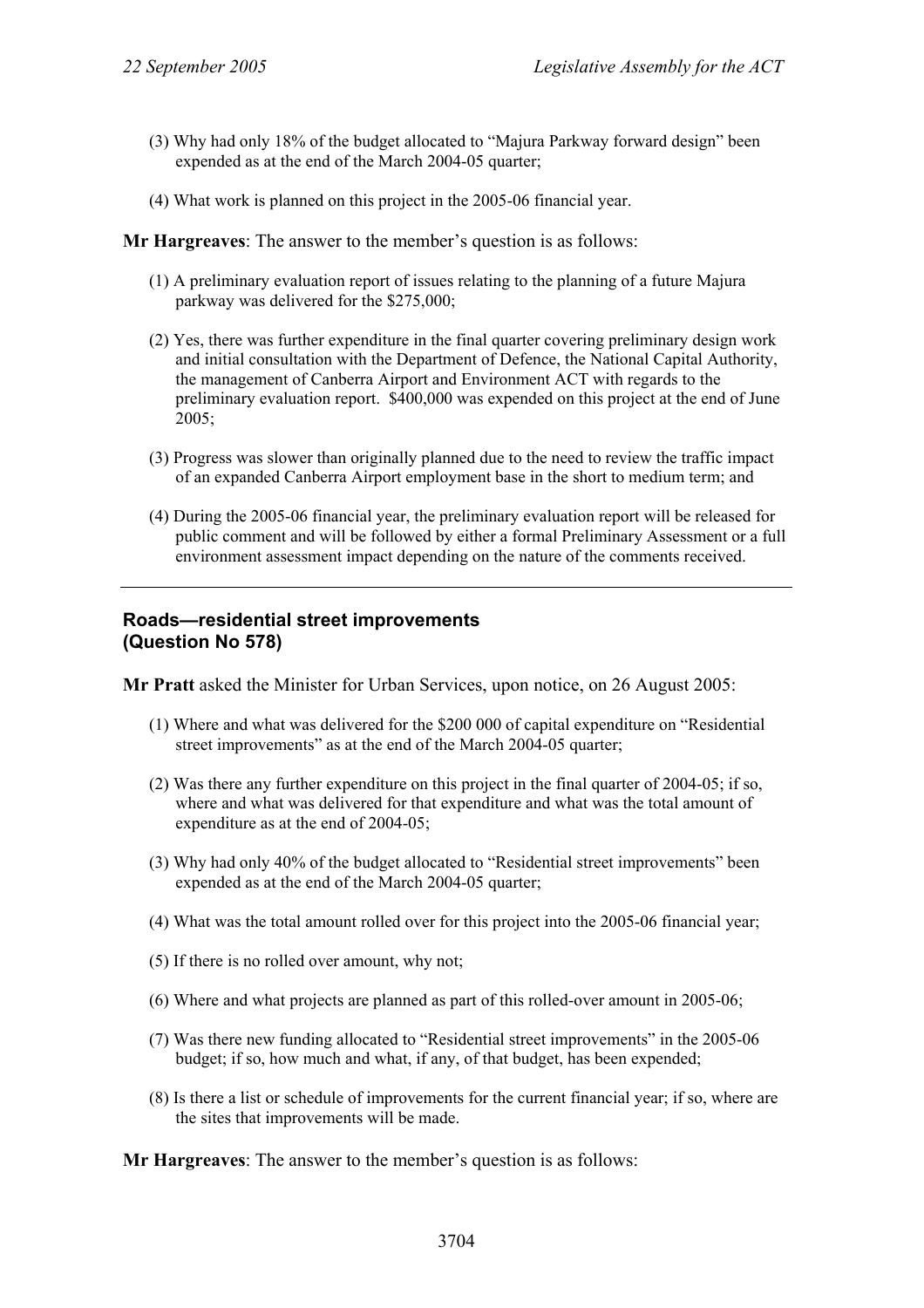(3) Why had only 18% of the budget allocated to "Majura Parkway forward design" been expended as at the end of the March 2004-05 quarter;

(4) What work is planned on this project in the 2005-06 financial year.

**Mr Hargreaves**: The answer to the member's question is as follows:

(1) A preliminary evaluation report of issues relating to the planning of a future Majura parkway was delivered for the $275,000;

(2) Yes, there was further expenditure in the final quarter covering preliminary design work and initial consultation with the Department of Defence, the National Capital Authority, the management of Canberra Airport and Environment ACT with regards to the preliminary evaluation report. $400,000 was expended on this project at the end of June 2005;

(3) Progress was slower than originally planned due to the need to review the traffic impact of an expanded Canberra Airport employment base in the short to medium term; and

(4) During the 2005-06 financial year, the preliminary evaluation report will be released for public comment and will be followed by either a formal Preliminary Assessment or a full environment assessment impact depending on the nature of the comments received.

---

## Roads—residential street improvements (Question No 578)

**Mr Pratt** asked the Minister for Urban Services, upon notice, on 26 August 2005:

(1) Where and what was delivered for the $200 000 of capital expenditure on "Residential street improvements" as at the end of the March 2004-05 quarter;

(2) Was there any further expenditure on this project in the final quarter of 2004-05; if so, where and what was delivered for that expenditure and what was the total amount of expenditure as at the end of 2004-05;

(3) Why had only 40% of the budget allocated to "Residential street improvements" been expended as at the end of the March 2004-05 quarter;

(4) What was the total amount rolled over for this project into the 2005-06 financial year;

(5) If there is no rolled over amount, why not;

(6) Where and what projects are planned as part of this rolled-over amount in 2005-06;

(7) Was there new funding allocated to "Residential street improvements" in the 2005-06 budget; if so, how much and what, if any, of that budget, has been expended;

(8) Is there a list or schedule of improvements for the current financial year; if so, where are the sites that improvements will be made.

**Mr Hargreaves**: The answer to the member's question is as follows: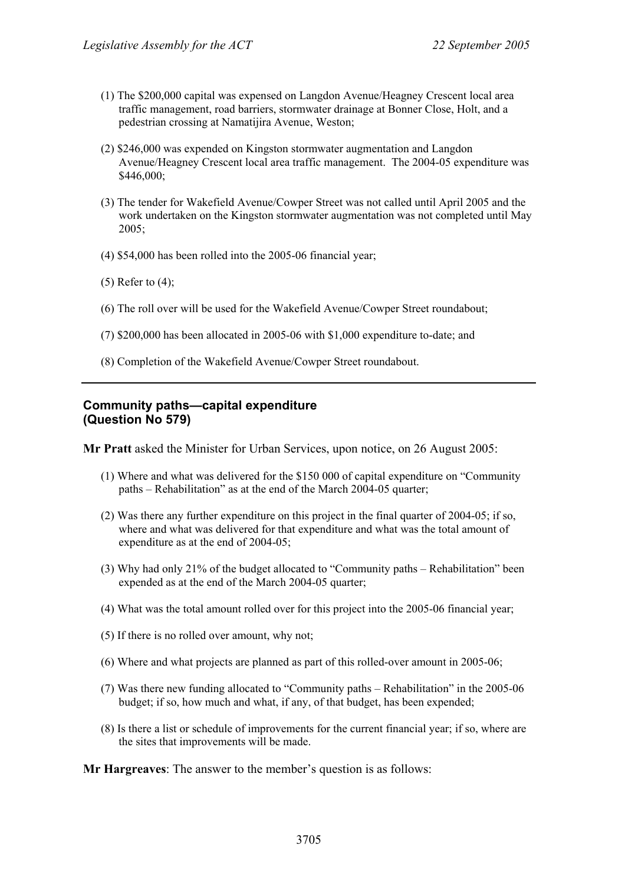(1) The $200,000 capital was expensed on Langdon Avenue/Heagney Crescent local area traffic management, road barriers, stormwater drainage at Bonner Close, Holt, and a pedestrian crossing at Namatijira Avenue, Weston;

(2) $246,000 was expended on Kingston stormwater augmentation and Langdon Avenue/Heagney Crescent local area traffic management. The 2004-05 expenditure was $446,000;

(3) The tender for Wakefield Avenue/Cowper Street was not called until April 2005 and the work undertaken on the Kingston stormwater augmentation was not completed until May 2005;

(4) $54,000 has been rolled into the 2005-06 financial year;

(5) Refer to (4);

(6) The roll over will be used for the Wakefield Avenue/Cowper Street roundabout;

(7) $200,000 has been allocated in 2005-06 with $1,000 expenditure to-date; and

(8) Completion of the Wakefield Avenue/Cowper Street roundabout.

---

### Community paths—capital expenditure (Question No 579)

**Mr Pratt** asked the Minister for Urban Services, upon notice, on 26 August 2005:

(1) Where and what was delivered for the $150 000 of capital expenditure on "Community paths – Rehabilitation" as at the end of the March 2004-05 quarter;

(2) Was there any further expenditure on this project in the final quarter of 2004-05; if so, where and what was delivered for that expenditure and what was the total amount of expenditure as at the end of 2004-05;

(3) Why had only 21% of the budget allocated to "Community paths – Rehabilitation" been expended as at the end of the March 2004-05 quarter;

(4) What was the total amount rolled over for this project into the 2005-06 financial year;

(5) If there is no rolled over amount, why not;

(6) Where and what projects are planned as part of this rolled-over amount in 2005-06;

(7) Was there new funding allocated to "Community paths – Rehabilitation" in the 2005-06 budget; if so, how much and what, if any, of that budget, has been expended;

(8) Is there a list or schedule of improvements for the current financial year; if so, where are the sites that improvements will be made.

**Mr Hargreaves**: The answer to the member's question is as follows: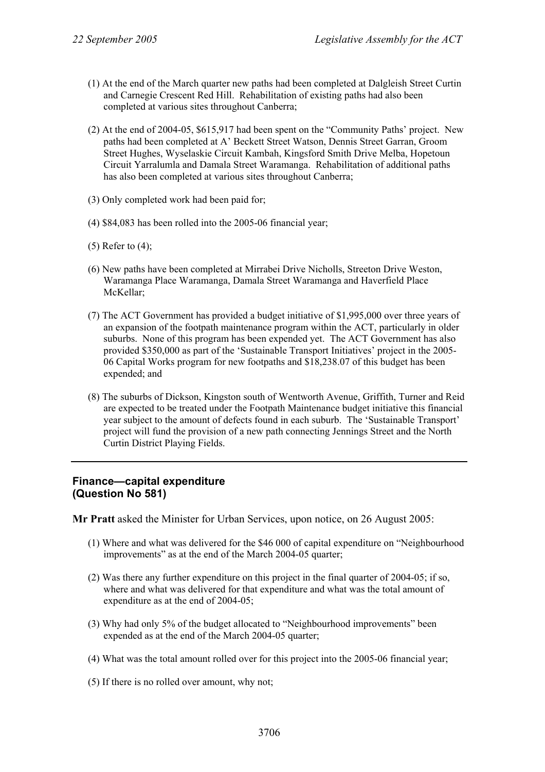(1) At the end of the March quarter new paths had been completed at Dalgleish Street Curtin and Carnegie Crescent Red Hill. Rehabilitation of existing paths had also been completed at various sites throughout Canberra;

(2) At the end of 2004-05, $615,917 had been spent on the "Community Paths' project. New paths had been completed at A' Beckett Street Watson, Dennis Street Garran, Groom Street Hughes, Wyselaskie Circuit Kambah, Kingsford Smith Drive Melba, Hopetoun Circuit Yarralumla and Damala Street Waramanga. Rehabilitation of additional paths has also been completed at various sites throughout Canberra;

(3) Only completed work had been paid for;

(4) $84,083 has been rolled into the 2005-06 financial year;

(5) Refer to (4);

(6) New paths have been completed at Mirrabei Drive Nicholls, Streeton Drive Weston, Waramanga Place Waramanga, Damala Street Waramanga and Haverfield Place McKellar;

(7) The ACT Government has provided a budget initiative of $1,995,000 over three years of an expansion of the footpath maintenance program within the ACT, particularly in older suburbs. None of this program has been expended yet. The ACT Government has also provided $350,000 as part of the 'Sustainable Transport Initiatives' project in the 2005-06 Capital Works program for new footpaths and $18,238.07 of this budget has been expended; and

(8) The suburbs of Dickson, Kingston south of Wentworth Avenue, Griffith, Turner and Reid are expected to be treated under the Footpath Maintenance budget initiative this financial year subject to the amount of defects found in each suburb. The 'Sustainable Transport' project will fund the provision of a new path connecting Jennings Street and the North Curtin District Playing Fields.

---

### Finance—capital expenditure (Question No 581)

**Mr Pratt** asked the Minister for Urban Services, upon notice, on 26 August 2005:

(1) Where and what was delivered for the $46 000 of capital expenditure on "Neighbourhood improvements" as at the end of the March 2004-05 quarter;

(2) Was there any further expenditure on this project in the final quarter of 2004-05; if so, where and what was delivered for that expenditure and what was the total amount of expenditure as at the end of 2004-05;

(3) Why had only 5% of the budget allocated to "Neighbourhood improvements" been expended as at the end of the March 2004-05 quarter;

(4) What was the total amount rolled over for this project into the 2005-06 financial year;

(5) If there is no rolled over amount, why not;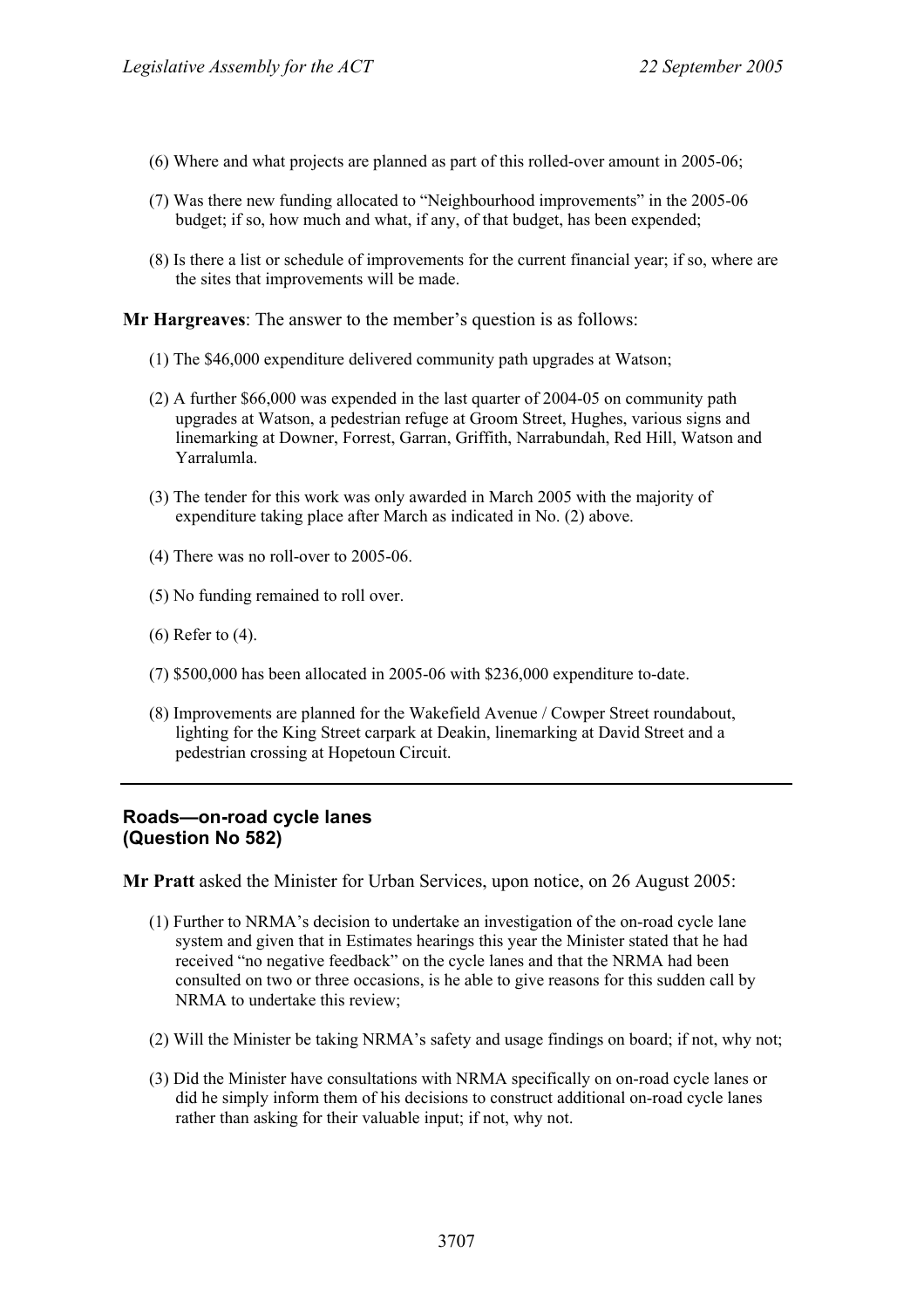(6) Where and what projects are planned as part of this rolled-over amount in 2005-06;

(7) Was there new funding allocated to "Neighbourhood improvements" in the 2005-06 budget; if so, how much and what, if any, of that budget, has been expended;

(8) Is there a list or schedule of improvements for the current financial year; if so, where are the sites that improvements will be made.

**Mr Hargreaves**: The answer to the member's question is as follows:

(1) The $46,000 expenditure delivered community path upgrades at Watson;

(2) A further $66,000 was expended in the last quarter of 2004-05 on community path upgrades at Watson, a pedestrian refuge at Groom Street, Hughes, various signs and linemarking at Downer, Forrest, Garran, Griffith, Narrabundah, Red Hill, Watson and Yarralumla.

(3) The tender for this work was only awarded in March 2005 with the majority of expenditure taking place after March as indicated in No. (2) above.

(4) There was no roll-over to 2005-06.

(5) No funding remained to roll over.

(6) Refer to (4).

(7) $500,000 has been allocated in 2005-06 with $236,000 expenditure to-date.

(8) Improvements are planned for the Wakefield Avenue / Cowper Street roundabout, lighting for the King Street carpark at Deakin, linemarking at David Street and a pedestrian crossing at Hopetoun Circuit.

---

## Roads—on-road cycle lanes (Question No 582)

**Mr Pratt** asked the Minister for Urban Services, upon notice, on 26 August 2005:

(1) Further to NRMA's decision to undertake an investigation of the on-road cycle lane system and given that in Estimates hearings this year the Minister stated that he had received "no negative feedback" on the cycle lanes and that the NRMA had been consulted on two or three occasions, is he able to give reasons for this sudden call by NRMA to undertake this review;

(2) Will the Minister be taking NRMA's safety and usage findings on board; if not, why not;

(3) Did the Minister have consultations with NRMA specifically on on-road cycle lanes or did he simply inform them of his decisions to construct additional on-road cycle lanes rather than asking for their valuable input; if not, why not.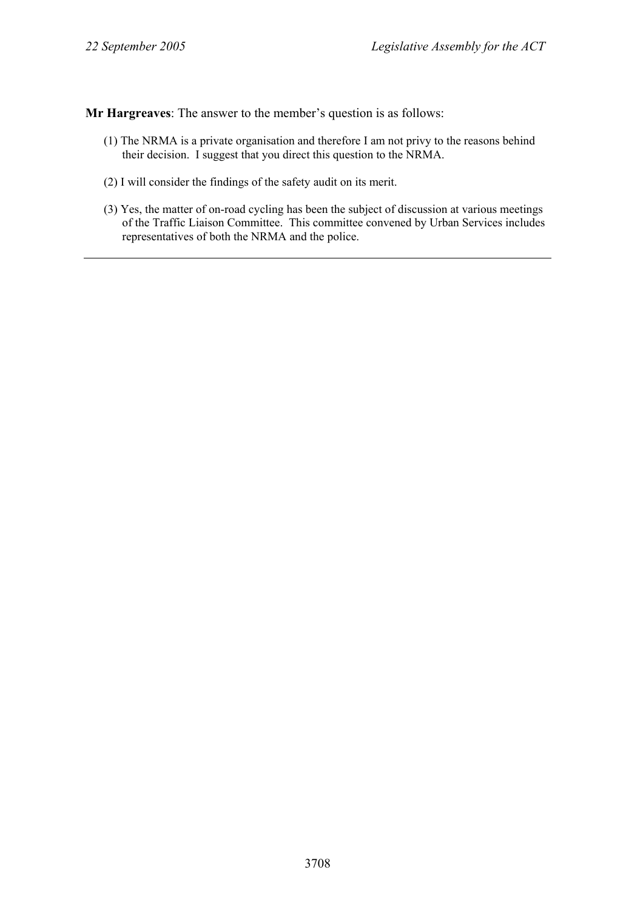**Mr Hargreaves**: The answer to the member's question is as follows:

(1) The NRMA is a private organisation and therefore I am not privy to the reasons behind their decision. I suggest that you direct this question to the NRMA.

(2) I will consider the findings of the safety audit on its merit.

(3) Yes, the matter of on-road cycling has been the subject of discussion at various meetings of the Traffic Liaison Committee. This committee convened by Urban Services includes representatives of both the NRMA and the police.